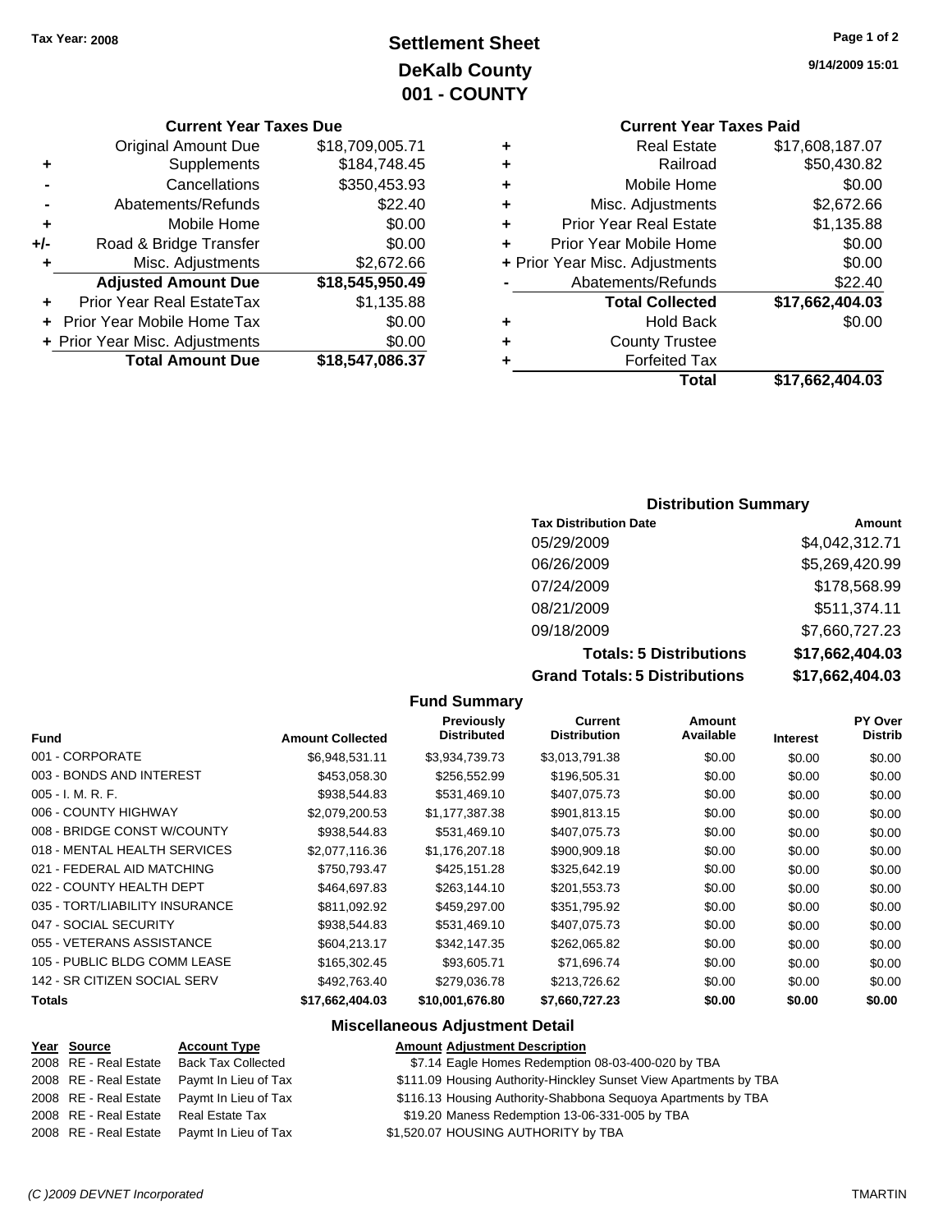Tax Year: 2008

# Settlement Sheet
## DeKalb County
## 001 - COUNTY

9/14/2009 15:01

### Current Year Taxes Due

| | | |
|---|---|---|
| | Original Amount Due | $18,709,005.71 |
| + | Supplements | $184,748.45 |
| - | Cancellations | $350,453.93 |
| - | Abatements/Refunds | $22.40 |
| + | Mobile Home | $0.00 |
| +/- | Road & Bridge Transfer | $0.00 |
| + | Misc. Adjustments | $2,672.66 |
| | **Adjusted Amount Due** | **$18,545,950.49** |
| + | Prior Year Real EstateTax | $1,135.88 |
| + | Prior Year Mobile Home Tax | $0.00 |
| + | Prior Year Misc. Adjustments | $0.00 |
| | **Total Amount Due** | **$18,547,086.37** |

### Current Year Taxes Paid

| | | |
|---|---|---|
| + | Real Estate | $17,608,187.07 |
| + | Railroad | $50,430.82 |
| + | Mobile Home | $0.00 |
| + | Misc. Adjustments | $2,672.66 |
| + | Prior Year Real Estate | $1,135.88 |
| + | Prior Year Mobile Home | $0.00 |
| + | Prior Year Misc. Adjustments | $0.00 |
| - | Abatements/Refunds | $22.40 |
| | **Total Collected** | **$17,662,404.03** |
| + | Hold Back | $0.00 |
| + | County Trustee | |
| + | Forfeited Tax | |
| | **Total** | **$17,662,404.03** |

### Distribution Summary

| Tax Distribution Date | Amount |
|---|---|
| 05/29/2009 | $4,042,312.71 |
| 06/26/2009 | $5,269,420.99 |
| 07/24/2009 | $178,568.99 |
| 08/21/2009 | $511,374.11 |
| 09/18/2009 | $7,660,727.23 |
| **Totals: 5 Distributions** | **$17,662,404.03** |
| **Grand Totals: 5 Distributions** | **$17,662,404.03** |

### Fund Summary

| Fund | Amount Collected | Previously Distributed | Current Distribution | Amount Available | Interest | PY Over Distrib |
|---|---|---|---|---|---|---|
| 001 - CORPORATE | $6,948,531.11 | $3,934,739.73 | $3,013,791.38 | $0.00 | $0.00 | $0.00 |
| 003 - BONDS AND INTEREST | $453,058.30 | $256,552.99 | $196,505.31 | $0.00 | $0.00 | $0.00 |
| 005 - I. M. R. F. | $938,544.83 | $531,469.10 | $407,075.73 | $0.00 | $0.00 | $0.00 |
| 006 - COUNTY HIGHWAY | $2,079,200.53 | $1,177,387.38 | $901,813.15 | $0.00 | $0.00 | $0.00 |
| 008 - BRIDGE CONST W/COUNTY | $938,544.83 | $531,469.10 | $407,075.73 | $0.00 | $0.00 | $0.00 |
| 018 - MENTAL HEALTH SERVICES | $2,077,116.36 | $1,176,207.18 | $900,909.18 | $0.00 | $0.00 | $0.00 |
| 021 - FEDERAL AID MATCHING | $750,793.47 | $425,151.28 | $325,642.19 | $0.00 | $0.00 | $0.00 |
| 022 - COUNTY HEALTH DEPT | $464,697.83 | $263,144.10 | $201,553.73 | $0.00 | $0.00 | $0.00 |
| 035 - TORT/LIABILITY INSURANCE | $811,092.92 | $459,297.00 | $351,795.92 | $0.00 | $0.00 | $0.00 |
| 047 - SOCIAL SECURITY | $938,544.83 | $531,469.10 | $407,075.73 | $0.00 | $0.00 | $0.00 |
| 055 - VETERANS ASSISTANCE | $604,213.17 | $342,147.35 | $262,065.82 | $0.00 | $0.00 | $0.00 |
| 105 - PUBLIC BLDG COMM LEASE | $165,302.45 | $93,605.71 | $71,696.74 | $0.00 | $0.00 | $0.00 |
| 142 - SR CITIZEN SOCIAL SERV | $492,763.40 | $279,036.78 | $213,726.62 | $0.00 | $0.00 | $0.00 |
| **Totals** | **$17,662,404.03** | **$10,001,676.80** | **$7,660,727.23** | **$0.00** | **$0.00** | **$0.00** |

### Miscellaneous Adjustment Detail

| Year | Source | Account Type | Amount | Adjustment Description |
|---|---|---|---|---|
| 2008 | RE - Real Estate | Back Tax Collected | $7.14 | Eagle Homes Redemption 08-03-400-020 by TBA |
| 2008 | RE - Real Estate | Paymt In Lieu of Tax | $111.09 | Housing Authority-Hinckley Sunset View Apartments by TBA |
| 2008 | RE - Real Estate | Paymt In Lieu of Tax | $116.13 | Housing Authority-Shabbona Sequoya Apartments by TBA |
| 2008 | RE - Real Estate | Real Estate Tax | $19.20 | Maness Redemption 13-06-331-005 by TBA |
| 2008 | RE - Real Estate | Paymt In Lieu of Tax | $1,520.07 | HOUSING AUTHORITY by TBA |

(C )2009 DEVNET Incorporated TMARTIN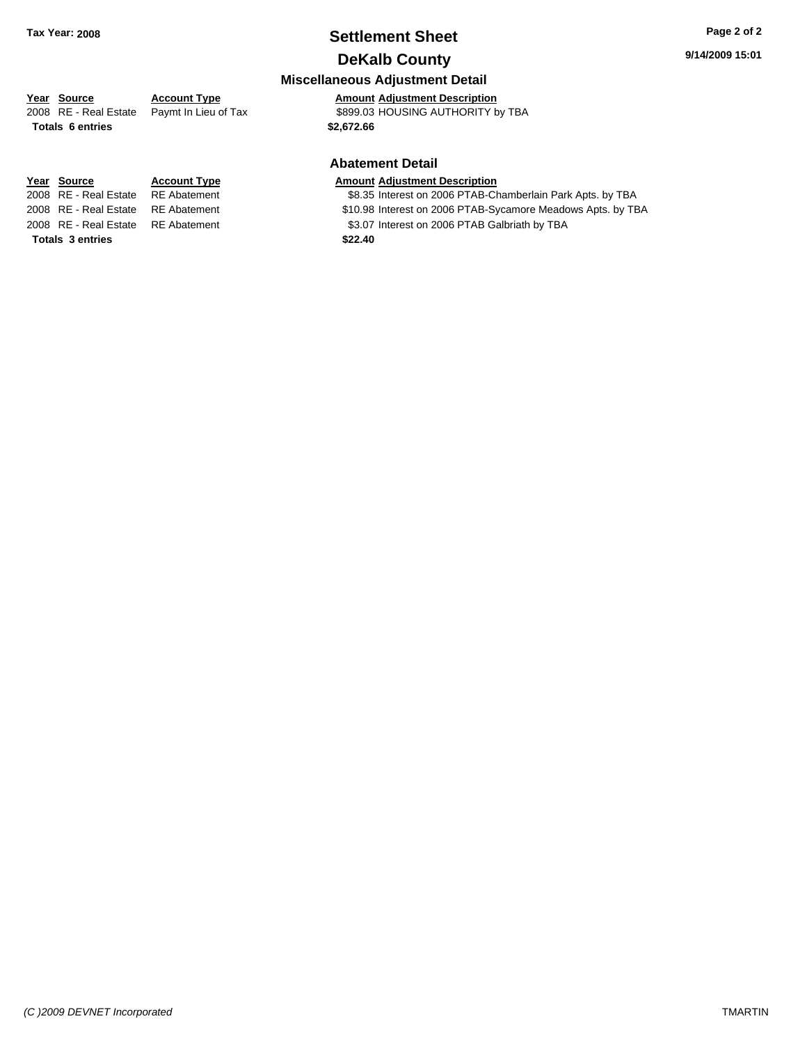**Tax Year: 2008**

# Settlement Sheet

## DeKalb County

9/14/2009 15:01

### Miscellaneous Adjustment Detail

| Year | Source | Account Type | Amount | Adjustment Description |
|---|---|---|---|---|
| 2008 | RE - Real Estate | Paymt In Lieu of Tax | $899.03 | HOUSING AUTHORITY by TBA |
| **Totals 6 entries** | | | **$2,672.66** | |

### Abatement Detail

| Year | Source | Account Type | Amount | Adjustment Description |
|---|---|---|---|---|
| 2008 | RE - Real Estate | RE Abatement | $8.35 | Interest on 2006 PTAB-Chamberlain Park Apts. by TBA |
| 2008 | RE - Real Estate | RE Abatement | $10.98 | Interest on 2006 PTAB-Sycamore Meadows Apts. by TBA |
| 2008 | RE - Real Estate | RE Abatement | $3.07 | Interest on 2006 PTAB Galbriath by TBA |
| **Totals 3 entries** | | | **$22.40** | |

*(C )2009 DEVNET Incorporated* TMARTIN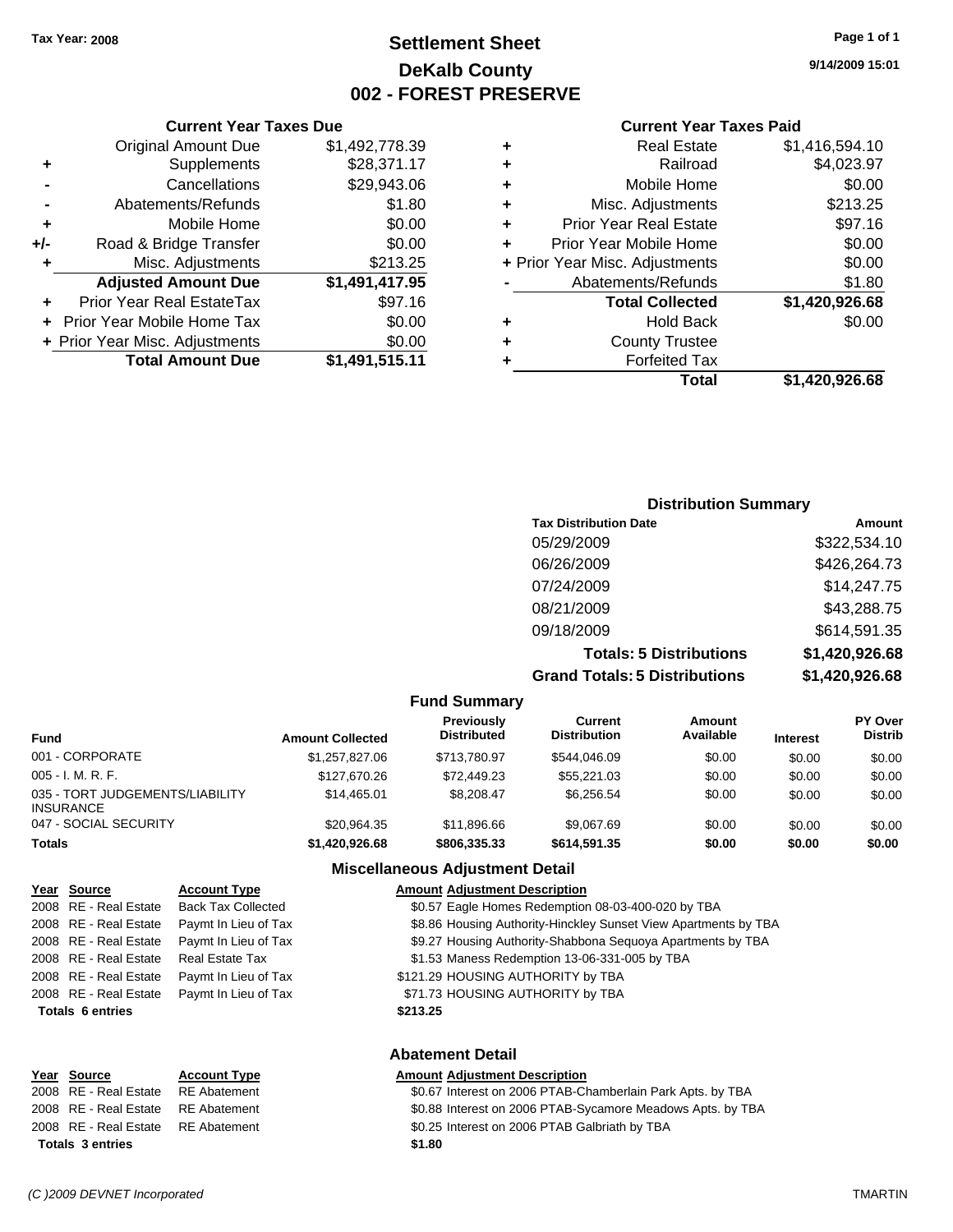Tax Year: 2008

# Settlement Sheet
## DeKalb County
## 002 - FOREST PRESERVE

9/14/2009 15:01

### Current Year Taxes Due

| | | |
|---|---|---|
| | Original Amount Due | $1,492,778.39 |
| + | Supplements | $28,371.17 |
| - | Cancellations | $29,943.06 |
| - | Abatements/Refunds | $1.80 |
| + | Mobile Home | $0.00 |
| +/- | Road & Bridge Transfer | $0.00 |
| + | Misc. Adjustments | $213.25 |
| | **Adjusted Amount Due** | **$1,491,417.95** |
| + | Prior Year Real EstateTax | $97.16 |
| + | Prior Year Mobile Home Tax | $0.00 |
| + | Prior Year Misc. Adjustments | $0.00 |
| | **Total Amount Due** | **$1,491,515.11** |

### Current Year Taxes Paid

| | | |
|---|---|---|
| + | Real Estate | $1,416,594.10 |
| + | Railroad | $4,023.97 |
| + | Mobile Home | $0.00 |
| + | Misc. Adjustments | $213.25 |
| + | Prior Year Real Estate | $97.16 |
| + | Prior Year Mobile Home | $0.00 |
| + | Prior Year Misc. Adjustments | $0.00 |
| - | Abatements/Refunds | $1.80 |
| | **Total Collected** | **$1,420,926.68** |
| + | Hold Back | $0.00 |
| + | County Trustee | |
| + | Forfeited Tax | |
| | **Total** | **$1,420,926.68** |

### Distribution Summary

| Tax Distribution Date | Amount |
|---|---|
| 05/29/2009 | $322,534.10 |
| 06/26/2009 | $426,264.73 |
| 07/24/2009 | $14,247.75 |
| 08/21/2009 | $43,288.75 |
| 09/18/2009 | $614,591.35 |
| **Totals: 5 Distributions** | **$1,420,926.68** |
| **Grand Totals: 5 Distributions** | **$1,420,926.68** |

### Fund Summary

| Fund | Amount Collected | Previously Distributed | Current Distribution | Amount Available | Interest | PY Over Distrib |
|---|---|---|---|---|---|---|
| 001 - CORPORATE | $1,257,827.06 | $713,780.97 | $544,046.09 | $0.00 | $0.00 | $0.00 |
| 005 - I. M. R. F. | $127,670.26 | $72,449.23 | $55,221.03 | $0.00 | $0.00 | $0.00 |
| 035 - TORT JUDGEMENTS/LIABILITY INSURANCE | $14,465.01 | $8,208.47 | $6,256.54 | $0.00 | $0.00 | $0.00 |
| 047 - SOCIAL SECURITY | $20,964.35 | $11,896.66 | $9,067.69 | $0.00 | $0.00 | $0.00 |
| **Totals** | **$1,420,926.68** | **$806,335.33** | **$614,591.35** | **$0.00** | **$0.00** | **$0.00** |

### Miscellaneous Adjustment Detail

| Year | Source | Account Type | Amount | Adjustment Description |
|---|---|---|---|---|
| 2008 | RE - Real Estate | Back Tax Collected | $0.57 | Eagle Homes Redemption 08-03-400-020 by TBA |
| 2008 | RE - Real Estate | Paymt In Lieu of Tax | $8.86 | Housing Authority-Hinckley Sunset View Apartments by TBA |
| 2008 | RE - Real Estate | Paymt In Lieu of Tax | $9.27 | Housing Authority-Shabbona Sequoya Apartments by TBA |
| 2008 | RE - Real Estate | Real Estate Tax | $1.53 | Maness Redemption 13-06-331-005 by TBA |
| 2008 | RE - Real Estate | Paymt In Lieu of Tax | $121.29 | HOUSING AUTHORITY by TBA |
| 2008 | RE - Real Estate | Paymt In Lieu of Tax | $71.73 | HOUSING AUTHORITY by TBA |
| **Totals 6 entries** | | | **$213.25** | |

### Abatement Detail

| Year | Source | Account Type | Amount | Adjustment Description |
|---|---|---|---|---|
| 2008 | RE - Real Estate | RE Abatement | $0.67 | Interest on 2006 PTAB-Chamberlain Park Apts. by TBA |
| 2008 | RE - Real Estate | RE Abatement | $0.88 | Interest on 2006 PTAB-Sycamore Meadows Apts. by TBA |
| 2008 | RE - Real Estate | RE Abatement | $0.25 | Interest on 2006 PTAB Galbriath by TBA |
| **Totals 3 entries** | | | **$1.80** | |

(C )2009 DEVNET Incorporated TMARTIN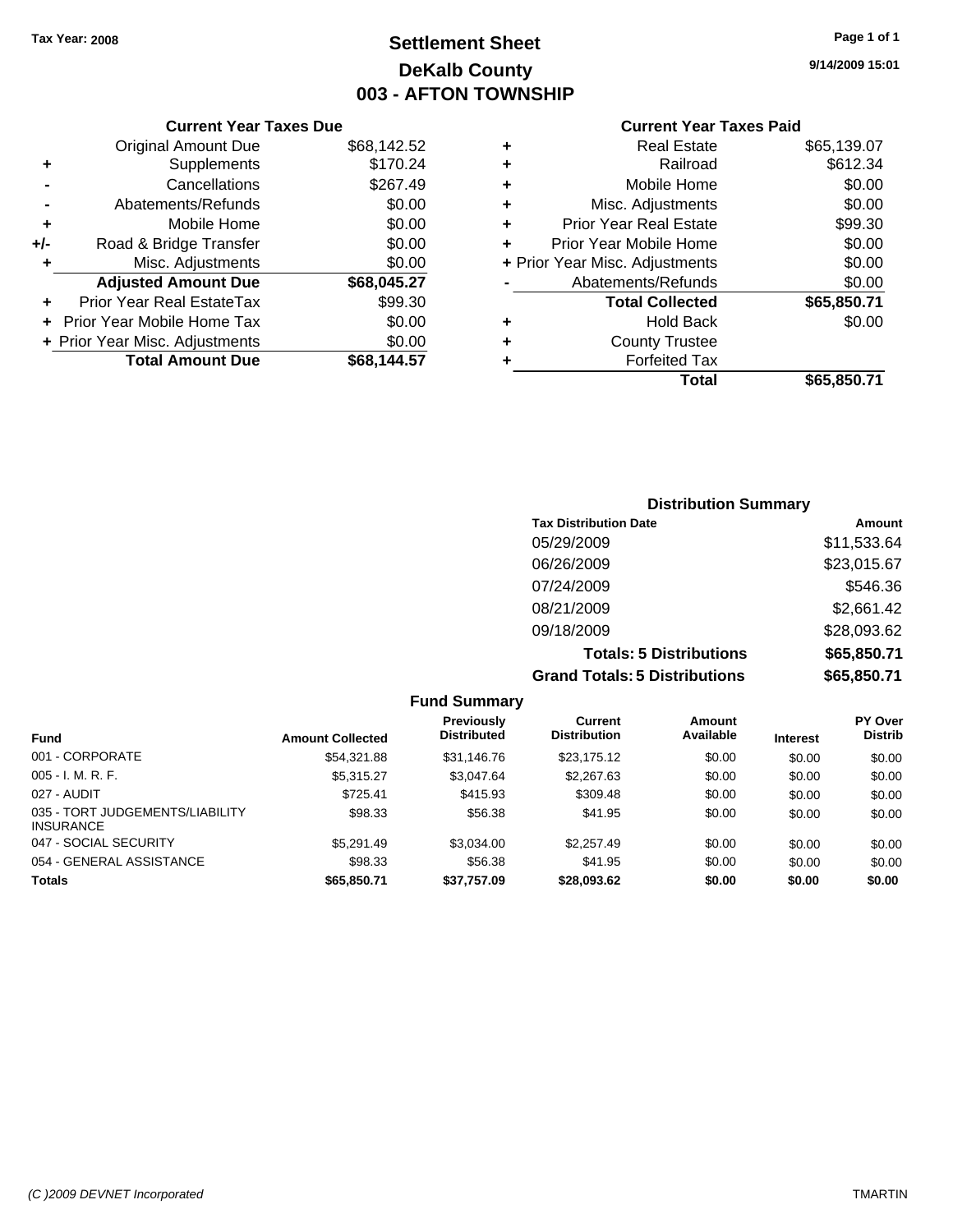Tax Year: 2008

# Settlement Sheet
## DeKalb County
## 003 - AFTON TOWNSHIP

9/14/2009 15:01

### Current Year Taxes Due

| | | |
|---|---|---|
| | Original Amount Due | $68,142.52 |
| + | Supplements | $170.24 |
| - | Cancellations | $267.49 |
| - | Abatements/Refunds | $0.00 |
| + | Mobile Home | $0.00 |
| +/- | Road & Bridge Transfer | $0.00 |
| + | Misc. Adjustments | $0.00 |
| | **Adjusted Amount Due** | **$68,045.27** |
| + | Prior Year Real EstateTax | $99.30 |
| + | Prior Year Mobile Home Tax | $0.00 |
| + | Prior Year Misc. Adjustments | $0.00 |
| | **Total Amount Due** | **$68,144.57** |

### Current Year Taxes Paid

| | | |
|---|---|---|
| + | Real Estate | $65,139.07 |
| + | Railroad | $612.34 |
| + | Mobile Home | $0.00 |
| + | Misc. Adjustments | $0.00 |
| + | Prior Year Real Estate | $99.30 |
| + | Prior Year Mobile Home | $0.00 |
| + | Prior Year Misc. Adjustments | $0.00 |
| - | Abatements/Refunds | $0.00 |
| | **Total Collected** | **$65,850.71** |
| + | Hold Back | $0.00 |
| + | County Trustee | |
| + | Forfeited Tax | |
| | **Total** | **$65,850.71** |

### Distribution Summary

| Tax Distribution Date | Amount |
|---|---|
| 05/29/2009 | $11,533.64 |
| 06/26/2009 | $23,015.67 |
| 07/24/2009 | $546.36 |
| 08/21/2009 | $2,661.42 |
| 09/18/2009 | $28,093.62 |
| **Totals: 5 Distributions** | **$65,850.71** |
| **Grand Totals: 5 Distributions** | **$65,850.71** |

### Fund Summary

| Fund | Amount Collected | Previously Distributed | Current Distribution | Amount Available | Interest | PY Over Distrib |
|---|---|---|---|---|---|---|
| 001 - CORPORATE | $54,321.88 | $31,146.76 | $23,175.12 | $0.00 | $0.00 | $0.00 |
| 005 - I. M. R. F. | $5,315.27 | $3,047.64 | $2,267.63 | $0.00 | $0.00 | $0.00 |
| 027 - AUDIT | $725.41 | $415.93 | $309.48 | $0.00 | $0.00 | $0.00 |
| 035 - TORT JUDGEMENTS/LIABILITY INSURANCE | $98.33 | $56.38 | $41.95 | $0.00 | $0.00 | $0.00 |
| 047 - SOCIAL SECURITY | $5,291.49 | $3,034.00 | $2,257.49 | $0.00 | $0.00 | $0.00 |
| 054 - GENERAL ASSISTANCE | $98.33 | $56.38 | $41.95 | $0.00 | $0.00 | $0.00 |
| **Totals** | **$65,850.71** | **$37,757.09** | **$28,093.62** | **$0.00** | **$0.00** | **$0.00** |

(C )2009 DEVNET Incorporated TMARTIN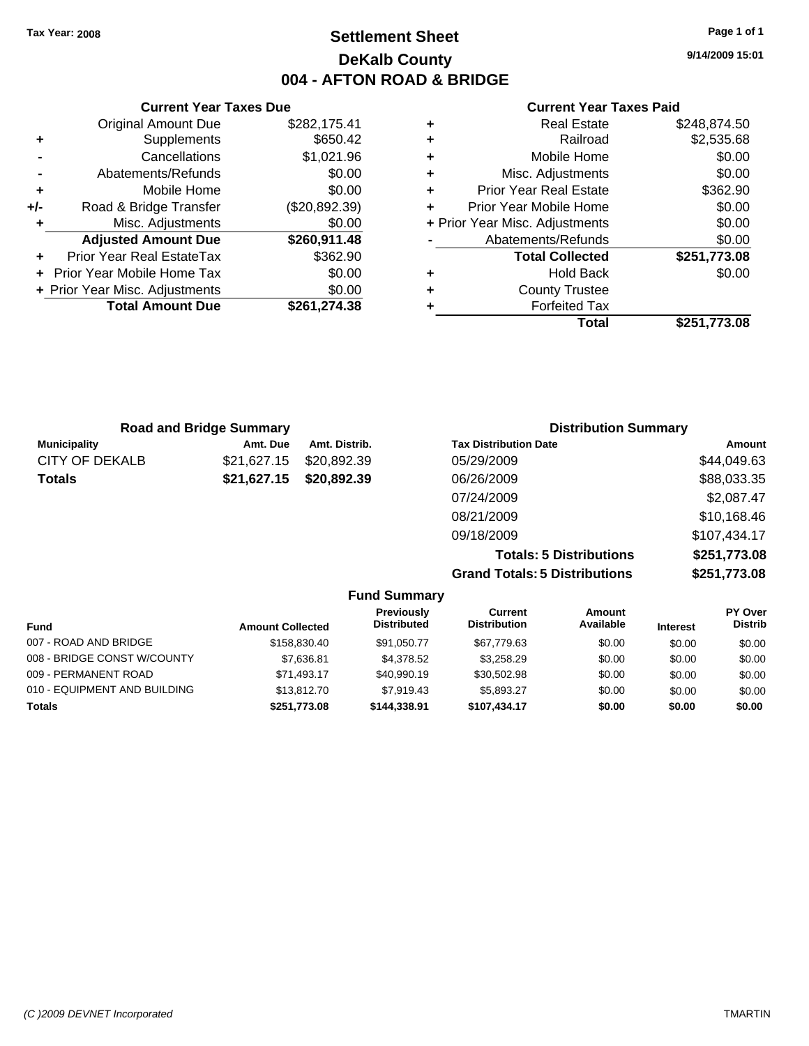Tax Year: 2008

# Settlement Sheet

## DeKalb County

## 004 - AFTON ROAD & BRIDGE

9/14/2009 15:01

### Current Year Taxes Due

| | | |
|---|---|---|
| | Original Amount Due | $282,175.41 |
| + | Supplements | $650.42 |
| - | Cancellations | $1,021.96 |
| - | Abatements/Refunds | $0.00 |
| + | Mobile Home | $0.00 |
| +/- | Road & Bridge Transfer | ($20,892.39) |
| + | Misc. Adjustments | $0.00 |
| | **Adjusted Amount Due** | **$260,911.48** |
| + | Prior Year Real EstateTax | $362.90 |
| + | Prior Year Mobile Home Tax | $0.00 |
| + | Prior Year Misc. Adjustments | $0.00 |
| | **Total Amount Due** | **$261,274.38** |

### Current Year Taxes Paid

| | | |
|---|---|---|
| + | Real Estate | $248,874.50 |
| + | Railroad | $2,535.68 |
| + | Mobile Home | $0.00 |
| + | Misc. Adjustments | $0.00 |
| + | Prior Year Real Estate | $362.90 |
| + | Prior Year Mobile Home | $0.00 |
| + | Prior Year Misc. Adjustments | $0.00 |
| - | Abatements/Refunds | $0.00 |
| | **Total Collected** | **$251,773.08** |
| + | Hold Back | $0.00 |
| + | County Trustee | |
| + | Forfeited Tax | |
| | **Total** | **$251,773.08** |

### Road and Bridge Summary

| Municipality | Amt. Due | Amt. Distrib. |
|---|---|---|
| CITY OF DEKALB | $21,627.15 | $20,892.39 |
| **Totals** | **$21,627.15** | **$20,892.39** |

### Distribution Summary

| Tax Distribution Date | Amount |
|---|---|
| 05/29/2009 | $44,049.63 |
| 06/26/2009 | $88,033.35 |
| 07/24/2009 | $2,087.47 |
| 08/21/2009 | $10,168.46 |
| 09/18/2009 | $107,434.17 |
| **Totals: 5 Distributions** | **$251,773.08** |
| **Grand Totals: 5 Distributions** | **$251,773.08** |

### Fund Summary

| Fund | Amount Collected | Previously Distributed | Current Distribution | Amount Available | Interest | PY Over Distrib |
|---|---|---|---|---|---|---|
| 007 - ROAD AND BRIDGE | $158,830.40 | $91,050.77 | $67,779.63 | $0.00 | $0.00 | $0.00 |
| 008 - BRIDGE CONST W/COUNTY | $7,636.81 | $4,378.52 | $3,258.29 | $0.00 | $0.00 | $0.00 |
| 009 - PERMANENT ROAD | $71,493.17 | $40,990.19 | $30,502.98 | $0.00 | $0.00 | $0.00 |
| 010 - EQUIPMENT AND BUILDING | $13,812.70 | $7,919.43 | $5,893.27 | $0.00 | $0.00 | $0.00 |
| **Totals** | **$251,773.08** | **$144,338.91** | **$107,434.17** | **$0.00** | **$0.00** | **$0.00** |

(C )2009 DEVNET Incorporated TMARTIN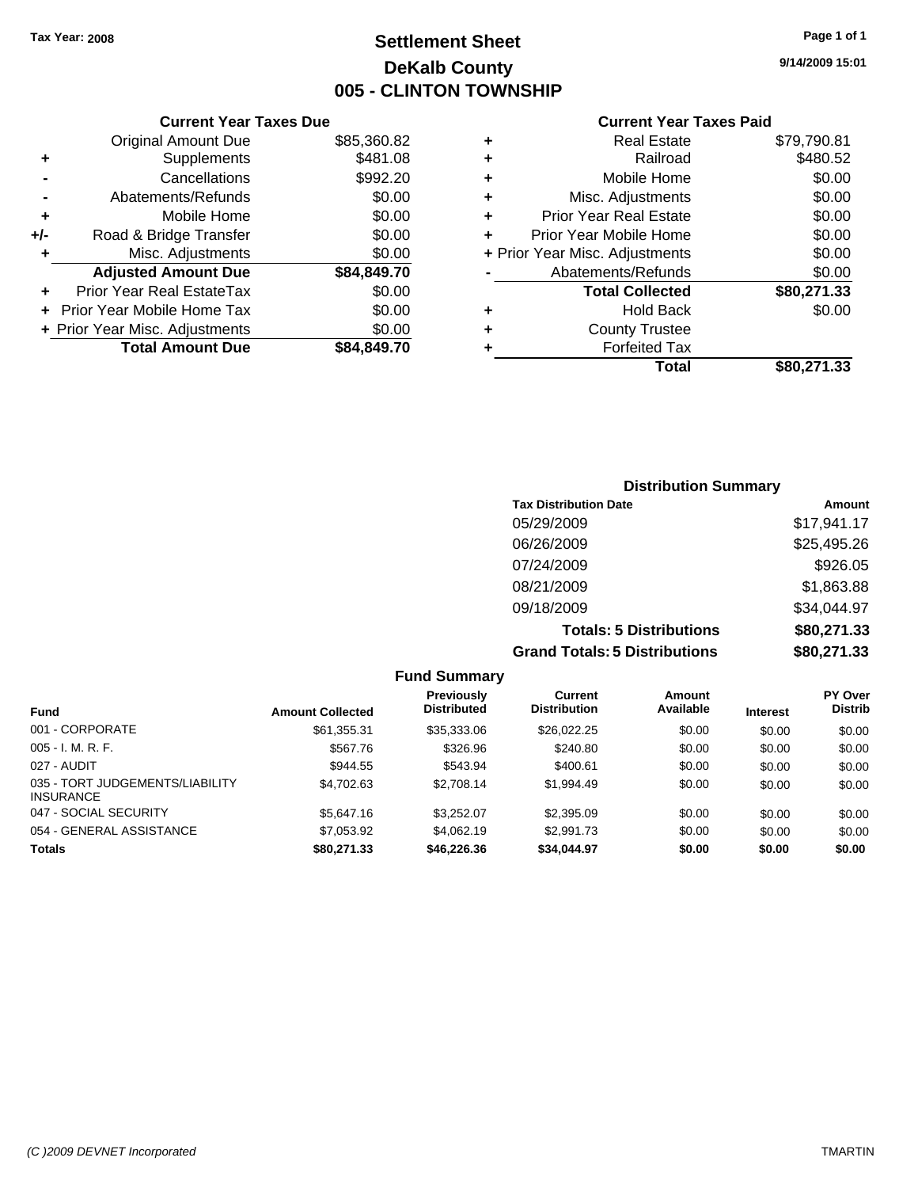Tax Year: 2008

# Settlement Sheet
## DeKalb County
## 005 - CLINTON TOWNSHIP

9/14/2009 15:01

### Current Year Taxes Due

| | | |
|---|---|---|
| | Original Amount Due | $85,360.82 |
| + | Supplements | $481.08 |
| - | Cancellations | $992.20 |
| - | Abatements/Refunds | $0.00 |
| + | Mobile Home | $0.00 |
| +/- | Road & Bridge Transfer | $0.00 |
| + | Misc. Adjustments | $0.00 |
| | **Adjusted Amount Due** | **$84,849.70** |
| + | Prior Year Real EstateTax | $0.00 |
| + | Prior Year Mobile Home Tax | $0.00 |
| + | Prior Year Misc. Adjustments | $0.00 |
| | **Total Amount Due** | **$84,849.70** |

### Current Year Taxes Paid

| | | |
|---|---|---|
| + | Real Estate | $79,790.81 |
| + | Railroad | $480.52 |
| + | Mobile Home | $0.00 |
| + | Misc. Adjustments | $0.00 |
| + | Prior Year Real Estate | $0.00 |
| + | Prior Year Mobile Home | $0.00 |
| + | Prior Year Misc. Adjustments | $0.00 |
| - | Abatements/Refunds | $0.00 |
| | **Total Collected** | **$80,271.33** |
| + | Hold Back | $0.00 |
| + | County Trustee | |
| + | Forfeited Tax | |
| | **Total** | **$80,271.33** |

### Distribution Summary

| Tax Distribution Date | Amount |
|---|---|
| 05/29/2009 | $17,941.17 |
| 06/26/2009 | $25,495.26 |
| 07/24/2009 | $926.05 |
| 08/21/2009 | $1,863.88 |
| 09/18/2009 | $34,044.97 |
| **Totals: 5 Distributions** | **$80,271.33** |
| **Grand Totals: 5 Distributions** | **$80,271.33** |

### Fund Summary

| Fund | Amount Collected | Previously Distributed | Current Distribution | Amount Available | Interest | PY Over Distrib |
|---|---|---|---|---|---|---|
| 001 - CORPORATE | $61,355.31 | $35,333.06 | $26,022.25 | $0.00 | $0.00 | $0.00 |
| 005 - I. M. R. F. | $567.76 | $326.96 | $240.80 | $0.00 | $0.00 | $0.00 |
| 027 - AUDIT | $944.55 | $543.94 | $400.61 | $0.00 | $0.00 | $0.00 |
| 035 - TORT JUDGEMENTS/LIABILITY INSURANCE | $4,702.63 | $2,708.14 | $1,994.49 | $0.00 | $0.00 | $0.00 |
| 047 - SOCIAL SECURITY | $5,647.16 | $3,252.07 | $2,395.09 | $0.00 | $0.00 | $0.00 |
| 054 - GENERAL ASSISTANCE | $7,053.92 | $4,062.19 | $2,991.73 | $0.00 | $0.00 | $0.00 |
| **Totals** | **$80,271.33** | **$46,226.36** | **$34,044.97** | **$0.00** | **$0.00** | **$0.00** |

(C )2009 DEVNET Incorporated TMARTIN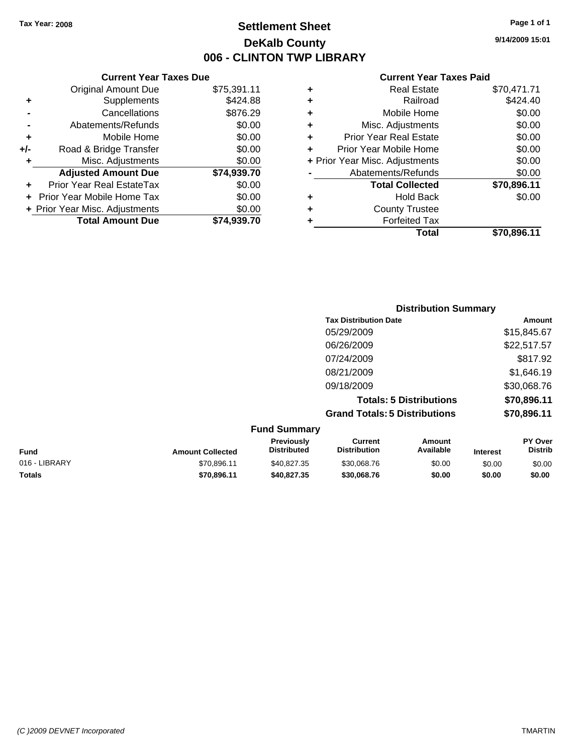Tax Year: 2008

# Settlement Sheet
## DeKalb County
## 006 - CLINTON TWP LIBRARY

9/14/2009 15:01

### Current Year Taxes Due

| | | |
|---|---|---|
| | Original Amount Due | $75,391.11 |
| + | Supplements | $424.88 |
| - | Cancellations | $876.29 |
| - | Abatements/Refunds | $0.00 |
| + | Mobile Home | $0.00 |
| +/- | Road & Bridge Transfer | $0.00 |
| + | Misc. Adjustments | $0.00 |
| | **Adjusted Amount Due** | **$74,939.70** |
| + | Prior Year Real EstateTax | $0.00 |
| + | Prior Year Mobile Home Tax | $0.00 |
| + | Prior Year Misc. Adjustments | $0.00 |
| | **Total Amount Due** | **$74,939.70** |

### Current Year Taxes Paid

| | | |
|---|---|---|
| + | Real Estate | $70,471.71 |
| + | Railroad | $424.40 |
| + | Mobile Home | $0.00 |
| + | Misc. Adjustments | $0.00 |
| + | Prior Year Real Estate | $0.00 |
| + | Prior Year Mobile Home | $0.00 |
| + | Prior Year Misc. Adjustments | $0.00 |
| - | Abatements/Refunds | $0.00 |
| | **Total Collected** | **$70,896.11** |
| + | Hold Back | $0.00 |
| + | County Trustee | |
| + | Forfeited Tax | |
| | **Total** | **$70,896.11** |

### Distribution Summary

| Tax Distribution Date | Amount |
|---|---|
| 05/29/2009 | $15,845.67 |
| 06/26/2009 | $22,517.57 |
| 07/24/2009 | $817.92 |
| 08/21/2009 | $1,646.19 |
| 09/18/2009 | $30,068.76 |
| **Totals: 5 Distributions** | **$70,896.11** |
| **Grand Totals: 5 Distributions** | **$70,896.11** |

### Fund Summary

| Fund | Amount Collected | Previously Distributed | Current Distribution | Amount Available | Interest | PY Over Distrib |
|---|---|---|---|---|---|---|
| 016 - LIBRARY | $70,896.11 | $40,827.35 | $30,068.76 | $0.00 | $0.00 | $0.00 |
| **Totals** | **$70,896.11** | **$40,827.35** | **$30,068.76** | **$0.00** | **$0.00** | **$0.00** |

(C )2009 DEVNET Incorporated — TMARTIN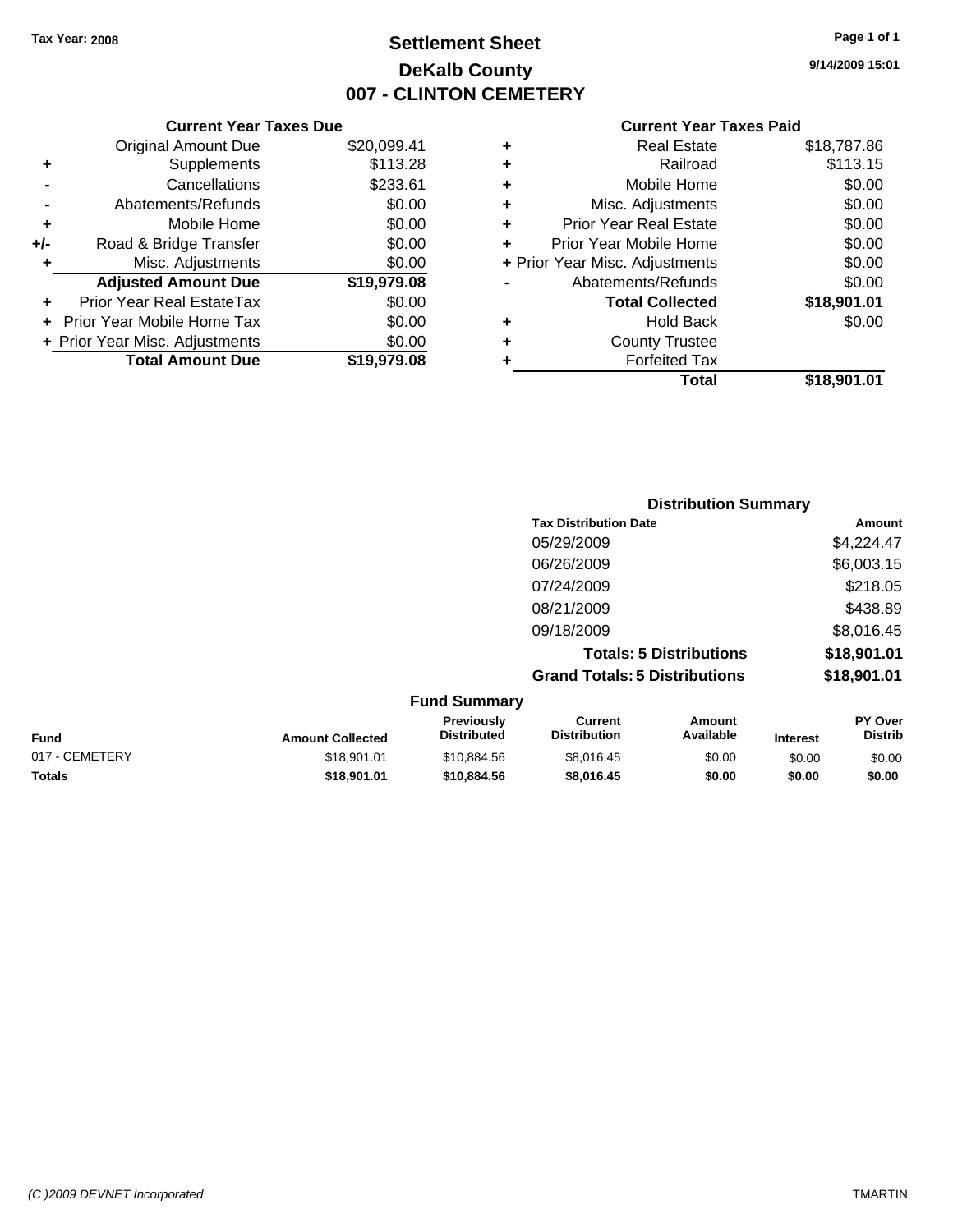Tax Year: 2008

# Settlement Sheet
## DeKalb County
## 007 - CLINTON CEMETERY

9/14/2009 15:01

### Current Year Taxes Due

| | | |
|---|---|---|
| | Original Amount Due | $20,099.41 |
| + | Supplements | $113.28 |
| - | Cancellations | $233.61 |
| - | Abatements/Refunds | $0.00 |
| + | Mobile Home | $0.00 |
| +/- | Road & Bridge Transfer | $0.00 |
| + | Misc. Adjustments | $0.00 |
| | **Adjusted Amount Due** | **$19,979.08** |
| + | Prior Year Real EstateTax | $0.00 |
| + | Prior Year Mobile Home Tax | $0.00 |
| + | Prior Year Misc. Adjustments | $0.00 |
| | **Total Amount Due** | **$19,979.08** |

### Current Year Taxes Paid

| | | |
|---|---|---|
| + | Real Estate | $18,787.86 |
| + | Railroad | $113.15 |
| + | Mobile Home | $0.00 |
| + | Misc. Adjustments | $0.00 |
| + | Prior Year Real Estate | $0.00 |
| + | Prior Year Mobile Home | $0.00 |
| + | Prior Year Misc. Adjustments | $0.00 |
| - | Abatements/Refunds | $0.00 |
| | **Total Collected** | **$18,901.01** |
| + | Hold Back | $0.00 |
| + | County Trustee | |
| + | Forfeited Tax | |
| | **Total** | **$18,901.01** |

### Distribution Summary

| Tax Distribution Date | Amount |
|---|---|
| 05/29/2009 | $4,224.47 |
| 06/26/2009 | $6,003.15 |
| 07/24/2009 | $218.05 |
| 08/21/2009 | $438.89 |
| 09/18/2009 | $8,016.45 |
| **Totals: 5 Distributions** | **$18,901.01** |
| **Grand Totals: 5 Distributions** | **$18,901.01** |

### Fund Summary

| Fund | Amount Collected | Previously Distributed | Current Distribution | Amount Available | Interest | PY Over Distrib |
|---|---|---|---|---|---|---|
| 017 - CEMETERY | $18,901.01 | $10,884.56 | $8,016.45 | $0.00 | $0.00 | $0.00 |
| **Totals** | **$18,901.01** | **$10,884.56** | **$8,016.45** | **$0.00** | **$0.00** | **$0.00** |

(C )2009 DEVNET Incorporated

TMARTIN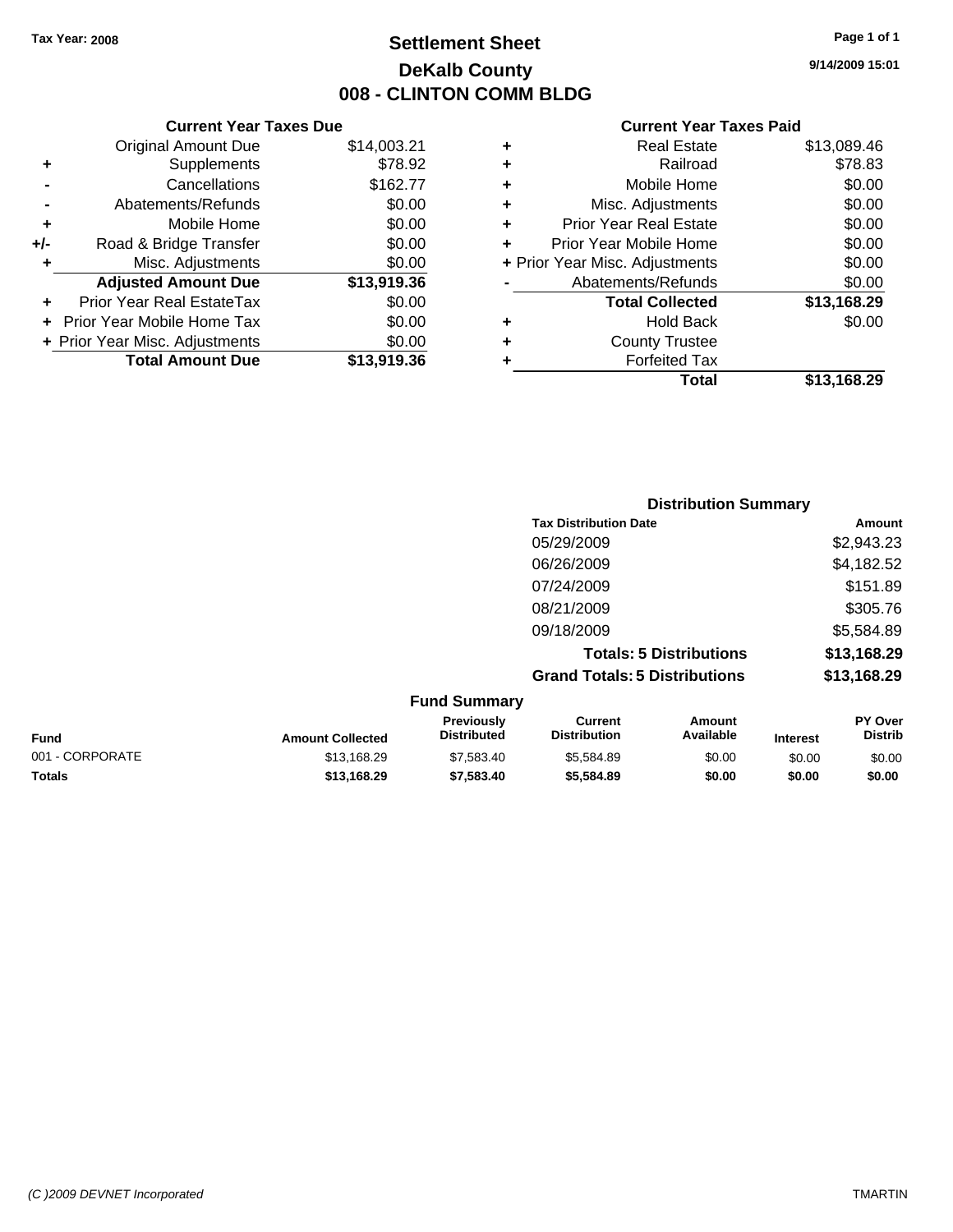Tax Year: 2008

# Settlement Sheet
## DeKalb County
## 008 - CLINTON COMM BLDG

9/14/2009 15:01

### Current Year Taxes Due

| | | |
|---|---|---|
| | Original Amount Due | $14,003.21 |
| + | Supplements | $78.92 |
| - | Cancellations | $162.77 |
| - | Abatements/Refunds | $0.00 |
| + | Mobile Home | $0.00 |
| +/- | Road & Bridge Transfer | $0.00 |
| + | Misc. Adjustments | $0.00 |
| | **Adjusted Amount Due** | **$13,919.36** |
| + | Prior Year Real EstateTax | $0.00 |
| + | Prior Year Mobile Home Tax | $0.00 |
| + | Prior Year Misc. Adjustments | $0.00 |
| | **Total Amount Due** | **$13,919.36** |

### Current Year Taxes Paid

| | | |
|---|---|---|
| + | Real Estate | $13,089.46 |
| + | Railroad | $78.83 |
| + | Mobile Home | $0.00 |
| + | Misc. Adjustments | $0.00 |
| + | Prior Year Real Estate | $0.00 |
| + | Prior Year Mobile Home | $0.00 |
| + | Prior Year Misc. Adjustments | $0.00 |
| - | Abatements/Refunds | $0.00 |
| | **Total Collected** | **$13,168.29** |
| + | Hold Back | $0.00 |
| + | County Trustee | |
| + | Forfeited Tax | |
| | **Total** | **$13,168.29** |

### Distribution Summary

| Tax Distribution Date | Amount |
|---|---|
| 05/29/2009 | $2,943.23 |
| 06/26/2009 | $4,182.52 |
| 07/24/2009 | $151.89 |
| 08/21/2009 | $305.76 |
| 09/18/2009 | $5,584.89 |
| **Totals: 5 Distributions** | **$13,168.29** |
| **Grand Totals: 5 Distributions** | **$13,168.29** |

### Fund Summary

| Fund | Amount Collected | Previously Distributed | Current Distribution | Amount Available | Interest | PY Over Distrib |
|---|---|---|---|---|---|---|
| 001 - CORPORATE | $13,168.29 | $7,583.40 | $5,584.89 | $0.00 | $0.00 | $0.00 |
| **Totals** | **$13,168.29** | **$7,583.40** | **$5,584.89** | **$0.00** | **$0.00** | **$0.00** |

(C )2009 DEVNET Incorporated TMARTIN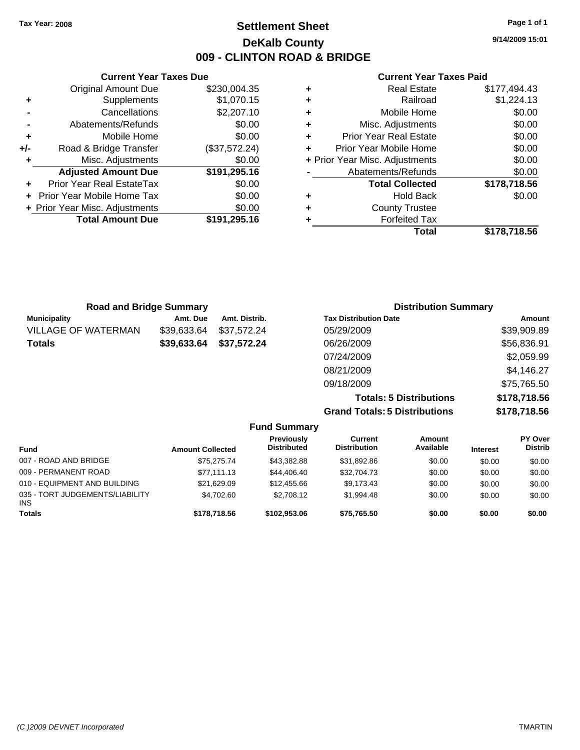**Tax Year: 2008**

# Settlement Sheet
## DeKalb County
## 009 - CLINTON ROAD & BRIDGE

9/14/2009 15:01

### Current Year Taxes Due

| | | |
|---|---|---|
| | Original Amount Due | $230,004.35 |
| + | Supplements | $1,070.15 |
| - | Cancellations | $2,207.10 |
| - | Abatements/Refunds | $0.00 |
| + | Mobile Home | $0.00 |
| +/- | Road & Bridge Transfer | ($37,572.24) |
| + | Misc. Adjustments | $0.00 |
| | **Adjusted Amount Due** | **$191,295.16** |
| + | Prior Year Real EstateTax | $0.00 |
| + | Prior Year Mobile Home Tax | $0.00 |
| + | Prior Year Misc. Adjustments | $0.00 |
| | **Total Amount Due** | **$191,295.16** |

### Current Year Taxes Paid

| | | |
|---|---|---|
| + | Real Estate | $177,494.43 |
| + | Railroad | $1,224.13 |
| + | Mobile Home | $0.00 |
| + | Misc. Adjustments | $0.00 |
| + | Prior Year Real Estate | $0.00 |
| + | Prior Year Mobile Home | $0.00 |
| + | Prior Year Misc. Adjustments | $0.00 |
| - | Abatements/Refunds | $0.00 |
| | **Total Collected** | **$178,718.56** |
| + | Hold Back | $0.00 |
| + | County Trustee | |
| + | Forfeited Tax | |
| | **Total** | **$178,718.56** |

### Road and Bridge Summary

| Municipality | Amt. Due | Amt. Distrib. |
|---|---|---|
| VILLAGE OF WATERMAN | $39,633.64 | $37,572.24 |
| **Totals** | **$39,633.64** | **$37,572.24** |

### Distribution Summary

| Tax Distribution Date | Amount |
|---|---|
| 05/29/2009 | $39,909.89 |
| 06/26/2009 | $56,836.91 |
| 07/24/2009 | $2,059.99 |
| 08/21/2009 | $4,146.27 |
| 09/18/2009 | $75,765.50 |
| **Totals: 5 Distributions** | **$178,718.56** |
| **Grand Totals: 5 Distributions** | **$178,718.56** |

### Fund Summary

| Fund | Amount Collected | Previously Distributed | Current Distribution | Amount Available | Interest | PY Over Distrib |
|---|---|---|---|---|---|---|
| 007 - ROAD AND BRIDGE | $75,275.74 | $43,382.88 | $31,892.86 | $0.00 | $0.00 | $0.00 |
| 009 - PERMANENT ROAD | $77,111.13 | $44,406.40 | $32,704.73 | $0.00 | $0.00 | $0.00 |
| 010 - EQUIPMENT AND BUILDING | $21,629.09 | $12,455.66 | $9,173.43 | $0.00 | $0.00 | $0.00 |
| 035 - TORT JUDGEMENTS/LIABILITY INS | $4,702.60 | $2,708.12 | $1,994.48 | $0.00 | $0.00 | $0.00 |
| **Totals** | **$178,718.56** | **$102,953.06** | **$75,765.50** | **$0.00** | **$0.00** | **$0.00** |

(C )2009 DEVNET Incorporated — TMARTIN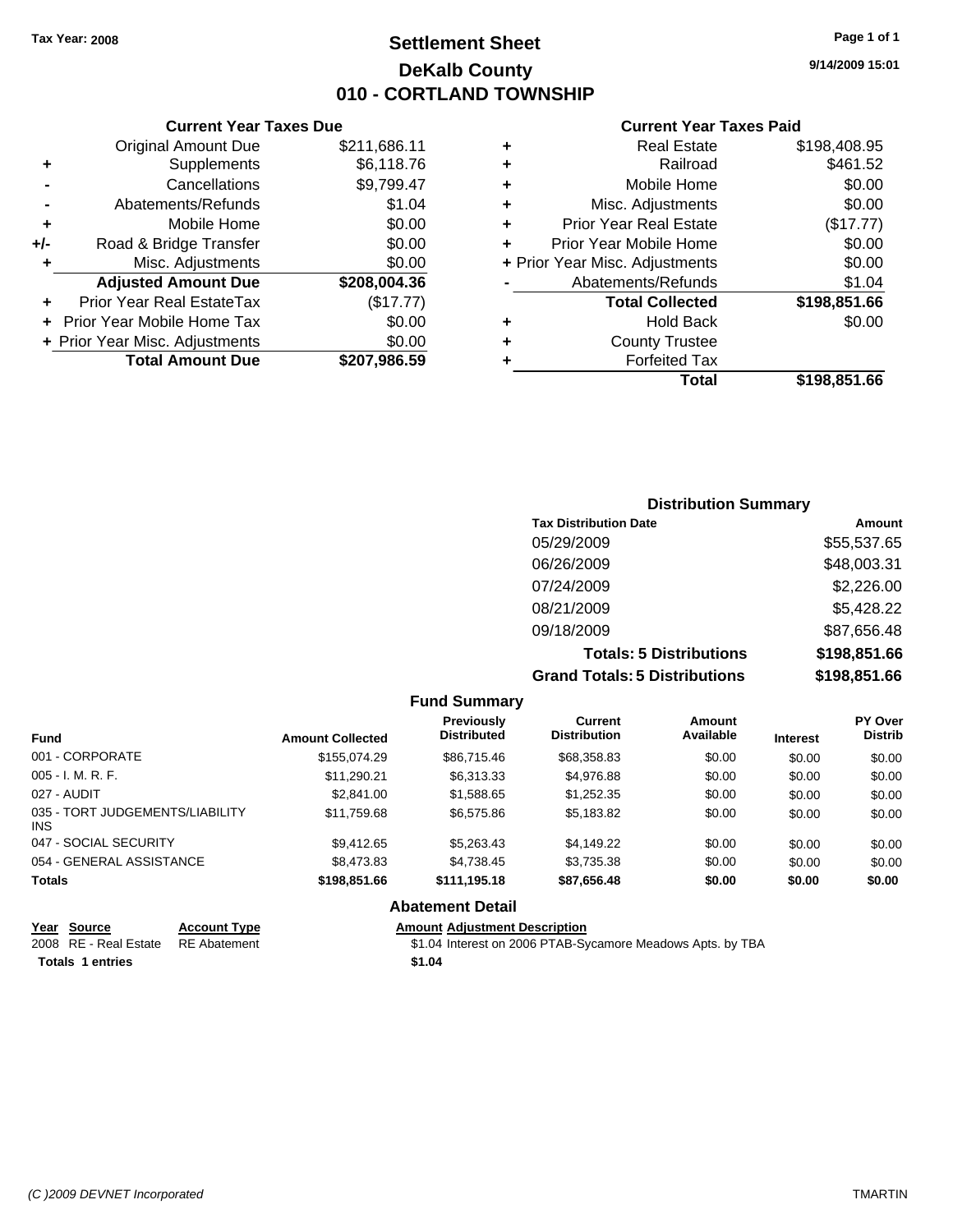Tax Year: 2008

# Settlement Sheet
## DeKalb County
## 010 - CORTLAND TOWNSHIP

9/14/2009 15:01

### Current Year Taxes Due

| | | |
|---|---|---|
| | Original Amount Due | $211,686.11 |
| + | Supplements | $6,118.76 |
| - | Cancellations | $9,799.47 |
| - | Abatements/Refunds | $1.04 |
| + | Mobile Home | $0.00 |
| +/- | Road & Bridge Transfer | $0.00 |
| + | Misc. Adjustments | $0.00 |
| | **Adjusted Amount Due** | **$208,004.36** |
| + | Prior Year Real EstateTax | ($17.77) |
| + | Prior Year Mobile Home Tax | $0.00 |
| + | Prior Year Misc. Adjustments | $0.00 |
| | **Total Amount Due** | **$207,986.59** |

### Current Year Taxes Paid

| | | |
|---|---|---|
| + | Real Estate | $198,408.95 |
| + | Railroad | $461.52 |
| + | Mobile Home | $0.00 |
| + | Misc. Adjustments | $0.00 |
| + | Prior Year Real Estate | ($17.77) |
| + | Prior Year Mobile Home | $0.00 |
| + | Prior Year Misc. Adjustments | $0.00 |
| - | Abatements/Refunds | $1.04 |
| | **Total Collected** | **$198,851.66** |
| + | Hold Back | $0.00 |
| + | County Trustee | |
| + | Forfeited Tax | |
| | **Total** | **$198,851.66** |

### Distribution Summary

| Tax Distribution Date | Amount |
|---|---|
| 05/29/2009 | $55,537.65 |
| 06/26/2009 | $48,003.31 |
| 07/24/2009 | $2,226.00 |
| 08/21/2009 | $5,428.22 |
| 09/18/2009 | $87,656.48 |
| **Totals: 5 Distributions** | **$198,851.66** |
| **Grand Totals: 5 Distributions** | **$198,851.66** |

### Fund Summary

| Fund | Amount Collected | Previously Distributed | Current Distribution | Amount Available | Interest | PY Over Distrib |
|---|---|---|---|---|---|---|
| 001 - CORPORATE | $155,074.29 | $86,715.46 | $68,358.83 | $0.00 | $0.00 | $0.00 |
| 005 - I. M. R. F. | $11,290.21 | $6,313.33 | $4,976.88 | $0.00 | $0.00 | $0.00 |
| 027 - AUDIT | $2,841.00 | $1,588.65 | $1,252.35 | $0.00 | $0.00 | $0.00 |
| 035 - TORT JUDGEMENTS/LIABILITY INS | $11,759.68 | $6,575.86 | $5,183.82 | $0.00 | $0.00 | $0.00 |
| 047 - SOCIAL SECURITY | $9,412.65 | $5,263.43 | $4,149.22 | $0.00 | $0.00 | $0.00 |
| 054 - GENERAL ASSISTANCE | $8,473.83 | $4,738.45 | $3,735.38 | $0.00 | $0.00 | $0.00 |
| **Totals** | **$198,851.66** | **$111,195.18** | **$87,656.48** | **$0.00** | **$0.00** | **$0.00** |

### Abatement Detail

| Year | Source | Account Type | Amount | Adjustment Description |
|---|---|---|---|---|
| 2008 | RE - Real Estate | RE Abatement | $1.04 | Interest on 2006 PTAB-Sycamore Meadows Apts. by TBA |
| **Totals 1 entries** | | | **$1.04** | |

(C )2009 DEVNET Incorporated — TMARTIN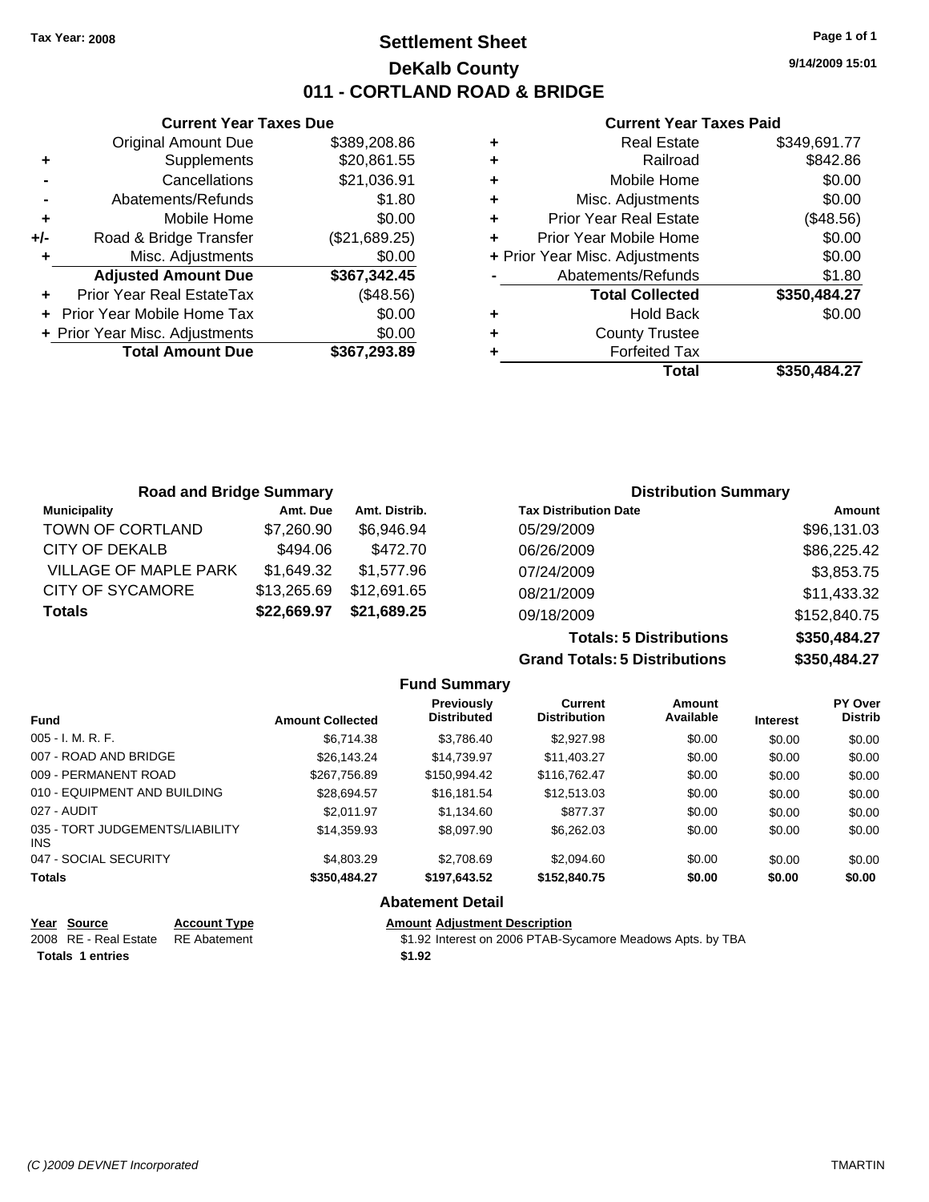Tax Year: 2008

# Settlement Sheet

## DeKalb County

## 011 - CORTLAND ROAD & BRIDGE

9/14/2009 15:01

### Current Year Taxes Due

| | | |
|---|---|---|
| | Original Amount Due | $389,208.86 |
| + | Supplements | $20,861.55 |
| - | Cancellations | $21,036.91 |
| - | Abatements/Refunds | $1.80 |
| + | Mobile Home | $0.00 |
| +/- | Road & Bridge Transfer | ($21,689.25) |
| + | Misc. Adjustments | $0.00 |
| | **Adjusted Amount Due** | **$367,342.45** |
| + | Prior Year Real EstateTax | ($48.56) |
| + | Prior Year Mobile Home Tax | $0.00 |
| + | Prior Year Misc. Adjustments | $0.00 |
| | **Total Amount Due** | **$367,293.89** |

### Current Year Taxes Paid

| | | |
|---|---|---|
| + | Real Estate | $349,691.77 |
| + | Railroad | $842.86 |
| + | Mobile Home | $0.00 |
| + | Misc. Adjustments | $0.00 |
| + | Prior Year Real Estate | ($48.56) |
| + | Prior Year Mobile Home | $0.00 |
| + | Prior Year Misc. Adjustments | $0.00 |
| - | Abatements/Refunds | $1.80 |
| | **Total Collected** | **$350,484.27** |
| + | Hold Back | $0.00 |
| + | County Trustee | |
| + | Forfeited Tax | |
| | **Total** | **$350,484.27** |

### Road and Bridge Summary

| Municipality | Amt. Due | Amt. Distrib. |
|---|---|---|
| TOWN OF CORTLAND | $7,260.90 | $6,946.94 |
| CITY OF DEKALB | $494.06 | $472.70 |
| VILLAGE OF MAPLE PARK | $1,649.32 | $1,577.96 |
| CITY OF SYCAMORE | $13,265.69 | $12,691.65 |
| **Totals** | **$22,669.97** | **$21,689.25** |

### Distribution Summary

| Tax Distribution Date | Amount |
|---|---|
| 05/29/2009 | $96,131.03 |
| 06/26/2009 | $86,225.42 |
| 07/24/2009 | $3,853.75 |
| 08/21/2009 | $11,433.32 |
| 09/18/2009 | $152,840.75 |
| **Totals: 5 Distributions** | **$350,484.27** |
| **Grand Totals: 5 Distributions** | **$350,484.27** |

### Fund Summary

| Fund | Amount Collected | Previously Distributed | Current Distribution | Amount Available | Interest | PY Over Distrib |
|---|---|---|---|---|---|---|
| 005 - I. M. R. F. | $6,714.38 | $3,786.40 | $2,927.98 | $0.00 | $0.00 | $0.00 |
| 007 - ROAD AND BRIDGE | $26,143.24 | $14,739.97 | $11,403.27 | $0.00 | $0.00 | $0.00 |
| 009 - PERMANENT ROAD | $267,756.89 | $150,994.42 | $116,762.47 | $0.00 | $0.00 | $0.00 |
| 010 - EQUIPMENT AND BUILDING | $28,694.57 | $16,181.54 | $12,513.03 | $0.00 | $0.00 | $0.00 |
| 027 - AUDIT | $2,011.97 | $1,134.60 | $877.37 | $0.00 | $0.00 | $0.00 |
| 035 - TORT JUDGEMENTS/LIABILITY INS | $14,359.93 | $8,097.90 | $6,262.03 | $0.00 | $0.00 | $0.00 |
| 047 - SOCIAL SECURITY | $4,803.29 | $2,708.69 | $2,094.60 | $0.00 | $0.00 | $0.00 |
| **Totals** | **$350,484.27** | **$197,643.52** | **$152,840.75** | **$0.00** | **$0.00** | **$0.00** |

### Abatement Detail

| Year | Source | Account Type | Amount | Adjustment Description |
|---|---|---|---|---|
| 2008 | RE - Real Estate | RE Abatement | $1.92 | Interest on 2006 PTAB-Sycamore Meadows Apts. by TBA |
| **Totals 1 entries** | | | **$1.92** | |

(C )2009 DEVNET Incorporated — TMARTIN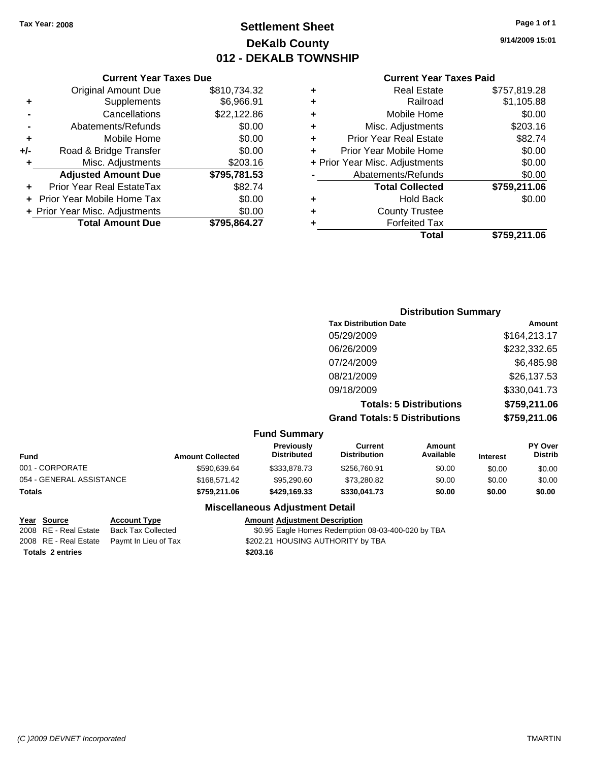Tax Year: 2008

# Settlement Sheet
## DeKalb County
## 012 - DEKALB TOWNSHIP

9/14/2009 15:01

### Current Year Taxes Due

| | | |
|---|---|---|
| | Original Amount Due | $810,734.32 |
| + | Supplements | $6,966.91 |
| - | Cancellations | $22,122.86 |
| - | Abatements/Refunds | $0.00 |
| + | Mobile Home | $0.00 |
| +/- | Road & Bridge Transfer | $0.00 |
| + | Misc. Adjustments | $203.16 |
| | **Adjusted Amount Due** | **$795,781.53** |
| + | Prior Year Real EstateTax | $82.74 |
| + | Prior Year Mobile Home Tax | $0.00 |
| + | Prior Year Misc. Adjustments | $0.00 |
| | **Total Amount Due** | **$795,864.27** |

### Current Year Taxes Paid

| | | |
|---|---|---|
| + | Real Estate | $757,819.28 |
| + | Railroad | $1,105.88 |
| + | Mobile Home | $0.00 |
| + | Misc. Adjustments | $203.16 |
| + | Prior Year Real Estate | $82.74 |
| + | Prior Year Mobile Home | $0.00 |
| + | Prior Year Misc. Adjustments | $0.00 |
| - | Abatements/Refunds | $0.00 |
| | **Total Collected** | **$759,211.06** |
| + | Hold Back | $0.00 |
| + | County Trustee | |
| + | Forfeited Tax | |
| | **Total** | **$759,211.06** |

### Distribution Summary

| Tax Distribution Date | Amount |
|---|---|
| 05/29/2009 | $164,213.17 |
| 06/26/2009 | $232,332.65 |
| 07/24/2009 | $6,485.98 |
| 08/21/2009 | $26,137.53 |
| 09/18/2009 | $330,041.73 |
| **Totals: 5 Distributions** | **$759,211.06** |
| **Grand Totals: 5 Distributions** | **$759,211.06** |

### Fund Summary

| Fund | Amount Collected | Previously Distributed | Current Distribution | Amount Available | Interest | PY Over Distrib |
|---|---|---|---|---|---|---|
| 001 - CORPORATE | $590,639.64 | $333,878.73 | $256,760.91 | $0.00 | $0.00 | $0.00 |
| 054 - GENERAL ASSISTANCE | $168,571.42 | $95,290.60 | $73,280.82 | $0.00 | $0.00 | $0.00 |
| **Totals** | **$759,211.06** | **$429,169.33** | **$330,041.73** | **$0.00** | **$0.00** | **$0.00** |

### Miscellaneous Adjustment Detail

| Year | Source | Account Type | Amount | Adjustment Description |
|---|---|---|---|---|
| 2008 | RE - Real Estate | Back Tax Collected | $0.95 | Eagle Homes Redemption 08-03-400-020 by TBA |
| 2008 | RE - Real Estate | Paymt In Lieu of Tax | $202.21 | HOUSING AUTHORITY by TBA |
| **Totals 2 entries** | | | **$203.16** | |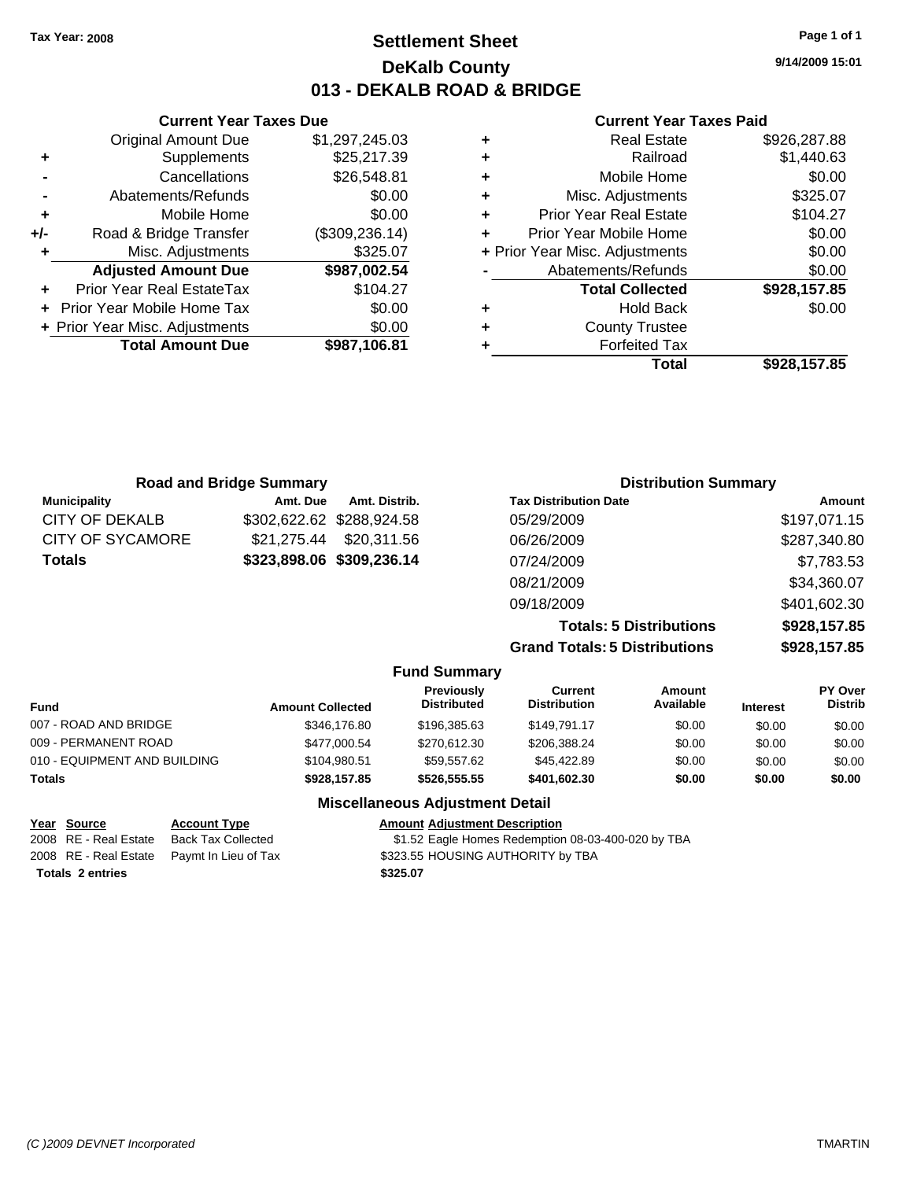Tax Year: 2008

# Settlement Sheet
## DeKalb County
## 013 - DEKALB ROAD & BRIDGE

9/14/2009 15:01

### Current Year Taxes Due

| | | |
|---|---|---|
| | Original Amount Due | $1,297,245.03 |
| + | Supplements | $25,217.39 |
| - | Cancellations | $26,548.81 |
| - | Abatements/Refunds | $0.00 |
| + | Mobile Home | $0.00 |
| +/- | Road & Bridge Transfer | ($309,236.14) |
| + | Misc. Adjustments | $325.07 |
| | **Adjusted Amount Due** | **$987,002.54** |
| + | Prior Year Real EstateTax | $104.27 |
| + | Prior Year Mobile Home Tax | $0.00 |
| + | Prior Year Misc. Adjustments | $0.00 |
| | **Total Amount Due** | **$987,106.81** |

### Current Year Taxes Paid

| | | |
|---|---|---|
| + | Real Estate | $926,287.88 |
| + | Railroad | $1,440.63 |
| + | Mobile Home | $0.00 |
| + | Misc. Adjustments | $325.07 |
| + | Prior Year Real Estate | $104.27 |
| + | Prior Year Mobile Home | $0.00 |
| + | Prior Year Misc. Adjustments | $0.00 |
| - | Abatements/Refunds | $0.00 |
| | **Total Collected** | **$928,157.85** |
| + | Hold Back | $0.00 |
| + | County Trustee | |
| + | Forfeited Tax | |
| | **Total** | **$928,157.85** |

### Road and Bridge Summary

| Municipality | Amt. Due | Amt. Distrib. |
|---|---|---|
| CITY OF DEKALB | $302,622.62 | $288,924.58 |
| CITY OF SYCAMORE | $21,275.44 | $20,311.56 |
| **Totals** | **$323,898.06** | **$309,236.14** |

### Distribution Summary

| Tax Distribution Date | Amount |
|---|---|
| 05/29/2009 | $197,071.15 |
| 06/26/2009 | $287,340.80 |
| 07/24/2009 | $7,783.53 |
| 08/21/2009 | $34,360.07 |
| 09/18/2009 | $401,602.30 |
| **Totals: 5 Distributions** | **$928,157.85** |
| **Grand Totals: 5 Distributions** | **$928,157.85** |

### Fund Summary

| Fund | Amount Collected | Previously Distributed | Current Distribution | Amount Available | Interest | PY Over Distrib |
|---|---|---|---|---|---|---|
| 007 - ROAD AND BRIDGE | $346,176.80 | $196,385.63 | $149,791.17 | $0.00 | $0.00 | $0.00 |
| 009 - PERMANENT ROAD | $477,000.54 | $270,612.30 | $206,388.24 | $0.00 | $0.00 | $0.00 |
| 010 - EQUIPMENT AND BUILDING | $104,980.51 | $59,557.62 | $45,422.89 | $0.00 | $0.00 | $0.00 |
| **Totals** | **$928,157.85** | **$526,555.55** | **$401,602.30** | **$0.00** | **$0.00** | **$0.00** |

### Miscellaneous Adjustment Detail

| Year | Source | Account Type | Amount | Adjustment Description |
|---|---|---|---|---|
| 2008 | RE - Real Estate | Back Tax Collected | $1.52 | Eagle Homes Redemption 08-03-400-020 by TBA |
| 2008 | RE - Real Estate | Paymt In Lieu of Tax | $323.55 | HOUSING AUTHORITY by TBA |
| **Totals 2 entries** | | | **$325.07** | |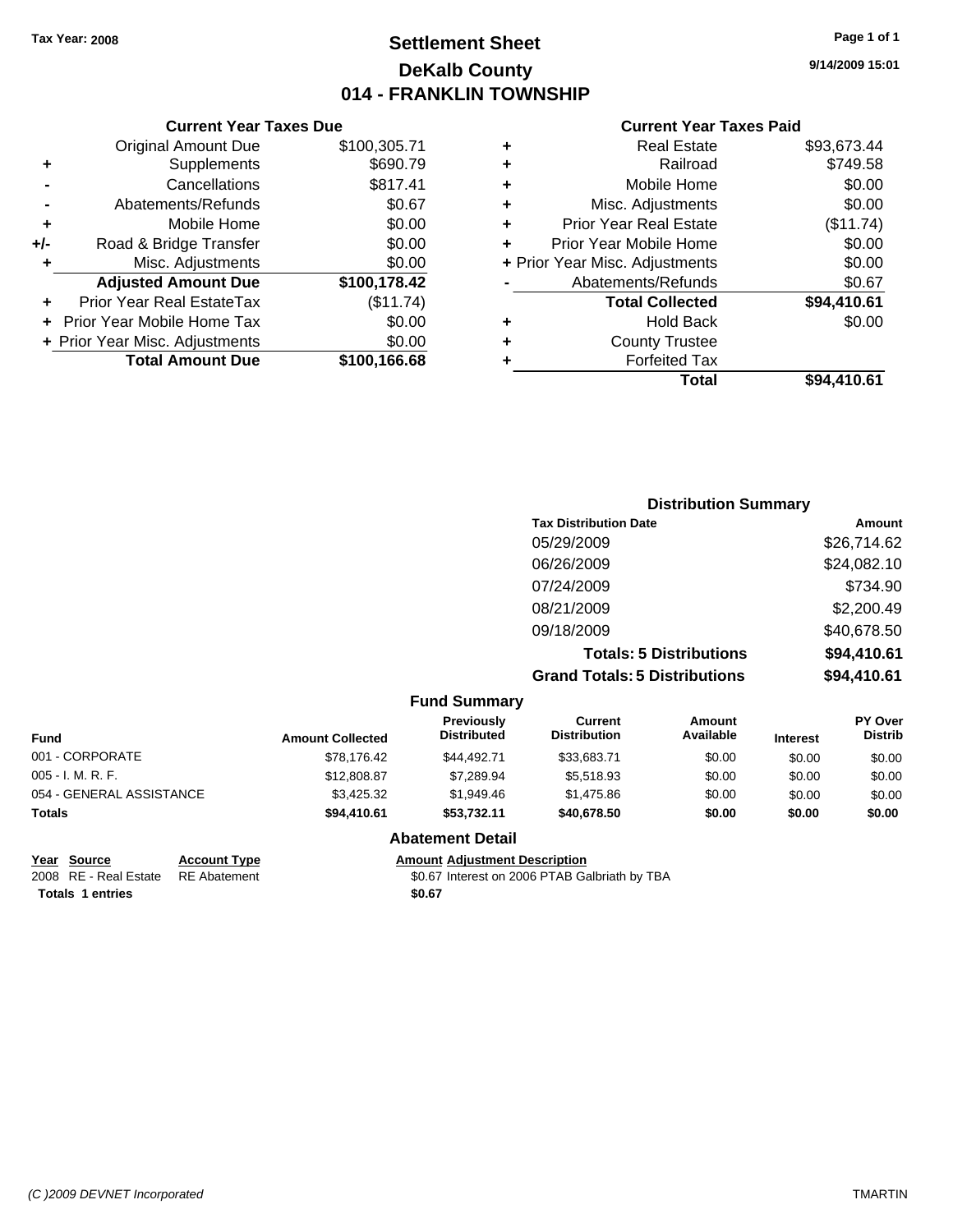Tax Year: 2008

# Settlement Sheet

## DeKalb County

## 014 - FRANKLIN TOWNSHIP

9/14/2009 15:01

### Current Year Taxes Due

| | | |
|---|---|---|
| | Original Amount Due | $100,305.71 |
| + | Supplements | $690.79 |
| - | Cancellations | $817.41 |
| - | Abatements/Refunds | $0.67 |
| + | Mobile Home | $0.00 |
| +/- | Road & Bridge Transfer | $0.00 |
| + | Misc. Adjustments | $0.00 |
| | **Adjusted Amount Due** | **$100,178.42** |
| + | Prior Year Real EstateTax | ($11.74) |
| + | Prior Year Mobile Home Tax | $0.00 |
| + | Prior Year Misc. Adjustments | $0.00 |
| | **Total Amount Due** | **$100,166.68** |

### Current Year Taxes Paid

| | | |
|---|---|---|
| + | Real Estate | $93,673.44 |
| + | Railroad | $749.58 |
| + | Mobile Home | $0.00 |
| + | Misc. Adjustments | $0.00 |
| + | Prior Year Real Estate | ($11.74) |
| + | Prior Year Mobile Home | $0.00 |
| + | Prior Year Misc. Adjustments | $0.00 |
| - | Abatements/Refunds | $0.67 |
| | **Total Collected** | **$94,410.61** |
| + | Hold Back | $0.00 |
| + | County Trustee | |
| + | Forfeited Tax | |
| | **Total** | **$94,410.61** |

### Distribution Summary

| Tax Distribution Date | Amount |
|---|---|
| 05/29/2009 | $26,714.62 |
| 06/26/2009 | $24,082.10 |
| 07/24/2009 | $734.90 |
| 08/21/2009 | $2,200.49 |
| 09/18/2009 | $40,678.50 |
| **Totals: 5 Distributions** | **$94,410.61** |
| **Grand Totals: 5 Distributions** | **$94,410.61** |

### Fund Summary

| Fund | Amount Collected | Previously Distributed | Current Distribution | Amount Available | Interest | PY Over Distrib |
|---|---|---|---|---|---|---|
| 001 - CORPORATE | $78,176.42 | $44,492.71 | $33,683.71 | $0.00 | $0.00 | $0.00 |
| 005 - I. M. R. F. | $12,808.87 | $7,289.94 | $5,518.93 | $0.00 | $0.00 | $0.00 |
| 054 - GENERAL ASSISTANCE | $3,425.32 | $1,949.46 | $1,475.86 | $0.00 | $0.00 | $0.00 |
| **Totals** | **$94,410.61** | **$53,732.11** | **$40,678.50** | **$0.00** | **$0.00** | **$0.00** |

### Abatement Detail

| Year | Source | Account Type | Amount | Adjustment Description |
|---|---|---|---|---|
| 2008 | RE - Real Estate | RE Abatement | $0.67 | Interest on 2006 PTAB Galbriath by TBA |
| **Totals** | **1 entries** | | **$0.67** | |

(C )2009 DEVNET Incorporated TMARTIN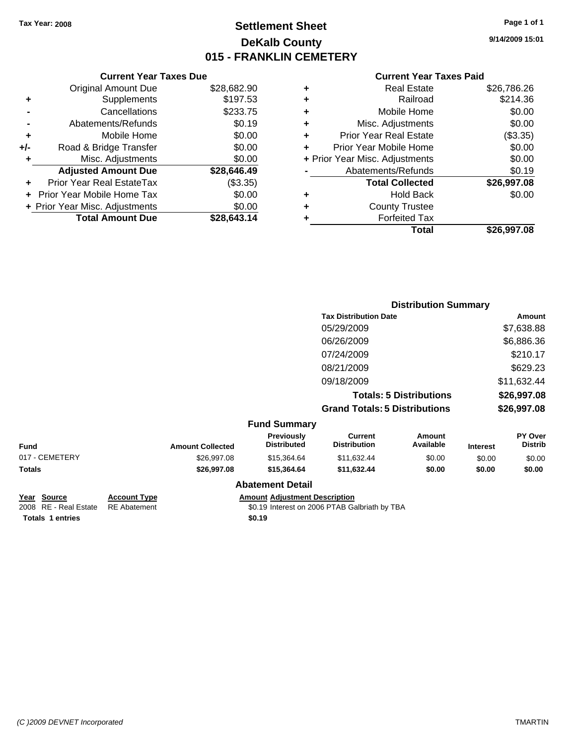Tax Year: 2008

# Settlement Sheet
## DeKalb County
## 015 - FRANKLIN CEMETERY

9/14/2009 15:01

### Current Year Taxes Due

| | | |
|---|---|---|
| | Original Amount Due | $28,682.90 |
| + | Supplements | $197.53 |
| - | Cancellations | $233.75 |
| - | Abatements/Refunds | $0.19 |
| + | Mobile Home | $0.00 |
| +/- | Road & Bridge Transfer | $0.00 |
| + | Misc. Adjustments | $0.00 |
| | **Adjusted Amount Due** | **$28,646.49** |
| + | Prior Year Real EstateTax | ($3.35) |
| + | Prior Year Mobile Home Tax | $0.00 |
| + | Prior Year Misc. Adjustments | $0.00 |
| | **Total Amount Due** | **$28,643.14** |

### Current Year Taxes Paid

| | | |
|---|---|---|
| + | Real Estate | $26,786.26 |
| + | Railroad | $214.36 |
| + | Mobile Home | $0.00 |
| + | Misc. Adjustments | $0.00 |
| + | Prior Year Real Estate | ($3.35) |
| + | Prior Year Mobile Home | $0.00 |
| + | Prior Year Misc. Adjustments | $0.00 |
| - | Abatements/Refunds | $0.19 |
| | **Total Collected** | **$26,997.08** |
| + | Hold Back | $0.00 |
| + | County Trustee | |
| + | Forfeited Tax | |
| | **Total** | **$26,997.08** |

### Distribution Summary

| Tax Distribution Date | Amount |
|---|---|
| 05/29/2009 | $7,638.88 |
| 06/26/2009 | $6,886.36 |
| 07/24/2009 | $210.17 |
| 08/21/2009 | $629.23 |
| 09/18/2009 | $11,632.44 |
| **Totals: 5 Distributions** | **$26,997.08** |
| **Grand Totals: 5 Distributions** | **$26,997.08** |

### Fund Summary

| Fund | Amount Collected | Previously Distributed | Current Distribution | Amount Available | Interest | PY Over Distrib |
|---|---|---|---|---|---|---|
| 017 - CEMETERY | $26,997.08 | $15,364.64 | $11,632.44 | $0.00 | $0.00 | $0.00 |
| **Totals** | **$26,997.08** | **$15,364.64** | **$11,632.44** | **$0.00** | **$0.00** | **$0.00** |

### Abatement Detail

| Year | Source | Account Type | Amount | Adjustment Description |
|---|---|---|---|---|
| 2008 | RE - Real Estate | RE Abatement | $0.19 | Interest on 2006 PTAB Galbriath by TBA |
| **Totals** | **1 entries** | | **$0.19** | |

(C )2009 DEVNET Incorporated TMARTIN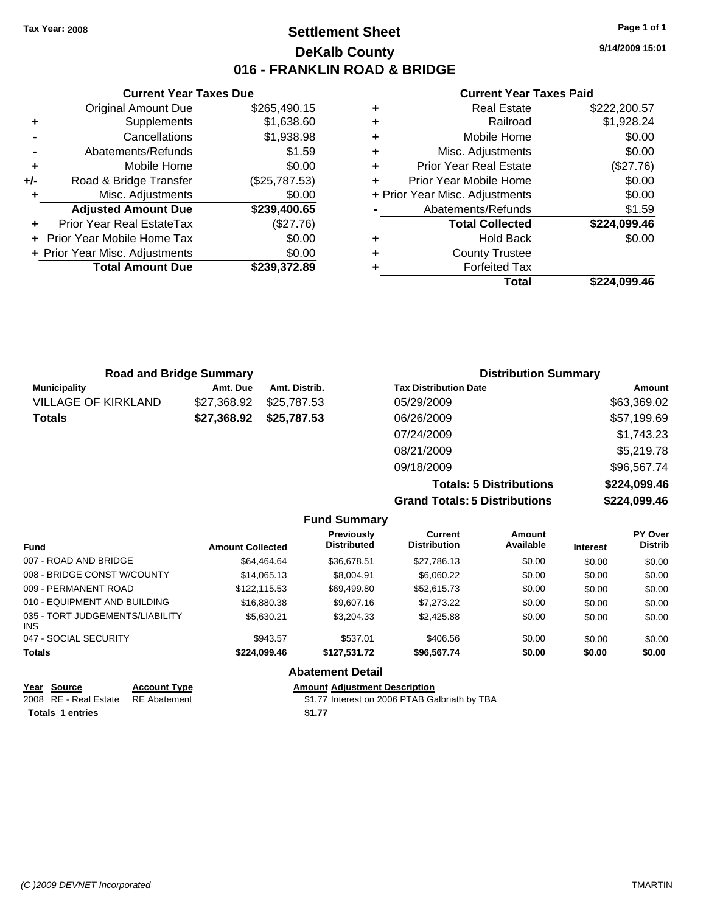**Tax Year: 2008**

# Settlement Sheet
## DeKalb County
## 016 - FRANKLIN ROAD & BRIDGE

9/14/2009 15:01

### Current Year Taxes Due

| | | |
|---|---|---|
| | Original Amount Due | $265,490.15 |
| + | Supplements | $1,638.60 |
| - | Cancellations | $1,938.98 |
| - | Abatements/Refunds | $1.59 |
| + | Mobile Home | $0.00 |
| +/- | Road & Bridge Transfer | ($25,787.53) |
| + | Misc. Adjustments | $0.00 |
| | **Adjusted Amount Due** | **$239,400.65** |
| + | Prior Year Real EstateTax | ($27.76) |
| + | Prior Year Mobile Home Tax | $0.00 |
| + | Prior Year Misc. Adjustments | $0.00 |
| | **Total Amount Due** | **$239,372.89** |

### Current Year Taxes Paid

| | | |
|---|---|---|
| + | Real Estate | $222,200.57 |
| + | Railroad | $1,928.24 |
| + | Mobile Home | $0.00 |
| + | Misc. Adjustments | $0.00 |
| + | Prior Year Real Estate | ($27.76) |
| + | Prior Year Mobile Home | $0.00 |
| + | Prior Year Misc. Adjustments | $0.00 |
| - | Abatements/Refunds | $1.59 |
| | **Total Collected** | **$224,099.46** |
| + | Hold Back | $0.00 |
| + | County Trustee | |
| + | Forfeited Tax | |
| | **Total** | **$224,099.46** |

### Road and Bridge Summary

| Municipality | Amt. Due | Amt. Distrib. |
|---|---|---|
| VILLAGE OF KIRKLAND | $27,368.92 | $25,787.53 |
| **Totals** | **$27,368.92** | **$25,787.53** |

### Distribution Summary

| Tax Distribution Date | Amount |
|---|---|
| 05/29/2009 | $63,369.02 |
| 06/26/2009 | $57,199.69 |
| 07/24/2009 | $1,743.23 |
| 08/21/2009 | $5,219.78 |
| 09/18/2009 | $96,567.74 |
| **Totals: 5 Distributions** | **$224,099.46** |
| **Grand Totals: 5 Distributions** | **$224,099.46** |

### Fund Summary

| Fund | Amount Collected | Previously Distributed | Current Distribution | Amount Available | Interest | PY Over Distrib |
|---|---|---|---|---|---|---|
| 007 - ROAD AND BRIDGE | $64,464.64 | $36,678.51 | $27,786.13 | $0.00 | $0.00 | $0.00 |
| 008 - BRIDGE CONST W/COUNTY | $14,065.13 | $8,004.91 | $6,060.22 | $0.00 | $0.00 | $0.00 |
| 009 - PERMANENT ROAD | $122,115.53 | $69,499.80 | $52,615.73 | $0.00 | $0.00 | $0.00 |
| 010 - EQUIPMENT AND BUILDING | $16,880.38 | $9,607.16 | $7,273.22 | $0.00 | $0.00 | $0.00 |
| 035 - TORT JUDGEMENTS/LIABILITY INS | $5,630.21 | $3,204.33 | $2,425.88 | $0.00 | $0.00 | $0.00 |
| 047 - SOCIAL SECURITY | $943.57 | $537.01 | $406.56 | $0.00 | $0.00 | $0.00 |
| **Totals** | **$224,099.46** | **$127,531.72** | **$96,567.74** | **$0.00** | **$0.00** | **$0.00** |

### Abatement Detail

| Year | Source | Account Type | Amount | Adjustment Description |
|---|---|---|---|---|
| 2008 | RE - Real Estate | RE Abatement | $1.77 | Interest on 2006 PTAB Galbriath by TBA |
| **Totals** | **1 entries** | | **$1.77** | |

*(C )2009 DEVNET Incorporated* TMARTIN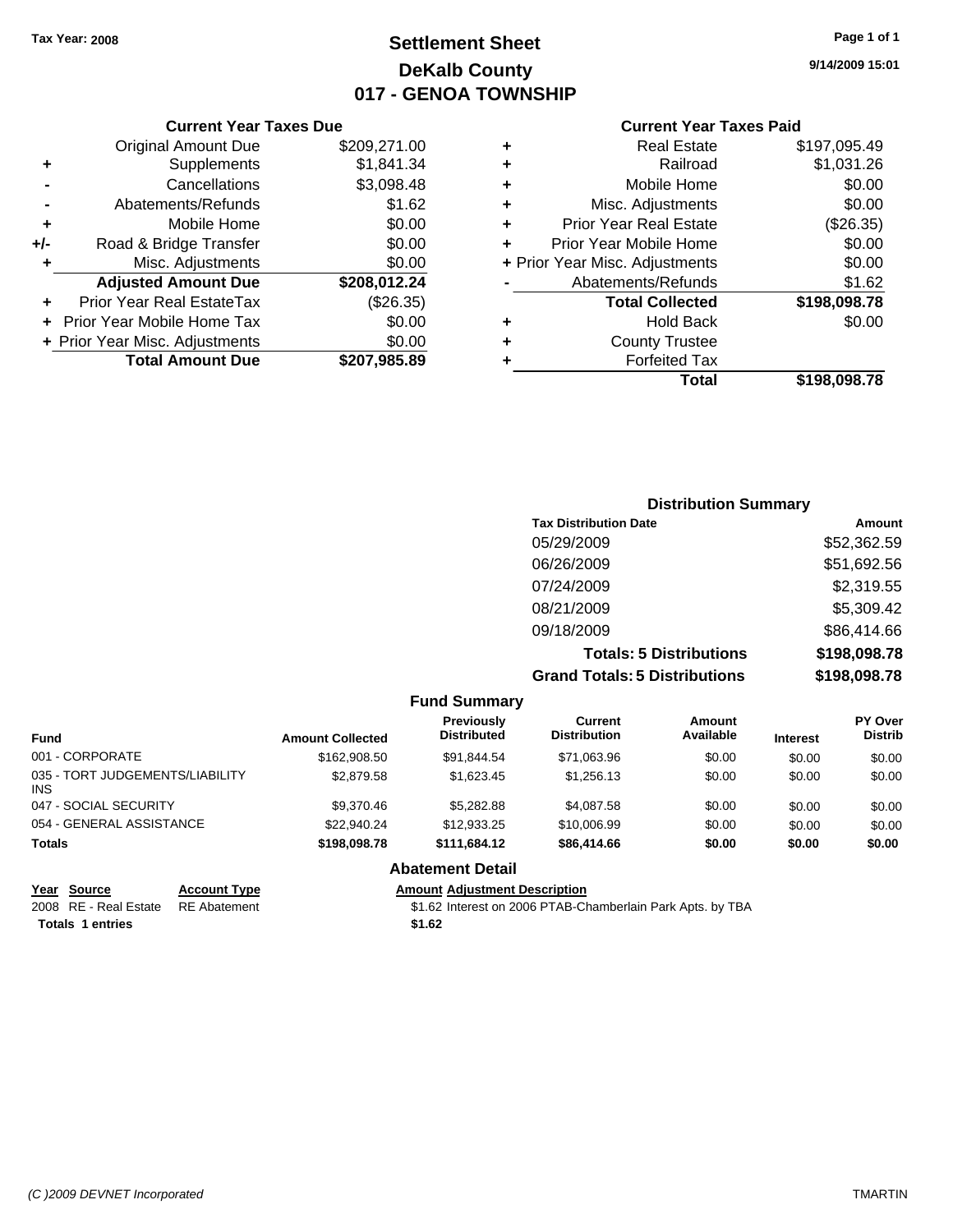**Tax Year: 2008**

# Settlement Sheet
## DeKalb County
## 017 - GENOA TOWNSHIP

9/14/2009 15:01

### Current Year Taxes Due

| | | |
|---|---|---|
| | Original Amount Due | $209,271.00 |
| + | Supplements | $1,841.34 |
| - | Cancellations | $3,098.48 |
| - | Abatements/Refunds | $1.62 |
| + | Mobile Home | $0.00 |
| +/- | Road & Bridge Transfer | $0.00 |
| + | Misc. Adjustments | $0.00 |
| | **Adjusted Amount Due** | **$208,012.24** |
| + | Prior Year Real EstateTax | ($26.35) |
| + | Prior Year Mobile Home Tax | $0.00 |
| + | Prior Year Misc. Adjustments | $0.00 |
| | **Total Amount Due** | **$207,985.89** |

### Current Year Taxes Paid

| | | |
|---|---|---|
| + | Real Estate | $197,095.49 |
| + | Railroad | $1,031.26 |
| + | Mobile Home | $0.00 |
| + | Misc. Adjustments | $0.00 |
| + | Prior Year Real Estate | ($26.35) |
| + | Prior Year Mobile Home | $0.00 |
| + | Prior Year Misc. Adjustments | $0.00 |
| - | Abatements/Refunds | $1.62 |
| | **Total Collected** | **$198,098.78** |
| + | Hold Back | $0.00 |
| + | County Trustee | |
| + | Forfeited Tax | |
| | **Total** | **$198,098.78** |

### Distribution Summary

| Tax Distribution Date | Amount |
|---|---|
| 05/29/2009 | $52,362.59 |
| 06/26/2009 | $51,692.56 |
| 07/24/2009 | $2,319.55 |
| 08/21/2009 | $5,309.42 |
| 09/18/2009 | $86,414.66 |
| **Totals: 5 Distributions** | **$198,098.78** |
| **Grand Totals: 5 Distributions** | **$198,098.78** |

### Fund Summary

| Fund | Amount Collected | Previously Distributed | Current Distribution | Amount Available | Interest | PY Over Distrib |
|---|---|---|---|---|---|---|
| 001 - CORPORATE | $162,908.50 | $91,844.54 | $71,063.96 | $0.00 | $0.00 | $0.00 |
| 035 - TORT JUDGEMENTS/LIABILITY INS | $2,879.58 | $1,623.45 | $1,256.13 | $0.00 | $0.00 | $0.00 |
| 047 - SOCIAL SECURITY | $9,370.46 | $5,282.88 | $4,087.58 | $0.00 | $0.00 | $0.00 |
| 054 - GENERAL ASSISTANCE | $22,940.24 | $12,933.25 | $10,006.99 | $0.00 | $0.00 | $0.00 |
| **Totals** | **$198,098.78** | **$111,684.12** | **$86,414.66** | **$0.00** | **$0.00** | **$0.00** |

### Abatement Detail

| Year | Source | Account Type | Amount | Adjustment Description |
|---|---|---|---|---|
| 2008 | RE - Real Estate | RE Abatement | $1.62 | Interest on 2006 PTAB-Chamberlain Park Apts. by TBA |
| **Totals** | **1 entries** | | **$1.62** | |

(C )2009 DEVNET Incorporated

TMARTIN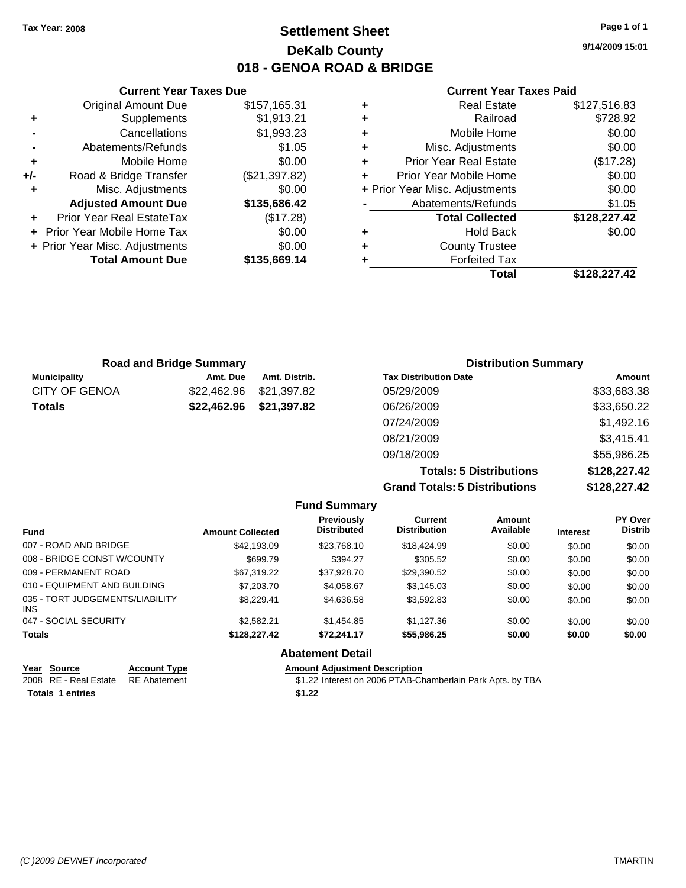Tax Year: 2008

# Settlement Sheet
## DeKalb County
## 018 - GENOA ROAD & BRIDGE

9/14/2009 15:01

### Current Year Taxes Due

| | | |
|---|---|---|
| | Original Amount Due | $157,165.31 |
| + | Supplements | $1,913.21 |
| - | Cancellations | $1,993.23 |
| - | Abatements/Refunds | $1.05 |
| + | Mobile Home | $0.00 |
| +/- | Road & Bridge Transfer | ($21,397.82) |
| + | Misc. Adjustments | $0.00 |
| | **Adjusted Amount Due** | **$135,686.42** |
| + | Prior Year Real EstateTax | ($17.28) |
| + | Prior Year Mobile Home Tax | $0.00 |
| + | Prior Year Misc. Adjustments | $0.00 |
| | **Total Amount Due** | **$135,669.14** |

### Current Year Taxes Paid

| | | |
|---|---|---|
| + | Real Estate | $127,516.83 |
| + | Railroad | $728.92 |
| + | Mobile Home | $0.00 |
| + | Misc. Adjustments | $0.00 |
| + | Prior Year Real Estate | ($17.28) |
| + | Prior Year Mobile Home | $0.00 |
| + | Prior Year Misc. Adjustments | $0.00 |
| - | Abatements/Refunds | $1.05 |
| | **Total Collected** | **$128,227.42** |
| + | Hold Back | $0.00 |
| + | County Trustee | |
| + | Forfeited Tax | |
| | **Total** | **$128,227.42** |

### Road and Bridge Summary

| Municipality | Amt. Due | Amt. Distrib. |
|---|---|---|
| CITY OF GENOA | $22,462.96 | $21,397.82 |
| **Totals** | **$22,462.96** | **$21,397.82** |

### Distribution Summary

| Tax Distribution Date | Amount |
|---|---|
| 05/29/2009 | $33,683.38 |
| 06/26/2009 | $33,650.22 |
| 07/24/2009 | $1,492.16 |
| 08/21/2009 | $3,415.41 |
| 09/18/2009 | $55,986.25 |
| **Totals: 5 Distributions** | **$128,227.42** |
| **Grand Totals: 5 Distributions** | **$128,227.42** |

### Fund Summary

| Fund | Amount Collected | Previously Distributed | Current Distribution | Amount Available | Interest | PY Over Distrib |
|---|---|---|---|---|---|---|
| 007 - ROAD AND BRIDGE | $42,193.09 | $23,768.10 | $18,424.99 | $0.00 | $0.00 | $0.00 |
| 008 - BRIDGE CONST W/COUNTY | $699.79 | $394.27 | $305.52 | $0.00 | $0.00 | $0.00 |
| 009 - PERMANENT ROAD | $67,319.22 | $37,928.70 | $29,390.52 | $0.00 | $0.00 | $0.00 |
| 010 - EQUIPMENT AND BUILDING | $7,203.70 | $4,058.67 | $3,145.03 | $0.00 | $0.00 | $0.00 |
| 035 - TORT JUDGEMENTS/LIABILITY INS | $8,229.41 | $4,636.58 | $3,592.83 | $0.00 | $0.00 | $0.00 |
| 047 - SOCIAL SECURITY | $2,582.21 | $1,454.85 | $1,127.36 | $0.00 | $0.00 | $0.00 |
| **Totals** | **$128,227.42** | **$72,241.17** | **$55,986.25** | **$0.00** | **$0.00** | **$0.00** |

### Abatement Detail

| Year | Source | Account Type | Amount | Adjustment Description |
|---|---|---|---|---|
| 2008 | RE - Real Estate | RE Abatement | $1.22 | Interest on 2006 PTAB-Chamberlain Park Apts. by TBA |
| **Totals 1 entries** | | | **$1.22** | |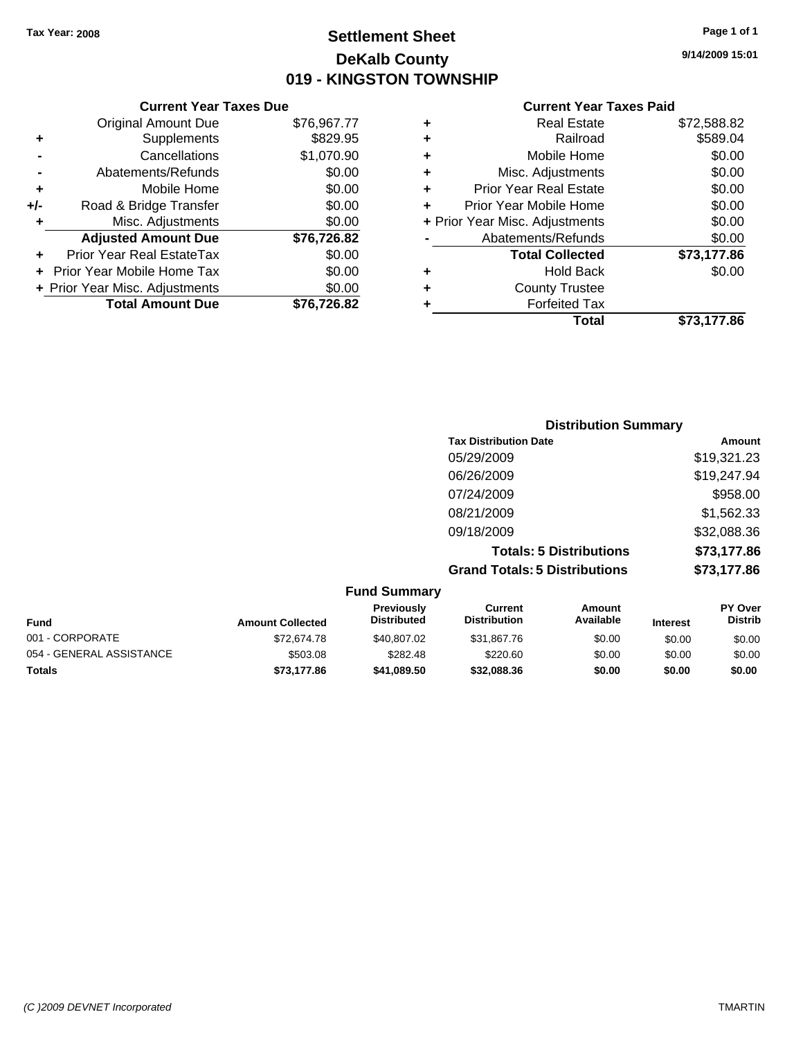**Tax Year: 2008**

# Settlement Sheet
## DeKalb County
## 019 - KINGSTON TOWNSHIP

9/14/2009 15:01

### Current Year Taxes Due

| | | |
|---|---|---|
| | Original Amount Due | $76,967.77 |
| + | Supplements | $829.95 |
| - | Cancellations | $1,070.90 |
| - | Abatements/Refunds | $0.00 |
| + | Mobile Home | $0.00 |
| +/- | Road & Bridge Transfer | $0.00 |
| + | Misc. Adjustments | $0.00 |
| | **Adjusted Amount Due** | **$76,726.82** |
| + | Prior Year Real EstateTax | $0.00 |
| + | Prior Year Mobile Home Tax | $0.00 |
| + | Prior Year Misc. Adjustments | $0.00 |
| | **Total Amount Due** | **$76,726.82** |

### Current Year Taxes Paid

| | | |
|---|---|---|
| + | Real Estate | $72,588.82 |
| + | Railroad | $589.04 |
| + | Mobile Home | $0.00 |
| + | Misc. Adjustments | $0.00 |
| + | Prior Year Real Estate | $0.00 |
| + | Prior Year Mobile Home | $0.00 |
| + | Prior Year Misc. Adjustments | $0.00 |
| - | Abatements/Refunds | $0.00 |
| | **Total Collected** | **$73,177.86** |
| + | Hold Back | $0.00 |
| + | County Trustee | |
| + | Forfeited Tax | |
| | **Total** | **$73,177.86** |

### Distribution Summary

| Tax Distribution Date | Amount |
|---|---|
| 05/29/2009 | $19,321.23 |
| 06/26/2009 | $19,247.94 |
| 07/24/2009 | $958.00 |
| 08/21/2009 | $1,562.33 |
| 09/18/2009 | $32,088.36 |
| **Totals: 5 Distributions** | **$73,177.86** |
| **Grand Totals: 5 Distributions** | **$73,177.86** |

### Fund Summary

| Fund | Amount Collected | Previously Distributed | Current Distribution | Amount Available | Interest | PY Over Distrib |
|---|---|---|---|---|---|---|
| 001 - CORPORATE | $72,674.78 | $40,807.02 | $31,867.76 | $0.00 | $0.00 | $0.00 |
| 054 - GENERAL ASSISTANCE | $503.08 | $282.48 | $220.60 | $0.00 | $0.00 | $0.00 |
| **Totals** | **$73,177.86** | **$41,089.50** | **$32,088.36** | **$0.00** | **$0.00** | **$0.00** |

(C )2009 DEVNET Incorporated TMARTIN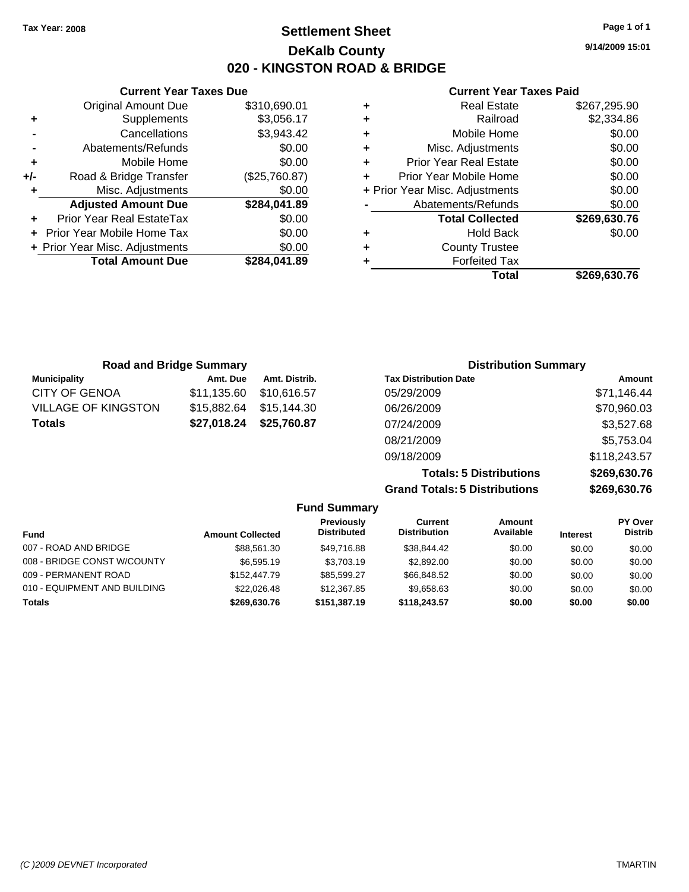Tax Year: 2008

# Settlement Sheet
## DeKalb County
## 020 - KINGSTON ROAD & BRIDGE

9/14/2009 15:01

### Current Year Taxes Due

| | | |
|---|---|---|
| | Original Amount Due | $310,690.01 |
| + | Supplements | $3,056.17 |
| - | Cancellations | $3,943.42 |
| - | Abatements/Refunds | $0.00 |
| + | Mobile Home | $0.00 |
| +/- | Road & Bridge Transfer | ($25,760.87) |
| + | Misc. Adjustments | $0.00 |
| | **Adjusted Amount Due** | **$284,041.89** |
| + | Prior Year Real EstateTax | $0.00 |
| + | Prior Year Mobile Home Tax | $0.00 |
| + | Prior Year Misc. Adjustments | $0.00 |
| | **Total Amount Due** | **$284,041.89** |

### Current Year Taxes Paid

| | | |
|---|---|---|
| + | Real Estate | $267,295.90 |
| + | Railroad | $2,334.86 |
| + | Mobile Home | $0.00 |
| + | Misc. Adjustments | $0.00 |
| + | Prior Year Real Estate | $0.00 |
| + | Prior Year Mobile Home | $0.00 |
| + | Prior Year Misc. Adjustments | $0.00 |
| - | Abatements/Refunds | $0.00 |
| | **Total Collected** | **$269,630.76** |
| + | Hold Back | $0.00 |
| + | County Trustee | |
| + | Forfeited Tax | |
| | **Total** | **$269,630.76** |

### Road and Bridge Summary

| Municipality | Amt. Due | Amt. Distrib. |
|---|---|---|
| CITY OF GENOA | $11,135.60 | $10,616.57 |
| VILLAGE OF KINGSTON | $15,882.64 | $15,144.30 |
| **Totals** | **$27,018.24** | **$25,760.87** |

### Distribution Summary

| Tax Distribution Date | Amount |
|---|---|
| 05/29/2009 | $71,146.44 |
| 06/26/2009 | $70,960.03 |
| 07/24/2009 | $3,527.68 |
| 08/21/2009 | $5,753.04 |
| 09/18/2009 | $118,243.57 |
| **Totals: 5 Distributions** | **$269,630.76** |
| **Grand Totals: 5 Distributions** | **$269,630.76** |

### Fund Summary

| Fund | Amount Collected | Previously Distributed | Current Distribution | Amount Available | Interest | PY Over Distrib |
|---|---|---|---|---|---|---|
| 007 - ROAD AND BRIDGE | $88,561.30 | $49,716.88 | $38,844.42 | $0.00 | $0.00 | $0.00 |
| 008 - BRIDGE CONST W/COUNTY | $6,595.19 | $3,703.19 | $2,892.00 | $0.00 | $0.00 | $0.00 |
| 009 - PERMANENT ROAD | $152,447.79 | $85,599.27 | $66,848.52 | $0.00 | $0.00 | $0.00 |
| 010 - EQUIPMENT AND BUILDING | $22,026.48 | $12,367.85 | $9,658.63 | $0.00 | $0.00 | $0.00 |
| **Totals** | **$269,630.76** | **$151,387.19** | **$118,243.57** | **$0.00** | **$0.00** | **$0.00** |

(C )2009 DEVNET Incorporated TMARTIN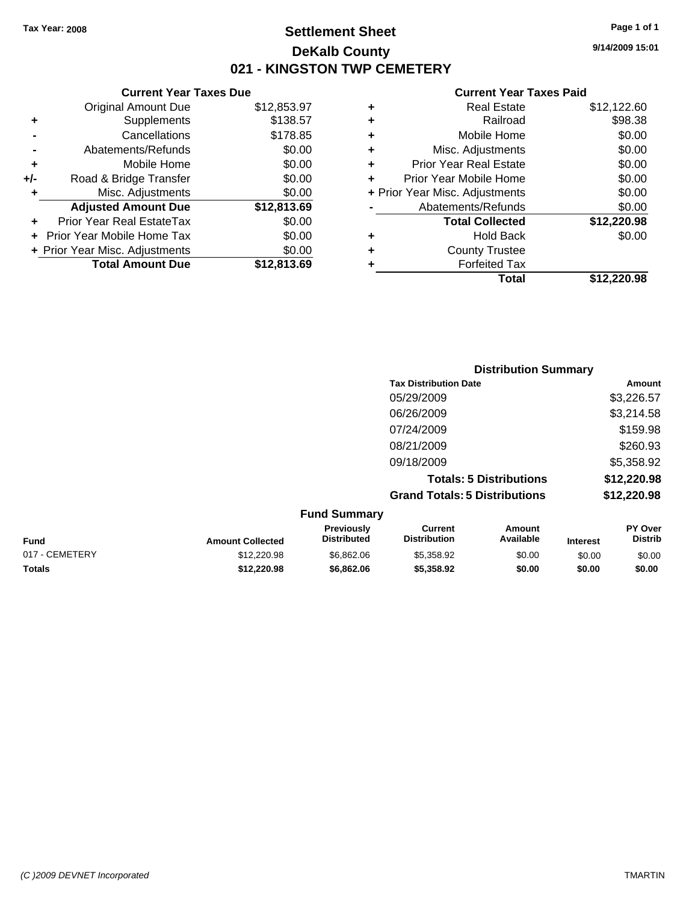Tax Year: 2008

# Settlement Sheet
## DeKalb County
## 021 - KINGSTON TWP CEMETERY

9/14/2009 15:01

### Current Year Taxes Due

| | | |
|---|---|---|
| | Original Amount Due | $12,853.97 |
| + | Supplements | $138.57 |
| - | Cancellations | $178.85 |
| - | Abatements/Refunds | $0.00 |
| + | Mobile Home | $0.00 |
| +/- | Road & Bridge Transfer | $0.00 |
| + | Misc. Adjustments | $0.00 |
| | **Adjusted Amount Due** | **$12,813.69** |
| + | Prior Year Real EstateTax | $0.00 |
| + | Prior Year Mobile Home Tax | $0.00 |
| + | Prior Year Misc. Adjustments | $0.00 |
| | **Total Amount Due** | **$12,813.69** |

### Current Year Taxes Paid

| | | |
|---|---|---|
| + | Real Estate | $12,122.60 |
| + | Railroad | $98.38 |
| + | Mobile Home | $0.00 |
| + | Misc. Adjustments | $0.00 |
| + | Prior Year Real Estate | $0.00 |
| + | Prior Year Mobile Home | $0.00 |
| + | Prior Year Misc. Adjustments | $0.00 |
| - | Abatements/Refunds | $0.00 |
| | **Total Collected** | **$12,220.98** |
| + | Hold Back | $0.00 |
| + | County Trustee | |
| + | Forfeited Tax | |
| | **Total** | **$12,220.98** |

### Distribution Summary

| Tax Distribution Date | Amount |
|---|---|
| 05/29/2009 | $3,226.57 |
| 06/26/2009 | $3,214.58 |
| 07/24/2009 | $159.98 |
| 08/21/2009 | $260.93 |
| 09/18/2009 | $5,358.92 |
| **Totals: 5 Distributions** | **$12,220.98** |
| **Grand Totals: 5 Distributions** | **$12,220.98** |

### Fund Summary

| Fund | Amount Collected | Previously Distributed | Current Distribution | Amount Available | Interest | PY Over Distrib |
|---|---|---|---|---|---|---|
| 017 - CEMETERY | $12,220.98 | $6,862.06 | $5,358.92 | $0.00 | $0.00 | $0.00 |
| **Totals** | **$12,220.98** | **$6,862.06** | **$5,358.92** | **$0.00** | **$0.00** | **$0.00** |

(C )2009 DEVNET Incorporated TMARTIN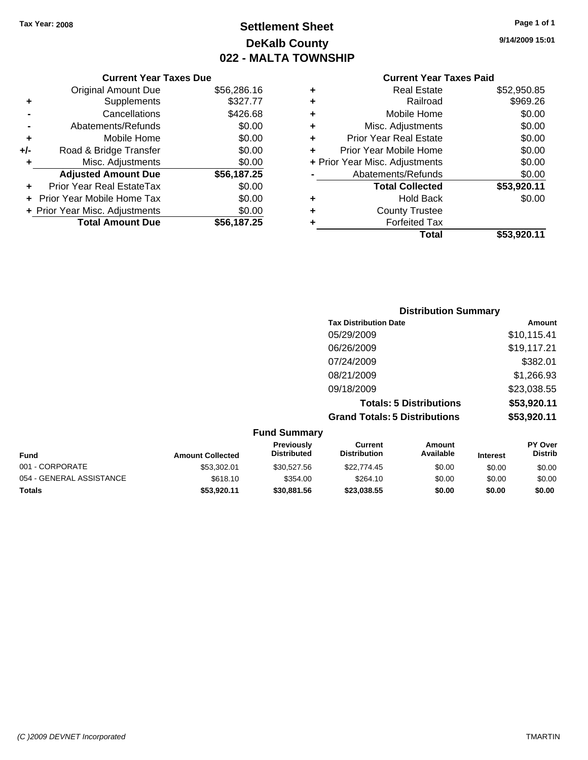Tax Year: 2008

# Settlement Sheet
## DeKalb County
## 022 - MALTA TOWNSHIP

9/14/2009 15:01

### Current Year Taxes Due

| | | |
|---|---|---|
| | Original Amount Due | $56,286.16 |
| + | Supplements | $327.77 |
| - | Cancellations | $426.68 |
| - | Abatements/Refunds | $0.00 |
| + | Mobile Home | $0.00 |
| +/- | Road & Bridge Transfer | $0.00 |
| + | Misc. Adjustments | $0.00 |
| | **Adjusted Amount Due** | **$56,187.25** |
| + | Prior Year Real EstateTax | $0.00 |
| + | Prior Year Mobile Home Tax | $0.00 |
| + | Prior Year Misc. Adjustments | $0.00 |
| | **Total Amount Due** | **$56,187.25** |

### Current Year Taxes Paid

| | | |
|---|---|---|
| + | Real Estate | $52,950.85 |
| + | Railroad | $969.26 |
| + | Mobile Home | $0.00 |
| + | Misc. Adjustments | $0.00 |
| + | Prior Year Real Estate | $0.00 |
| + | Prior Year Mobile Home | $0.00 |
| + | Prior Year Misc. Adjustments | $0.00 |
| - | Abatements/Refunds | $0.00 |
| | **Total Collected** | **$53,920.11** |
| + | Hold Back | $0.00 |
| + | County Trustee | |
| + | Forfeited Tax | |
| | **Total** | **$53,920.11** |

### Distribution Summary

| Tax Distribution Date | Amount |
|---|---|
| 05/29/2009 | $10,115.41 |
| 06/26/2009 | $19,117.21 |
| 07/24/2009 | $382.01 |
| 08/21/2009 | $1,266.93 |
| 09/18/2009 | $23,038.55 |
| **Totals: 5 Distributions** | **$53,920.11** |
| **Grand Totals: 5 Distributions** | **$53,920.11** |

### Fund Summary

| Fund | Amount Collected | Previously Distributed | Current Distribution | Amount Available | Interest | PY Over Distrib |
|---|---|---|---|---|---|---|
| 001 - CORPORATE | $53,302.01 | $30,527.56 | $22,774.45 | $0.00 | $0.00 | $0.00 |
| 054 - GENERAL ASSISTANCE | $618.10 | $354.00 | $264.10 | $0.00 | $0.00 | $0.00 |
| **Totals** | **$53,920.11** | **$30,881.56** | **$23,038.55** | **$0.00** | **$0.00** | **$0.00** |

(C )2009 DEVNET Incorporated TMARTIN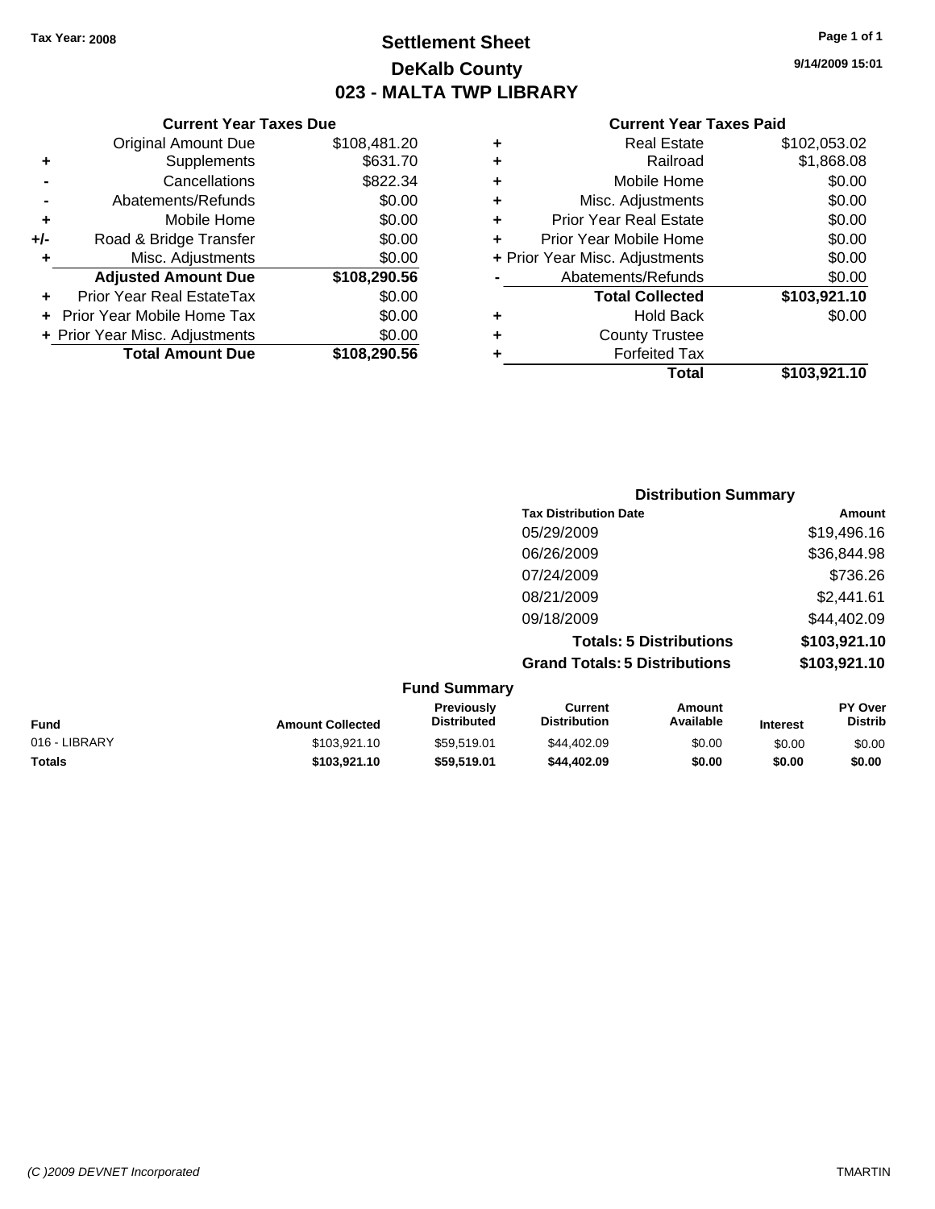Tax Year: 2008

# Settlement Sheet

## DeKalb County

## 023 - MALTA TWP LIBRARY

9/14/2009 15:01

### Current Year Taxes Due

| | | |
|---|---|---|
| | Original Amount Due | $108,481.20 |
| + | Supplements | $631.70 |
| - | Cancellations | $822.34 |
| - | Abatements/Refunds | $0.00 |
| + | Mobile Home | $0.00 |
| +/- | Road & Bridge Transfer | $0.00 |
| + | Misc. Adjustments | $0.00 |
| | **Adjusted Amount Due** | **$108,290.56** |
| + | Prior Year Real EstateTax | $0.00 |
| + | Prior Year Mobile Home Tax | $0.00 |
| + | Prior Year Misc. Adjustments | $0.00 |
| | **Total Amount Due** | **$108,290.56** |

### Current Year Taxes Paid

| | | |
|---|---|---|
| + | Real Estate | $102,053.02 |
| + | Railroad | $1,868.08 |
| + | Mobile Home | $0.00 |
| + | Misc. Adjustments | $0.00 |
| + | Prior Year Real Estate | $0.00 |
| + | Prior Year Mobile Home | $0.00 |
| + | Prior Year Misc. Adjustments | $0.00 |
| - | Abatements/Refunds | $0.00 |
| | **Total Collected** | **$103,921.10** |
| + | Hold Back | $0.00 |
| + | County Trustee | |
| + | Forfeited Tax | |
| | **Total** | **$103,921.10** |

### Distribution Summary

| Tax Distribution Date | Amount |
|---|---|
| 05/29/2009 | $19,496.16 |
| 06/26/2009 | $36,844.98 |
| 07/24/2009 | $736.26 |
| 08/21/2009 | $2,441.61 |
| 09/18/2009 | $44,402.09 |
| **Totals: 5 Distributions** | **$103,921.10** |
| **Grand Totals: 5 Distributions** | **$103,921.10** |

### Fund Summary

| Fund | Amount Collected | Previously Distributed | Current Distribution | Amount Available | Interest | PY Over Distrib |
|---|---|---|---|---|---|---|
| 016 - LIBRARY | $103,921.10 | $59,519.01 | $44,402.09 | $0.00 | $0.00 | $0.00 |
| **Totals** | **$103,921.10** | **$59,519.01** | **$44,402.09** | **$0.00** | **$0.00** | **$0.00** |

(C )2009 DEVNET Incorporated TMARTIN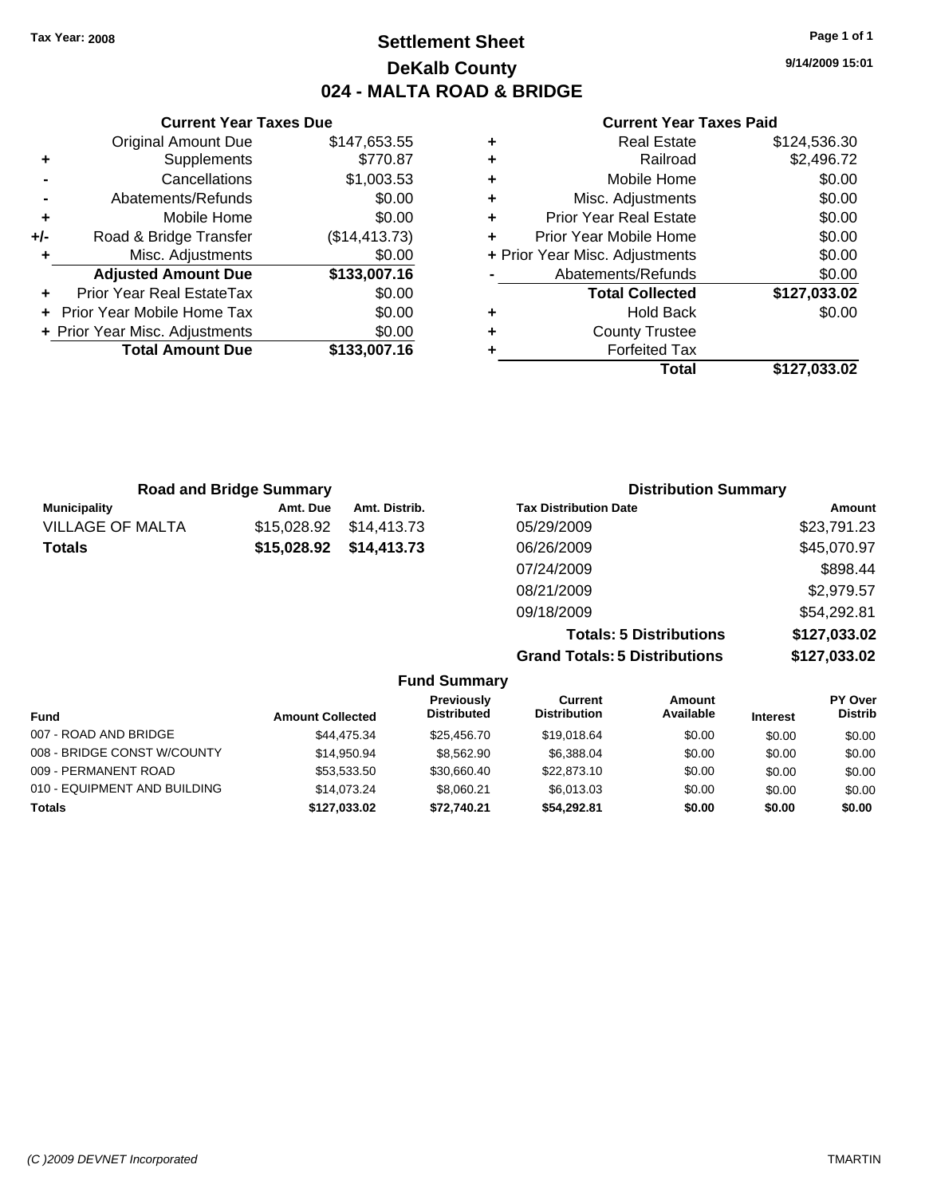Tax Year: 2008

# Settlement Sheet
## DeKalb County
## 024 - MALTA ROAD & BRIDGE

9/14/2009 15:01

### Current Year Taxes Due

| | | |
|---|---|---|
| | Original Amount Due | $147,653.55 |
| + | Supplements | $770.87 |
| - | Cancellations | $1,003.53 |
| - | Abatements/Refunds | $0.00 |
| + | Mobile Home | $0.00 |
| +/- | Road & Bridge Transfer | ($14,413.73) |
| + | Misc. Adjustments | $0.00 |
| | **Adjusted Amount Due** | **$133,007.16** |
| + | Prior Year Real EstateTax | $0.00 |
| + | Prior Year Mobile Home Tax | $0.00 |
| + | Prior Year Misc. Adjustments | $0.00 |
| | **Total Amount Due** | **$133,007.16** |

### Current Year Taxes Paid

| | | |
|---|---|---|
| + | Real Estate | $124,536.30 |
| + | Railroad | $2,496.72 |
| + | Mobile Home | $0.00 |
| + | Misc. Adjustments | $0.00 |
| + | Prior Year Real Estate | $0.00 |
| + | Prior Year Mobile Home | $0.00 |
| + | Prior Year Misc. Adjustments | $0.00 |
| - | Abatements/Refunds | $0.00 |
| | **Total Collected** | **$127,033.02** |
| + | Hold Back | $0.00 |
| + | County Trustee | |
| + | Forfeited Tax | |
| | **Total** | **$127,033.02** |

### Road and Bridge Summary

| Municipality | Amt. Due | Amt. Distrib. |
|---|---|---|
| VILLAGE OF MALTA | $15,028.92 | $14,413.73 |
| **Totals** | **$15,028.92** | **$14,413.73** |

### Distribution Summary

| Tax Distribution Date | Amount |
|---|---|
| 05/29/2009 | $23,791.23 |
| 06/26/2009 | $45,070.97 |
| 07/24/2009 | $898.44 |
| 08/21/2009 | $2,979.57 |
| 09/18/2009 | $54,292.81 |
| **Totals: 5 Distributions** | **$127,033.02** |
| **Grand Totals: 5 Distributions** | **$127,033.02** |

### Fund Summary

| Fund | Amount Collected | Previously Distributed | Current Distribution | Amount Available | Interest | PY Over Distrib |
|---|---|---|---|---|---|---|
| 007 - ROAD AND BRIDGE | $44,475.34 | $25,456.70 | $19,018.64 | $0.00 | $0.00 | $0.00 |
| 008 - BRIDGE CONST W/COUNTY | $14,950.94 | $8,562.90 | $6,388.04 | $0.00 | $0.00 | $0.00 |
| 009 - PERMANENT ROAD | $53,533.50 | $30,660.40 | $22,873.10 | $0.00 | $0.00 | $0.00 |
| 010 - EQUIPMENT AND BUILDING | $14,073.24 | $8,060.21 | $6,013.03 | $0.00 | $0.00 | $0.00 |
| **Totals** | **$127,033.02** | **$72,740.21** | **$54,292.81** | **$0.00** | **$0.00** | **$0.00** |

(C )2009 DEVNET Incorporated TMARTIN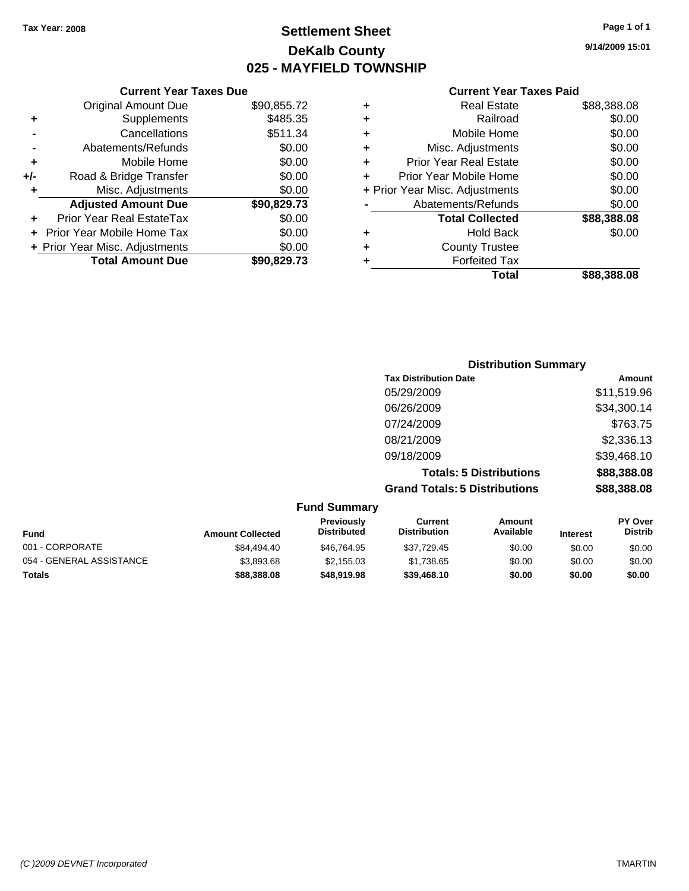Tax Year: 2008

# Settlement Sheet
## DeKalb County
## 025 - MAYFIELD TOWNSHIP

9/14/2009 15:01

### Current Year Taxes Due

| | | |
|---|---|---|
| | Original Amount Due | $90,855.72 |
| + | Supplements | $485.35 |
| - | Cancellations | $511.34 |
| - | Abatements/Refunds | $0.00 |
| + | Mobile Home | $0.00 |
| +/- | Road & Bridge Transfer | $0.00 |
| + | Misc. Adjustments | $0.00 |
| | **Adjusted Amount Due** | **$90,829.73** |
| + | Prior Year Real EstateTax | $0.00 |
| + | Prior Year Mobile Home Tax | $0.00 |
| + | Prior Year Misc. Adjustments | $0.00 |
| | **Total Amount Due** | **$90,829.73** |

### Current Year Taxes Paid

| | | |
|---|---|---|
| + | Real Estate | $88,388.08 |
| + | Railroad | $0.00 |
| + | Mobile Home | $0.00 |
| + | Misc. Adjustments | $0.00 |
| + | Prior Year Real Estate | $0.00 |
| + | Prior Year Mobile Home | $0.00 |
| + | Prior Year Misc. Adjustments | $0.00 |
| - | Abatements/Refunds | $0.00 |
| | **Total Collected** | **$88,388.08** |
| + | Hold Back | $0.00 |
| + | County Trustee | |
| + | Forfeited Tax | |
| | **Total** | **$88,388.08** |

### Distribution Summary

| Tax Distribution Date | Amount |
|---|---|
| 05/29/2009 | $11,519.96 |
| 06/26/2009 | $34,300.14 |
| 07/24/2009 | $763.75 |
| 08/21/2009 | $2,336.13 |
| 09/18/2009 | $39,468.10 |
| **Totals: 5 Distributions** | **$88,388.08** |
| **Grand Totals: 5 Distributions** | **$88,388.08** |

### Fund Summary

| Fund | Amount Collected | Previously Distributed | Current Distribution | Amount Available | Interest | PY Over Distrib |
|---|---|---|---|---|---|---|
| 001 - CORPORATE | $84,494.40 | $46,764.95 | $37,729.45 | $0.00 | $0.00 | $0.00 |
| 054 - GENERAL ASSISTANCE | $3,893.68 | $2,155.03 | $1,738.65 | $0.00 | $0.00 | $0.00 |
| **Totals** | **$88,388.08** | **$48,919.98** | **$39,468.10** | **$0.00** | **$0.00** | **$0.00** |

(C )2009 DEVNET Incorporated TMARTIN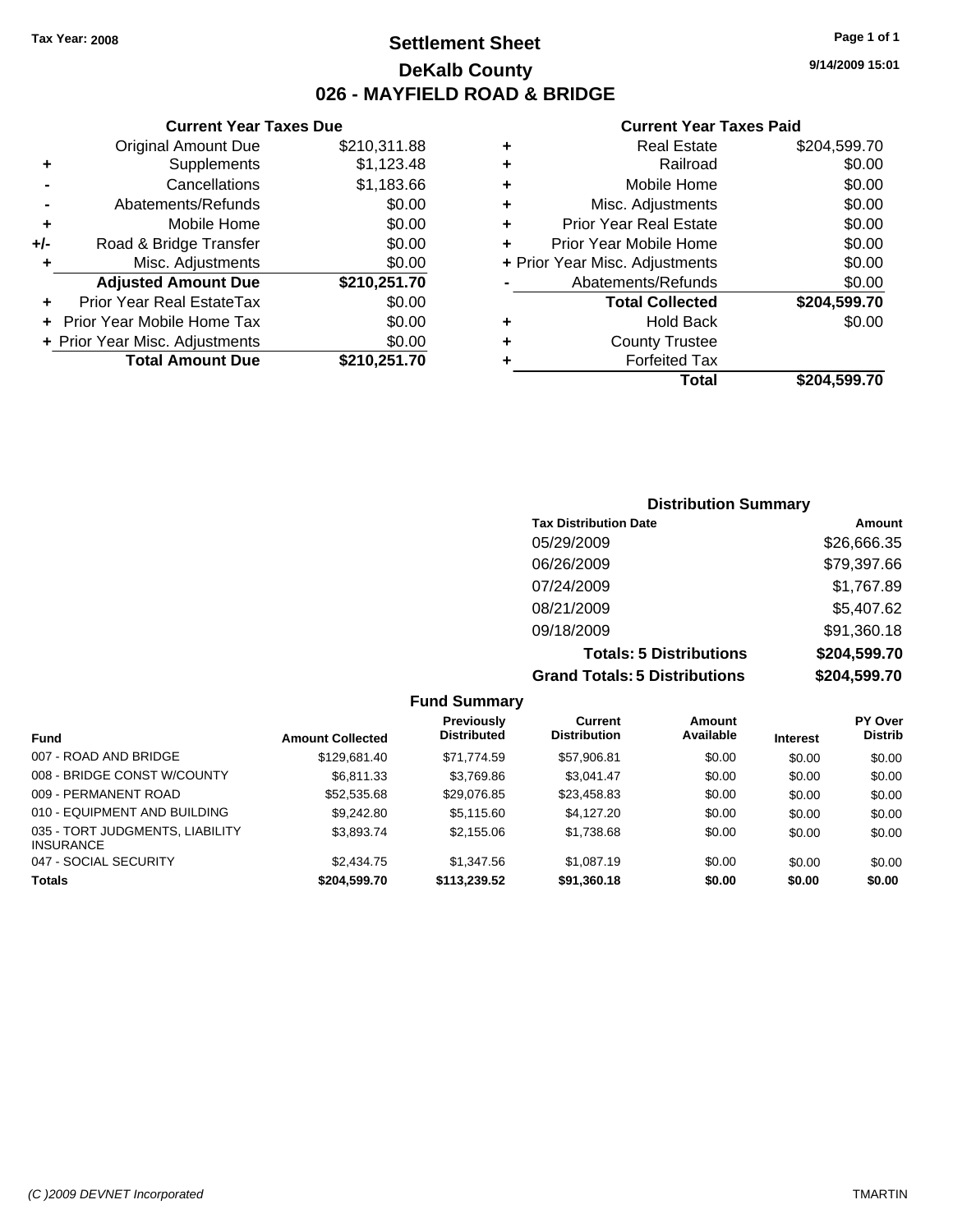Tax Year: 2008

# Settlement Sheet
## DeKalb County
## 026 - MAYFIELD ROAD & BRIDGE

9/14/2009 15:01

### Current Year Taxes Due

| | | |
|---|---|---|
| | Original Amount Due | $210,311.88 |
| + | Supplements | $1,123.48 |
| - | Cancellations | $1,183.66 |
| - | Abatements/Refunds | $0.00 |
| + | Mobile Home | $0.00 |
| +/- | Road & Bridge Transfer | $0.00 |
| + | Misc. Adjustments | $0.00 |
| | **Adjusted Amount Due** | **$210,251.70** |
| + | Prior Year Real EstateTax | $0.00 |
| + | Prior Year Mobile Home Tax | $0.00 |
| + | Prior Year Misc. Adjustments | $0.00 |
| | **Total Amount Due** | **$210,251.70** |

### Current Year Taxes Paid

| | | |
|---|---|---|
| + | Real Estate | $204,599.70 |
| + | Railroad | $0.00 |
| + | Mobile Home | $0.00 |
| + | Misc. Adjustments | $0.00 |
| + | Prior Year Real Estate | $0.00 |
| + | Prior Year Mobile Home | $0.00 |
| + | Prior Year Misc. Adjustments | $0.00 |
| - | Abatements/Refunds | $0.00 |
| | **Total Collected** | **$204,599.70** |
| + | Hold Back | $0.00 |
| + | County Trustee | |
| + | Forfeited Tax | |
| | **Total** | **$204,599.70** |

### Distribution Summary

| Tax Distribution Date | Amount |
|---|---|
| 05/29/2009 | $26,666.35 |
| 06/26/2009 | $79,397.66 |
| 07/24/2009 | $1,767.89 |
| 08/21/2009 | $5,407.62 |
| 09/18/2009 | $91,360.18 |
| **Totals: 5 Distributions** | **$204,599.70** |
| **Grand Totals: 5 Distributions** | **$204,599.70** |

### Fund Summary

| Fund | Amount Collected | Previously Distributed | Current Distribution | Amount Available | Interest | PY Over Distrib |
|---|---|---|---|---|---|---|
| 007 - ROAD AND BRIDGE | $129,681.40 | $71,774.59 | $57,906.81 | $0.00 | $0.00 | $0.00 |
| 008 - BRIDGE CONST W/COUNTY | $6,811.33 | $3,769.86 | $3,041.47 | $0.00 | $0.00 | $0.00 |
| 009 - PERMANENT ROAD | $52,535.68 | $29,076.85 | $23,458.83 | $0.00 | $0.00 | $0.00 |
| 010 - EQUIPMENT AND BUILDING | $9,242.80 | $5,115.60 | $4,127.20 | $0.00 | $0.00 | $0.00 |
| 035 - TORT JUDGMENTS, LIABILITY INSURANCE | $3,893.74 | $2,155.06 | $1,738.68 | $0.00 | $0.00 | $0.00 |
| 047 - SOCIAL SECURITY | $2,434.75 | $1,347.56 | $1,087.19 | $0.00 | $0.00 | $0.00 |
| **Totals** | **$204,599.70** | **$113,239.52** | **$91,360.18** | **$0.00** | **$0.00** | **$0.00** |

(C )2009 DEVNET Incorporated TMARTIN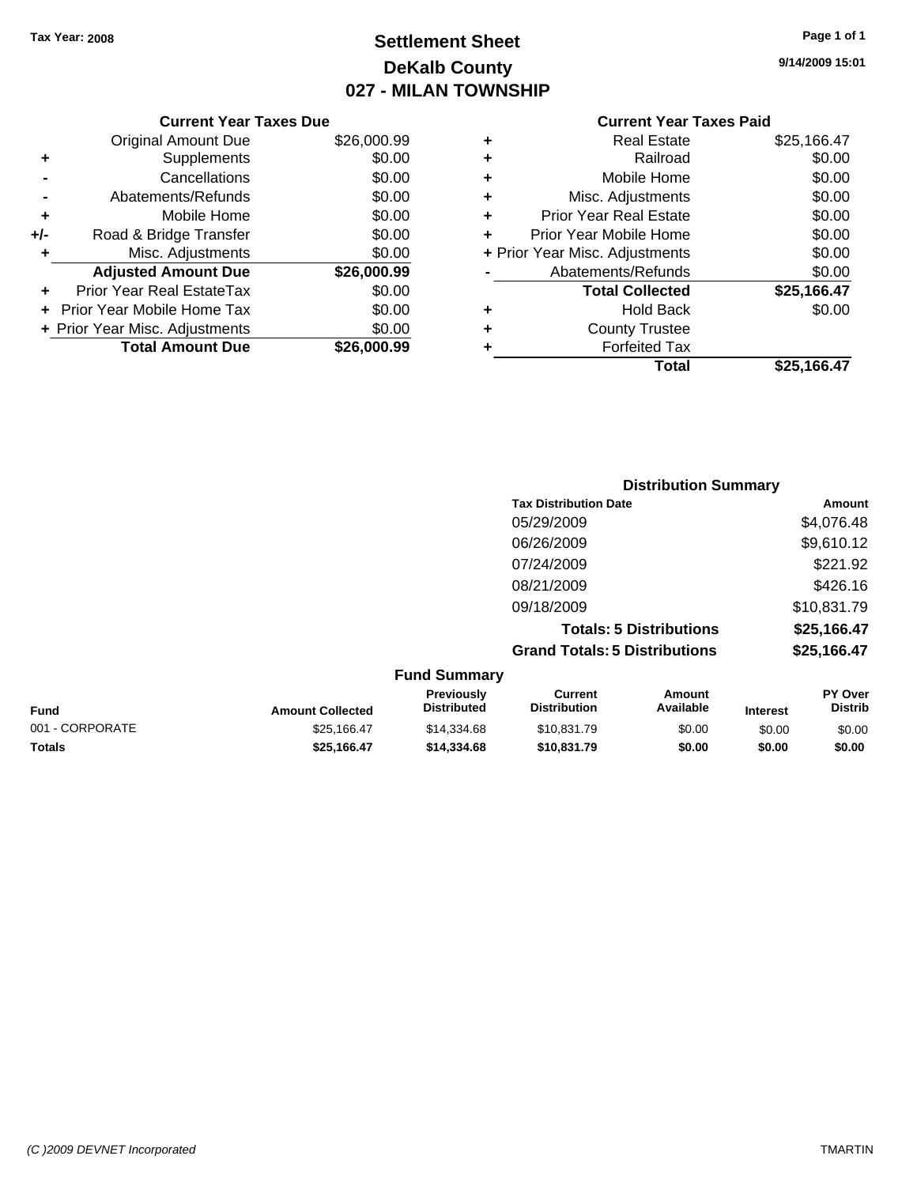Tax Year: 2008

# Settlement Sheet
## DeKalb County
## 027 - MILAN TOWNSHIP

9/14/2009 15:01

### Current Year Taxes Due

| | | |
|---|---|---|
| | Original Amount Due | $26,000.99 |
| + | Supplements | $0.00 |
| - | Cancellations | $0.00 |
| - | Abatements/Refunds | $0.00 |
| + | Mobile Home | $0.00 |
| +/- | Road & Bridge Transfer | $0.00 |
| + | Misc. Adjustments | $0.00 |
| | **Adjusted Amount Due** | **$26,000.99** |
| + | Prior Year Real EstateTax | $0.00 |
| + | Prior Year Mobile Home Tax | $0.00 |
| + | Prior Year Misc. Adjustments | $0.00 |
| | **Total Amount Due** | **$26,000.99** |

### Current Year Taxes Paid

| | | |
|---|---|---|
| + | Real Estate | $25,166.47 |
| + | Railroad | $0.00 |
| + | Mobile Home | $0.00 |
| + | Misc. Adjustments | $0.00 |
| + | Prior Year Real Estate | $0.00 |
| + | Prior Year Mobile Home | $0.00 |
| + | Prior Year Misc. Adjustments | $0.00 |
| - | Abatements/Refunds | $0.00 |
| | **Total Collected** | **$25,166.47** |
| + | Hold Back | $0.00 |
| + | County Trustee | |
| + | Forfeited Tax | |
| | **Total** | **$25,166.47** |

### Distribution Summary

| Tax Distribution Date | Amount |
|---|---|
| 05/29/2009 | $4,076.48 |
| 06/26/2009 | $9,610.12 |
| 07/24/2009 | $221.92 |
| 08/21/2009 | $426.16 |
| 09/18/2009 | $10,831.79 |
| **Totals: 5 Distributions** | **$25,166.47** |
| **Grand Totals: 5 Distributions** | **$25,166.47** |

### Fund Summary

| Fund | Amount Collected | Previously Distributed | Current Distribution | Amount Available | Interest | PY Over Distrib |
|---|---|---|---|---|---|---|
| 001 - CORPORATE | $25,166.47 | $14,334.68 | $10,831.79 | $0.00 | $0.00 | $0.00 |
| **Totals** | **$25,166.47** | **$14,334.68** | **$10,831.79** | **$0.00** | **$0.00** | **$0.00** |

(C )2009 DEVNET Incorporated TMARTIN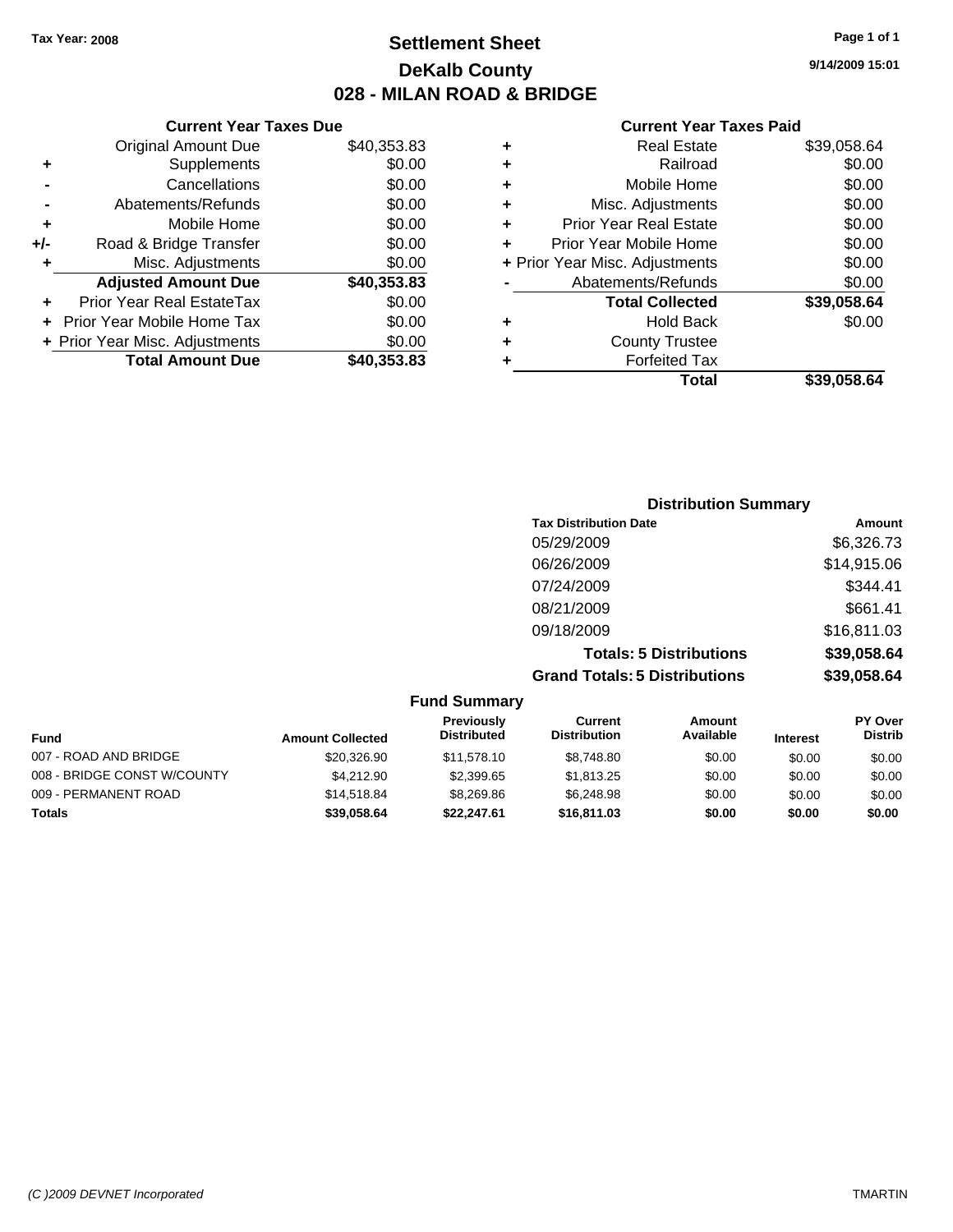Tax Year: 2008

# Settlement Sheet
## DeKalb County
## 028 - MILAN ROAD & BRIDGE

9/14/2009 15:01

### Current Year Taxes Due

| | | |
|---|---|---|
| | Original Amount Due | $40,353.83 |
| + | Supplements | $0.00 |
| - | Cancellations | $0.00 |
| - | Abatements/Refunds | $0.00 |
| + | Mobile Home | $0.00 |
| +/- | Road & Bridge Transfer | $0.00 |
| + | Misc. Adjustments | $0.00 |
| | **Adjusted Amount Due** | **$40,353.83** |
| + | Prior Year Real EstateTax | $0.00 |
| + | Prior Year Mobile Home Tax | $0.00 |
| + | Prior Year Misc. Adjustments | $0.00 |
| | **Total Amount Due** | **$40,353.83** |

### Current Year Taxes Paid

| | | |
|---|---|---|
| + | Real Estate | $39,058.64 |
| + | Railroad | $0.00 |
| + | Mobile Home | $0.00 |
| + | Misc. Adjustments | $0.00 |
| + | Prior Year Real Estate | $0.00 |
| + | Prior Year Mobile Home | $0.00 |
| + | Prior Year Misc. Adjustments | $0.00 |
| - | Abatements/Refunds | $0.00 |
| | **Total Collected** | **$39,058.64** |
| + | Hold Back | $0.00 |
| + | County Trustee | |
| + | Forfeited Tax | |
| | **Total** | **$39,058.64** |

### Distribution Summary

| Tax Distribution Date | Amount |
|---|---|
| 05/29/2009 | $6,326.73 |
| 06/26/2009 | $14,915.06 |
| 07/24/2009 | $344.41 |
| 08/21/2009 | $661.41 |
| 09/18/2009 | $16,811.03 |
| **Totals: 5 Distributions** | **$39,058.64** |
| **Grand Totals: 5 Distributions** | **$39,058.64** |

### Fund Summary

| Fund | Amount Collected | Previously Distributed | Current Distribution | Amount Available | Interest | PY Over Distrib |
|---|---|---|---|---|---|---|
| 007 - ROAD AND BRIDGE | $20,326.90 | $11,578.10 | $8,748.80 | $0.00 | $0.00 | $0.00 |
| 008 - BRIDGE CONST W/COUNTY | $4,212.90 | $2,399.65 | $1,813.25 | $0.00 | $0.00 | $0.00 |
| 009 - PERMANENT ROAD | $14,518.84 | $8,269.86 | $6,248.98 | $0.00 | $0.00 | $0.00 |
| **Totals** | **$39,058.64** | **$22,247.61** | **$16,811.03** | **$0.00** | **$0.00** | **$0.00** |

(C )2009 DEVNET Incorporated TMARTIN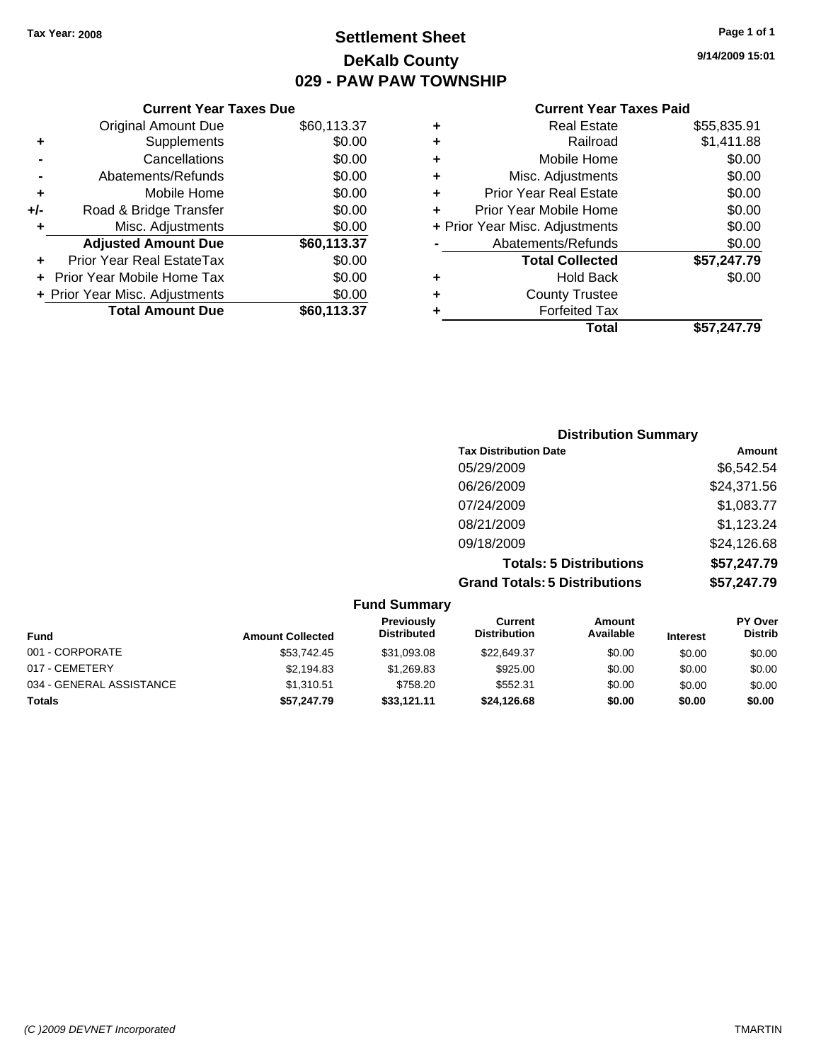Tax Year: 2008

# Settlement Sheet
## DeKalb County
## 029 - PAW PAW TOWNSHIP

9/14/2009 15:01

### Current Year Taxes Due

| | | |
|---|---|---|
| | Original Amount Due | $60,113.37 |
| + | Supplements | $0.00 |
| - | Cancellations | $0.00 |
| - | Abatements/Refunds | $0.00 |
| + | Mobile Home | $0.00 |
| +/- | Road & Bridge Transfer | $0.00 |
| + | Misc. Adjustments | $0.00 |
| | **Adjusted Amount Due** | **$60,113.37** |
| + | Prior Year Real EstateTax | $0.00 |
| + | Prior Year Mobile Home Tax | $0.00 |
| + | Prior Year Misc. Adjustments | $0.00 |
| | **Total Amount Due** | **$60,113.37** |

### Current Year Taxes Paid

| | | |
|---|---|---|
| + | Real Estate | $55,835.91 |
| + | Railroad | $1,411.88 |
| + | Mobile Home | $0.00 |
| + | Misc. Adjustments | $0.00 |
| + | Prior Year Real Estate | $0.00 |
| + | Prior Year Mobile Home | $0.00 |
| + | Prior Year Misc. Adjustments | $0.00 |
| - | Abatements/Refunds | $0.00 |
| | **Total Collected** | **$57,247.79** |
| + | Hold Back | $0.00 |
| + | County Trustee | |
| + | Forfeited Tax | |
| | **Total** | **$57,247.79** |

### Distribution Summary

| Tax Distribution Date | Amount |
|---|---|
| 05/29/2009 | $6,542.54 |
| 06/26/2009 | $24,371.56 |
| 07/24/2009 | $1,083.77 |
| 08/21/2009 | $1,123.24 |
| 09/18/2009 | $24,126.68 |
| **Totals: 5 Distributions** | **$57,247.79** |
| **Grand Totals: 5 Distributions** | **$57,247.79** |

### Fund Summary

| Fund | Amount Collected | Previously Distributed | Current Distribution | Amount Available | Interest | PY Over Distrib |
|---|---|---|---|---|---|---|
| 001 - CORPORATE | $53,742.45 | $31,093.08 | $22,649.37 | $0.00 | $0.00 | $0.00 |
| 017 - CEMETERY | $2,194.83 | $1,269.83 | $925.00 | $0.00 | $0.00 | $0.00 |
| 034 - GENERAL ASSISTANCE | $1,310.51 | $758.20 | $552.31 | $0.00 | $0.00 | $0.00 |
| **Totals** | **$57,247.79** | **$33,121.11** | **$24,126.68** | **$0.00** | **$0.00** | **$0.00** |

(C )2009 DEVNET Incorporated — TMARTIN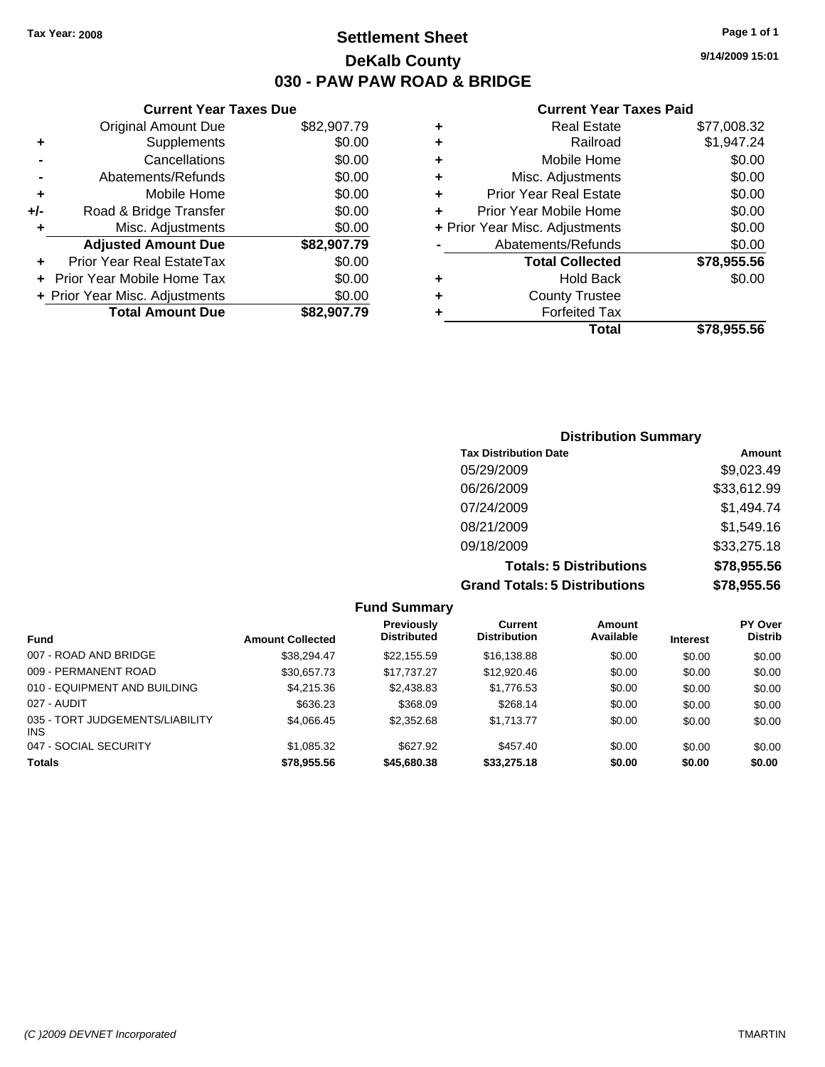Tax Year: 2008

# Settlement Sheet
## DeKalb County
## 030 - PAW PAW ROAD & BRIDGE

9/14/2009 15:01

### Current Year Taxes Due

| | | |
|---|---|---|
| | Original Amount Due | $82,907.79 |
| + | Supplements | $0.00 |
| - | Cancellations | $0.00 |
| - | Abatements/Refunds | $0.00 |
| + | Mobile Home | $0.00 |
| +/- | Road & Bridge Transfer | $0.00 |
| + | Misc. Adjustments | $0.00 |
| | **Adjusted Amount Due** | **$82,907.79** |
| + | Prior Year Real EstateTax | $0.00 |
| + | Prior Year Mobile Home Tax | $0.00 |
| + | Prior Year Misc. Adjustments | $0.00 |
| | **Total Amount Due** | **$82,907.79** |

### Current Year Taxes Paid

| | | |
|---|---|---|
| + | Real Estate | $77,008.32 |
| + | Railroad | $1,947.24 |
| + | Mobile Home | $0.00 |
| + | Misc. Adjustments | $0.00 |
| + | Prior Year Real Estate | $0.00 |
| + | Prior Year Mobile Home | $0.00 |
| + | Prior Year Misc. Adjustments | $0.00 |
| - | Abatements/Refunds | $0.00 |
| | **Total Collected** | **$78,955.56** |
| + | Hold Back | $0.00 |
| + | County Trustee | |
| + | Forfeited Tax | |
| | **Total** | **$78,955.56** |

### Distribution Summary

| Tax Distribution Date | Amount |
|---|---|
| 05/29/2009 | $9,023.49 |
| 06/26/2009 | $33,612.99 |
| 07/24/2009 | $1,494.74 |
| 08/21/2009 | $1,549.16 |
| 09/18/2009 | $33,275.18 |
| **Totals: 5 Distributions** | **$78,955.56** |
| **Grand Totals: 5 Distributions** | **$78,955.56** |

### Fund Summary

| Fund | Amount Collected | Previously Distributed | Current Distribution | Amount Available | Interest | PY Over Distrib |
|---|---|---|---|---|---|---|
| 007 - ROAD AND BRIDGE | $38,294.47 | $22,155.59 | $16,138.88 | $0.00 | $0.00 | $0.00 |
| 009 - PERMANENT ROAD | $30,657.73 | $17,737.27 | $12,920.46 | $0.00 | $0.00 | $0.00 |
| 010 - EQUIPMENT AND BUILDING | $4,215.36 | $2,438.83 | $1,776.53 | $0.00 | $0.00 | $0.00 |
| 027 - AUDIT | $636.23 | $368.09 | $268.14 | $0.00 | $0.00 | $0.00 |
| 035 - TORT JUDGEMENTS/LIABILITY INS | $4,066.45 | $2,352.68 | $1,713.77 | $0.00 | $0.00 | $0.00 |
| 047 - SOCIAL SECURITY | $1,085.32 | $627.92 | $457.40 | $0.00 | $0.00 | $0.00 |
| **Totals** | **$78,955.56** | **$45,680.38** | **$33,275.18** | **$0.00** | **$0.00** | **$0.00** |

(C )2009 DEVNET Incorporated TMARTIN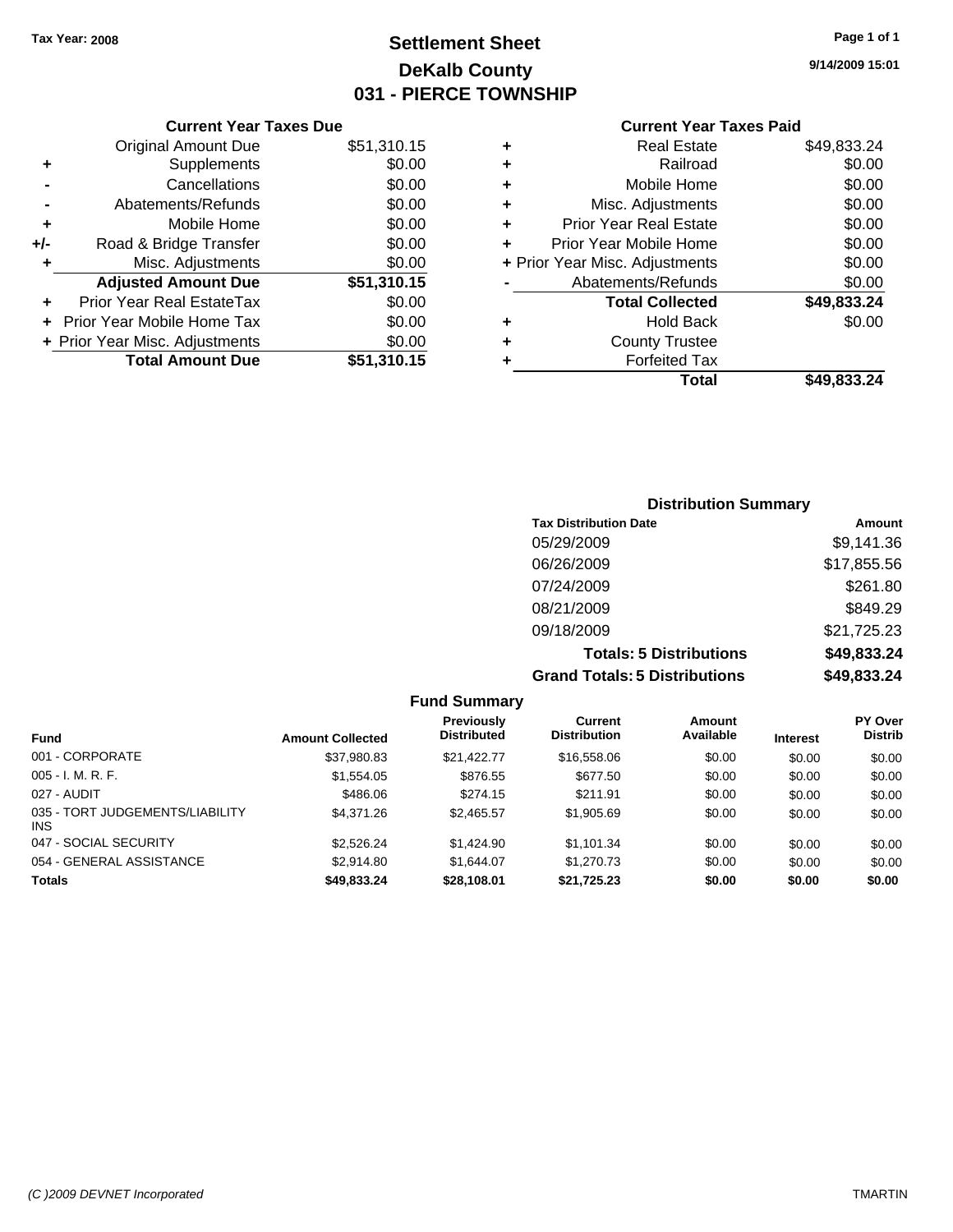Tax Year: 2008

# Settlement Sheet
## DeKalb County
## 031 - PIERCE TOWNSHIP

9/14/2009 15:01

### Current Year Taxes Due

| | | |
|---|---|---|
| | Original Amount Due | $51,310.15 |
| + | Supplements | $0.00 |
| - | Cancellations | $0.00 |
| - | Abatements/Refunds | $0.00 |
| + | Mobile Home | $0.00 |
| +/- | Road & Bridge Transfer | $0.00 |
| + | Misc. Adjustments | $0.00 |
| | **Adjusted Amount Due** | **$51,310.15** |
| + | Prior Year Real EstateTax | $0.00 |
| + | Prior Year Mobile Home Tax | $0.00 |
| + | Prior Year Misc. Adjustments | $0.00 |
| | **Total Amount Due** | **$51,310.15** |

### Current Year Taxes Paid

| | | |
|---|---|---|
| + | Real Estate | $49,833.24 |
| + | Railroad | $0.00 |
| + | Mobile Home | $0.00 |
| + | Misc. Adjustments | $0.00 |
| + | Prior Year Real Estate | $0.00 |
| + | Prior Year Mobile Home | $0.00 |
| + | Prior Year Misc. Adjustments | $0.00 |
| - | Abatements/Refunds | $0.00 |
| | **Total Collected** | **$49,833.24** |
| + | Hold Back | $0.00 |
| + | County Trustee | |
| + | Forfeited Tax | |
| | **Total** | **$49,833.24** |

### Distribution Summary

| Tax Distribution Date | Amount |
|---|---|
| 05/29/2009 | $9,141.36 |
| 06/26/2009 | $17,855.56 |
| 07/24/2009 | $261.80 |
| 08/21/2009 | $849.29 |
| 09/18/2009 | $21,725.23 |
| **Totals: 5 Distributions** | **$49,833.24** |
| **Grand Totals: 5 Distributions** | **$49,833.24** |

### Fund Summary

| Fund | Amount Collected | Previously Distributed | Current Distribution | Amount Available | Interest | PY Over Distrib |
|---|---|---|---|---|---|---|
| 001 - CORPORATE | $37,980.83 | $21,422.77 | $16,558.06 | $0.00 | $0.00 | $0.00 |
| 005 - I. M. R. F. | $1,554.05 | $876.55 | $677.50 | $0.00 | $0.00 | $0.00 |
| 027 - AUDIT | $486.06 | $274.15 | $211.91 | $0.00 | $0.00 | $0.00 |
| 035 - TORT JUDGEMENTS/LIABILITY INS | $4,371.26 | $2,465.57 | $1,905.69 | $0.00 | $0.00 | $0.00 |
| 047 - SOCIAL SECURITY | $2,526.24 | $1,424.90 | $1,101.34 | $0.00 | $0.00 | $0.00 |
| 054 - GENERAL ASSISTANCE | $2,914.80 | $1,644.07 | $1,270.73 | $0.00 | $0.00 | $0.00 |
| **Totals** | **$49,833.24** | **$28,108.01** | **$21,725.23** | **$0.00** | **$0.00** | **$0.00** |

(C )2009 DEVNET Incorporated TMARTIN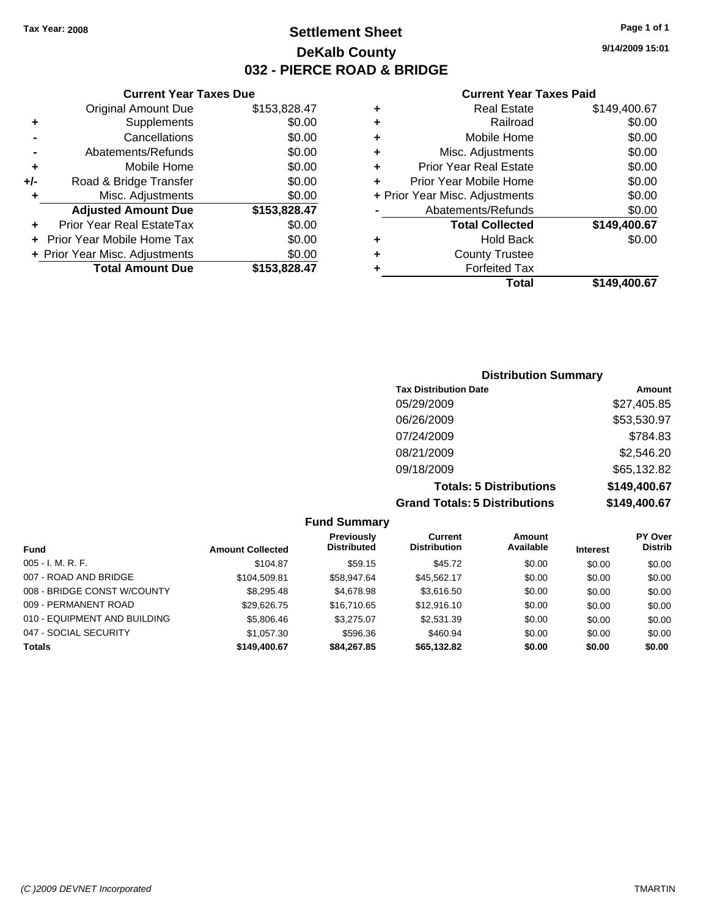Tax Year: 2008

# Settlement Sheet
# DeKalb County
## 032 - PIERCE ROAD & BRIDGE

9/14/2009 15:01

### Current Year Taxes Due

| | | |
|---|---|---|
| | Original Amount Due | $153,828.47 |
| + | Supplements | $0.00 |
| - | Cancellations | $0.00 |
| - | Abatements/Refunds | $0.00 |
| + | Mobile Home | $0.00 |
| +/- | Road & Bridge Transfer | $0.00 |
| + | Misc. Adjustments | $0.00 |
| | **Adjusted Amount Due** | **$153,828.47** |
| + | Prior Year Real EstateTax | $0.00 |
| + | Prior Year Mobile Home Tax | $0.00 |
| + | Prior Year Misc. Adjustments | $0.00 |
| | **Total Amount Due** | **$153,828.47** |

### Current Year Taxes Paid

| | | |
|---|---|---|
| + | Real Estate | $149,400.67 |
| + | Railroad | $0.00 |
| + | Mobile Home | $0.00 |
| + | Misc. Adjustments | $0.00 |
| + | Prior Year Real Estate | $0.00 |
| + | Prior Year Mobile Home | $0.00 |
| + | Prior Year Misc. Adjustments | $0.00 |
| - | Abatements/Refunds | $0.00 |
| | **Total Collected** | **$149,400.67** |
| + | Hold Back | $0.00 |
| + | County Trustee | |
| + | Forfeited Tax | |
| | **Total** | **$149,400.67** |

### Distribution Summary

| Tax Distribution Date | Amount |
|---|---|
| 05/29/2009 | $27,405.85 |
| 06/26/2009 | $53,530.97 |
| 07/24/2009 | $784.83 |
| 08/21/2009 | $2,546.20 |
| 09/18/2009 | $65,132.82 |
| **Totals: 5 Distributions** | **$149,400.67** |
| **Grand Totals: 5 Distributions** | **$149,400.67** |

### Fund Summary

| Fund | Amount Collected | Previously Distributed | Current Distribution | Amount Available | Interest | PY Over Distrib |
|---|---|---|---|---|---|---|
| 005 - I. M. R. F. | $104.87 | $59.15 | $45.72 | $0.00 | $0.00 | $0.00 |
| 007 - ROAD AND BRIDGE | $104,509.81 | $58,947.64 | $45,562.17 | $0.00 | $0.00 | $0.00 |
| 008 - BRIDGE CONST W/COUNTY | $8,295.48 | $4,678.98 | $3,616.50 | $0.00 | $0.00 | $0.00 |
| 009 - PERMANENT ROAD | $29,626.75 | $16,710.65 | $12,916.10 | $0.00 | $0.00 | $0.00 |
| 010 - EQUIPMENT AND BUILDING | $5,806.46 | $3,275.07 | $2,531.39 | $0.00 | $0.00 | $0.00 |
| 047 - SOCIAL SECURITY | $1,057.30 | $596.36 | $460.94 | $0.00 | $0.00 | $0.00 |
| **Totals** | **$149,400.67** | **$84,267.85** | **$65,132.82** | **$0.00** | **$0.00** | **$0.00** |

(C )2009 DEVNET Incorporated TMARTIN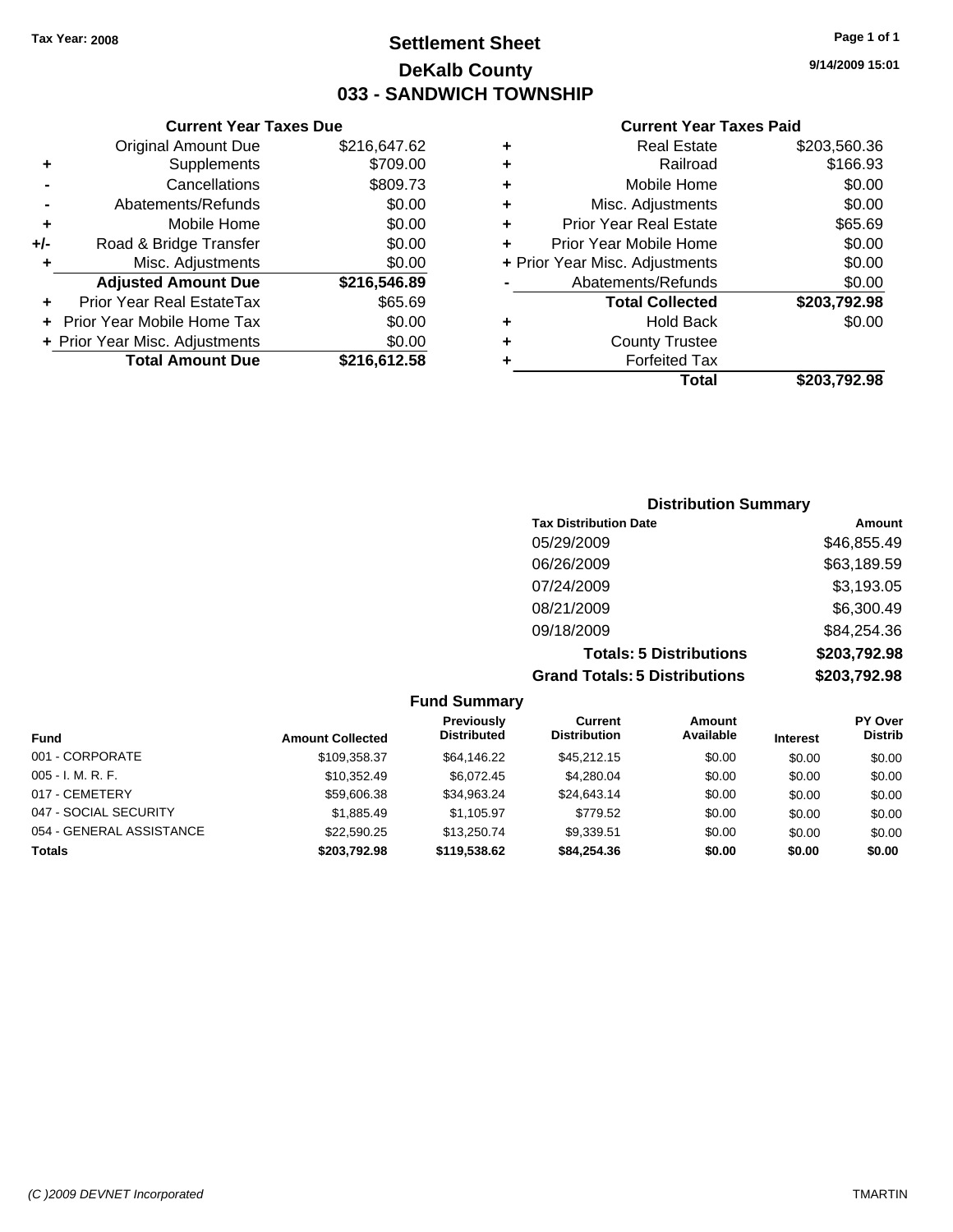Tax Year: 2008

# Settlement Sheet
## DeKalb County
## 033 - SANDWICH TOWNSHIP

9/14/2009 15:01

### Current Year Taxes Due

| | | |
|---|---|---|
| | Original Amount Due | $216,647.62 |
| + | Supplements | $709.00 |
| - | Cancellations | $809.73 |
| - | Abatements/Refunds | $0.00 |
| + | Mobile Home | $0.00 |
| +/- | Road & Bridge Transfer | $0.00 |
| + | Misc. Adjustments | $0.00 |
| | **Adjusted Amount Due** | **$216,546.89** |
| + | Prior Year Real EstateTax | $65.69 |
| + | Prior Year Mobile Home Tax | $0.00 |
| + | Prior Year Misc. Adjustments | $0.00 |
| | **Total Amount Due** | **$216,612.58** |

### Current Year Taxes Paid

| | | |
|---|---|---|
| + | Real Estate | $203,560.36 |
| + | Railroad | $166.93 |
| + | Mobile Home | $0.00 |
| + | Misc. Adjustments | $0.00 |
| + | Prior Year Real Estate | $65.69 |
| + | Prior Year Mobile Home | $0.00 |
| + | Prior Year Misc. Adjustments | $0.00 |
| - | Abatements/Refunds | $0.00 |
| | **Total Collected** | **$203,792.98** |
| + | Hold Back | $0.00 |
| + | County Trustee | |
| + | Forfeited Tax | |
| | **Total** | **$203,792.98** |

### Distribution Summary

| Tax Distribution Date | Amount |
|---|---|
| 05/29/2009 | $46,855.49 |
| 06/26/2009 | $63,189.59 |
| 07/24/2009 | $3,193.05 |
| 08/21/2009 | $6,300.49 |
| 09/18/2009 | $84,254.36 |
| **Totals: 5 Distributions** | **$203,792.98** |
| **Grand Totals: 5 Distributions** | **$203,792.98** |

### Fund Summary

| Fund | Amount Collected | Previously Distributed | Current Distribution | Amount Available | Interest | PY Over Distrib |
|---|---|---|---|---|---|---|
| 001 - CORPORATE | $109,358.37 | $64,146.22 | $45,212.15 | $0.00 | $0.00 | $0.00 |
| 005 - I. M. R. F. | $10,352.49 | $6,072.45 | $4,280.04 | $0.00 | $0.00 | $0.00 |
| 017 - CEMETERY | $59,606.38 | $34,963.24 | $24,643.14 | $0.00 | $0.00 | $0.00 |
| 047 - SOCIAL SECURITY | $1,885.49 | $1,105.97 | $779.52 | $0.00 | $0.00 | $0.00 |
| 054 - GENERAL ASSISTANCE | $22,590.25 | $13,250.74 | $9,339.51 | $0.00 | $0.00 | $0.00 |
| **Totals** | **$203,792.98** | **$119,538.62** | **$84,254.36** | **$0.00** | **$0.00** | **$0.00** |

(C )2009 DEVNET Incorporated — TMARTIN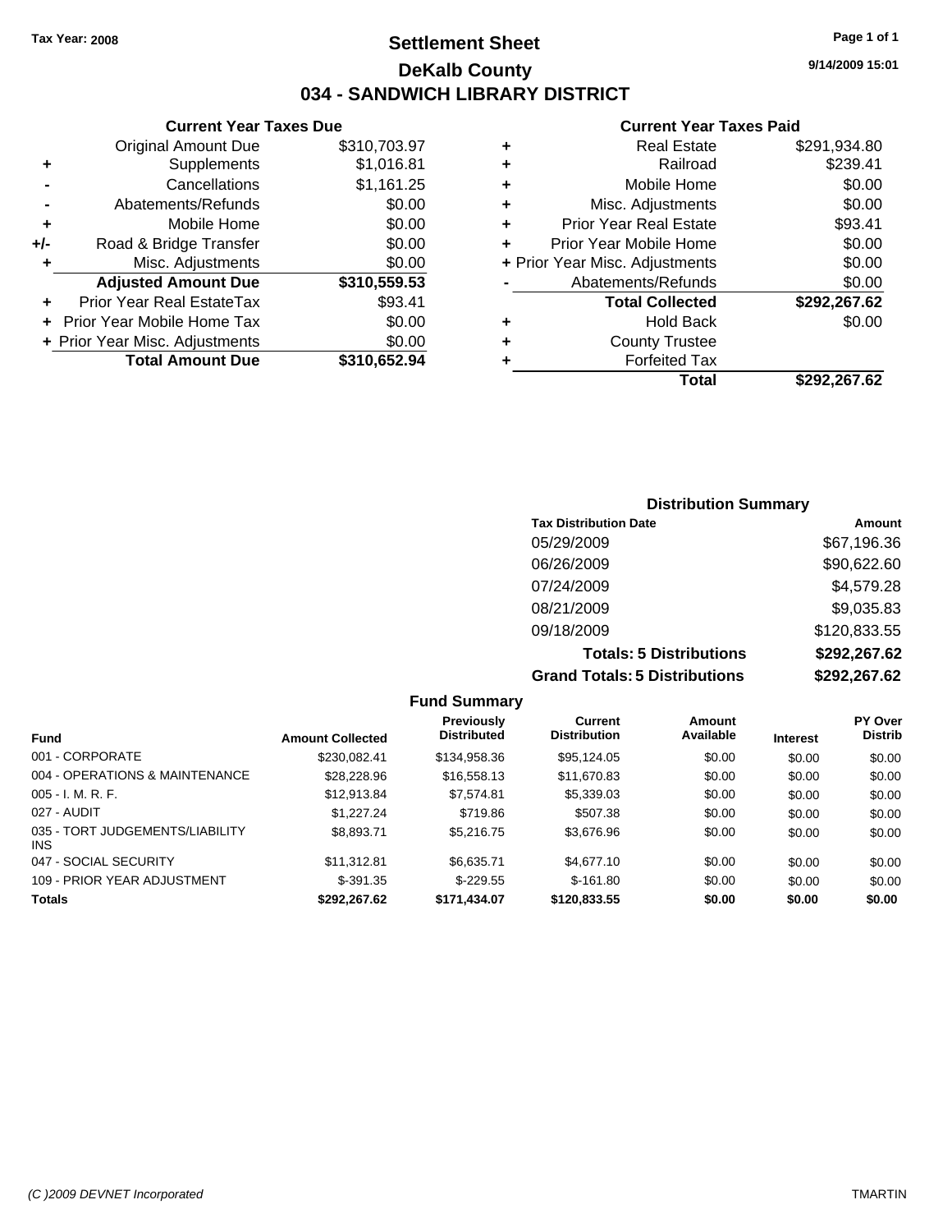Tax Year: 2008

# Settlement Sheet

## DeKalb County

## 034 - SANDWICH LIBRARY DISTRICT

9/14/2009 15:01

### Current Year Taxes Due

| | | |
|---|---|---|
| | Original Amount Due | $310,703.97 |
| + | Supplements | $1,016.81 |
| - | Cancellations | $1,161.25 |
| - | Abatements/Refunds | $0.00 |
| + | Mobile Home | $0.00 |
| +/- | Road & Bridge Transfer | $0.00 |
| + | Misc. Adjustments | $0.00 |
| | **Adjusted Amount Due** | **$310,559.53** |
| + | Prior Year Real EstateTax | $93.41 |
| + | Prior Year Mobile Home Tax | $0.00 |
| + | Prior Year Misc. Adjustments | $0.00 |
| | **Total Amount Due** | **$310,652.94** |

### Current Year Taxes Paid

| | | |
|---|---|---|
| + | Real Estate | $291,934.80 |
| + | Railroad | $239.41 |
| + | Mobile Home | $0.00 |
| + | Misc. Adjustments | $0.00 |
| + | Prior Year Real Estate | $93.41 |
| + | Prior Year Mobile Home | $0.00 |
| + | Prior Year Misc. Adjustments | $0.00 |
| - | Abatements/Refunds | $0.00 |
| | **Total Collected** | **$292,267.62** |
| + | Hold Back | $0.00 |
| + | County Trustee | |
| + | Forfeited Tax | |
| | **Total** | **$292,267.62** |

### Distribution Summary

| Tax Distribution Date | Amount |
|---|---|
| 05/29/2009 | $67,196.36 |
| 06/26/2009 | $90,622.60 |
| 07/24/2009 | $4,579.28 |
| 08/21/2009 | $9,035.83 |
| 09/18/2009 | $120,833.55 |
| **Totals: 5 Distributions** | **$292,267.62** |
| **Grand Totals: 5 Distributions** | **$292,267.62** |

### Fund Summary

| Fund | Amount Collected | Previously Distributed | Current Distribution | Amount Available | Interest | PY Over Distrib |
|---|---|---|---|---|---|---|
| 001 - CORPORATE | $230,082.41 | $134,958.36 | $95,124.05 | $0.00 | $0.00 | $0.00 |
| 004 - OPERATIONS & MAINTENANCE | $28,228.96 | $16,558.13 | $11,670.83 | $0.00 | $0.00 | $0.00 |
| 005 - I. M. R. F. | $12,913.84 | $7,574.81 | $5,339.03 | $0.00 | $0.00 | $0.00 |
| 027 - AUDIT | $1,227.24 | $719.86 | $507.38 | $0.00 | $0.00 | $0.00 |
| 035 - TORT JUDGEMENTS/LIABILITY INS | $8,893.71 | $5,216.75 | $3,676.96 | $0.00 | $0.00 | $0.00 |
| 047 - SOCIAL SECURITY | $11,312.81 | $6,635.71 | $4,677.10 | $0.00 | $0.00 | $0.00 |
| 109 - PRIOR YEAR ADJUSTMENT | $-391.35 | $-229.55 | $-161.80 | $0.00 | $0.00 | $0.00 |
| **Totals** | **$292,267.62** | **$171,434.07** | **$120,833.55** | **$0.00** | **$0.00** | **$0.00** |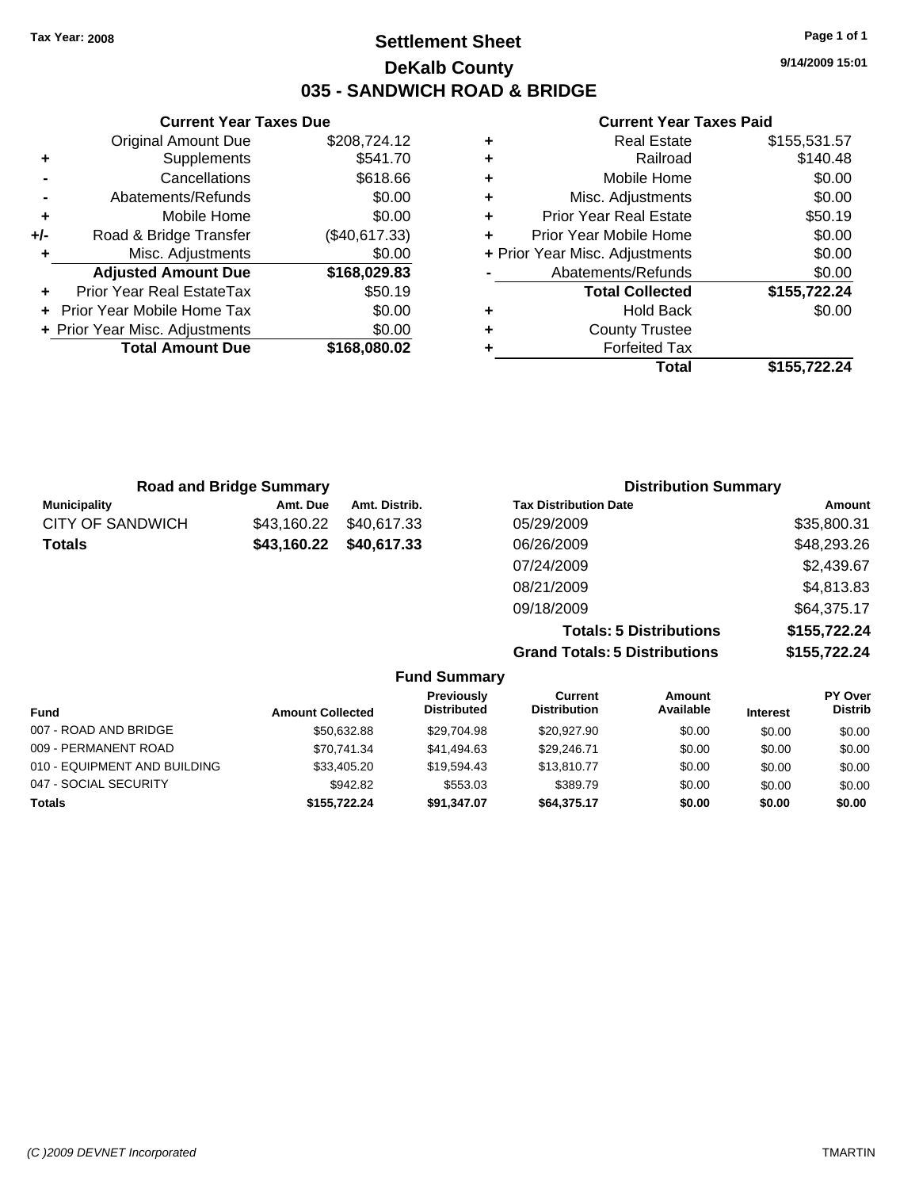Tax Year: 2008

# Settlement Sheet

## DeKalb County

## 035 - SANDWICH ROAD & BRIDGE

9/14/2009 15:01

### Current Year Taxes Due

| | | |
|---|---|---|
| | Original Amount Due | $208,724.12 |
| + | Supplements | $541.70 |
| - | Cancellations | $618.66 |
| - | Abatements/Refunds | $0.00 |
| + | Mobile Home | $0.00 |
| +/- | Road & Bridge Transfer | ($40,617.33) |
| + | Misc. Adjustments | $0.00 |
| | **Adjusted Amount Due** | **$168,029.83** |
| + | Prior Year Real EstateTax | $50.19 |
| + | Prior Year Mobile Home Tax | $0.00 |
| + | Prior Year Misc. Adjustments | $0.00 |
| | **Total Amount Due** | **$168,080.02** |

### Current Year Taxes Paid

| | | |
|---|---|---|
| + | Real Estate | $155,531.57 |
| + | Railroad | $140.48 |
| + | Mobile Home | $0.00 |
| + | Misc. Adjustments | $0.00 |
| + | Prior Year Real Estate | $50.19 |
| + | Prior Year Mobile Home | $0.00 |
| + | Prior Year Misc. Adjustments | $0.00 |
| - | Abatements/Refunds | $0.00 |
| | **Total Collected** | **$155,722.24** |
| + | Hold Back | $0.00 |
| + | County Trustee | |
| + | Forfeited Tax | |
| | **Total** | **$155,722.24** |

### Road and Bridge Summary

| Municipality | Amt. Due | Amt. Distrib. |
|---|---|---|
| CITY OF SANDWICH | $43,160.22 | $40,617.33 |
| **Totals** | **$43,160.22** | **$40,617.33** |

### Distribution Summary

| Tax Distribution Date | Amount |
|---|---|
| 05/29/2009 | $35,800.31 |
| 06/26/2009 | $48,293.26 |
| 07/24/2009 | $2,439.67 |
| 08/21/2009 | $4,813.83 |
| 09/18/2009 | $64,375.17 |
| **Totals: 5 Distributions** | **$155,722.24** |
| **Grand Totals: 5 Distributions** | **$155,722.24** |

### Fund Summary

| Fund | Amount Collected | Previously Distributed | Current Distribution | Amount Available | Interest | PY Over Distrib |
|---|---|---|---|---|---|---|
| 007 - ROAD AND BRIDGE | $50,632.88 | $29,704.98 | $20,927.90 | $0.00 | $0.00 | $0.00 |
| 009 - PERMANENT ROAD | $70,741.34 | $41,494.63 | $29,246.71 | $0.00 | $0.00 | $0.00 |
| 010 - EQUIPMENT AND BUILDING | $33,405.20 | $19,594.43 | $13,810.77 | $0.00 | $0.00 | $0.00 |
| 047 - SOCIAL SECURITY | $942.82 | $553.03 | $389.79 | $0.00 | $0.00 | $0.00 |
| **Totals** | **$155,722.24** | **$91,347.07** | **$64,375.17** | **$0.00** | **$0.00** | **$0.00** |

(C )2009 DEVNET Incorporated TMARTIN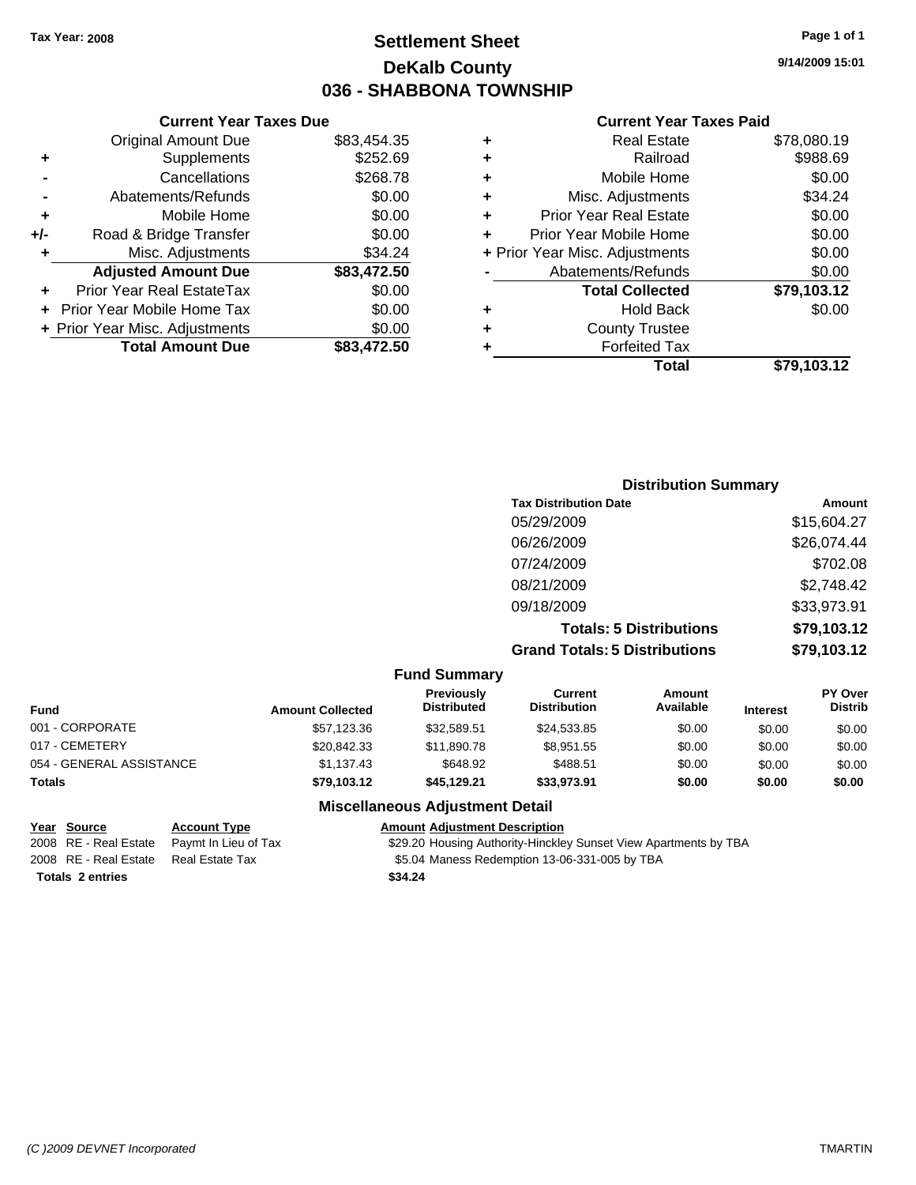Tax Year: 2008

# Settlement Sheet
## DeKalb County
## 036 - SHABBONA TOWNSHIP

9/14/2009 15:01

### Current Year Taxes Due

| | | |
|---|---|---|
| | Original Amount Due | $83,454.35 |
| + | Supplements | $252.69 |
| - | Cancellations | $268.78 |
| - | Abatements/Refunds | $0.00 |
| + | Mobile Home | $0.00 |
| +/- | Road & Bridge Transfer | $0.00 |
| + | Misc. Adjustments | $34.24 |
| | **Adjusted Amount Due** | **$83,472.50** |
| + | Prior Year Real EstateTax | $0.00 |
| + | Prior Year Mobile Home Tax | $0.00 |
| + | Prior Year Misc. Adjustments | $0.00 |
| | **Total Amount Due** | **$83,472.50** |

### Current Year Taxes Paid

| | | |
|---|---|---|
| + | Real Estate | $78,080.19 |
| + | Railroad | $988.69 |
| + | Mobile Home | $0.00 |
| + | Misc. Adjustments | $34.24 |
| + | Prior Year Real Estate | $0.00 |
| + | Prior Year Mobile Home | $0.00 |
| + | Prior Year Misc. Adjustments | $0.00 |
| - | Abatements/Refunds | $0.00 |
| | **Total Collected** | **$79,103.12** |
| + | Hold Back | $0.00 |
| + | County Trustee | |
| + | Forfeited Tax | |
| | **Total** | **$79,103.12** |

### Distribution Summary

| Tax Distribution Date | Amount |
|---|---|
| 05/29/2009 | $15,604.27 |
| 06/26/2009 | $26,074.44 |
| 07/24/2009 | $702.08 |
| 08/21/2009 | $2,748.42 |
| 09/18/2009 | $33,973.91 |
| **Totals: 5 Distributions** | **$79,103.12** |
| **Grand Totals: 5 Distributions** | **$79,103.12** |

### Fund Summary

| Fund | Amount Collected | Previously Distributed | Current Distribution | Amount Available | Interest | PY Over Distrib |
|---|---|---|---|---|---|---|
| 001 - CORPORATE | $57,123.36 | $32,589.51 | $24,533.85 | $0.00 | $0.00 | $0.00 |
| 017 - CEMETERY | $20,842.33 | $11,890.78 | $8,951.55 | $0.00 | $0.00 | $0.00 |
| 054 - GENERAL ASSISTANCE | $1,137.43 | $648.92 | $488.51 | $0.00 | $0.00 | $0.00 |
| **Totals** | **$79,103.12** | **$45,129.21** | **$33,973.91** | **$0.00** | **$0.00** | **$0.00** |

### Miscellaneous Adjustment Detail

| Year | Source | Account Type | Amount | Adjustment Description |
|---|---|---|---|---|
| 2008 | RE - Real Estate | Paymt In Lieu of Tax | $29.20 | Housing Authority-Hinckley Sunset View Apartments by TBA |
| 2008 | RE - Real Estate | Real Estate Tax | $5.04 | Maness Redemption 13-06-331-005 by TBA |
| **Totals 2 entries** | | | **$34.24** | |

(C )2009 DEVNET Incorporated TMARTIN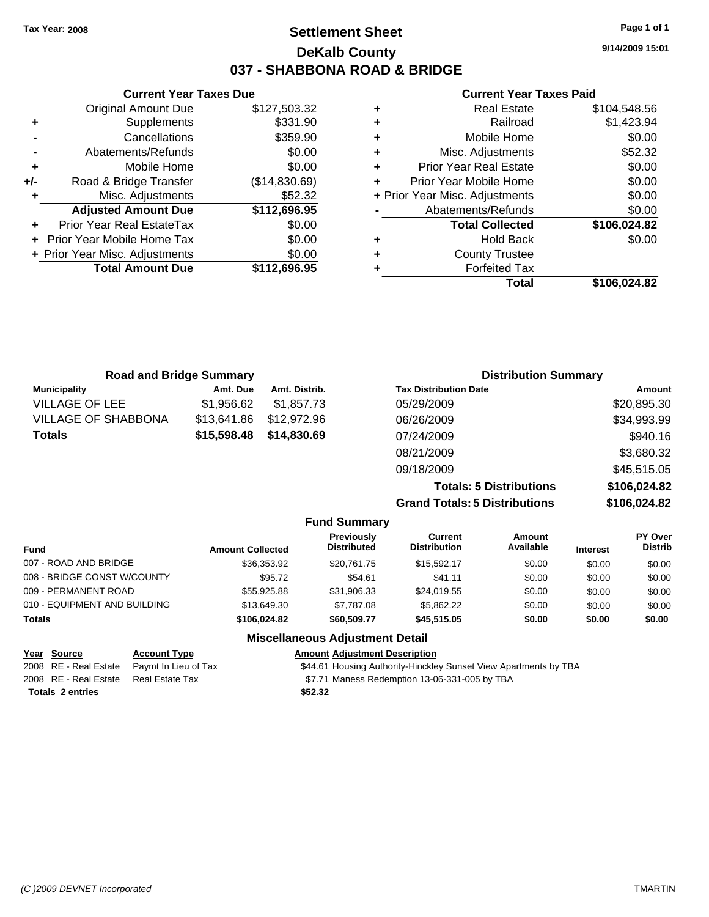Tax Year: 2008

# Settlement Sheet

## DeKalb County

## 037 - SHABBONA ROAD & BRIDGE

9/14/2009 15:01

### Current Year Taxes Due

| | | |
|---|---|---|
| | Original Amount Due | $127,503.32 |
| + | Supplements | $331.90 |
| - | Cancellations | $359.90 |
| - | Abatements/Refunds | $0.00 |
| + | Mobile Home | $0.00 |
| +/- | Road & Bridge Transfer | ($14,830.69) |
| + | Misc. Adjustments | $52.32 |
| | **Adjusted Amount Due** | **$112,696.95** |
| + | Prior Year Real EstateTax | $0.00 |
| + | Prior Year Mobile Home Tax | $0.00 |
| + | Prior Year Misc. Adjustments | $0.00 |
| | **Total Amount Due** | **$112,696.95** |

### Current Year Taxes Paid

| | | |
|---|---|---|
| + | Real Estate | $104,548.56 |
| + | Railroad | $1,423.94 |
| + | Mobile Home | $0.00 |
| + | Misc. Adjustments | $52.32 |
| + | Prior Year Real Estate | $0.00 |
| + | Prior Year Mobile Home | $0.00 |
| + | Prior Year Misc. Adjustments | $0.00 |
| - | Abatements/Refunds | $0.00 |
| | **Total Collected** | **$106,024.82** |
| + | Hold Back | $0.00 |
| + | County Trustee | |
| + | Forfeited Tax | |
| | **Total** | **$106,024.82** |

### Road and Bridge Summary

| Municipality | Amt. Due | Amt. Distrib. |
|---|---|---|
| VILLAGE OF LEE | $1,956.62 | $1,857.73 |
| VILLAGE OF SHABBONA | $13,641.86 | $12,972.96 |
| **Totals** | **$15,598.48** | **$14,830.69** |

### Distribution Summary

| Tax Distribution Date | Amount |
|---|---|
| 05/29/2009 | $20,895.30 |
| 06/26/2009 | $34,993.99 |
| 07/24/2009 | $940.16 |
| 08/21/2009 | $3,680.32 |
| 09/18/2009 | $45,515.05 |
| **Totals: 5 Distributions** | **$106,024.82** |
| **Grand Totals: 5 Distributions** | **$106,024.82** |

### Fund Summary

| Fund | Amount Collected | Previously Distributed | Current Distribution | Amount Available | Interest | PY Over Distrib |
|---|---|---|---|---|---|---|
| 007 - ROAD AND BRIDGE | $36,353.92 | $20,761.75 | $15,592.17 | $0.00 | $0.00 | $0.00 |
| 008 - BRIDGE CONST W/COUNTY | $95.72 | $54.61 | $41.11 | $0.00 | $0.00 | $0.00 |
| 009 - PERMANENT ROAD | $55,925.88 | $31,906.33 | $24,019.55 | $0.00 | $0.00 | $0.00 |
| 010 - EQUIPMENT AND BUILDING | $13,649.30 | $7,787.08 | $5,862.22 | $0.00 | $0.00 | $0.00 |
| **Totals** | **$106,024.82** | **$60,509.77** | **$45,515.05** | **$0.00** | **$0.00** | **$0.00** |

### Miscellaneous Adjustment Detail

| Year | Source | Account Type | Amount | Adjustment Description |
|---|---|---|---|---|
| 2008 | RE - Real Estate | Paymt In Lieu of Tax | $44.61 | Housing Authority-Hinckley Sunset View Apartments by TBA |
| 2008 | RE - Real Estate | Real Estate Tax | $7.71 | Maness Redemption 13-06-331-005 by TBA |
| **Totals 2 entries** | | | **$52.32** | |

(C )2009 DEVNET Incorporated TMARTIN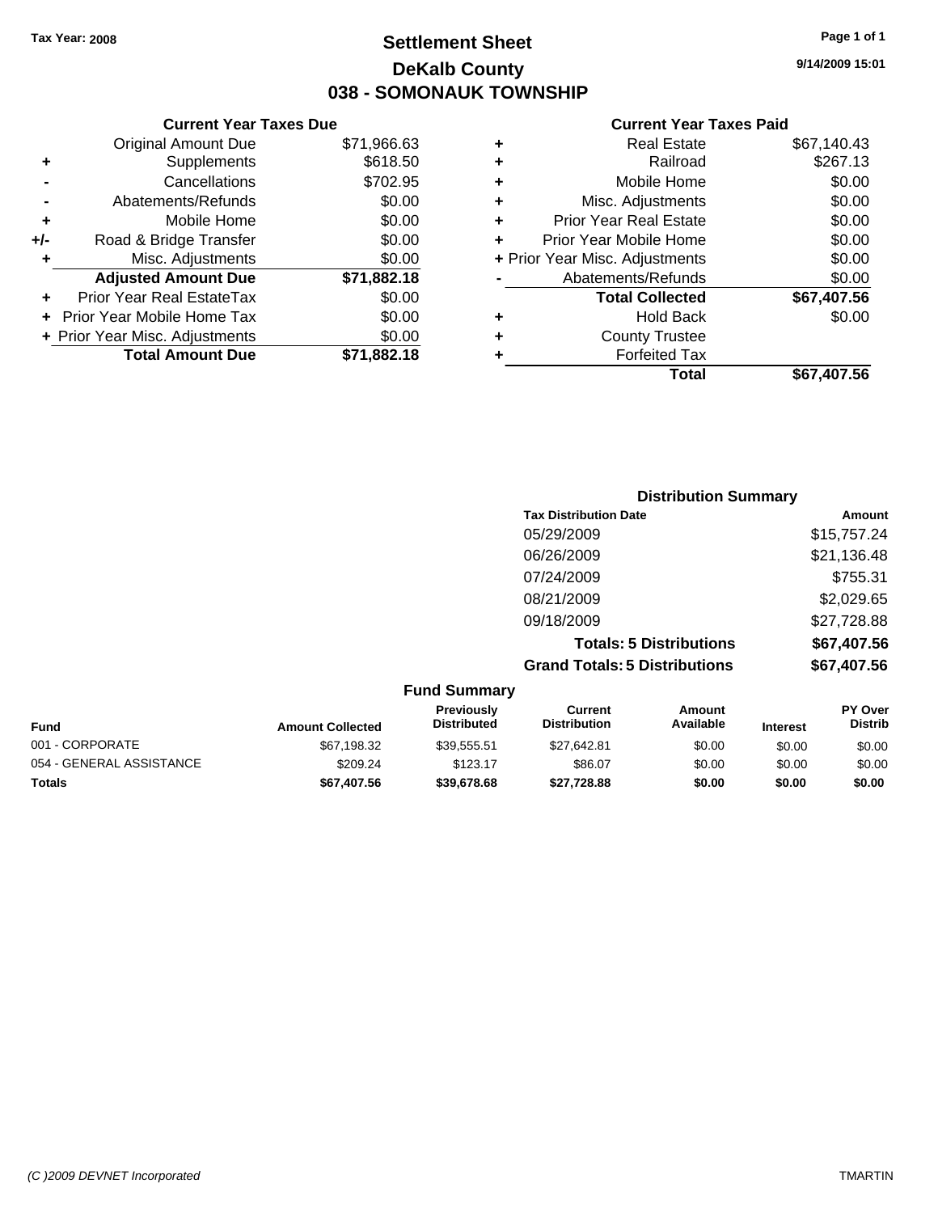Tax Year: 2008

# Settlement Sheet
## DeKalb County
## 038 - SOMONAUK TOWNSHIP

9/14/2009 15:01

### Current Year Taxes Due

| | | |
|---|---|---|
| | Original Amount Due | $71,966.63 |
| + | Supplements | $618.50 |
| - | Cancellations | $702.95 |
| - | Abatements/Refunds | $0.00 |
| + | Mobile Home | $0.00 |
| +/- | Road & Bridge Transfer | $0.00 |
| + | Misc. Adjustments | $0.00 |
| | **Adjusted Amount Due** | **$71,882.18** |
| + | Prior Year Real EstateTax | $0.00 |
| + | Prior Year Mobile Home Tax | $0.00 |
| + | Prior Year Misc. Adjustments | $0.00 |
| | **Total Amount Due** | **$71,882.18** |

### Current Year Taxes Paid

| | | |
|---|---|---|
| + | Real Estate | $67,140.43 |
| + | Railroad | $267.13 |
| + | Mobile Home | $0.00 |
| + | Misc. Adjustments | $0.00 |
| + | Prior Year Real Estate | $0.00 |
| + | Prior Year Mobile Home | $0.00 |
| + | Prior Year Misc. Adjustments | $0.00 |
| - | Abatements/Refunds | $0.00 |
| | **Total Collected** | **$67,407.56** |
| + | Hold Back | $0.00 |
| + | County Trustee | |
| + | Forfeited Tax | |
| | **Total** | **$67,407.56** |

### Distribution Summary

| Tax Distribution Date | Amount |
|---|---|
| 05/29/2009 | $15,757.24 |
| 06/26/2009 | $21,136.48 |
| 07/24/2009 | $755.31 |
| 08/21/2009 | $2,029.65 |
| 09/18/2009 | $27,728.88 |
| **Totals: 5 Distributions** | **$67,407.56** |
| **Grand Totals: 5 Distributions** | **$67,407.56** |

### Fund Summary

| Fund | Amount Collected | Previously Distributed | Current Distribution | Amount Available | Interest | PY Over Distrib |
|---|---|---|---|---|---|---|
| 001 - CORPORATE | $67,198.32 | $39,555.51 | $27,642.81 | $0.00 | $0.00 | $0.00 |
| 054 - GENERAL ASSISTANCE | $209.24 | $123.17 | $86.07 | $0.00 | $0.00 | $0.00 |
| **Totals** | **$67,407.56** | **$39,678.68** | **$27,728.88** | **$0.00** | **$0.00** | **$0.00** |

(C )2009 DEVNET Incorporated TMARTIN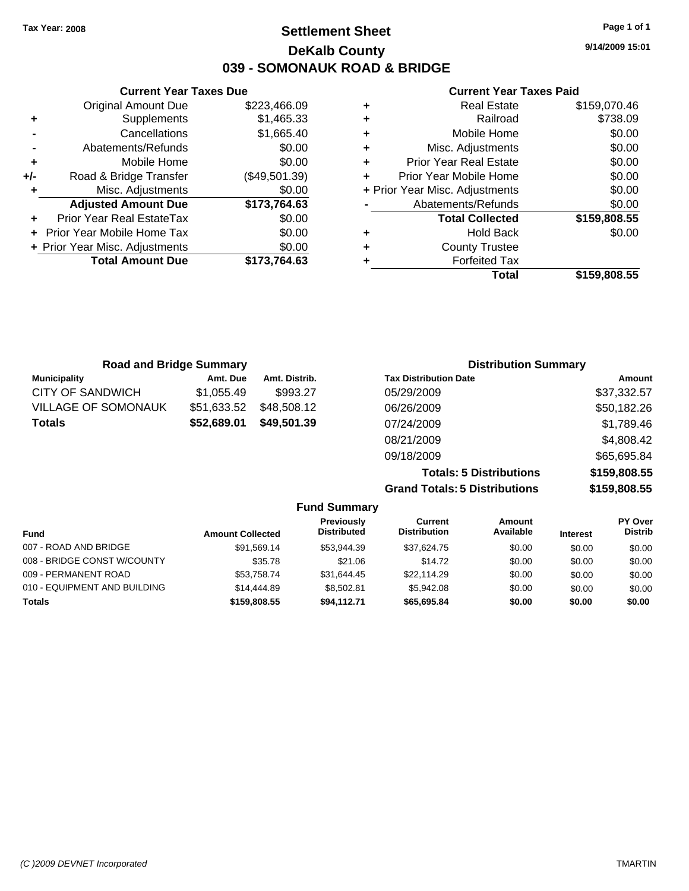Tax Year: 2008

# Settlement Sheet

## DeKalb County

## 039 - SOMONAUK ROAD & BRIDGE

9/14/2009 15:01

### Current Year Taxes Due

| | | |
|---|---|---|
| | Original Amount Due | $223,466.09 |
| + | Supplements | $1,465.33 |
| - | Cancellations | $1,665.40 |
| - | Abatements/Refunds | $0.00 |
| + | Mobile Home | $0.00 |
| +/- | Road & Bridge Transfer | ($49,501.39) |
| + | Misc. Adjustments | $0.00 |
| | **Adjusted Amount Due** | **$173,764.63** |
| + | Prior Year Real EstateTax | $0.00 |
| + | Prior Year Mobile Home Tax | $0.00 |
| + | Prior Year Misc. Adjustments | $0.00 |
| | **Total Amount Due** | **$173,764.63** |

### Current Year Taxes Paid

| | | |
|---|---|---|
| + | Real Estate | $159,070.46 |
| + | Railroad | $738.09 |
| + | Mobile Home | $0.00 |
| + | Misc. Adjustments | $0.00 |
| + | Prior Year Real Estate | $0.00 |
| + | Prior Year Mobile Home | $0.00 |
| + | Prior Year Misc. Adjustments | $0.00 |
| - | Abatements/Refunds | $0.00 |
| | **Total Collected** | **$159,808.55** |
| + | Hold Back | $0.00 |
| + | County Trustee | |
| + | Forfeited Tax | |
| | **Total** | **$159,808.55** |

### Road and Bridge Summary

| Municipality | Amt. Due | Amt. Distrib. |
|---|---|---|
| CITY OF SANDWICH | $1,055.49 | $993.27 |
| VILLAGE OF SOMONAUK | $51,633.52 | $48,508.12 |
| **Totals** | **$52,689.01** | **$49,501.39** |

### Distribution Summary

| Tax Distribution Date | Amount |
|---|---|
| 05/29/2009 | $37,332.57 |
| 06/26/2009 | $50,182.26 |
| 07/24/2009 | $1,789.46 |
| 08/21/2009 | $4,808.42 |
| 09/18/2009 | $65,695.84 |
| **Totals: 5 Distributions** | **$159,808.55** |
| **Grand Totals: 5 Distributions** | **$159,808.55** |

### Fund Summary

| Fund | Amount Collected | Previously Distributed | Current Distribution | Amount Available | Interest | PY Over Distrib |
|---|---|---|---|---|---|---|
| 007 - ROAD AND BRIDGE | $91,569.14 | $53,944.39 | $37,624.75 | $0.00 | $0.00 | $0.00 |
| 008 - BRIDGE CONST W/COUNTY | $35.78 | $21.06 | $14.72 | $0.00 | $0.00 | $0.00 |
| 009 - PERMANENT ROAD | $53,758.74 | $31,644.45 | $22,114.29 | $0.00 | $0.00 | $0.00 |
| 010 - EQUIPMENT AND BUILDING | $14,444.89 | $8,502.81 | $5,942.08 | $0.00 | $0.00 | $0.00 |
| **Totals** | **$159,808.55** | **$94,112.71** | **$65,695.84** | **$0.00** | **$0.00** | **$0.00** |

(C )2009 DEVNET Incorporated TMARTIN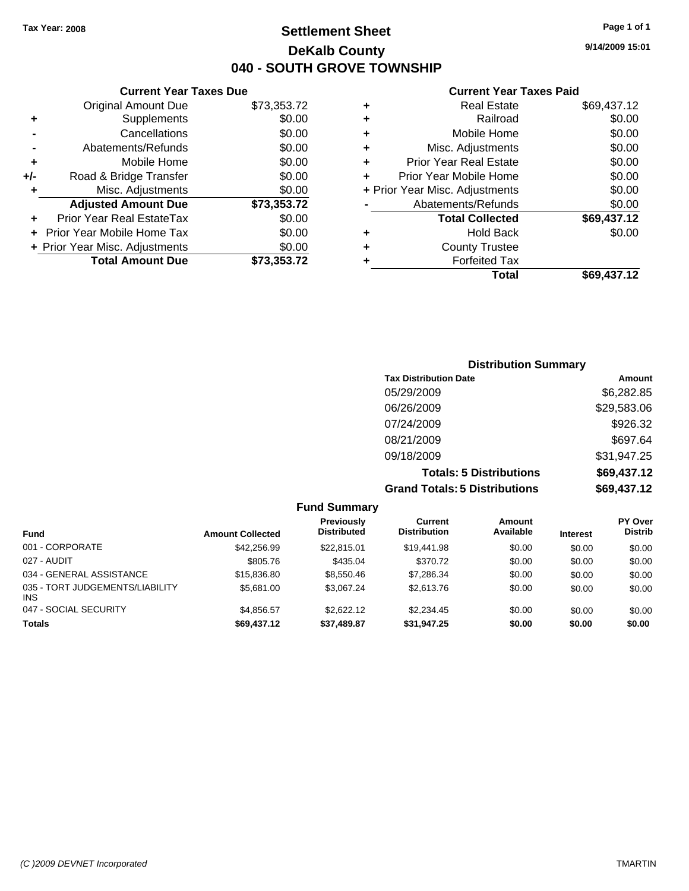**Tax Year: 2008**

# Settlement Sheet
## DeKalb County
## 040 - SOUTH GROVE TOWNSHIP

9/14/2009 15:01

### Current Year Taxes Due

| | | |
|---|---|---|
| | Original Amount Due | $73,353.72 |
| + | Supplements | $0.00 |
| - | Cancellations | $0.00 |
| - | Abatements/Refunds | $0.00 |
| + | Mobile Home | $0.00 |
| +/- | Road & Bridge Transfer | $0.00 |
| + | Misc. Adjustments | $0.00 |
| | **Adjusted Amount Due** | **$73,353.72** |
| + | Prior Year Real EstateTax | $0.00 |
| + | Prior Year Mobile Home Tax | $0.00 |
| + | Prior Year Misc. Adjustments | $0.00 |
| | **Total Amount Due** | **$73,353.72** |

### Current Year Taxes Paid

| | | |
|---|---|---|
| + | Real Estate | $69,437.12 |
| + | Railroad | $0.00 |
| + | Mobile Home | $0.00 |
| + | Misc. Adjustments | $0.00 |
| + | Prior Year Real Estate | $0.00 |
| + | Prior Year Mobile Home | $0.00 |
| + | Prior Year Misc. Adjustments | $0.00 |
| - | Abatements/Refunds | $0.00 |
| | **Total Collected** | **$69,437.12** |
| + | Hold Back | $0.00 |
| + | County Trustee | |
| + | Forfeited Tax | |
| | **Total** | **$69,437.12** |

### Distribution Summary

| Tax Distribution Date | Amount |
|---|---|
| 05/29/2009 | $6,282.85 |
| 06/26/2009 | $29,583.06 |
| 07/24/2009 | $926.32 |
| 08/21/2009 | $697.64 |
| 09/18/2009 | $31,947.25 |
| **Totals: 5 Distributions** | **$69,437.12** |
| **Grand Totals: 5 Distributions** | **$69,437.12** |

### Fund Summary

| Fund | Amount Collected | Previously Distributed | Current Distribution | Amount Available | Interest | PY Over Distrib |
|---|---|---|---|---|---|---|
| 001 - CORPORATE | $42,256.99 | $22,815.01 | $19,441.98 | $0.00 | $0.00 | $0.00 |
| 027 - AUDIT | $805.76 | $435.04 | $370.72 | $0.00 | $0.00 | $0.00 |
| 034 - GENERAL ASSISTANCE | $15,836.80 | $8,550.46 | $7,286.34 | $0.00 | $0.00 | $0.00 |
| 035 - TORT JUDGEMENTS/LIABILITY INS | $5,681.00 | $3,067.24 | $2,613.76 | $0.00 | $0.00 | $0.00 |
| 047 - SOCIAL SECURITY | $4,856.57 | $2,622.12 | $2,234.45 | $0.00 | $0.00 | $0.00 |
| **Totals** | **$69,437.12** | **$37,489.87** | **$31,947.25** | **$0.00** | **$0.00** | **$0.00** |

*(C )2009 DEVNET Incorporated* TMARTIN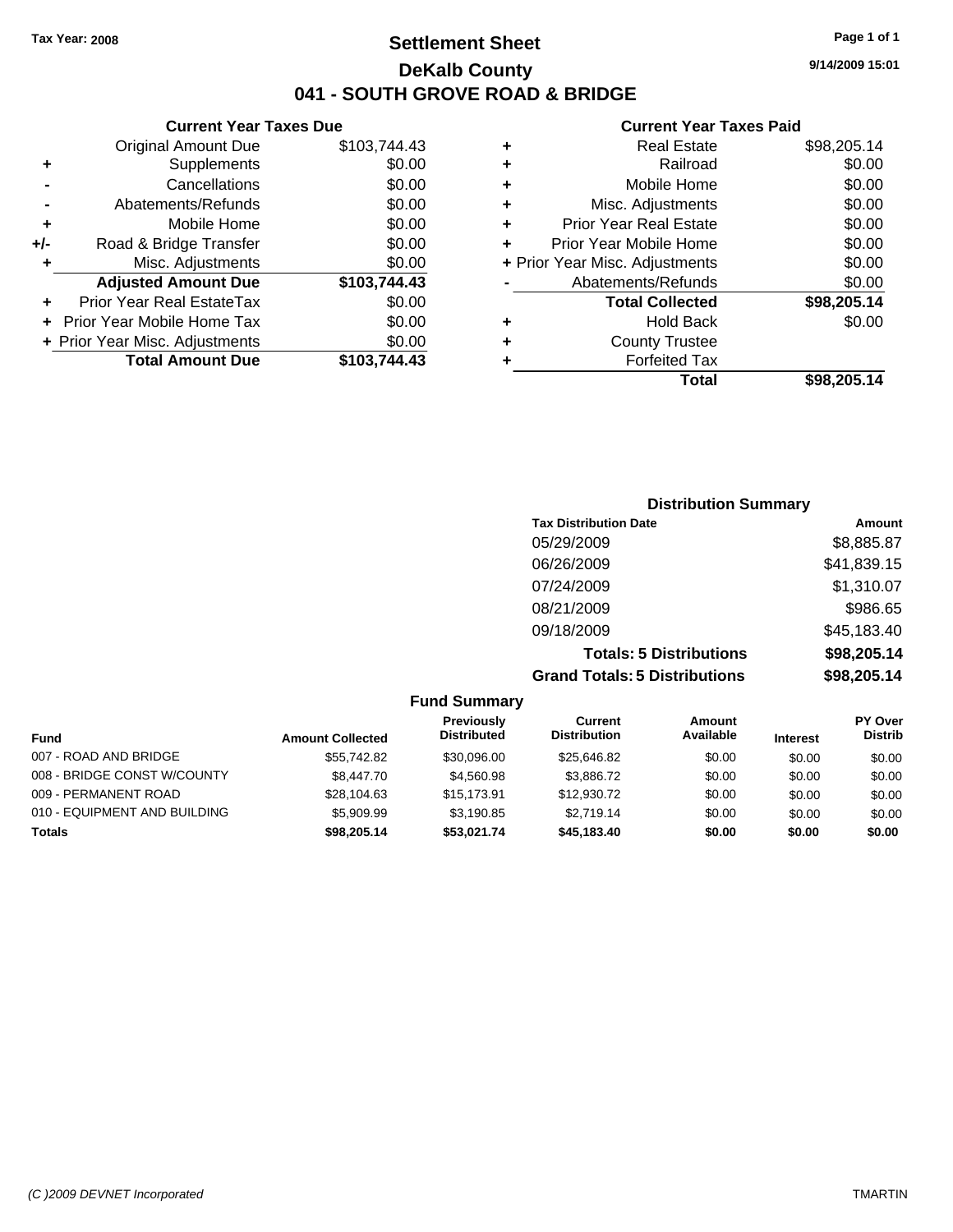**Tax Year: 2008**

# Settlement Sheet

## DeKalb County

## 041 - SOUTH GROVE ROAD & BRIDGE

9/14/2009 15:01

### Current Year Taxes Due

| | | |
|---|---|---|
| | Original Amount Due | $103,744.43 |
| + | Supplements | $0.00 |
| - | Cancellations | $0.00 |
| - | Abatements/Refunds | $0.00 |
| + | Mobile Home | $0.00 |
| +/- | Road & Bridge Transfer | $0.00 |
| + | Misc. Adjustments | $0.00 |
| | **Adjusted Amount Due** | **$103,744.43** |
| + | Prior Year Real EstateTax | $0.00 |
| + | Prior Year Mobile Home Tax | $0.00 |
| + | Prior Year Misc. Adjustments | $0.00 |
| | **Total Amount Due** | **$103,744.43** |

### Current Year Taxes Paid

| | | |
|---|---|---|
| + | Real Estate | $98,205.14 |
| + | Railroad | $0.00 |
| + | Mobile Home | $0.00 |
| + | Misc. Adjustments | $0.00 |
| + | Prior Year Real Estate | $0.00 |
| + | Prior Year Mobile Home | $0.00 |
| + | Prior Year Misc. Adjustments | $0.00 |
| - | Abatements/Refunds | $0.00 |
| | **Total Collected** | **$98,205.14** |
| + | Hold Back | $0.00 |
| + | County Trustee | |
| + | Forfeited Tax | |
| | **Total** | **$98,205.14** |

### Distribution Summary

| Tax Distribution Date | Amount |
|---|---|
| 05/29/2009 | $8,885.87 |
| 06/26/2009 | $41,839.15 |
| 07/24/2009 | $1,310.07 |
| 08/21/2009 | $986.65 |
| 09/18/2009 | $45,183.40 |
| **Totals: 5 Distributions** | **$98,205.14** |
| **Grand Totals: 5 Distributions** | **$98,205.14** |

### Fund Summary

| Fund | Amount Collected | Previously Distributed | Current Distribution | Amount Available | Interest | PY Over Distrib |
|---|---|---|---|---|---|---|
| 007 - ROAD AND BRIDGE | $55,742.82 | $30,096.00 | $25,646.82 | $0.00 | $0.00 | $0.00 |
| 008 - BRIDGE CONST W/COUNTY | $8,447.70 | $4,560.98 | $3,886.72 | $0.00 | $0.00 | $0.00 |
| 009 - PERMANENT ROAD | $28,104.63 | $15,173.91 | $12,930.72 | $0.00 | $0.00 | $0.00 |
| 010 - EQUIPMENT AND BUILDING | $5,909.99 | $3,190.85 | $2,719.14 | $0.00 | $0.00 | $0.00 |
| **Totals** | **$98,205.14** | **$53,021.74** | **$45,183.40** | **$0.00** | **$0.00** | **$0.00** |

(C )2009 DEVNET Incorporated TMARTIN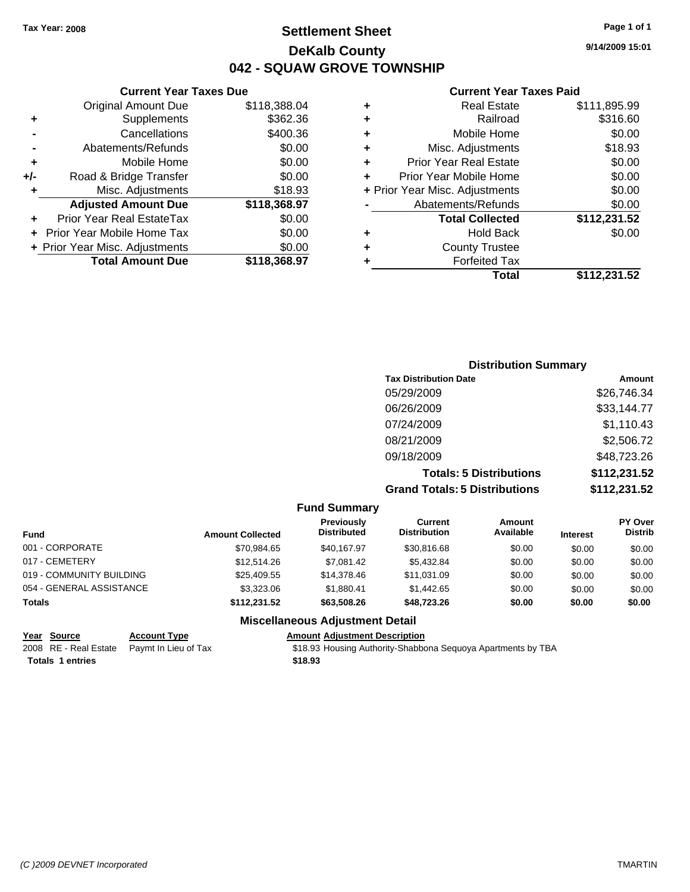**Tax Year: 2008**

# Settlement Sheet
## DeKalb County
## 042 - SQUAW GROVE TOWNSHIP

9/14/2009 15:01

### Current Year Taxes Due

| | | |
|---|---|---|
| | Original Amount Due | $118,388.04 |
| + | Supplements | $362.36 |
| - | Cancellations | $400.36 |
| - | Abatements/Refunds | $0.00 |
| + | Mobile Home | $0.00 |
| +/- | Road & Bridge Transfer | $0.00 |
| + | Misc. Adjustments | $18.93 |
| | **Adjusted Amount Due** | **$118,368.97** |
| + | Prior Year Real EstateTax | $0.00 |
| + | Prior Year Mobile Home Tax | $0.00 |
| + | Prior Year Misc. Adjustments | $0.00 |
| | **Total Amount Due** | **$118,368.97** |

### Current Year Taxes Paid

| | | |
|---|---|---|
| + | Real Estate | $111,895.99 |
| + | Railroad | $316.60 |
| + | Mobile Home | $0.00 |
| + | Misc. Adjustments | $18.93 |
| + | Prior Year Real Estate | $0.00 |
| + | Prior Year Mobile Home | $0.00 |
| + | Prior Year Misc. Adjustments | $0.00 |
| - | Abatements/Refunds | $0.00 |
| | **Total Collected** | **$112,231.52** |
| + | Hold Back | $0.00 |
| + | County Trustee | |
| + | Forfeited Tax | |
| | **Total** | **$112,231.52** |

### Distribution Summary

| Tax Distribution Date | Amount |
|---|---|
| 05/29/2009 | $26,746.34 |
| 06/26/2009 | $33,144.77 |
| 07/24/2009 | $1,110.43 |
| 08/21/2009 | $2,506.72 |
| 09/18/2009 | $48,723.26 |
| **Totals: 5 Distributions** | **$112,231.52** |
| **Grand Totals: 5 Distributions** | **$112,231.52** |

### Fund Summary

| Fund | Amount Collected | Previously Distributed | Current Distribution | Amount Available | Interest | PY Over Distrib |
|---|---|---|---|---|---|---|
| 001 - CORPORATE | $70,984.65 | $40,167.97 | $30,816.68 | $0.00 | $0.00 | $0.00 |
| 017 - CEMETERY | $12,514.26 | $7,081.42 | $5,432.84 | $0.00 | $0.00 | $0.00 |
| 019 - COMMUNITY BUILDING | $25,409.55 | $14,378.46 | $11,031.09 | $0.00 | $0.00 | $0.00 |
| 054 - GENERAL ASSISTANCE | $3,323.06 | $1,880.41 | $1,442.65 | $0.00 | $0.00 | $0.00 |
| **Totals** | **$112,231.52** | **$63,508.26** | **$48,723.26** | **$0.00** | **$0.00** | **$0.00** |

### Miscellaneous Adjustment Detail

| Year | Source | Account Type | Amount | Adjustment Description |
|---|---|---|---|---|
| 2008 | RE - Real Estate | Paymt In Lieu of Tax | $18.93 | Housing Authority-Shabbona Sequoya Apartments by TBA |
| **Totals 1 entries** | | | **$18.93** | |

*(C )2009 DEVNET Incorporated* TMARTIN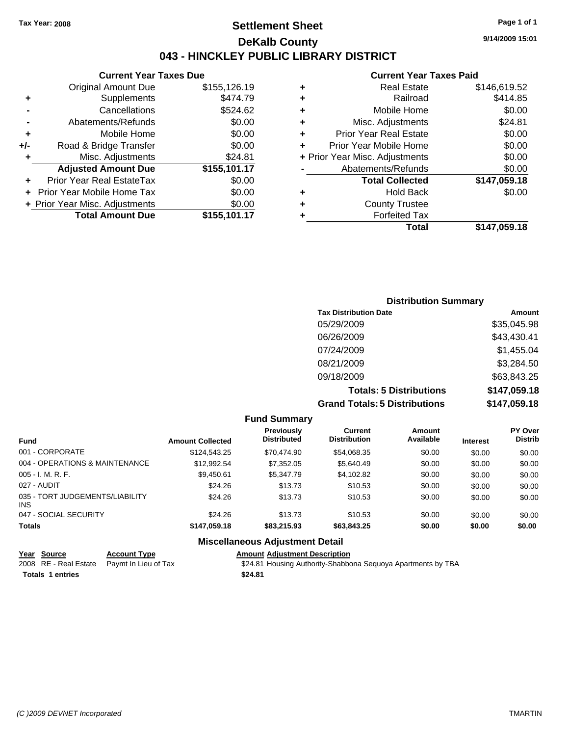Tax Year: 2008

# Settlement Sheet

## DeKalb County

## 043 - HINCKLEY PUBLIC LIBRARY DISTRICT

9/14/2009 15:01

### Current Year Taxes Due

| | | |
|---|---|---|
| | Original Amount Due | $155,126.19 |
| + | Supplements | $474.79 |
| - | Cancellations | $524.62 |
| - | Abatements/Refunds | $0.00 |
| + | Mobile Home | $0.00 |
| +/- | Road & Bridge Transfer | $0.00 |
| + | Misc. Adjustments | $24.81 |
| | **Adjusted Amount Due** | **$155,101.17** |
| + | Prior Year Real EstateTax | $0.00 |
| + | Prior Year Mobile Home Tax | $0.00 |
| + | Prior Year Misc. Adjustments | $0.00 |
| | **Total Amount Due** | **$155,101.17** |

### Current Year Taxes Paid

| | | |
|---|---|---|
| + | Real Estate | $146,619.52 |
| + | Railroad | $414.85 |
| + | Mobile Home | $0.00 |
| + | Misc. Adjustments | $24.81 |
| + | Prior Year Real Estate | $0.00 |
| + | Prior Year Mobile Home | $0.00 |
| + | Prior Year Misc. Adjustments | $0.00 |
| - | Abatements/Refunds | $0.00 |
| | **Total Collected** | **$147,059.18** |
| + | Hold Back | $0.00 |
| + | County Trustee | |
| + | Forfeited Tax | |
| | **Total** | **$147,059.18** |

### Distribution Summary

| Tax Distribution Date | Amount |
|---|---|
| 05/29/2009 | $35,045.98 |
| 06/26/2009 | $43,430.41 |
| 07/24/2009 | $1,455.04 |
| 08/21/2009 | $3,284.50 |
| 09/18/2009 | $63,843.25 |
| **Totals: 5 Distributions** | **$147,059.18** |
| **Grand Totals: 5 Distributions** | **$147,059.18** |

### Fund Summary

| Fund | Amount Collected | Previously Distributed | Current Distribution | Amount Available | Interest | PY Over Distrib |
|---|---|---|---|---|---|---|
| 001 - CORPORATE | $124,543.25 | $70,474.90 | $54,068.35 | $0.00 | $0.00 | $0.00 |
| 004 - OPERATIONS & MAINTENANCE | $12,992.54 | $7,352.05 | $5,640.49 | $0.00 | $0.00 | $0.00 |
| 005 - I. M. R. F. | $9,450.61 | $5,347.79 | $4,102.82 | $0.00 | $0.00 | $0.00 |
| 027 - AUDIT | $24.26 | $13.73 | $10.53 | $0.00 | $0.00 | $0.00 |
| 035 - TORT JUDGEMENTS/LIABILITY INS | $24.26 | $13.73 | $10.53 | $0.00 | $0.00 | $0.00 |
| 047 - SOCIAL SECURITY | $24.26 | $13.73 | $10.53 | $0.00 | $0.00 | $0.00 |
| **Totals** | **$147,059.18** | **$83,215.93** | **$63,843.25** | **$0.00** | **$0.00** | **$0.00** |

### Miscellaneous Adjustment Detail

| Year | Source | Account Type | Amount | Adjustment Description |
|---|---|---|---|---|
| 2008 | RE - Real Estate | Paymt In Lieu of Tax | $24.81 | Housing Authority-Shabbona Sequoya Apartments by TBA |
| **Totals** | **1 entries** | | **$24.81** | |

(C )2009 DEVNET Incorporated — TMARTIN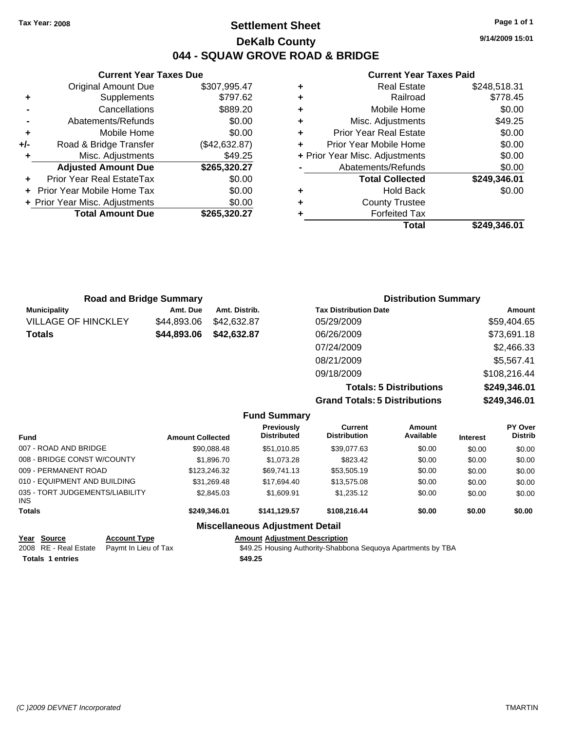Tax Year: 2008

# Settlement Sheet
# DeKalb County
# 044 - SQUAW GROVE ROAD & BRIDGE

9/14/2009 15:01

### Current Year Taxes Due

| | | |
|---|---|---|
| | Original Amount Due | $307,995.47 |
| + | Supplements | $797.62 |
| - | Cancellations | $889.20 |
| - | Abatements/Refunds | $0.00 |
| + | Mobile Home | $0.00 |
| +/- | Road & Bridge Transfer | ($42,632.87) |
| + | Misc. Adjustments | $49.25 |
| | **Adjusted Amount Due** | **$265,320.27** |
| + | Prior Year Real EstateTax | $0.00 |
| + | Prior Year Mobile Home Tax | $0.00 |
| + | Prior Year Misc. Adjustments | $0.00 |
| | **Total Amount Due** | **$265,320.27** |

### Current Year Taxes Paid

| | | |
|---|---|---|
| + | Real Estate | $248,518.31 |
| + | Railroad | $778.45 |
| + | Mobile Home | $0.00 |
| + | Misc. Adjustments | $49.25 |
| + | Prior Year Real Estate | $0.00 |
| + | Prior Year Mobile Home | $0.00 |
| + | Prior Year Misc. Adjustments | $0.00 |
| - | Abatements/Refunds | $0.00 |
| | **Total Collected** | **$249,346.01** |
| + | Hold Back | $0.00 |
| + | County Trustee | |
| + | Forfeited Tax | |
| | **Total** | **$249,346.01** |

### Road and Bridge Summary

| Municipality | Amt. Due | Amt. Distrib. |
|---|---|---|
| VILLAGE OF HINCKLEY | $44,893.06 | $42,632.87 |
| **Totals** | **$44,893.06** | **$42,632.87** |

### Distribution Summary

| Tax Distribution Date | Amount |
|---|---|
| 05/29/2009 | $59,404.65 |
| 06/26/2009 | $73,691.18 |
| 07/24/2009 | $2,466.33 |
| 08/21/2009 | $5,567.41 |
| 09/18/2009 | $108,216.44 |
| **Totals: 5 Distributions** | **$249,346.01** |
| **Grand Totals: 5 Distributions** | **$249,346.01** |

### Fund Summary

| Fund | Amount Collected | Previously Distributed | Current Distribution | Amount Available | Interest | PY Over Distrib |
|---|---|---|---|---|---|---|
| 007 - ROAD AND BRIDGE | $90,088.48 | $51,010.85 | $39,077.63 | $0.00 | $0.00 | $0.00 |
| 008 - BRIDGE CONST W/COUNTY | $1,896.70 | $1,073.28 | $823.42 | $0.00 | $0.00 | $0.00 |
| 009 - PERMANENT ROAD | $123,246.32 | $69,741.13 | $53,505.19 | $0.00 | $0.00 | $0.00 |
| 010 - EQUIPMENT AND BUILDING | $31,269.48 | $17,694.40 | $13,575.08 | $0.00 | $0.00 | $0.00 |
| 035 - TORT JUDGEMENTS/LIABILITY INS | $2,845.03 | $1,609.91 | $1,235.12 | $0.00 | $0.00 | $0.00 |
| **Totals** | **$249,346.01** | **$141,129.57** | **$108,216.44** | **$0.00** | **$0.00** | **$0.00** |

### Miscellaneous Adjustment Detail

| Year | Source | Account Type | Amount | Adjustment Description |
|---|---|---|---|---|
| 2008 | RE - Real Estate | Paymt In Lieu of Tax | $49.25 | Housing Authority-Shabbona Sequoya Apartments by TBA |
| **Totals** | **1 entries** | | **$49.25** | |

(C )2009 DEVNET Incorporated TMARTIN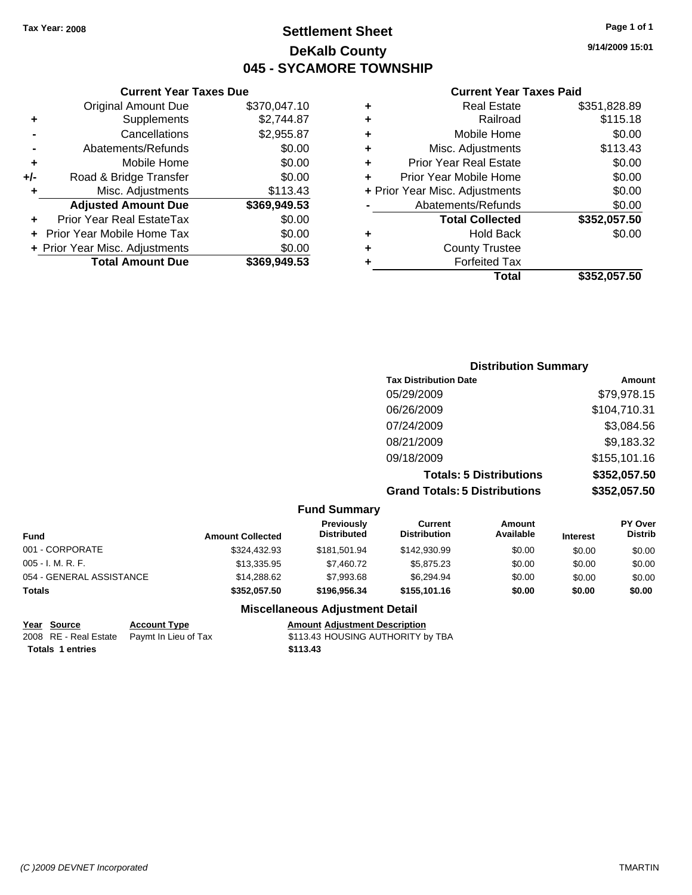Tax Year: 2008

# Settlement Sheet
## DeKalb County
## 045 - SYCAMORE TOWNSHIP

9/14/2009 15:01

### Current Year Taxes Due

| | | |
|---|---|---|
| | Original Amount Due | $370,047.10 |
| + | Supplements | $2,744.87 |
| - | Cancellations | $2,955.87 |
| - | Abatements/Refunds | $0.00 |
| + | Mobile Home | $0.00 |
| +/- | Road & Bridge Transfer | $0.00 |
| + | Misc. Adjustments | $113.43 |
| | **Adjusted Amount Due** | **$369,949.53** |
| + | Prior Year Real EstateTax | $0.00 |
| + | Prior Year Mobile Home Tax | $0.00 |
| + | Prior Year Misc. Adjustments | $0.00 |
| | **Total Amount Due** | **$369,949.53** |

### Current Year Taxes Paid

| | | |
|---|---|---|
| + | Real Estate | $351,828.89 |
| + | Railroad | $115.18 |
| + | Mobile Home | $0.00 |
| + | Misc. Adjustments | $113.43 |
| + | Prior Year Real Estate | $0.00 |
| + | Prior Year Mobile Home | $0.00 |
| + | Prior Year Misc. Adjustments | $0.00 |
| - | Abatements/Refunds | $0.00 |
| | **Total Collected** | **$352,057.50** |
| + | Hold Back | $0.00 |
| + | County Trustee | |
| + | Forfeited Tax | |
| | **Total** | **$352,057.50** |

### Distribution Summary

| Tax Distribution Date | Amount |
|---|---|
| 05/29/2009 | $79,978.15 |
| 06/26/2009 | $104,710.31 |
| 07/24/2009 | $3,084.56 |
| 08/21/2009 | $9,183.32 |
| 09/18/2009 | $155,101.16 |
| **Totals: 5 Distributions** | **$352,057.50** |
| **Grand Totals: 5 Distributions** | **$352,057.50** |

### Fund Summary

| Fund | Amount Collected | Previously Distributed | Current Distribution | Amount Available | Interest | PY Over Distrib |
|---|---|---|---|---|---|---|
| 001 - CORPORATE | $324,432.93 | $181,501.94 | $142,930.99 | $0.00 | $0.00 | $0.00 |
| 005 - I. M. R. F. | $13,335.95 | $7,460.72 | $5,875.23 | $0.00 | $0.00 | $0.00 |
| 054 - GENERAL ASSISTANCE | $14,288.62 | $7,993.68 | $6,294.94 | $0.00 | $0.00 | $0.00 |
| **Totals** | **$352,057.50** | **$196,956.34** | **$155,101.16** | **$0.00** | **$0.00** | **$0.00** |

### Miscellaneous Adjustment Detail

| Year | Source | Account Type | Amount | Adjustment Description |
|---|---|---|---|---|
| 2008 | RE - Real Estate | Paymt In Lieu of Tax | $113.43 | HOUSING AUTHORITY by TBA |
| **Totals** | **1 entries** | | **$113.43** | |

(C )2009 DEVNET Incorporated — TMARTIN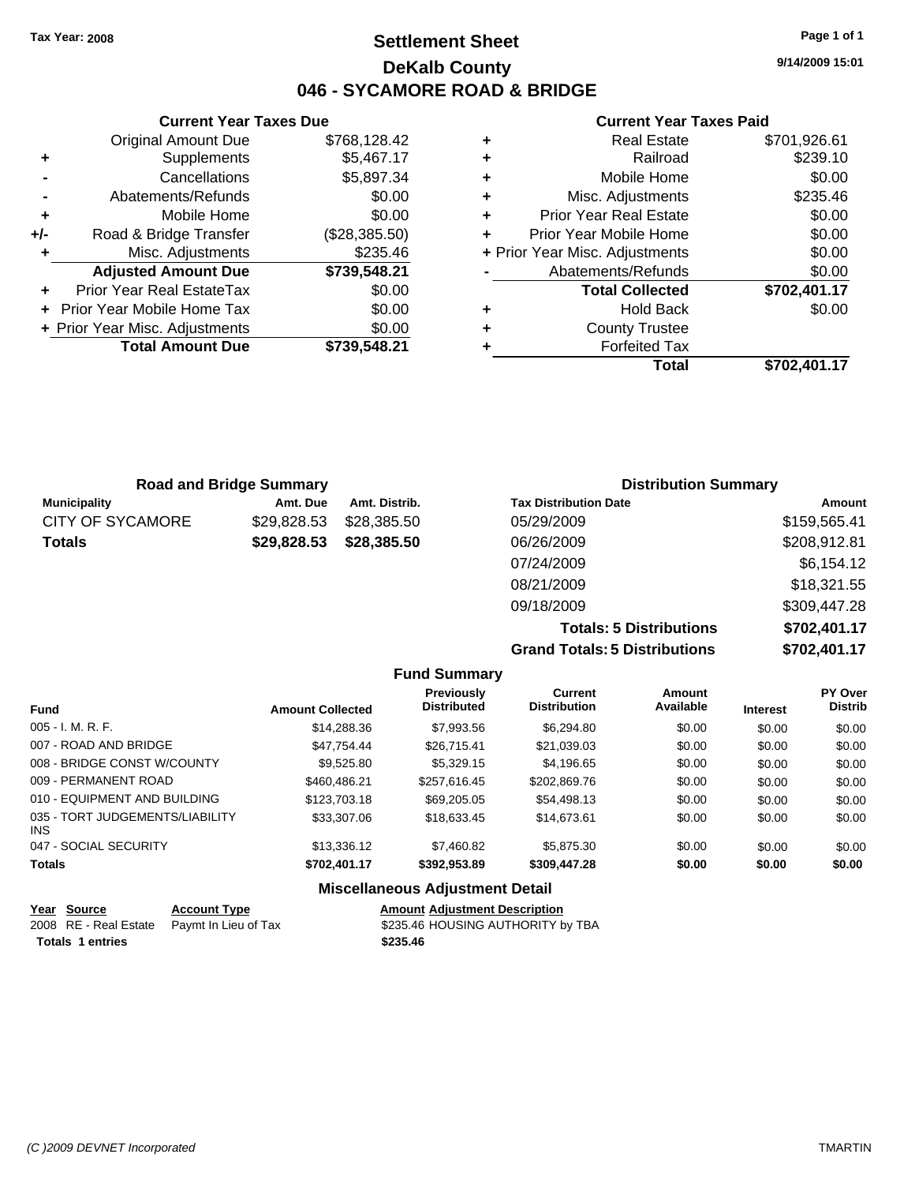Tax Year: 2008

# Settlement Sheet

## DeKalb County

## 046 - SYCAMORE ROAD & BRIDGE

9/14/2009 15:01

### Current Year Taxes Due

| | | |
|---|---|---|
| | Original Amount Due | $768,128.42 |
| + | Supplements | $5,467.17 |
| - | Cancellations | $5,897.34 |
| - | Abatements/Refunds | $0.00 |
| + | Mobile Home | $0.00 |
| +/- | Road & Bridge Transfer | ($28,385.50) |
| + | Misc. Adjustments | $235.46 |
| | **Adjusted Amount Due** | **$739,548.21** |
| + | Prior Year Real EstateTax | $0.00 |
| + | Prior Year Mobile Home Tax | $0.00 |
| + | Prior Year Misc. Adjustments | $0.00 |
| | **Total Amount Due** | **$739,548.21** |

### Current Year Taxes Paid

| | | |
|---|---|---|
| + | Real Estate | $701,926.61 |
| + | Railroad | $239.10 |
| + | Mobile Home | $0.00 |
| + | Misc. Adjustments | $235.46 |
| + | Prior Year Real Estate | $0.00 |
| + | Prior Year Mobile Home | $0.00 |
| + | Prior Year Misc. Adjustments | $0.00 |
| - | Abatements/Refunds | $0.00 |
| | **Total Collected** | **$702,401.17** |
| + | Hold Back | $0.00 |
| + | County Trustee | |
| + | Forfeited Tax | |
| | **Total** | **$702,401.17** |

### Road and Bridge Summary

| Municipality | Amt. Due | Amt. Distrib. |
|---|---|---|
| CITY OF SYCAMORE | $29,828.53 | $28,385.50 |
| **Totals** | **$29,828.53** | **$28,385.50** |

### Distribution Summary

| Tax Distribution Date | Amount |
|---|---|
| 05/29/2009 | $159,565.41 |
| 06/26/2009 | $208,912.81 |
| 07/24/2009 | $6,154.12 |
| 08/21/2009 | $18,321.55 |
| 09/18/2009 | $309,447.28 |
| **Totals: 5 Distributions** | **$702,401.17** |
| **Grand Totals: 5 Distributions** | **$702,401.17** |

### Fund Summary

| Fund | Amount Collected | Previously Distributed | Current Distribution | Amount Available | Interest | PY Over Distrib |
|---|---|---|---|---|---|---|
| 005 - I. M. R. F. | $14,288.36 | $7,993.56 | $6,294.80 | $0.00 | $0.00 | $0.00 |
| 007 - ROAD AND BRIDGE | $47,754.44 | $26,715.41 | $21,039.03 | $0.00 | $0.00 | $0.00 |
| 008 - BRIDGE CONST W/COUNTY | $9,525.80 | $5,329.15 | $4,196.65 | $0.00 | $0.00 | $0.00 |
| 009 - PERMANENT ROAD | $460,486.21 | $257,616.45 | $202,869.76 | $0.00 | $0.00 | $0.00 |
| 010 - EQUIPMENT AND BUILDING | $123,703.18 | $69,205.05 | $54,498.13 | $0.00 | $0.00 | $0.00 |
| 035 - TORT JUDGEMENTS/LIABILITY INS | $33,307.06 | $18,633.45 | $14,673.61 | $0.00 | $0.00 | $0.00 |
| 047 - SOCIAL SECURITY | $13,336.12 | $7,460.82 | $5,875.30 | $0.00 | $0.00 | $0.00 |
| **Totals** | **$702,401.17** | **$392,953.89** | **$309,447.28** | **$0.00** | **$0.00** | **$0.00** |

### Miscellaneous Adjustment Detail

| Year | Source | Account Type | Amount | Adjustment Description |
|---|---|---|---|---|
| 2008 | RE - Real Estate | Paymt In Lieu of Tax | $235.46 | HOUSING AUTHORITY by TBA |
| **Totals 1 entries** | | | **$235.46** | |

(C )2009 DEVNET Incorporated TMARTIN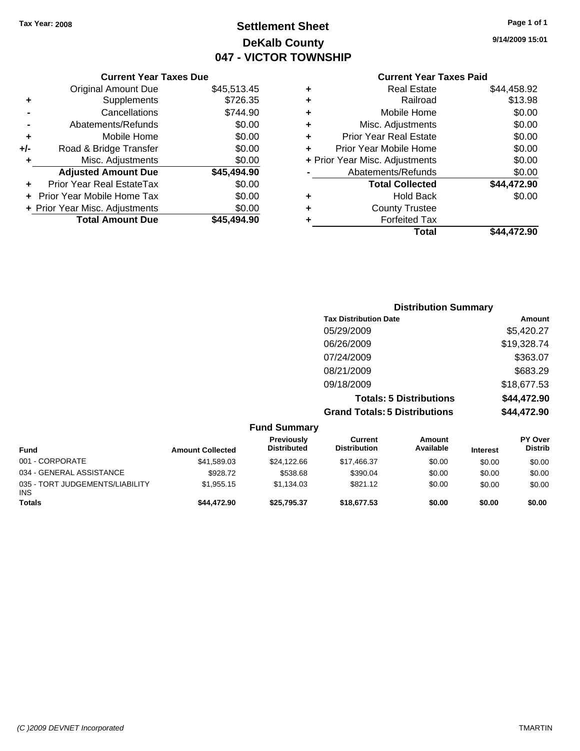**Tax Year: 2008**

# Settlement Sheet
## DeKalb County
## 047 - VICTOR TOWNSHIP

9/14/2009 15:01

### Current Year Taxes Due

| | | |
|---|---|---|
| | Original Amount Due | $45,513.45 |
| + | Supplements | $726.35 |
| - | Cancellations | $744.90 |
| - | Abatements/Refunds | $0.00 |
| + | Mobile Home | $0.00 |
| +/- | Road & Bridge Transfer | $0.00 |
| + | Misc. Adjustments | $0.00 |
| | **Adjusted Amount Due** | **$45,494.90** |
| + | Prior Year Real EstateTax | $0.00 |
| + | Prior Year Mobile Home Tax | $0.00 |
| + | Prior Year Misc. Adjustments | $0.00 |
| | **Total Amount Due** | **$45,494.90** |

### Current Year Taxes Paid

| | | |
|---|---|---|
| + | Real Estate | $44,458.92 |
| + | Railroad | $13.98 |
| + | Mobile Home | $0.00 |
| + | Misc. Adjustments | $0.00 |
| + | Prior Year Real Estate | $0.00 |
| + | Prior Year Mobile Home | $0.00 |
| + | Prior Year Misc. Adjustments | $0.00 |
| - | Abatements/Refunds | $0.00 |
| | **Total Collected** | **$44,472.90** |
| + | Hold Back | $0.00 |
| + | County Trustee | |
| + | Forfeited Tax | |
| | **Total** | **$44,472.90** |

### Distribution Summary

| Tax Distribution Date | Amount |
|---|---|
| 05/29/2009 | $5,420.27 |
| 06/26/2009 | $19,328.74 |
| 07/24/2009 | $363.07 |
| 08/21/2009 | $683.29 |
| 09/18/2009 | $18,677.53 |
| **Totals: 5 Distributions** | **$44,472.90** |
| **Grand Totals: 5 Distributions** | **$44,472.90** |

### Fund Summary

| Fund | Amount Collected | Previously Distributed | Current Distribution | Amount Available | Interest | PY Over Distrib |
|---|---|---|---|---|---|---|
| 001 - CORPORATE | $41,589.03 | $24,122.66 | $17,466.37 | $0.00 | $0.00 | $0.00 |
| 034 - GENERAL ASSISTANCE | $928.72 | $538.68 | $390.04 | $0.00 | $0.00 | $0.00 |
| 035 - TORT JUDGEMENTS/LIABILITY INS | $1,955.15 | $1,134.03 | $821.12 | $0.00 | $0.00 | $0.00 |
| **Totals** | **$44,472.90** | **$25,795.37** | **$18,677.53** | **$0.00** | **$0.00** | **$0.00** |

(C )2009 DEVNET Incorporated TMARTIN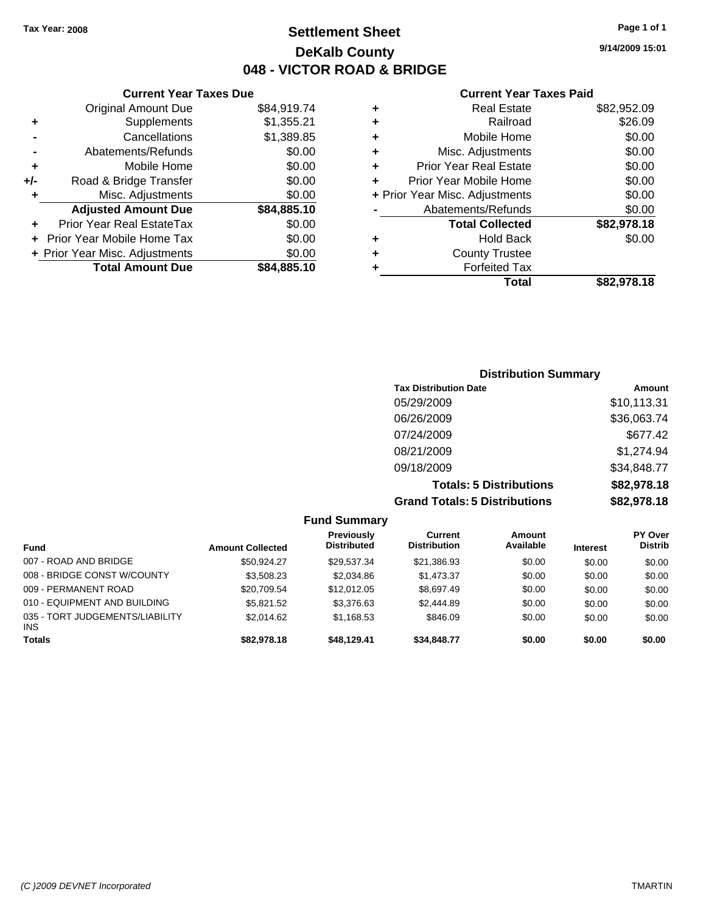Tax Year: 2008

# Settlement Sheet
## DeKalb County
## 048 - VICTOR ROAD & BRIDGE

9/14/2009 15:01

### Current Year Taxes Due

| | | |
|---|---|---|
| | Original Amount Due | $84,919.74 |
| + | Supplements | $1,355.21 |
| - | Cancellations | $1,389.85 |
| - | Abatements/Refunds | $0.00 |
| + | Mobile Home | $0.00 |
| +/- | Road & Bridge Transfer | $0.00 |
| + | Misc. Adjustments | $0.00 |
| | **Adjusted Amount Due** | **$84,885.10** |
| + | Prior Year Real EstateTax | $0.00 |
| + | Prior Year Mobile Home Tax | $0.00 |
| + | Prior Year Misc. Adjustments | $0.00 |
| | **Total Amount Due** | **$84,885.10** |

### Current Year Taxes Paid

| | | |
|---|---|---|
| + | Real Estate | $82,952.09 |
| + | Railroad | $26.09 |
| + | Mobile Home | $0.00 |
| + | Misc. Adjustments | $0.00 |
| + | Prior Year Real Estate | $0.00 |
| + | Prior Year Mobile Home | $0.00 |
| + | Prior Year Misc. Adjustments | $0.00 |
| - | Abatements/Refunds | $0.00 |
| | **Total Collected** | **$82,978.18** |
| + | Hold Back | $0.00 |
| + | County Trustee | |
| + | Forfeited Tax | |
| | **Total** | **$82,978.18** |

### Distribution Summary

| Tax Distribution Date | Amount |
|---|---|
| 05/29/2009 | $10,113.31 |
| 06/26/2009 | $36,063.74 |
| 07/24/2009 | $677.42 |
| 08/21/2009 | $1,274.94 |
| 09/18/2009 | $34,848.77 |
| **Totals: 5 Distributions** | **$82,978.18** |
| **Grand Totals: 5 Distributions** | **$82,978.18** |

### Fund Summary

| Fund | Amount Collected | Previously Distributed | Current Distribution | Amount Available | Interest | PY Over Distrib |
|---|---|---|---|---|---|---|
| 007 - ROAD AND BRIDGE | $50,924.27 | $29,537.34 | $21,386.93 | $0.00 | $0.00 | $0.00 |
| 008 - BRIDGE CONST W/COUNTY | $3,508.23 | $2,034.86 | $1,473.37 | $0.00 | $0.00 | $0.00 |
| 009 - PERMANENT ROAD | $20,709.54 | $12,012.05 | $8,697.49 | $0.00 | $0.00 | $0.00 |
| 010 - EQUIPMENT AND BUILDING | $5,821.52 | $3,376.63 | $2,444.89 | $0.00 | $0.00 | $0.00 |
| 035 - TORT JUDGEMENTS/LIABILITY INS | $2,014.62 | $1,168.53 | $846.09 | $0.00 | $0.00 | $0.00 |
| **Totals** | **$82,978.18** | **$48,129.41** | **$34,848.77** | **$0.00** | **$0.00** | **$0.00** |

(C )2009 DEVNET Incorporated TMARTIN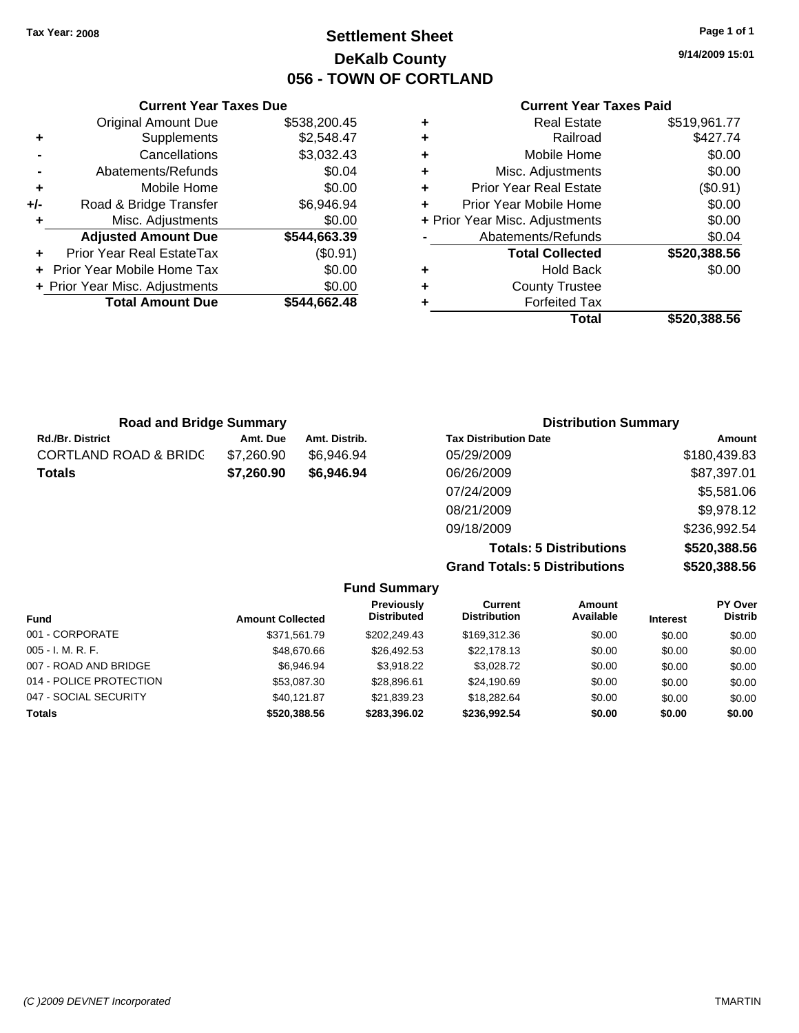**Tax Year: 2008**

# Settlement Sheet
## DeKalb County
## 056 - TOWN OF CORTLAND

9/14/2009 15:01

### Current Year Taxes Due

| | | |
|---|---|---|
| | Original Amount Due | $538,200.45 |
| + | Supplements | $2,548.47 |
| - | Cancellations | $3,032.43 |
| - | Abatements/Refunds | $0.04 |
| + | Mobile Home | $0.00 |
| +/- | Road & Bridge Transfer | $6,946.94 |
| + | Misc. Adjustments | $0.00 |
| | **Adjusted Amount Due** | **$544,663.39** |
| + | Prior Year Real EstateTax | ($0.91) |
| + | Prior Year Mobile Home Tax | $0.00 |
| + | Prior Year Misc. Adjustments | $0.00 |
| | **Total Amount Due** | **$544,662.48** |

### Current Year Taxes Paid

| | | |
|---|---|---|
| + | Real Estate | $519,961.77 |
| + | Railroad | $427.74 |
| + | Mobile Home | $0.00 |
| + | Misc. Adjustments | $0.00 |
| + | Prior Year Real Estate | ($0.91) |
| + | Prior Year Mobile Home | $0.00 |
| + | Prior Year Misc. Adjustments | $0.00 |
| - | Abatements/Refunds | $0.04 |
| | **Total Collected** | **$520,388.56** |
| + | Hold Back | $0.00 |
| + | County Trustee | |
| + | Forfeited Tax | |
| | **Total** | **$520,388.56** |

### Road and Bridge Summary

| Rd./Br. District | Amt. Due | Amt. Distrib. |
|---|---|---|
| CORTLAND ROAD & BRIDG | $7,260.90 | $6,946.94 |
| **Totals** | **$7,260.90** | **$6,946.94** |

### Distribution Summary

| Tax Distribution Date | Amount |
|---|---|
| 05/29/2009 | $180,439.83 |
| 06/26/2009 | $87,397.01 |
| 07/24/2009 | $5,581.06 |
| 08/21/2009 | $9,978.12 |
| 09/18/2009 | $236,992.54 |
| **Totals: 5 Distributions** | **$520,388.56** |
| **Grand Totals: 5 Distributions** | **$520,388.56** |

### Fund Summary

| Fund | Amount Collected | Previously Distributed | Current Distribution | Amount Available | Interest | PY Over Distrib |
|---|---|---|---|---|---|---|
| 001 - CORPORATE | $371,561.79 | $202,249.43 | $169,312.36 | $0.00 | $0.00 | $0.00 |
| 005 - I. M. R. F. | $48,670.66 | $26,492.53 | $22,178.13 | $0.00 | $0.00 | $0.00 |
| 007 - ROAD AND BRIDGE | $6,946.94 | $3,918.22 | $3,028.72 | $0.00 | $0.00 | $0.00 |
| 014 - POLICE PROTECTION | $53,087.30 | $28,896.61 | $24,190.69 | $0.00 | $0.00 | $0.00 |
| 047 - SOCIAL SECURITY | $40,121.87 | $21,839.23 | $18,282.64 | $0.00 | $0.00 | $0.00 |
| **Totals** | **$520,388.56** | **$283,396.02** | **$236,992.54** | **$0.00** | **$0.00** | **$0.00** |

(C )2009 DEVNET Incorporated TMARTIN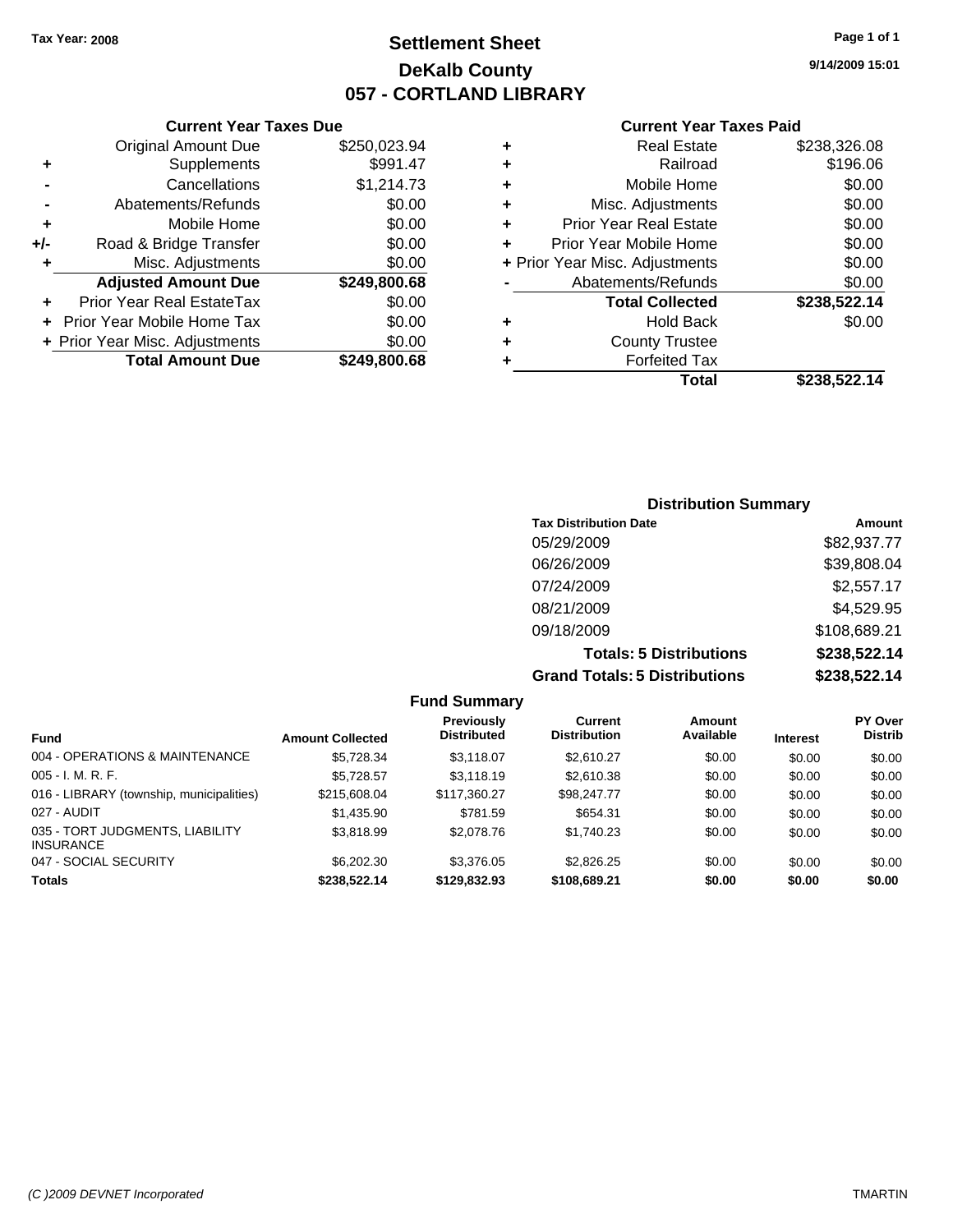Tax Year: 2008

# Settlement Sheet
## DeKalb County
## 057 - CORTLAND LIBRARY

9/14/2009 15:01

### Current Year Taxes Due

| | | |
|---|---|---|
| | Original Amount Due | $250,023.94 |
| + | Supplements | $991.47 |
| - | Cancellations | $1,214.73 |
| - | Abatements/Refunds | $0.00 |
| + | Mobile Home | $0.00 |
| +/- | Road & Bridge Transfer | $0.00 |
| + | Misc. Adjustments | $0.00 |
| | **Adjusted Amount Due** | **$249,800.68** |
| + | Prior Year Real EstateTax | $0.00 |
| + | Prior Year Mobile Home Tax | $0.00 |
| + | Prior Year Misc. Adjustments | $0.00 |
| | **Total Amount Due** | **$249,800.68** |

### Current Year Taxes Paid

| | | |
|---|---|---|
| + | Real Estate | $238,326.08 |
| + | Railroad | $196.06 |
| + | Mobile Home | $0.00 |
| + | Misc. Adjustments | $0.00 |
| + | Prior Year Real Estate | $0.00 |
| + | Prior Year Mobile Home | $0.00 |
| + | Prior Year Misc. Adjustments | $0.00 |
| - | Abatements/Refunds | $0.00 |
| | **Total Collected** | **$238,522.14** |
| + | Hold Back | $0.00 |
| + | County Trustee | |
| + | Forfeited Tax | |
| | **Total** | **$238,522.14** |

### Distribution Summary

| Tax Distribution Date | Amount |
|---|---|
| 05/29/2009 | $82,937.77 |
| 06/26/2009 | $39,808.04 |
| 07/24/2009 | $2,557.17 |
| 08/21/2009 | $4,529.95 |
| 09/18/2009 | $108,689.21 |
| **Totals: 5 Distributions** | **$238,522.14** |
| **Grand Totals: 5 Distributions** | **$238,522.14** |

### Fund Summary

| Fund | Amount Collected | Previously Distributed | Current Distribution | Amount Available | Interest | PY Over Distrib |
|---|---|---|---|---|---|---|
| 004 - OPERATIONS & MAINTENANCE | $5,728.34 | $3,118.07 | $2,610.27 | $0.00 | $0.00 | $0.00 |
| 005 - I. M. R. F. | $5,728.57 | $3,118.19 | $2,610.38 | $0.00 | $0.00 | $0.00 |
| 016 - LIBRARY (township, municipalities) | $215,608.04 | $117,360.27 | $98,247.77 | $0.00 | $0.00 | $0.00 |
| 027 - AUDIT | $1,435.90 | $781.59 | $654.31 | $0.00 | $0.00 | $0.00 |
| 035 - TORT JUDGMENTS, LIABILITY INSURANCE | $3,818.99 | $2,078.76 | $1,740.23 | $0.00 | $0.00 | $0.00 |
| 047 - SOCIAL SECURITY | $6,202.30 | $3,376.05 | $2,826.25 | $0.00 | $0.00 | $0.00 |
| **Totals** | **$238,522.14** | **$129,832.93** | **$108,689.21** | **$0.00** | **$0.00** | **$0.00** |

(C )2009 DEVNET Incorporated — TMARTIN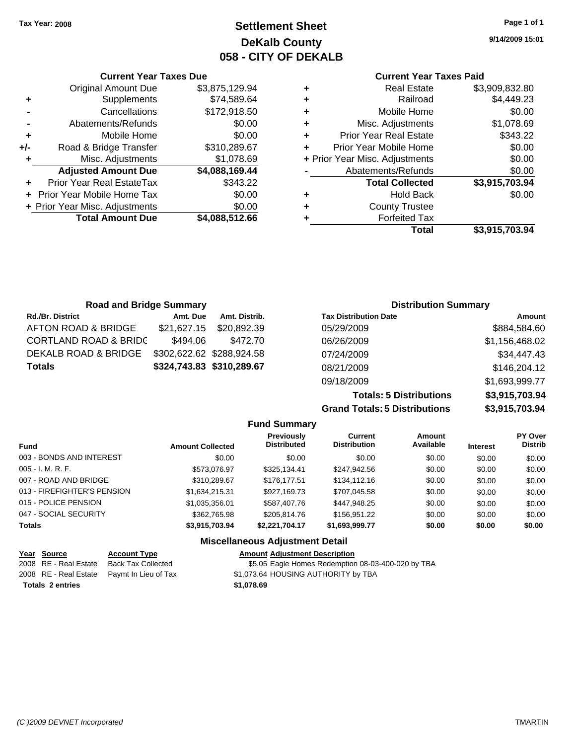Tax Year: 2008

# Settlement Sheet
## DeKalb County
## 058 - CITY OF DEKALB

9/14/2009 15:01

### Current Year Taxes Due

| | | |
|---|---|---|
| | Original Amount Due | $3,875,129.94 |
| + | Supplements | $74,589.64 |
| - | Cancellations | $172,918.50 |
| - | Abatements/Refunds | $0.00 |
| + | Mobile Home | $0.00 |
| +/- | Road & Bridge Transfer | $310,289.67 |
| + | Misc. Adjustments | $1,078.69 |
| | **Adjusted Amount Due** | **$4,088,169.44** |
| + | Prior Year Real EstateTax | $343.22 |
| + | Prior Year Mobile Home Tax | $0.00 |
| + | Prior Year Misc. Adjustments | $0.00 |
| | **Total Amount Due** | **$4,088,512.66** |

### Current Year Taxes Paid

| | | |
|---|---|---|
| + | Real Estate | $3,909,832.80 |
| + | Railroad | $4,449.23 |
| + | Mobile Home | $0.00 |
| + | Misc. Adjustments | $1,078.69 |
| + | Prior Year Real Estate | $343.22 |
| + | Prior Year Mobile Home | $0.00 |
| + | Prior Year Misc. Adjustments | $0.00 |
| - | Abatements/Refunds | $0.00 |
| | **Total Collected** | **$3,915,703.94** |
| + | Hold Back | $0.00 |
| + | County Trustee | |
| + | Forfeited Tax | |
| | **Total** | **$3,915,703.94** |

### Road and Bridge Summary

| Rd./Br. District | Amt. Due | Amt. Distrib. |
|---|---|---|
| AFTON ROAD & BRIDGE | $21,627.15 | $20,892.39 |
| CORTLAND ROAD & BRIDG | $494.06 | $472.70 |
| DEKALB ROAD & BRIDGE | $302,622.62 | $288,924.58 |
| **Totals** | **$324,743.83** | **$310,289.67** |

### Distribution Summary

| Tax Distribution Date | Amount |
|---|---|
| 05/29/2009 | $884,584.60 |
| 06/26/2009 | $1,156,468.02 |
| 07/24/2009 | $34,447.43 |
| 08/21/2009 | $146,204.12 |
| 09/18/2009 | $1,693,999.77 |
| **Totals: 5 Distributions** | **$3,915,703.94** |
| **Grand Totals: 5 Distributions** | **$3,915,703.94** |

### Fund Summary

| Fund | Amount Collected | Previously Distributed | Current Distribution | Amount Available | Interest | PY Over Distrib |
|---|---|---|---|---|---|---|
| 003 - BONDS AND INTEREST | $0.00 | $0.00 | $0.00 | $0.00 | $0.00 | $0.00 |
| 005 - I. M. R. F. | $573,076.97 | $325,134.41 | $247,942.56 | $0.00 | $0.00 | $0.00 |
| 007 - ROAD AND BRIDGE | $310,289.67 | $176,177.51 | $134,112.16 | $0.00 | $0.00 | $0.00 |
| 013 - FIREFIGHTER'S PENSION | $1,634,215.31 | $927,169.73 | $707,045.58 | $0.00 | $0.00 | $0.00 |
| 015 - POLICE PENSION | $1,035,356.01 | $587,407.76 | $447,948.25 | $0.00 | $0.00 | $0.00 |
| 047 - SOCIAL SECURITY | $362,765.98 | $205,814.76 | $156,951.22 | $0.00 | $0.00 | $0.00 |
| **Totals** | **$3,915,703.94** | **$2,221,704.17** | **$1,693,999.77** | **$0.00** | **$0.00** | **$0.00** |

### Miscellaneous Adjustment Detail

| Year | Source | Account Type | Amount | Adjustment Description |
|---|---|---|---|---|
| 2008 | RE - Real Estate | Back Tax Collected | $5.05 | Eagle Homes Redemption 08-03-400-020 by TBA |
| 2008 | RE - Real Estate | Paymt In Lieu of Tax | $1,073.64 | HOUSING AUTHORITY by TBA |
| **Totals 2 entries** | | | **$1,078.69** | |

(C )2009 DEVNET Incorporated TMARTIN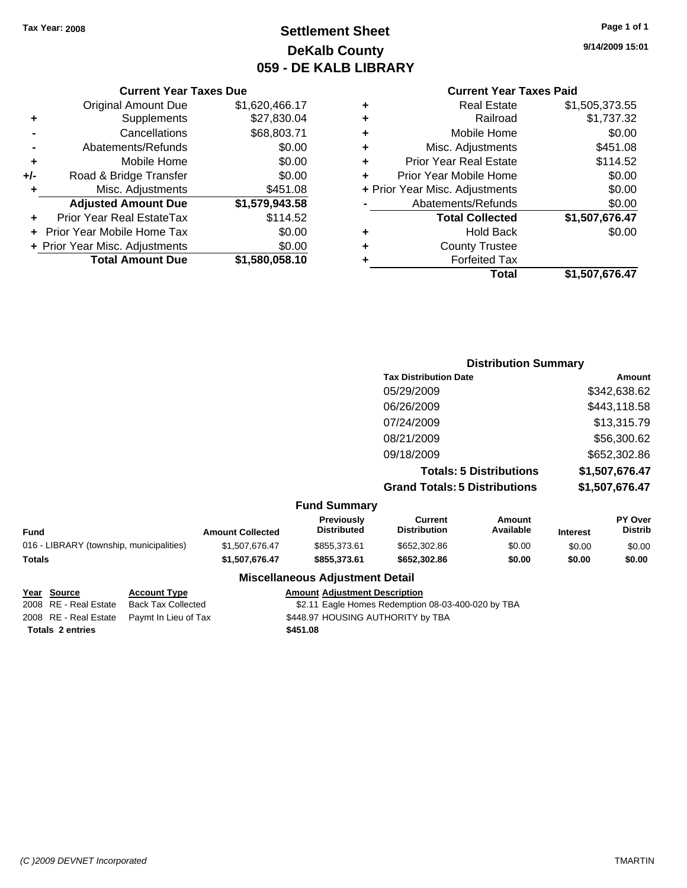Tax Year: 2008

# Settlement Sheet
## DeKalb County
## 059 - DE KALB LIBRARY

9/14/2009 15:01

### Current Year Taxes Due

| | | |
|---|---|---|
| | Original Amount Due | $1,620,466.17 |
| + | Supplements | $27,830.04 |
| - | Cancellations | $68,803.71 |
| - | Abatements/Refunds | $0.00 |
| + | Mobile Home | $0.00 |
| +/- | Road & Bridge Transfer | $0.00 |
| + | Misc. Adjustments | $451.08 |
| | **Adjusted Amount Due** | **$1,579,943.58** |
| + | Prior Year Real EstateTax | $114.52 |
| + | Prior Year Mobile Home Tax | $0.00 |
| + | Prior Year Misc. Adjustments | $0.00 |
| | **Total Amount Due** | **$1,580,058.10** |

### Current Year Taxes Paid

| | | |
|---|---|---|
| + | Real Estate | $1,505,373.55 |
| + | Railroad | $1,737.32 |
| + | Mobile Home | $0.00 |
| + | Misc. Adjustments | $451.08 |
| + | Prior Year Real Estate | $114.52 |
| + | Prior Year Mobile Home | $0.00 |
| + | Prior Year Misc. Adjustments | $0.00 |
| - | Abatements/Refunds | $0.00 |
| | **Total Collected** | **$1,507,676.47** |
| + | Hold Back | $0.00 |
| + | County Trustee | |
| + | Forfeited Tax | |
| | **Total** | **$1,507,676.47** |

### Distribution Summary

| Tax Distribution Date | Amount |
|---|---|
| 05/29/2009 | $342,638.62 |
| 06/26/2009 | $443,118.58 |
| 07/24/2009 | $13,315.79 |
| 08/21/2009 | $56,300.62 |
| 09/18/2009 | $652,302.86 |
| **Totals: 5 Distributions** | **$1,507,676.47** |
| **Grand Totals: 5 Distributions** | **$1,507,676.47** |

### Fund Summary

| Fund | Amount Collected | Previously Distributed | Current Distribution | Amount Available | Interest | PY Over Distrib |
|---|---|---|---|---|---|---|
| 016 - LIBRARY (township, municipalities) | $1,507,676.47 | $855,373.61 | $652,302.86 | $0.00 | $0.00 | $0.00 |
| **Totals** | **$1,507,676.47** | **$855,373.61** | **$652,302.86** | **$0.00** | **$0.00** | **$0.00** |

### Miscellaneous Adjustment Detail

| Year | Source | Account Type | Amount | Adjustment Description |
|---|---|---|---|---|
| 2008 | RE - Real Estate | Back Tax Collected | $2.11 | Eagle Homes Redemption 08-03-400-020 by TBA |
| 2008 | RE - Real Estate | Paymt In Lieu of Tax | $448.97 | HOUSING AUTHORITY by TBA |
| **Totals** | **2 entries** | | **$451.08** | |

(C )2009 DEVNET Incorporated

TMARTIN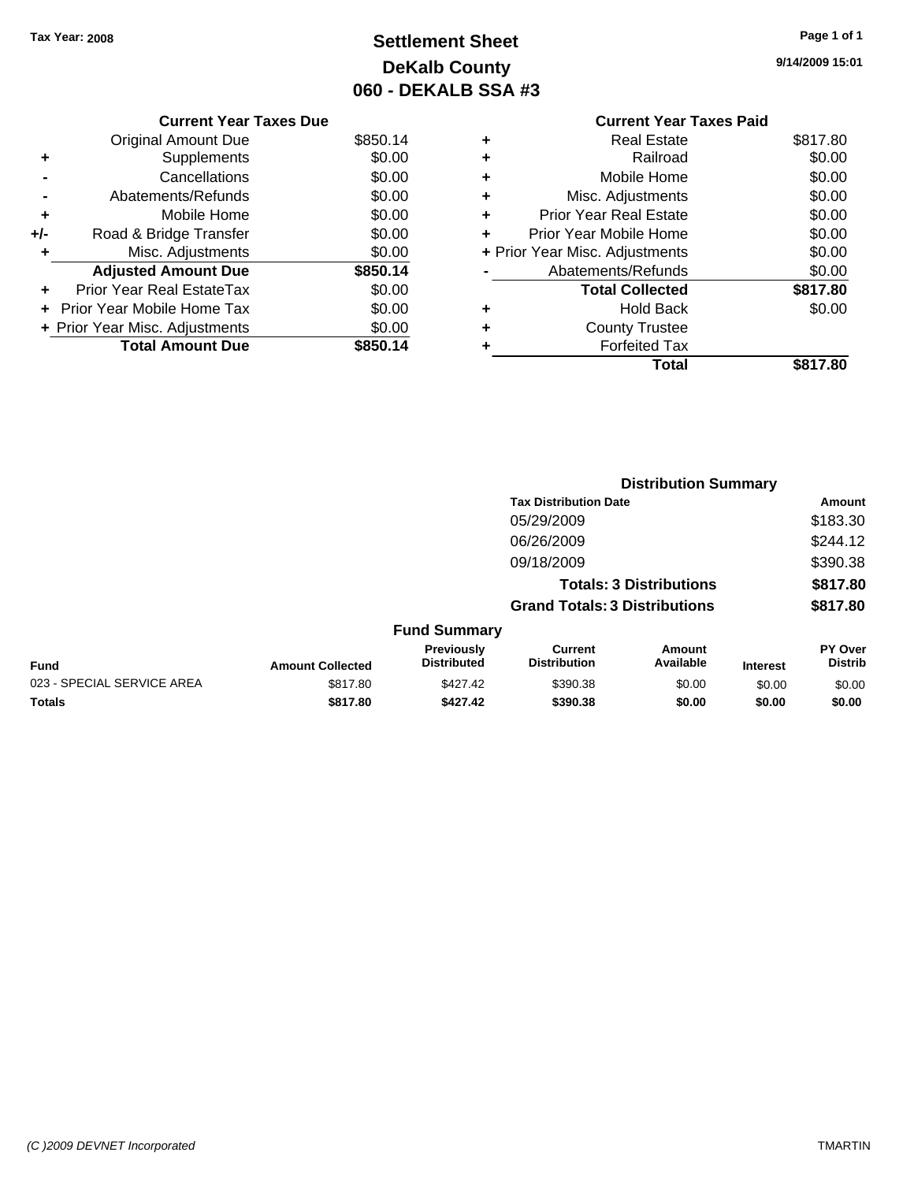Tax Year: 2008

# Settlement Sheet
## DeKalb County
## 060 - DEKALB SSA #3

9/14/2009 15:01

| | Current Year Taxes Due | |
|---|---|---|
| | Original Amount Due | $850.14 |
| + | Supplements | $0.00 |
| - | Cancellations | $0.00 |
| - | Abatements/Refunds | $0.00 |
| + | Mobile Home | $0.00 |
| +/- | Road & Bridge Transfer | $0.00 |
| + | Misc. Adjustments | $0.00 |
| | **Adjusted Amount Due** | **$850.14** |
| + | Prior Year Real EstateTax | $0.00 |
| + | Prior Year Mobile Home Tax | $0.00 |
| + | Prior Year Misc. Adjustments | $0.00 |
| | **Total Amount Due** | **$850.14** |

| | Current Year Taxes Paid | |
|---|---|---|
| + | Real Estate | $817.80 |
| + | Railroad | $0.00 |
| + | Mobile Home | $0.00 |
| + | Misc. Adjustments | $0.00 |
| + | Prior Year Real Estate | $0.00 |
| + | Prior Year Mobile Home | $0.00 |
| + | Prior Year Misc. Adjustments | $0.00 |
| - | Abatements/Refunds | $0.00 |
| | **Total Collected** | **$817.80** |
| + | Hold Back | $0.00 |
| + | County Trustee | |
| + | Forfeited Tax | |
| | **Total** | **$817.80** |

### Distribution Summary

| Tax Distribution Date | Amount |
|---|---|
| 05/29/2009 | $183.30 |
| 06/26/2009 | $244.12 |
| 09/18/2009 | $390.38 |
| **Totals: 3 Distributions** | **$817.80** |
| **Grand Totals: 3 Distributions** | **$817.80** |

### Fund Summary

| Fund | Amount Collected | Previously Distributed | Current Distribution | Amount Available | Interest | PY Over Distrib |
|---|---|---|---|---|---|---|
| 023 - SPECIAL SERVICE AREA | $817.80 | $427.42 | $390.38 | $0.00 | $0.00 | $0.00 |
| **Totals** | **$817.80** | **$427.42** | **$390.38** | **$0.00** | **$0.00** | **$0.00** |

(C )2009 DEVNET Incorporated TMARTIN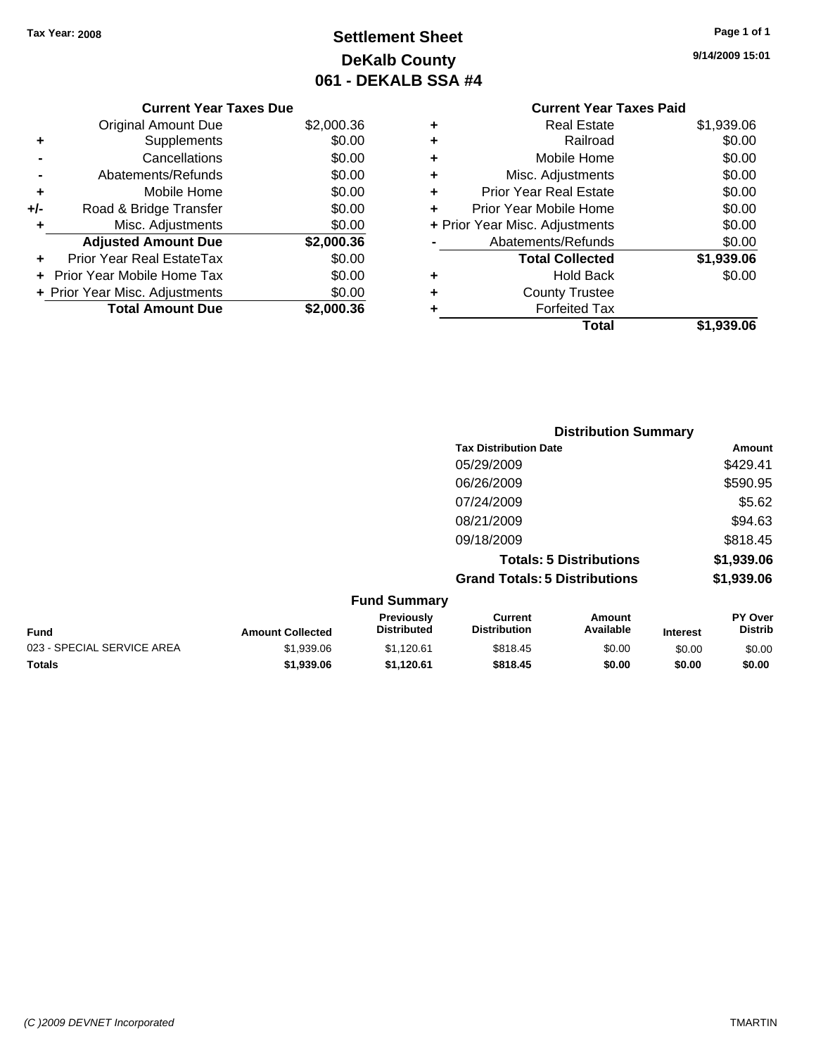Tax Year: 2008

# Settlement Sheet
## DeKalb County
## 061 - DEKALB SSA #4

9/14/2009 15:01

### Current Year Taxes Due

| | | |
|---|---|---|
| | Original Amount Due | $2,000.36 |
| + | Supplements | $0.00 |
| - | Cancellations | $0.00 |
| - | Abatements/Refunds | $0.00 |
| + | Mobile Home | $0.00 |
| +/- | Road & Bridge Transfer | $0.00 |
| + | Misc. Adjustments | $0.00 |
| | **Adjusted Amount Due** | **$2,000.36** |
| + | Prior Year Real EstateTax | $0.00 |
| + | Prior Year Mobile Home Tax | $0.00 |
| + | Prior Year Misc. Adjustments | $0.00 |
| | **Total Amount Due** | **$2,000.36** |

### Current Year Taxes Paid

| | | |
|---|---|---|
| + | Real Estate | $1,939.06 |
| + | Railroad | $0.00 |
| + | Mobile Home | $0.00 |
| + | Misc. Adjustments | $0.00 |
| + | Prior Year Real Estate | $0.00 |
| + | Prior Year Mobile Home | $0.00 |
| + | Prior Year Misc. Adjustments | $0.00 |
| - | Abatements/Refunds | $0.00 |
| | **Total Collected** | **$1,939.06** |
| + | Hold Back | $0.00 |
| + | County Trustee | |
| + | Forfeited Tax | |
| | **Total** | **$1,939.06** |

### Distribution Summary

| Tax Distribution Date | Amount |
|---|---|
| 05/29/2009 | $429.41 |
| 06/26/2009 | $590.95 |
| 07/24/2009 | $5.62 |
| 08/21/2009 | $94.63 |
| 09/18/2009 | $818.45 |
| **Totals: 5 Distributions** | **$1,939.06** |
| **Grand Totals: 5 Distributions** | **$1,939.06** |

### Fund Summary

| Fund | Amount Collected | Previously Distributed | Current Distribution | Amount Available | Interest | PY Over Distrib |
|---|---|---|---|---|---|---|
| 023 - SPECIAL SERVICE AREA | $1,939.06 | $1,120.61 | $818.45 | $0.00 | $0.00 | $0.00 |
| **Totals** | **$1,939.06** | **$1,120.61** | **$818.45** | **$0.00** | **$0.00** | **$0.00** |

(C )2009 DEVNET Incorporated TMARTIN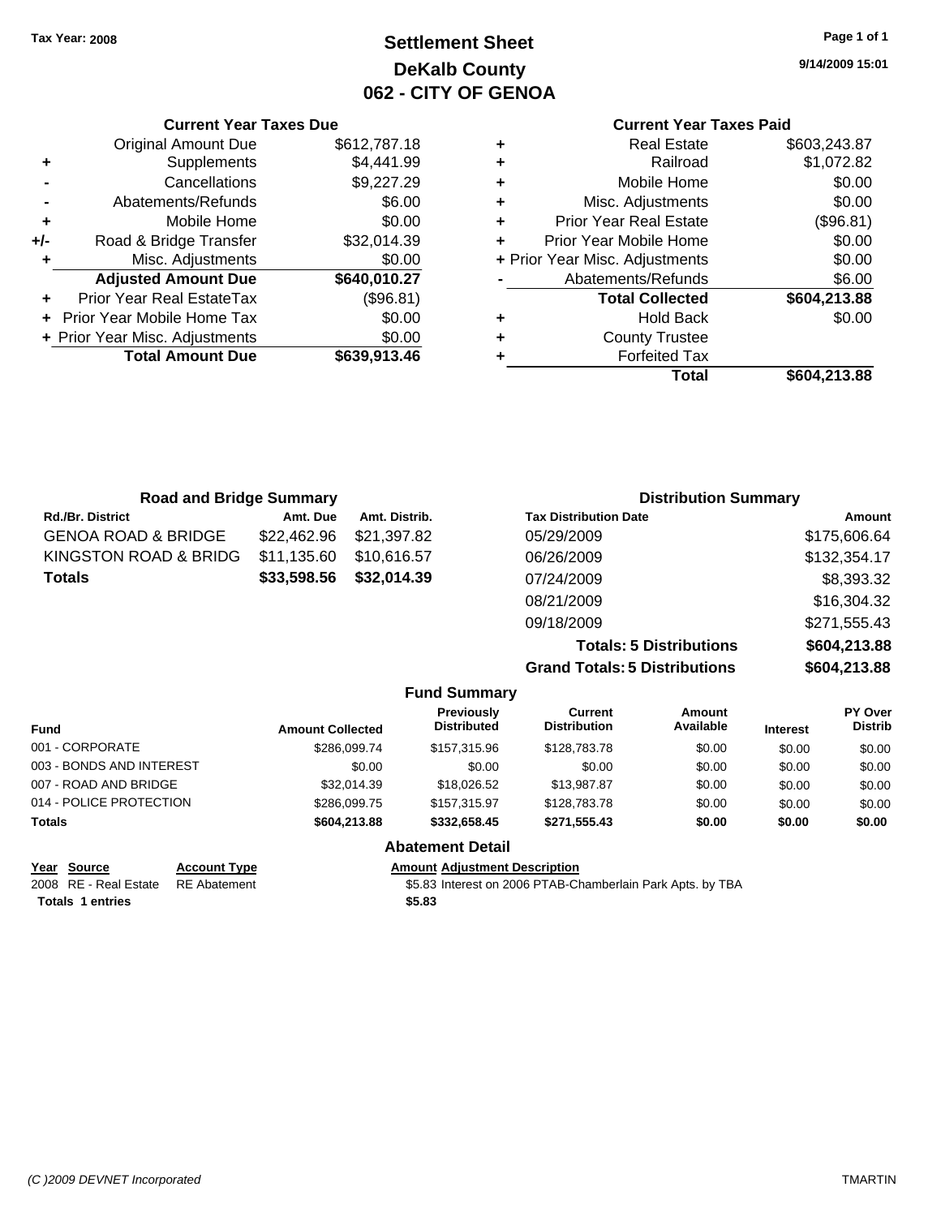Tax Year: 2008

# Settlement Sheet
## DeKalb County
## 062 - CITY OF GENOA

9/14/2009 15:01

### Current Year Taxes Due

| | | |
|---|---|---|
| | Original Amount Due | $612,787.18 |
| + | Supplements | $4,441.99 |
| - | Cancellations | $9,227.29 |
| - | Abatements/Refunds | $6.00 |
| + | Mobile Home | $0.00 |
| +/- | Road & Bridge Transfer | $32,014.39 |
| + | Misc. Adjustments | $0.00 |
| | **Adjusted Amount Due** | **$640,010.27** |
| + | Prior Year Real EstateTax | ($96.81) |
| + | Prior Year Mobile Home Tax | $0.00 |
| + | Prior Year Misc. Adjustments | $0.00 |
| | **Total Amount Due** | **$639,913.46** |

### Current Year Taxes Paid

| | | |
|---|---|---|
| + | Real Estate | $603,243.87 |
| + | Railroad | $1,072.82 |
| + | Mobile Home | $0.00 |
| + | Misc. Adjustments | $0.00 |
| + | Prior Year Real Estate | ($96.81) |
| + | Prior Year Mobile Home | $0.00 |
| + | Prior Year Misc. Adjustments | $0.00 |
| - | Abatements/Refunds | $6.00 |
| | **Total Collected** | **$604,213.88** |
| + | Hold Back | $0.00 |
| + | County Trustee | |
| + | Forfeited Tax | |
| | **Total** | **$604,213.88** |

### Road and Bridge Summary

| Rd./Br. District | Amt. Due | Amt. Distrib. |
|---|---|---|
| GENOA ROAD & BRIDGE | $22,462.96 | $21,397.82 |
| KINGSTON ROAD & BRIDG | $11,135.60 | $10,616.57 |
| **Totals** | **$33,598.56** | **$32,014.39** |

### Distribution Summary

| Tax Distribution Date | Amount |
|---|---|
| 05/29/2009 | $175,606.64 |
| 06/26/2009 | $132,354.17 |
| 07/24/2009 | $8,393.32 |
| 08/21/2009 | $16,304.32 |
| 09/18/2009 | $271,555.43 |
| **Totals: 5 Distributions** | **$604,213.88** |
| **Grand Totals: 5 Distributions** | **$604,213.88** |

### Fund Summary

| Fund | Amount Collected | Previously Distributed | Current Distribution | Amount Available | Interest | PY Over Distrib |
|---|---|---|---|---|---|---|
| 001 - CORPORATE | $286,099.74 | $157,315.96 | $128,783.78 | $0.00 | $0.00 | $0.00 |
| 003 - BONDS AND INTEREST | $0.00 | $0.00 | $0.00 | $0.00 | $0.00 | $0.00 |
| 007 - ROAD AND BRIDGE | $32,014.39 | $18,026.52 | $13,987.87 | $0.00 | $0.00 | $0.00 |
| 014 - POLICE PROTECTION | $286,099.75 | $157,315.97 | $128,783.78 | $0.00 | $0.00 | $0.00 |
| **Totals** | **$604,213.88** | **$332,658.45** | **$271,555.43** | **$0.00** | **$0.00** | **$0.00** |

### Abatement Detail

| Year | Source | Account Type | Amount | Adjustment Description |
|---|---|---|---|---|
| 2008 | RE - Real Estate | RE Abatement | $5.83 | Interest on 2006 PTAB-Chamberlain Park Apts. by TBA |
| **Totals 1 entries** | | | **$5.83** | |

(C )2009 DEVNET Incorporated TMARTIN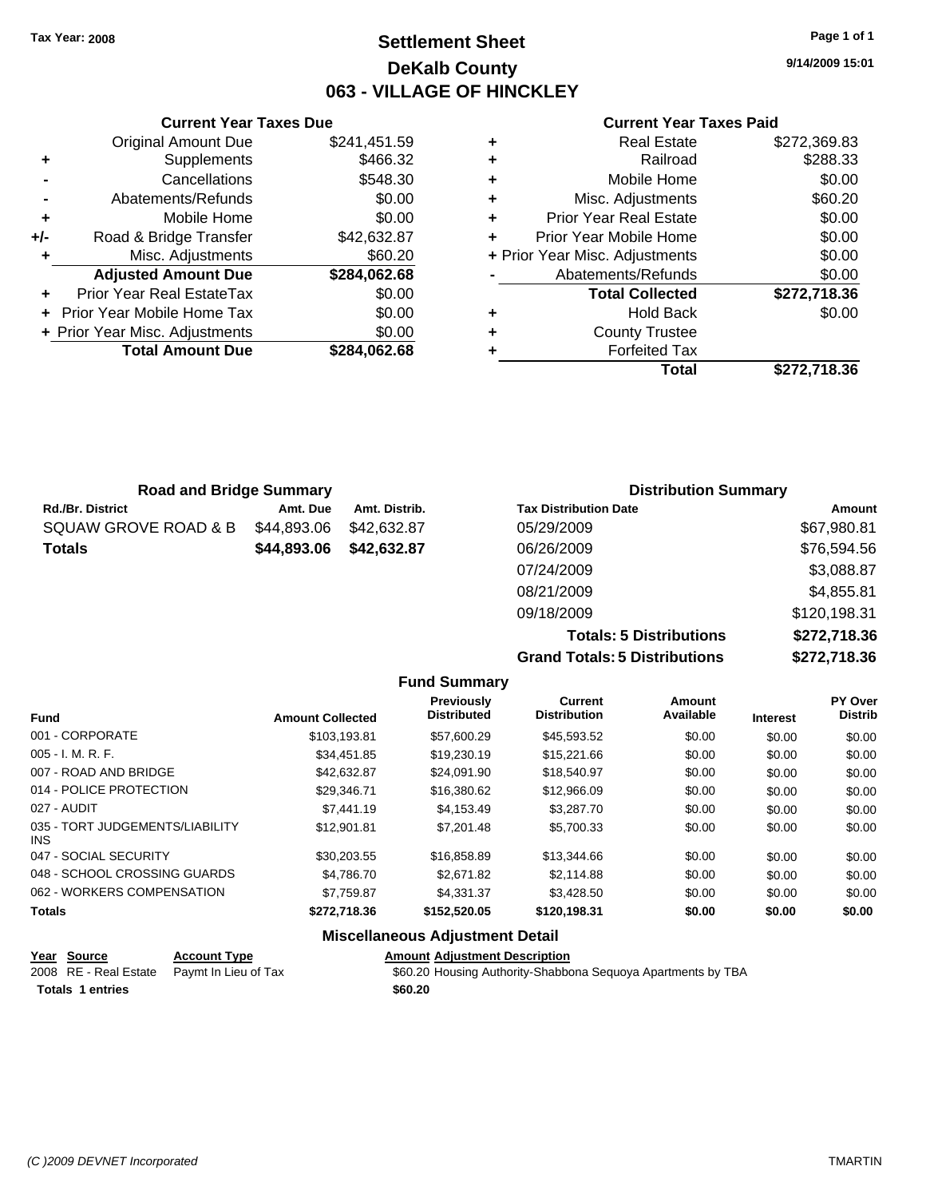Tax Year: 2008

# Settlement Sheet
## DeKalb County
## 063 - VILLAGE OF HINCKLEY

9/14/2009 15:01

### Current Year Taxes Due

| | | |
|---|---|---|
| | Original Amount Due | $241,451.59 |
| + | Supplements | $466.32 |
| - | Cancellations | $548.30 |
| - | Abatements/Refunds | $0.00 |
| + | Mobile Home | $0.00 |
| +/- | Road & Bridge Transfer | $42,632.87 |
| + | Misc. Adjustments | $60.20 |
| | **Adjusted Amount Due** | **$284,062.68** |
| + | Prior Year Real EstateTax | $0.00 |
| + | Prior Year Mobile Home Tax | $0.00 |
| + | Prior Year Misc. Adjustments | $0.00 |
| | **Total Amount Due** | **$284,062.68** |

### Current Year Taxes Paid

| | | |
|---|---|---|
| + | Real Estate | $272,369.83 |
| + | Railroad | $288.33 |
| + | Mobile Home | $0.00 |
| + | Misc. Adjustments | $60.20 |
| + | Prior Year Real Estate | $0.00 |
| + | Prior Year Mobile Home | $0.00 |
| + | Prior Year Misc. Adjustments | $0.00 |
| - | Abatements/Refunds | $0.00 |
| | **Total Collected** | **$272,718.36** |
| + | Hold Back | $0.00 |
| + | County Trustee | |
| + | Forfeited Tax | |
| | **Total** | **$272,718.36** |

### Road and Bridge Summary

| Rd./Br. District | Amt. Due | Amt. Distrib. |
|---|---|---|
| SQUAW GROVE ROAD & B | $44,893.06 | $42,632.87 |
| **Totals** | **$44,893.06** | **$42,632.87** |

### Distribution Summary

| Tax Distribution Date | Amount |
|---|---|
| 05/29/2009 | $67,980.81 |
| 06/26/2009 | $76,594.56 |
| 07/24/2009 | $3,088.87 |
| 08/21/2009 | $4,855.81 |
| 09/18/2009 | $120,198.31 |
| **Totals: 5 Distributions** | **$272,718.36** |
| **Grand Totals: 5 Distributions** | **$272,718.36** |

### Fund Summary

| Fund | Amount Collected | Previously Distributed | Current Distribution | Amount Available | Interest | PY Over Distrib |
|---|---|---|---|---|---|---|
| 001 - CORPORATE | $103,193.81 | $57,600.29 | $45,593.52 | $0.00 | $0.00 | $0.00 |
| 005 - I. M. R. F. | $34,451.85 | $19,230.19 | $15,221.66 | $0.00 | $0.00 | $0.00 |
| 007 - ROAD AND BRIDGE | $42,632.87 | $24,091.90 | $18,540.97 | $0.00 | $0.00 | $0.00 |
| 014 - POLICE PROTECTION | $29,346.71 | $16,380.62 | $12,966.09 | $0.00 | $0.00 | $0.00 |
| 027 - AUDIT | $7,441.19 | $4,153.49 | $3,287.70 | $0.00 | $0.00 | $0.00 |
| 035 - TORT JUDGEMENTS/LIABILITY INS | $12,901.81 | $7,201.48 | $5,700.33 | $0.00 | $0.00 | $0.00 |
| 047 - SOCIAL SECURITY | $30,203.55 | $16,858.89 | $13,344.66 | $0.00 | $0.00 | $0.00 |
| 048 - SCHOOL CROSSING GUARDS | $4,786.70 | $2,671.82 | $2,114.88 | $0.00 | $0.00 | $0.00 |
| 062 - WORKERS COMPENSATION | $7,759.87 | $4,331.37 | $3,428.50 | $0.00 | $0.00 | $0.00 |
| **Totals** | **$272,718.36** | **$152,520.05** | **$120,198.31** | **$0.00** | **$0.00** | **$0.00** |

### Miscellaneous Adjustment Detail

| Year | Source | Account Type | Amount | Adjustment Description |
|---|---|---|---|---|
| 2008 | RE - Real Estate | Paymt In Lieu of Tax | $60.20 | Housing Authority-Shabbona Sequoya Apartments by TBA |
| **Totals 1 entries** | | | **$60.20** | |

(C )2009 DEVNET Incorporated TMARTIN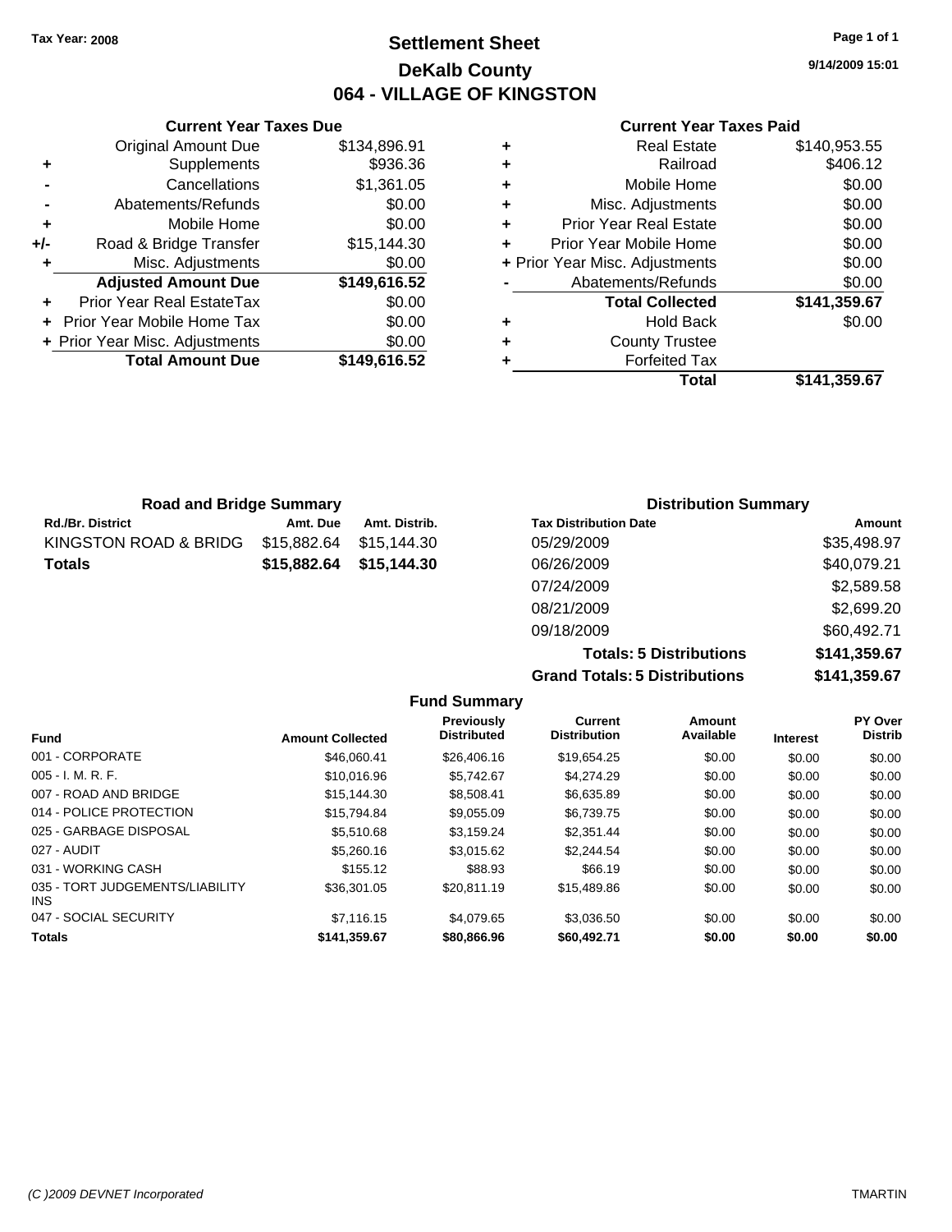**Tax Year: 2008**

# Settlement Sheet
## DeKalb County
## 064 - VILLAGE OF KINGSTON

9/14/2009 15:01

### Current Year Taxes Due

| | | |
|---|---|---|
| | Original Amount Due | $134,896.91 |
| + | Supplements | $936.36 |
| - | Cancellations | $1,361.05 |
| - | Abatements/Refunds | $0.00 |
| + | Mobile Home | $0.00 |
| +/- | Road & Bridge Transfer | $15,144.30 |
| + | Misc. Adjustments | $0.00 |
| | **Adjusted Amount Due** | **$149,616.52** |
| + | Prior Year Real EstateTax | $0.00 |
| + | Prior Year Mobile Home Tax | $0.00 |
| + | Prior Year Misc. Adjustments | $0.00 |
| | **Total Amount Due** | **$149,616.52** |

### Current Year Taxes Paid

| | | |
|---|---|---|
| + | Real Estate | $140,953.55 |
| + | Railroad | $406.12 |
| + | Mobile Home | $0.00 |
| + | Misc. Adjustments | $0.00 |
| + | Prior Year Real Estate | $0.00 |
| + | Prior Year Mobile Home | $0.00 |
| + | Prior Year Misc. Adjustments | $0.00 |
| - | Abatements/Refunds | $0.00 |
| | **Total Collected** | **$141,359.67** |
| + | Hold Back | $0.00 |
| + | County Trustee | |
| + | Forfeited Tax | |
| | **Total** | **$141,359.67** |

### Road and Bridge Summary

| Rd./Br. District | Amt. Due | Amt. Distrib. |
|---|---|---|
| KINGSTON ROAD & BRIDG | $15,882.64 | $15,144.30 |
| **Totals** | **$15,882.64** | **$15,144.30** |

### Distribution Summary

| Tax Distribution Date | Amount |
|---|---|
| 05/29/2009 | $35,498.97 |
| 06/26/2009 | $40,079.21 |
| 07/24/2009 | $2,589.58 |
| 08/21/2009 | $2,699.20 |
| 09/18/2009 | $60,492.71 |
| **Totals: 5 Distributions** | **$141,359.67** |
| **Grand Totals: 5 Distributions** | **$141,359.67** |

### Fund Summary

| Fund | Amount Collected | Previously Distributed | Current Distribution | Amount Available | Interest | PY Over Distrib |
|---|---|---|---|---|---|---|
| 001 - CORPORATE | $46,060.41 | $26,406.16 | $19,654.25 | $0.00 | $0.00 | $0.00 |
| 005 - I. M. R. F. | $10,016.96 | $5,742.67 | $4,274.29 | $0.00 | $0.00 | $0.00 |
| 007 - ROAD AND BRIDGE | $15,144.30 | $8,508.41 | $6,635.89 | $0.00 | $0.00 | $0.00 |
| 014 - POLICE PROTECTION | $15,794.84 | $9,055.09 | $6,739.75 | $0.00 | $0.00 | $0.00 |
| 025 - GARBAGE DISPOSAL | $5,510.68 | $3,159.24 | $2,351.44 | $0.00 | $0.00 | $0.00 |
| 027 - AUDIT | $5,260.16 | $3,015.62 | $2,244.54 | $0.00 | $0.00 | $0.00 |
| 031 - WORKING CASH | $155.12 | $88.93 | $66.19 | $0.00 | $0.00 | $0.00 |
| 035 - TORT JUDGEMENTS/LIABILITY INS | $36,301.05 | $20,811.19 | $15,489.86 | $0.00 | $0.00 | $0.00 |
| 047 - SOCIAL SECURITY | $7,116.15 | $4,079.65 | $3,036.50 | $0.00 | $0.00 | $0.00 |
| **Totals** | **$141,359.67** | **$80,866.96** | **$60,492.71** | **$0.00** | **$0.00** | **$0.00** |

*(C )2009 DEVNET Incorporated* TMARTIN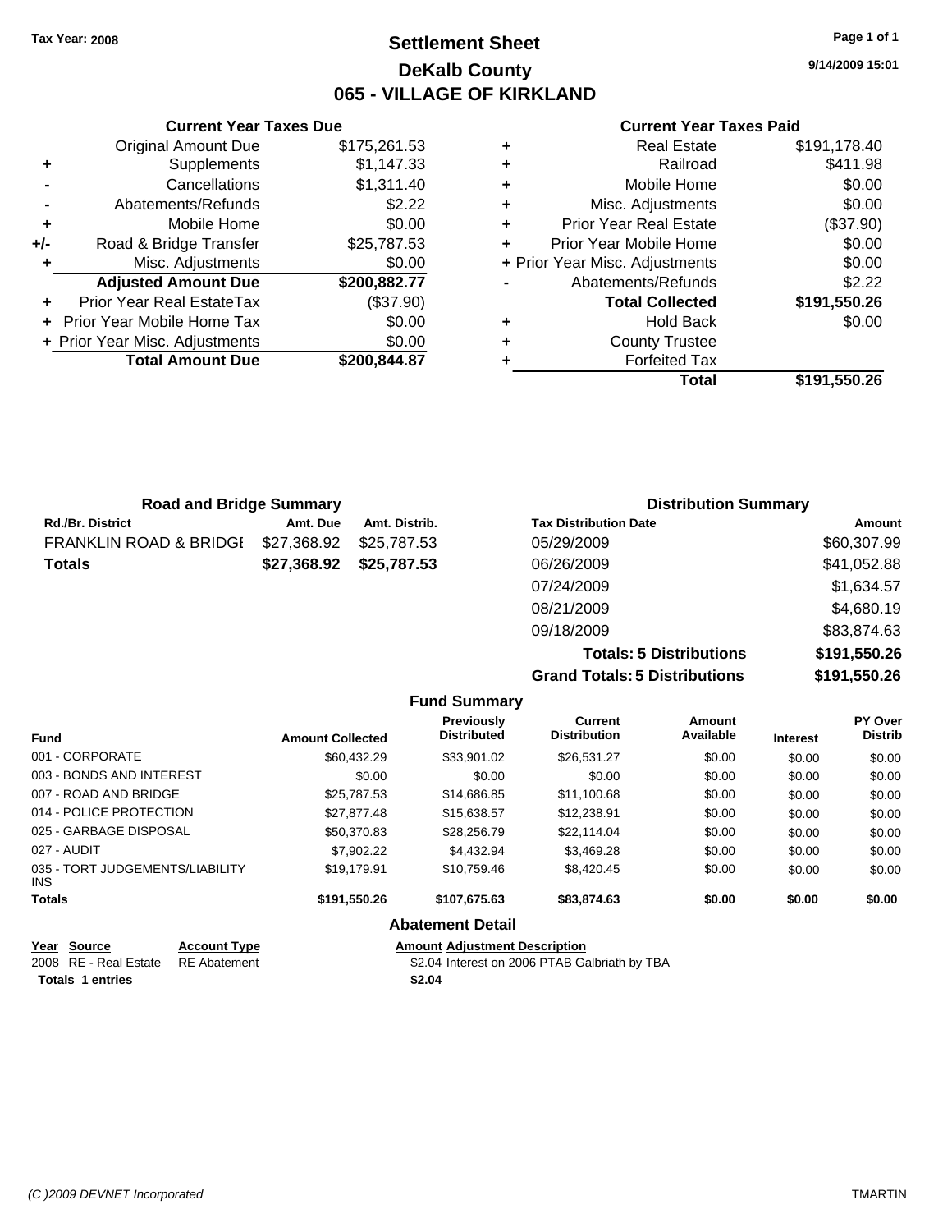Tax Year: 2008

# Settlement Sheet
## DeKalb County
## 065 - VILLAGE OF KIRKLAND

9/14/2009 15:01

### Current Year Taxes Due

| | | |
|---|---|---|
| | Original Amount Due | $175,261.53 |
| + | Supplements | $1,147.33 |
| - | Cancellations | $1,311.40 |
| - | Abatements/Refunds | $2.22 |
| + | Mobile Home | $0.00 |
| +/- | Road & Bridge Transfer | $25,787.53 |
| + | Misc. Adjustments | $0.00 |
| | **Adjusted Amount Due** | **$200,882.77** |
| + | Prior Year Real EstateTax | ($37.90) |
| + | Prior Year Mobile Home Tax | $0.00 |
| + | Prior Year Misc. Adjustments | $0.00 |
| | **Total Amount Due** | **$200,844.87** |

### Current Year Taxes Paid

| | | |
|---|---|---|
| + | Real Estate | $191,178.40 |
| + | Railroad | $411.98 |
| + | Mobile Home | $0.00 |
| + | Misc. Adjustments | $0.00 |
| + | Prior Year Real Estate | ($37.90) |
| + | Prior Year Mobile Home | $0.00 |
| + | Prior Year Misc. Adjustments | $0.00 |
| - | Abatements/Refunds | $2.22 |
| | **Total Collected** | **$191,550.26** |
| + | Hold Back | $0.00 |
| + | County Trustee | |
| + | Forfeited Tax | |
| | **Total** | **$191,550.26** |

### Road and Bridge Summary

| Rd./Br. District | Amt. Due | Amt. Distrib. |
|---|---|---|
| FRANKLIN ROAD & BRIDGI | $27,368.92 | $25,787.53 |
| **Totals** | **$27,368.92** | **$25,787.53** |

### Distribution Summary

| Tax Distribution Date | Amount |
|---|---|
| 05/29/2009 | $60,307.99 |
| 06/26/2009 | $41,052.88 |
| 07/24/2009 | $1,634.57 |
| 08/21/2009 | $4,680.19 |
| 09/18/2009 | $83,874.63 |
| **Totals: 5 Distributions** | **$191,550.26** |
| **Grand Totals: 5 Distributions** | **$191,550.26** |

### Fund Summary

| Fund | Amount Collected | Previously Distributed | Current Distribution | Amount Available | Interest | PY Over Distrib |
|---|---|---|---|---|---|---|
| 001 - CORPORATE | $60,432.29 | $33,901.02 | $26,531.27 | $0.00 | $0.00 | $0.00 |
| 003 - BONDS AND INTEREST | $0.00 | $0.00 | $0.00 | $0.00 | $0.00 | $0.00 |
| 007 - ROAD AND BRIDGE | $25,787.53 | $14,686.85 | $11,100.68 | $0.00 | $0.00 | $0.00 |
| 014 - POLICE PROTECTION | $27,877.48 | $15,638.57 | $12,238.91 | $0.00 | $0.00 | $0.00 |
| 025 - GARBAGE DISPOSAL | $50,370.83 | $28,256.79 | $22,114.04 | $0.00 | $0.00 | $0.00 |
| 027 - AUDIT | $7,902.22 | $4,432.94 | $3,469.28 | $0.00 | $0.00 | $0.00 |
| 035 - TORT JUDGEMENTS/LIABILITY INS | $19,179.91 | $10,759.46 | $8,420.45 | $0.00 | $0.00 | $0.00 |
| **Totals** | **$191,550.26** | **$107,675.63** | **$83,874.63** | **$0.00** | **$0.00** | **$0.00** |

### Abatement Detail

| Year | Source | Account Type | Amount | Adjustment Description |
|---|---|---|---|---|
| 2008 | RE - Real Estate | RE Abatement | $2.04 | Interest on 2006 PTAB Galbriath by TBA |
| **Totals 1 entries** | | | **$2.04** | |

(C )2009 DEVNET Incorporated TMARTIN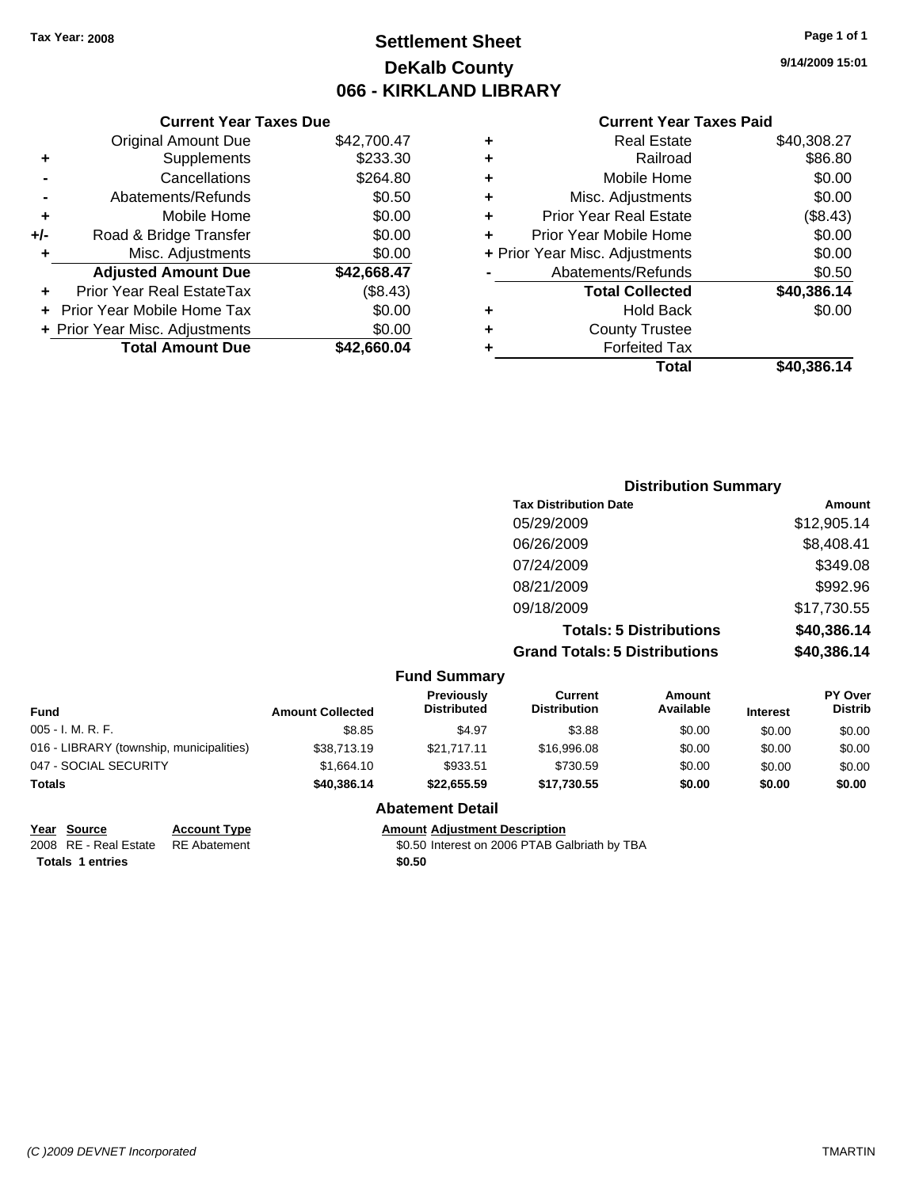Tax Year: 2008

# Settlement Sheet
## DeKalb County
## 066 - KIRKLAND LIBRARY

9/14/2009 15:01

### Current Year Taxes Due

| | | |
|---|---|---|
| | Original Amount Due | $42,700.47 |
| + | Supplements | $233.30 |
| - | Cancellations | $264.80 |
| - | Abatements/Refunds | $0.50 |
| + | Mobile Home | $0.00 |
| +/- | Road & Bridge Transfer | $0.00 |
| + | Misc. Adjustments | $0.00 |
| | **Adjusted Amount Due** | **$42,668.47** |
| + | Prior Year Real EstateTax | ($8.43) |
| + | Prior Year Mobile Home Tax | $0.00 |
| + | Prior Year Misc. Adjustments | $0.00 |
| | **Total Amount Due** | **$42,660.04** |

### Current Year Taxes Paid

| | | |
|---|---|---|
| + | Real Estate | $40,308.27 |
| + | Railroad | $86.80 |
| + | Mobile Home | $0.00 |
| + | Misc. Adjustments | $0.00 |
| + | Prior Year Real Estate | ($8.43) |
| + | Prior Year Mobile Home | $0.00 |
| + | Prior Year Misc. Adjustments | $0.00 |
| - | Abatements/Refunds | $0.50 |
| | **Total Collected** | **$40,386.14** |
| + | Hold Back | $0.00 |
| + | County Trustee | |
| + | Forfeited Tax | |
| | **Total** | **$40,386.14** |

### Distribution Summary

| Tax Distribution Date | Amount |
|---|---|
| 05/29/2009 | $12,905.14 |
| 06/26/2009 | $8,408.41 |
| 07/24/2009 | $349.08 |
| 08/21/2009 | $992.96 |
| 09/18/2009 | $17,730.55 |
| **Totals: 5 Distributions** | **$40,386.14** |
| **Grand Totals: 5 Distributions** | **$40,386.14** |

### Fund Summary

| Fund | Amount Collected | Previously Distributed | Current Distribution | Amount Available | Interest | PY Over Distrib |
|---|---|---|---|---|---|---|
| 005 - I. M. R. F. | $8.85 | $4.97 | $3.88 | $0.00 | $0.00 | $0.00 |
| 016 - LIBRARY (township, municipalities) | $38,713.19 | $21,717.11 | $16,996.08 | $0.00 | $0.00 | $0.00 |
| 047 - SOCIAL SECURITY | $1,664.10 | $933.51 | $730.59 | $0.00 | $0.00 | $0.00 |
| **Totals** | **$40,386.14** | **$22,655.59** | **$17,730.55** | **$0.00** | **$0.00** | **$0.00** |

### Abatement Detail

| Year | Source | Account Type | Amount | Adjustment Description |
|---|---|---|---|---|
| 2008 | RE - Real Estate | RE Abatement | $0.50 | Interest on 2006 PTAB Galbriath by TBA |
| **Totals** | **1 entries** | | **$0.50** | |

(C )2009 DEVNET Incorporated — TMARTIN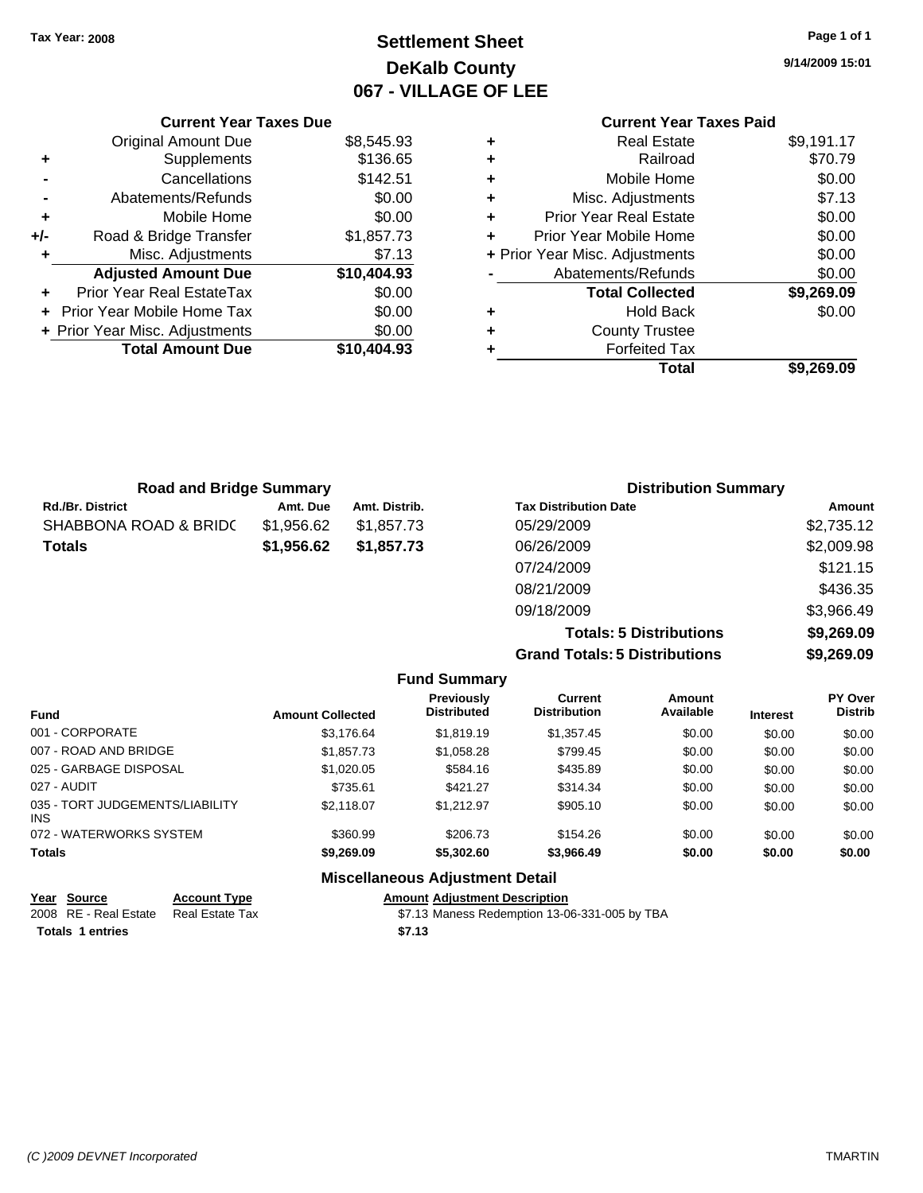Tax Year: 2008

# Settlement Sheet
## DeKalb County
## 067 - VILLAGE OF LEE

9/14/2009 15:01

### Current Year Taxes Due

| | | |
|---|---|---|
| | Original Amount Due | $8,545.93 |
| + | Supplements | $136.65 |
| - | Cancellations | $142.51 |
| - | Abatements/Refunds | $0.00 |
| + | Mobile Home | $0.00 |
| +/- | Road & Bridge Transfer | $1,857.73 |
| + | Misc. Adjustments | $7.13 |
| | **Adjusted Amount Due** | **$10,404.93** |
| + | Prior Year Real EstateTax | $0.00 |
| + | Prior Year Mobile Home Tax | $0.00 |
| + | Prior Year Misc. Adjustments | $0.00 |
| | **Total Amount Due** | **$10,404.93** |

### Current Year Taxes Paid

| | | |
|---|---|---|
| + | Real Estate | $9,191.17 |
| + | Railroad | $70.79 |
| + | Mobile Home | $0.00 |
| + | Misc. Adjustments | $7.13 |
| + | Prior Year Real Estate | $0.00 |
| + | Prior Year Mobile Home | $0.00 |
| + | Prior Year Misc. Adjustments | $0.00 |
| - | Abatements/Refunds | $0.00 |
| | **Total Collected** | **$9,269.09** |
| + | Hold Back | $0.00 |
| + | County Trustee | |
| + | Forfeited Tax | |
| | **Total** | **$9,269.09** |

### Road and Bridge Summary

| Rd./Br. District | Amt. Due | Amt. Distrib. |
|---|---|---|
| SHABBONA ROAD & BRIDC | $1,956.62 | $1,857.73 |
| **Totals** | **$1,956.62** | **$1,857.73** |

### Distribution Summary

| Tax Distribution Date | Amount |
|---|---|
| 05/29/2009 | $2,735.12 |
| 06/26/2009 | $2,009.98 |
| 07/24/2009 | $121.15 |
| 08/21/2009 | $436.35 |
| 09/18/2009 | $3,966.49 |
| **Totals: 5 Distributions** | **$9,269.09** |
| **Grand Totals: 5 Distributions** | **$9,269.09** |

### Fund Summary

| Fund | Amount Collected | Previously Distributed | Current Distribution | Amount Available | Interest | PY Over Distrib |
|---|---|---|---|---|---|---|
| 001 - CORPORATE | $3,176.64 | $1,819.19 | $1,357.45 | $0.00 | $0.00 | $0.00 |
| 007 - ROAD AND BRIDGE | $1,857.73 | $1,058.28 | $799.45 | $0.00 | $0.00 | $0.00 |
| 025 - GARBAGE DISPOSAL | $1,020.05 | $584.16 | $435.89 | $0.00 | $0.00 | $0.00 |
| 027 - AUDIT | $735.61 | $421.27 | $314.34 | $0.00 | $0.00 | $0.00 |
| 035 - TORT JUDGEMENTS/LIABILITY INS | $2,118.07 | $1,212.97 | $905.10 | $0.00 | $0.00 | $0.00 |
| 072 - WATERWORKS SYSTEM | $360.99 | $206.73 | $154.26 | $0.00 | $0.00 | $0.00 |
| **Totals** | **$9,269.09** | **$5,302.60** | **$3,966.49** | **$0.00** | **$0.00** | **$0.00** |

### Miscellaneous Adjustment Detail

| Year | Source | Account Type | Amount | Adjustment Description |
|---|---|---|---|---|
| 2008 | RE - Real Estate | Real Estate Tax | $7.13 | Maness Redemption 13-06-331-005 by TBA |
| **Totals 1 entries** | | | **$7.13** | |

(C )2009 DEVNET Incorporated TMARTIN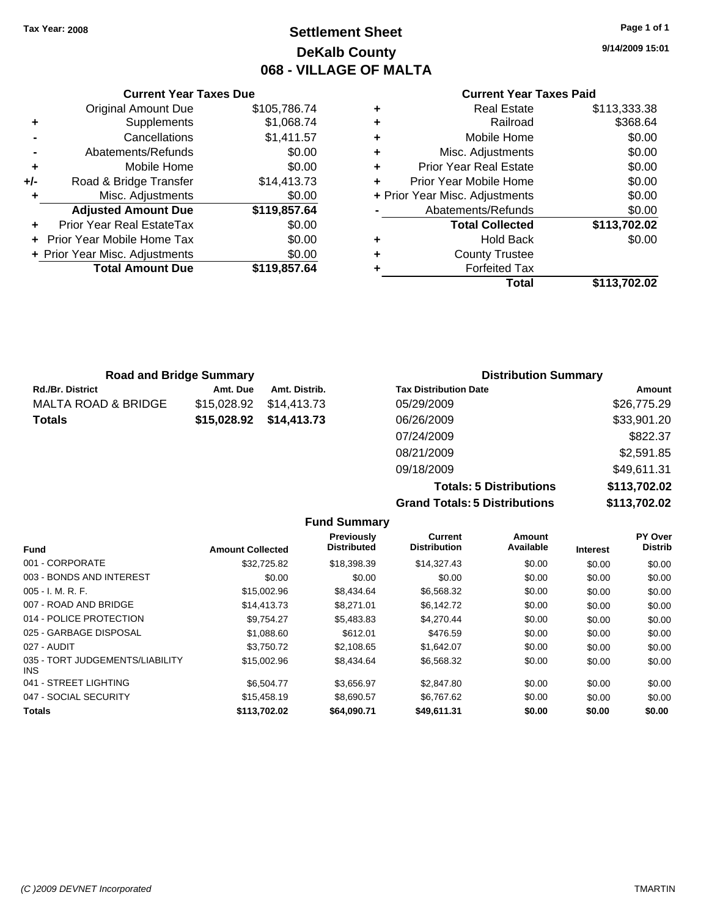Tax Year: 2008

# Settlement Sheet
## DeKalb County
## 068 - VILLAGE OF MALTA

9/14/2009 15:01

### Current Year Taxes Due

| | | |
|---|---|---|
| | Original Amount Due | $105,786.74 |
| + | Supplements | $1,068.74 |
| - | Cancellations | $1,411.57 |
| - | Abatements/Refunds | $0.00 |
| + | Mobile Home | $0.00 |
| +/- | Road & Bridge Transfer | $14,413.73 |
| + | Misc. Adjustments | $0.00 |
| | **Adjusted Amount Due** | **$119,857.64** |
| + | Prior Year Real EstateTax | $0.00 |
| + | Prior Year Mobile Home Tax | $0.00 |
| + | Prior Year Misc. Adjustments | $0.00 |
| | **Total Amount Due** | **$119,857.64** |

### Current Year Taxes Paid

| | | |
|---|---|---|
| + | Real Estate | $113,333.38 |
| + | Railroad | $368.64 |
| + | Mobile Home | $0.00 |
| + | Misc. Adjustments | $0.00 |
| + | Prior Year Real Estate | $0.00 |
| + | Prior Year Mobile Home | $0.00 |
| + | Prior Year Misc. Adjustments | $0.00 |
| - | Abatements/Refunds | $0.00 |
| | **Total Collected** | **$113,702.02** |
| + | Hold Back | $0.00 |
| + | County Trustee | |
| + | Forfeited Tax | |
| | **Total** | **$113,702.02** |

### Road and Bridge Summary

| Rd./Br. District | Amt. Due | Amt. Distrib. |
|---|---|---|
| MALTA ROAD & BRIDGE | $15,028.92 | $14,413.73 |
| **Totals** | **$15,028.92** | **$14,413.73** |

### Distribution Summary

| Tax Distribution Date | Amount |
|---|---|
| 05/29/2009 | $26,775.29 |
| 06/26/2009 | $33,901.20 |
| 07/24/2009 | $822.37 |
| 08/21/2009 | $2,591.85 |
| 09/18/2009 | $49,611.31 |
| **Totals: 5 Distributions** | **$113,702.02** |
| **Grand Totals: 5 Distributions** | **$113,702.02** |

### Fund Summary

| Fund | Amount Collected | Previously Distributed | Current Distribution | Amount Available | Interest | PY Over Distrib |
|---|---|---|---|---|---|---|
| 001 - CORPORATE | $32,725.82 | $18,398.39 | $14,327.43 | $0.00 | $0.00 | $0.00 |
| 003 - BONDS AND INTEREST | $0.00 | $0.00 | $0.00 | $0.00 | $0.00 | $0.00 |
| 005 - I. M. R. F. | $15,002.96 | $8,434.64 | $6,568.32 | $0.00 | $0.00 | $0.00 |
| 007 - ROAD AND BRIDGE | $14,413.73 | $8,271.01 | $6,142.72 | $0.00 | $0.00 | $0.00 |
| 014 - POLICE PROTECTION | $9,754.27 | $5,483.83 | $4,270.44 | $0.00 | $0.00 | $0.00 |
| 025 - GARBAGE DISPOSAL | $1,088.60 | $612.01 | $476.59 | $0.00 | $0.00 | $0.00 |
| 027 - AUDIT | $3,750.72 | $2,108.65 | $1,642.07 | $0.00 | $0.00 | $0.00 |
| 035 - TORT JUDGEMENTS/LIABILITY INS | $15,002.96 | $8,434.64 | $6,568.32 | $0.00 | $0.00 | $0.00 |
| 041 - STREET LIGHTING | $6,504.77 | $3,656.97 | $2,847.80 | $0.00 | $0.00 | $0.00 |
| 047 - SOCIAL SECURITY | $15,458.19 | $8,690.57 | $6,767.62 | $0.00 | $0.00 | $0.00 |
| **Totals** | **$113,702.02** | **$64,090.71** | **$49,611.31** | **$0.00** | **$0.00** | **$0.00** |

(C )2009 DEVNET Incorporated — TMARTIN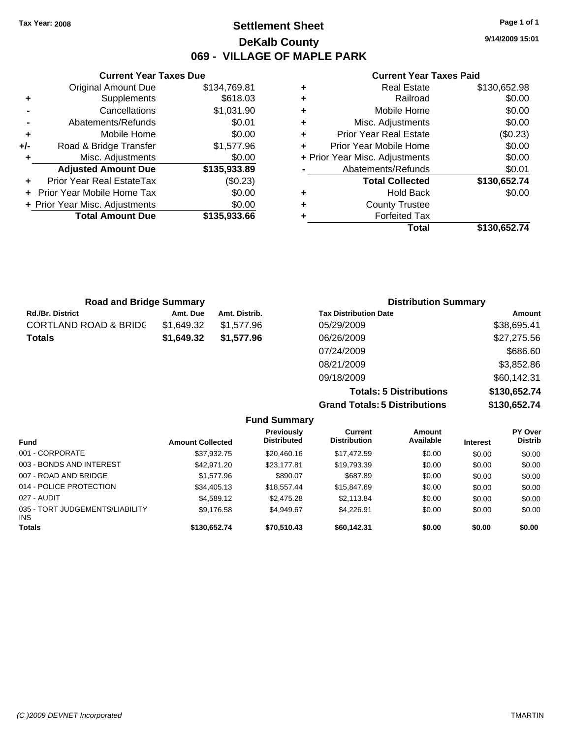Tax Year: 2008

# Settlement Sheet
## DeKalb County
## 069 - VILLAGE OF MAPLE PARK

9/14/2009 15:01

### Current Year Taxes Due

| | | |
|---|---|---|
| | Original Amount Due | $134,769.81 |
| + | Supplements | $618.03 |
| - | Cancellations | $1,031.90 |
| - | Abatements/Refunds | $0.01 |
| + | Mobile Home | $0.00 |
| +/- | Road & Bridge Transfer | $1,577.96 |
| + | Misc. Adjustments | $0.00 |
| | **Adjusted Amount Due** | **$135,933.89** |
| + | Prior Year Real EstateTax | ($0.23) |
| + | Prior Year Mobile Home Tax | $0.00 |
| + | Prior Year Misc. Adjustments | $0.00 |
| | **Total Amount Due** | **$135,933.66** |

### Current Year Taxes Paid

| | | |
|---|---|---|
| + | Real Estate | $130,652.98 |
| + | Railroad | $0.00 |
| + | Mobile Home | $0.00 |
| + | Misc. Adjustments | $0.00 |
| + | Prior Year Real Estate | ($0.23) |
| + | Prior Year Mobile Home | $0.00 |
| + | Prior Year Misc. Adjustments | $0.00 |
| - | Abatements/Refunds | $0.01 |
| | **Total Collected** | **$130,652.74** |
| + | Hold Back | $0.00 |
| + | County Trustee | |
| + | Forfeited Tax | |
| | **Total** | **$130,652.74** |

### Road and Bridge Summary

| Rd./Br. District | Amt. Due | Amt. Distrib. |
|---|---|---|
| CORTLAND ROAD & BRIDC | $1,649.32 | $1,577.96 |
| **Totals** | **$1,649.32** | **$1,577.96** |

### Distribution Summary

| Tax Distribution Date | Amount |
|---|---|
| 05/29/2009 | $38,695.41 |
| 06/26/2009 | $27,275.56 |
| 07/24/2009 | $686.60 |
| 08/21/2009 | $3,852.86 |
| 09/18/2009 | $60,142.31 |
| **Totals: 5 Distributions** | **$130,652.74** |
| **Grand Totals: 5 Distributions** | **$130,652.74** |

### Fund Summary

| Fund | Amount Collected | Previously Distributed | Current Distribution | Amount Available | Interest | PY Over Distrib |
|---|---|---|---|---|---|---|
| 001 - CORPORATE | $37,932.75 | $20,460.16 | $17,472.59 | $0.00 | $0.00 | $0.00 |
| 003 - BONDS AND INTEREST | $42,971.20 | $23,177.81 | $19,793.39 | $0.00 | $0.00 | $0.00 |
| 007 - ROAD AND BRIDGE | $1,577.96 | $890.07 | $687.89 | $0.00 | $0.00 | $0.00 |
| 014 - POLICE PROTECTION | $34,405.13 | $18,557.44 | $15,847.69 | $0.00 | $0.00 | $0.00 |
| 027 - AUDIT | $4,589.12 | $2,475.28 | $2,113.84 | $0.00 | $0.00 | $0.00 |
| 035 - TORT JUDGEMENTS/LIABILITY INS | $9,176.58 | $4,949.67 | $4,226.91 | $0.00 | $0.00 | $0.00 |
| **Totals** | **$130,652.74** | **$70,510.43** | **$60,142.31** | **$0.00** | **$0.00** | **$0.00** |

(C )2009 DEVNET Incorporated TMARTIN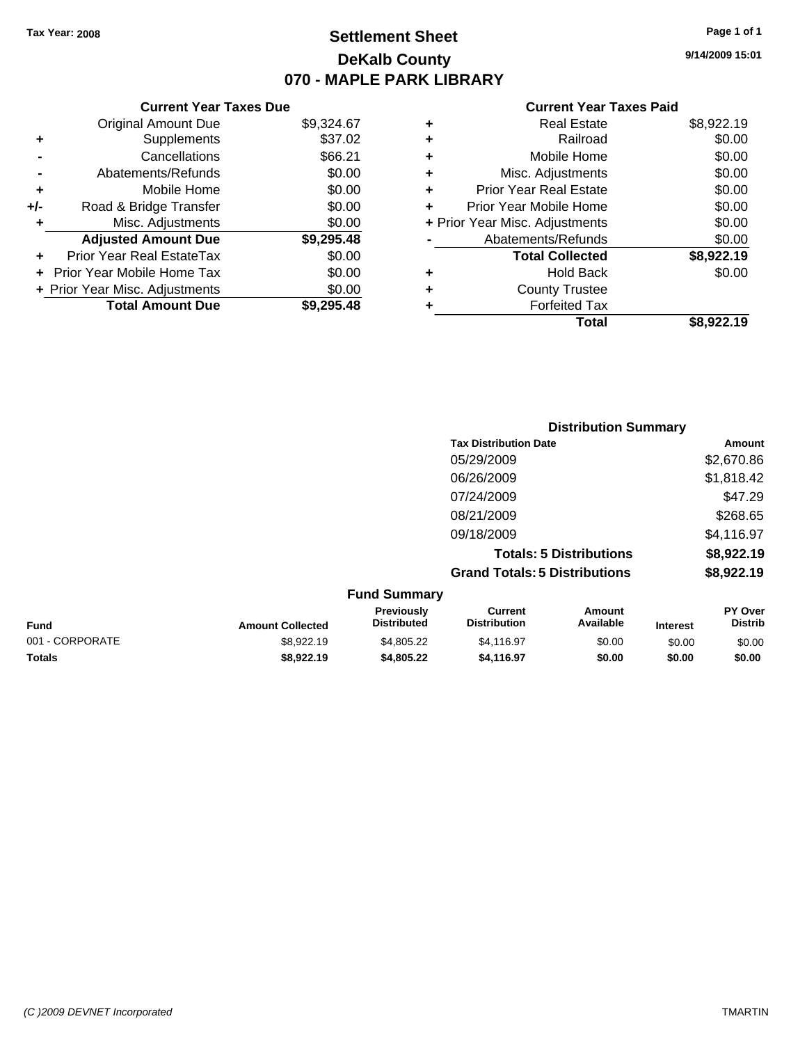**Tax Year: 2008**

# Settlement Sheet
## DeKalb County
## 070 - MAPLE PARK LIBRARY

9/14/2009 15:01

### Current Year Taxes Due

| | | |
|---|---|---|
| | Original Amount Due | $9,324.67 |
| + | Supplements | $37.02 |
| - | Cancellations | $66.21 |
| - | Abatements/Refunds | $0.00 |
| + | Mobile Home | $0.00 |
| +/- | Road & Bridge Transfer | $0.00 |
| + | Misc. Adjustments | $0.00 |
| | **Adjusted Amount Due** | **$9,295.48** |
| + | Prior Year Real EstateTax | $0.00 |
| + | Prior Year Mobile Home Tax | $0.00 |
| + | Prior Year Misc. Adjustments | $0.00 |
| | **Total Amount Due** | **$9,295.48** |

### Current Year Taxes Paid

| | | |
|---|---|---|
| + | Real Estate | $8,922.19 |
| + | Railroad | $0.00 |
| + | Mobile Home | $0.00 |
| + | Misc. Adjustments | $0.00 |
| + | Prior Year Real Estate | $0.00 |
| + | Prior Year Mobile Home | $0.00 |
| + | Prior Year Misc. Adjustments | $0.00 |
| - | Abatements/Refunds | $0.00 |
| | **Total Collected** | **$8,922.19** |
| + | Hold Back | $0.00 |
| + | County Trustee | |
| + | Forfeited Tax | |
| | **Total** | **$8,922.19** |

### Distribution Summary

| Tax Distribution Date | Amount |
|---|---|
| 05/29/2009 | $2,670.86 |
| 06/26/2009 | $1,818.42 |
| 07/24/2009 | $47.29 |
| 08/21/2009 | $268.65 |
| 09/18/2009 | $4,116.97 |
| **Totals: 5 Distributions** | **$8,922.19** |
| **Grand Totals: 5 Distributions** | **$8,922.19** |

### Fund Summary

| Fund | Amount Collected | Previously Distributed | Current Distribution | Amount Available | Interest | PY Over Distrib |
|---|---|---|---|---|---|---|
| 001 - CORPORATE | $8,922.19 | $4,805.22 | $4,116.97 | $0.00 | $0.00 | $0.00 |
| **Totals** | **$8,922.19** | **$4,805.22** | **$4,116.97** | **$0.00** | **$0.00** | **$0.00** |

(C )2009 DEVNET Incorporated TMARTIN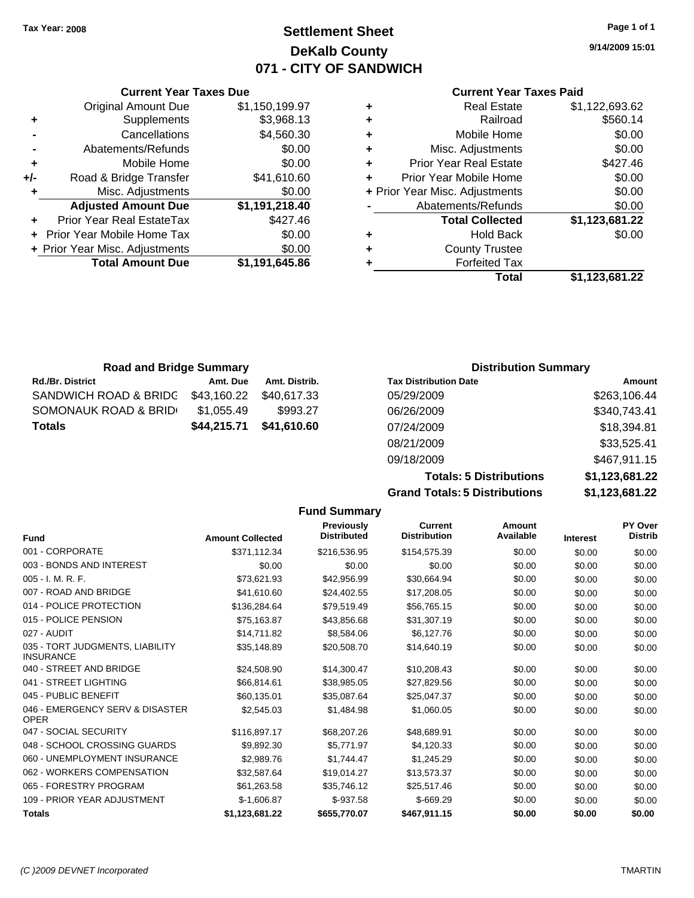**Tax Year: 2008**

# Settlement Sheet
## DeKalb County
## 071 - CITY OF SANDWICH

9/14/2009 15:01

### Current Year Taxes Due

| | | |
|---|---|---|
| | Original Amount Due | $1,150,199.97 |
| + | Supplements | $3,968.13 |
| - | Cancellations | $4,560.30 |
| - | Abatements/Refunds | $0.00 |
| + | Mobile Home | $0.00 |
| +/- | Road & Bridge Transfer | $41,610.60 |
| + | Misc. Adjustments | $0.00 |
| | **Adjusted Amount Due** | **$1,191,218.40** |
| + | Prior Year Real EstateTax | $427.46 |
| + | Prior Year Mobile Home Tax | $0.00 |
| + | Prior Year Misc. Adjustments | $0.00 |
| | **Total Amount Due** | **$1,191,645.86** |

### Current Year Taxes Paid

| | | |
|---|---|---|
| + | Real Estate | $1,122,693.62 |
| + | Railroad | $560.14 |
| + | Mobile Home | $0.00 |
| + | Misc. Adjustments | $0.00 |
| + | Prior Year Real Estate | $427.46 |
| + | Prior Year Mobile Home | $0.00 |
| + | Prior Year Misc. Adjustments | $0.00 |
| - | Abatements/Refunds | $0.00 |
| | **Total Collected** | **$1,123,681.22** |
| + | Hold Back | $0.00 |
| + | County Trustee | |
| + | Forfeited Tax | |
| | **Total** | **$1,123,681.22** |

### Road and Bridge Summary

| Rd./Br. District | Amt. Due | Amt. Distrib. |
|---|---|---|
| SANDWICH ROAD & BRIDG | $43,160.22 | $40,617.33 |
| SOMONAUK ROAD & BRID | $1,055.49 | $993.27 |
| **Totals** | **$44,215.71** | **$41,610.60** |

### Distribution Summary

| Tax Distribution Date | Amount |
|---|---|
| 05/29/2009 | $263,106.44 |
| 06/26/2009 | $340,743.41 |
| 07/24/2009 | $18,394.81 |
| 08/21/2009 | $33,525.41 |
| 09/18/2009 | $467,911.15 |
| **Totals: 5 Distributions** | **$1,123,681.22** |
| **Grand Totals: 5 Distributions** | **$1,123,681.22** |

### Fund Summary

| Fund | Amount Collected | Previously Distributed | Current Distribution | Amount Available | Interest | PY Over Distrib |
|---|---|---|---|---|---|---|
| 001 - CORPORATE | $371,112.34 | $216,536.95 | $154,575.39 | $0.00 | $0.00 | $0.00 |
| 003 - BONDS AND INTEREST | $0.00 | $0.00 | $0.00 | $0.00 | $0.00 | $0.00 |
| 005 - I. M. R. F. | $73,621.93 | $42,956.99 | $30,664.94 | $0.00 | $0.00 | $0.00 |
| 007 - ROAD AND BRIDGE | $41,610.60 | $24,402.55 | $17,208.05 | $0.00 | $0.00 | $0.00 |
| 014 - POLICE PROTECTION | $136,284.64 | $79,519.49 | $56,765.15 | $0.00 | $0.00 | $0.00 |
| 015 - POLICE PENSION | $75,163.87 | $43,856.68 | $31,307.19 | $0.00 | $0.00 | $0.00 |
| 027 - AUDIT | $14,711.82 | $8,584.06 | $6,127.76 | $0.00 | $0.00 | $0.00 |
| 035 - TORT JUDGMENTS, LIABILITY INSURANCE | $35,148.89 | $20,508.70 | $14,640.19 | $0.00 | $0.00 | $0.00 |
| 040 - STREET AND BRIDGE | $24,508.90 | $14,300.47 | $10,208.43 | $0.00 | $0.00 | $0.00 |
| 041 - STREET LIGHTING | $66,814.61 | $38,985.05 | $27,829.56 | $0.00 | $0.00 | $0.00 |
| 045 - PUBLIC BENEFIT | $60,135.01 | $35,087.64 | $25,047.37 | $0.00 | $0.00 | $0.00 |
| 046 - EMERGENCY SERV & DISASTER OPER | $2,545.03 | $1,484.98 | $1,060.05 | $0.00 | $0.00 | $0.00 |
| 047 - SOCIAL SECURITY | $116,897.17 | $68,207.26 | $48,689.91 | $0.00 | $0.00 | $0.00 |
| 048 - SCHOOL CROSSING GUARDS | $9,892.30 | $5,771.97 | $4,120.33 | $0.00 | $0.00 | $0.00 |
| 060 - UNEMPLOYMENT INSURANCE | $2,989.76 | $1,744.47 | $1,245.29 | $0.00 | $0.00 | $0.00 |
| 062 - WORKERS COMPENSATION | $32,587.64 | $19,014.27 | $13,573.37 | $0.00 | $0.00 | $0.00 |
| 065 - FORESTRY PROGRAM | $61,263.58 | $35,746.12 | $25,517.46 | $0.00 | $0.00 | $0.00 |
| 109 - PRIOR YEAR ADJUSTMENT | $-1,606.87 | $-937.58 | $-669.29 | $0.00 | $0.00 | $0.00 |
| **Totals** | **$1,123,681.22** | **$655,770.07** | **$467,911.15** | **$0.00** | **$0.00** | **$0.00** |

(C )2009 DEVNET Incorporated TMARTIN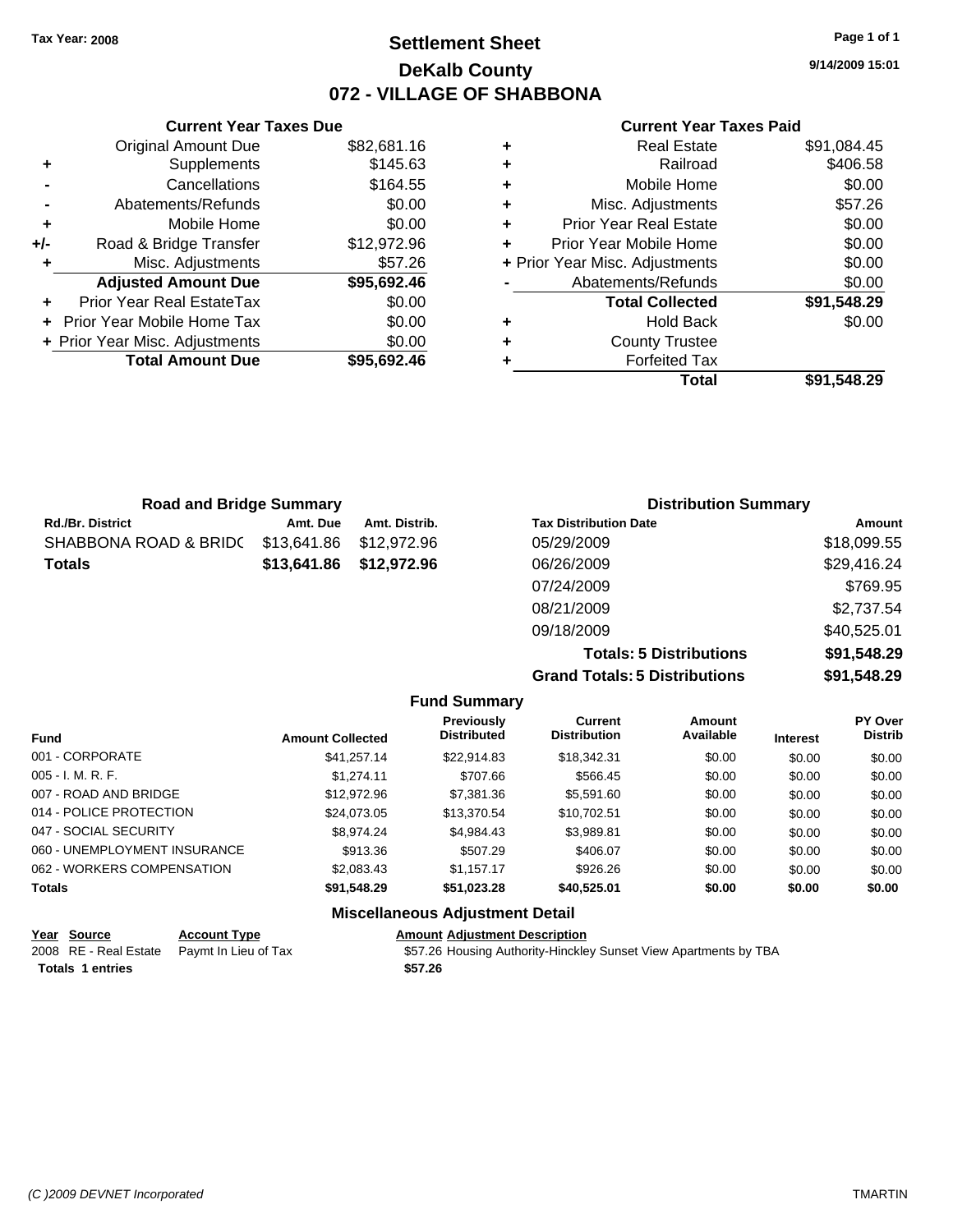Tax Year: 2008

# Settlement Sheet

## DeKalb County

## 072 - VILLAGE OF SHABBONA

9/14/2009 15:01

### Current Year Taxes Due

| | | |
|---|---|---|
| | Original Amount Due | $82,681.16 |
| + | Supplements | $145.63 |
| - | Cancellations | $164.55 |
| - | Abatements/Refunds | $0.00 |
| + | Mobile Home | $0.00 |
| +/- | Road & Bridge Transfer | $12,972.96 |
| + | Misc. Adjustments | $57.26 |
| | **Adjusted Amount Due** | **$95,692.46** |
| + | Prior Year Real EstateTax | $0.00 |
| + | Prior Year Mobile Home Tax | $0.00 |
| + | Prior Year Misc. Adjustments | $0.00 |
| | **Total Amount Due** | **$95,692.46** |

### Current Year Taxes Paid

| | | |
|---|---|---|
| + | Real Estate | $91,084.45 |
| + | Railroad | $406.58 |
| + | Mobile Home | $0.00 |
| + | Misc. Adjustments | $57.26 |
| + | Prior Year Real Estate | $0.00 |
| + | Prior Year Mobile Home | $0.00 |
| + | Prior Year Misc. Adjustments | $0.00 |
| - | Abatements/Refunds | $0.00 |
| | **Total Collected** | **$91,548.29** |
| + | Hold Back | $0.00 |
| + | County Trustee | |
| + | Forfeited Tax | |
| | **Total** | **$91,548.29** |

### Road and Bridge Summary

| Rd./Br. District | Amt. Due | Amt. Distrib. |
|---|---|---|
| SHABBONA ROAD & BRIDC | $13,641.86 | $12,972.96 |
| **Totals** | **$13,641.86** | **$12,972.96** |

### Distribution Summary

| Tax Distribution Date | Amount |
|---|---|
| 05/29/2009 | $18,099.55 |
| 06/26/2009 | $29,416.24 |
| 07/24/2009 | $769.95 |
| 08/21/2009 | $2,737.54 |
| 09/18/2009 | $40,525.01 |
| **Totals: 5 Distributions** | **$91,548.29** |
| **Grand Totals: 5 Distributions** | **$91,548.29** |

### Fund Summary

| Fund | Amount Collected | Previously Distributed | Current Distribution | Amount Available | Interest | PY Over Distrib |
|---|---|---|---|---|---|---|
| 001 - CORPORATE | $41,257.14 | $22,914.83 | $18,342.31 | $0.00 | $0.00 | $0.00 |
| 005 - I. M. R. F. | $1,274.11 | $707.66 | $566.45 | $0.00 | $0.00 | $0.00 |
| 007 - ROAD AND BRIDGE | $12,972.96 | $7,381.36 | $5,591.60 | $0.00 | $0.00 | $0.00 |
| 014 - POLICE PROTECTION | $24,073.05 | $13,370.54 | $10,702.51 | $0.00 | $0.00 | $0.00 |
| 047 - SOCIAL SECURITY | $8,974.24 | $4,984.43 | $3,989.81 | $0.00 | $0.00 | $0.00 |
| 060 - UNEMPLOYMENT INSURANCE | $913.36 | $507.29 | $406.07 | $0.00 | $0.00 | $0.00 |
| 062 - WORKERS COMPENSATION | $2,083.43 | $1,157.17 | $926.26 | $0.00 | $0.00 | $0.00 |
| **Totals** | **$91,548.29** | **$51,023.28** | **$40,525.01** | **$0.00** | **$0.00** | **$0.00** |

### Miscellaneous Adjustment Detail

| Year | Source | Account Type | Amount | Adjustment Description |
|---|---|---|---|---|
| 2008 | RE - Real Estate | Paymt In Lieu of Tax | $57.26 | Housing Authority-Hinckley Sunset View Apartments by TBA |
| **Totals** | **1 entries** | | **$57.26** | |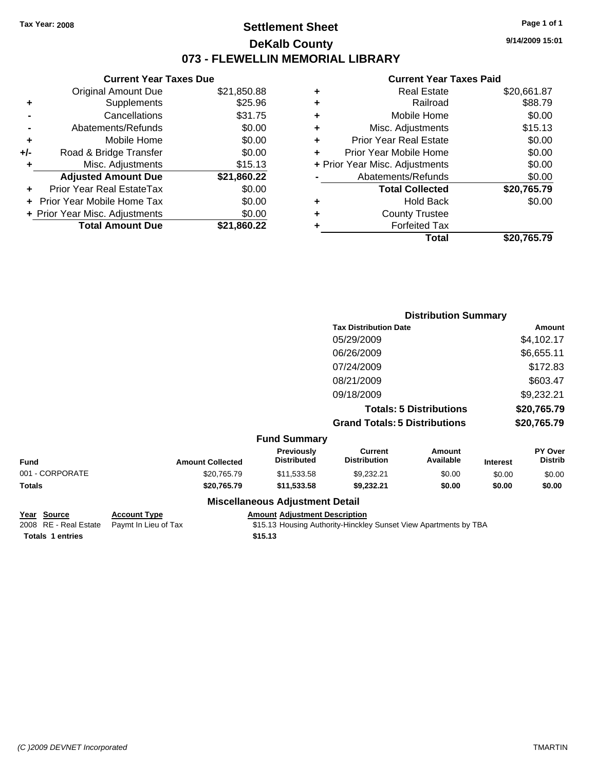Tax Year: 2008

# Settlement Sheet
## DeKalb County
## 073 - FLEWELLIN MEMORIAL LIBRARY

9/14/2009 15:01

### Current Year Taxes Due

| | | |
|---|---|---|
| | Original Amount Due | $21,850.88 |
| + | Supplements | $25.96 |
| - | Cancellations | $31.75 |
| - | Abatements/Refunds | $0.00 |
| + | Mobile Home | $0.00 |
| +/- | Road & Bridge Transfer | $0.00 |
| + | Misc. Adjustments | $15.13 |
| | **Adjusted Amount Due** | **$21,860.22** |
| + | Prior Year Real EstateTax | $0.00 |
| + | Prior Year Mobile Home Tax | $0.00 |
| + | Prior Year Misc. Adjustments | $0.00 |
| | **Total Amount Due** | **$21,860.22** |

### Current Year Taxes Paid

| | | |
|---|---|---|
| + | Real Estate | $20,661.87 |
| + | Railroad | $88.79 |
| + | Mobile Home | $0.00 |
| + | Misc. Adjustments | $15.13 |
| + | Prior Year Real Estate | $0.00 |
| + | Prior Year Mobile Home | $0.00 |
| + | Prior Year Misc. Adjustments | $0.00 |
| - | Abatements/Refunds | $0.00 |
| | **Total Collected** | **$20,765.79** |
| + | Hold Back | $0.00 |
| + | County Trustee | |
| + | Forfeited Tax | |
| | **Total** | **$20,765.79** |

### Distribution Summary

| Tax Distribution Date | Amount |
|---|---|
| 05/29/2009 | $4,102.17 |
| 06/26/2009 | $6,655.11 |
| 07/24/2009 | $172.83 |
| 08/21/2009 | $603.47 |
| 09/18/2009 | $9,232.21 |
| **Totals: 5 Distributions** | **$20,765.79** |
| **Grand Totals: 5 Distributions** | **$20,765.79** |

### Fund Summary

| Fund | Amount Collected | Previously Distributed | Current Distribution | Amount Available | Interest | PY Over Distrib |
|---|---|---|---|---|---|---|
| 001 - CORPORATE | $20,765.79 | $11,533.58 | $9,232.21 | $0.00 | $0.00 | $0.00 |
| **Totals** | **$20,765.79** | **$11,533.58** | **$9,232.21** | **$0.00** | **$0.00** | **$0.00** |

### Miscellaneous Adjustment Detail

| Year | Source | Account Type | Amount | Adjustment Description |
|---|---|---|---|---|
| 2008 | RE - Real Estate | Paymt In Lieu of Tax | $15.13 | Housing Authority-Hinckley Sunset View Apartments by TBA |
| **Totals** | **1 entries** | | **$15.13** | |

(C )2009 DEVNET Incorporated  TMARTIN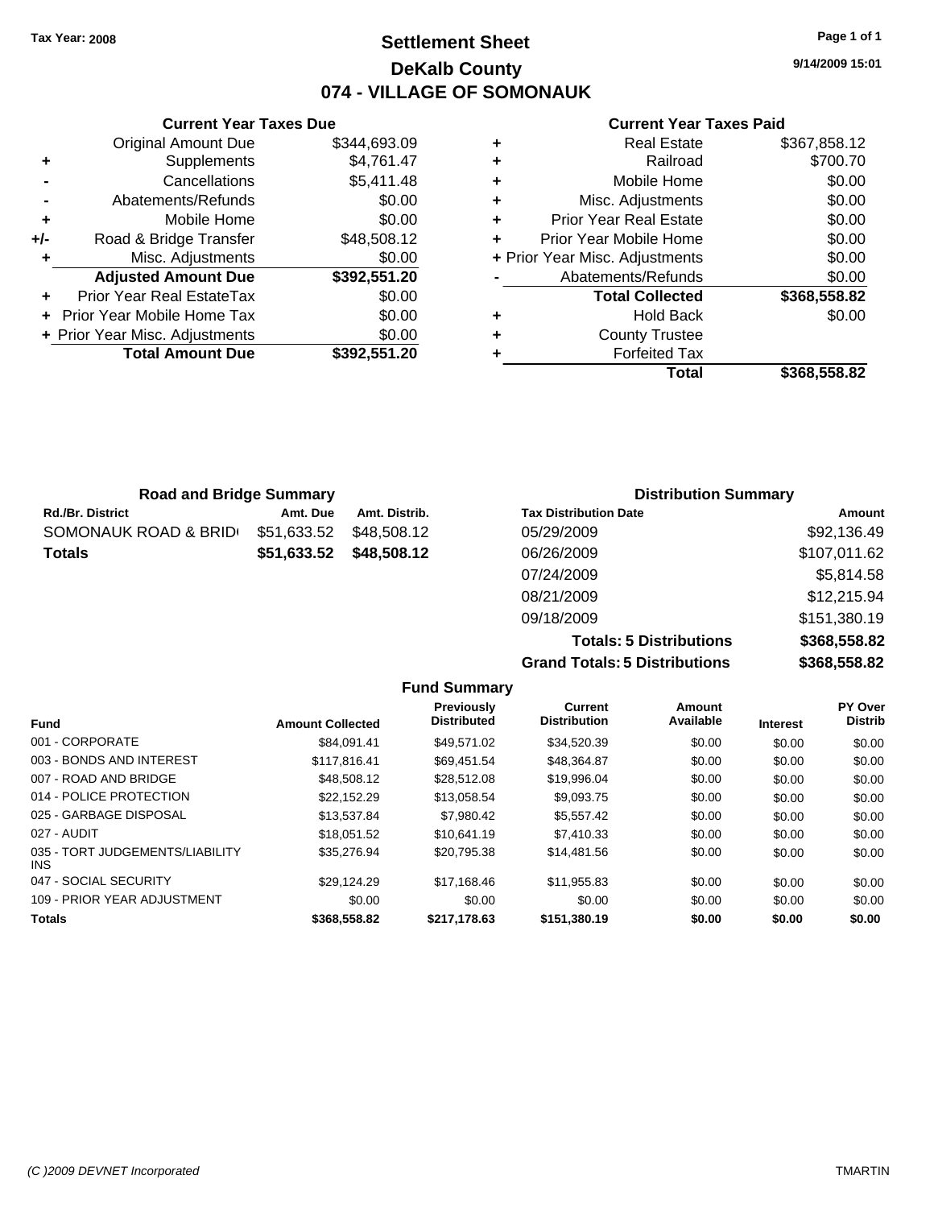Tax Year: 2008

# Settlement Sheet

## DeKalb County

## 074 - VILLAGE OF SOMONAUK

9/14/2009 15:01

### Current Year Taxes Due

| | | |
|---|---|---|
| | Original Amount Due | $344,693.09 |
| + | Supplements | $4,761.47 |
| - | Cancellations | $5,411.48 |
| - | Abatements/Refunds | $0.00 |
| + | Mobile Home | $0.00 |
| +/- | Road & Bridge Transfer | $48,508.12 |
| + | Misc. Adjustments | $0.00 |
| | **Adjusted Amount Due** | **$392,551.20** |
| + | Prior Year Real EstateTax | $0.00 |
| + | Prior Year Mobile Home Tax | $0.00 |
| + | Prior Year Misc. Adjustments | $0.00 |
| | **Total Amount Due** | **$392,551.20** |

### Current Year Taxes Paid

| | | |
|---|---|---|
| + | Real Estate | $367,858.12 |
| + | Railroad | $700.70 |
| + | Mobile Home | $0.00 |
| + | Misc. Adjustments | $0.00 |
| + | Prior Year Real Estate | $0.00 |
| + | Prior Year Mobile Home | $0.00 |
| + | Prior Year Misc. Adjustments | $0.00 |
| - | Abatements/Refunds | $0.00 |
| | **Total Collected** | **$368,558.82** |
| + | Hold Back | $0.00 |
| + | County Trustee | |
| + | Forfeited Tax | |
| | **Total** | **$368,558.82** |

### Road and Bridge Summary

| Rd./Br. District | Amt. Due | Amt. Distrib. |
|---|---|---|
| SOMONAUK ROAD & BRID | $51,633.52 | $48,508.12 |
| **Totals** | **$51,633.52** | **$48,508.12** |

### Distribution Summary

| Tax Distribution Date | Amount |
|---|---|
| 05/29/2009 | $92,136.49 |
| 06/26/2009 | $107,011.62 |
| 07/24/2009 | $5,814.58 |
| 08/21/2009 | $12,215.94 |
| 09/18/2009 | $151,380.19 |
| **Totals: 5 Distributions** | **$368,558.82** |
| **Grand Totals: 5 Distributions** | **$368,558.82** |

### Fund Summary

| Fund | Amount Collected | Previously Distributed | Current Distribution | Amount Available | Interest | PY Over Distrib |
|---|---|---|---|---|---|---|
| 001 - CORPORATE | $84,091.41 | $49,571.02 | $34,520.39 | $0.00 | $0.00 | $0.00 |
| 003 - BONDS AND INTEREST | $117,816.41 | $69,451.54 | $48,364.87 | $0.00 | $0.00 | $0.00 |
| 007 - ROAD AND BRIDGE | $48,508.12 | $28,512.08 | $19,996.04 | $0.00 | $0.00 | $0.00 |
| 014 - POLICE PROTECTION | $22,152.29 | $13,058.54 | $9,093.75 | $0.00 | $0.00 | $0.00 |
| 025 - GARBAGE DISPOSAL | $13,537.84 | $7,980.42 | $5,557.42 | $0.00 | $0.00 | $0.00 |
| 027 - AUDIT | $18,051.52 | $10,641.19 | $7,410.33 | $0.00 | $0.00 | $0.00 |
| 035 - TORT JUDGEMENTS/LIABILITY INS | $35,276.94 | $20,795.38 | $14,481.56 | $0.00 | $0.00 | $0.00 |
| 047 - SOCIAL SECURITY | $29,124.29 | $17,168.46 | $11,955.83 | $0.00 | $0.00 | $0.00 |
| 109 - PRIOR YEAR ADJUSTMENT | $0.00 | $0.00 | $0.00 | $0.00 | $0.00 | $0.00 |
| **Totals** | **$368,558.82** | **$217,178.63** | **$151,380.19** | **$0.00** | **$0.00** | **$0.00** |

(C )2009 DEVNET Incorporated — TMARTIN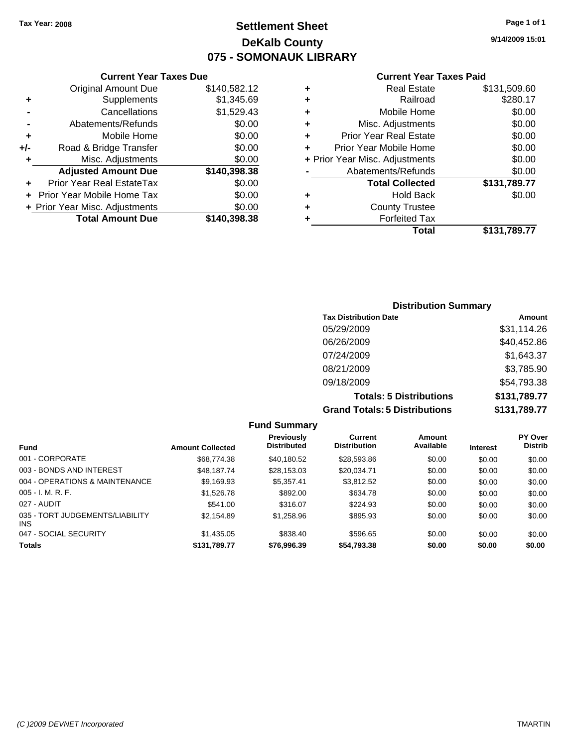Tax Year: 2008

# Settlement Sheet
## DeKalb County
## 075 - SOMONAUK LIBRARY

9/14/2009 15:01

### Current Year Taxes Due

| | | |
|---|---|---|
| | Original Amount Due | $140,582.12 |
| + | Supplements | $1,345.69 |
| - | Cancellations | $1,529.43 |
| - | Abatements/Refunds | $0.00 |
| + | Mobile Home | $0.00 |
| +/- | Road & Bridge Transfer | $0.00 |
| + | Misc. Adjustments | $0.00 |
| | **Adjusted Amount Due** | **$140,398.38** |
| + | Prior Year Real EstateTax | $0.00 |
| + | Prior Year Mobile Home Tax | $0.00 |
| + | Prior Year Misc. Adjustments | $0.00 |
| | **Total Amount Due** | **$140,398.38** |

### Current Year Taxes Paid

| | | |
|---|---|---|
| + | Real Estate | $131,509.60 |
| + | Railroad | $280.17 |
| + | Mobile Home | $0.00 |
| + | Misc. Adjustments | $0.00 |
| + | Prior Year Real Estate | $0.00 |
| + | Prior Year Mobile Home | $0.00 |
| + | Prior Year Misc. Adjustments | $0.00 |
| - | Abatements/Refunds | $0.00 |
| | **Total Collected** | **$131,789.77** |
| + | Hold Back | $0.00 |
| + | County Trustee | |
| + | Forfeited Tax | |
| | **Total** | **$131,789.77** |

### Distribution Summary

| Tax Distribution Date | Amount |
|---|---|
| 05/29/2009 | $31,114.26 |
| 06/26/2009 | $40,452.86 |
| 07/24/2009 | $1,643.37 |
| 08/21/2009 | $3,785.90 |
| 09/18/2009 | $54,793.38 |
| **Totals: 5 Distributions** | **$131,789.77** |
| **Grand Totals: 5 Distributions** | **$131,789.77** |

### Fund Summary

| Fund | Amount Collected | Previously Distributed | Current Distribution | Amount Available | Interest | PY Over Distrib |
|---|---|---|---|---|---|---|
| 001 - CORPORATE | $68,774.38 | $40,180.52 | $28,593.86 | $0.00 | $0.00 | $0.00 |
| 003 - BONDS AND INTEREST | $48,187.74 | $28,153.03 | $20,034.71 | $0.00 | $0.00 | $0.00 |
| 004 - OPERATIONS & MAINTENANCE | $9,169.93 | $5,357.41 | $3,812.52 | $0.00 | $0.00 | $0.00 |
| 005 - I. M. R. F. | $1,526.78 | $892.00 | $634.78 | $0.00 | $0.00 | $0.00 |
| 027 - AUDIT | $541.00 | $316.07 | $224.93 | $0.00 | $0.00 | $0.00 |
| 035 - TORT JUDGEMENTS/LIABILITY INS | $2,154.89 | $1,258.96 | $895.93 | $0.00 | $0.00 | $0.00 |
| 047 - SOCIAL SECURITY | $1,435.05 | $838.40 | $596.65 | $0.00 | $0.00 | $0.00 |
| **Totals** | **$131,789.77** | **$76,996.39** | **$54,793.38** | **$0.00** | **$0.00** | **$0.00** |

(C )2009 DEVNET Incorporated TMARTIN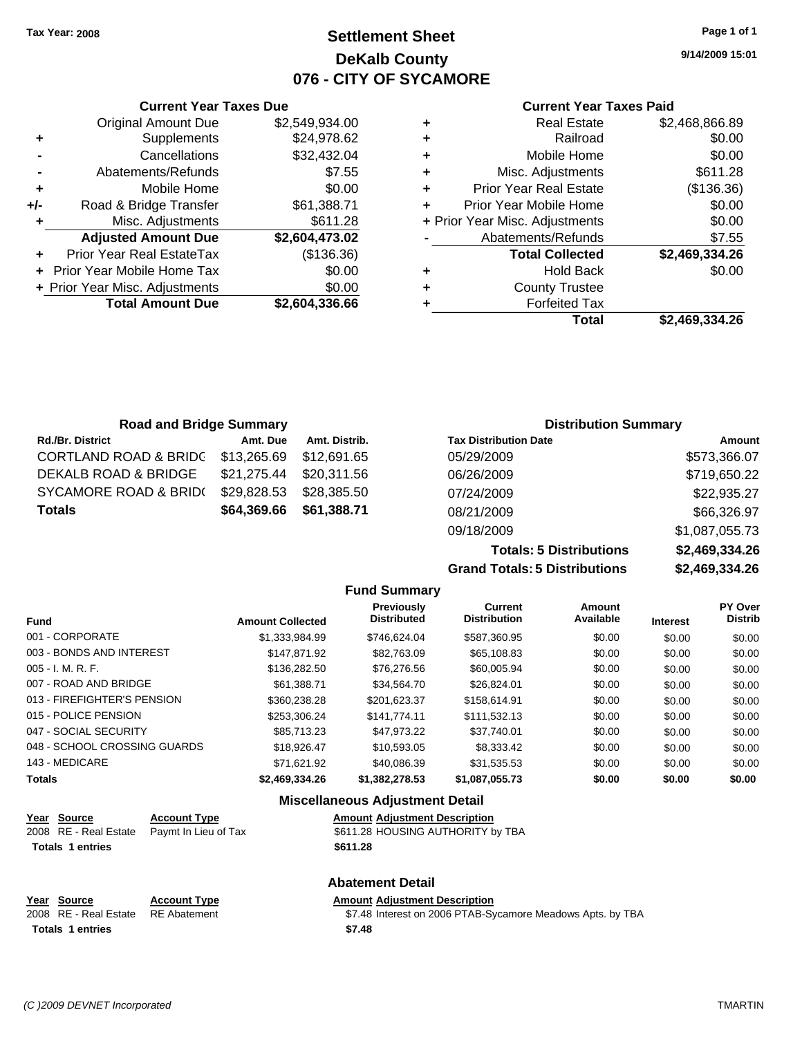Tax Year: 2008

# Settlement Sheet
## DeKalb County
## 076 - CITY OF SYCAMORE

9/14/2009 15:01

### Current Year Taxes Due

| | | |
|---|---|---|
| | Original Amount Due | $2,549,934.00 |
| + | Supplements | $24,978.62 |
| - | Cancellations | $32,432.04 |
| - | Abatements/Refunds | $7.55 |
| + | Mobile Home | $0.00 |
| +/- | Road & Bridge Transfer | $61,388.71 |
| + | Misc. Adjustments | $611.28 |
| | **Adjusted Amount Due** | **$2,604,473.02** |
| + | Prior Year Real EstateTax | ($136.36) |
| + | Prior Year Mobile Home Tax | $0.00 |
| + | Prior Year Misc. Adjustments | $0.00 |
| | **Total Amount Due** | **$2,604,336.66** |

### Current Year Taxes Paid

| | | |
|---|---|---|
| + | Real Estate | $2,468,866.89 |
| + | Railroad | $0.00 |
| + | Mobile Home | $0.00 |
| + | Misc. Adjustments | $611.28 |
| + | Prior Year Real Estate | ($136.36) |
| + | Prior Year Mobile Home | $0.00 |
| + | Prior Year Misc. Adjustments | $0.00 |
| - | Abatements/Refunds | $7.55 |
| | **Total Collected** | **$2,469,334.26** |
| + | Hold Back | $0.00 |
| + | County Trustee | |
| + | Forfeited Tax | |
| | **Total** | **$2,469,334.26** |

### Road and Bridge Summary

| Rd./Br. District | Amt. Due | Amt. Distrib. |
|---|---|---|
| CORTLAND ROAD & BRIDG | $13,265.69 | $12,691.65 |
| DEKALB ROAD & BRIDGE | $21,275.44 | $20,311.56 |
| SYCAMORE ROAD & BRID( | $29,828.53 | $28,385.50 |
| **Totals** | **$64,369.66** | **$61,388.71** |

### Distribution Summary

| Tax Distribution Date | Amount |
|---|---|
| 05/29/2009 | $573,366.07 |
| 06/26/2009 | $719,650.22 |
| 07/24/2009 | $22,935.27 |
| 08/21/2009 | $66,326.97 |
| 09/18/2009 | $1,087,055.73 |
| **Totals: 5 Distributions** | **$2,469,334.26** |
| **Grand Totals: 5 Distributions** | **$2,469,334.26** |

### Fund Summary

| Fund | Amount Collected | Previously Distributed | Current Distribution | Amount Available | Interest | PY Over Distrib |
|---|---|---|---|---|---|---|
| 001 - CORPORATE | $1,333,984.99 | $746,624.04 | $587,360.95 | $0.00 | $0.00 | $0.00 |
| 003 - BONDS AND INTEREST | $147,871.92 | $82,763.09 | $65,108.83 | $0.00 | $0.00 | $0.00 |
| 005 - I. M. R. F. | $136,282.50 | $76,276.56 | $60,005.94 | $0.00 | $0.00 | $0.00 |
| 007 - ROAD AND BRIDGE | $61,388.71 | $34,564.70 | $26,824.01 | $0.00 | $0.00 | $0.00 |
| 013 - FIREFIGHTER'S PENSION | $360,238.28 | $201,623.37 | $158,614.91 | $0.00 | $0.00 | $0.00 |
| 015 - POLICE PENSION | $253,306.24 | $141,774.11 | $111,532.13 | $0.00 | $0.00 | $0.00 |
| 047 - SOCIAL SECURITY | $85,713.23 | $47,973.22 | $37,740.01 | $0.00 | $0.00 | $0.00 |
| 048 - SCHOOL CROSSING GUARDS | $18,926.47 | $10,593.05 | $8,333.42 | $0.00 | $0.00 | $0.00 |
| 143 - MEDICARE | $71,621.92 | $40,086.39 | $31,535.53 | $0.00 | $0.00 | $0.00 |
| **Totals** | **$2,469,334.26** | **$1,382,278.53** | **$1,087,055.73** | **$0.00** | **$0.00** | **$0.00** |

### Miscellaneous Adjustment Detail

| Year | Source | Account Type | Amount | Adjustment Description |
|---|---|---|---|---|
| 2008 | RE - Real Estate | Paymt In Lieu of Tax | $611.28 | HOUSING AUTHORITY by TBA |
| **Totals** | **1 entries** | | **$611.28** | |

### Abatement Detail

| Year | Source | Account Type | Amount | Adjustment Description |
|---|---|---|---|---|
| 2008 | RE - Real Estate | RE Abatement | $7.48 | Interest on 2006 PTAB-Sycamore Meadows Apts. by TBA |
| **Totals** | **1 entries** | | **$7.48** | |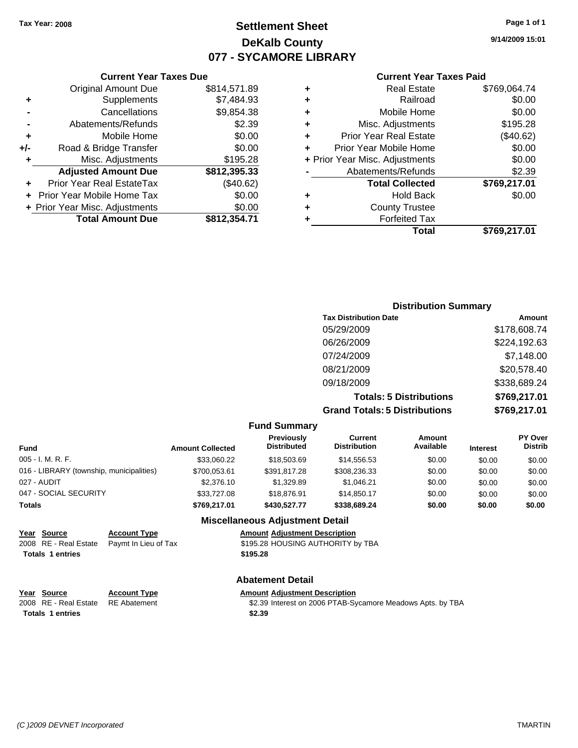**Tax Year: 2008**

# Settlement Sheet
## DeKalb County
## 077 - SYCAMORE LIBRARY

9/14/2009 15:01

### Current Year Taxes Due

| | | |
|---|---|---|
| | Original Amount Due | $814,571.89 |
| + | Supplements | $7,484.93 |
| - | Cancellations | $9,854.38 |
| - | Abatements/Refunds | $2.39 |
| + | Mobile Home | $0.00 |
| +/- | Road & Bridge Transfer | $0.00 |
| + | Misc. Adjustments | $195.28 |
| | **Adjusted Amount Due** | **$812,395.33** |
| + | Prior Year Real EstateTax | ($40.62) |
| + | Prior Year Mobile Home Tax | $0.00 |
| + | Prior Year Misc. Adjustments | $0.00 |
| | **Total Amount Due** | **$812,354.71** |

### Current Year Taxes Paid

| | | |
|---|---|---|
| + | Real Estate | $769,064.74 |
| + | Railroad | $0.00 |
| + | Mobile Home | $0.00 |
| + | Misc. Adjustments | $195.28 |
| + | Prior Year Real Estate | ($40.62) |
| + | Prior Year Mobile Home | $0.00 |
| + | Prior Year Misc. Adjustments | $0.00 |
| - | Abatements/Refunds | $2.39 |
| | **Total Collected** | **$769,217.01** |
| + | Hold Back | $0.00 |
| + | County Trustee | |
| + | Forfeited Tax | |
| | **Total** | **$769,217.01** |

### Distribution Summary

| Tax Distribution Date | Amount |
|---|---|
| 05/29/2009 | $178,608.74 |
| 06/26/2009 | $224,192.63 |
| 07/24/2009 | $7,148.00 |
| 08/21/2009 | $20,578.40 |
| 09/18/2009 | $338,689.24 |
| **Totals: 5 Distributions** | **$769,217.01** |
| **Grand Totals: 5 Distributions** | **$769,217.01** |

### Fund Summary

| Fund | Amount Collected | Previously Distributed | Current Distribution | Amount Available | Interest | PY Over Distrib |
|---|---|---|---|---|---|---|
| 005 - I. M. R. F. | $33,060.22 | $18,503.69 | $14,556.53 | $0.00 | $0.00 | $0.00 |
| 016 - LIBRARY (township, municipalities) | $700,053.61 | $391,817.28 | $308,236.33 | $0.00 | $0.00 | $0.00 |
| 027 - AUDIT | $2,376.10 | $1,329.89 | $1,046.21 | $0.00 | $0.00 | $0.00 |
| 047 - SOCIAL SECURITY | $33,727.08 | $18,876.91 | $14,850.17 | $0.00 | $0.00 | $0.00 |
| **Totals** | **$769,217.01** | **$430,527.77** | **$338,689.24** | **$0.00** | **$0.00** | **$0.00** |

### Miscellaneous Adjustment Detail

| Year | Source | Account Type | Amount | Adjustment Description |
|---|---|---|---|---|
| 2008 | RE - Real Estate | Paymt In Lieu of Tax | $195.28 | HOUSING AUTHORITY by TBA |
| **Totals 1 entries** | | | **$195.28** | |

### Abatement Detail

| Year | Source | Account Type | Amount | Adjustment Description |
|---|---|---|---|---|
| 2008 | RE - Real Estate | RE Abatement | $2.39 | Interest on 2006 PTAB-Sycamore Meadows Apts. by TBA |
| **Totals 1 entries** | | | **$2.39** | |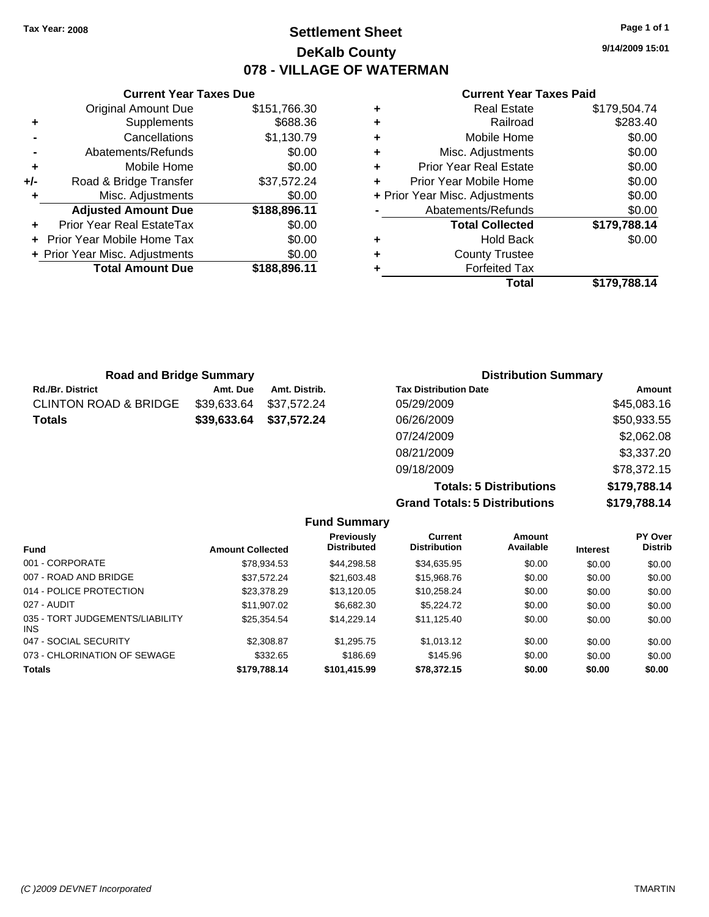Tax Year: 2008

# Settlement Sheet
## DeKalb County
## 078 - VILLAGE OF WATERMAN

9/14/2009 15:01

### Current Year Taxes Due

| | | |
|---|---|---|
| | Original Amount Due | $151,766.30 |
| + | Supplements | $688.36 |
| - | Cancellations | $1,130.79 |
| - | Abatements/Refunds | $0.00 |
| + | Mobile Home | $0.00 |
| +/- | Road & Bridge Transfer | $37,572.24 |
| + | Misc. Adjustments | $0.00 |
| | **Adjusted Amount Due** | **$188,896.11** |
| + | Prior Year Real EstateTax | $0.00 |
| + | Prior Year Mobile Home Tax | $0.00 |
| + | Prior Year Misc. Adjustments | $0.00 |
| | **Total Amount Due** | **$188,896.11** |

### Current Year Taxes Paid

| | | |
|---|---|---|
| + | Real Estate | $179,504.74 |
| + | Railroad | $283.40 |
| + | Mobile Home | $0.00 |
| + | Misc. Adjustments | $0.00 |
| + | Prior Year Real Estate | $0.00 |
| + | Prior Year Mobile Home | $0.00 |
| + | Prior Year Misc. Adjustments | $0.00 |
| - | Abatements/Refunds | $0.00 |
| | **Total Collected** | **$179,788.14** |
| + | Hold Back | $0.00 |
| + | County Trustee | |
| + | Forfeited Tax | |
| | **Total** | **$179,788.14** |

### Road and Bridge Summary

| Rd./Br. District | Amt. Due | Amt. Distrib. |
|---|---|---|
| CLINTON ROAD & BRIDGE | $39,633.64 | $37,572.24 |
| **Totals** | **$39,633.64** | **$37,572.24** |

### Distribution Summary

| Tax Distribution Date | Amount |
|---|---|
| 05/29/2009 | $45,083.16 |
| 06/26/2009 | $50,933.55 |
| 07/24/2009 | $2,062.08 |
| 08/21/2009 | $3,337.20 |
| 09/18/2009 | $78,372.15 |
| **Totals: 5 Distributions** | **$179,788.14** |
| **Grand Totals: 5 Distributions** | **$179,788.14** |

### Fund Summary

| Fund | Amount Collected | Previously Distributed | Current Distribution | Amount Available | Interest | PY Over Distrib |
|---|---|---|---|---|---|---|
| 001 - CORPORATE | $78,934.53 | $44,298.58 | $34,635.95 | $0.00 | $0.00 | $0.00 |
| 007 - ROAD AND BRIDGE | $37,572.24 | $21,603.48 | $15,968.76 | $0.00 | $0.00 | $0.00 |
| 014 - POLICE PROTECTION | $23,378.29 | $13,120.05 | $10,258.24 | $0.00 | $0.00 | $0.00 |
| 027 - AUDIT | $11,907.02 | $6,682.30 | $5,224.72 | $0.00 | $0.00 | $0.00 |
| 035 - TORT JUDGEMENTS/LIABILITY INS | $25,354.54 | $14,229.14 | $11,125.40 | $0.00 | $0.00 | $0.00 |
| 047 - SOCIAL SECURITY | $2,308.87 | $1,295.75 | $1,013.12 | $0.00 | $0.00 | $0.00 |
| 073 - CHLORINATION OF SEWAGE | $332.65 | $186.69 | $145.96 | $0.00 | $0.00 | $0.00 |
| **Totals** | **$179,788.14** | **$101,415.99** | **$78,372.15** | **$0.00** | **$0.00** | **$0.00** |

(C )2009 DEVNET Incorporated — TMARTIN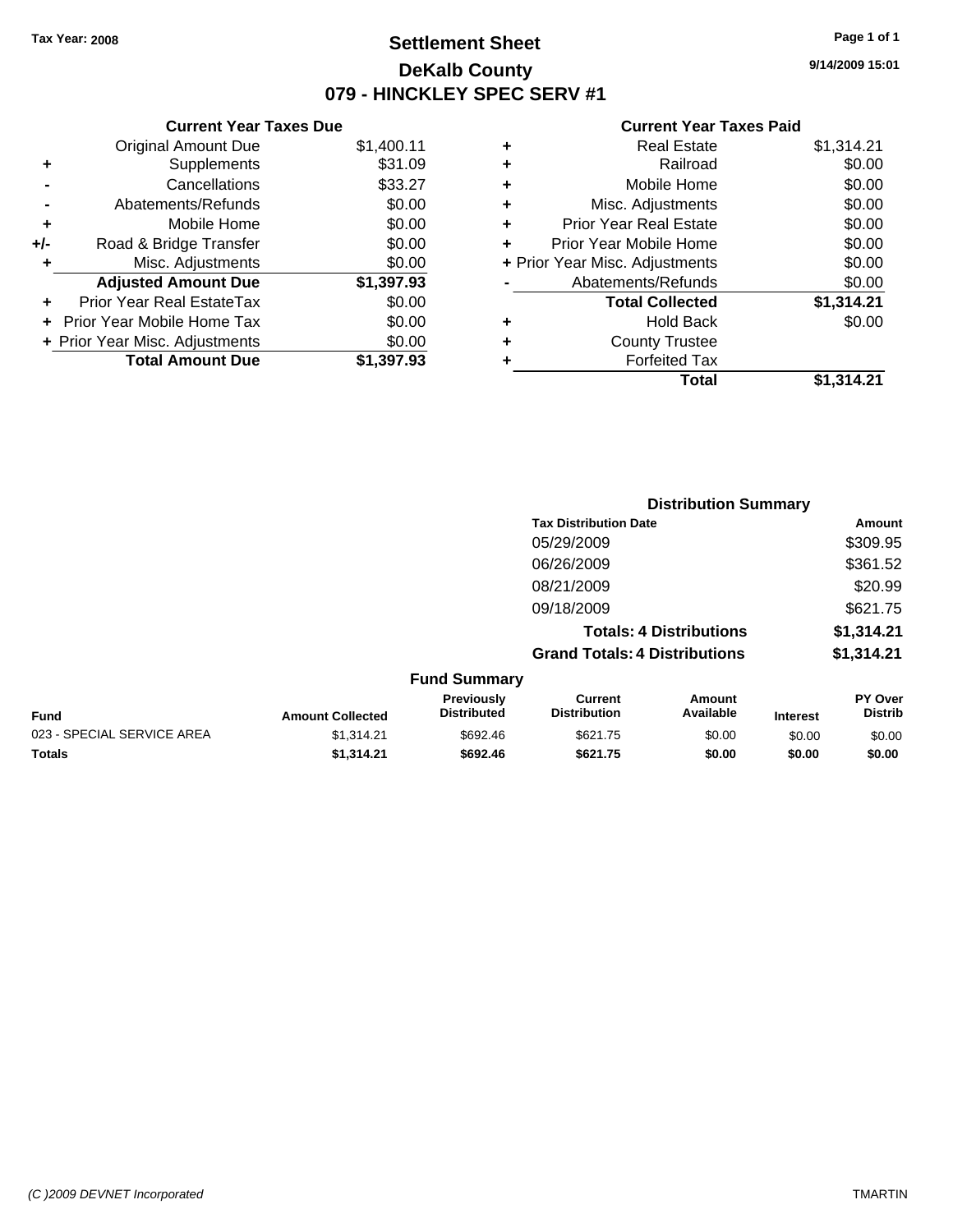Tax Year: 2008

# Settlement Sheet

## DeKalb County

## 079 - HINCKLEY SPEC SERV #1

9/14/2009 15:01

### Current Year Taxes Due

| | | |
|---|---|---|
| | Original Amount Due | $1,400.11 |
| + | Supplements | $31.09 |
| - | Cancellations | $33.27 |
| - | Abatements/Refunds | $0.00 |
| + | Mobile Home | $0.00 |
| +/- | Road & Bridge Transfer | $0.00 |
| + | Misc. Adjustments | $0.00 |
| | **Adjusted Amount Due** | **$1,397.93** |
| + | Prior Year Real EstateTax | $0.00 |
| + | Prior Year Mobile Home Tax | $0.00 |
| + | Prior Year Misc. Adjustments | $0.00 |
| | **Total Amount Due** | **$1,397.93** |

### Current Year Taxes Paid

| | | |
|---|---|---|
| + | Real Estate | $1,314.21 |
| + | Railroad | $0.00 |
| + | Mobile Home | $0.00 |
| + | Misc. Adjustments | $0.00 |
| + | Prior Year Real Estate | $0.00 |
| + | Prior Year Mobile Home | $0.00 |
| + | Prior Year Misc. Adjustments | $0.00 |
| - | Abatements/Refunds | $0.00 |
| | **Total Collected** | **$1,314.21** |
| + | Hold Back | $0.00 |
| + | County Trustee | |
| + | Forfeited Tax | |
| | **Total** | **$1,314.21** |

### Distribution Summary

| Tax Distribution Date | Amount |
|---|---|
| 05/29/2009 | $309.95 |
| 06/26/2009 | $361.52 |
| 08/21/2009 | $20.99 |
| 09/18/2009 | $621.75 |
| **Totals: 4 Distributions** | **$1,314.21** |
| **Grand Totals: 4 Distributions** | **$1,314.21** |

### Fund Summary

| Fund | Amount Collected | Previously Distributed | Current Distribution | Amount Available | Interest | PY Over Distrib |
|---|---|---|---|---|---|---|
| 023 - SPECIAL SERVICE AREA | $1,314.21 | $692.46 | $621.75 | $0.00 | $0.00 | $0.00 |
| **Totals** | **$1,314.21** | **$692.46** | **$621.75** | **$0.00** | **$0.00** | **$0.00** |

(C )2009 DEVNET Incorporated

TMARTIN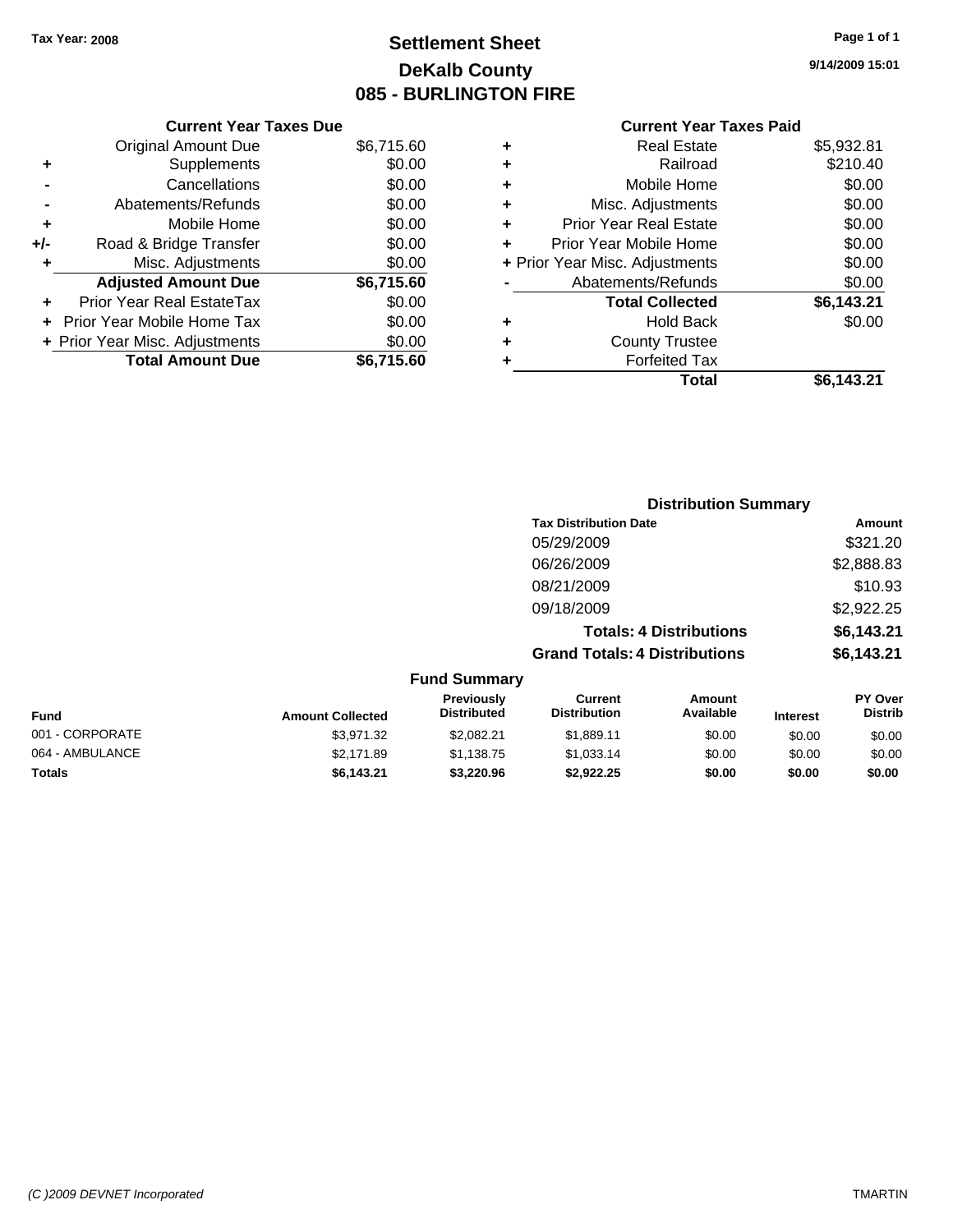Tax Year: 2008

# Settlement Sheet
## DeKalb County
## 085 - BURLINGTON FIRE

9/14/2009 15:01

### Current Year Taxes Due

| | | |
|---|---|---|
| | Original Amount Due | $6,715.60 |
| + | Supplements | $0.00 |
| - | Cancellations | $0.00 |
| - | Abatements/Refunds | $0.00 |
| + | Mobile Home | $0.00 |
| +/- | Road & Bridge Transfer | $0.00 |
| + | Misc. Adjustments | $0.00 |
| | **Adjusted Amount Due** | **$6,715.60** |
| + | Prior Year Real EstateTax | $0.00 |
| + | Prior Year Mobile Home Tax | $0.00 |
| + | Prior Year Misc. Adjustments | $0.00 |
| | **Total Amount Due** | **$6,715.60** |

### Current Year Taxes Paid

| | | |
|---|---|---|
| + | Real Estate | $5,932.81 |
| + | Railroad | $210.40 |
| + | Mobile Home | $0.00 |
| + | Misc. Adjustments | $0.00 |
| + | Prior Year Real Estate | $0.00 |
| + | Prior Year Mobile Home | $0.00 |
| + | Prior Year Misc. Adjustments | $0.00 |
| - | Abatements/Refunds | $0.00 |
| | **Total Collected** | **$6,143.21** |
| + | Hold Back | $0.00 |
| + | County Trustee | |
| + | Forfeited Tax | |
| | **Total** | **$6,143.21** |

### Distribution Summary

| Tax Distribution Date | Amount |
|---|---|
| 05/29/2009 | $321.20 |
| 06/26/2009 | $2,888.83 |
| 08/21/2009 | $10.93 |
| 09/18/2009 | $2,922.25 |
| **Totals: 4 Distributions** | **$6,143.21** |
| **Grand Totals: 4 Distributions** | **$6,143.21** |

### Fund Summary

| Fund | Amount Collected | Previously Distributed | Current Distribution | Amount Available | Interest | PY Over Distrib |
|---|---|---|---|---|---|---|
| 001 - CORPORATE | $3,971.32 | $2,082.21 | $1,889.11 | $0.00 | $0.00 | $0.00 |
| 064 - AMBULANCE | $2,171.89 | $1,138.75 | $1,033.14 | $0.00 | $0.00 | $0.00 |
| **Totals** | **$6,143.21** | **$3,220.96** | **$2,922.25** | **$0.00** | **$0.00** | **$0.00** |

(C )2009 DEVNET Incorporated TMARTIN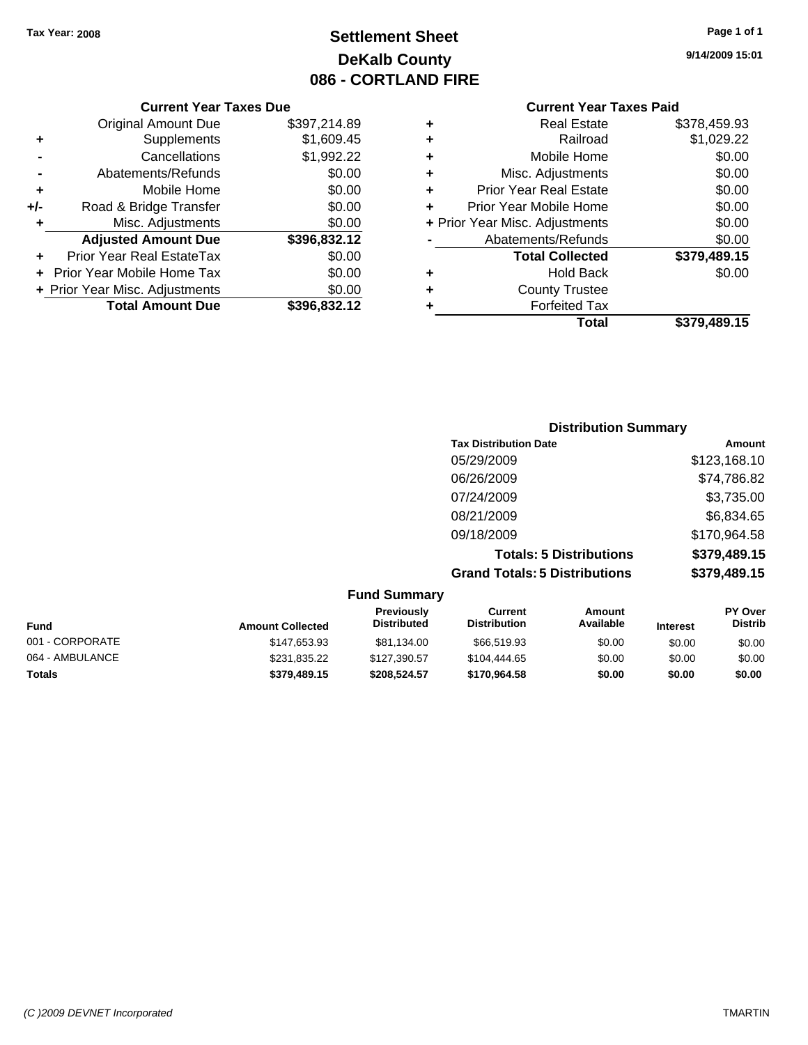Tax Year: 2008

# Settlement Sheet
## DeKalb County
## 086 - CORTLAND FIRE

9/14/2009 15:01

### Current Year Taxes Due

| | | |
|---|---|---|
| | Original Amount Due | $397,214.89 |
| + | Supplements | $1,609.45 |
| - | Cancellations | $1,992.22 |
| - | Abatements/Refunds | $0.00 |
| + | Mobile Home | $0.00 |
| +/- | Road & Bridge Transfer | $0.00 |
| + | Misc. Adjustments | $0.00 |
| | **Adjusted Amount Due** | **$396,832.12** |
| + | Prior Year Real EstateTax | $0.00 |
| + | Prior Year Mobile Home Tax | $0.00 |
| + | Prior Year Misc. Adjustments | $0.00 |
| | **Total Amount Due** | **$396,832.12** |

### Current Year Taxes Paid

| | | |
|---|---|---|
| + | Real Estate | $378,459.93 |
| + | Railroad | $1,029.22 |
| + | Mobile Home | $0.00 |
| + | Misc. Adjustments | $0.00 |
| + | Prior Year Real Estate | $0.00 |
| + | Prior Year Mobile Home | $0.00 |
| + | Prior Year Misc. Adjustments | $0.00 |
| - | Abatements/Refunds | $0.00 |
| | **Total Collected** | **$379,489.15** |
| + | Hold Back | $0.00 |
| + | County Trustee | |
| + | Forfeited Tax | |
| | **Total** | **$379,489.15** |

### Distribution Summary

| Tax Distribution Date | Amount |
|---|---|
| 05/29/2009 | $123,168.10 |
| 06/26/2009 | $74,786.82 |
| 07/24/2009 | $3,735.00 |
| 08/21/2009 | $6,834.65 |
| 09/18/2009 | $170,964.58 |
| **Totals: 5 Distributions** | **$379,489.15** |
| **Grand Totals: 5 Distributions** | **$379,489.15** |

### Fund Summary

| Fund | Amount Collected | Previously Distributed | Current Distribution | Amount Available | Interest | PY Over Distrib |
|---|---|---|---|---|---|---|
| 001 - CORPORATE | $147,653.93 | $81,134.00 | $66,519.93 | $0.00 | $0.00 | $0.00 |
| 064 - AMBULANCE | $231,835.22 | $127,390.57 | $104,444.65 | $0.00 | $0.00 | $0.00 |
| **Totals** | **$379,489.15** | **$208,524.57** | **$170,964.58** | **$0.00** | **$0.00** | **$0.00** |

(C )2009 DEVNET Incorporated TMARTIN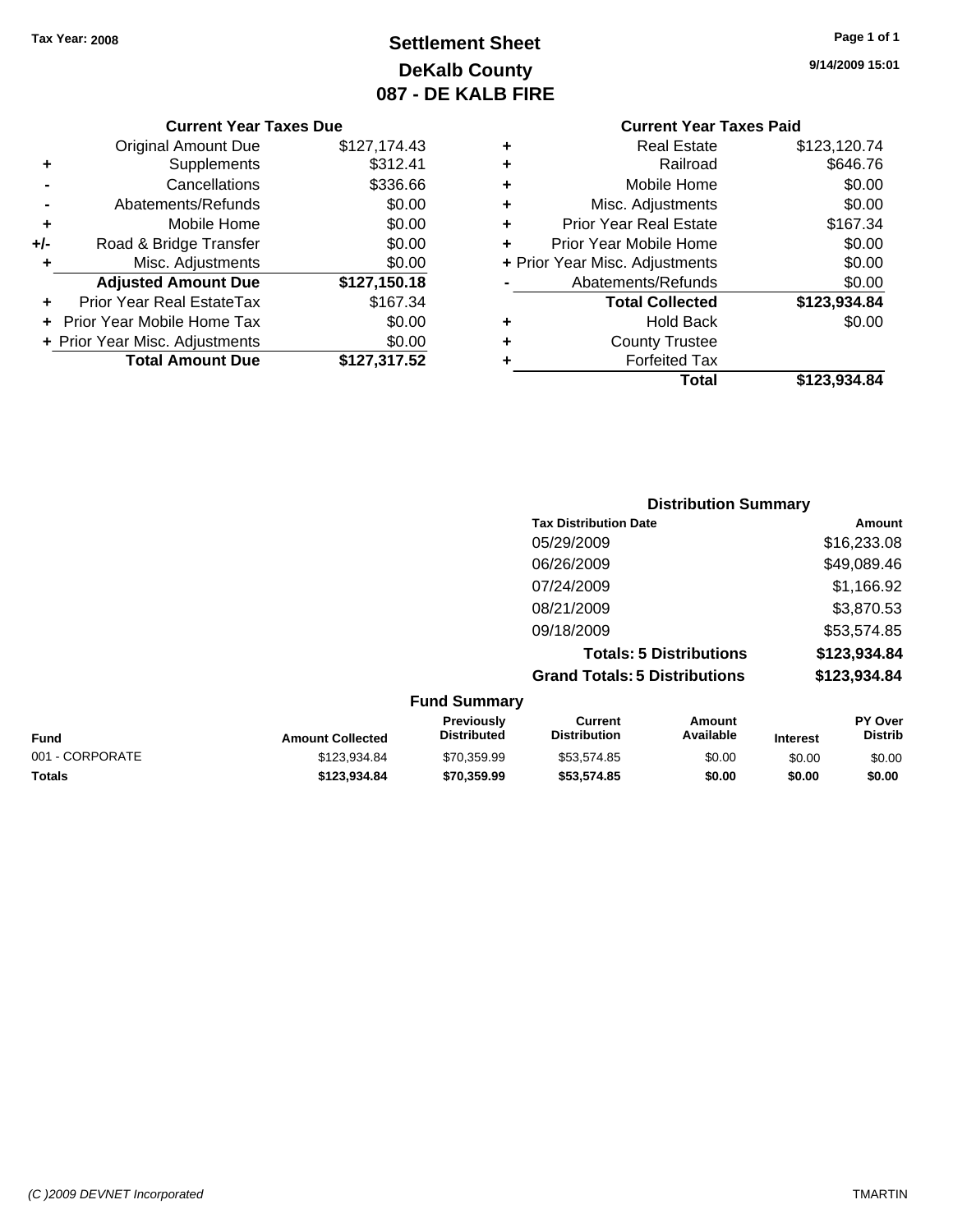**Tax Year: 2008**

# Settlement Sheet
## DeKalb County
## 087 - DE KALB FIRE

9/14/2009 15:01

### Current Year Taxes Due

| | | |
|---|---|---|
| | Original Amount Due | $127,174.43 |
| + | Supplements | $312.41 |
| - | Cancellations | $336.66 |
| - | Abatements/Refunds | $0.00 |
| + | Mobile Home | $0.00 |
| +/- | Road & Bridge Transfer | $0.00 |
| + | Misc. Adjustments | $0.00 |
| | **Adjusted Amount Due** | **$127,150.18** |
| + | Prior Year Real EstateTax | $167.34 |
| + | Prior Year Mobile Home Tax | $0.00 |
| + | Prior Year Misc. Adjustments | $0.00 |
| | **Total Amount Due** | **$127,317.52** |

### Current Year Taxes Paid

| | | |
|---|---|---|
| + | Real Estate | $123,120.74 |
| + | Railroad | $646.76 |
| + | Mobile Home | $0.00 |
| + | Misc. Adjustments | $0.00 |
| + | Prior Year Real Estate | $167.34 |
| + | Prior Year Mobile Home | $0.00 |
| + | Prior Year Misc. Adjustments | $0.00 |
| - | Abatements/Refunds | $0.00 |
| | **Total Collected** | **$123,934.84** |
| + | Hold Back | $0.00 |
| + | County Trustee | |
| + | Forfeited Tax | |
| | **Total** | **$123,934.84** |

### Distribution Summary

| Tax Distribution Date | Amount |
|---|---|
| 05/29/2009 | $16,233.08 |
| 06/26/2009 | $49,089.46 |
| 07/24/2009 | $1,166.92 |
| 08/21/2009 | $3,870.53 |
| 09/18/2009 | $53,574.85 |
| **Totals: 5 Distributions** | **$123,934.84** |
| **Grand Totals: 5 Distributions** | **$123,934.84** |

### Fund Summary

| Fund | Amount Collected | Previously Distributed | Current Distribution | Amount Available | Interest | PY Over Distrib |
|---|---|---|---|---|---|---|
| 001 - CORPORATE | $123,934.84 | $70,359.99 | $53,574.85 | $0.00 | $0.00 | $0.00 |
| **Totals** | **$123,934.84** | **$70,359.99** | **$53,574.85** | **$0.00** | **$0.00** | **$0.00** |

(C )2009 DEVNET Incorporated — TMARTIN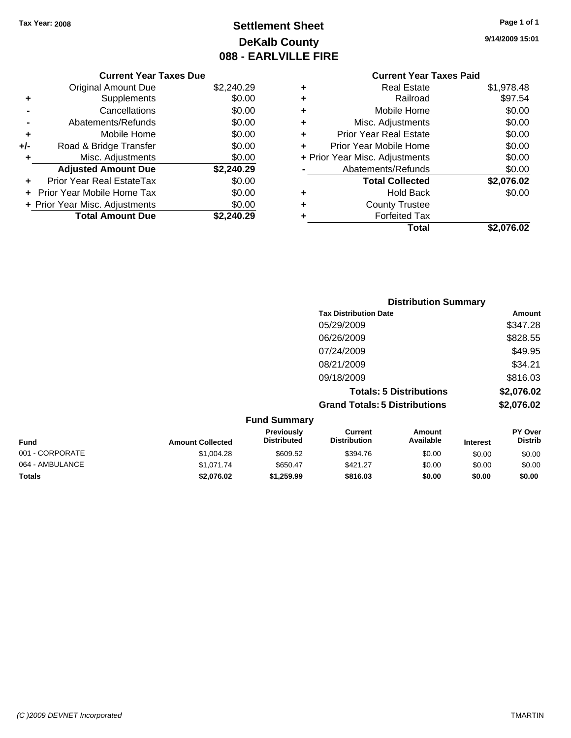Tax Year: 2008

# Settlement Sheet
## DeKalb County
## 088 - EARLVILLE FIRE

9/14/2009 15:01

### Current Year Taxes Due

| | | |
|---|---|---|
| | Original Amount Due | $2,240.29 |
| + | Supplements | $0.00 |
| - | Cancellations | $0.00 |
| - | Abatements/Refunds | $0.00 |
| + | Mobile Home | $0.00 |
| +/- | Road & Bridge Transfer | $0.00 |
| + | Misc. Adjustments | $0.00 |
| | **Adjusted Amount Due** | **$2,240.29** |
| + | Prior Year Real EstateTax | $0.00 |
| + | Prior Year Mobile Home Tax | $0.00 |
| + | Prior Year Misc. Adjustments | $0.00 |
| | **Total Amount Due** | **$2,240.29** |

### Current Year Taxes Paid

| | | |
|---|---|---|
| + | Real Estate | $1,978.48 |
| + | Railroad | $97.54 |
| + | Mobile Home | $0.00 |
| + | Misc. Adjustments | $0.00 |
| + | Prior Year Real Estate | $0.00 |
| + | Prior Year Mobile Home | $0.00 |
| + | Prior Year Misc. Adjustments | $0.00 |
| - | Abatements/Refunds | $0.00 |
| | **Total Collected** | **$2,076.02** |
| + | Hold Back | $0.00 |
| + | County Trustee | |
| + | Forfeited Tax | |
| | **Total** | **$2,076.02** |

### Distribution Summary

| Tax Distribution Date | Amount |
|---|---|
| 05/29/2009 | $347.28 |
| 06/26/2009 | $828.55 |
| 07/24/2009 | $49.95 |
| 08/21/2009 | $34.21 |
| 09/18/2009 | $816.03 |
| **Totals: 5 Distributions** | **$2,076.02** |
| **Grand Totals: 5 Distributions** | **$2,076.02** |

### Fund Summary

| Fund | Amount Collected | Previously Distributed | Current Distribution | Amount Available | Interest | PY Over Distrib |
|---|---|---|---|---|---|---|
| 001 - CORPORATE | $1,004.28 | $609.52 | $394.76 | $0.00 | $0.00 | $0.00 |
| 064 - AMBULANCE | $1,071.74 | $650.47 | $421.27 | $0.00 | $0.00 | $0.00 |
| **Totals** | **$2,076.02** | **$1,259.99** | **$816.03** | **$0.00** | **$0.00** | **$0.00** |

(C )2009 DEVNET Incorporated TMARTIN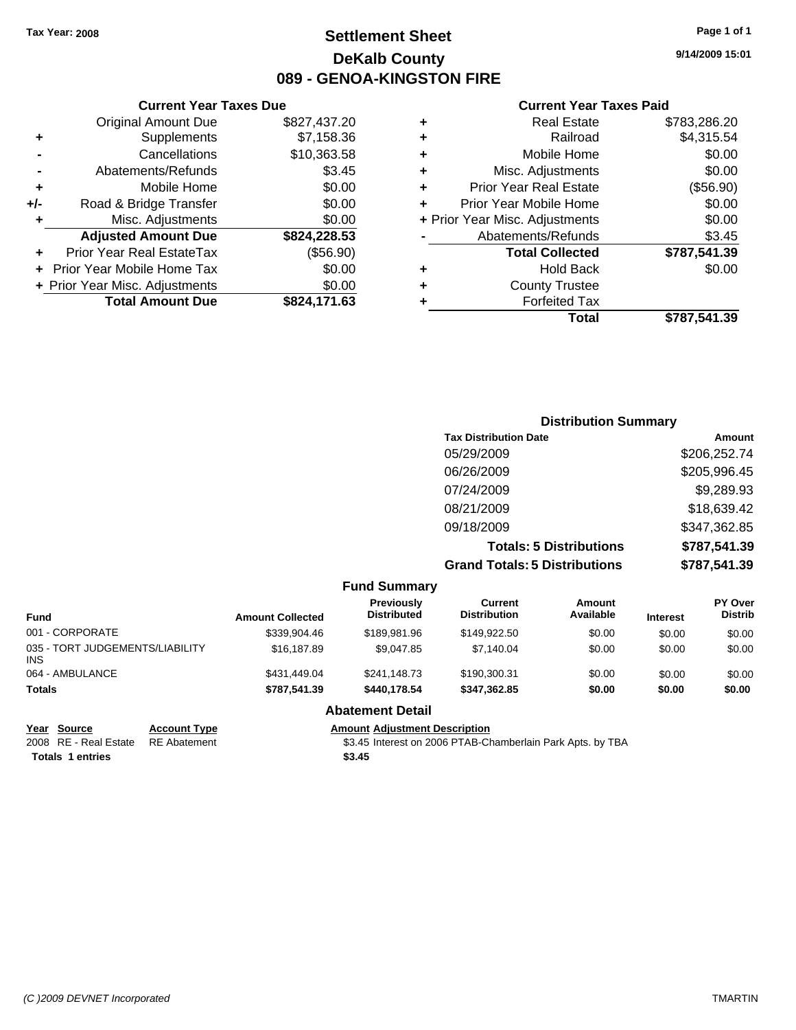Tax Year: 2008

# Settlement Sheet
## DeKalb County
## 089 - GENOA-KINGSTON FIRE

9/14/2009 15:01

### Current Year Taxes Due

| | | |
|---|---|---|
| | Original Amount Due | $827,437.20 |
| + | Supplements | $7,158.36 |
| - | Cancellations | $10,363.58 |
| - | Abatements/Refunds | $3.45 |
| + | Mobile Home | $0.00 |
| +/- | Road & Bridge Transfer | $0.00 |
| + | Misc. Adjustments | $0.00 |
| | **Adjusted Amount Due** | **$824,228.53** |
| + | Prior Year Real EstateTax | ($56.90) |
| + | Prior Year Mobile Home Tax | $0.00 |
| + | Prior Year Misc. Adjustments | $0.00 |
| | **Total Amount Due** | **$824,171.63** |

### Current Year Taxes Paid

| | | |
|---|---|---|
| + | Real Estate | $783,286.20 |
| + | Railroad | $4,315.54 |
| + | Mobile Home | $0.00 |
| + | Misc. Adjustments | $0.00 |
| + | Prior Year Real Estate | ($56.90) |
| + | Prior Year Mobile Home | $0.00 |
| + | Prior Year Misc. Adjustments | $0.00 |
| - | Abatements/Refunds | $3.45 |
| | **Total Collected** | **$787,541.39** |
| + | Hold Back | $0.00 |
| + | County Trustee | |
| + | Forfeited Tax | |
| | **Total** | **$787,541.39** |

### Distribution Summary

| Tax Distribution Date | Amount |
|---|---|
| 05/29/2009 | $206,252.74 |
| 06/26/2009 | $205,996.45 |
| 07/24/2009 | $9,289.93 |
| 08/21/2009 | $18,639.42 |
| 09/18/2009 | $347,362.85 |
| **Totals: 5 Distributions** | **$787,541.39** |
| **Grand Totals: 5 Distributions** | **$787,541.39** |

### Fund Summary

| Fund | Amount Collected | Previously Distributed | Current Distribution | Amount Available | Interest | PY Over Distrib |
|---|---|---|---|---|---|---|
| 001 - CORPORATE | $339,904.46 | $189,981.96 | $149,922.50 | $0.00 | $0.00 | $0.00 |
| 035 - TORT JUDGEMENTS/LIABILITY INS | $16,187.89 | $9,047.85 | $7,140.04 | $0.00 | $0.00 | $0.00 |
| 064 - AMBULANCE | $431,449.04 | $241,148.73 | $190,300.31 | $0.00 | $0.00 | $0.00 |
| **Totals** | **$787,541.39** | **$440,178.54** | **$347,362.85** | **$0.00** | **$0.00** | **$0.00** |

### Abatement Detail

| Year | Source | Account Type | Amount | Adjustment Description |
|---|---|---|---|---|
| 2008 | RE - Real Estate | RE Abatement | $3.45 | Interest on 2006 PTAB-Chamberlain Park Apts. by TBA |
| **Totals 1 entries** | | | **$3.45** | |

(C )2009 DEVNET Incorporated TMARTIN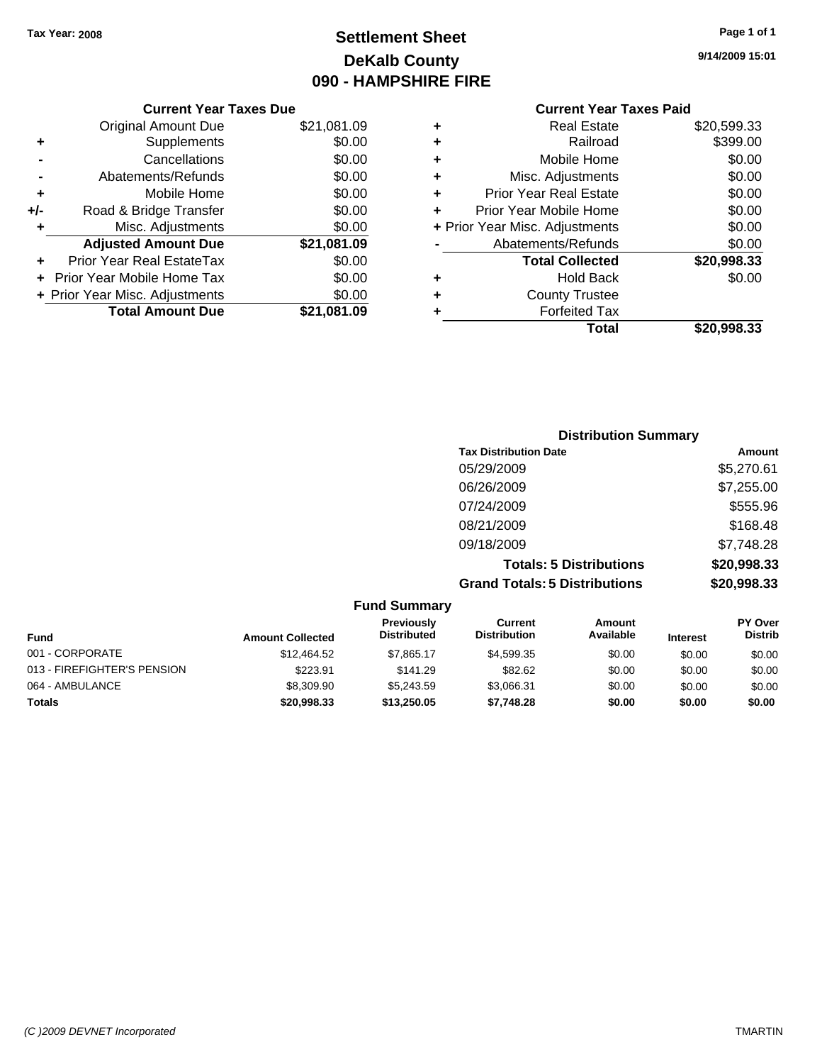Tax Year: 2008

# Settlement Sheet
# DeKalb County
# 090 - HAMPSHIRE FIRE

9/14/2009 15:01

### Current Year Taxes Due

| | | |
|---|---|---|
| | Original Amount Due | $21,081.09 |
| + | Supplements | $0.00 |
| - | Cancellations | $0.00 |
| - | Abatements/Refunds | $0.00 |
| + | Mobile Home | $0.00 |
| +/- | Road & Bridge Transfer | $0.00 |
| + | Misc. Adjustments | $0.00 |
| | **Adjusted Amount Due** | **$21,081.09** |
| + | Prior Year Real EstateTax | $0.00 |
| + | Prior Year Mobile Home Tax | $0.00 |
| + | Prior Year Misc. Adjustments | $0.00 |
| | **Total Amount Due** | **$21,081.09** |

### Current Year Taxes Paid

| | | |
|---|---|---|
| + | Real Estate | $20,599.33 |
| + | Railroad | $399.00 |
| + | Mobile Home | $0.00 |
| + | Misc. Adjustments | $0.00 |
| + | Prior Year Real Estate | $0.00 |
| + | Prior Year Mobile Home | $0.00 |
| + | Prior Year Misc. Adjustments | $0.00 |
| - | Abatements/Refunds | $0.00 |
| | **Total Collected** | **$20,998.33** |
| + | Hold Back | $0.00 |
| + | County Trustee | |
| + | Forfeited Tax | |
| | **Total** | **$20,998.33** |

### Distribution Summary

| Tax Distribution Date | Amount |
|---|---|
| 05/29/2009 | $5,270.61 |
| 06/26/2009 | $7,255.00 |
| 07/24/2009 | $555.96 |
| 08/21/2009 | $168.48 |
| 09/18/2009 | $7,748.28 |
| **Totals: 5 Distributions** | **$20,998.33** |
| **Grand Totals: 5 Distributions** | **$20,998.33** |

### Fund Summary

| Fund | Amount Collected | Previously Distributed | Current Distribution | Amount Available | Interest | PY Over Distrib |
|---|---|---|---|---|---|---|
| 001 - CORPORATE | $12,464.52 | $7,865.17 | $4,599.35 | $0.00 | $0.00 | $0.00 |
| 013 - FIREFIGHTER'S PENSION | $223.91 | $141.29 | $82.62 | $0.00 | $0.00 | $0.00 |
| 064 - AMBULANCE | $8,309.90 | $5,243.59 | $3,066.31 | $0.00 | $0.00 | $0.00 |
| **Totals** | **$20,998.33** | **$13,250.05** | **$7,748.28** | **$0.00** | **$0.00** | **$0.00** |

(C )2009 DEVNET Incorporated — TMARTIN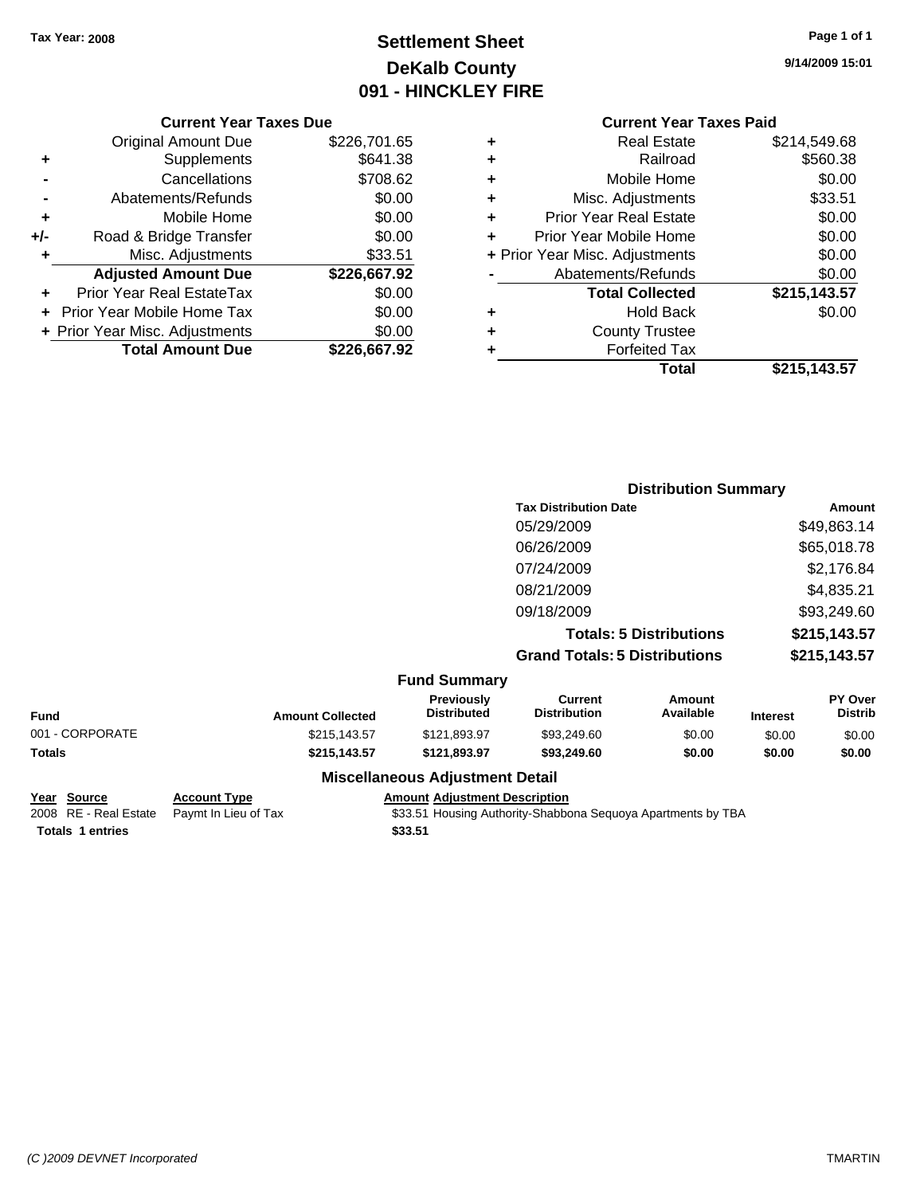Tax Year: 2008

# Settlement Sheet
## DeKalb County
## 091 - HINCKLEY FIRE

9/14/2009 15:01

### Current Year Taxes Due

| | | |
|---|---|---|
| | Original Amount Due | $226,701.65 |
| + | Supplements | $641.38 |
| - | Cancellations | $708.62 |
| - | Abatements/Refunds | $0.00 |
| + | Mobile Home | $0.00 |
| +/- | Road & Bridge Transfer | $0.00 |
| + | Misc. Adjustments | $33.51 |
| | **Adjusted Amount Due** | **$226,667.92** |
| + | Prior Year Real EstateTax | $0.00 |
| + | Prior Year Mobile Home Tax | $0.00 |
| + | Prior Year Misc. Adjustments | $0.00 |
| | **Total Amount Due** | **$226,667.92** |

### Current Year Taxes Paid

| | | |
|---|---|---|
| + | Real Estate | $214,549.68 |
| + | Railroad | $560.38 |
| + | Mobile Home | $0.00 |
| + | Misc. Adjustments | $33.51 |
| + | Prior Year Real Estate | $0.00 |
| + | Prior Year Mobile Home | $0.00 |
| + | Prior Year Misc. Adjustments | $0.00 |
| - | Abatements/Refunds | $0.00 |
| | **Total Collected** | **$215,143.57** |
| + | Hold Back | $0.00 |
| + | County Trustee | |
| + | Forfeited Tax | |
| | **Total** | **$215,143.57** |

### Distribution Summary

| Tax Distribution Date | Amount |
|---|---|
| 05/29/2009 | $49,863.14 |
| 06/26/2009 | $65,018.78 |
| 07/24/2009 | $2,176.84 |
| 08/21/2009 | $4,835.21 |
| 09/18/2009 | $93,249.60 |
| **Totals: 5 Distributions** | **$215,143.57** |
| **Grand Totals: 5 Distributions** | **$215,143.57** |

### Fund Summary

| Fund | Amount Collected | Previously Distributed | Current Distribution | Amount Available | Interest | PY Over Distrib |
|---|---|---|---|---|---|---|
| 001 - CORPORATE | $215,143.57 | $121,893.97 | $93,249.60 | $0.00 | $0.00 | $0.00 |
| **Totals** | **$215,143.57** | **$121,893.97** | **$93,249.60** | **$0.00** | **$0.00** | **$0.00** |

### Miscellaneous Adjustment Detail

| Year | Source | Account Type | Amount | Adjustment Description |
|---|---|---|---|---|
| 2008 | RE - Real Estate | Paymt In Lieu of Tax | $33.51 | Housing Authority-Shabbona Sequoya Apartments by TBA |
| **Totals** | **1 entries** | | **$33.51** | |

(C )2009 DEVNET Incorporated — TMARTIN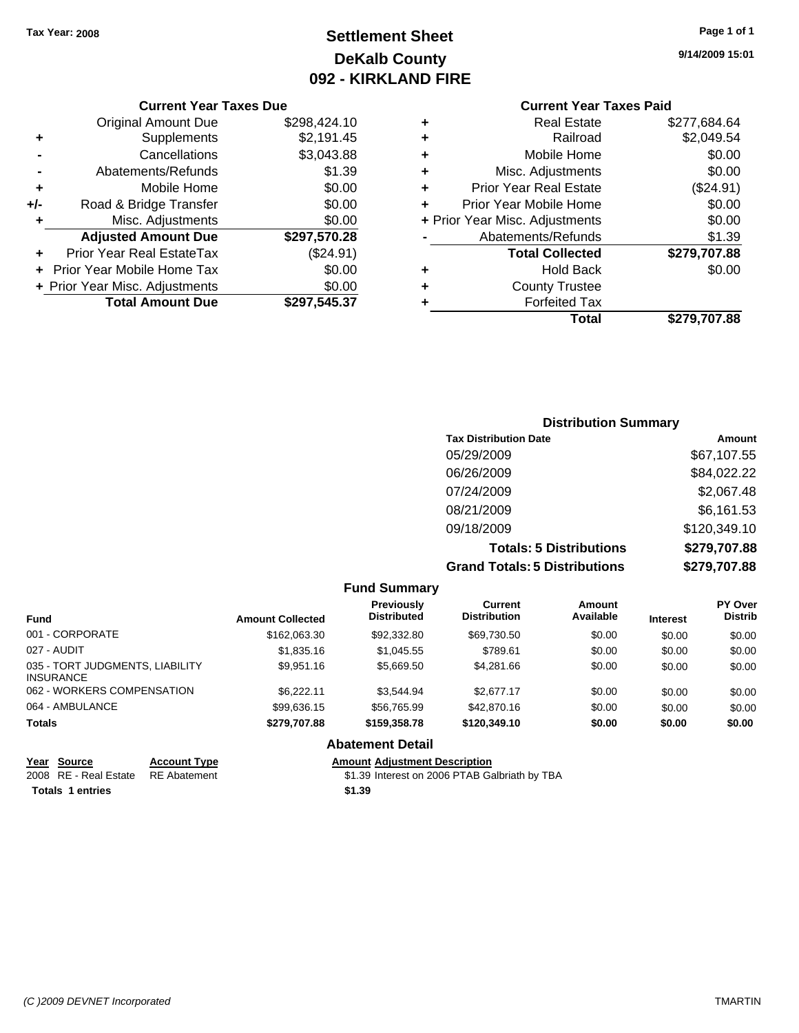Tax Year: 2008

# Settlement Sheet
## DeKalb County
## 092 - KIRKLAND FIRE

9/14/2009 15:01

### Current Year Taxes Due

| | | |
|---|---|---|
| | Original Amount Due | $298,424.10 |
| + | Supplements | $2,191.45 |
| - | Cancellations | $3,043.88 |
| - | Abatements/Refunds | $1.39 |
| + | Mobile Home | $0.00 |
| +/- | Road & Bridge Transfer | $0.00 |
| + | Misc. Adjustments | $0.00 |
| | **Adjusted Amount Due** | **$297,570.28** |
| + | Prior Year Real EstateTax | ($24.91) |
| + | Prior Year Mobile Home Tax | $0.00 |
| + | Prior Year Misc. Adjustments | $0.00 |
| | **Total Amount Due** | **$297,545.37** |

### Current Year Taxes Paid

| | | |
|---|---|---|
| + | Real Estate | $277,684.64 |
| + | Railroad | $2,049.54 |
| + | Mobile Home | $0.00 |
| + | Misc. Adjustments | $0.00 |
| + | Prior Year Real Estate | ($24.91) |
| + | Prior Year Mobile Home | $0.00 |
| + | Prior Year Misc. Adjustments | $0.00 |
| - | Abatements/Refunds | $1.39 |
| | **Total Collected** | **$279,707.88** |
| + | Hold Back | $0.00 |
| + | County Trustee | |
| + | Forfeited Tax | |
| | **Total** | **$279,707.88** |

### Distribution Summary

| Tax Distribution Date | Amount |
|---|---|
| 05/29/2009 | $67,107.55 |
| 06/26/2009 | $84,022.22 |
| 07/24/2009 | $2,067.48 |
| 08/21/2009 | $6,161.53 |
| 09/18/2009 | $120,349.10 |
| **Totals: 5 Distributions** | **$279,707.88** |
| **Grand Totals: 5 Distributions** | **$279,707.88** |

### Fund Summary

| Fund | Amount Collected | Previously Distributed | Current Distribution | Amount Available | Interest | PY Over Distrib |
|---|---|---|---|---|---|---|
| 001 - CORPORATE | $162,063.30 | $92,332.80 | $69,730.50 | $0.00 | $0.00 | $0.00 |
| 027 - AUDIT | $1,835.16 | $1,045.55 | $789.61 | $0.00 | $0.00 | $0.00 |
| 035 - TORT JUDGMENTS, LIABILITY INSURANCE | $9,951.16 | $5,669.50 | $4,281.66 | $0.00 | $0.00 | $0.00 |
| 062 - WORKERS COMPENSATION | $6,222.11 | $3,544.94 | $2,677.17 | $0.00 | $0.00 | $0.00 |
| 064 - AMBULANCE | $99,636.15 | $56,765.99 | $42,870.16 | $0.00 | $0.00 | $0.00 |
| **Totals** | **$279,707.88** | **$159,358.78** | **$120,349.10** | **$0.00** | **$0.00** | **$0.00** |

### Abatement Detail

| Year | Source | Account Type | Amount | Adjustment Description |
|---|---|---|---|---|
| 2008 | RE - Real Estate | RE Abatement | $1.39 | Interest on 2006 PTAB Galbriath by TBA |
| **Totals** | **1 entries** | | **$1.39** | |

(C )2009 DEVNET Incorporated TMARTIN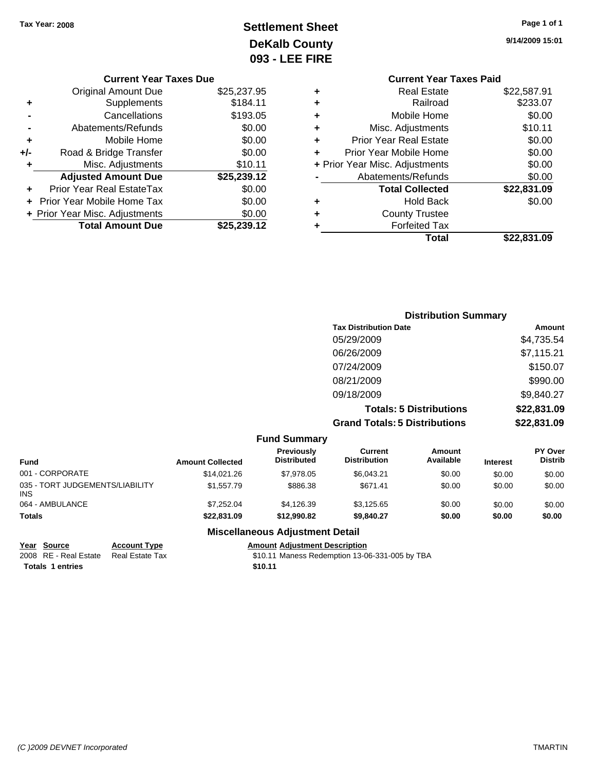Tax Year: 2008

# Settlement Sheet
## DeKalb County
## 093 - LEE FIRE

9/14/2009 15:01

### Current Year Taxes Due

| | | |
|---|---|---|
| | Original Amount Due | $25,237.95 |
| + | Supplements | $184.11 |
| - | Cancellations | $193.05 |
| - | Abatements/Refunds | $0.00 |
| + | Mobile Home | $0.00 |
| +/- | Road & Bridge Transfer | $0.00 |
| + | Misc. Adjustments | $10.11 |
| | **Adjusted Amount Due** | **$25,239.12** |
| + | Prior Year Real EstateTax | $0.00 |
| + | Prior Year Mobile Home Tax | $0.00 |
| + | Prior Year Misc. Adjustments | $0.00 |
| | **Total Amount Due** | **$25,239.12** |

### Current Year Taxes Paid

| | | |
|---|---|---|
| + | Real Estate | $22,587.91 |
| + | Railroad | $233.07 |
| + | Mobile Home | $0.00 |
| + | Misc. Adjustments | $10.11 |
| + | Prior Year Real Estate | $0.00 |
| + | Prior Year Mobile Home | $0.00 |
| + | Prior Year Misc. Adjustments | $0.00 |
| - | Abatements/Refunds | $0.00 |
| | **Total Collected** | **$22,831.09** |
| + | Hold Back | $0.00 |
| + | County Trustee | |
| + | Forfeited Tax | |
| | **Total** | **$22,831.09** |

### Distribution Summary

| Tax Distribution Date | Amount |
|---|---|
| 05/29/2009 | $4,735.54 |
| 06/26/2009 | $7,115.21 |
| 07/24/2009 | $150.07 |
| 08/21/2009 | $990.00 |
| 09/18/2009 | $9,840.27 |
| **Totals: 5 Distributions** | **$22,831.09** |
| **Grand Totals: 5 Distributions** | **$22,831.09** |

### Fund Summary

| Fund | Amount Collected | Previously Distributed | Current Distribution | Amount Available | Interest | PY Over Distrib |
|---|---|---|---|---|---|---|
| 001 - CORPORATE | $14,021.26 | $7,978.05 | $6,043.21 | $0.00 | $0.00 | $0.00 |
| 035 - TORT JUDGEMENTS/LIABILITY INS | $1,557.79 | $886.38 | $671.41 | $0.00 | $0.00 | $0.00 |
| 064 - AMBULANCE | $7,252.04 | $4,126.39 | $3,125.65 | $0.00 | $0.00 | $0.00 |
| **Totals** | **$22,831.09** | **$12,990.82** | **$9,840.27** | **$0.00** | **$0.00** | **$0.00** |

### Miscellaneous Adjustment Detail

| Year | Source | Account Type | Amount | Adjustment Description |
|---|---|---|---|---|
| 2008 | RE - Real Estate | Real Estate Tax | $10.11 | Maness Redemption 13-06-331-005 by TBA |
| **Totals** | **1 entries** | | **$10.11** | |

(C )2009 DEVNET Incorporated — TMARTIN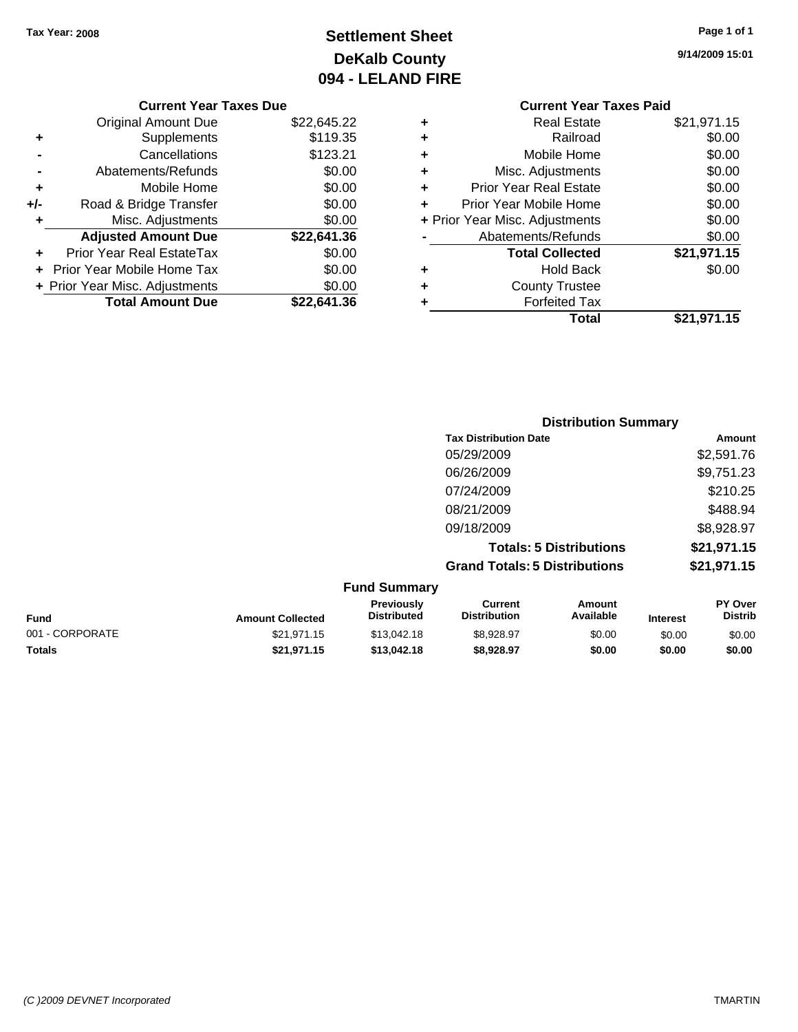Tax Year: 2008

# Settlement Sheet
## DeKalb County
## 094 - LELAND FIRE

9/14/2009 15:01

### Current Year Taxes Due

| | | |
|---|---|---|
| | Original Amount Due | $22,645.22 |
| + | Supplements | $119.35 |
| - | Cancellations | $123.21 |
| - | Abatements/Refunds | $0.00 |
| + | Mobile Home | $0.00 |
| +/- | Road & Bridge Transfer | $0.00 |
| + | Misc. Adjustments | $0.00 |
| | **Adjusted Amount Due** | **$22,641.36** |
| + | Prior Year Real EstateTax | $0.00 |
| + | Prior Year Mobile Home Tax | $0.00 |
| + | Prior Year Misc. Adjustments | $0.00 |
| | **Total Amount Due** | **$22,641.36** |

### Current Year Taxes Paid

| | | |
|---|---|---|
| + | Real Estate | $21,971.15 |
| + | Railroad | $0.00 |
| + | Mobile Home | $0.00 |
| + | Misc. Adjustments | $0.00 |
| + | Prior Year Real Estate | $0.00 |
| + | Prior Year Mobile Home | $0.00 |
| + | Prior Year Misc. Adjustments | $0.00 |
| - | Abatements/Refunds | $0.00 |
| | **Total Collected** | **$21,971.15** |
| + | Hold Back | $0.00 |
| + | County Trustee | |
| + | Forfeited Tax | |
| | **Total** | **$21,971.15** |

### Distribution Summary

| Tax Distribution Date | Amount |
|---|---|
| 05/29/2009 | $2,591.76 |
| 06/26/2009 | $9,751.23 |
| 07/24/2009 | $210.25 |
| 08/21/2009 | $488.94 |
| 09/18/2009 | $8,928.97 |
| **Totals: 5 Distributions** | **$21,971.15** |
| **Grand Totals: 5 Distributions** | **$21,971.15** |

### Fund Summary

| Fund | Amount Collected | Previously Distributed | Current Distribution | Amount Available | Interest | PY Over Distrib |
|---|---|---|---|---|---|---|
| 001 - CORPORATE | $21,971.15 | $13,042.18 | $8,928.97 | $0.00 | $0.00 | $0.00 |
| **Totals** | **$21,971.15** | **$13,042.18** | **$8,928.97** | **$0.00** | **$0.00** | **$0.00** |

(C )2009 DEVNET Incorporated TMARTIN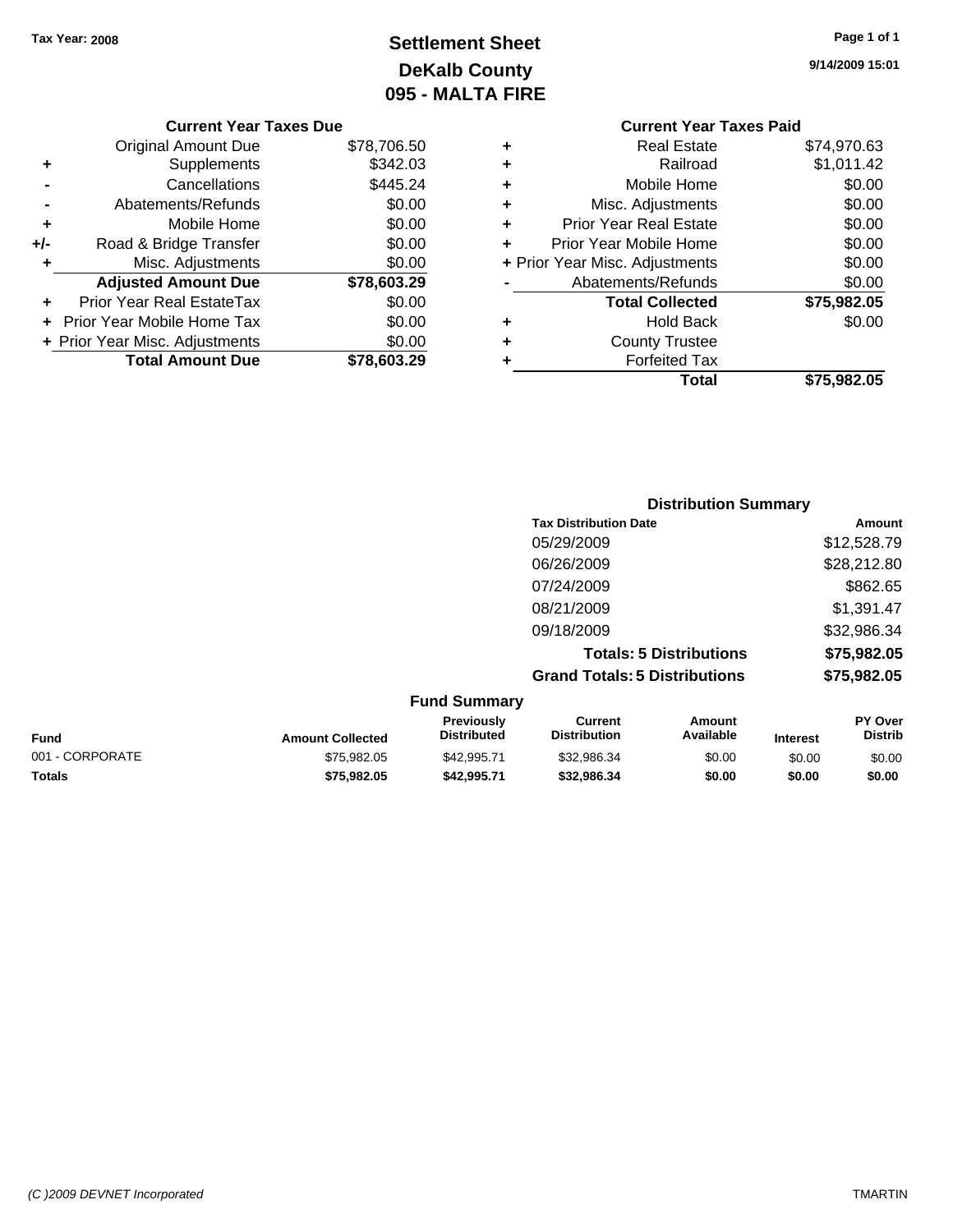**Tax Year: 2008**

# Settlement Sheet
## DeKalb County
## 095 - MALTA FIRE

9/14/2009 15:01

### Current Year Taxes Due

| | | |
|---|---|---|
| | Original Amount Due | $78,706.50 |
| + | Supplements | $342.03 |
| - | Cancellations | $445.24 |
| - | Abatements/Refunds | $0.00 |
| + | Mobile Home | $0.00 |
| +/- | Road & Bridge Transfer | $0.00 |
| + | Misc. Adjustments | $0.00 |
| | **Adjusted Amount Due** | **$78,603.29** |
| + | Prior Year Real EstateTax | $0.00 |
| + | Prior Year Mobile Home Tax | $0.00 |
| + | Prior Year Misc. Adjustments | $0.00 |
| | **Total Amount Due** | **$78,603.29** |

### Current Year Taxes Paid

| | | |
|---|---|---|
| + | Real Estate | $74,970.63 |
| + | Railroad | $1,011.42 |
| + | Mobile Home | $0.00 |
| + | Misc. Adjustments | $0.00 |
| + | Prior Year Real Estate | $0.00 |
| + | Prior Year Mobile Home | $0.00 |
| + | Prior Year Misc. Adjustments | $0.00 |
| - | Abatements/Refunds | $0.00 |
| | **Total Collected** | **$75,982.05** |
| + | Hold Back | $0.00 |
| + | County Trustee | |
| + | Forfeited Tax | |
| | **Total** | **$75,982.05** |

### Distribution Summary

| Tax Distribution Date | Amount |
|---|---|
| 05/29/2009 | $12,528.79 |
| 06/26/2009 | $28,212.80 |
| 07/24/2009 | $862.65 |
| 08/21/2009 | $1,391.47 |
| 09/18/2009 | $32,986.34 |
| **Totals: 5 Distributions** | **$75,982.05** |
| **Grand Totals: 5 Distributions** | **$75,982.05** |

### Fund Summary

| Fund | Amount Collected | Previously Distributed | Current Distribution | Amount Available | Interest | PY Over Distrib |
|---|---|---|---|---|---|---|
| 001 - CORPORATE | $75,982.05 | $42,995.71 | $32,986.34 | $0.00 | $0.00 | $0.00 |
| **Totals** | **$75,982.05** | **$42,995.71** | **$32,986.34** | **$0.00** | **$0.00** | **$0.00** |

(C )2009 DEVNET Incorporated TMARTIN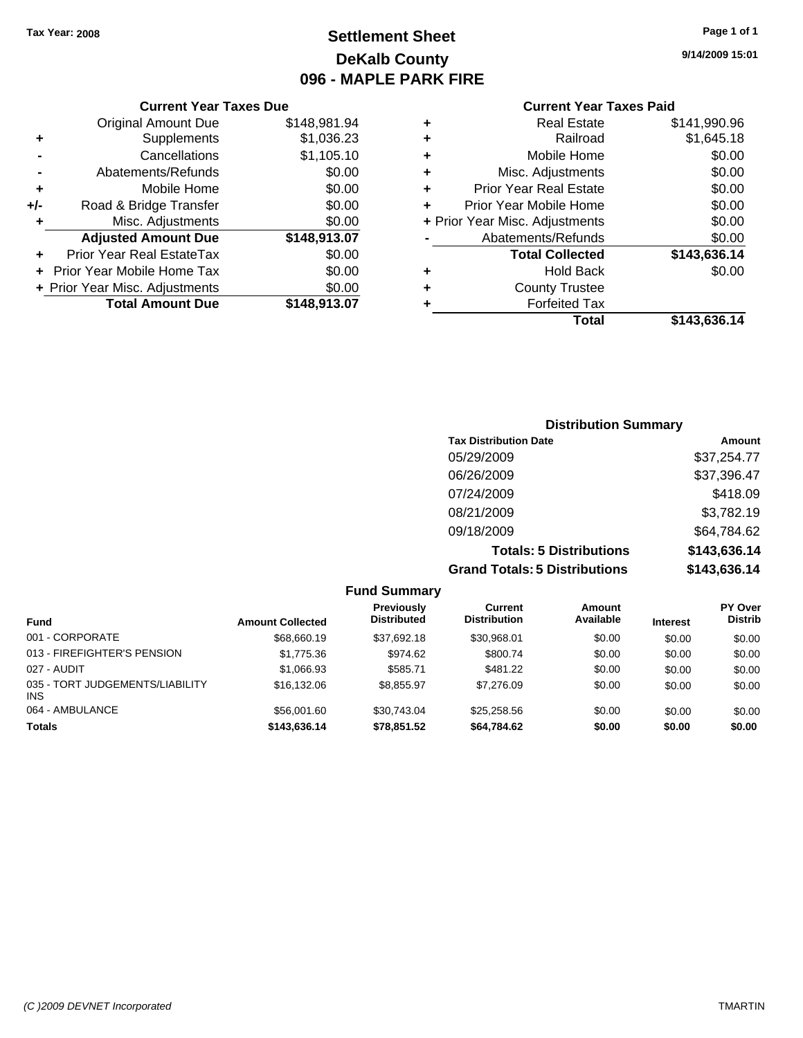**Tax Year: 2008**

# Settlement Sheet
## DeKalb County
## 096 - MAPLE PARK FIRE

9/14/2009 15:01

### Current Year Taxes Due

| | | |
|---|---|---|
| | Original Amount Due | $148,981.94 |
| + | Supplements | $1,036.23 |
| - | Cancellations | $1,105.10 |
| - | Abatements/Refunds | $0.00 |
| + | Mobile Home | $0.00 |
| +/- | Road & Bridge Transfer | $0.00 |
| + | Misc. Adjustments | $0.00 |
| | **Adjusted Amount Due** | **$148,913.07** |
| + | Prior Year Real EstateTax | $0.00 |
| + | Prior Year Mobile Home Tax | $0.00 |
| + | Prior Year Misc. Adjustments | $0.00 |
| | **Total Amount Due** | **$148,913.07** |

### Current Year Taxes Paid

| | | |
|---|---|---|
| + | Real Estate | $141,990.96 |
| + | Railroad | $1,645.18 |
| + | Mobile Home | $0.00 |
| + | Misc. Adjustments | $0.00 |
| + | Prior Year Real Estate | $0.00 |
| + | Prior Year Mobile Home | $0.00 |
| + | Prior Year Misc. Adjustments | $0.00 |
| - | Abatements/Refunds | $0.00 |
| | **Total Collected** | **$143,636.14** |
| + | Hold Back | $0.00 |
| + | County Trustee | |
| + | Forfeited Tax | |
| | **Total** | **$143,636.14** |

### Distribution Summary

| Tax Distribution Date | Amount |
|---|---|
| 05/29/2009 | $37,254.77 |
| 06/26/2009 | $37,396.47 |
| 07/24/2009 | $418.09 |
| 08/21/2009 | $3,782.19 |
| 09/18/2009 | $64,784.62 |
| **Totals: 5 Distributions** | **$143,636.14** |
| **Grand Totals: 5 Distributions** | **$143,636.14** |

### Fund Summary

| Fund | Amount Collected | Previously Distributed | Current Distribution | Amount Available | Interest | PY Over Distrib |
|---|---|---|---|---|---|---|
| 001 - CORPORATE | $68,660.19 | $37,692.18 | $30,968.01 | $0.00 | $0.00 | $0.00 |
| 013 - FIREFIGHTER'S PENSION | $1,775.36 | $974.62 | $800.74 | $0.00 | $0.00 | $0.00 |
| 027 - AUDIT | $1,066.93 | $585.71 | $481.22 | $0.00 | $0.00 | $0.00 |
| 035 - TORT JUDGEMENTS/LIABILITY INS | $16,132.06 | $8,855.97 | $7,276.09 | $0.00 | $0.00 | $0.00 |
| 064 - AMBULANCE | $56,001.60 | $30,743.04 | $25,258.56 | $0.00 | $0.00 | $0.00 |
| **Totals** | **$143,636.14** | **$78,851.52** | **$64,784.62** | **$0.00** | **$0.00** | **$0.00** |

(C )2009 DEVNET Incorporated TMARTIN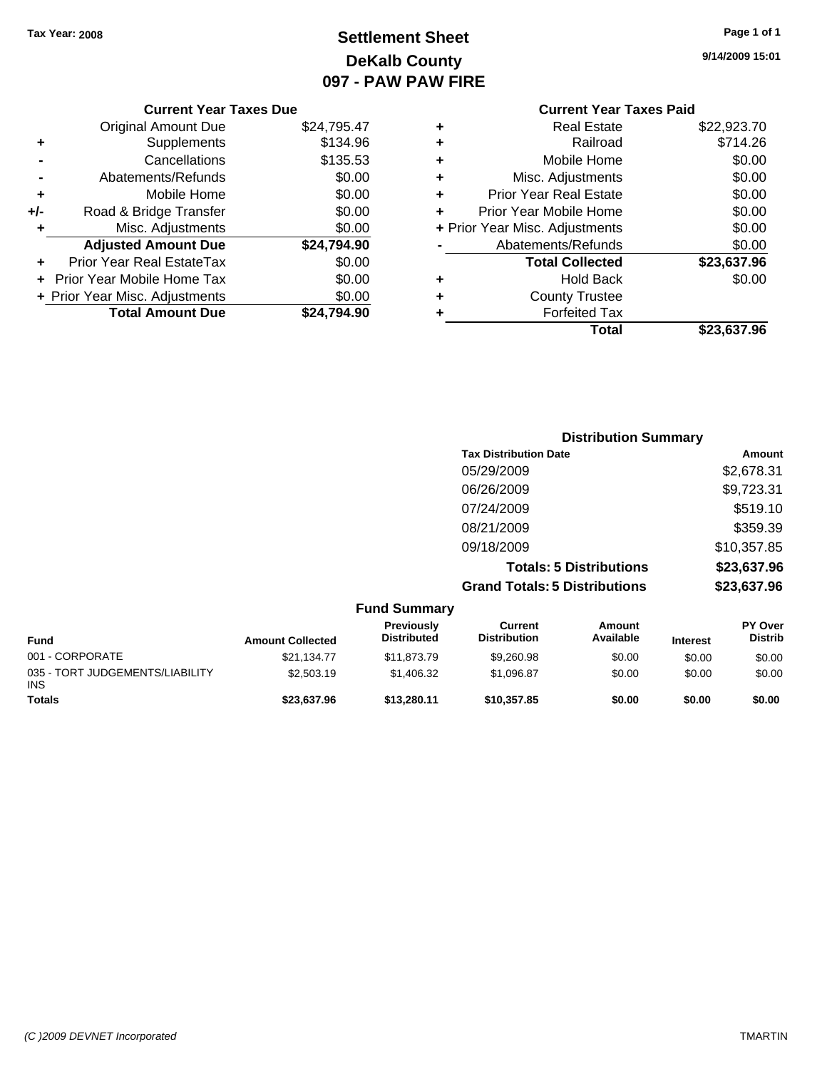Tax Year: 2008

# Settlement Sheet
## DeKalb County
## 097 - PAW PAW FIRE

9/14/2009 15:01

### Current Year Taxes Due

| | | |
|---|---|---|
| | Original Amount Due | $24,795.47 |
| + | Supplements | $134.96 |
| - | Cancellations | $135.53 |
| - | Abatements/Refunds | $0.00 |
| + | Mobile Home | $0.00 |
| +/- | Road & Bridge Transfer | $0.00 |
| + | Misc. Adjustments | $0.00 |
| | **Adjusted Amount Due** | **$24,794.90** |
| + | Prior Year Real EstateTax | $0.00 |
| + | Prior Year Mobile Home Tax | $0.00 |
| + | Prior Year Misc. Adjustments | $0.00 |
| | **Total Amount Due** | **$24,794.90** |

### Current Year Taxes Paid

| | | |
|---|---|---|
| + | Real Estate | $22,923.70 |
| + | Railroad | $714.26 |
| + | Mobile Home | $0.00 |
| + | Misc. Adjustments | $0.00 |
| + | Prior Year Real Estate | $0.00 |
| + | Prior Year Mobile Home | $0.00 |
| + | Prior Year Misc. Adjustments | $0.00 |
| - | Abatements/Refunds | $0.00 |
| | **Total Collected** | **$23,637.96** |
| + | Hold Back | $0.00 |
| + | County Trustee | |
| + | Forfeited Tax | |
| | **Total** | **$23,637.96** |

### Distribution Summary

| Tax Distribution Date | Amount |
|---|---|
| 05/29/2009 | $2,678.31 |
| 06/26/2009 | $9,723.31 |
| 07/24/2009 | $519.10 |
| 08/21/2009 | $359.39 |
| 09/18/2009 | $10,357.85 |
| **Totals: 5 Distributions** | **$23,637.96** |
| **Grand Totals: 5 Distributions** | **$23,637.96** |

### Fund Summary

| Fund | Amount Collected | Previously Distributed | Current Distribution | Amount Available | Interest | PY Over Distrib |
|---|---|---|---|---|---|---|
| 001 - CORPORATE | $21,134.77 | $11,873.79 | $9,260.98 | $0.00 | $0.00 | $0.00 |
| 035 - TORT JUDGEMENTS/LIABILITY INS | $2,503.19 | $1,406.32 | $1,096.87 | $0.00 | $0.00 | $0.00 |
| **Totals** | **$23,637.96** | **$13,280.11** | **$10,357.85** | **$0.00** | **$0.00** | **$0.00** |

(C )2009 DEVNET Incorporated — TMARTIN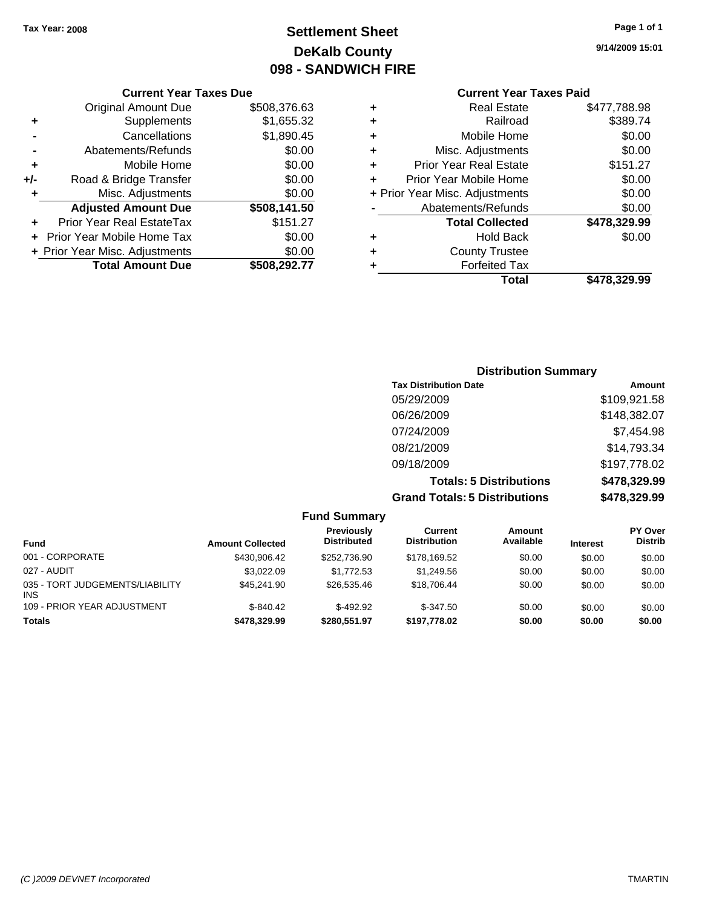Tax Year: 2008

# Settlement Sheet
## DeKalb County
## 098 - SANDWICH FIRE

9/14/2009 15:01

### Current Year Taxes Due

| | | |
|---|---|---|
| | Original Amount Due | $508,376.63 |
| + | Supplements | $1,655.32 |
| - | Cancellations | $1,890.45 |
| - | Abatements/Refunds | $0.00 |
| + | Mobile Home | $0.00 |
| +/- | Road & Bridge Transfer | $0.00 |
| + | Misc. Adjustments | $0.00 |
| | **Adjusted Amount Due** | **$508,141.50** |
| + | Prior Year Real EstateTax | $151.27 |
| + | Prior Year Mobile Home Tax | $0.00 |
| + | Prior Year Misc. Adjustments | $0.00 |
| | **Total Amount Due** | **$508,292.77** |

### Current Year Taxes Paid

| | | |
|---|---|---|
| + | Real Estate | $477,788.98 |
| + | Railroad | $389.74 |
| + | Mobile Home | $0.00 |
| + | Misc. Adjustments | $0.00 |
| + | Prior Year Real Estate | $151.27 |
| + | Prior Year Mobile Home | $0.00 |
| + | Prior Year Misc. Adjustments | $0.00 |
| - | Abatements/Refunds | $0.00 |
| | **Total Collected** | **$478,329.99** |
| + | Hold Back | $0.00 |
| + | County Trustee | |
| + | Forfeited Tax | |
| | **Total** | **$478,329.99** |

### Distribution Summary

| Tax Distribution Date | Amount |
|---|---|
| 05/29/2009 | $109,921.58 |
| 06/26/2009 | $148,382.07 |
| 07/24/2009 | $7,454.98 |
| 08/21/2009 | $14,793.34 |
| 09/18/2009 | $197,778.02 |
| **Totals: 5 Distributions** | **$478,329.99** |
| **Grand Totals: 5 Distributions** | **$478,329.99** |

### Fund Summary

| Fund | Amount Collected | Previously Distributed | Current Distribution | Amount Available | Interest | PY Over Distrib |
|---|---|---|---|---|---|---|
| 001 - CORPORATE | $430,906.42 | $252,736.90 | $178,169.52 | $0.00 | $0.00 | $0.00 |
| 027 - AUDIT | $3,022.09 | $1,772.53 | $1,249.56 | $0.00 | $0.00 | $0.00 |
| 035 - TORT JUDGEMENTS/LIABILITY INS | $45,241.90 | $26,535.46 | $18,706.44 | $0.00 | $0.00 | $0.00 |
| 109 - PRIOR YEAR ADJUSTMENT | $-840.42 | $-492.92 | $-347.50 | $0.00 | $0.00 | $0.00 |
| **Totals** | **$478,329.99** | **$280,551.97** | **$197,778.02** | **$0.00** | **$0.00** | **$0.00** |

(C )2009 DEVNET Incorporated TMARTIN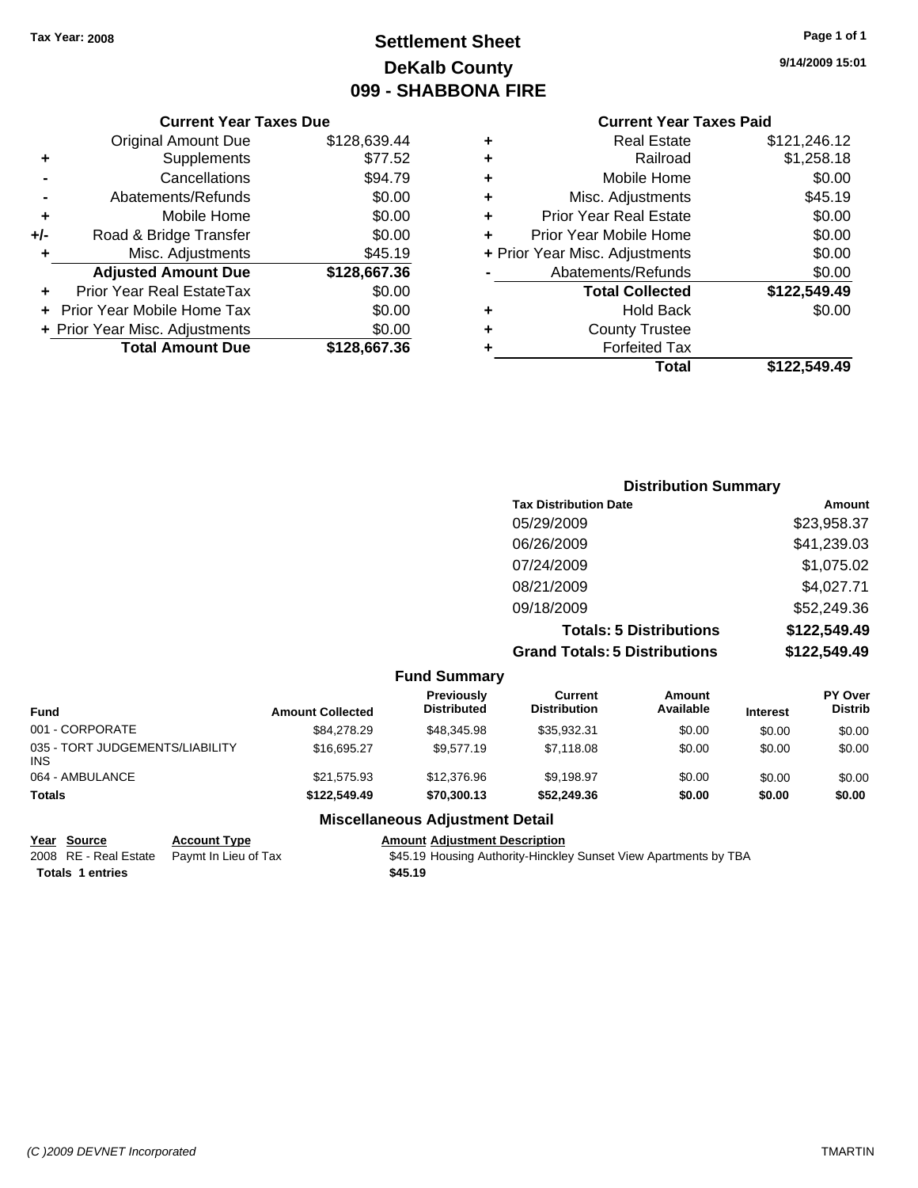Tax Year: 2008

# Settlement Sheet
## DeKalb County
## 099 - SHABBONA FIRE

9/14/2009 15:01

### Current Year Taxes Due

| | | |
|---|---|---|
| | Original Amount Due | $128,639.44 |
| + | Supplements | $77.52 |
| - | Cancellations | $94.79 |
| - | Abatements/Refunds | $0.00 |
| + | Mobile Home | $0.00 |
| +/- | Road & Bridge Transfer | $0.00 |
| + | Misc. Adjustments | $45.19 |
| | **Adjusted Amount Due** | **$128,667.36** |
| + | Prior Year Real EstateTax | $0.00 |
| + | Prior Year Mobile Home Tax | $0.00 |
| + | Prior Year Misc. Adjustments | $0.00 |
| | **Total Amount Due** | **$128,667.36** |

### Current Year Taxes Paid

| | | |
|---|---|---|
| + | Real Estate | $121,246.12 |
| + | Railroad | $1,258.18 |
| + | Mobile Home | $0.00 |
| + | Misc. Adjustments | $45.19 |
| + | Prior Year Real Estate | $0.00 |
| + | Prior Year Mobile Home | $0.00 |
| + | Prior Year Misc. Adjustments | $0.00 |
| - | Abatements/Refunds | $0.00 |
| | **Total Collected** | **$122,549.49** |
| + | Hold Back | $0.00 |
| + | County Trustee | |
| + | Forfeited Tax | |
| | **Total** | **$122,549.49** |

### Distribution Summary

| Tax Distribution Date | Amount |
|---|---|
| 05/29/2009 | $23,958.37 |
| 06/26/2009 | $41,239.03 |
| 07/24/2009 | $1,075.02 |
| 08/21/2009 | $4,027.71 |
| 09/18/2009 | $52,249.36 |
| **Totals: 5 Distributions** | **$122,549.49** |
| **Grand Totals: 5 Distributions** | **$122,549.49** |

### Fund Summary

| Fund | Amount Collected | Previously Distributed | Current Distribution | Amount Available | Interest | PY Over Distrib |
|---|---|---|---|---|---|---|
| 001 - CORPORATE | $84,278.29 | $48,345.98 | $35,932.31 | $0.00 | $0.00 | $0.00 |
| 035 - TORT JUDGEMENTS/LIABILITY INS | $16,695.27 | $9,577.19 | $7,118.08 | $0.00 | $0.00 | $0.00 |
| 064 - AMBULANCE | $21,575.93 | $12,376.96 | $9,198.97 | $0.00 | $0.00 | $0.00 |
| **Totals** | **$122,549.49** | **$70,300.13** | **$52,249.36** | **$0.00** | **$0.00** | **$0.00** |

### Miscellaneous Adjustment Detail

| Year | Source | Account Type | Amount | Adjustment Description |
|---|---|---|---|---|
| 2008 | RE - Real Estate | Paymt In Lieu of Tax | $45.19 | Housing Authority-Hinckley Sunset View Apartments by TBA |
| **Totals** | **1 entries** | | **$45.19** | |

(C )2009 DEVNET Incorporated TMARTIN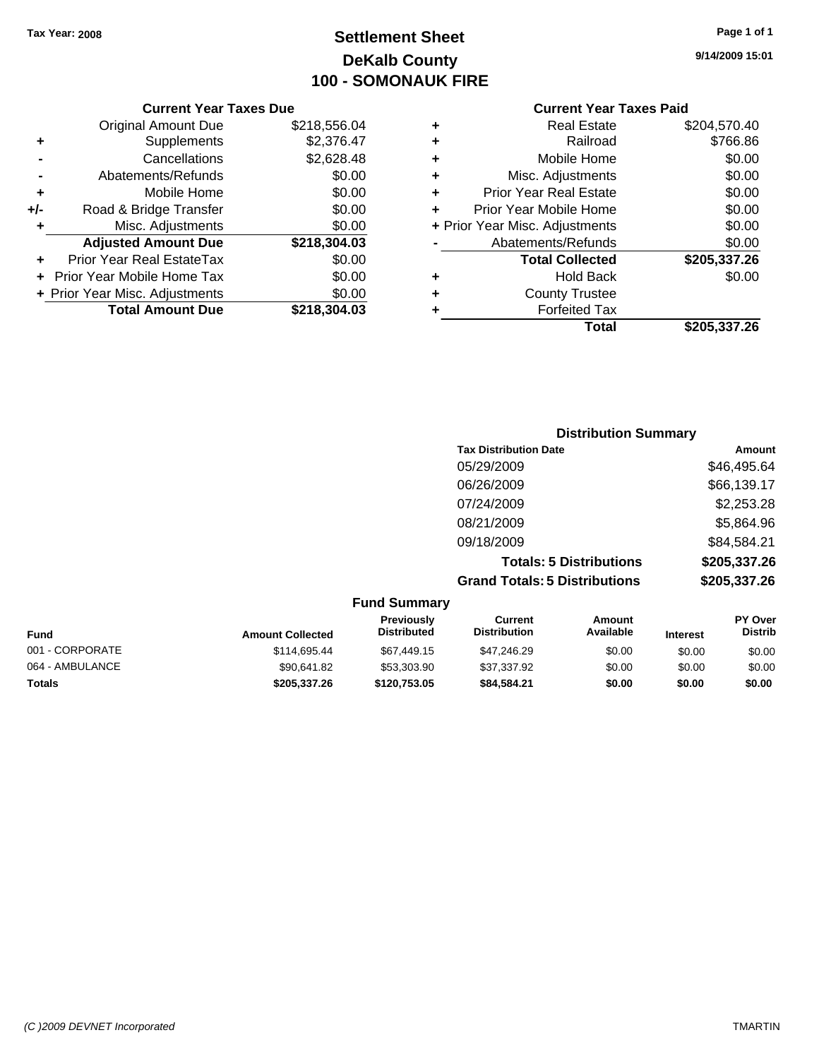**Tax Year: 2008**

# Settlement Sheet
## DeKalb County
## 100 - SOMONAUK FIRE

9/14/2009 15:01

### Current Year Taxes Due

| | | |
|---|---|---|
| | Original Amount Due | $218,556.04 |
| + | Supplements | $2,376.47 |
| - | Cancellations | $2,628.48 |
| - | Abatements/Refunds | $0.00 |
| + | Mobile Home | $0.00 |
| +/- | Road & Bridge Transfer | $0.00 |
| + | Misc. Adjustments | $0.00 |
| | **Adjusted Amount Due** | **$218,304.03** |
| + | Prior Year Real EstateTax | $0.00 |
| + | Prior Year Mobile Home Tax | $0.00 |
| + | Prior Year Misc. Adjustments | $0.00 |
| | **Total Amount Due** | **$218,304.03** |

### Current Year Taxes Paid

| | | |
|---|---|---|
| + | Real Estate | $204,570.40 |
| + | Railroad | $766.86 |
| + | Mobile Home | $0.00 |
| + | Misc. Adjustments | $0.00 |
| + | Prior Year Real Estate | $0.00 |
| + | Prior Year Mobile Home | $0.00 |
| + | Prior Year Misc. Adjustments | $0.00 |
| - | Abatements/Refunds | $0.00 |
| | **Total Collected** | **$205,337.26** |
| + | Hold Back | $0.00 |
| + | County Trustee | |
| + | Forfeited Tax | |
| | **Total** | **$205,337.26** |

### Distribution Summary

| Tax Distribution Date | Amount |
|---|---|
| 05/29/2009 | $46,495.64 |
| 06/26/2009 | $66,139.17 |
| 07/24/2009 | $2,253.28 |
| 08/21/2009 | $5,864.96 |
| 09/18/2009 | $84,584.21 |
| **Totals: 5 Distributions** | **$205,337.26** |
| **Grand Totals: 5 Distributions** | **$205,337.26** |

### Fund Summary

| Fund | Amount Collected | Previously Distributed | Current Distribution | Amount Available | Interest | PY Over Distrib |
|---|---|---|---|---|---|---|
| 001 - CORPORATE | $114,695.44 | $67,449.15 | $47,246.29 | $0.00 | $0.00 | $0.00 |
| 064 - AMBULANCE | $90,641.82 | $53,303.90 | $37,337.92 | $0.00 | $0.00 | $0.00 |
| **Totals** | **$205,337.26** | **$120,753.05** | **$84,584.21** | **$0.00** | **$0.00** | **$0.00** |

*(C )2009 DEVNET Incorporated* TMARTIN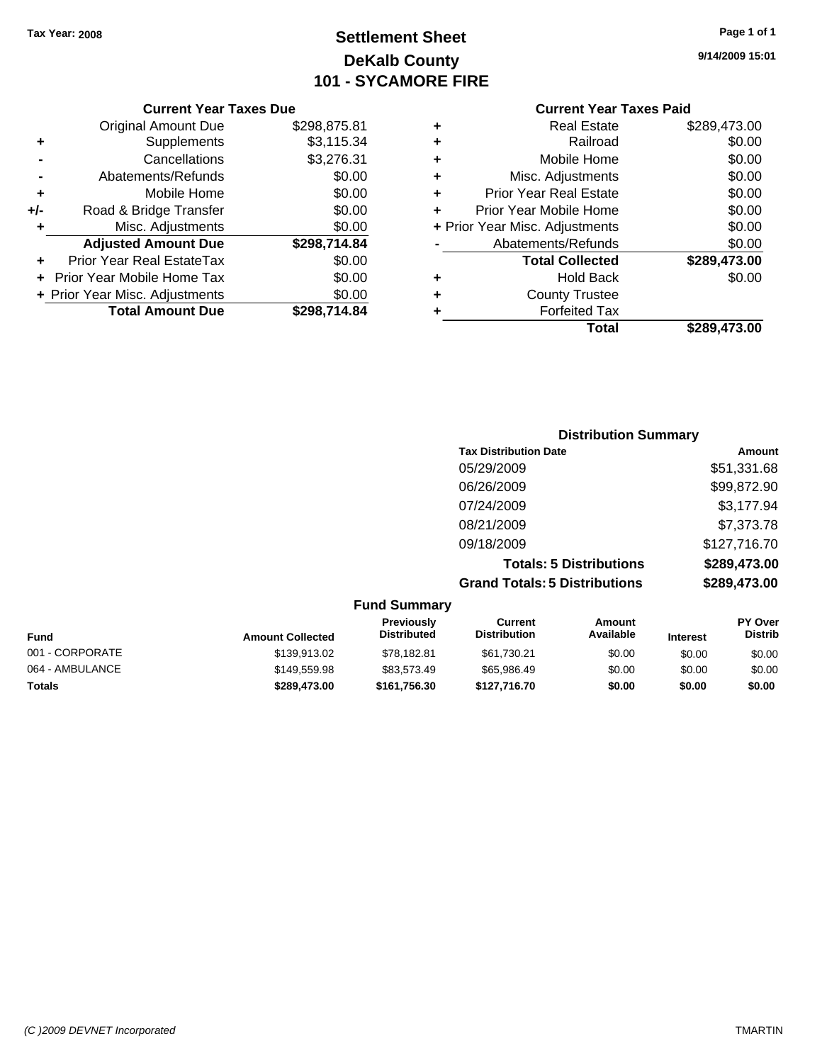Tax Year: 2008

# Settlement Sheet
## DeKalb County
## 101 - SYCAMORE FIRE

9/14/2009 15:01

### Current Year Taxes Due

| | | |
|---|---|---|
| | Original Amount Due | $298,875.81 |
| + | Supplements | $3,115.34 |
| - | Cancellations | $3,276.31 |
| - | Abatements/Refunds | $0.00 |
| + | Mobile Home | $0.00 |
| +/- | Road & Bridge Transfer | $0.00 |
| + | Misc. Adjustments | $0.00 |
| | **Adjusted Amount Due** | **$298,714.84** |
| + | Prior Year Real EstateTax | $0.00 |
| + | Prior Year Mobile Home Tax | $0.00 |
| + | Prior Year Misc. Adjustments | $0.00 |
| | **Total Amount Due** | **$298,714.84** |

### Current Year Taxes Paid

| | | |
|---|---|---|
| + | Real Estate | $289,473.00 |
| + | Railroad | $0.00 |
| + | Mobile Home | $0.00 |
| + | Misc. Adjustments | $0.00 |
| + | Prior Year Real Estate | $0.00 |
| + | Prior Year Mobile Home | $0.00 |
| + | Prior Year Misc. Adjustments | $0.00 |
| - | Abatements/Refunds | $0.00 |
| | **Total Collected** | **$289,473.00** |
| + | Hold Back | $0.00 |
| + | County Trustee | |
| + | Forfeited Tax | |
| | **Total** | **$289,473.00** |

### Distribution Summary

| Tax Distribution Date | Amount |
|---|---|
| 05/29/2009 | $51,331.68 |
| 06/26/2009 | $99,872.90 |
| 07/24/2009 | $3,177.94 |
| 08/21/2009 | $7,373.78 |
| 09/18/2009 | $127,716.70 |
| **Totals: 5 Distributions** | **$289,473.00** |
| **Grand Totals: 5 Distributions** | **$289,473.00** |

### Fund Summary

| Fund | Amount Collected | Previously Distributed | Current Distribution | Amount Available | Interest | PY Over Distrib |
|---|---|---|---|---|---|---|
| 001 - CORPORATE | $139,913.02 | $78,182.81 | $61,730.21 | $0.00 | $0.00 | $0.00 |
| 064 - AMBULANCE | $149,559.98 | $83,573.49 | $65,986.49 | $0.00 | $0.00 | $0.00 |
| **Totals** | **$289,473.00** | **$161,756.30** | **$127,716.70** | **$0.00** | **$0.00** | **$0.00** |

(C )2009 DEVNET Incorporated TMARTIN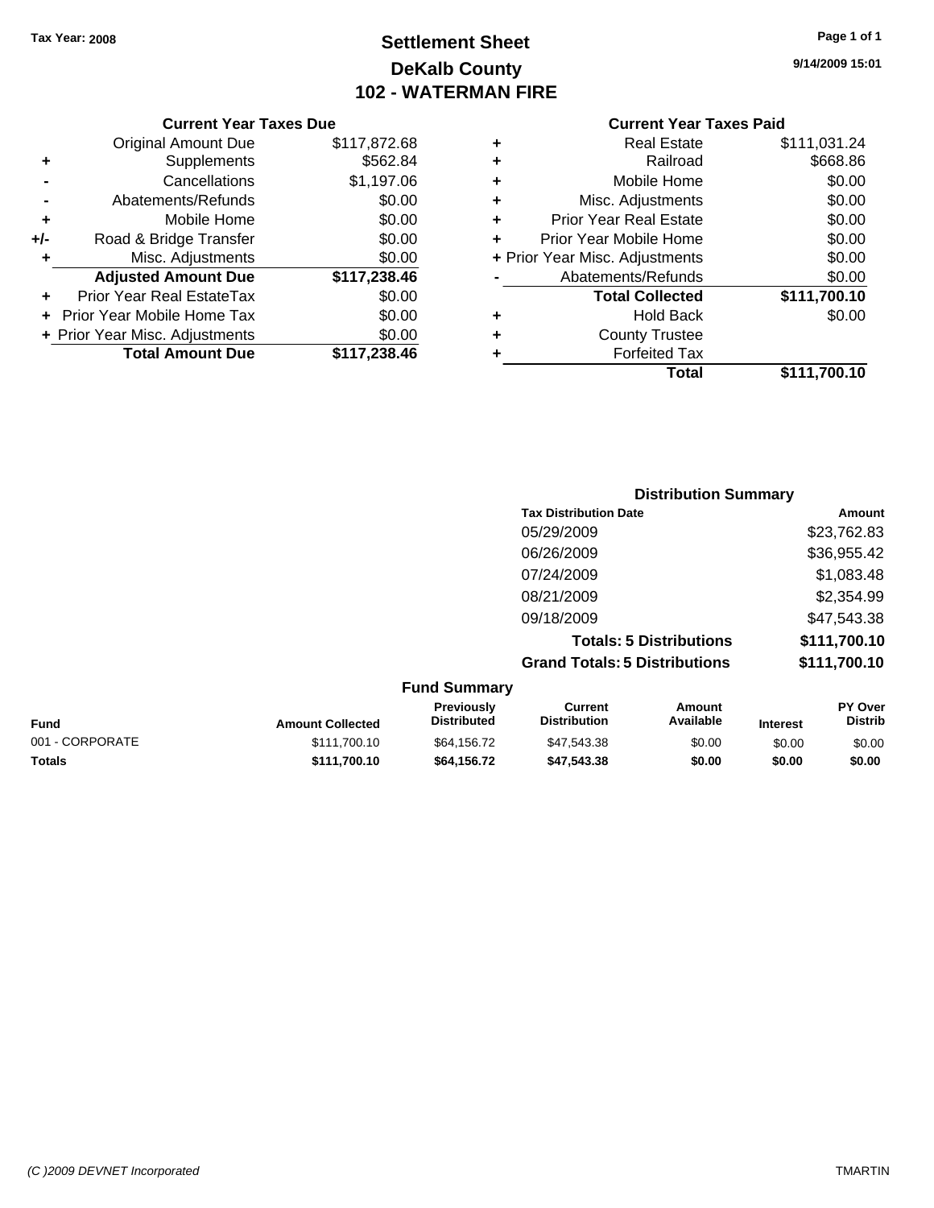**Tax Year: 2008**

# Settlement Sheet
## DeKalb County
## 102 - WATERMAN FIRE

9/14/2009 15:01

### Current Year Taxes Due

| | | |
|---|---|---|
| | Original Amount Due | $117,872.68 |
| + | Supplements | $562.84 |
| - | Cancellations | $1,197.06 |
| - | Abatements/Refunds | $0.00 |
| + | Mobile Home | $0.00 |
| +/- | Road & Bridge Transfer | $0.00 |
| + | Misc. Adjustments | $0.00 |
| | **Adjusted Amount Due** | **$117,238.46** |
| + | Prior Year Real EstateTax | $0.00 |
| + | Prior Year Mobile Home Tax | $0.00 |
| + | Prior Year Misc. Adjustments | $0.00 |
| | **Total Amount Due** | **$117,238.46** |

### Current Year Taxes Paid

| | | |
|---|---|---|
| + | Real Estate | $111,031.24 |
| + | Railroad | $668.86 |
| + | Mobile Home | $0.00 |
| + | Misc. Adjustments | $0.00 |
| + | Prior Year Real Estate | $0.00 |
| + | Prior Year Mobile Home | $0.00 |
| + | Prior Year Misc. Adjustments | $0.00 |
| - | Abatements/Refunds | $0.00 |
| | **Total Collected** | **$111,700.10** |
| + | Hold Back | $0.00 |
| + | County Trustee | |
| + | Forfeited Tax | |
| | **Total** | **$111,700.10** |

### Distribution Summary

| Tax Distribution Date | Amount |
|---|---|
| 05/29/2009 | $23,762.83 |
| 06/26/2009 | $36,955.42 |
| 07/24/2009 | $1,083.48 |
| 08/21/2009 | $2,354.99 |
| 09/18/2009 | $47,543.38 |
| **Totals: 5 Distributions** | **$111,700.10** |
| **Grand Totals: 5 Distributions** | **$111,700.10** |

### Fund Summary

| Fund | Amount Collected | Previously Distributed | Current Distribution | Amount Available | Interest | PY Over Distrib |
|---|---|---|---|---|---|---|
| 001 - CORPORATE | $111,700.10 | $64,156.72 | $47,543.38 | $0.00 | $0.00 | $0.00 |
| **Totals** | **$111,700.10** | **$64,156.72** | **$47,543.38** | **$0.00** | **$0.00** | **$0.00** |

*(C )2009 DEVNET Incorporated* TMARTIN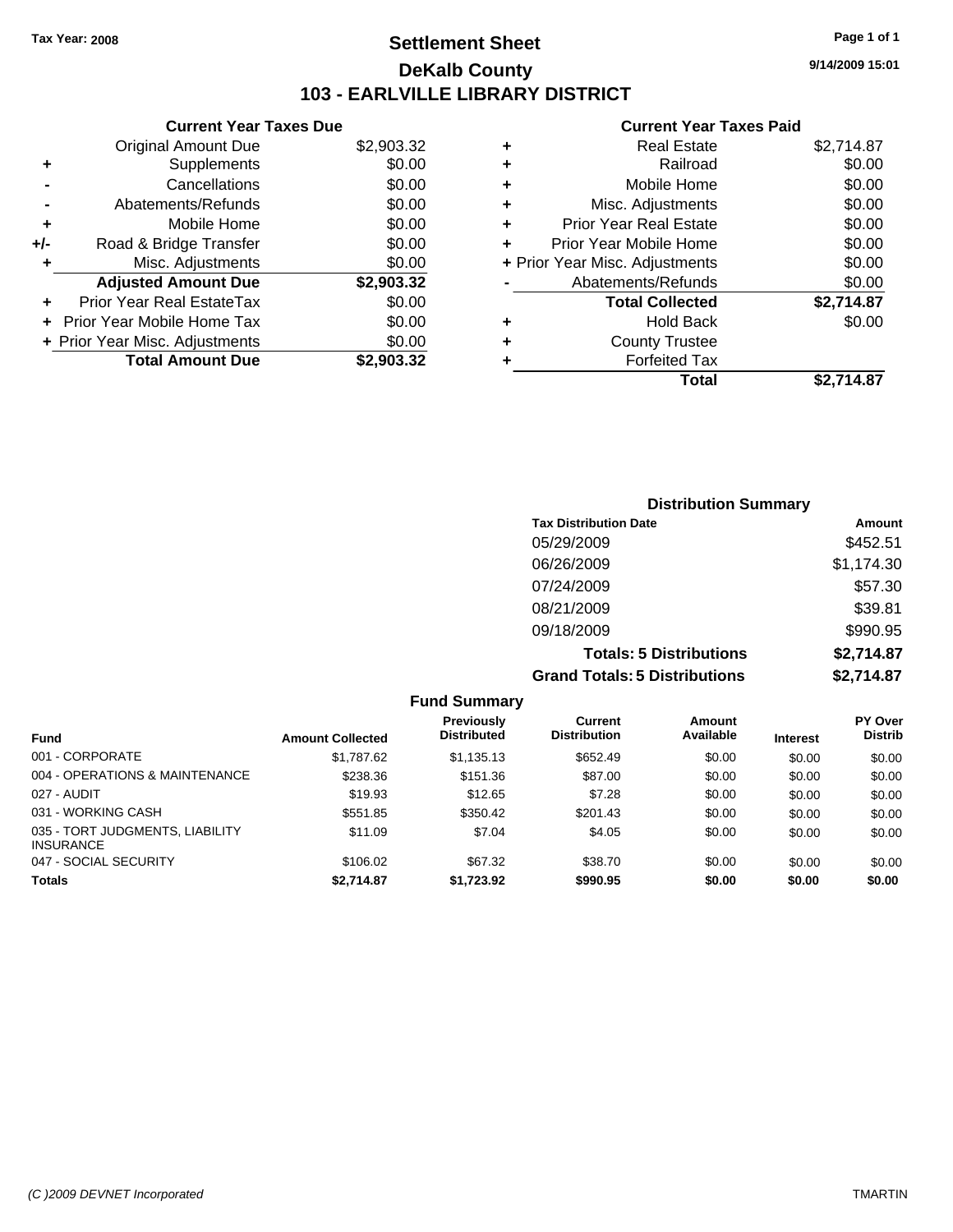**Tax Year: 2008**

# Settlement Sheet
## DeKalb County
## 103 - EARLVILLE LIBRARY DISTRICT

9/14/2009 15:01

### Current Year Taxes Due

| | | |
|---|---|---|
| | Original Amount Due | $2,903.32 |
| + | Supplements | $0.00 |
| - | Cancellations | $0.00 |
| - | Abatements/Refunds | $0.00 |
| + | Mobile Home | $0.00 |
| +/- | Road & Bridge Transfer | $0.00 |
| + | Misc. Adjustments | $0.00 |
| | **Adjusted Amount Due** | **$2,903.32** |
| + | Prior Year Real EstateTax | $0.00 |
| + | Prior Year Mobile Home Tax | $0.00 |
| + | Prior Year Misc. Adjustments | $0.00 |
| | **Total Amount Due** | **$2,903.32** |

### Current Year Taxes Paid

| | | |
|---|---|---|
| + | Real Estate | $2,714.87 |
| + | Railroad | $0.00 |
| + | Mobile Home | $0.00 |
| + | Misc. Adjustments | $0.00 |
| + | Prior Year Real Estate | $0.00 |
| + | Prior Year Mobile Home | $0.00 |
| + | Prior Year Misc. Adjustments | $0.00 |
| - | Abatements/Refunds | $0.00 |
| | **Total Collected** | **$2,714.87** |
| + | Hold Back | $0.00 |
| + | County Trustee | |
| + | Forfeited Tax | |
| | **Total** | **$2,714.87** |

### Distribution Summary

| Tax Distribution Date | Amount |
|---|---|
| 05/29/2009 | $452.51 |
| 06/26/2009 | $1,174.30 |
| 07/24/2009 | $57.30 |
| 08/21/2009 | $39.81 |
| 09/18/2009 | $990.95 |
| **Totals: 5 Distributions** | **$2,714.87** |
| **Grand Totals: 5 Distributions** | **$2,714.87** |

### Fund Summary

| Fund | Amount Collected | Previously Distributed | Current Distribution | Amount Available | Interest | PY Over Distrib |
|---|---|---|---|---|---|---|
| 001 - CORPORATE | $1,787.62 | $1,135.13 | $652.49 | $0.00 | $0.00 | $0.00 |
| 004 - OPERATIONS & MAINTENANCE | $238.36 | $151.36 | $87.00 | $0.00 | $0.00 | $0.00 |
| 027 - AUDIT | $19.93 | $12.65 | $7.28 | $0.00 | $0.00 | $0.00 |
| 031 - WORKING CASH | $551.85 | $350.42 | $201.43 | $0.00 | $0.00 | $0.00 |
| 035 - TORT JUDGMENTS, LIABILITY INSURANCE | $11.09 | $7.04 | $4.05 | $0.00 | $0.00 | $0.00 |
| 047 - SOCIAL SECURITY | $106.02 | $67.32 | $38.70 | $0.00 | $0.00 | $0.00 |
| **Totals** | **$2,714.87** | **$1,723.92** | **$990.95** | **$0.00** | **$0.00** | **$0.00** |

(C )2009 DEVNET Incorporated — TMARTIN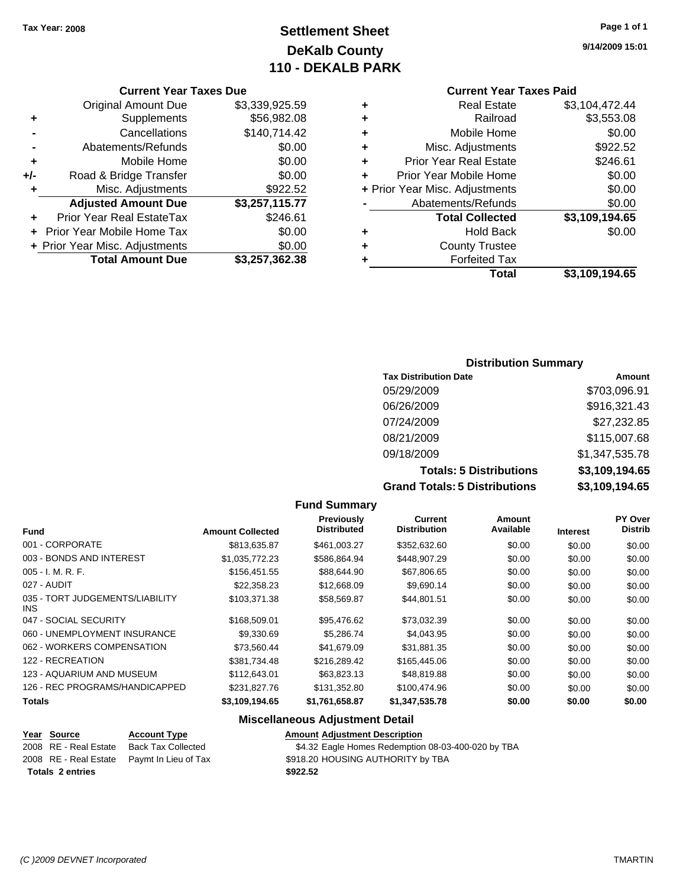Tax Year: 2008

# Settlement Sheet
## DeKalb County
## 110 - DEKALB PARK

9/14/2009 15:01

### Current Year Taxes Due

| | | |
|---|---|---|
| | Original Amount Due | $3,339,925.59 |
| + | Supplements | $56,982.08 |
| - | Cancellations | $140,714.42 |
| - | Abatements/Refunds | $0.00 |
| + | Mobile Home | $0.00 |
| +/- | Road & Bridge Transfer | $0.00 |
| + | Misc. Adjustments | $922.52 |
| | **Adjusted Amount Due** | **$3,257,115.77** |
| + | Prior Year Real EstateTax | $246.61 |
| + | Prior Year Mobile Home Tax | $0.00 |
| + | Prior Year Misc. Adjustments | $0.00 |
| | **Total Amount Due** | **$3,257,362.38** |

### Current Year Taxes Paid

| | | |
|---|---|---|
| + | Real Estate | $3,104,472.44 |
| + | Railroad | $3,553.08 |
| + | Mobile Home | $0.00 |
| + | Misc. Adjustments | $922.52 |
| + | Prior Year Real Estate | $246.61 |
| + | Prior Year Mobile Home | $0.00 |
| + | Prior Year Misc. Adjustments | $0.00 |
| - | Abatements/Refunds | $0.00 |
| | **Total Collected** | **$3,109,194.65** |
| + | Hold Back | $0.00 |
| + | County Trustee | |
| + | Forfeited Tax | |
| | **Total** | **$3,109,194.65** |

### Distribution Summary

| Tax Distribution Date | Amount |
|---|---|
| 05/29/2009 | $703,096.91 |
| 06/26/2009 | $916,321.43 |
| 07/24/2009 | $27,232.85 |
| 08/21/2009 | $115,007.68 |
| 09/18/2009 | $1,347,535.78 |
| **Totals: 5 Distributions** | **$3,109,194.65** |
| **Grand Totals: 5 Distributions** | **$3,109,194.65** |

### Fund Summary

| Fund | Amount Collected | Previously Distributed | Current Distribution | Amount Available | Interest | PY Over Distrib |
|---|---|---|---|---|---|---|
| 001 - CORPORATE | $813,635.87 | $461,003.27 | $352,632.60 | $0.00 | $0.00 | $0.00 |
| 003 - BONDS AND INTEREST | $1,035,772.23 | $586,864.94 | $448,907.29 | $0.00 | $0.00 | $0.00 |
| 005 - I. M. R. F. | $156,451.55 | $88,644.90 | $67,806.65 | $0.00 | $0.00 | $0.00 |
| 027 - AUDIT | $22,358.23 | $12,668.09 | $9,690.14 | $0.00 | $0.00 | $0.00 |
| 035 - TORT JUDGEMENTS/LIABILITY INS | $103,371.38 | $58,569.87 | $44,801.51 | $0.00 | $0.00 | $0.00 |
| 047 - SOCIAL SECURITY | $168,509.01 | $95,476.62 | $73,032.39 | $0.00 | $0.00 | $0.00 |
| 060 - UNEMPLOYMENT INSURANCE | $9,330.69 | $5,286.74 | $4,043.95 | $0.00 | $0.00 | $0.00 |
| 062 - WORKERS COMPENSATION | $73,560.44 | $41,679.09 | $31,881.35 | $0.00 | $0.00 | $0.00 |
| 122 - RECREATION | $381,734.48 | $216,289.42 | $165,445.06 | $0.00 | $0.00 | $0.00 |
| 123 - AQUARIUM AND MUSEUM | $112,643.01 | $63,823.13 | $48,819.88 | $0.00 | $0.00 | $0.00 |
| 126 - REC PROGRAMS/HANDICAPPED | $231,827.76 | $131,352.80 | $100,474.96 | $0.00 | $0.00 | $0.00 |
| **Totals** | **$3,109,194.65** | **$1,761,658.87** | **$1,347,535.78** | **$0.00** | **$0.00** | **$0.00** |

### Miscellaneous Adjustment Detail

| Year | Source | Account Type | Amount | Adjustment Description |
|---|---|---|---|---|
| 2008 | RE - Real Estate | Back Tax Collected | $4.32 | Eagle Homes Redemption 08-03-400-020 by TBA |
| 2008 | RE - Real Estate | Paymt In Lieu of Tax | $918.20 | HOUSING AUTHORITY by TBA |
| **Totals 2 entries** | | | **$922.52** | |

(C )2009 DEVNET Incorporated TMARTIN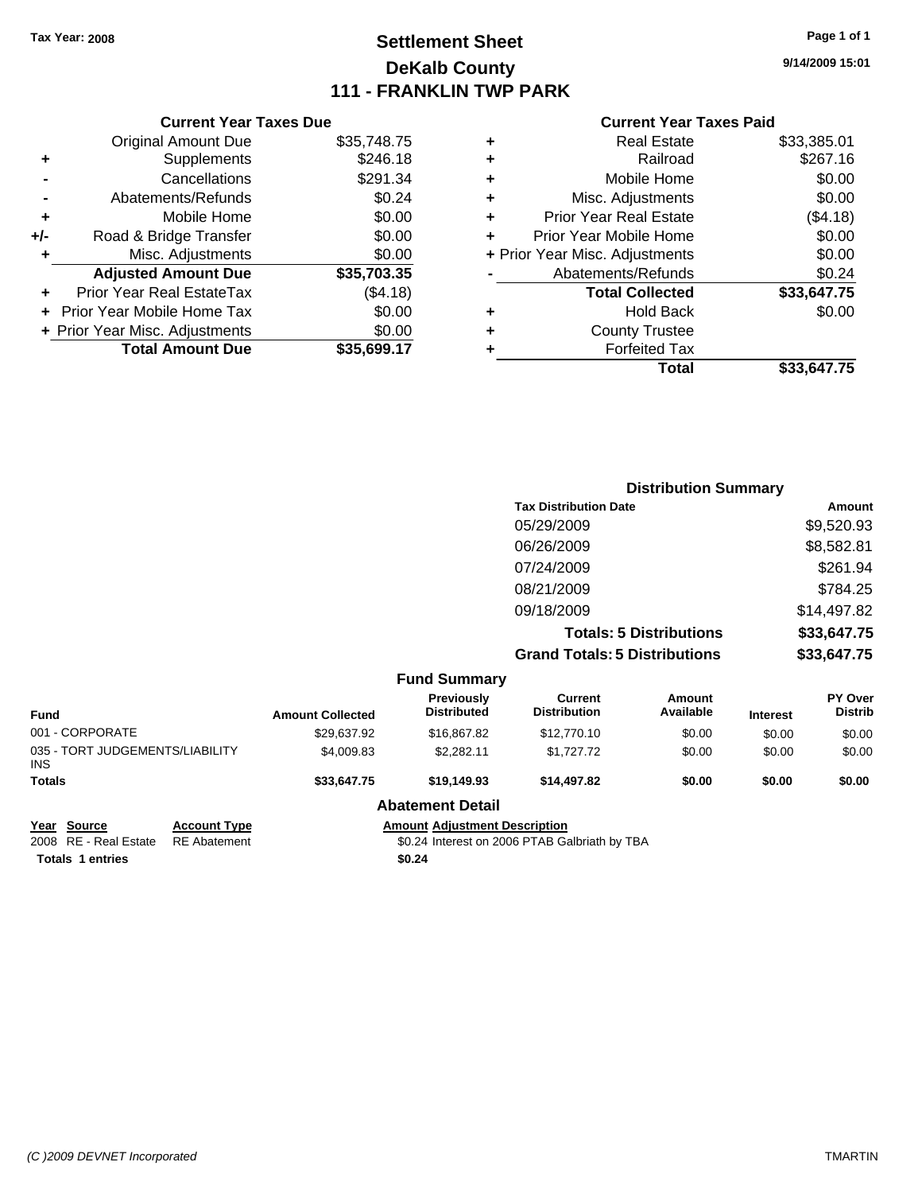**Tax Year: 2008**

# Settlement Sheet
## DeKalb County
## 111 - FRANKLIN TWP PARK

9/14/2009 15:01

### Current Year Taxes Due

| | | |
|---|---|---|
| | Original Amount Due | $35,748.75 |
| + | Supplements | $246.18 |
| - | Cancellations | $291.34 |
| - | Abatements/Refunds | $0.24 |
| + | Mobile Home | $0.00 |
| +/- | Road & Bridge Transfer | $0.00 |
| + | Misc. Adjustments | $0.00 |
| | **Adjusted Amount Due** | **$35,703.35** |
| + | Prior Year Real EstateTax | ($4.18) |
| + | Prior Year Mobile Home Tax | $0.00 |
| + | Prior Year Misc. Adjustments | $0.00 |
| | **Total Amount Due** | **$35,699.17** |

### Current Year Taxes Paid

| | | |
|---|---|---|
| + | Real Estate | $33,385.01 |
| + | Railroad | $267.16 |
| + | Mobile Home | $0.00 |
| + | Misc. Adjustments | $0.00 |
| + | Prior Year Real Estate | ($4.18) |
| + | Prior Year Mobile Home | $0.00 |
| + | Prior Year Misc. Adjustments | $0.00 |
| - | Abatements/Refunds | $0.24 |
| | **Total Collected** | **$33,647.75** |
| + | Hold Back | $0.00 |
| + | County Trustee | |
| + | Forfeited Tax | |
| | **Total** | **$33,647.75** |

### Distribution Summary

| Tax Distribution Date | Amount |
|---|---|
| 05/29/2009 | $9,520.93 |
| 06/26/2009 | $8,582.81 |
| 07/24/2009 | $261.94 |
| 08/21/2009 | $784.25 |
| 09/18/2009 | $14,497.82 |
| **Totals: 5 Distributions** | **$33,647.75** |
| **Grand Totals: 5 Distributions** | **$33,647.75** |

### Fund Summary

| Fund | Amount Collected | Previously Distributed | Current Distribution | Amount Available | Interest | PY Over Distrib |
|---|---|---|---|---|---|---|
| 001 - CORPORATE | $29,637.92 | $16,867.82 | $12,770.10 | $0.00 | $0.00 | $0.00 |
| 035 - TORT JUDGEMENTS/LIABILITY INS | $4,009.83 | $2,282.11 | $1,727.72 | $0.00 | $0.00 | $0.00 |
| **Totals** | **$33,647.75** | **$19,149.93** | **$14,497.82** | **$0.00** | **$0.00** | **$0.00** |

### Abatement Detail

| Year | Source | Account Type | Amount | Adjustment Description |
|---|---|---|---|---|
| 2008 | RE - Real Estate | RE Abatement | $0.24 | Interest on 2006 PTAB Galbriath by TBA |
| **Totals** | **1 entries** | | **$0.24** | |

*(C )2009 DEVNET Incorporated* TMARTIN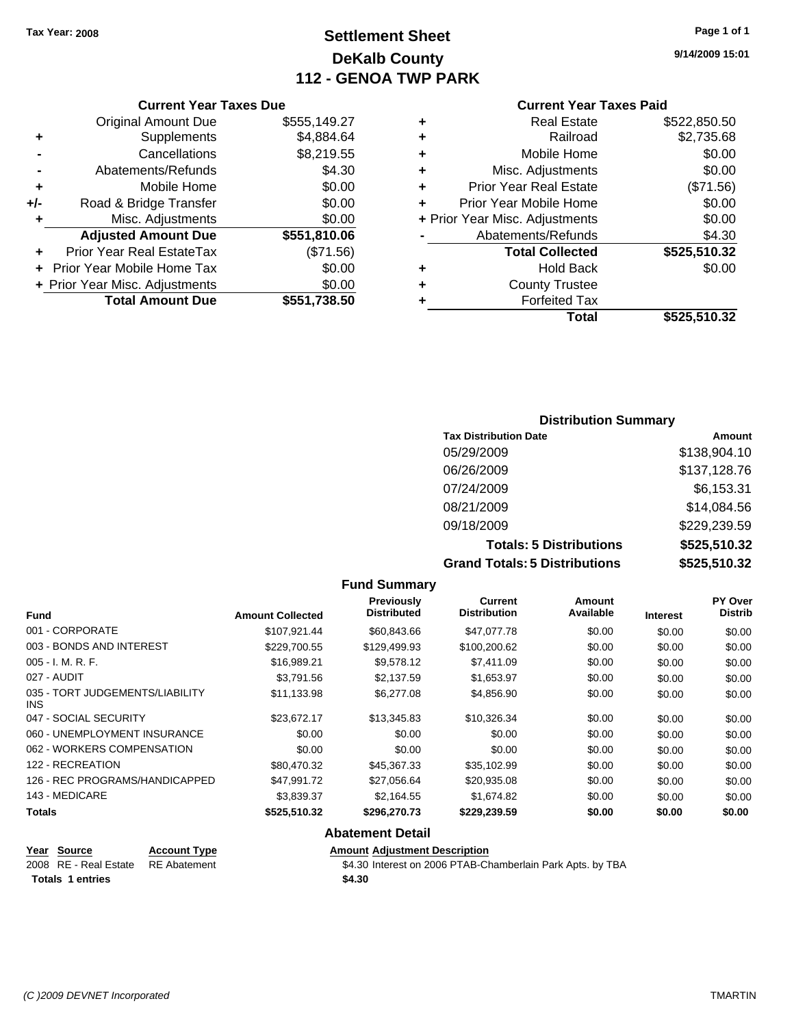Tax Year: 2008

# Settlement Sheet
## DeKalb County
## 112 - GENOA TWP PARK

9/14/2009 15:01

### Current Year Taxes Due

| | | |
|---|---|---|
| | Original Amount Due | $555,149.27 |
| + | Supplements | $4,884.64 |
| - | Cancellations | $8,219.55 |
| - | Abatements/Refunds | $4.30 |
| + | Mobile Home | $0.00 |
| +/- | Road & Bridge Transfer | $0.00 |
| + | Misc. Adjustments | $0.00 |
| | **Adjusted Amount Due** | **$551,810.06** |
| + | Prior Year Real EstateTax | ($71.56) |
| + | Prior Year Mobile Home Tax | $0.00 |
| + | Prior Year Misc. Adjustments | $0.00 |
| | **Total Amount Due** | **$551,738.50** |

### Current Year Taxes Paid

| | | |
|---|---|---|
| + | Real Estate | $522,850.50 |
| + | Railroad | $2,735.68 |
| + | Mobile Home | $0.00 |
| + | Misc. Adjustments | $0.00 |
| + | Prior Year Real Estate | ($71.56) |
| + | Prior Year Mobile Home | $0.00 |
| + | Prior Year Misc. Adjustments | $0.00 |
| - | Abatements/Refunds | $4.30 |
| | **Total Collected** | **$525,510.32** |
| + | Hold Back | $0.00 |
| + | County Trustee | |
| + | Forfeited Tax | |
| | **Total** | **$525,510.32** |

### Distribution Summary

| Tax Distribution Date | Amount |
|---|---|
| 05/29/2009 | $138,904.10 |
| 06/26/2009 | $137,128.76 |
| 07/24/2009 | $6,153.31 |
| 08/21/2009 | $14,084.56 |
| 09/18/2009 | $229,239.59 |
| **Totals: 5 Distributions** | **$525,510.32** |
| **Grand Totals: 5 Distributions** | **$525,510.32** |

### Fund Summary

| Fund | Amount Collected | Previously Distributed | Current Distribution | Amount Available | Interest | PY Over Distrib |
|---|---|---|---|---|---|---|
| 001 - CORPORATE | $107,921.44 | $60,843.66 | $47,077.78 | $0.00 | $0.00 | $0.00 |
| 003 - BONDS AND INTEREST | $229,700.55 | $129,499.93 | $100,200.62 | $0.00 | $0.00 | $0.00 |
| 005 - I. M. R. F. | $16,989.21 | $9,578.12 | $7,411.09 | $0.00 | $0.00 | $0.00 |
| 027 - AUDIT | $3,791.56 | $2,137.59 | $1,653.97 | $0.00 | $0.00 | $0.00 |
| 035 - TORT JUDGEMENTS/LIABILITY INS | $11,133.98 | $6,277.08 | $4,856.90 | $0.00 | $0.00 | $0.00 |
| 047 - SOCIAL SECURITY | $23,672.17 | $13,345.83 | $10,326.34 | $0.00 | $0.00 | $0.00 |
| 060 - UNEMPLOYMENT INSURANCE | $0.00 | $0.00 | $0.00 | $0.00 | $0.00 | $0.00 |
| 062 - WORKERS COMPENSATION | $0.00 | $0.00 | $0.00 | $0.00 | $0.00 | $0.00 |
| 122 - RECREATION | $80,470.32 | $45,367.33 | $35,102.99 | $0.00 | $0.00 | $0.00 |
| 126 - REC PROGRAMS/HANDICAPPED | $47,991.72 | $27,056.64 | $20,935.08 | $0.00 | $0.00 | $0.00 |
| 143 - MEDICARE | $3,839.37 | $2,164.55 | $1,674.82 | $0.00 | $0.00 | $0.00 |
| **Totals** | **$525,510.32** | **$296,270.73** | **$229,239.59** | **$0.00** | **$0.00** | **$0.00** |

### Abatement Detail

| Year | Source | Account Type | Amount | Adjustment Description |
|---|---|---|---|---|
| 2008 | RE - Real Estate | RE Abatement | $4.30 | Interest on 2006 PTAB-Chamberlain Park Apts. by TBA |
| **Totals 1 entries** | | | **$4.30** | |

(C )2009 DEVNET Incorporated TMARTIN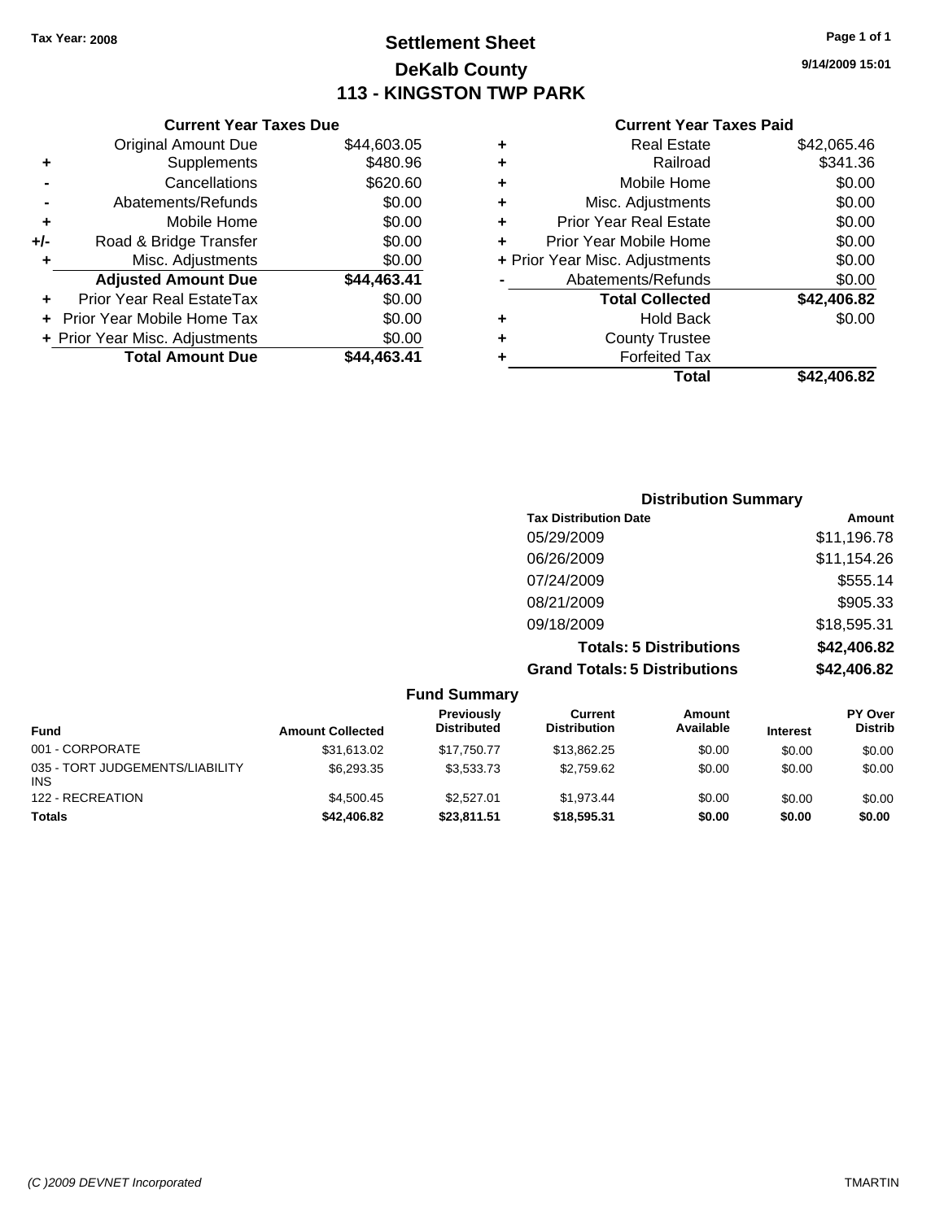**Tax Year: 2008**

# Settlement Sheet
## DeKalb County
## 113 - KINGSTON TWP PARK

9/14/2009 15:01

### Current Year Taxes Due

| | | |
|---|---|---|
| | Original Amount Due | $44,603.05 |
| + | Supplements | $480.96 |
| - | Cancellations | $620.60 |
| - | Abatements/Refunds | $0.00 |
| + | Mobile Home | $0.00 |
| +/- | Road & Bridge Transfer | $0.00 |
| + | Misc. Adjustments | $0.00 |
| | **Adjusted Amount Due** | **$44,463.41** |
| + | Prior Year Real EstateTax | $0.00 |
| + | Prior Year Mobile Home Tax | $0.00 |
| + | Prior Year Misc. Adjustments | $0.00 |
| | **Total Amount Due** | **$44,463.41** |

### Current Year Taxes Paid

| | | |
|---|---|---|
| + | Real Estate | $42,065.46 |
| + | Railroad | $341.36 |
| + | Mobile Home | $0.00 |
| + | Misc. Adjustments | $0.00 |
| + | Prior Year Real Estate | $0.00 |
| + | Prior Year Mobile Home | $0.00 |
| + | Prior Year Misc. Adjustments | $0.00 |
| - | Abatements/Refunds | $0.00 |
| | **Total Collected** | **$42,406.82** |
| + | Hold Back | $0.00 |
| + | County Trustee | |
| + | Forfeited Tax | |
| | **Total** | **$42,406.82** |

### Distribution Summary

| Tax Distribution Date | Amount |
|---|---|
| 05/29/2009 | $11,196.78 |
| 06/26/2009 | $11,154.26 |
| 07/24/2009 | $555.14 |
| 08/21/2009 | $905.33 |
| 09/18/2009 | $18,595.31 |
| **Totals: 5 Distributions** | **$42,406.82** |
| **Grand Totals: 5 Distributions** | **$42,406.82** |

### Fund Summary

| Fund | Amount Collected | Previously Distributed | Current Distribution | Amount Available | Interest | PY Over Distrib |
|---|---|---|---|---|---|---|
| 001 - CORPORATE | $31,613.02 | $17,750.77 | $13,862.25 | $0.00 | $0.00 | $0.00 |
| 035 - TORT JUDGEMENTS/LIABILITY INS | $6,293.35 | $3,533.73 | $2,759.62 | $0.00 | $0.00 | $0.00 |
| 122 - RECREATION | $4,500.45 | $2,527.01 | $1,973.44 | $0.00 | $0.00 | $0.00 |
| **Totals** | **$42,406.82** | **$23,811.51** | **$18,595.31** | **$0.00** | **$0.00** | **$0.00** |

*(C )2009 DEVNET Incorporated* TMARTIN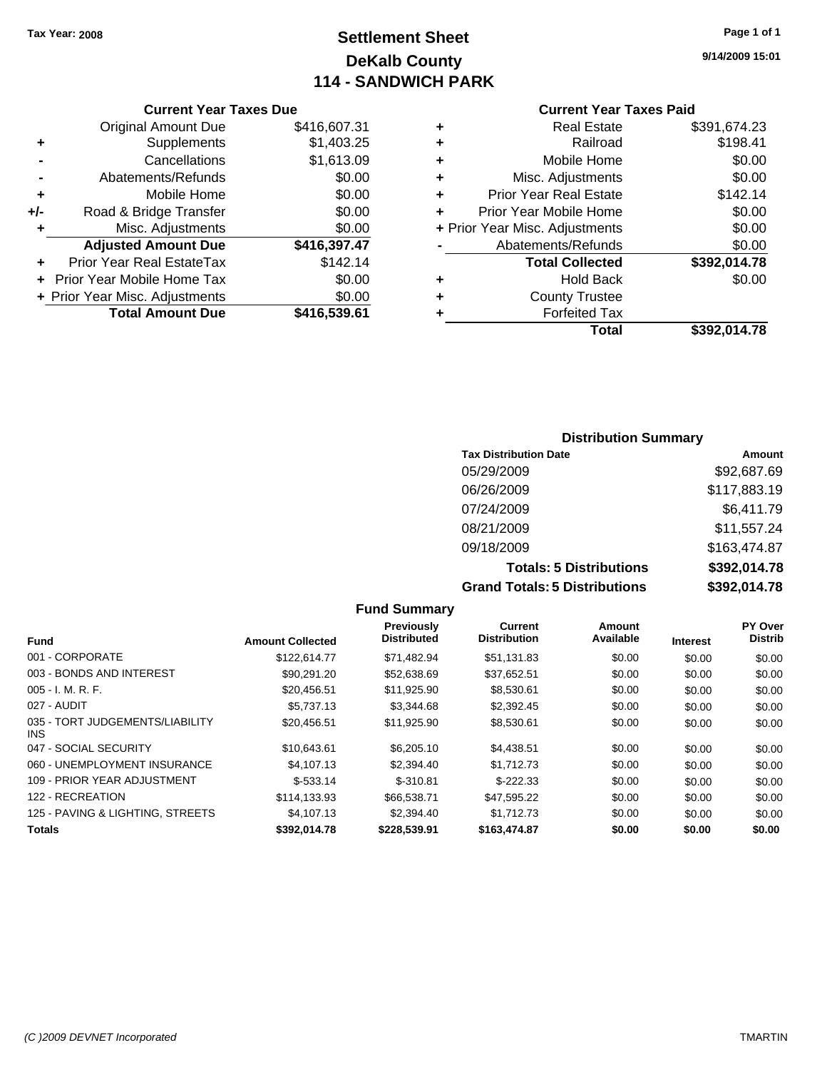**Tax Year: 2008**

# Settlement Sheet
## DeKalb County
## 114 - SANDWICH PARK

9/14/2009 15:01

### Current Year Taxes Due

| | | |
|---|---|---|
| | Original Amount Due | $416,607.31 |
| + | Supplements | $1,403.25 |
| - | Cancellations | $1,613.09 |
| - | Abatements/Refunds | $0.00 |
| + | Mobile Home | $0.00 |
| +/- | Road & Bridge Transfer | $0.00 |
| + | Misc. Adjustments | $0.00 |
| | **Adjusted Amount Due** | **$416,397.47** |
| + | Prior Year Real EstateTax | $142.14 |
| + | Prior Year Mobile Home Tax | $0.00 |
| + | Prior Year Misc. Adjustments | $0.00 |
| | **Total Amount Due** | **$416,539.61** |

### Current Year Taxes Paid

| | | |
|---|---|---|
| + | Real Estate | $391,674.23 |
| + | Railroad | $198.41 |
| + | Mobile Home | $0.00 |
| + | Misc. Adjustments | $0.00 |
| + | Prior Year Real Estate | $142.14 |
| + | Prior Year Mobile Home | $0.00 |
| + | Prior Year Misc. Adjustments | $0.00 |
| - | Abatements/Refunds | $0.00 |
| | **Total Collected** | **$392,014.78** |
| + | Hold Back | $0.00 |
| + | County Trustee | |
| + | Forfeited Tax | |
| | **Total** | **$392,014.78** |

### Distribution Summary

| Tax Distribution Date | Amount |
|---|---|
| 05/29/2009 | $92,687.69 |
| 06/26/2009 | $117,883.19 |
| 07/24/2009 | $6,411.79 |
| 08/21/2009 | $11,557.24 |
| 09/18/2009 | $163,474.87 |
| **Totals: 5 Distributions** | **$392,014.78** |
| **Grand Totals: 5 Distributions** | **$392,014.78** |

### Fund Summary

| Fund | Amount Collected | Previously Distributed | Current Distribution | Amount Available | Interest | PY Over Distrib |
|---|---|---|---|---|---|---|
| 001 - CORPORATE | $122,614.77 | $71,482.94 | $51,131.83 | $0.00 | $0.00 | $0.00 |
| 003 - BONDS AND INTEREST | $90,291.20 | $52,638.69 | $37,652.51 | $0.00 | $0.00 | $0.00 |
| 005 - I. M. R. F. | $20,456.51 | $11,925.90 | $8,530.61 | $0.00 | $0.00 | $0.00 |
| 027 - AUDIT | $5,737.13 | $3,344.68 | $2,392.45 | $0.00 | $0.00 | $0.00 |
| 035 - TORT JUDGEMENTS/LIABILITY INS | $20,456.51 | $11,925.90 | $8,530.61 | $0.00 | $0.00 | $0.00 |
| 047 - SOCIAL SECURITY | $10,643.61 | $6,205.10 | $4,438.51 | $0.00 | $0.00 | $0.00 |
| 060 - UNEMPLOYMENT INSURANCE | $4,107.13 | $2,394.40 | $1,712.73 | $0.00 | $0.00 | $0.00 |
| 109 - PRIOR YEAR ADJUSTMENT | $-533.14 | $-310.81 | $-222.33 | $0.00 | $0.00 | $0.00 |
| 122 - RECREATION | $114,133.93 | $66,538.71 | $47,595.22 | $0.00 | $0.00 | $0.00 |
| 125 - PAVING & LIGHTING, STREETS | $4,107.13 | $2,394.40 | $1,712.73 | $0.00 | $0.00 | $0.00 |
| **Totals** | **$392,014.78** | **$228,539.91** | **$163,474.87** | **$0.00** | **$0.00** | **$0.00** |

(C )2009 DEVNET Incorporated TMARTIN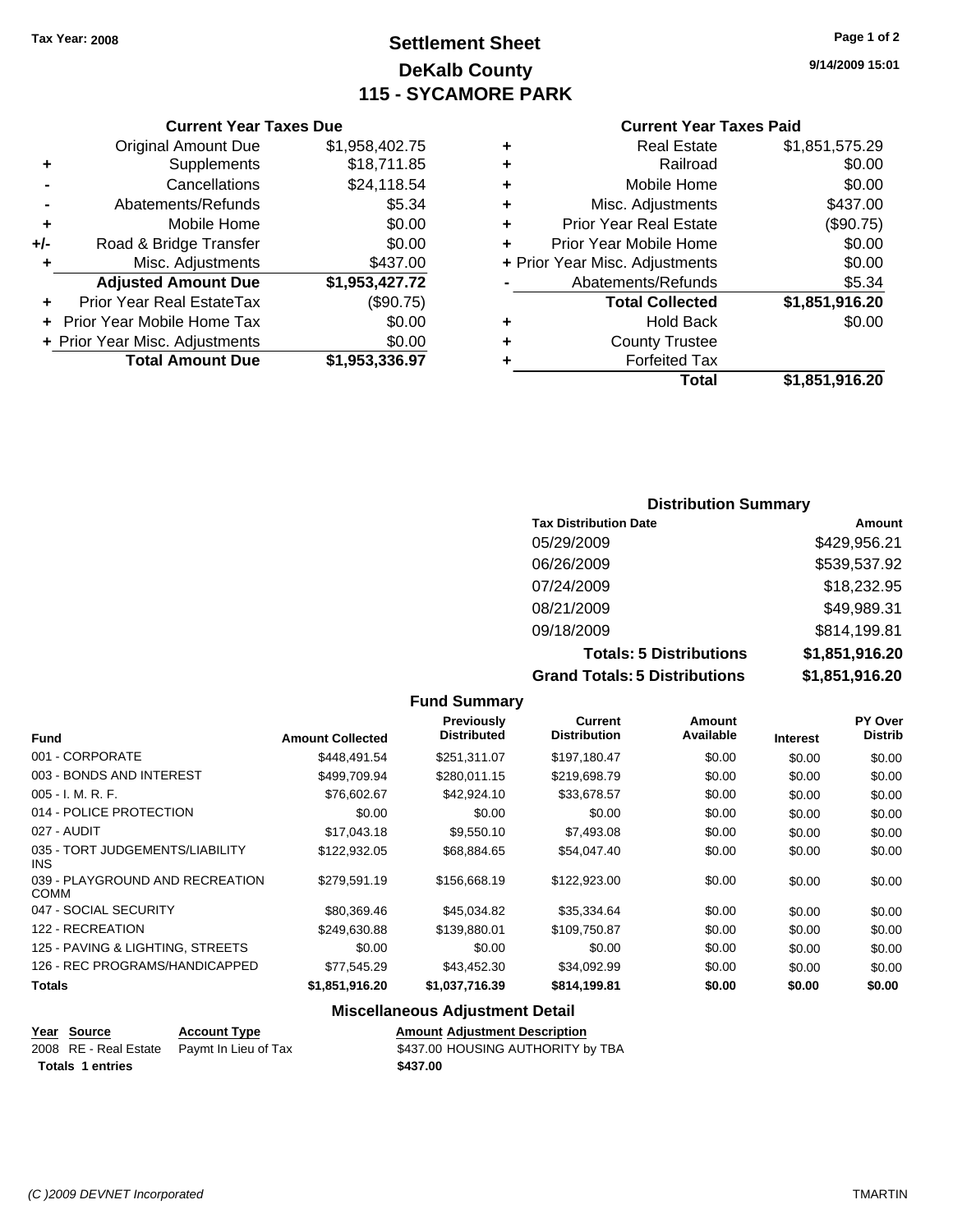Tax Year: 2008

# Settlement Sheet
## DeKalb County
## 115 - SYCAMORE PARK

9/14/2009 15:01

### Current Year Taxes Due

| | | |
|---|---|---|
| | Original Amount Due | $1,958,402.75 |
| + | Supplements | $18,711.85 |
| - | Cancellations | $24,118.54 |
| - | Abatements/Refunds | $5.34 |
| + | Mobile Home | $0.00 |
| +/- | Road & Bridge Transfer | $0.00 |
| + | Misc. Adjustments | $437.00 |
| | **Adjusted Amount Due** | **$1,953,427.72** |
| + | Prior Year Real EstateTax | ($90.75) |
| + | Prior Year Mobile Home Tax | $0.00 |
| + | Prior Year Misc. Adjustments | $0.00 |
| | **Total Amount Due** | **$1,953,336.97** |

### Current Year Taxes Paid

| | | |
|---|---|---|
| + | Real Estate | $1,851,575.29 |
| + | Railroad | $0.00 |
| + | Mobile Home | $0.00 |
| + | Misc. Adjustments | $437.00 |
| + | Prior Year Real Estate | ($90.75) |
| + | Prior Year Mobile Home | $0.00 |
| + | Prior Year Misc. Adjustments | $0.00 |
| - | Abatements/Refunds | $5.34 |
| | **Total Collected** | **$1,851,916.20** |
| + | Hold Back | $0.00 |
| + | County Trustee | |
| + | Forfeited Tax | |
| | **Total** | **$1,851,916.20** |

### Distribution Summary

| Tax Distribution Date | Amount |
|---|---|
| 05/29/2009 | $429,956.21 |
| 06/26/2009 | $539,537.92 |
| 07/24/2009 | $18,232.95 |
| 08/21/2009 | $49,989.31 |
| 09/18/2009 | $814,199.81 |
| **Totals: 5 Distributions** | **$1,851,916.20** |
| **Grand Totals: 5 Distributions** | **$1,851,916.20** |

### Fund Summary

| Fund | Amount Collected | Previously Distributed | Current Distribution | Amount Available | Interest | PY Over Distrib |
|---|---|---|---|---|---|---|
| 001 - CORPORATE | $448,491.54 | $251,311.07 | $197,180.47 | $0.00 | $0.00 | $0.00 |
| 003 - BONDS AND INTEREST | $499,709.94 | $280,011.15 | $219,698.79 | $0.00 | $0.00 | $0.00 |
| 005 - I. M. R. F. | $76,602.67 | $42,924.10 | $33,678.57 | $0.00 | $0.00 | $0.00 |
| 014 - POLICE PROTECTION | $0.00 | $0.00 | $0.00 | $0.00 | $0.00 | $0.00 |
| 027 - AUDIT | $17,043.18 | $9,550.10 | $7,493.08 | $0.00 | $0.00 | $0.00 |
| 035 - TORT JUDGEMENTS/LIABILITY INS | $122,932.05 | $68,884.65 | $54,047.40 | $0.00 | $0.00 | $0.00 |
| 039 - PLAYGROUND AND RECREATION COMM | $279,591.19 | $156,668.19 | $122,923.00 | $0.00 | $0.00 | $0.00 |
| 047 - SOCIAL SECURITY | $80,369.46 | $45,034.82 | $35,334.64 | $0.00 | $0.00 | $0.00 |
| 122 - RECREATION | $249,630.88 | $139,880.01 | $109,750.87 | $0.00 | $0.00 | $0.00 |
| 125 - PAVING & LIGHTING, STREETS | $0.00 | $0.00 | $0.00 | $0.00 | $0.00 | $0.00 |
| 126 - REC PROGRAMS/HANDICAPPED | $77,545.29 | $43,452.30 | $34,092.99 | $0.00 | $0.00 | $0.00 |
| **Totals** | **$1,851,916.20** | **$1,037,716.39** | **$814,199.81** | **$0.00** | **$0.00** | **$0.00** |

### Miscellaneous Adjustment Detail

| Year | Source | Account Type | Amount | Adjustment Description |
|---|---|---|---|---|
| 2008 | RE - Real Estate | Paymt In Lieu of Tax | $437.00 | HOUSING AUTHORITY by TBA |
| **Totals 1 entries** | | | **$437.00** | |

(C )2009 DEVNET Incorporated

TMARTIN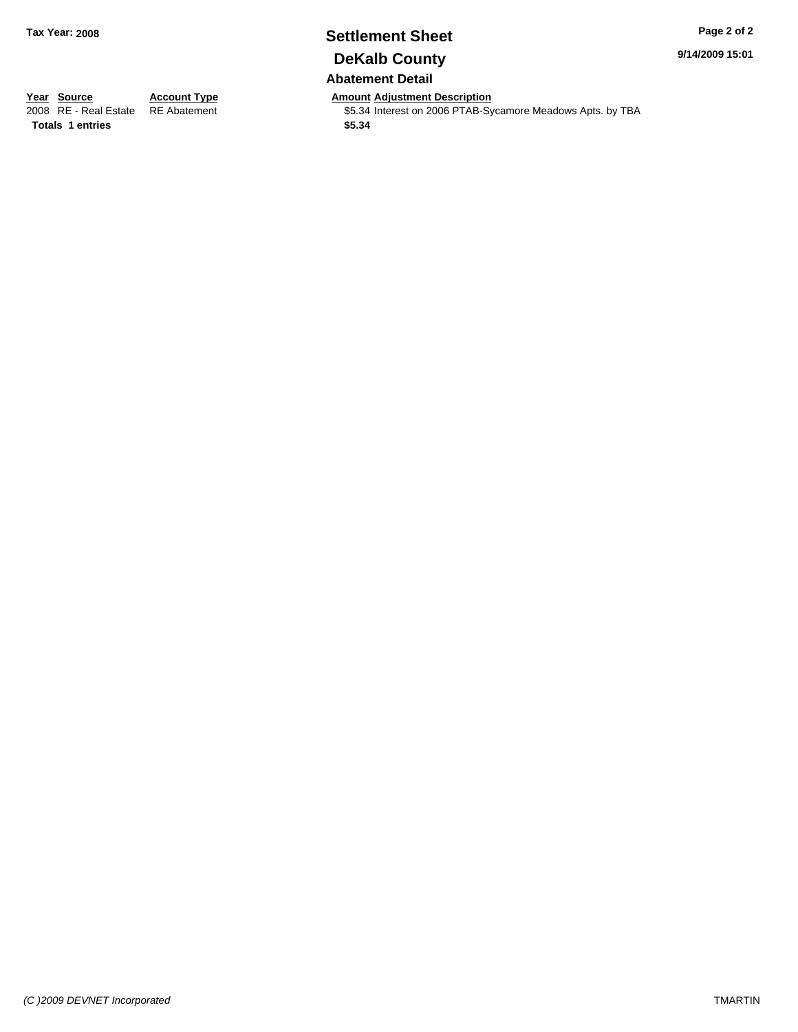Tax Year: 2008

# Settlement Sheet

## DeKalb County

9/14/2009 15:01

### Abatement Detail

| Year | Source | Account Type | Amount | Adjustment Description |
|---|---|---|---|---|
| 2008 | RE - Real Estate | RE Abatement | $5.34 | Interest on 2006 PTAB-Sycamore Meadows Apts. by TBA |
| **Totals** | **1 entries** | | **$5.34** | |

*(C )2009 DEVNET Incorporated*

TMARTIN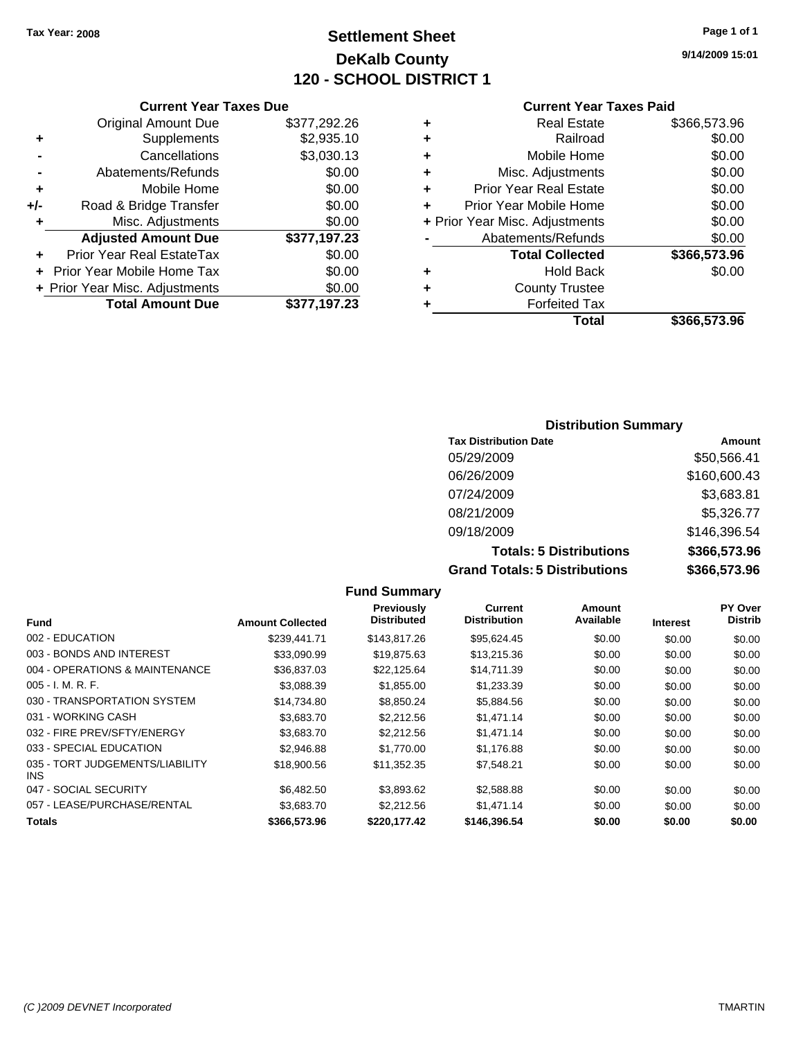Tax Year: 2008

# Settlement Sheet
## DeKalb County
## 120 - SCHOOL DISTRICT 1

9/14/2009 15:01

### Current Year Taxes Due

| | | |
|---|---|---|
| | Original Amount Due | $377,292.26 |
| + | Supplements | $2,935.10 |
| - | Cancellations | $3,030.13 |
| - | Abatements/Refunds | $0.00 |
| + | Mobile Home | $0.00 |
| +/- | Road & Bridge Transfer | $0.00 |
| + | Misc. Adjustments | $0.00 |
| | **Adjusted Amount Due** | **$377,197.23** |
| + | Prior Year Real EstateTax | $0.00 |
| + | Prior Year Mobile Home Tax | $0.00 |
| + | Prior Year Misc. Adjustments | $0.00 |
| | **Total Amount Due** | **$377,197.23** |

### Current Year Taxes Paid

| | | |
|---|---|---|
| + | Real Estate | $366,573.96 |
| + | Railroad | $0.00 |
| + | Mobile Home | $0.00 |
| + | Misc. Adjustments | $0.00 |
| + | Prior Year Real Estate | $0.00 |
| + | Prior Year Mobile Home | $0.00 |
| + | Prior Year Misc. Adjustments | $0.00 |
| - | Abatements/Refunds | $0.00 |
| | **Total Collected** | **$366,573.96** |
| + | Hold Back | $0.00 |
| + | County Trustee | |
| + | Forfeited Tax | |
| | **Total** | **$366,573.96** |

### Distribution Summary

| Tax Distribution Date | Amount |
|---|---|
| 05/29/2009 | $50,566.41 |
| 06/26/2009 | $160,600.43 |
| 07/24/2009 | $3,683.81 |
| 08/21/2009 | $5,326.77 |
| 09/18/2009 | $146,396.54 |
| **Totals: 5 Distributions** | **$366,573.96** |
| **Grand Totals: 5 Distributions** | **$366,573.96** |

### Fund Summary

| Fund | Amount Collected | Previously Distributed | Current Distribution | Amount Available | Interest | PY Over Distrib |
|---|---|---|---|---|---|---|
| 002 - EDUCATION | $239,441.71 | $143,817.26 | $95,624.45 | $0.00 | $0.00 | $0.00 |
| 003 - BONDS AND INTEREST | $33,090.99 | $19,875.63 | $13,215.36 | $0.00 | $0.00 | $0.00 |
| 004 - OPERATIONS & MAINTENANCE | $36,837.03 | $22,125.64 | $14,711.39 | $0.00 | $0.00 | $0.00 |
| 005 - I. M. R. F. | $3,088.39 | $1,855.00 | $1,233.39 | $0.00 | $0.00 | $0.00 |
| 030 - TRANSPORTATION SYSTEM | $14,734.80 | $8,850.24 | $5,884.56 | $0.00 | $0.00 | $0.00 |
| 031 - WORKING CASH | $3,683.70 | $2,212.56 | $1,471.14 | $0.00 | $0.00 | $0.00 |
| 032 - FIRE PREV/SFTY/ENERGY | $3,683.70 | $2,212.56 | $1,471.14 | $0.00 | $0.00 | $0.00 |
| 033 - SPECIAL EDUCATION | $2,946.88 | $1,770.00 | $1,176.88 | $0.00 | $0.00 | $0.00 |
| 035 - TORT JUDGEMENTS/LIABILITY INS | $18,900.56 | $11,352.35 | $7,548.21 | $0.00 | $0.00 | $0.00 |
| 047 - SOCIAL SECURITY | $6,482.50 | $3,893.62 | $2,588.88 | $0.00 | $0.00 | $0.00 |
| 057 - LEASE/PURCHASE/RENTAL | $3,683.70 | $2,212.56 | $1,471.14 | $0.00 | $0.00 | $0.00 |
| **Totals** | **$366,573.96** | **$220,177.42** | **$146,396.54** | **$0.00** | **$0.00** | **$0.00** |

(C )2009 DEVNET Incorporated TMARTIN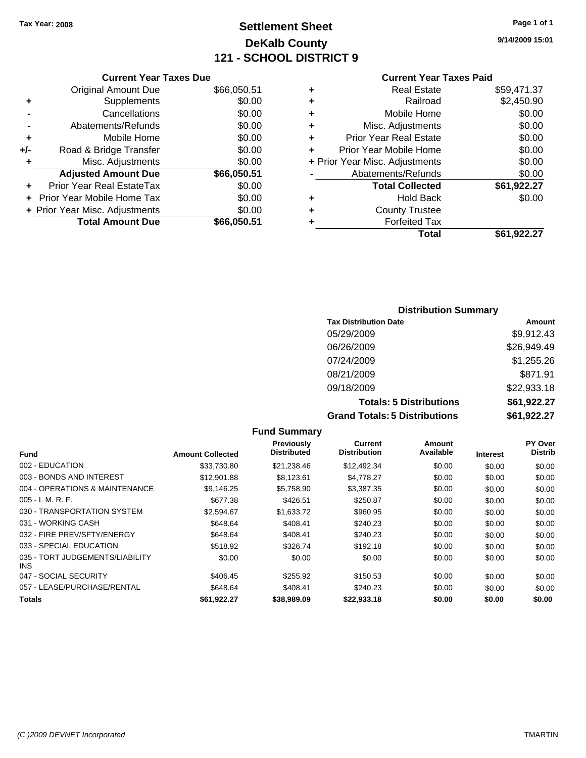Tax Year: 2008

# Settlement Sheet
## DeKalb County
## 121 - SCHOOL DISTRICT 9

9/14/2009 15:01

### Current Year Taxes Due

| | | |
|---|---|---|
| | Original Amount Due | $66,050.51 |
| + | Supplements | $0.00 |
| - | Cancellations | $0.00 |
| - | Abatements/Refunds | $0.00 |
| + | Mobile Home | $0.00 |
| +/- | Road & Bridge Transfer | $0.00 |
| + | Misc. Adjustments | $0.00 |
| | **Adjusted Amount Due** | **$66,050.51** |
| + | Prior Year Real EstateTax | $0.00 |
| + | Prior Year Mobile Home Tax | $0.00 |
| + | Prior Year Misc. Adjustments | $0.00 |
| | **Total Amount Due** | **$66,050.51** |

### Current Year Taxes Paid

| | | |
|---|---|---|
| + | Real Estate | $59,471.37 |
| + | Railroad | $2,450.90 |
| + | Mobile Home | $0.00 |
| + | Misc. Adjustments | $0.00 |
| + | Prior Year Real Estate | $0.00 |
| + | Prior Year Mobile Home | $0.00 |
| + | Prior Year Misc. Adjustments | $0.00 |
| - | Abatements/Refunds | $0.00 |
| | **Total Collected** | **$61,922.27** |
| + | Hold Back | $0.00 |
| + | County Trustee | |
| + | Forfeited Tax | |
| | **Total** | **$61,922.27** |

### Distribution Summary

| Tax Distribution Date | Amount |
|---|---|
| 05/29/2009 | $9,912.43 |
| 06/26/2009 | $26,949.49 |
| 07/24/2009 | $1,255.26 |
| 08/21/2009 | $871.91 |
| 09/18/2009 | $22,933.18 |
| **Totals: 5 Distributions** | **$61,922.27** |
| **Grand Totals: 5 Distributions** | **$61,922.27** |

### Fund Summary

| Fund | Amount Collected | Previously Distributed | Current Distribution | Amount Available | Interest | PY Over Distrib |
|---|---|---|---|---|---|---|
| 002 - EDUCATION | $33,730.80 | $21,238.46 | $12,492.34 | $0.00 | $0.00 | $0.00 |
| 003 - BONDS AND INTEREST | $12,901.88 | $8,123.61 | $4,778.27 | $0.00 | $0.00 | $0.00 |
| 004 - OPERATIONS & MAINTENANCE | $9,146.25 | $5,758.90 | $3,387.35 | $0.00 | $0.00 | $0.00 |
| 005 - I. M. R. F. | $677.38 | $426.51 | $250.87 | $0.00 | $0.00 | $0.00 |
| 030 - TRANSPORTATION SYSTEM | $2,594.67 | $1,633.72 | $960.95 | $0.00 | $0.00 | $0.00 |
| 031 - WORKING CASH | $648.64 | $408.41 | $240.23 | $0.00 | $0.00 | $0.00 |
| 032 - FIRE PREV/SFTY/ENERGY | $648.64 | $408.41 | $240.23 | $0.00 | $0.00 | $0.00 |
| 033 - SPECIAL EDUCATION | $518.92 | $326.74 | $192.18 | $0.00 | $0.00 | $0.00 |
| 035 - TORT JUDGEMENTS/LIABILITY INS | $0.00 | $0.00 | $0.00 | $0.00 | $0.00 | $0.00 |
| 047 - SOCIAL SECURITY | $406.45 | $255.92 | $150.53 | $0.00 | $0.00 | $0.00 |
| 057 - LEASE/PURCHASE/RENTAL | $648.64 | $408.41 | $240.23 | $0.00 | $0.00 | $0.00 |
| **Totals** | **$61,922.27** | **$38,989.09** | **$22,933.18** | **$0.00** | **$0.00** | **$0.00** |

(C )2009 DEVNET Incorporated TMARTIN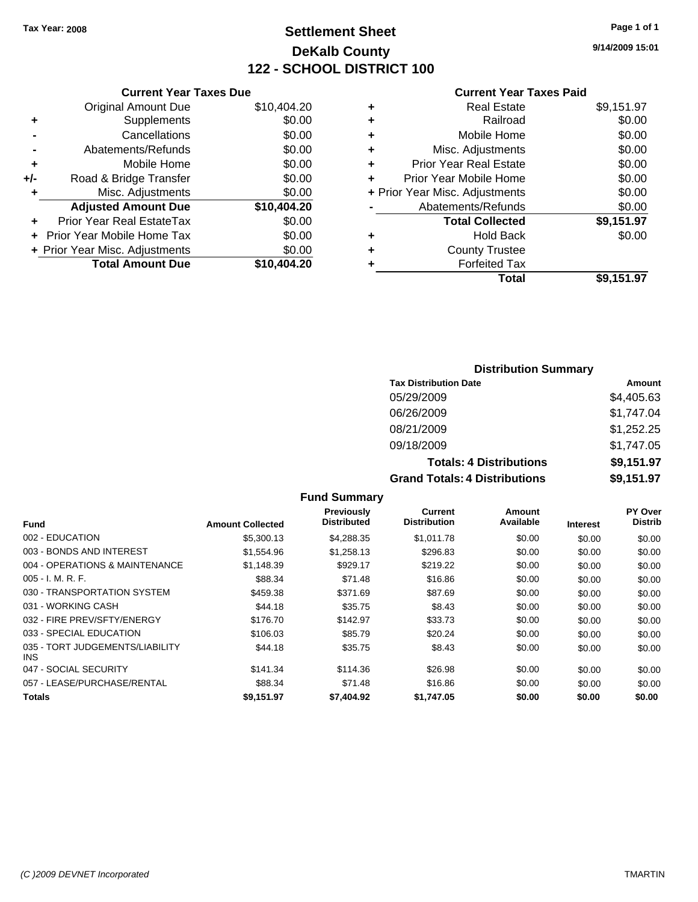Tax Year: 2008

# Settlement Sheet
## DeKalb County
## 122 - SCHOOL DISTRICT 100

9/14/2009 15:01

### Current Year Taxes Due

| | | |
|---|---|---|
| | Original Amount Due | $10,404.20 |
| + | Supplements | $0.00 |
| - | Cancellations | $0.00 |
| - | Abatements/Refunds | $0.00 |
| + | Mobile Home | $0.00 |
| +/- | Road & Bridge Transfer | $0.00 |
| + | Misc. Adjustments | $0.00 |
| | **Adjusted Amount Due** | **$10,404.20** |
| + | Prior Year Real EstateTax | $0.00 |
| + | Prior Year Mobile Home Tax | $0.00 |
| + | Prior Year Misc. Adjustments | $0.00 |
| | **Total Amount Due** | **$10,404.20** |

### Current Year Taxes Paid

| | | |
|---|---|---|
| + | Real Estate | $9,151.97 |
| + | Railroad | $0.00 |
| + | Mobile Home | $0.00 |
| + | Misc. Adjustments | $0.00 |
| + | Prior Year Real Estate | $0.00 |
| + | Prior Year Mobile Home | $0.00 |
| + | Prior Year Misc. Adjustments | $0.00 |
| - | Abatements/Refunds | $0.00 |
| | **Total Collected** | **$9,151.97** |
| + | Hold Back | $0.00 |
| + | County Trustee | |
| + | Forfeited Tax | |
| | **Total** | **$9,151.97** |

### Distribution Summary

| Tax Distribution Date | Amount |
|---|---|
| 05/29/2009 | $4,405.63 |
| 06/26/2009 | $1,747.04 |
| 08/21/2009 | $1,252.25 |
| 09/18/2009 | $1,747.05 |
| **Totals: 4 Distributions** | **$9,151.97** |
| **Grand Totals: 4 Distributions** | **$9,151.97** |

### Fund Summary

| Fund | Amount Collected | Previously Distributed | Current Distribution | Amount Available | Interest | PY Over Distrib |
|---|---|---|---|---|---|---|
| 002 - EDUCATION | $5,300.13 | $4,288.35 | $1,011.78 | $0.00 | $0.00 | $0.00 |
| 003 - BONDS AND INTEREST | $1,554.96 | $1,258.13 | $296.83 | $0.00 | $0.00 | $0.00 |
| 004 - OPERATIONS & MAINTENANCE | $1,148.39 | $929.17 | $219.22 | $0.00 | $0.00 | $0.00 |
| 005 - I. M. R. F. | $88.34 | $71.48 | $16.86 | $0.00 | $0.00 | $0.00 |
| 030 - TRANSPORTATION SYSTEM | $459.38 | $371.69 | $87.69 | $0.00 | $0.00 | $0.00 |
| 031 - WORKING CASH | $44.18 | $35.75 | $8.43 | $0.00 | $0.00 | $0.00 |
| 032 - FIRE PREV/SFTY/ENERGY | $176.70 | $142.97 | $33.73 | $0.00 | $0.00 | $0.00 |
| 033 - SPECIAL EDUCATION | $106.03 | $85.79 | $20.24 | $0.00 | $0.00 | $0.00 |
| 035 - TORT JUDGEMENTS/LIABILITY INS | $44.18 | $35.75 | $8.43 | $0.00 | $0.00 | $0.00 |
| 047 - SOCIAL SECURITY | $141.34 | $114.36 | $26.98 | $0.00 | $0.00 | $0.00 |
| 057 - LEASE/PURCHASE/RENTAL | $88.34 | $71.48 | $16.86 | $0.00 | $0.00 | $0.00 |
| **Totals** | **$9,151.97** | **$7,404.92** | **$1,747.05** | **$0.00** | **$0.00** | **$0.00** |

(C )2009 DEVNET Incorporated TMARTIN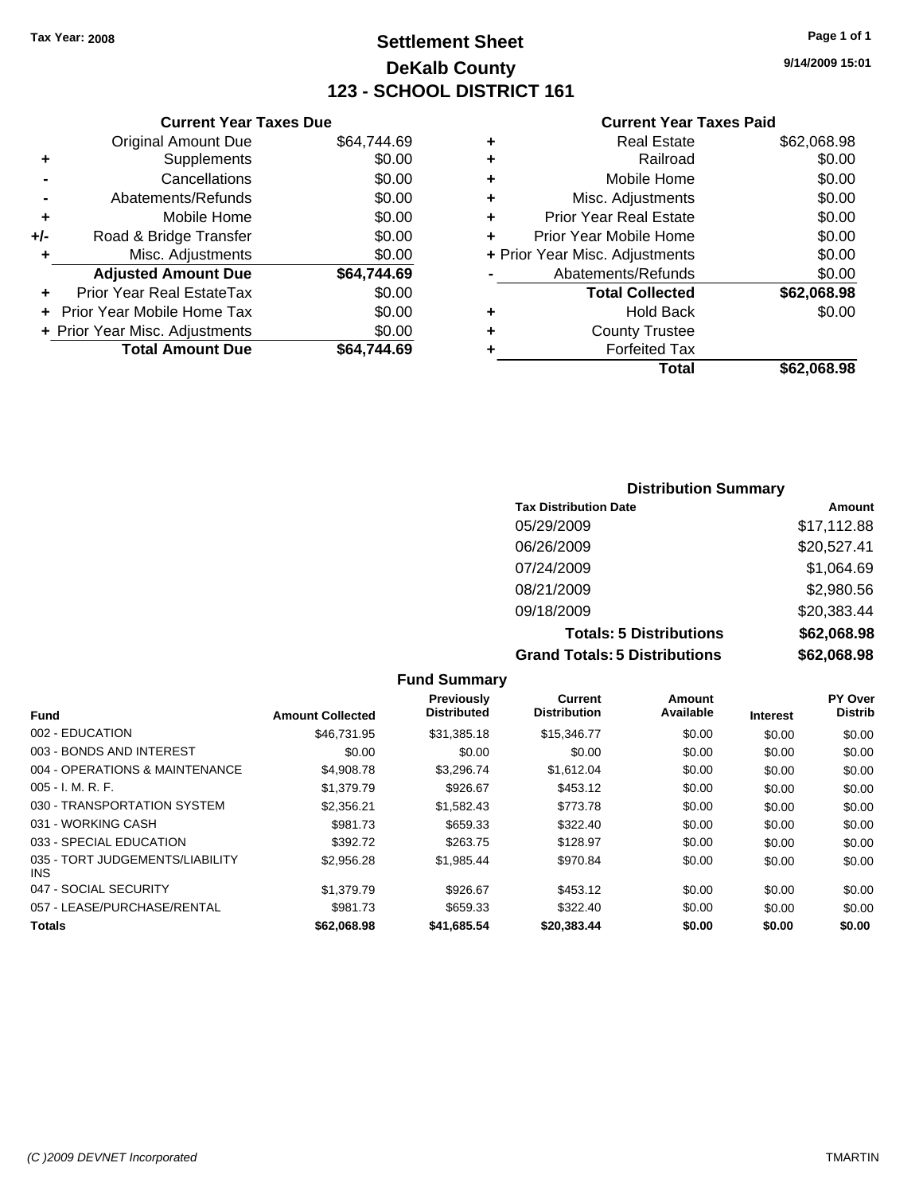Tax Year: 2008

# Settlement Sheet

## DeKalb County

## 123 - SCHOOL DISTRICT 161

9/14/2009 15:01

### Current Year Taxes Due

| | | |
|---|---|---|
| | Original Amount Due | $64,744.69 |
| + | Supplements | $0.00 |
| - | Cancellations | $0.00 |
| - | Abatements/Refunds | $0.00 |
| + | Mobile Home | $0.00 |
| +/- | Road & Bridge Transfer | $0.00 |
| + | Misc. Adjustments | $0.00 |
| | **Adjusted Amount Due** | **$64,744.69** |
| + | Prior Year Real EstateTax | $0.00 |
| + | Prior Year Mobile Home Tax | $0.00 |
| + | Prior Year Misc. Adjustments | $0.00 |
| | **Total Amount Due** | **$64,744.69** |

### Current Year Taxes Paid

| | | |
|---|---|---|
| + | Real Estate | $62,068.98 |
| + | Railroad | $0.00 |
| + | Mobile Home | $0.00 |
| + | Misc. Adjustments | $0.00 |
| + | Prior Year Real Estate | $0.00 |
| + | Prior Year Mobile Home | $0.00 |
| + | Prior Year Misc. Adjustments | $0.00 |
| - | Abatements/Refunds | $0.00 |
| | **Total Collected** | **$62,068.98** |
| + | Hold Back | $0.00 |
| + | County Trustee | |
| + | Forfeited Tax | |
| | **Total** | **$62,068.98** |

### Distribution Summary

| Tax Distribution Date | Amount |
|---|---|
| 05/29/2009 | $17,112.88 |
| 06/26/2009 | $20,527.41 |
| 07/24/2009 | $1,064.69 |
| 08/21/2009 | $2,980.56 |
| 09/18/2009 | $20,383.44 |
| **Totals: 5 Distributions** | **$62,068.98** |
| **Grand Totals: 5 Distributions** | **$62,068.98** |

### Fund Summary

| Fund | Amount Collected | Previously Distributed | Current Distribution | Amount Available | Interest | PY Over Distrib |
|---|---|---|---|---|---|---|
| 002 - EDUCATION | $46,731.95 | $31,385.18 | $15,346.77 | $0.00 | $0.00 | $0.00 |
| 003 - BONDS AND INTEREST | $0.00 | $0.00 | $0.00 | $0.00 | $0.00 | $0.00 |
| 004 - OPERATIONS & MAINTENANCE | $4,908.78 | $3,296.74 | $1,612.04 | $0.00 | $0.00 | $0.00 |
| 005 - I. M. R. F. | $1,379.79 | $926.67 | $453.12 | $0.00 | $0.00 | $0.00 |
| 030 - TRANSPORTATION SYSTEM | $2,356.21 | $1,582.43 | $773.78 | $0.00 | $0.00 | $0.00 |
| 031 - WORKING CASH | $981.73 | $659.33 | $322.40 | $0.00 | $0.00 | $0.00 |
| 033 - SPECIAL EDUCATION | $392.72 | $263.75 | $128.97 | $0.00 | $0.00 | $0.00 |
| 035 - TORT JUDGEMENTS/LIABILITY INS | $2,956.28 | $1,985.44 | $970.84 | $0.00 | $0.00 | $0.00 |
| 047 - SOCIAL SECURITY | $1,379.79 | $926.67 | $453.12 | $0.00 | $0.00 | $0.00 |
| 057 - LEASE/PURCHASE/RENTAL | $981.73 | $659.33 | $322.40 | $0.00 | $0.00 | $0.00 |
| **Totals** | **$62,068.98** | **$41,685.54** | **$20,383.44** | **$0.00** | **$0.00** | **$0.00** |

(C )2009 DEVNET Incorporated TMARTIN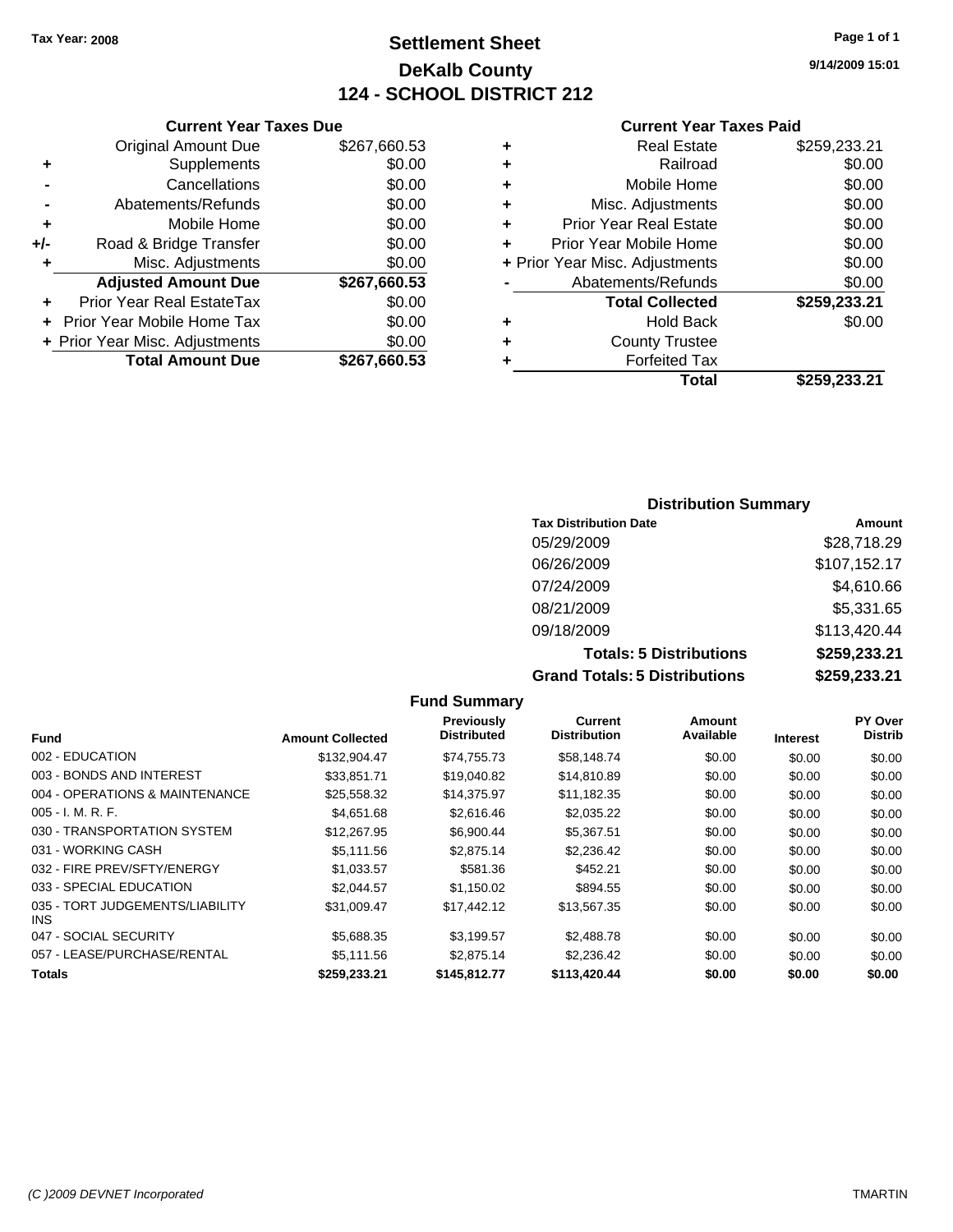Tax Year: 2008

# Settlement Sheet
## DeKalb County
## 124 - SCHOOL DISTRICT 212

9/14/2009 15:01

### Current Year Taxes Due

| | | |
|---|---|---|
| | Original Amount Due | $267,660.53 |
| + | Supplements | $0.00 |
| - | Cancellations | $0.00 |
| - | Abatements/Refunds | $0.00 |
| + | Mobile Home | $0.00 |
| +/- | Road & Bridge Transfer | $0.00 |
| + | Misc. Adjustments | $0.00 |
| | **Adjusted Amount Due** | **$267,660.53** |
| + | Prior Year Real EstateTax | $0.00 |
| + | Prior Year Mobile Home Tax | $0.00 |
| + | Prior Year Misc. Adjustments | $0.00 |
| | **Total Amount Due** | **$267,660.53** |

### Current Year Taxes Paid

| | | |
|---|---|---|
| + | Real Estate | $259,233.21 |
| + | Railroad | $0.00 |
| + | Mobile Home | $0.00 |
| + | Misc. Adjustments | $0.00 |
| + | Prior Year Real Estate | $0.00 |
| + | Prior Year Mobile Home | $0.00 |
| + | Prior Year Misc. Adjustments | $0.00 |
| - | Abatements/Refunds | $0.00 |
| | **Total Collected** | **$259,233.21** |
| + | Hold Back | $0.00 |
| + | County Trustee | |
| + | Forfeited Tax | |
| | **Total** | **$259,233.21** |

### Distribution Summary

| Tax Distribution Date | Amount |
|---|---|
| 05/29/2009 | $28,718.29 |
| 06/26/2009 | $107,152.17 |
| 07/24/2009 | $4,610.66 |
| 08/21/2009 | $5,331.65 |
| 09/18/2009 | $113,420.44 |
| **Totals: 5 Distributions** | **$259,233.21** |
| **Grand Totals: 5 Distributions** | **$259,233.21** |

### Fund Summary

| Fund | Amount Collected | Previously Distributed | Current Distribution | Amount Available | Interest | PY Over Distrib |
|---|---|---|---|---|---|---|
| 002 - EDUCATION | $132,904.47 | $74,755.73 | $58,148.74 | $0.00 | $0.00 | $0.00 |
| 003 - BONDS AND INTEREST | $33,851.71 | $19,040.82 | $14,810.89 | $0.00 | $0.00 | $0.00 |
| 004 - OPERATIONS & MAINTENANCE | $25,558.32 | $14,375.97 | $11,182.35 | $0.00 | $0.00 | $0.00 |
| 005 - I. M. R. F. | $4,651.68 | $2,616.46 | $2,035.22 | $0.00 | $0.00 | $0.00 |
| 030 - TRANSPORTATION SYSTEM | $12,267.95 | $6,900.44 | $5,367.51 | $0.00 | $0.00 | $0.00 |
| 031 - WORKING CASH | $5,111.56 | $2,875.14 | $2,236.42 | $0.00 | $0.00 | $0.00 |
| 032 - FIRE PREV/SFTY/ENERGY | $1,033.57 | $581.36 | $452.21 | $0.00 | $0.00 | $0.00 |
| 033 - SPECIAL EDUCATION | $2,044.57 | $1,150.02 | $894.55 | $0.00 | $0.00 | $0.00 |
| 035 - TORT JUDGEMENTS/LIABILITY INS | $31,009.47 | $17,442.12 | $13,567.35 | $0.00 | $0.00 | $0.00 |
| 047 - SOCIAL SECURITY | $5,688.35 | $3,199.57 | $2,488.78 | $0.00 | $0.00 | $0.00 |
| 057 - LEASE/PURCHASE/RENTAL | $5,111.56 | $2,875.14 | $2,236.42 | $0.00 | $0.00 | $0.00 |
| **Totals** | **$259,233.21** | **$145,812.77** | **$113,420.44** | **$0.00** | **$0.00** | **$0.00** |

(C )2009 DEVNET Incorporated TMARTIN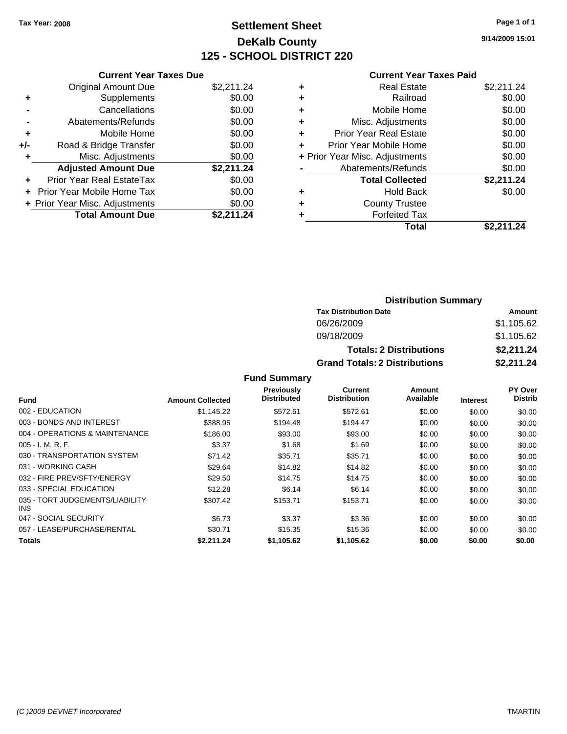Tax Year: 2008

# Settlement Sheet

## DeKalb County

## 125 - SCHOOL DISTRICT 220

9/14/2009 15:01

### Current Year Taxes Due

| | | |
|---|---|---|
| | Original Amount Due | $2,211.24 |
| + | Supplements | $0.00 |
| - | Cancellations | $0.00 |
| - | Abatements/Refunds | $0.00 |
| + | Mobile Home | $0.00 |
| +/- | Road & Bridge Transfer | $0.00 |
| + | Misc. Adjustments | $0.00 |
| | **Adjusted Amount Due** | **$2,211.24** |
| + | Prior Year Real EstateTax | $0.00 |
| + | Prior Year Mobile Home Tax | $0.00 |
| + | Prior Year Misc. Adjustments | $0.00 |
| | **Total Amount Due** | **$2,211.24** |

### Current Year Taxes Paid

| | | |
|---|---|---|
| + | Real Estate | $2,211.24 |
| + | Railroad | $0.00 |
| + | Mobile Home | $0.00 |
| + | Misc. Adjustments | $0.00 |
| + | Prior Year Real Estate | $0.00 |
| + | Prior Year Mobile Home | $0.00 |
| + | Prior Year Misc. Adjustments | $0.00 |
| - | Abatements/Refunds | $0.00 |
| | **Total Collected** | **$2,211.24** |
| + | Hold Back | $0.00 |
| + | County Trustee | |
| + | Forfeited Tax | |
| | **Total** | **$2,211.24** |

### Distribution Summary

| Tax Distribution Date | Amount |
|---|---|
| 06/26/2009 | $1,105.62 |
| 09/18/2009 | $1,105.62 |
| **Totals: 2 Distributions** | **$2,211.24** |
| **Grand Totals: 2 Distributions** | **$2,211.24** |

### Fund Summary

| Fund | Amount Collected | Previously Distributed | Current Distribution | Amount Available | Interest | PY Over Distrib |
|---|---|---|---|---|---|---|
| 002 - EDUCATION | $1,145.22 | $572.61 | $572.61 | $0.00 | $0.00 | $0.00 |
| 003 - BONDS AND INTEREST | $388.95 | $194.48 | $194.47 | $0.00 | $0.00 | $0.00 |
| 004 - OPERATIONS & MAINTENANCE | $186.00 | $93.00 | $93.00 | $0.00 | $0.00 | $0.00 |
| 005 - I. M. R. F. | $3.37 | $1.68 | $1.69 | $0.00 | $0.00 | $0.00 |
| 030 - TRANSPORTATION SYSTEM | $71.42 | $35.71 | $35.71 | $0.00 | $0.00 | $0.00 |
| 031 - WORKING CASH | $29.64 | $14.82 | $14.82 | $0.00 | $0.00 | $0.00 |
| 032 - FIRE PREV/SFTY/ENERGY | $29.50 | $14.75 | $14.75 | $0.00 | $0.00 | $0.00 |
| 033 - SPECIAL EDUCATION | $12.28 | $6.14 | $6.14 | $0.00 | $0.00 | $0.00 |
| 035 - TORT JUDGEMENTS/LIABILITY INS | $307.42 | $153.71 | $153.71 | $0.00 | $0.00 | $0.00 |
| 047 - SOCIAL SECURITY | $6.73 | $3.37 | $3.36 | $0.00 | $0.00 | $0.00 |
| 057 - LEASE/PURCHASE/RENTAL | $30.71 | $15.35 | $15.36 | $0.00 | $0.00 | $0.00 |
| **Totals** | **$2,211.24** | **$1,105.62** | **$1,105.62** | **$0.00** | **$0.00** | **$0.00** |

(C )2009 DEVNET Incorporated TMARTIN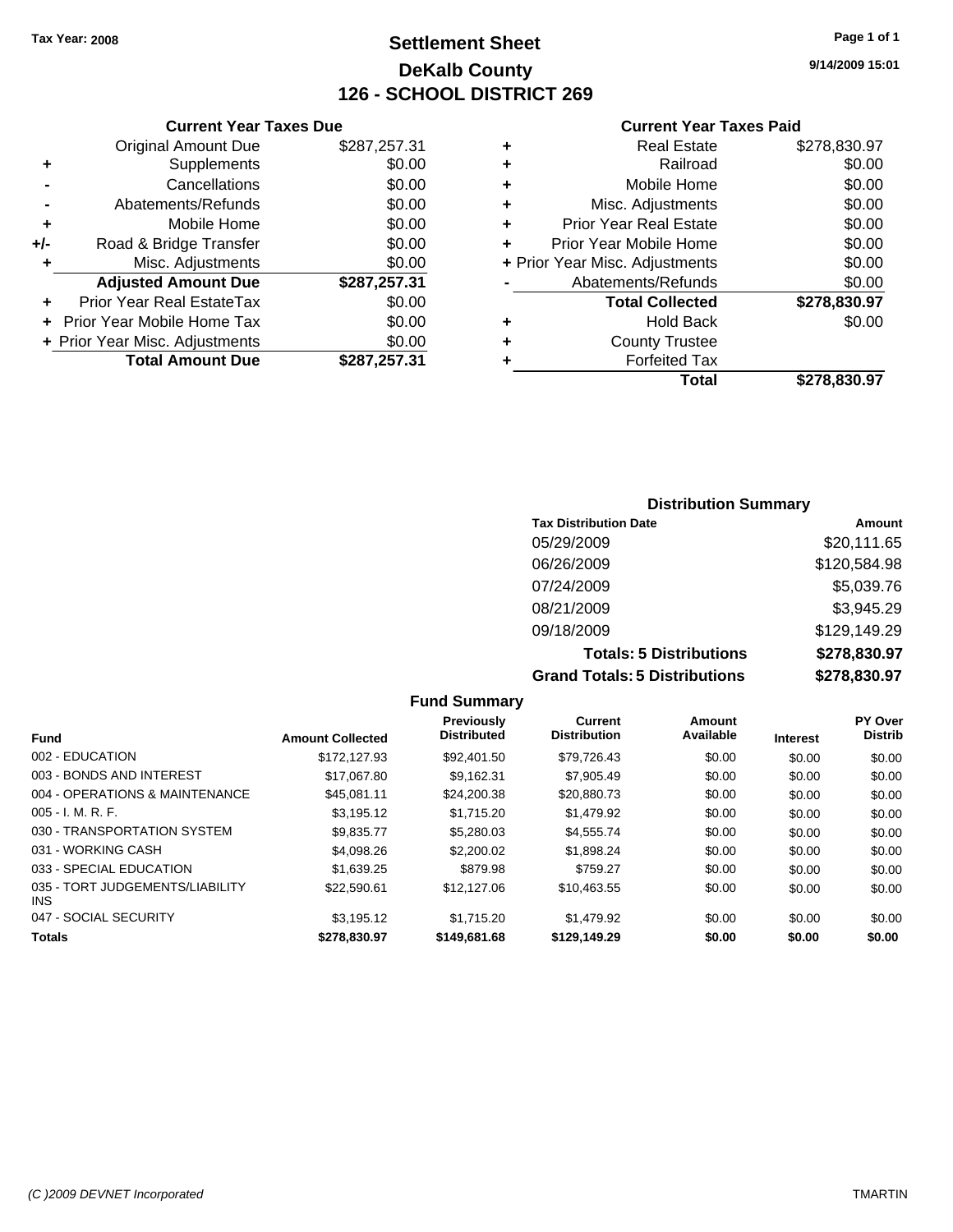Tax Year: 2008

# Settlement Sheet
## DeKalb County
## 126 - SCHOOL DISTRICT 269

9/14/2009 15:01

### Current Year Taxes Due

| | | |
|---|---|---|
| | Original Amount Due | $287,257.31 |
| + | Supplements | $0.00 |
| - | Cancellations | $0.00 |
| - | Abatements/Refunds | $0.00 |
| + | Mobile Home | $0.00 |
| +/- | Road & Bridge Transfer | $0.00 |
| + | Misc. Adjustments | $0.00 |
| | **Adjusted Amount Due** | **$287,257.31** |
| + | Prior Year Real EstateTax | $0.00 |
| + | Prior Year Mobile Home Tax | $0.00 |
| + | Prior Year Misc. Adjustments | $0.00 |
| | **Total Amount Due** | **$287,257.31** |

### Current Year Taxes Paid

| | | |
|---|---|---|
| + | Real Estate | $278,830.97 |
| + | Railroad | $0.00 |
| + | Mobile Home | $0.00 |
| + | Misc. Adjustments | $0.00 |
| + | Prior Year Real Estate | $0.00 |
| + | Prior Year Mobile Home | $0.00 |
| + | Prior Year Misc. Adjustments | $0.00 |
| - | Abatements/Refunds | $0.00 |
| | **Total Collected** | **$278,830.97** |
| + | Hold Back | $0.00 |
| + | County Trustee | |
| + | Forfeited Tax | |
| | **Total** | **$278,830.97** |

### Distribution Summary

| Tax Distribution Date | Amount |
|---|---|
| 05/29/2009 | $20,111.65 |
| 06/26/2009 | $120,584.98 |
| 07/24/2009 | $5,039.76 |
| 08/21/2009 | $3,945.29 |
| 09/18/2009 | $129,149.29 |
| **Totals: 5 Distributions** | **$278,830.97** |
| **Grand Totals: 5 Distributions** | **$278,830.97** |

### Fund Summary

| Fund | Amount Collected | Previously Distributed | Current Distribution | Amount Available | Interest | PY Over Distrib |
|---|---|---|---|---|---|---|
| 002 - EDUCATION | $172,127.93 | $92,401.50 | $79,726.43 | $0.00 | $0.00 | $0.00 |
| 003 - BONDS AND INTEREST | $17,067.80 | $9,162.31 | $7,905.49 | $0.00 | $0.00 | $0.00 |
| 004 - OPERATIONS & MAINTENANCE | $45,081.11 | $24,200.38 | $20,880.73 | $0.00 | $0.00 | $0.00 |
| 005 - I. M. R. F. | $3,195.12 | $1,715.20 | $1,479.92 | $0.00 | $0.00 | $0.00 |
| 030 - TRANSPORTATION SYSTEM | $9,835.77 | $5,280.03 | $4,555.74 | $0.00 | $0.00 | $0.00 |
| 031 - WORKING CASH | $4,098.26 | $2,200.02 | $1,898.24 | $0.00 | $0.00 | $0.00 |
| 033 - SPECIAL EDUCATION | $1,639.25 | $879.98 | $759.27 | $0.00 | $0.00 | $0.00 |
| 035 - TORT JUDGEMENTS/LIABILITY INS | $22,590.61 | $12,127.06 | $10,463.55 | $0.00 | $0.00 | $0.00 |
| 047 - SOCIAL SECURITY | $3,195.12 | $1,715.20 | $1,479.92 | $0.00 | $0.00 | $0.00 |
| **Totals** | **$278,830.97** | **$149,681.68** | **$129,149.29** | **$0.00** | **$0.00** | **$0.00** |

(C )2009 DEVNET Incorporated — TMARTIN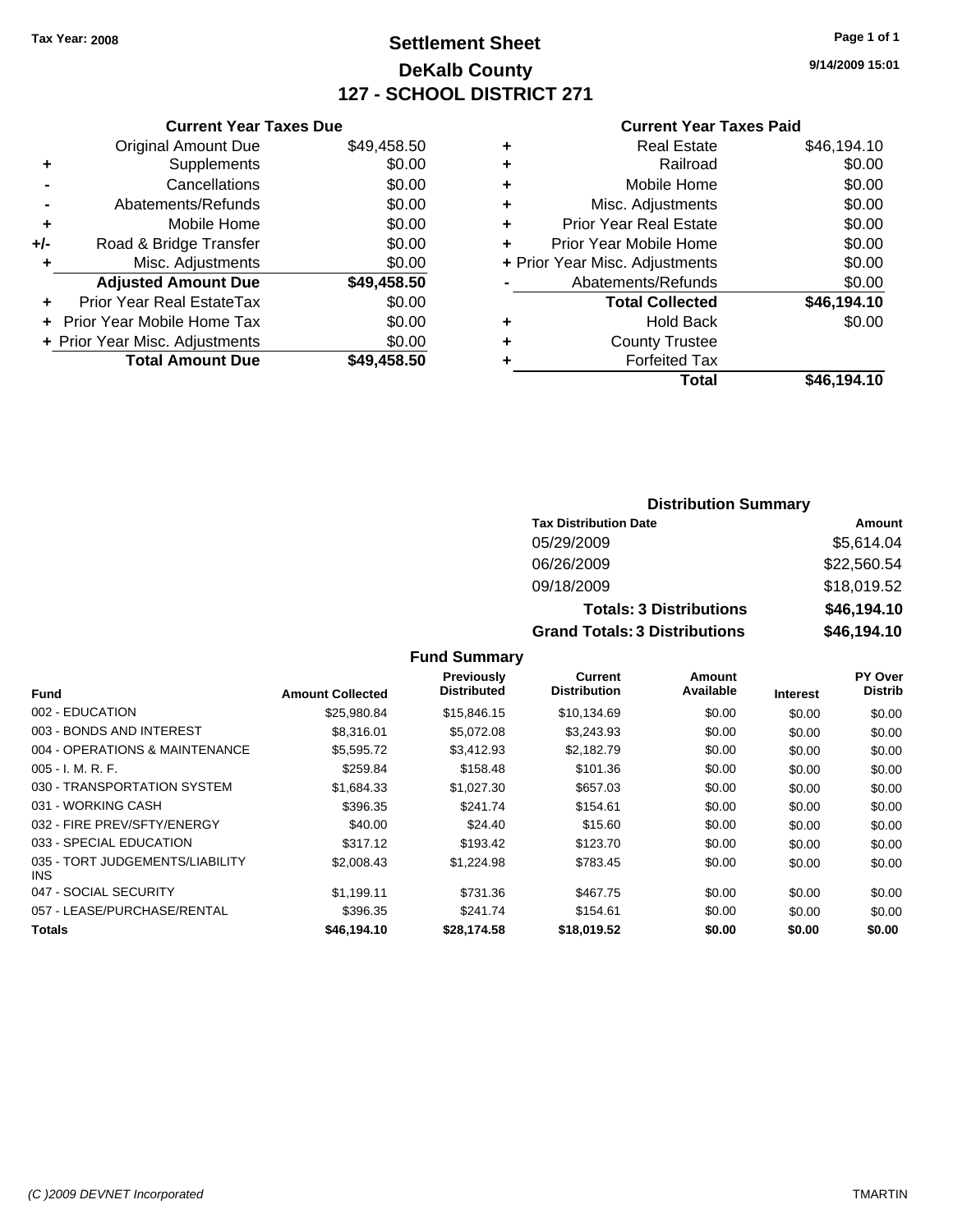Tax Year: 2008

# Settlement Sheet
## DeKalb County
## 127 - SCHOOL DISTRICT 271

9/14/2009 15:01

### Current Year Taxes Due

| | | |
|---|---|---|
| | Original Amount Due | $49,458.50 |
| + | Supplements | $0.00 |
| - | Cancellations | $0.00 |
| - | Abatements/Refunds | $0.00 |
| + | Mobile Home | $0.00 |
| +/- | Road & Bridge Transfer | $0.00 |
| + | Misc. Adjustments | $0.00 |
| | **Adjusted Amount Due** | **$49,458.50** |
| + | Prior Year Real EstateTax | $0.00 |
| + | Prior Year Mobile Home Tax | $0.00 |
| + | Prior Year Misc. Adjustments | $0.00 |
| | **Total Amount Due** | **$49,458.50** |

### Current Year Taxes Paid

| | | |
|---|---|---|
| + | Real Estate | $46,194.10 |
| + | Railroad | $0.00 |
| + | Mobile Home | $0.00 |
| + | Misc. Adjustments | $0.00 |
| + | Prior Year Real Estate | $0.00 |
| + | Prior Year Mobile Home | $0.00 |
| + | Prior Year Misc. Adjustments | $0.00 |
| - | Abatements/Refunds | $0.00 |
| | **Total Collected** | **$46,194.10** |
| + | Hold Back | $0.00 |
| + | County Trustee | |
| + | Forfeited Tax | |
| | **Total** | **$46,194.10** |

### Distribution Summary

| Tax Distribution Date | Amount |
|---|---|
| 05/29/2009 | $5,614.04 |
| 06/26/2009 | $22,560.54 |
| 09/18/2009 | $18,019.52 |
| **Totals: 3 Distributions** | **$46,194.10** |
| **Grand Totals: 3 Distributions** | **$46,194.10** |

### Fund Summary

| Fund | Amount Collected | Previously Distributed | Current Distribution | Amount Available | Interest | PY Over Distrib |
|---|---|---|---|---|---|---|
| 002 - EDUCATION | $25,980.84 | $15,846.15 | $10,134.69 | $0.00 | $0.00 | $0.00 |
| 003 - BONDS AND INTEREST | $8,316.01 | $5,072.08 | $3,243.93 | $0.00 | $0.00 | $0.00 |
| 004 - OPERATIONS & MAINTENANCE | $5,595.72 | $3,412.93 | $2,182.79 | $0.00 | $0.00 | $0.00 |
| 005 - I. M. R. F. | $259.84 | $158.48 | $101.36 | $0.00 | $0.00 | $0.00 |
| 030 - TRANSPORTATION SYSTEM | $1,684.33 | $1,027.30 | $657.03 | $0.00 | $0.00 | $0.00 |
| 031 - WORKING CASH | $396.35 | $241.74 | $154.61 | $0.00 | $0.00 | $0.00 |
| 032 - FIRE PREV/SFTY/ENERGY | $40.00 | $24.40 | $15.60 | $0.00 | $0.00 | $0.00 |
| 033 - SPECIAL EDUCATION | $317.12 | $193.42 | $123.70 | $0.00 | $0.00 | $0.00 |
| 035 - TORT JUDGEMENTS/LIABILITY INS | $2,008.43 | $1,224.98 | $783.45 | $0.00 | $0.00 | $0.00 |
| 047 - SOCIAL SECURITY | $1,199.11 | $731.36 | $467.75 | $0.00 | $0.00 | $0.00 |
| 057 - LEASE/PURCHASE/RENTAL | $396.35 | $241.74 | $154.61 | $0.00 | $0.00 | $0.00 |
| **Totals** | **$46,194.10** | **$28,174.58** | **$18,019.52** | **$0.00** | **$0.00** | **$0.00** |

(C )2009 DEVNET Incorporated TMARTIN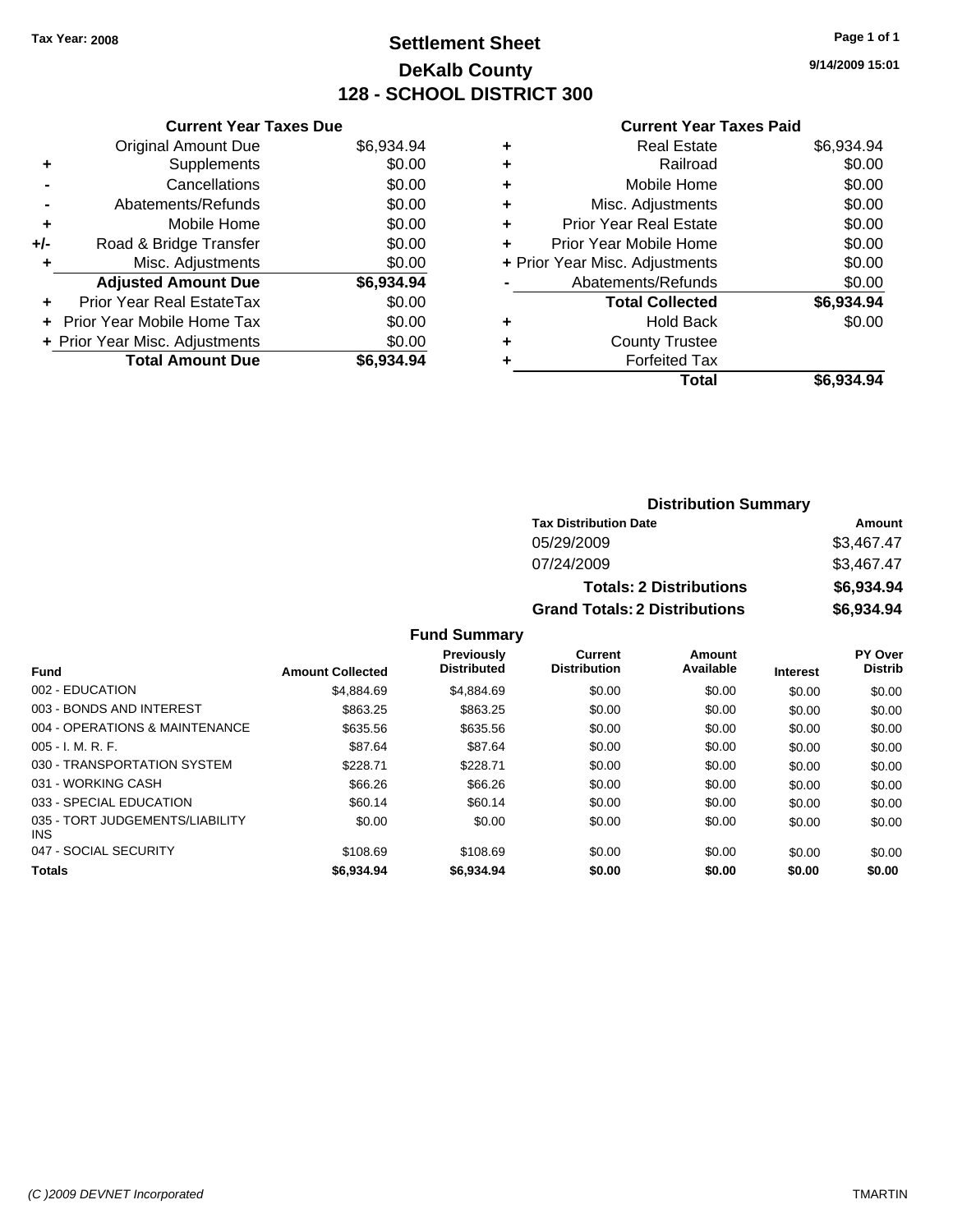Tax Year: 2008

# Settlement Sheet
## DeKalb County
## 128 - SCHOOL DISTRICT 300

9/14/2009 15:01

### Current Year Taxes Due

| | | |
|---|---|---|
| | Original Amount Due | $6,934.94 |
| + | Supplements | $0.00 |
| - | Cancellations | $0.00 |
| - | Abatements/Refunds | $0.00 |
| + | Mobile Home | $0.00 |
| +/- | Road & Bridge Transfer | $0.00 |
| + | Misc. Adjustments | $0.00 |
| | **Adjusted Amount Due** | **$6,934.94** |
| + | Prior Year Real EstateTax | $0.00 |
| + | Prior Year Mobile Home Tax | $0.00 |
| + | Prior Year Misc. Adjustments | $0.00 |
| | **Total Amount Due** | **$6,934.94** |

### Current Year Taxes Paid

| | | |
|---|---|---|
| + | Real Estate | $6,934.94 |
| + | Railroad | $0.00 |
| + | Mobile Home | $0.00 |
| + | Misc. Adjustments | $0.00 |
| + | Prior Year Real Estate | $0.00 |
| + | Prior Year Mobile Home | $0.00 |
| + | Prior Year Misc. Adjustments | $0.00 |
| - | Abatements/Refunds | $0.00 |
| | **Total Collected** | **$6,934.94** |
| + | Hold Back | $0.00 |
| + | County Trustee | |
| + | Forfeited Tax | |
| | **Total** | **$6,934.94** |

### Distribution Summary

| Tax Distribution Date | Amount |
|---|---|
| 05/29/2009 | $3,467.47 |
| 07/24/2009 | $3,467.47 |
| **Totals: 2 Distributions** | **$6,934.94** |
| **Grand Totals: 2 Distributions** | **$6,934.94** |

### Fund Summary

| Fund | Amount Collected | Previously Distributed | Current Distribution | Amount Available | Interest | PY Over Distrib |
|---|---|---|---|---|---|---|
| 002 - EDUCATION | $4,884.69 | $4,884.69 | $0.00 | $0.00 | $0.00 | $0.00 |
| 003 - BONDS AND INTEREST | $863.25 | $863.25 | $0.00 | $0.00 | $0.00 | $0.00 |
| 004 - OPERATIONS & MAINTENANCE | $635.56 | $635.56 | $0.00 | $0.00 | $0.00 | $0.00 |
| 005 - I. M. R. F. | $87.64 | $87.64 | $0.00 | $0.00 | $0.00 | $0.00 |
| 030 - TRANSPORTATION SYSTEM | $228.71 | $228.71 | $0.00 | $0.00 | $0.00 | $0.00 |
| 031 - WORKING CASH | $66.26 | $66.26 | $0.00 | $0.00 | $0.00 | $0.00 |
| 033 - SPECIAL EDUCATION | $60.14 | $60.14 | $0.00 | $0.00 | $0.00 | $0.00 |
| 035 - TORT JUDGEMENTS/LIABILITY INS | $0.00 | $0.00 | $0.00 | $0.00 | $0.00 | $0.00 |
| 047 - SOCIAL SECURITY | $108.69 | $108.69 | $0.00 | $0.00 | $0.00 | $0.00 |
| **Totals** | **$6,934.94** | **$6,934.94** | **$0.00** | **$0.00** | **$0.00** | **$0.00** |

(C )2009 DEVNET Incorporated — TMARTIN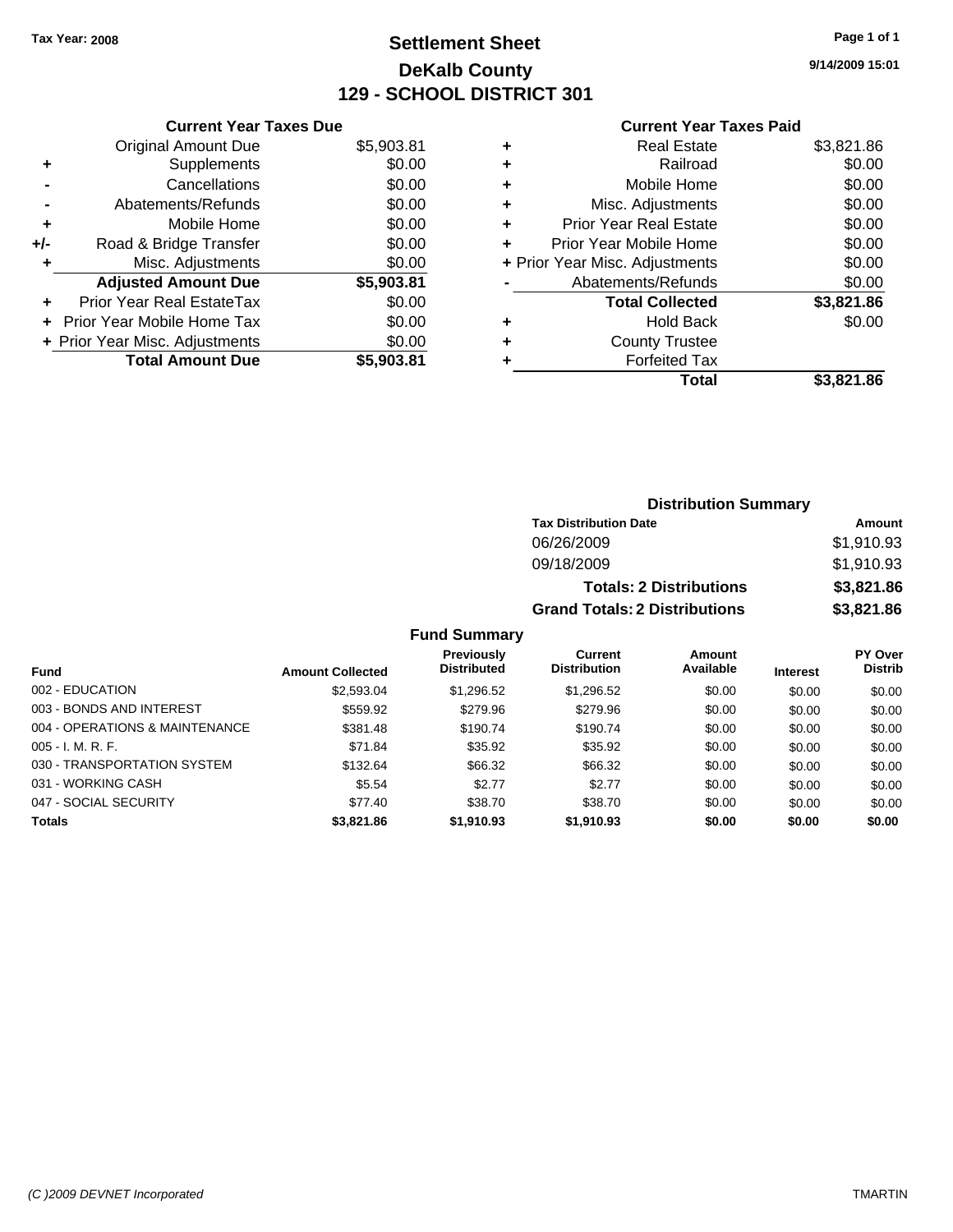Tax Year: 2008

# Settlement Sheet
## DeKalb County
## 129 - SCHOOL DISTRICT 301

9/14/2009 15:01

### Current Year Taxes Due

| | | |
|---|---|---|
| | Original Amount Due | $5,903.81 |
| + | Supplements | $0.00 |
| - | Cancellations | $0.00 |
| - | Abatements/Refunds | $0.00 |
| + | Mobile Home | $0.00 |
| +/- | Road & Bridge Transfer | $0.00 |
| + | Misc. Adjustments | $0.00 |
| | **Adjusted Amount Due** | **$5,903.81** |
| + | Prior Year Real EstateTax | $0.00 |
| + | Prior Year Mobile Home Tax | $0.00 |
| + | Prior Year Misc. Adjustments | $0.00 |
| | **Total Amount Due** | **$5,903.81** |

### Current Year Taxes Paid

| | | |
|---|---|---|
| + | Real Estate | $3,821.86 |
| + | Railroad | $0.00 |
| + | Mobile Home | $0.00 |
| + | Misc. Adjustments | $0.00 |
| + | Prior Year Real Estate | $0.00 |
| + | Prior Year Mobile Home | $0.00 |
| + | Prior Year Misc. Adjustments | $0.00 |
| - | Abatements/Refunds | $0.00 |
| | **Total Collected** | **$3,821.86** |
| + | Hold Back | $0.00 |
| + | County Trustee | |
| + | Forfeited Tax | |
| | **Total** | **$3,821.86** |

### Distribution Summary

| Tax Distribution Date | Amount |
|---|---|
| 06/26/2009 | $1,910.93 |
| 09/18/2009 | $1,910.93 |
| **Totals: 2 Distributions** | **$3,821.86** |
| **Grand Totals: 2 Distributions** | **$3,821.86** |

### Fund Summary

| Fund | Amount Collected | Previously Distributed | Current Distribution | Amount Available | Interest | PY Over Distrib |
|---|---|---|---|---|---|---|
| 002 - EDUCATION | $2,593.04 | $1,296.52 | $1,296.52 | $0.00 | $0.00 | $0.00 |
| 003 - BONDS AND INTEREST | $559.92 | $279.96 | $279.96 | $0.00 | $0.00 | $0.00 |
| 004 - OPERATIONS & MAINTENANCE | $381.48 | $190.74 | $190.74 | $0.00 | $0.00 | $0.00 |
| 005 - I. M. R. F. | $71.84 | $35.92 | $35.92 | $0.00 | $0.00 | $0.00 |
| 030 - TRANSPORTATION SYSTEM | $132.64 | $66.32 | $66.32 | $0.00 | $0.00 | $0.00 |
| 031 - WORKING CASH | $5.54 | $2.77 | $2.77 | $0.00 | $0.00 | $0.00 |
| 047 - SOCIAL SECURITY | $77.40 | $38.70 | $38.70 | $0.00 | $0.00 | $0.00 |
| **Totals** | **$3,821.86** | **$1,910.93** | **$1,910.93** | **$0.00** | **$0.00** | **$0.00** |

*(C )2009 DEVNET Incorporated* TMARTIN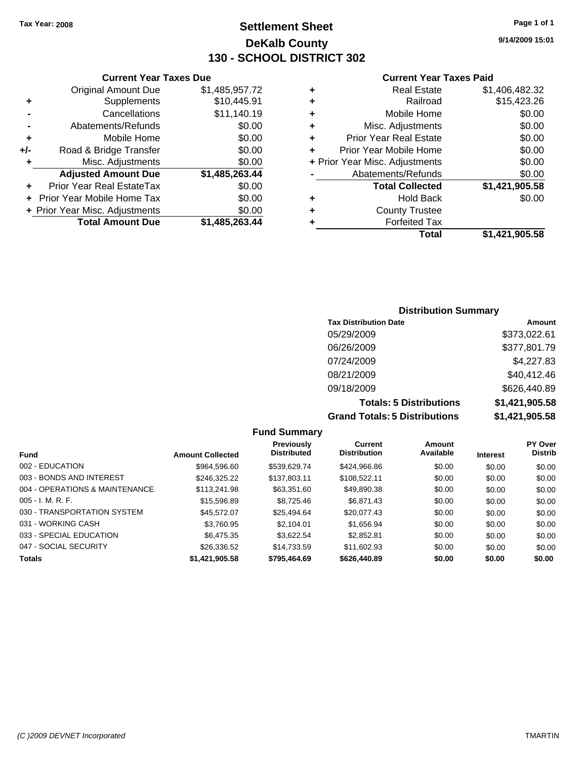**Tax Year: 2008**

# Settlement Sheet
## DeKalb County
## 130 - SCHOOL DISTRICT 302

9/14/2009 15:01

### Current Year Taxes Due

| | | |
|---|---|---|
| | Original Amount Due | $1,485,957.72 |
| + | Supplements | $10,445.91 |
| - | Cancellations | $11,140.19 |
| - | Abatements/Refunds | $0.00 |
| + | Mobile Home | $0.00 |
| +/- | Road & Bridge Transfer | $0.00 |
| + | Misc. Adjustments | $0.00 |
| | **Adjusted Amount Due** | **$1,485,263.44** |
| + | Prior Year Real EstateTax | $0.00 |
| + | Prior Year Mobile Home Tax | $0.00 |
| + | Prior Year Misc. Adjustments | $0.00 |
| | **Total Amount Due** | **$1,485,263.44** |

### Current Year Taxes Paid

| | | |
|---|---|---|
| + | Real Estate | $1,406,482.32 |
| + | Railroad | $15,423.26 |
| + | Mobile Home | $0.00 |
| + | Misc. Adjustments | $0.00 |
| + | Prior Year Real Estate | $0.00 |
| + | Prior Year Mobile Home | $0.00 |
| + | Prior Year Misc. Adjustments | $0.00 |
| - | Abatements/Refunds | $0.00 |
| | **Total Collected** | **$1,421,905.58** |
| + | Hold Back | $0.00 |
| + | County Trustee | |
| + | Forfeited Tax | |
| | **Total** | **$1,421,905.58** |

### Distribution Summary

| Tax Distribution Date | Amount |
|---|---|
| 05/29/2009 | $373,022.61 |
| 06/26/2009 | $377,801.79 |
| 07/24/2009 | $4,227.83 |
| 08/21/2009 | $40,412.46 |
| 09/18/2009 | $626,440.89 |
| **Totals: 5 Distributions** | **$1,421,905.58** |
| **Grand Totals: 5 Distributions** | **$1,421,905.58** |

### Fund Summary

| Fund | Amount Collected | Previously Distributed | Current Distribution | Amount Available | Interest | PY Over Distrib |
|---|---|---|---|---|---|---|
| 002 - EDUCATION | $964,596.60 | $539,629.74 | $424,966.86 | $0.00 | $0.00 | $0.00 |
| 003 - BONDS AND INTEREST | $246,325.22 | $137,803.11 | $108,522.11 | $0.00 | $0.00 | $0.00 |
| 004 - OPERATIONS & MAINTENANCE | $113,241.98 | $63,351.60 | $49,890.38 | $0.00 | $0.00 | $0.00 |
| 005 - I. M. R. F. | $15,596.89 | $8,725.46 | $6,871.43 | $0.00 | $0.00 | $0.00 |
| 030 - TRANSPORTATION SYSTEM | $45,572.07 | $25,494.64 | $20,077.43 | $0.00 | $0.00 | $0.00 |
| 031 - WORKING CASH | $3,760.95 | $2,104.01 | $1,656.94 | $0.00 | $0.00 | $0.00 |
| 033 - SPECIAL EDUCATION | $6,475.35 | $3,622.54 | $2,852.81 | $0.00 | $0.00 | $0.00 |
| 047 - SOCIAL SECURITY | $26,336.52 | $14,733.59 | $11,602.93 | $0.00 | $0.00 | $0.00 |
| **Totals** | **$1,421,905.58** | **$795,464.69** | **$626,440.89** | **$0.00** | **$0.00** | **$0.00** |

(C )2009 DEVNET Incorporated — TMARTIN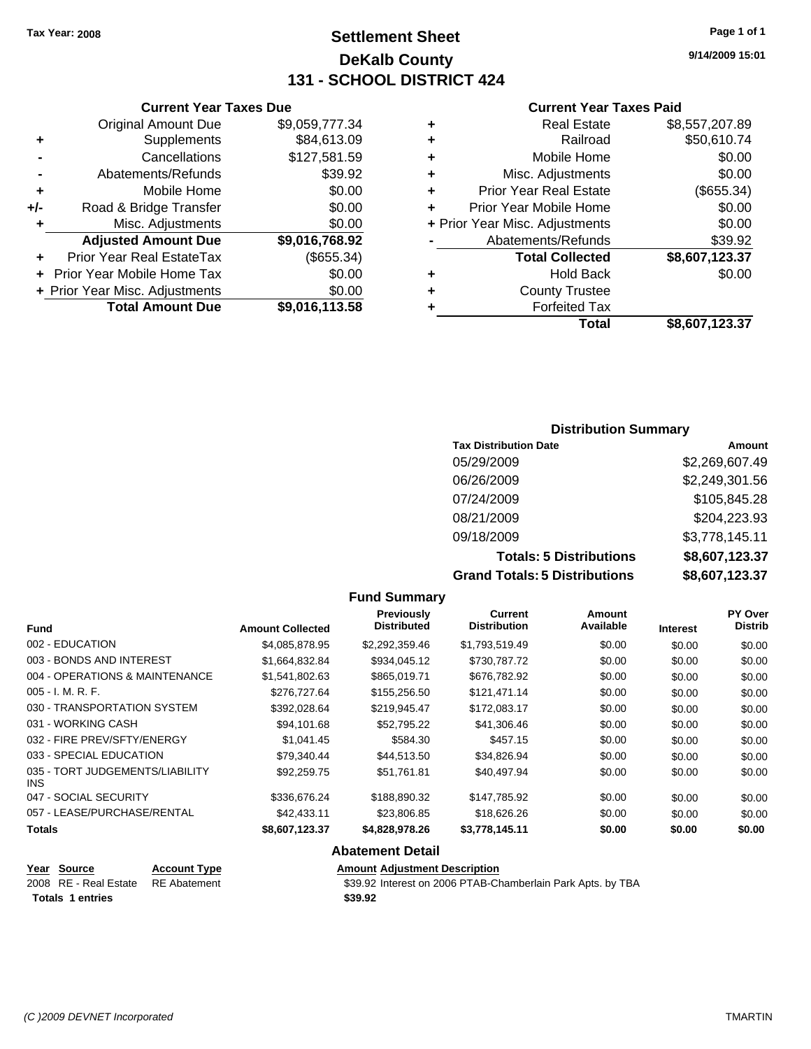Tax Year: 2008

# Settlement Sheet
## DeKalb County
## 131 - SCHOOL DISTRICT 424

9/14/2009 15:01

### Current Year Taxes Due

| | | |
|---|---|---|
| | Original Amount Due | $9,059,777.34 |
| + | Supplements | $84,613.09 |
| - | Cancellations | $127,581.59 |
| - | Abatements/Refunds | $39.92 |
| + | Mobile Home | $0.00 |
| +/- | Road & Bridge Transfer | $0.00 |
| + | Misc. Adjustments | $0.00 |
| | **Adjusted Amount Due** | **$9,016,768.92** |
| + | Prior Year Real EstateTax | ($655.34) |
| + | Prior Year Mobile Home Tax | $0.00 |
| + | Prior Year Misc. Adjustments | $0.00 |
| | **Total Amount Due** | **$9,016,113.58** |

### Current Year Taxes Paid

| | | |
|---|---|---|
| + | Real Estate | $8,557,207.89 |
| + | Railroad | $50,610.74 |
| + | Mobile Home | $0.00 |
| + | Misc. Adjustments | $0.00 |
| + | Prior Year Real Estate | ($655.34) |
| + | Prior Year Mobile Home | $0.00 |
| + | Prior Year Misc. Adjustments | $0.00 |
| - | Abatements/Refunds | $39.92 |
| | **Total Collected** | **$8,607,123.37** |
| + | Hold Back | $0.00 |
| + | County Trustee | |
| + | Forfeited Tax | |
| | **Total** | **$8,607,123.37** |

### Distribution Summary

| Tax Distribution Date | Amount |
|---|---|
| 05/29/2009 | $2,269,607.49 |
| 06/26/2009 | $2,249,301.56 |
| 07/24/2009 | $105,845.28 |
| 08/21/2009 | $204,223.93 |
| 09/18/2009 | $3,778,145.11 |
| **Totals: 5 Distributions** | **$8,607,123.37** |
| **Grand Totals: 5 Distributions** | **$8,607,123.37** |

### Fund Summary

| Fund | Amount Collected | Previously Distributed | Current Distribution | Amount Available | Interest | PY Over Distrib |
|---|---|---|---|---|---|---|
| 002 - EDUCATION | $4,085,878.95 | $2,292,359.46 | $1,793,519.49 | $0.00 | $0.00 | $0.00 |
| 003 - BONDS AND INTEREST | $1,664,832.84 | $934,045.12 | $730,787.72 | $0.00 | $0.00 | $0.00 |
| 004 - OPERATIONS & MAINTENANCE | $1,541,802.63 | $865,019.71 | $676,782.92 | $0.00 | $0.00 | $0.00 |
| 005 - I. M. R. F. | $276,727.64 | $155,256.50 | $121,471.14 | $0.00 | $0.00 | $0.00 |
| 030 - TRANSPORTATION SYSTEM | $392,028.64 | $219,945.47 | $172,083.17 | $0.00 | $0.00 | $0.00 |
| 031 - WORKING CASH | $94,101.68 | $52,795.22 | $41,306.46 | $0.00 | $0.00 | $0.00 |
| 032 - FIRE PREV/SFTY/ENERGY | $1,041.45 | $584.30 | $457.15 | $0.00 | $0.00 | $0.00 |
| 033 - SPECIAL EDUCATION | $79,340.44 | $44,513.50 | $34,826.94 | $0.00 | $0.00 | $0.00 |
| 035 - TORT JUDGEMENTS/LIABILITY INS | $92,259.75 | $51,761.81 | $40,497.94 | $0.00 | $0.00 | $0.00 |
| 047 - SOCIAL SECURITY | $336,676.24 | $188,890.32 | $147,785.92 | $0.00 | $0.00 | $0.00 |
| 057 - LEASE/PURCHASE/RENTAL | $42,433.11 | $23,806.85 | $18,626.26 | $0.00 | $0.00 | $0.00 |
| **Totals** | **$8,607,123.37** | **$4,828,978.26** | **$3,778,145.11** | **$0.00** | **$0.00** | **$0.00** |

### Abatement Detail

| Year | Source | Account Type | Amount | Adjustment Description |
|---|---|---|---|---|
| 2008 | RE - Real Estate | RE Abatement | $39.92 | Interest on 2006 PTAB-Chamberlain Park Apts. by TBA |
| **Totals 1 entries** | | | **$39.92** | |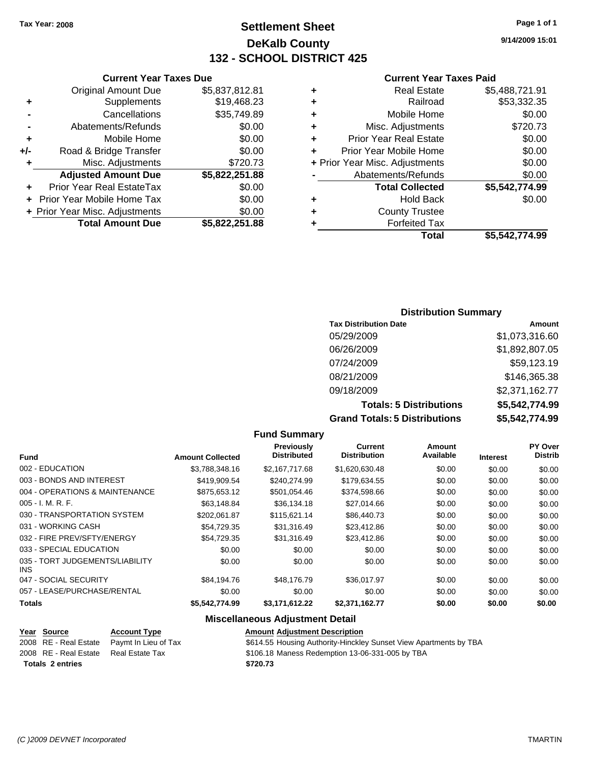Tax Year: 2008

# Settlement Sheet
## DeKalb County
## 132 - SCHOOL DISTRICT 425

9/14/2009 15:01

### Current Year Taxes Due

| | | |
|---|---|---|
| | Original Amount Due | $5,837,812.81 |
| + | Supplements | $19,468.23 |
| - | Cancellations | $35,749.89 |
| - | Abatements/Refunds | $0.00 |
| + | Mobile Home | $0.00 |
| +/- | Road & Bridge Transfer | $0.00 |
| + | Misc. Adjustments | $720.73 |
| | **Adjusted Amount Due** | **$5,822,251.88** |
| + | Prior Year Real EstateTax | $0.00 |
| + | Prior Year Mobile Home Tax | $0.00 |
| + | Prior Year Misc. Adjustments | $0.00 |
| | **Total Amount Due** | **$5,822,251.88** |

### Current Year Taxes Paid

| | | |
|---|---|---|
| + | Real Estate | $5,488,721.91 |
| + | Railroad | $53,332.35 |
| + | Mobile Home | $0.00 |
| + | Misc. Adjustments | $720.73 |
| + | Prior Year Real Estate | $0.00 |
| + | Prior Year Mobile Home | $0.00 |
| + | Prior Year Misc. Adjustments | $0.00 |
| - | Abatements/Refunds | $0.00 |
| | **Total Collected** | **$5,542,774.99** |
| + | Hold Back | $0.00 |
| + | County Trustee | |
| + | Forfeited Tax | |
| | **Total** | **$5,542,774.99** |

### Distribution Summary

| Tax Distribution Date | Amount |
|---|---|
| 05/29/2009 | $1,073,316.60 |
| 06/26/2009 | $1,892,807.05 |
| 07/24/2009 | $59,123.19 |
| 08/21/2009 | $146,365.38 |
| 09/18/2009 | $2,371,162.77 |
| **Totals: 5 Distributions** | **$5,542,774.99** |
| **Grand Totals: 5 Distributions** | **$5,542,774.99** |

### Fund Summary

| Fund | Amount Collected | Previously Distributed | Current Distribution | Amount Available | Interest | PY Over Distrib |
|---|---|---|---|---|---|---|
| 002 - EDUCATION | $3,788,348.16 | $2,167,717.68 | $1,620,630.48 | $0.00 | $0.00 | $0.00 |
| 003 - BONDS AND INTEREST | $419,909.54 | $240,274.99 | $179,634.55 | $0.00 | $0.00 | $0.00 |
| 004 - OPERATIONS & MAINTENANCE | $875,653.12 | $501,054.46 | $374,598.66 | $0.00 | $0.00 | $0.00 |
| 005 - I. M. R. F. | $63,148.84 | $36,134.18 | $27,014.66 | $0.00 | $0.00 | $0.00 |
| 030 - TRANSPORTATION SYSTEM | $202,061.87 | $115,621.14 | $86,440.73 | $0.00 | $0.00 | $0.00 |
| 031 - WORKING CASH | $54,729.35 | $31,316.49 | $23,412.86 | $0.00 | $0.00 | $0.00 |
| 032 - FIRE PREV/SFTY/ENERGY | $54,729.35 | $31,316.49 | $23,412.86 | $0.00 | $0.00 | $0.00 |
| 033 - SPECIAL EDUCATION | $0.00 | $0.00 | $0.00 | $0.00 | $0.00 | $0.00 |
| 035 - TORT JUDGEMENTS/LIABILITY INS | $0.00 | $0.00 | $0.00 | $0.00 | $0.00 | $0.00 |
| 047 - SOCIAL SECURITY | $84,194.76 | $48,176.79 | $36,017.97 | $0.00 | $0.00 | $0.00 |
| 057 - LEASE/PURCHASE/RENTAL | $0.00 | $0.00 | $0.00 | $0.00 | $0.00 | $0.00 |
| **Totals** | **$5,542,774.99** | **$3,171,612.22** | **$2,371,162.77** | **$0.00** | **$0.00** | **$0.00** |

### Miscellaneous Adjustment Detail

| Year | Source | Account Type | Amount | Adjustment Description |
|---|---|---|---|---|
| 2008 | RE - Real Estate | Paymt In Lieu of Tax | $614.55 | Housing Authority-Hinckley Sunset View Apartments by TBA |
| 2008 | RE - Real Estate | Real Estate Tax | $106.18 | Maness Redemption 13-06-331-005 by TBA |
| **Totals 2 entries** | | | **$720.73** | |

(C )2009 DEVNET Incorporated TMARTIN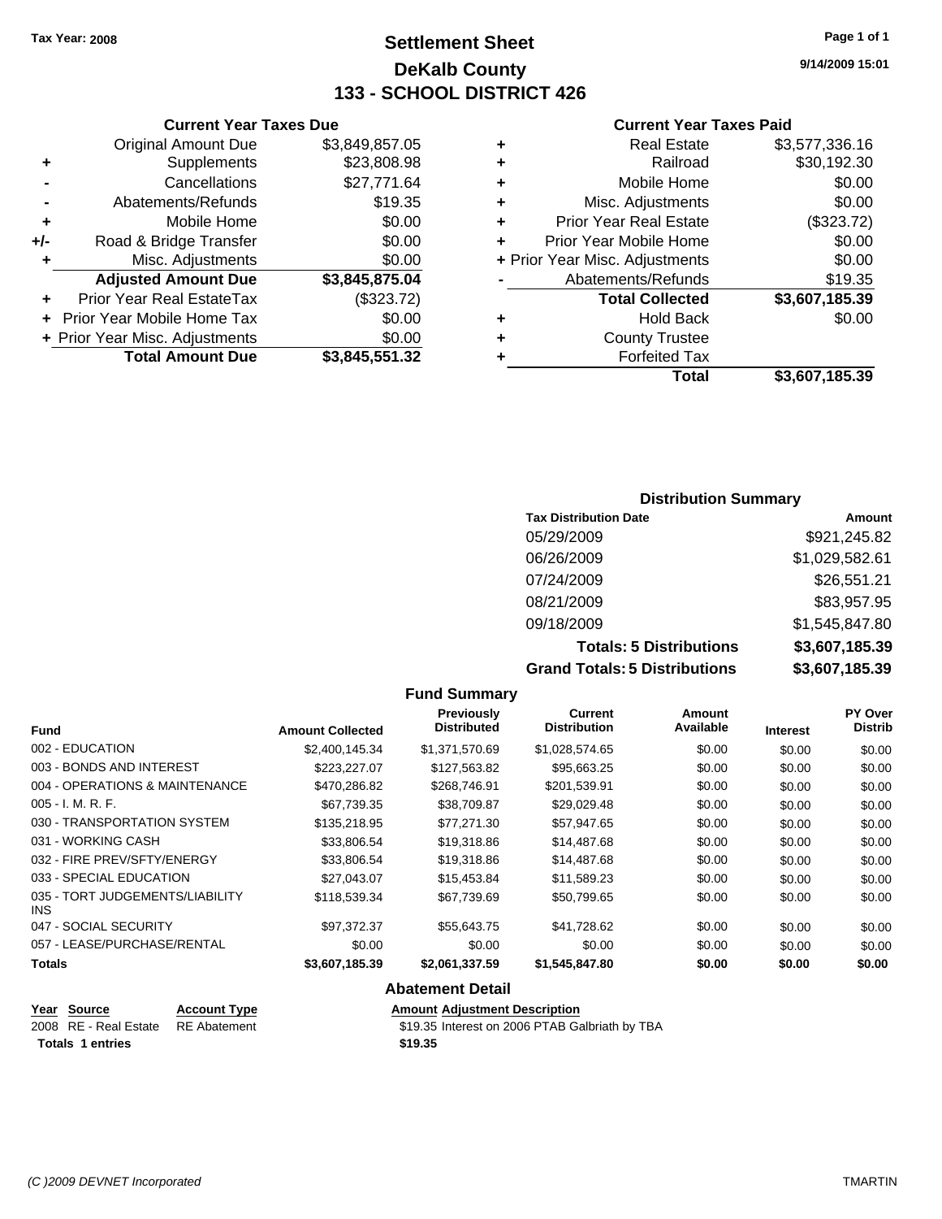Tax Year: 2008

# Settlement Sheet
## DeKalb County
## 133 - SCHOOL DISTRICT 426

9/14/2009 15:01

### Current Year Taxes Due

| | | |
|---|---|---|
| | Original Amount Due | $3,849,857.05 |
| + | Supplements | $23,808.98 |
| - | Cancellations | $27,771.64 |
| - | Abatements/Refunds | $19.35 |
| + | Mobile Home | $0.00 |
| +/- | Road & Bridge Transfer | $0.00 |
| + | Misc. Adjustments | $0.00 |
| | **Adjusted Amount Due** | **$3,845,875.04** |
| + | Prior Year Real EstateTax | ($323.72) |
| + | Prior Year Mobile Home Tax | $0.00 |
| + | Prior Year Misc. Adjustments | $0.00 |
| | **Total Amount Due** | **$3,845,551.32** |

### Current Year Taxes Paid

| | | |
|---|---|---|
| + | Real Estate | $3,577,336.16 |
| + | Railroad | $30,192.30 |
| + | Mobile Home | $0.00 |
| + | Misc. Adjustments | $0.00 |
| + | Prior Year Real Estate | ($323.72) |
| + | Prior Year Mobile Home | $0.00 |
| + | Prior Year Misc. Adjustments | $0.00 |
| - | Abatements/Refunds | $19.35 |
| | **Total Collected** | **$3,607,185.39** |
| + | Hold Back | $0.00 |
| + | County Trustee | |
| + | Forfeited Tax | |
| | **Total** | **$3,607,185.39** |

### Distribution Summary

| Tax Distribution Date | Amount |
|---|---|
| 05/29/2009 | $921,245.82 |
| 06/26/2009 | $1,029,582.61 |
| 07/24/2009 | $26,551.21 |
| 08/21/2009 | $83,957.95 |
| 09/18/2009 | $1,545,847.80 |
| **Totals: 5 Distributions** | **$3,607,185.39** |
| **Grand Totals: 5 Distributions** | **$3,607,185.39** |

### Fund Summary

| Fund | Amount Collected | Previously Distributed | Current Distribution | Amount Available | Interest | PY Over Distrib |
|---|---|---|---|---|---|---|
| 002 - EDUCATION | $2,400,145.34 | $1,371,570.69 | $1,028,574.65 | $0.00 | $0.00 | $0.00 |
| 003 - BONDS AND INTEREST | $223,227.07 | $127,563.82 | $95,663.25 | $0.00 | $0.00 | $0.00 |
| 004 - OPERATIONS & MAINTENANCE | $470,286.82 | $268,746.91 | $201,539.91 | $0.00 | $0.00 | $0.00 |
| 005 - I. M. R. F. | $67,739.35 | $38,709.87 | $29,029.48 | $0.00 | $0.00 | $0.00 |
| 030 - TRANSPORTATION SYSTEM | $135,218.95 | $77,271.30 | $57,947.65 | $0.00 | $0.00 | $0.00 |
| 031 - WORKING CASH | $33,806.54 | $19,318.86 | $14,487.68 | $0.00 | $0.00 | $0.00 |
| 032 - FIRE PREV/SFTY/ENERGY | $33,806.54 | $19,318.86 | $14,487.68 | $0.00 | $0.00 | $0.00 |
| 033 - SPECIAL EDUCATION | $27,043.07 | $15,453.84 | $11,589.23 | $0.00 | $0.00 | $0.00 |
| 035 - TORT JUDGEMENTS/LIABILITY INS | $118,539.34 | $67,739.69 | $50,799.65 | $0.00 | $0.00 | $0.00 |
| 047 - SOCIAL SECURITY | $97,372.37 | $55,643.75 | $41,728.62 | $0.00 | $0.00 | $0.00 |
| 057 - LEASE/PURCHASE/RENTAL | $0.00 | $0.00 | $0.00 | $0.00 | $0.00 | $0.00 |
| **Totals** | **$3,607,185.39** | **$2,061,337.59** | **$1,545,847.80** | **$0.00** | **$0.00** | **$0.00** |

### Abatement Detail

| Year | Source | Account Type | Amount | Adjustment Description |
|---|---|---|---|---|
| 2008 | RE - Real Estate | RE Abatement | $19.35 | Interest on 2006 PTAB Galbriath by TBA |
| **Totals** | **1 entries** | | **$19.35** | |

(C )2009 DEVNET Incorporated

TMARTIN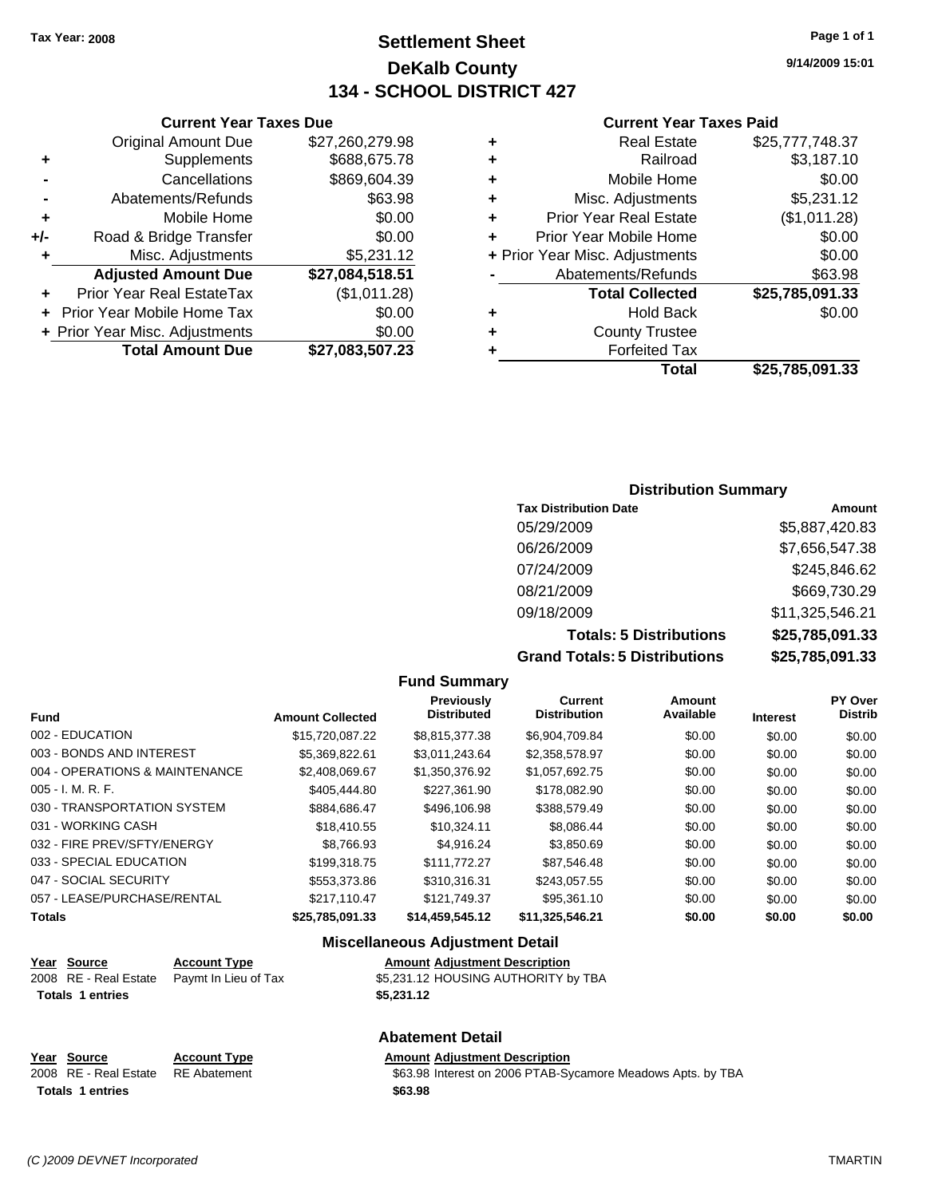**Tax Year: 2008**

# Settlement Sheet
# DeKalb County
# 134 - SCHOOL DISTRICT 427

9/14/2009 15:01

### Current Year Taxes Due

| | | |
|---|---|---|
| | Original Amount Due | $27,260,279.98 |
| + | Supplements | $688,675.78 |
| - | Cancellations | $869,604.39 |
| - | Abatements/Refunds | $63.98 |
| + | Mobile Home | $0.00 |
| +/- | Road & Bridge Transfer | $0.00 |
| + | Misc. Adjustments | $5,231.12 |
| | **Adjusted Amount Due** | **$27,084,518.51** |
| + | Prior Year Real EstateTax | ($1,011.28) |
| + | Prior Year Mobile Home Tax | $0.00 |
| + | Prior Year Misc. Adjustments | $0.00 |
| | **Total Amount Due** | **$27,083,507.23** |

### Current Year Taxes Paid

| | | |
|---|---|---|
| + | Real Estate | $25,777,748.37 |
| + | Railroad | $3,187.10 |
| + | Mobile Home | $0.00 |
| + | Misc. Adjustments | $5,231.12 |
| + | Prior Year Real Estate | ($1,011.28) |
| + | Prior Year Mobile Home | $0.00 |
| + | Prior Year Misc. Adjustments | $0.00 |
| - | Abatements/Refunds | $63.98 |
| | **Total Collected** | **$25,785,091.33** |
| + | Hold Back | $0.00 |
| + | County Trustee | |
| + | Forfeited Tax | |
| | **Total** | **$25,785,091.33** |

### Distribution Summary

| Tax Distribution Date | Amount |
|---|---|
| 05/29/2009 | $5,887,420.83 |
| 06/26/2009 | $7,656,547.38 |
| 07/24/2009 | $245,846.62 |
| 08/21/2009 | $669,730.29 |
| 09/18/2009 | $11,325,546.21 |
| **Totals: 5 Distributions** | **$25,785,091.33** |
| **Grand Totals: 5 Distributions** | **$25,785,091.33** |

### Fund Summary

| Fund | Amount Collected | Previously Distributed | Current Distribution | Amount Available | Interest | PY Over Distrib |
|---|---|---|---|---|---|---|
| 002 - EDUCATION | $15,720,087.22 | $8,815,377.38 | $6,904,709.84 | $0.00 | $0.00 | $0.00 |
| 003 - BONDS AND INTEREST | $5,369,822.61 | $3,011,243.64 | $2,358,578.97 | $0.00 | $0.00 | $0.00 |
| 004 - OPERATIONS & MAINTENANCE | $2,408,069.67 | $1,350,376.92 | $1,057,692.75 | $0.00 | $0.00 | $0.00 |
| 005 - I. M. R. F. | $405,444.80 | $227,361.90 | $178,082.90 | $0.00 | $0.00 | $0.00 |
| 030 - TRANSPORTATION SYSTEM | $884,686.47 | $496,106.98 | $388,579.49 | $0.00 | $0.00 | $0.00 |
| 031 - WORKING CASH | $18,410.55 | $10,324.11 | $8,086.44 | $0.00 | $0.00 | $0.00 |
| 032 - FIRE PREV/SFTY/ENERGY | $8,766.93 | $4,916.24 | $3,850.69 | $0.00 | $0.00 | $0.00 |
| 033 - SPECIAL EDUCATION | $199,318.75 | $111,772.27 | $87,546.48 | $0.00 | $0.00 | $0.00 |
| 047 - SOCIAL SECURITY | $553,373.86 | $310,316.31 | $243,057.55 | $0.00 | $0.00 | $0.00 |
| 057 - LEASE/PURCHASE/RENTAL | $217,110.47 | $121,749.37 | $95,361.10 | $0.00 | $0.00 | $0.00 |
| **Totals** | **$25,785,091.33** | **$14,459,545.12** | **$11,325,546.21** | **$0.00** | **$0.00** | **$0.00** |

### Miscellaneous Adjustment Detail

| Year | Source | Account Type | Amount | Adjustment Description |
|---|---|---|---|---|
| 2008 | RE - Real Estate | Paymt In Lieu of Tax | $5,231.12 | HOUSING AUTHORITY by TBA |
| **Totals 1 entries** | | | **$5,231.12** | |

### Abatement Detail

| Year | Source | Account Type | Amount | Adjustment Description |
|---|---|---|---|---|
| 2008 | RE - Real Estate | RE Abatement | $63.98 | Interest on 2006 PTAB-Sycamore Meadows Apts. by TBA |
| **Totals 1 entries** | | | **$63.98** | |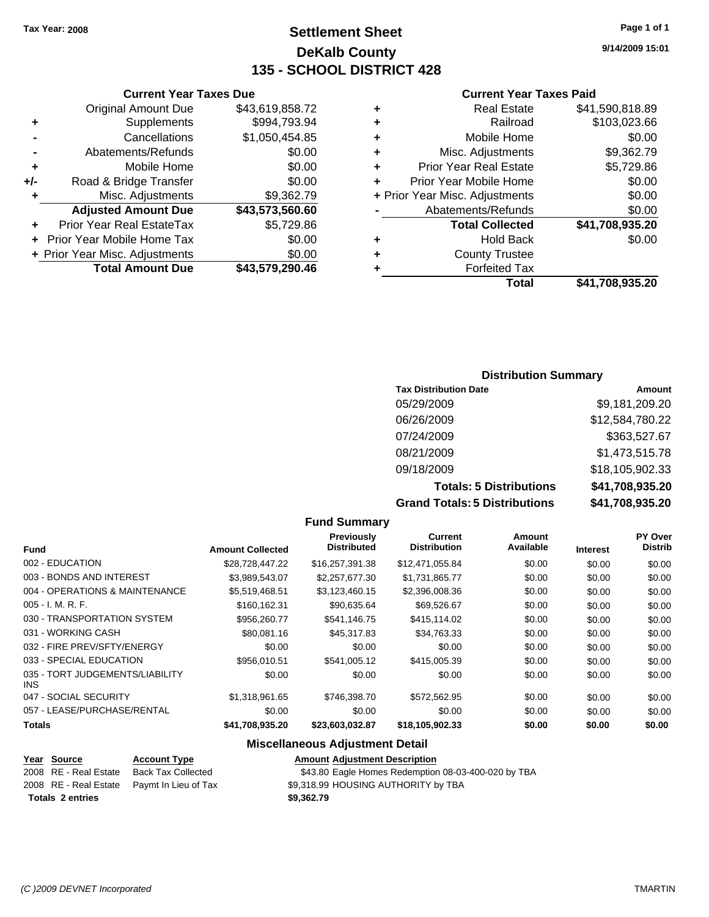Tax Year: 2008

# Settlement Sheet
## DeKalb County
## 135 - SCHOOL DISTRICT 428

9/14/2009 15:01

### Current Year Taxes Due

| | | |
|---|---|---|
| | Original Amount Due | $43,619,858.72 |
| + | Supplements | $994,793.94 |
| - | Cancellations | $1,050,454.85 |
| - | Abatements/Refunds | $0.00 |
| + | Mobile Home | $0.00 |
| +/- | Road & Bridge Transfer | $0.00 |
| + | Misc. Adjustments | $9,362.79 |
| | **Adjusted Amount Due** | **$43,573,560.60** |
| + | Prior Year Real EstateTax | $5,729.86 |
| + | Prior Year Mobile Home Tax | $0.00 |
| + | Prior Year Misc. Adjustments | $0.00 |
| | **Total Amount Due** | **$43,579,290.46** |

### Current Year Taxes Paid

| | | |
|---|---|---|
| + | Real Estate | $41,590,818.89 |
| + | Railroad | $103,023.66 |
| + | Mobile Home | $0.00 |
| + | Misc. Adjustments | $9,362.79 |
| + | Prior Year Real Estate | $5,729.86 |
| + | Prior Year Mobile Home | $0.00 |
| + | Prior Year Misc. Adjustments | $0.00 |
| - | Abatements/Refunds | $0.00 |
| | **Total Collected** | **$41,708,935.20** |
| + | Hold Back | $0.00 |
| + | County Trustee | |
| + | Forfeited Tax | |
| | **Total** | **$41,708,935.20** |

### Distribution Summary

| Tax Distribution Date | Amount |
|---|---|
| 05/29/2009 | $9,181,209.20 |
| 06/26/2009 | $12,584,780.22 |
| 07/24/2009 | $363,527.67 |
| 08/21/2009 | $1,473,515.78 |
| 09/18/2009 | $18,105,902.33 |
| **Totals: 5 Distributions** | **$41,708,935.20** |
| **Grand Totals: 5 Distributions** | **$41,708,935.20** |

### Fund Summary

| Fund | Amount Collected | Previously Distributed | Current Distribution | Amount Available | Interest | PY Over Distrib |
|---|---|---|---|---|---|---|
| 002 - EDUCATION | $28,728,447.22 | $16,257,391.38 | $12,471,055.84 | $0.00 | $0.00 | $0.00 |
| 003 - BONDS AND INTEREST | $3,989,543.07 | $2,257,677.30 | $1,731,865.77 | $0.00 | $0.00 | $0.00 |
| 004 - OPERATIONS & MAINTENANCE | $5,519,468.51 | $3,123,460.15 | $2,396,008.36 | $0.00 | $0.00 | $0.00 |
| 005 - I. M. R. F. | $160,162.31 | $90,635.64 | $69,526.67 | $0.00 | $0.00 | $0.00 |
| 030 - TRANSPORTATION SYSTEM | $956,260.77 | $541,146.75 | $415,114.02 | $0.00 | $0.00 | $0.00 |
| 031 - WORKING CASH | $80,081.16 | $45,317.83 | $34,763.33 | $0.00 | $0.00 | $0.00 |
| 032 - FIRE PREV/SFTY/ENERGY | $0.00 | $0.00 | $0.00 | $0.00 | $0.00 | $0.00 |
| 033 - SPECIAL EDUCATION | $956,010.51 | $541,005.12 | $415,005.39 | $0.00 | $0.00 | $0.00 |
| 035 - TORT JUDGEMENTS/LIABILITY INS | $0.00 | $0.00 | $0.00 | $0.00 | $0.00 | $0.00 |
| 047 - SOCIAL SECURITY | $1,318,961.65 | $746,398.70 | $572,562.95 | $0.00 | $0.00 | $0.00 |
| 057 - LEASE/PURCHASE/RENTAL | $0.00 | $0.00 | $0.00 | $0.00 | $0.00 | $0.00 |
| **Totals** | **$41,708,935.20** | **$23,603,032.87** | **$18,105,902.33** | **$0.00** | **$0.00** | **$0.00** |

### Miscellaneous Adjustment Detail

| Year | Source | Account Type | Amount | Adjustment Description |
|---|---|---|---|---|
| 2008 | RE - Real Estate | Back Tax Collected | $43.80 | Eagle Homes Redemption 08-03-400-020 by TBA |
| 2008 | RE - Real Estate | Paymt In Lieu of Tax | $9,318.99 | HOUSING AUTHORITY by TBA |
| **Totals 2 entries** | | | **$9,362.79** | |

(C )2009 DEVNET Incorporated TMARTIN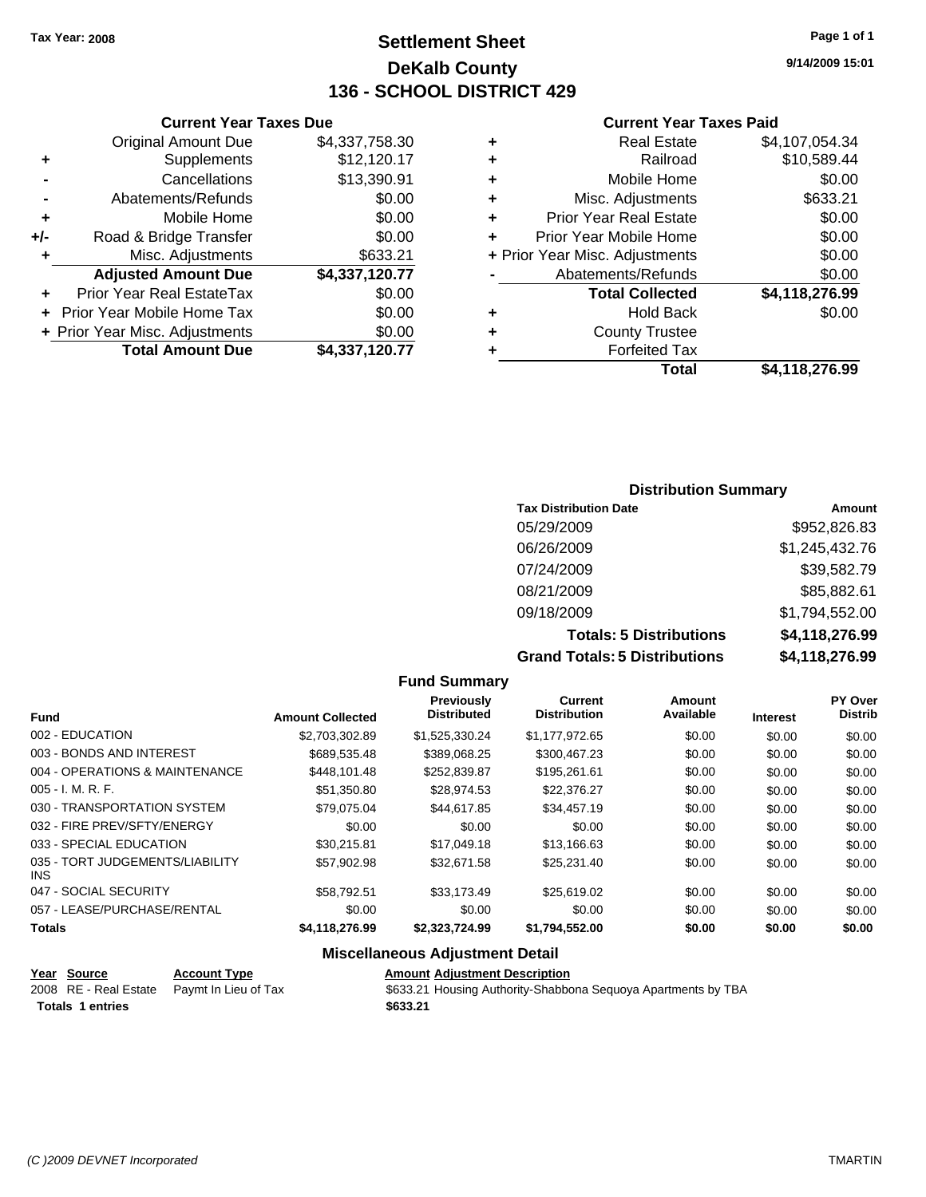Tax Year: 2008

# Settlement Sheet
## DeKalb County
## 136 - SCHOOL DISTRICT 429

9/14/2009 15:01

### Current Year Taxes Due

| | | |
|---|---|---|
| | Original Amount Due | $4,337,758.30 |
| + | Supplements | $12,120.17 |
| - | Cancellations | $13,390.91 |
| - | Abatements/Refunds | $0.00 |
| + | Mobile Home | $0.00 |
| +/- | Road & Bridge Transfer | $0.00 |
| + | Misc. Adjustments | $633.21 |
| | **Adjusted Amount Due** | **$4,337,120.77** |
| + | Prior Year Real EstateTax | $0.00 |
| + | Prior Year Mobile Home Tax | $0.00 |
| + | Prior Year Misc. Adjustments | $0.00 |
| | **Total Amount Due** | **$4,337,120.77** |

### Current Year Taxes Paid

| | | |
|---|---|---|
| + | Real Estate | $4,107,054.34 |
| + | Railroad | $10,589.44 |
| + | Mobile Home | $0.00 |
| + | Misc. Adjustments | $633.21 |
| + | Prior Year Real Estate | $0.00 |
| + | Prior Year Mobile Home | $0.00 |
| + | Prior Year Misc. Adjustments | $0.00 |
| - | Abatements/Refunds | $0.00 |
| | **Total Collected** | **$4,118,276.99** |
| + | Hold Back | $0.00 |
| + | County Trustee | |
| + | Forfeited Tax | |
| | **Total** | **$4,118,276.99** |

### Distribution Summary

| Tax Distribution Date | Amount |
|---|---|
| 05/29/2009 | $952,826.83 |
| 06/26/2009 | $1,245,432.76 |
| 07/24/2009 | $39,582.79 |
| 08/21/2009 | $85,882.61 |
| 09/18/2009 | $1,794,552.00 |
| **Totals: 5 Distributions** | **$4,118,276.99** |
| **Grand Totals: 5 Distributions** | **$4,118,276.99** |

### Fund Summary

| Fund | Amount Collected | Previously Distributed | Current Distribution | Amount Available | Interest | PY Over Distrib |
|---|---|---|---|---|---|---|
| 002 - EDUCATION | $2,703,302.89 | $1,525,330.24 | $1,177,972.65 | $0.00 | $0.00 | $0.00 |
| 003 - BONDS AND INTEREST | $689,535.48 | $389,068.25 | $300,467.23 | $0.00 | $0.00 | $0.00 |
| 004 - OPERATIONS & MAINTENANCE | $448,101.48 | $252,839.87 | $195,261.61 | $0.00 | $0.00 | $0.00 |
| 005 - I. M. R. F. | $51,350.80 | $28,974.53 | $22,376.27 | $0.00 | $0.00 | $0.00 |
| 030 - TRANSPORTATION SYSTEM | $79,075.04 | $44,617.85 | $34,457.19 | $0.00 | $0.00 | $0.00 |
| 032 - FIRE PREV/SFTY/ENERGY | $0.00 | $0.00 | $0.00 | $0.00 | $0.00 | $0.00 |
| 033 - SPECIAL EDUCATION | $30,215.81 | $17,049.18 | $13,166.63 | $0.00 | $0.00 | $0.00 |
| 035 - TORT JUDGEMENTS/LIABILITY INS | $57,902.98 | $32,671.58 | $25,231.40 | $0.00 | $0.00 | $0.00 |
| 047 - SOCIAL SECURITY | $58,792.51 | $33,173.49 | $25,619.02 | $0.00 | $0.00 | $0.00 |
| 057 - LEASE/PURCHASE/RENTAL | $0.00 | $0.00 | $0.00 | $0.00 | $0.00 | $0.00 |
| **Totals** | **$4,118,276.99** | **$2,323,724.99** | **$1,794,552.00** | **$0.00** | **$0.00** | **$0.00** |

### Miscellaneous Adjustment Detail

| Year | Source | Account Type | Amount | Adjustment Description |
|---|---|---|---|---|
| 2008 | RE - Real Estate | Paymt In Lieu of Tax | $633.21 | Housing Authority-Shabbona Sequoya Apartments by TBA |
| **Totals 1 entries** | | | **$633.21** | |

(C )2009 DEVNET Incorporated — TMARTIN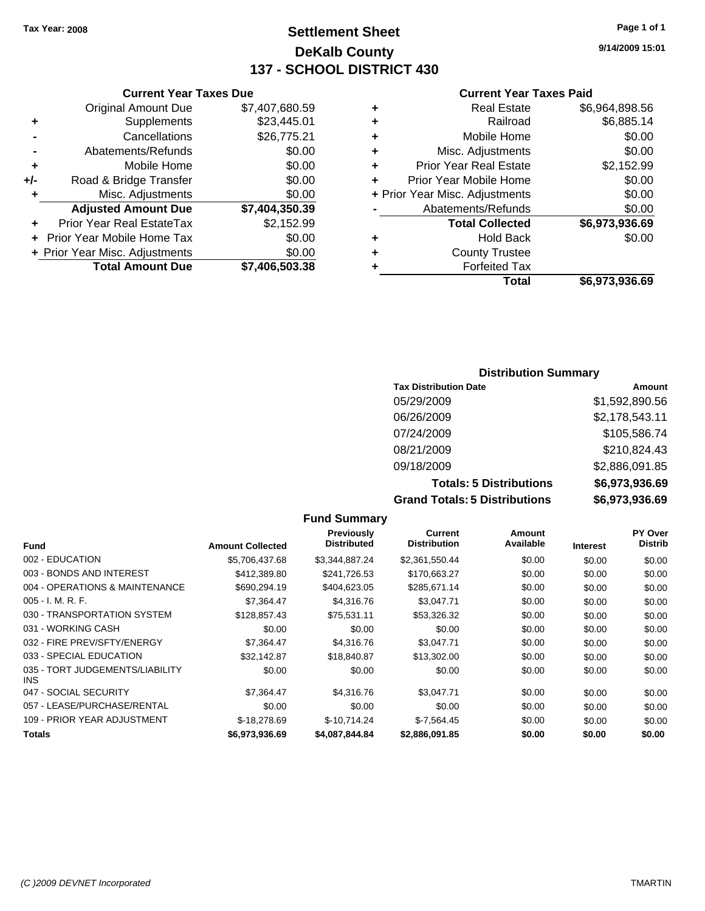Tax Year: 2008

# Settlement Sheet
## DeKalb County
## 137 - SCHOOL DISTRICT 430

9/14/2009 15:01

### Current Year Taxes Due

| | | |
|---|---|---|
| | Original Amount Due | $7,407,680.59 |
| + | Supplements | $23,445.01 |
| - | Cancellations | $26,775.21 |
| - | Abatements/Refunds | $0.00 |
| + | Mobile Home | $0.00 |
| +/- | Road & Bridge Transfer | $0.00 |
| + | Misc. Adjustments | $0.00 |
| | **Adjusted Amount Due** | **$7,404,350.39** |
| + | Prior Year Real EstateTax | $2,152.99 |
| + | Prior Year Mobile Home Tax | $0.00 |
| + | Prior Year Misc. Adjustments | $0.00 |
| | **Total Amount Due** | **$7,406,503.38** |

### Current Year Taxes Paid

| | | |
|---|---|---|
| + | Real Estate | $6,964,898.56 |
| + | Railroad | $6,885.14 |
| + | Mobile Home | $0.00 |
| + | Misc. Adjustments | $0.00 |
| + | Prior Year Real Estate | $2,152.99 |
| + | Prior Year Mobile Home | $0.00 |
| + | Prior Year Misc. Adjustments | $0.00 |
| - | Abatements/Refunds | $0.00 |
| | **Total Collected** | **$6,973,936.69** |
| + | Hold Back | $0.00 |
| + | County Trustee | |
| + | Forfeited Tax | |
| | **Total** | **$6,973,936.69** |

### Distribution Summary

| Tax Distribution Date | Amount |
|---|---|
| 05/29/2009 | $1,592,890.56 |
| 06/26/2009 | $2,178,543.11 |
| 07/24/2009 | $105,586.74 |
| 08/21/2009 | $210,824.43 |
| 09/18/2009 | $2,886,091.85 |
| **Totals: 5 Distributions** | **$6,973,936.69** |
| **Grand Totals: 5 Distributions** | **$6,973,936.69** |

### Fund Summary

| Fund | Amount Collected | Previously Distributed | Current Distribution | Amount Available | Interest | PY Over Distrib |
|---|---|---|---|---|---|---|
| 002 - EDUCATION | $5,706,437.68 | $3,344,887.24 | $2,361,550.44 | $0.00 | $0.00 | $0.00 |
| 003 - BONDS AND INTEREST | $412,389.80 | $241,726.53 | $170,663.27 | $0.00 | $0.00 | $0.00 |
| 004 - OPERATIONS & MAINTENANCE | $690,294.19 | $404,623.05 | $285,671.14 | $0.00 | $0.00 | $0.00 |
| 005 - I. M. R. F. | $7,364.47 | $4,316.76 | $3,047.71 | $0.00 | $0.00 | $0.00 |
| 030 - TRANSPORTATION SYSTEM | $128,857.43 | $75,531.11 | $53,326.32 | $0.00 | $0.00 | $0.00 |
| 031 - WORKING CASH | $0.00 | $0.00 | $0.00 | $0.00 | $0.00 | $0.00 |
| 032 - FIRE PREV/SFTY/ENERGY | $7,364.47 | $4,316.76 | $3,047.71 | $0.00 | $0.00 | $0.00 |
| 033 - SPECIAL EDUCATION | $32,142.87 | $18,840.87 | $13,302.00 | $0.00 | $0.00 | $0.00 |
| 035 - TORT JUDGEMENTS/LIABILITY INS | $0.00 | $0.00 | $0.00 | $0.00 | $0.00 | $0.00 |
| 047 - SOCIAL SECURITY | $7,364.47 | $4,316.76 | $3,047.71 | $0.00 | $0.00 | $0.00 |
| 057 - LEASE/PURCHASE/RENTAL | $0.00 | $0.00 | $0.00 | $0.00 | $0.00 | $0.00 |
| 109 - PRIOR YEAR ADJUSTMENT | $-18,278.69 | $-10,714.24 | $-7,564.45 | $0.00 | $0.00 | $0.00 |
| **Totals** | **$6,973,936.69** | **$4,087,844.84** | **$2,886,091.85** | **$0.00** | **$0.00** | **$0.00** |

(C )2009 DEVNET Incorporated — TMARTIN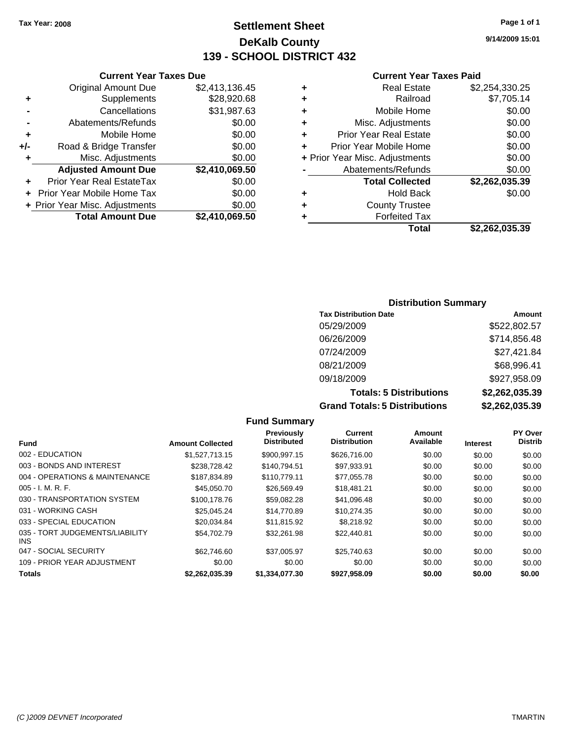Tax Year: 2008

# Settlement Sheet
## DeKalb County
## 139 - SCHOOL DISTRICT 432

9/14/2009 15:01

### Current Year Taxes Due

| | | |
|---|---|---|
| | Original Amount Due | $2,413,136.45 |
| + | Supplements | $28,920.68 |
| - | Cancellations | $31,987.63 |
| - | Abatements/Refunds | $0.00 |
| + | Mobile Home | $0.00 |
| +/- | Road & Bridge Transfer | $0.00 |
| + | Misc. Adjustments | $0.00 |
| | **Adjusted Amount Due** | **$2,410,069.50** |
| + | Prior Year Real EstateTax | $0.00 |
| + | Prior Year Mobile Home Tax | $0.00 |
| + | Prior Year Misc. Adjustments | $0.00 |
| | **Total Amount Due** | **$2,410,069.50** |

### Current Year Taxes Paid

| | | |
|---|---|---|
| + | Real Estate | $2,254,330.25 |
| + | Railroad | $7,705.14 |
| + | Mobile Home | $0.00 |
| + | Misc. Adjustments | $0.00 |
| + | Prior Year Real Estate | $0.00 |
| + | Prior Year Mobile Home | $0.00 |
| + | Prior Year Misc. Adjustments | $0.00 |
| - | Abatements/Refunds | $0.00 |
| | **Total Collected** | **$2,262,035.39** |
| + | Hold Back | $0.00 |
| + | County Trustee | |
| + | Forfeited Tax | |
| | **Total** | **$2,262,035.39** |

### Distribution Summary

| Tax Distribution Date | Amount |
|---|---|
| 05/29/2009 | $522,802.57 |
| 06/26/2009 | $714,856.48 |
| 07/24/2009 | $27,421.84 |
| 08/21/2009 | $68,996.41 |
| 09/18/2009 | $927,958.09 |
| **Totals: 5 Distributions** | **$2,262,035.39** |
| **Grand Totals: 5 Distributions** | **$2,262,035.39** |

### Fund Summary

| Fund | Amount Collected | Previously Distributed | Current Distribution | Amount Available | Interest | PY Over Distrib |
|---|---|---|---|---|---|---|
| 002 - EDUCATION | $1,527,713.15 | $900,997.15 | $626,716.00 | $0.00 | $0.00 | $0.00 |
| 003 - BONDS AND INTEREST | $238,728.42 | $140,794.51 | $97,933.91 | $0.00 | $0.00 | $0.00 |
| 004 - OPERATIONS & MAINTENANCE | $187,834.89 | $110,779.11 | $77,055.78 | $0.00 | $0.00 | $0.00 |
| 005 - I. M. R. F. | $45,050.70 | $26,569.49 | $18,481.21 | $0.00 | $0.00 | $0.00 |
| 030 - TRANSPORTATION SYSTEM | $100,178.76 | $59,082.28 | $41,096.48 | $0.00 | $0.00 | $0.00 |
| 031 - WORKING CASH | $25,045.24 | $14,770.89 | $10,274.35 | $0.00 | $0.00 | $0.00 |
| 033 - SPECIAL EDUCATION | $20,034.84 | $11,815.92 | $8,218.92 | $0.00 | $0.00 | $0.00 |
| 035 - TORT JUDGEMENTS/LIABILITY INS | $54,702.79 | $32,261.98 | $22,440.81 | $0.00 | $0.00 | $0.00 |
| 047 - SOCIAL SECURITY | $62,746.60 | $37,005.97 | $25,740.63 | $0.00 | $0.00 | $0.00 |
| 109 - PRIOR YEAR ADJUSTMENT | $0.00 | $0.00 | $0.00 | $0.00 | $0.00 | $0.00 |
| **Totals** | **$2,262,035.39** | **$1,334,077.30** | **$927,958.09** | **$0.00** | **$0.00** | **$0.00** |

(C )2009 DEVNET Incorporated TMARTIN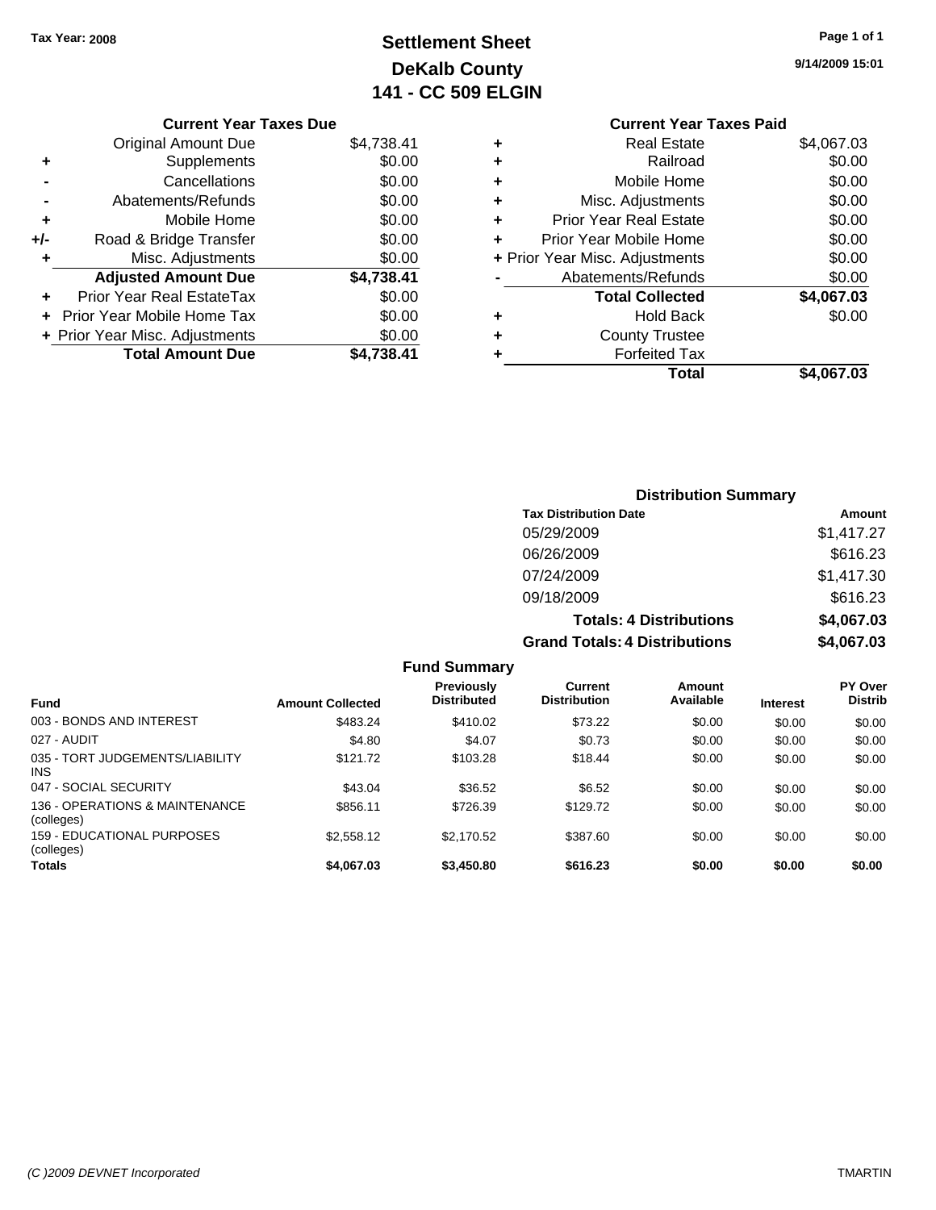Tax Year: 2008

# Settlement Sheet
## DeKalb County
## 141 - CC 509 ELGIN

9/14/2009 15:01

### Current Year Taxes Due

| | | |
|---|---|---|
| | Original Amount Due | $4,738.41 |
| + | Supplements | $0.00 |
| - | Cancellations | $0.00 |
| - | Abatements/Refunds | $0.00 |
| + | Mobile Home | $0.00 |
| +/- | Road & Bridge Transfer | $0.00 |
| + | Misc. Adjustments | $0.00 |
| | **Adjusted Amount Due** | **$4,738.41** |
| + | Prior Year Real EstateTax | $0.00 |
| + | Prior Year Mobile Home Tax | $0.00 |
| + | Prior Year Misc. Adjustments | $0.00 |
| | **Total Amount Due** | **$4,738.41** |

### Current Year Taxes Paid

| | | |
|---|---|---|
| + | Real Estate | $4,067.03 |
| + | Railroad | $0.00 |
| + | Mobile Home | $0.00 |
| + | Misc. Adjustments | $0.00 |
| + | Prior Year Real Estate | $0.00 |
| + | Prior Year Mobile Home | $0.00 |
| + | Prior Year Misc. Adjustments | $0.00 |
| - | Abatements/Refunds | $0.00 |
| | **Total Collected** | **$4,067.03** |
| + | Hold Back | $0.00 |
| + | County Trustee | |
| + | Forfeited Tax | |
| | **Total** | **$4,067.03** |

### Distribution Summary

| Tax Distribution Date | Amount |
|---|---|
| 05/29/2009 | $1,417.27 |
| 06/26/2009 | $616.23 |
| 07/24/2009 | $1,417.30 |
| 09/18/2009 | $616.23 |
| **Totals: 4 Distributions** | **$4,067.03** |
| **Grand Totals: 4 Distributions** | **$4,067.03** |

### Fund Summary

| Fund | Amount Collected | Previously Distributed | Current Distribution | Amount Available | Interest | PY Over Distrib |
|---|---|---|---|---|---|---|
| 003 - BONDS AND INTEREST | $483.24 | $410.02 | $73.22 | $0.00 | $0.00 | $0.00 |
| 027 - AUDIT | $4.80 | $4.07 | $0.73 | $0.00 | $0.00 | $0.00 |
| 035 - TORT JUDGEMENTS/LIABILITY INS | $121.72 | $103.28 | $18.44 | $0.00 | $0.00 | $0.00 |
| 047 - SOCIAL SECURITY | $43.04 | $36.52 | $6.52 | $0.00 | $0.00 | $0.00 |
| 136 - OPERATIONS & MAINTENANCE (colleges) | $856.11 | $726.39 | $129.72 | $0.00 | $0.00 | $0.00 |
| 159 - EDUCATIONAL PURPOSES (colleges) | $2,558.12 | $2,170.52 | $387.60 | $0.00 | $0.00 | $0.00 |
| **Totals** | **$4,067.03** | **$3,450.80** | **$616.23** | **$0.00** | **$0.00** | **$0.00** |

(C )2009 DEVNET Incorporated — TMARTIN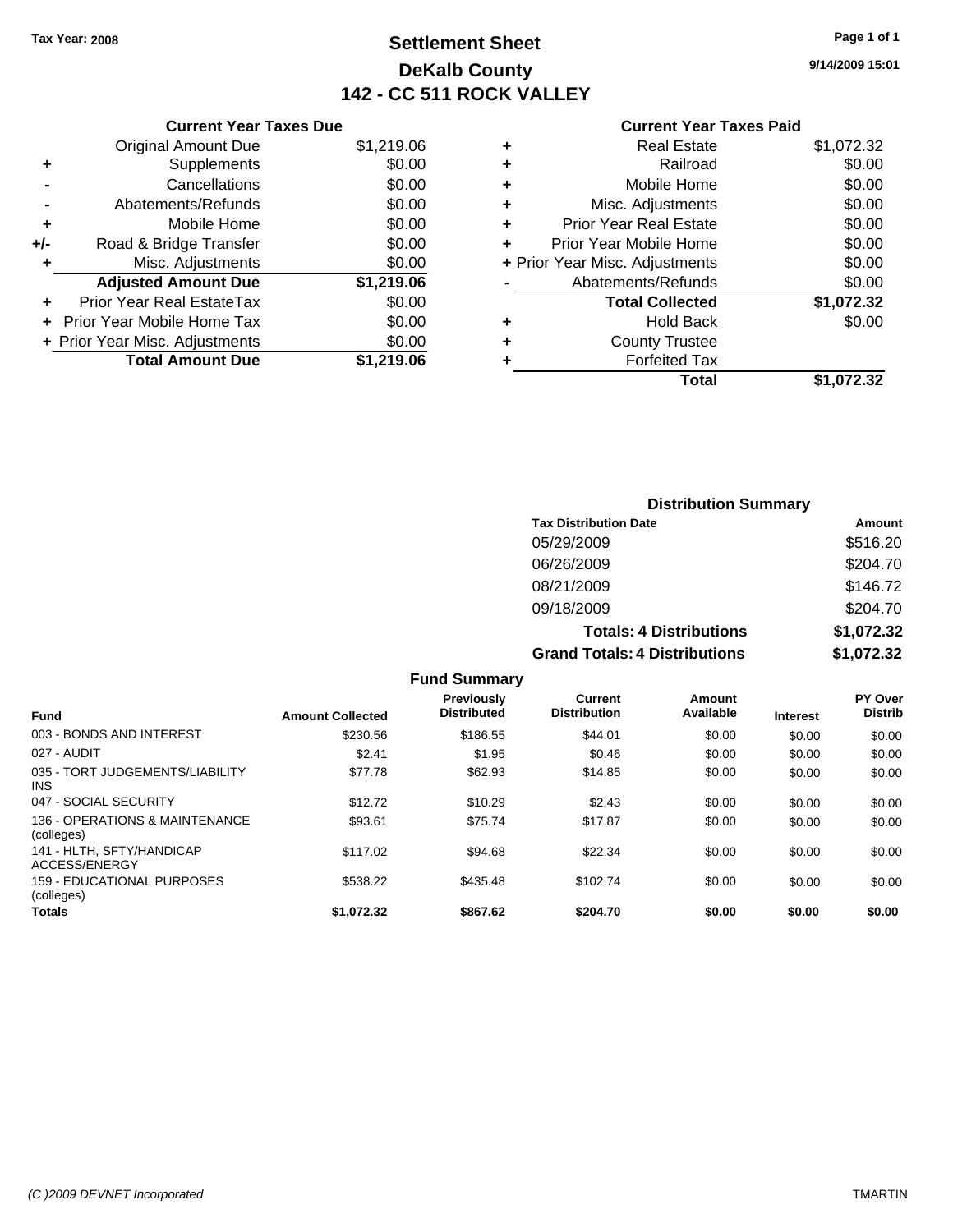Tax Year: 2008

# Settlement Sheet
## DeKalb County
## 142 - CC 511 ROCK VALLEY

9/14/2009 15:01

### Current Year Taxes Due

| | | |
|---|---|---|
| | Original Amount Due | $1,219.06 |
| + | Supplements | $0.00 |
| - | Cancellations | $0.00 |
| - | Abatements/Refunds | $0.00 |
| + | Mobile Home | $0.00 |
| +/- | Road & Bridge Transfer | $0.00 |
| + | Misc. Adjustments | $0.00 |
| | **Adjusted Amount Due** | **$1,219.06** |
| + | Prior Year Real EstateTax | $0.00 |
| + | Prior Year Mobile Home Tax | $0.00 |
| + | Prior Year Misc. Adjustments | $0.00 |
| | **Total Amount Due** | **$1,219.06** |

### Current Year Taxes Paid

| | | |
|---|---|---|
| + | Real Estate | $1,072.32 |
| + | Railroad | $0.00 |
| + | Mobile Home | $0.00 |
| + | Misc. Adjustments | $0.00 |
| + | Prior Year Real Estate | $0.00 |
| + | Prior Year Mobile Home | $0.00 |
| + | Prior Year Misc. Adjustments | $0.00 |
| - | Abatements/Refunds | $0.00 |
| | **Total Collected** | **$1,072.32** |
| + | Hold Back | $0.00 |
| + | County Trustee | |
| + | Forfeited Tax | |
| | **Total** | **$1,072.32** |

### Distribution Summary

| Tax Distribution Date | Amount |
|---|---|
| 05/29/2009 | $516.20 |
| 06/26/2009 | $204.70 |
| 08/21/2009 | $146.72 |
| 09/18/2009 | $204.70 |
| **Totals: 4 Distributions** | **$1,072.32** |
| **Grand Totals: 4 Distributions** | **$1,072.32** |

### Fund Summary

| Fund | Amount Collected | Previously Distributed | Current Distribution | Amount Available | Interest | PY Over Distrib |
|---|---|---|---|---|---|---|
| 003 - BONDS AND INTEREST | $230.56 | $186.55 | $44.01 | $0.00 | $0.00 | $0.00 |
| 027 - AUDIT | $2.41 | $1.95 | $0.46 | $0.00 | $0.00 | $0.00 |
| 035 - TORT JUDGEMENTS/LIABILITY INS | $77.78 | $62.93 | $14.85 | $0.00 | $0.00 | $0.00 |
| 047 - SOCIAL SECURITY | $12.72 | $10.29 | $2.43 | $0.00 | $0.00 | $0.00 |
| 136 - OPERATIONS & MAINTENANCE (colleges) | $93.61 | $75.74 | $17.87 | $0.00 | $0.00 | $0.00 |
| 141 - HLTH, SFTY/HANDICAP ACCESS/ENERGY | $117.02 | $94.68 | $22.34 | $0.00 | $0.00 | $0.00 |
| 159 - EDUCATIONAL PURPOSES (colleges) | $538.22 | $435.48 | $102.74 | $0.00 | $0.00 | $0.00 |
| **Totals** | **$1,072.32** | **$867.62** | **$204.70** | **$0.00** | **$0.00** | **$0.00** |

(C )2009 DEVNET Incorporated — TMARTIN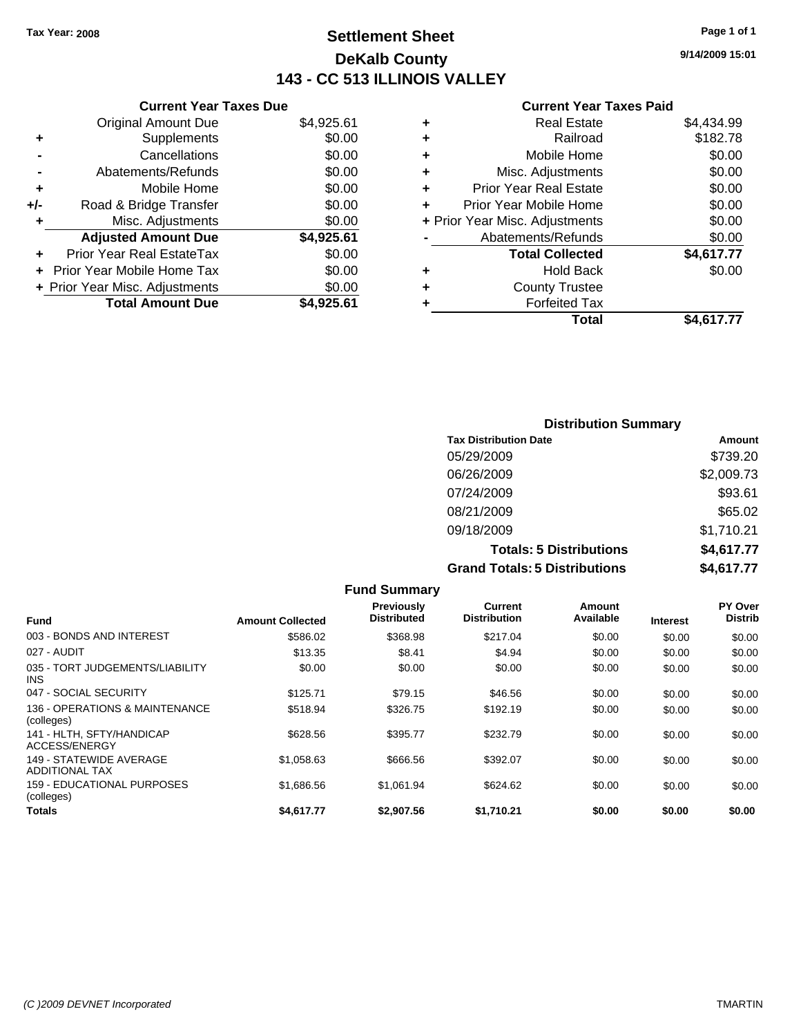**Tax Year: 2008**

# Settlement Sheet
## DeKalb County
## 143 - CC 513 ILLINOIS VALLEY

9/14/2009 15:01

### Current Year Taxes Due

| | | |
|---|---|---|
| | Original Amount Due | $4,925.61 |
| + | Supplements | $0.00 |
| - | Cancellations | $0.00 |
| - | Abatements/Refunds | $0.00 |
| + | Mobile Home | $0.00 |
| +/- | Road & Bridge Transfer | $0.00 |
| + | Misc. Adjustments | $0.00 |
| | **Adjusted Amount Due** | **$4,925.61** |
| + | Prior Year Real EstateTax | $0.00 |
| + | Prior Year Mobile Home Tax | $0.00 |
| + | Prior Year Misc. Adjustments | $0.00 |
| | **Total Amount Due** | **$4,925.61** |

### Current Year Taxes Paid

| | | |
|---|---|---|
| + | Real Estate | $4,434.99 |
| + | Railroad | $182.78 |
| + | Mobile Home | $0.00 |
| + | Misc. Adjustments | $0.00 |
| + | Prior Year Real Estate | $0.00 |
| + | Prior Year Mobile Home | $0.00 |
| + | Prior Year Misc. Adjustments | $0.00 |
| - | Abatements/Refunds | $0.00 |
| | **Total Collected** | **$4,617.77** |
| + | Hold Back | $0.00 |
| + | County Trustee | |
| + | Forfeited Tax | |
| | **Total** | **$4,617.77** |

### Distribution Summary

| Tax Distribution Date | Amount |
|---|---|
| 05/29/2009 | $739.20 |
| 06/26/2009 | $2,009.73 |
| 07/24/2009 | $93.61 |
| 08/21/2009 | $65.02 |
| 09/18/2009 | $1,710.21 |
| **Totals: 5 Distributions** | **$4,617.77** |
| **Grand Totals: 5 Distributions** | **$4,617.77** |

### Fund Summary

| Fund | Amount Collected | Previously Distributed | Current Distribution | Amount Available | Interest | PY Over Distrib |
|---|---|---|---|---|---|---|
| 003 - BONDS AND INTEREST | $586.02 | $368.98 | $217.04 | $0.00 | $0.00 | $0.00 |
| 027 - AUDIT | $13.35 | $8.41 | $4.94 | $0.00 | $0.00 | $0.00 |
| 035 - TORT JUDGEMENTS/LIABILITY INS | $0.00 | $0.00 | $0.00 | $0.00 | $0.00 | $0.00 |
| 047 - SOCIAL SECURITY | $125.71 | $79.15 | $46.56 | $0.00 | $0.00 | $0.00 |
| 136 - OPERATIONS & MAINTENANCE (colleges) | $518.94 | $326.75 | $192.19 | $0.00 | $0.00 | $0.00 |
| 141 - HLTH, SFTY/HANDICAP ACCESS/ENERGY | $628.56 | $395.77 | $232.79 | $0.00 | $0.00 | $0.00 |
| 149 - STATEWIDE AVERAGE ADDITIONAL TAX | $1,058.63 | $666.56 | $392.07 | $0.00 | $0.00 | $0.00 |
| 159 - EDUCATIONAL PURPOSES (colleges) | $1,686.56 | $1,061.94 | $624.62 | $0.00 | $0.00 | $0.00 |
| **Totals** | **$4,617.77** | **$2,907.56** | **$1,710.21** | **$0.00** | **$0.00** | **$0.00** |

(C )2009 DEVNET Incorporated — TMARTIN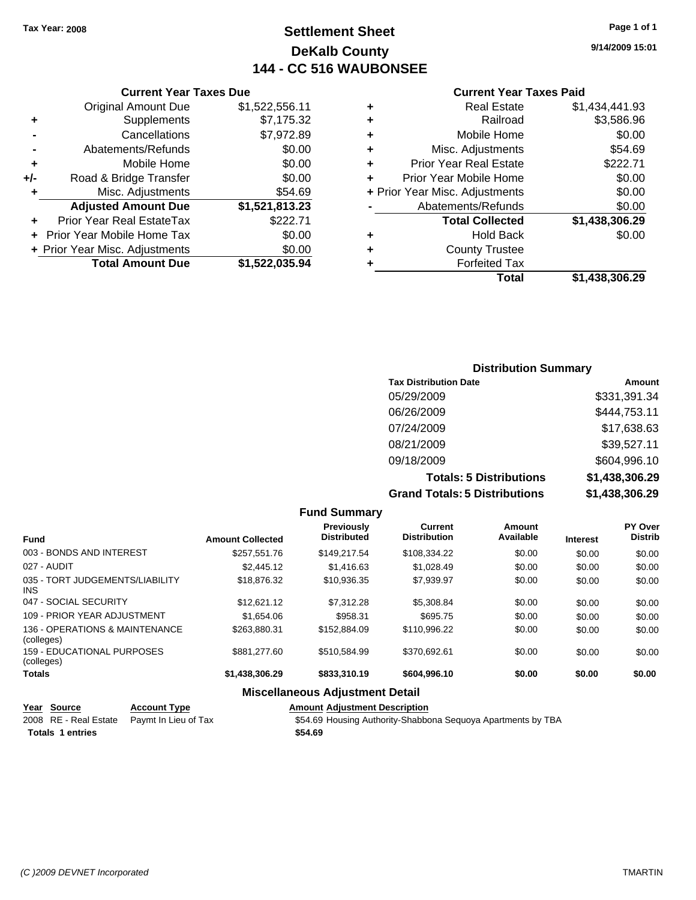Tax Year: 2008

# Settlement Sheet
## DeKalb County
## 144 - CC 516 WAUBONSEE

9/14/2009 15:01

### Current Year Taxes Due

| | | |
|---|---|---|
| | Original Amount Due | $1,522,556.11 |
| + | Supplements | $7,175.32 |
| - | Cancellations | $7,972.89 |
| - | Abatements/Refunds | $0.00 |
| + | Mobile Home | $0.00 |
| +/- | Road & Bridge Transfer | $0.00 |
| + | Misc. Adjustments | $54.69 |
| | **Adjusted Amount Due** | **$1,521,813.23** |
| + | Prior Year Real EstateTax | $222.71 |
| + | Prior Year Mobile Home Tax | $0.00 |
| + | Prior Year Misc. Adjustments | $0.00 |
| | **Total Amount Due** | **$1,522,035.94** |

### Current Year Taxes Paid

| | | |
|---|---|---|
| + | Real Estate | $1,434,441.93 |
| + | Railroad | $3,586.96 |
| + | Mobile Home | $0.00 |
| + | Misc. Adjustments | $54.69 |
| + | Prior Year Real Estate | $222.71 |
| + | Prior Year Mobile Home | $0.00 |
| + | Prior Year Misc. Adjustments | $0.00 |
| - | Abatements/Refunds | $0.00 |
| | **Total Collected** | **$1,438,306.29** |
| + | Hold Back | $0.00 |
| + | County Trustee | |
| + | Forfeited Tax | |
| | **Total** | **$1,438,306.29** |

### Distribution Summary

| Tax Distribution Date | Amount |
|---|---|
| 05/29/2009 | $331,391.34 |
| 06/26/2009 | $444,753.11 |
| 07/24/2009 | $17,638.63 |
| 08/21/2009 | $39,527.11 |
| 09/18/2009 | $604,996.10 |
| **Totals: 5 Distributions** | **$1,438,306.29** |
| **Grand Totals: 5 Distributions** | **$1,438,306.29** |

### Fund Summary

| Fund | Amount Collected | Previously Distributed | Current Distribution | Amount Available | Interest | PY Over Distrib |
|---|---|---|---|---|---|---|
| 003 - BONDS AND INTEREST | $257,551.76 | $149,217.54 | $108,334.22 | $0.00 | $0.00 | $0.00 |
| 027 - AUDIT | $2,445.12 | $1,416.63 | $1,028.49 | $0.00 | $0.00 | $0.00 |
| 035 - TORT JUDGEMENTS/LIABILITY INS | $18,876.32 | $10,936.35 | $7,939.97 | $0.00 | $0.00 | $0.00 |
| 047 - SOCIAL SECURITY | $12,621.12 | $7,312.28 | $5,308.84 | $0.00 | $0.00 | $0.00 |
| 109 - PRIOR YEAR ADJUSTMENT | $1,654.06 | $958.31 | $695.75 | $0.00 | $0.00 | $0.00 |
| 136 - OPERATIONS & MAINTENANCE (colleges) | $263,880.31 | $152,884.09 | $110,996.22 | $0.00 | $0.00 | $0.00 |
| 159 - EDUCATIONAL PURPOSES (colleges) | $881,277.60 | $510,584.99 | $370,692.61 | $0.00 | $0.00 | $0.00 |
| **Totals** | **$1,438,306.29** | **$833,310.19** | **$604,996.10** | **$0.00** | **$0.00** | **$0.00** |

### Miscellaneous Adjustment Detail

| Year | Source | Account Type | Amount | Adjustment Description |
|---|---|---|---|---|
| 2008 | RE - Real Estate | Paymt In Lieu of Tax | $54.69 | Housing Authority-Shabbona Sequoya Apartments by TBA |
| **Totals 1 entries** | | | **$54.69** | |

(C )2009 DEVNET Incorporated TMARTIN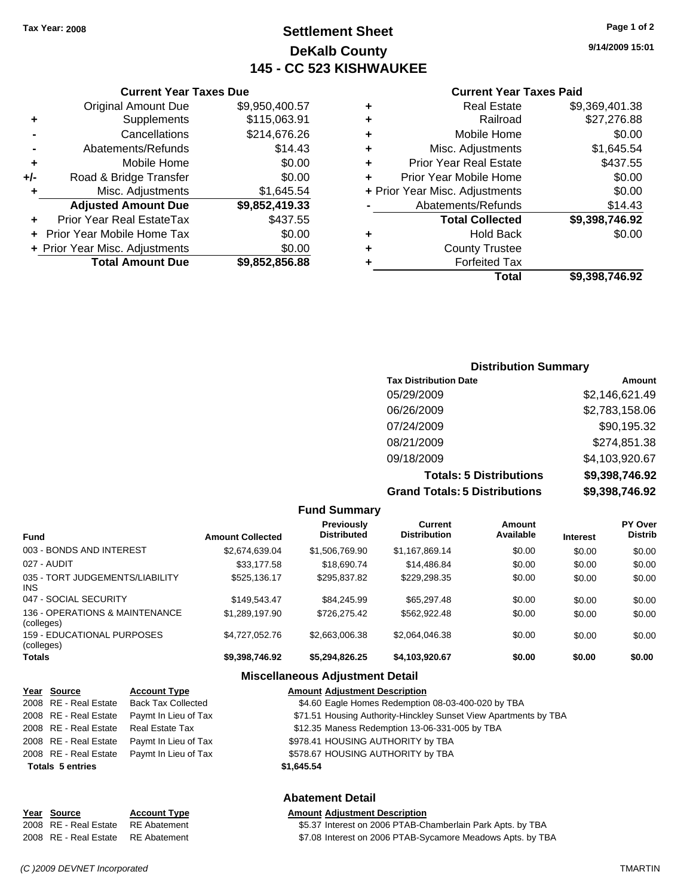Tax Year: 2008

# Settlement Sheet
## DeKalb County
## 145 - CC 523 KISHWAUKEE

9/14/2009 15:01

### Current Year Taxes Due

| | | |
|---|---|---|
| | Original Amount Due | $9,950,400.57 |
| + | Supplements | $115,063.91 |
| - | Cancellations | $214,676.26 |
| - | Abatements/Refunds | $14.43 |
| + | Mobile Home | $0.00 |
| +/- | Road & Bridge Transfer | $0.00 |
| + | Misc. Adjustments | $1,645.54 |
| | **Adjusted Amount Due** | **$9,852,419.33** |
| + | Prior Year Real EstateTax | $437.55 |
| + | Prior Year Mobile Home Tax | $0.00 |
| + | Prior Year Misc. Adjustments | $0.00 |
| | **Total Amount Due** | **$9,852,856.88** |

### Current Year Taxes Paid

| | | |
|---|---|---|
| + | Real Estate | $9,369,401.38 |
| + | Railroad | $27,276.88 |
| + | Mobile Home | $0.00 |
| + | Misc. Adjustments | $1,645.54 |
| + | Prior Year Real Estate | $437.55 |
| + | Prior Year Mobile Home | $0.00 |
| + | Prior Year Misc. Adjustments | $0.00 |
| - | Abatements/Refunds | $14.43 |
| | **Total Collected** | **$9,398,746.92** |
| + | Hold Back | $0.00 |
| + | County Trustee | |
| + | Forfeited Tax | |
| | **Total** | **$9,398,746.92** |

### Distribution Summary

| Tax Distribution Date | Amount |
|---|---|
| 05/29/2009 | $2,146,621.49 |
| 06/26/2009 | $2,783,158.06 |
| 07/24/2009 | $90,195.32 |
| 08/21/2009 | $274,851.38 |
| 09/18/2009 | $4,103,920.67 |
| **Totals: 5 Distributions** | **$9,398,746.92** |
| **Grand Totals: 5 Distributions** | **$9,398,746.92** |

### Fund Summary

| Fund | Amount Collected | Previously Distributed | Current Distribution | Amount Available | Interest | PY Over Distrib |
|---|---|---|---|---|---|---|
| 003 - BONDS AND INTEREST | $2,674,639.04 | $1,506,769.90 | $1,167,869.14 | $0.00 | $0.00 | $0.00 |
| 027 - AUDIT | $33,177.58 | $18,690.74 | $14,486.84 | $0.00 | $0.00 | $0.00 |
| 035 - TORT JUDGEMENTS/LIABILITY INS | $525,136.17 | $295,837.82 | $229,298.35 | $0.00 | $0.00 | $0.00 |
| 047 - SOCIAL SECURITY | $149,543.47 | $84,245.99 | $65,297.48 | $0.00 | $0.00 | $0.00 |
| 136 - OPERATIONS & MAINTENANCE (colleges) | $1,289,197.90 | $726,275.42 | $562,922.48 | $0.00 | $0.00 | $0.00 |
| 159 - EDUCATIONAL PURPOSES (colleges) | $4,727,052.76 | $2,663,006.38 | $2,064,046.38 | $0.00 | $0.00 | $0.00 |
| **Totals** | **$9,398,746.92** | **$5,294,826.25** | **$4,103,920.67** | **$0.00** | **$0.00** | **$0.00** |

### Miscellaneous Adjustment Detail

| Year | Source | Account Type | Amount | Adjustment Description |
|---|---|---|---|---|
| 2008 | RE - Real Estate | Back Tax Collected | $4.60 | Eagle Homes Redemption 08-03-400-020 by TBA |
| 2008 | RE - Real Estate | Paymt In Lieu of Tax | $71.51 | Housing Authority-Hinckley Sunset View Apartments by TBA |
| 2008 | RE - Real Estate | Real Estate Tax | $12.35 | Maness Redemption 13-06-331-005 by TBA |
| 2008 | RE - Real Estate | Paymt In Lieu of Tax | $978.41 | HOUSING AUTHORITY by TBA |
| 2008 | RE - Real Estate | Paymt In Lieu of Tax | $578.67 | HOUSING AUTHORITY by TBA |
| **Totals 5 entries** | | | **$1,645.54** | |

### Abatement Detail

| Year | Source | Account Type | Amount | Adjustment Description |
|---|---|---|---|---|
| 2008 | RE - Real Estate | RE Abatement | $5.37 | Interest on 2006 PTAB-Chamberlain Park Apts. by TBA |
| 2008 | RE - Real Estate | RE Abatement | $7.08 | Interest on 2006 PTAB-Sycamore Meadows Apts. by TBA |

(C )2009 DEVNET Incorporated TMARTIN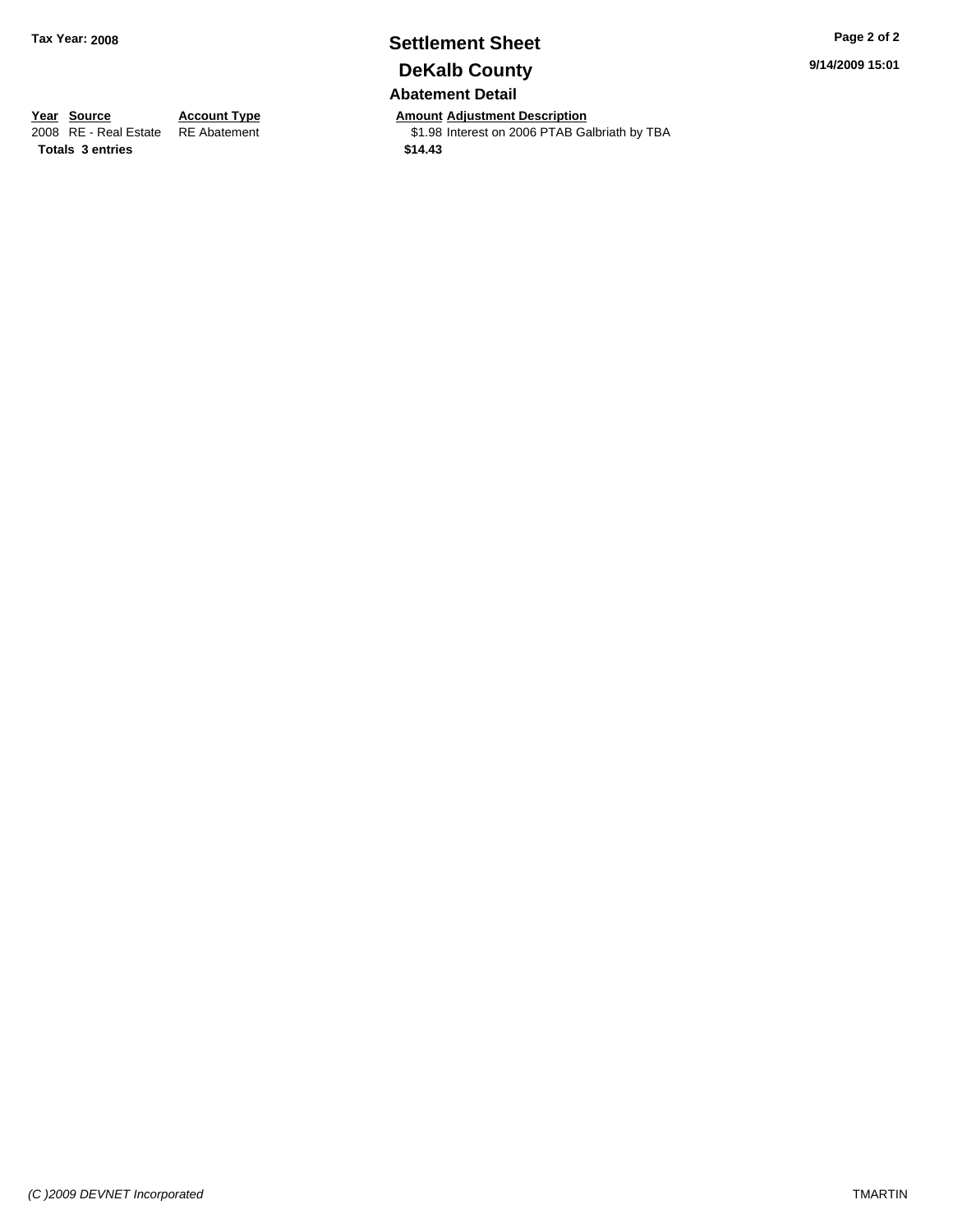# Settlement Sheet

## DeKalb County

### Abatement Detail

| Year | Source | Account Type | Amount | Adjustment Description |
|---|---|---|---|---|
| 2008 | RE - Real Estate | RE Abatement | $1.98 | Interest on 2006 PTAB Galbriath by TBA |
| **Totals** | **3 entries** | | **$14.43** | |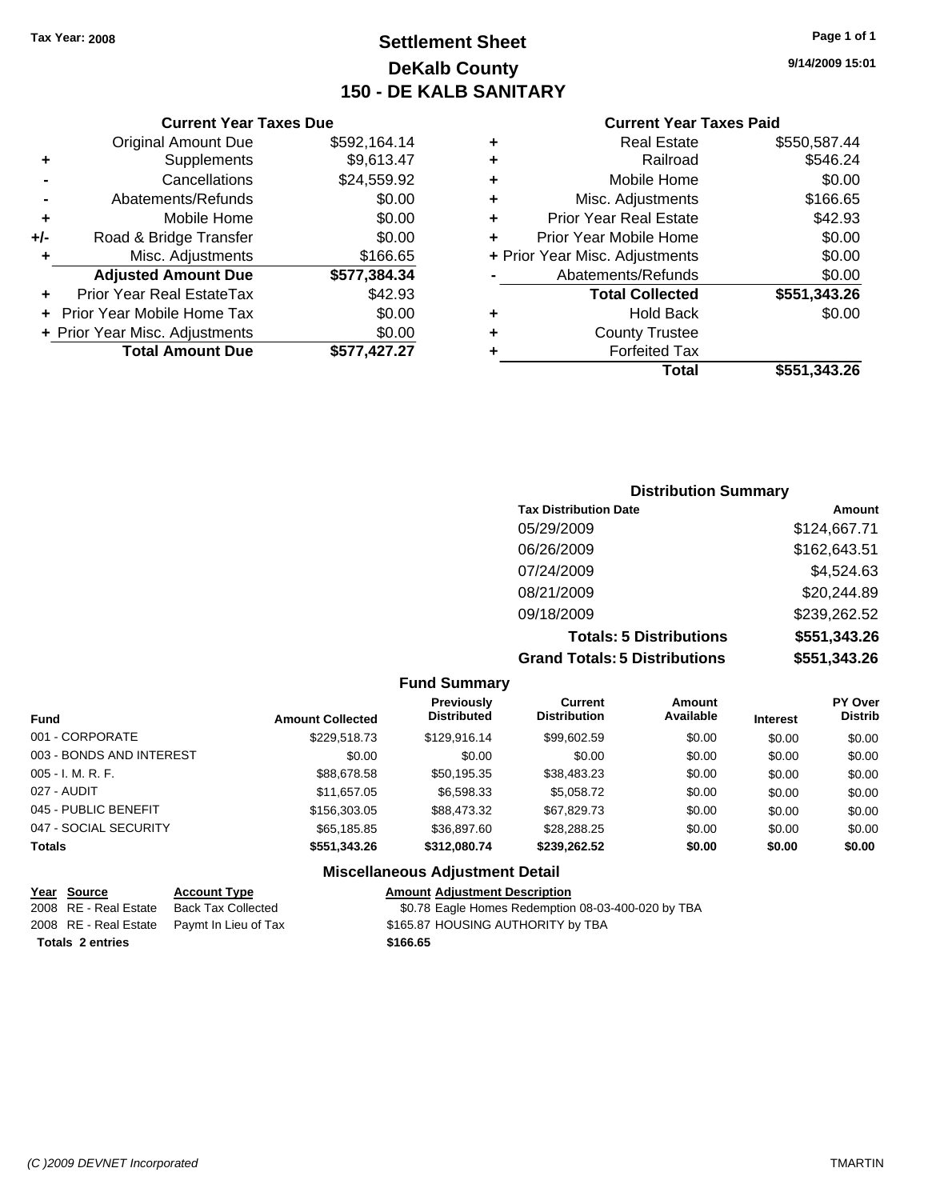Tax Year: 2008

# Settlement Sheet
## DeKalb County
## 150 - DE KALB SANITARY

9/14/2009 15:01

### Current Year Taxes Due

| | | |
|---|---|---|
| | Original Amount Due | $592,164.14 |
| + | Supplements | $9,613.47 |
| - | Cancellations | $24,559.92 |
| - | Abatements/Refunds | $0.00 |
| + | Mobile Home | $0.00 |
| +/- | Road & Bridge Transfer | $0.00 |
| + | Misc. Adjustments | $166.65 |
| | **Adjusted Amount Due** | **$577,384.34** |
| + | Prior Year Real EstateTax | $42.93 |
| + | Prior Year Mobile Home Tax | $0.00 |
| + | Prior Year Misc. Adjustments | $0.00 |
| | **Total Amount Due** | **$577,427.27** |

### Current Year Taxes Paid

| | | |
|---|---|---|
| + | Real Estate | $550,587.44 |
| + | Railroad | $546.24 |
| + | Mobile Home | $0.00 |
| + | Misc. Adjustments | $166.65 |
| + | Prior Year Real Estate | $42.93 |
| + | Prior Year Mobile Home | $0.00 |
| + | Prior Year Misc. Adjustments | $0.00 |
| - | Abatements/Refunds | $0.00 |
| | **Total Collected** | **$551,343.26** |
| + | Hold Back | $0.00 |
| + | County Trustee | |
| + | Forfeited Tax | |
| | **Total** | **$551,343.26** |

### Distribution Summary

| Tax Distribution Date | Amount |
|---|---|
| 05/29/2009 | $124,667.71 |
| 06/26/2009 | $162,643.51 |
| 07/24/2009 | $4,524.63 |
| 08/21/2009 | $20,244.89 |
| 09/18/2009 | $239,262.52 |
| **Totals: 5 Distributions** | **$551,343.26** |
| **Grand Totals: 5 Distributions** | **$551,343.26** |

### Fund Summary

| Fund | Amount Collected | Previously Distributed | Current Distribution | Amount Available | Interest | PY Over Distrib |
|---|---|---|---|---|---|---|
| 001 - CORPORATE | $229,518.73 | $129,916.14 | $99,602.59 | $0.00 | $0.00 | $0.00 |
| 003 - BONDS AND INTEREST | $0.00 | $0.00 | $0.00 | $0.00 | $0.00 | $0.00 |
| 005 - I. M. R. F. | $88,678.58 | $50,195.35 | $38,483.23 | $0.00 | $0.00 | $0.00 |
| 027 - AUDIT | $11,657.05 | $6,598.33 | $5,058.72 | $0.00 | $0.00 | $0.00 |
| 045 - PUBLIC BENEFIT | $156,303.05 | $88,473.32 | $67,829.73 | $0.00 | $0.00 | $0.00 |
| 047 - SOCIAL SECURITY | $65,185.85 | $36,897.60 | $28,288.25 | $0.00 | $0.00 | $0.00 |
| **Totals** | **$551,343.26** | **$312,080.74** | **$239,262.52** | **$0.00** | **$0.00** | **$0.00** |

### Miscellaneous Adjustment Detail

| Year | Source | Account Type | Amount | Adjustment Description |
|---|---|---|---|---|
| 2008 | RE - Real Estate | Back Tax Collected | $0.78 | Eagle Homes Redemption 08-03-400-020 by TBA |
| 2008 | RE - Real Estate | Paymt In Lieu of Tax | $165.87 | HOUSING AUTHORITY by TBA |
| **Totals 2 entries** | | | **$166.65** | |

(C )2009 DEVNET Incorporated TMARTIN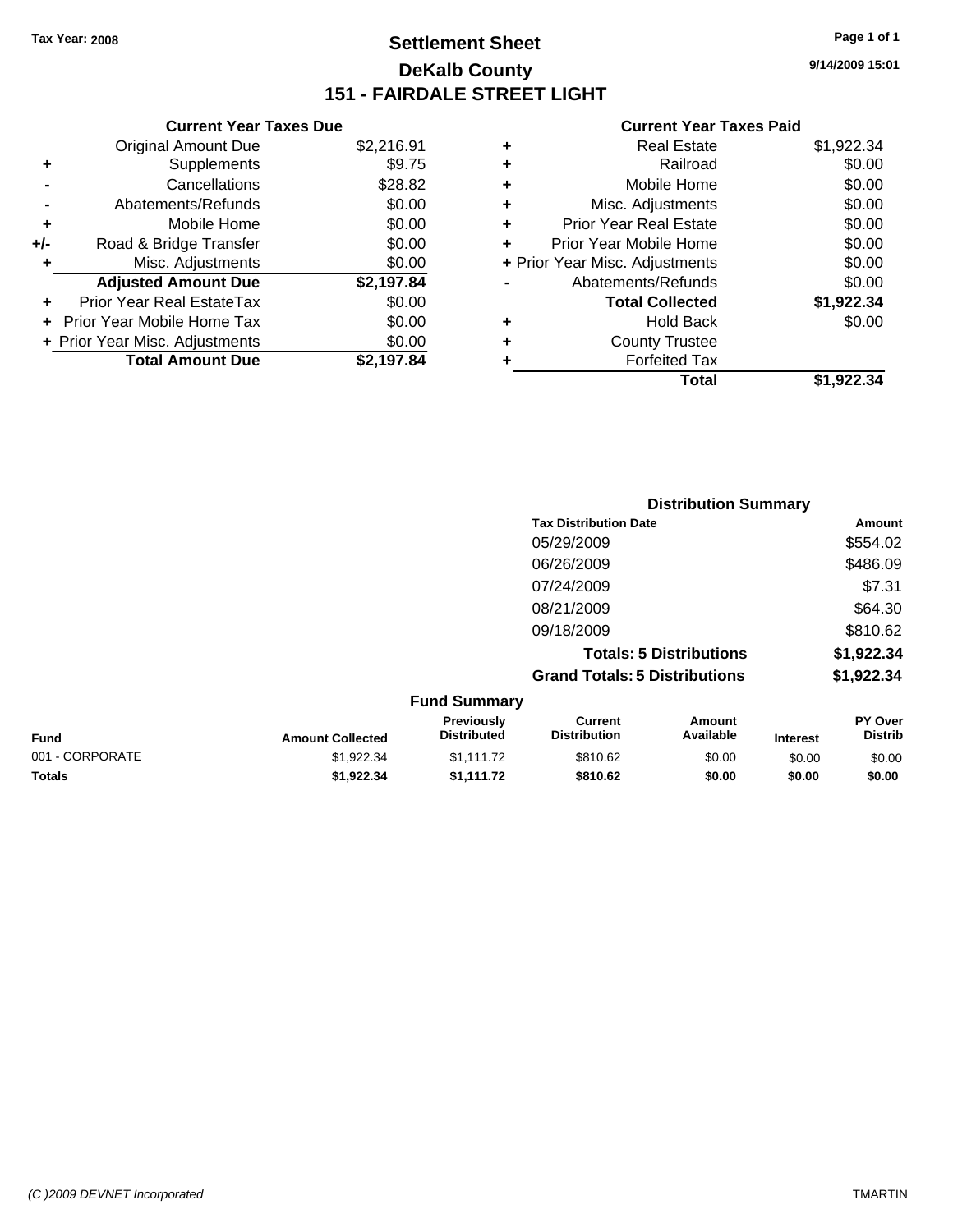Tax Year: 2008

# Settlement Sheet
## DeKalb County
## 151 - FAIRDALE STREET LIGHT

9/14/2009 15:01

### Current Year Taxes Due

| | | |
|---|---|---|
| | Original Amount Due | $2,216.91 |
| + | Supplements | $9.75 |
| - | Cancellations | $28.82 |
| - | Abatements/Refunds | $0.00 |
| + | Mobile Home | $0.00 |
| +/- | Road & Bridge Transfer | $0.00 |
| + | Misc. Adjustments | $0.00 |
| | **Adjusted Amount Due** | **$2,197.84** |
| + | Prior Year Real EstateTax | $0.00 |
| + | Prior Year Mobile Home Tax | $0.00 |
| + | Prior Year Misc. Adjustments | $0.00 |
| | **Total Amount Due** | **$2,197.84** |

### Current Year Taxes Paid

| | | |
|---|---|---|
| + | Real Estate | $1,922.34 |
| + | Railroad | $0.00 |
| + | Mobile Home | $0.00 |
| + | Misc. Adjustments | $0.00 |
| + | Prior Year Real Estate | $0.00 |
| + | Prior Year Mobile Home | $0.00 |
| + | Prior Year Misc. Adjustments | $0.00 |
| - | Abatements/Refunds | $0.00 |
| | **Total Collected** | **$1,922.34** |
| + | Hold Back | $0.00 |
| + | County Trustee | |
| + | Forfeited Tax | |
| | **Total** | **$1,922.34** |

### Distribution Summary

| Tax Distribution Date | Amount |
|---|---|
| 05/29/2009 | $554.02 |
| 06/26/2009 | $486.09 |
| 07/24/2009 | $7.31 |
| 08/21/2009 | $64.30 |
| 09/18/2009 | $810.62 |
| **Totals: 5 Distributions** | **$1,922.34** |
| **Grand Totals: 5 Distributions** | **$1,922.34** |

### Fund Summary

| Fund | Amount Collected | Previously Distributed | Current Distribution | Amount Available | Interest | PY Over Distrib |
|---|---|---|---|---|---|---|
| 001 - CORPORATE | $1,922.34 | $1,111.72 | $810.62 | $0.00 | $0.00 | $0.00 |
| **Totals** | **$1,922.34** | **$1,111.72** | **$810.62** | **$0.00** | **$0.00** | **$0.00** |

(C )2009 DEVNET Incorporated TMARTIN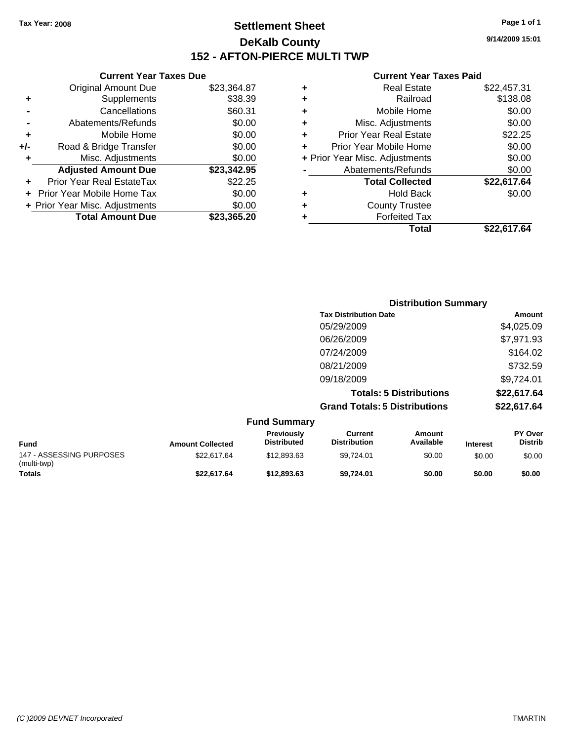Tax Year: 2008

# Settlement Sheet

## DeKalb County

## 152 - AFTON-PIERCE MULTI TWP

9/14/2009 15:01

### Current Year Taxes Due

| | | |
|---|---|---|
| | Original Amount Due | $23,364.87 |
| + | Supplements | $38.39 |
| - | Cancellations | $60.31 |
| - | Abatements/Refunds | $0.00 |
| + | Mobile Home | $0.00 |
| +/- | Road & Bridge Transfer | $0.00 |
| + | Misc. Adjustments | $0.00 |
| | **Adjusted Amount Due** | **$23,342.95** |
| + | Prior Year Real EstateTax | $22.25 |
| + | Prior Year Mobile Home Tax | $0.00 |
| + | Prior Year Misc. Adjustments | $0.00 |
| | **Total Amount Due** | **$23,365.20** |

### Current Year Taxes Paid

| | | |
|---|---|---|
| + | Real Estate | $22,457.31 |
| + | Railroad | $138.08 |
| + | Mobile Home | $0.00 |
| + | Misc. Adjustments | $0.00 |
| + | Prior Year Real Estate | $22.25 |
| + | Prior Year Mobile Home | $0.00 |
| + | Prior Year Misc. Adjustments | $0.00 |
| - | Abatements/Refunds | $0.00 |
| | **Total Collected** | **$22,617.64** |
| + | Hold Back | $0.00 |
| + | County Trustee | |
| + | Forfeited Tax | |
| | **Total** | **$22,617.64** |

### Distribution Summary

| Tax Distribution Date | Amount |
|---|---|
| 05/29/2009 | $4,025.09 |
| 06/26/2009 | $7,971.93 |
| 07/24/2009 | $164.02 |
| 08/21/2009 | $732.59 |
| 09/18/2009 | $9,724.01 |
| **Totals: 5 Distributions** | **$22,617.64** |
| **Grand Totals: 5 Distributions** | **$22,617.64** |

### Fund Summary

| Fund | Amount Collected | Previously Distributed | Current Distribution | Amount Available | Interest | PY Over Distrib |
|---|---|---|---|---|---|---|
| 147 - ASSESSING PURPOSES (multi-twp) | $22,617.64 | $12,893.63 | $9,724.01 | $0.00 | $0.00 | $0.00 |
| **Totals** | **$22,617.64** | **$12,893.63** | **$9,724.01** | **$0.00** | **$0.00** | **$0.00** |

(C )2009 DEVNET Incorporated — TMARTIN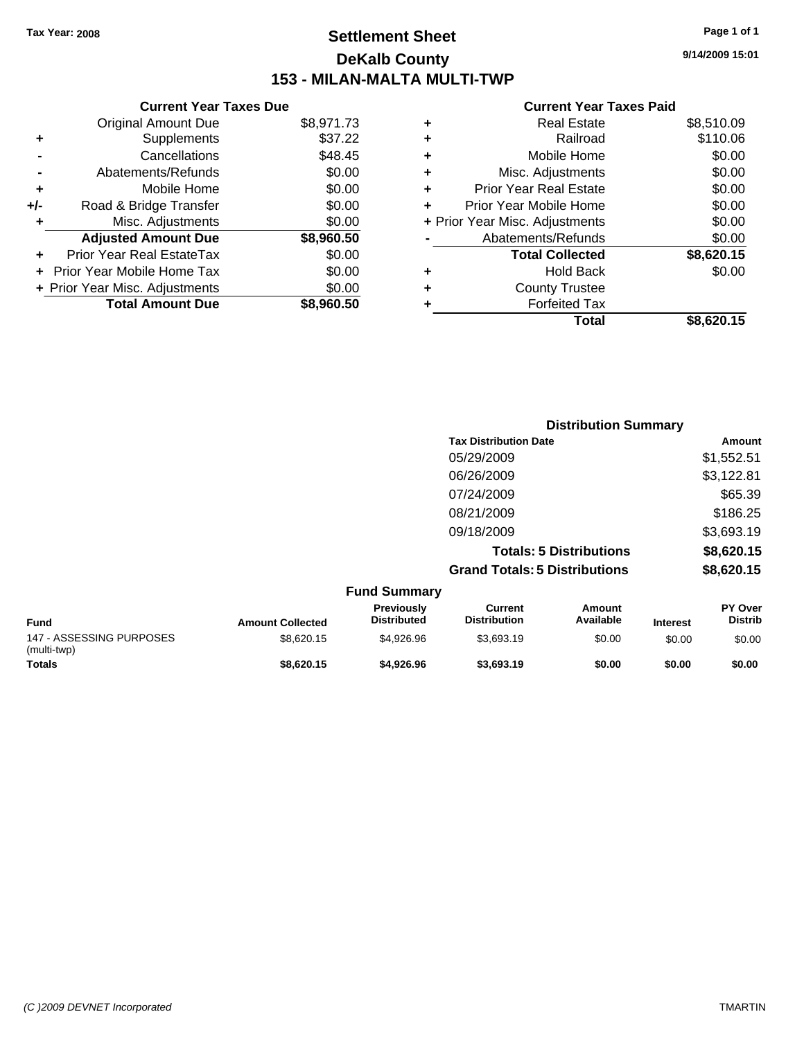**Tax Year: 2008**

# Settlement Sheet

## DeKalb County

## 153 - MILAN-MALTA MULTI-TWP

9/14/2009 15:01

### Current Year Taxes Due

| | | |
|---|---|---|
| | Original Amount Due | $8,971.73 |
| + | Supplements | $37.22 |
| - | Cancellations | $48.45 |
| - | Abatements/Refunds | $0.00 |
| + | Mobile Home | $0.00 |
| +/- | Road & Bridge Transfer | $0.00 |
| + | Misc. Adjustments | $0.00 |
| | **Adjusted Amount Due** | **$8,960.50** |
| + | Prior Year Real EstateTax | $0.00 |
| + | Prior Year Mobile Home Tax | $0.00 |
| + | Prior Year Misc. Adjustments | $0.00 |
| | **Total Amount Due** | **$8,960.50** |

### Current Year Taxes Paid

| | | |
|---|---|---|
| + | Real Estate | $8,510.09 |
| + | Railroad | $110.06 |
| + | Mobile Home | $0.00 |
| + | Misc. Adjustments | $0.00 |
| + | Prior Year Real Estate | $0.00 |
| + | Prior Year Mobile Home | $0.00 |
| + | Prior Year Misc. Adjustments | $0.00 |
| - | Abatements/Refunds | $0.00 |
| | **Total Collected** | **$8,620.15** |
| + | Hold Back | $0.00 |
| + | County Trustee | |
| + | Forfeited Tax | |
| | **Total** | **$8,620.15** |

### Distribution Summary

| Tax Distribution Date | Amount |
|---|---|
| 05/29/2009 | $1,552.51 |
| 06/26/2009 | $3,122.81 |
| 07/24/2009 | $65.39 |
| 08/21/2009 | $186.25 |
| 09/18/2009 | $3,693.19 |
| **Totals: 5 Distributions** | **$8,620.15** |
| **Grand Totals: 5 Distributions** | **$8,620.15** |

### Fund Summary

| Fund | Amount Collected | Previously Distributed | Current Distribution | Amount Available | Interest | PY Over Distrib |
|---|---|---|---|---|---|---|
| 147 - ASSESSING PURPOSES (multi-twp) | $8,620.15 | $4,926.96 | $3,693.19 | $0.00 | $0.00 | $0.00 |
| **Totals** | **$8,620.15** | **$4,926.96** | **$3,693.19** | **$0.00** | **$0.00** | **$0.00** |

*(C )2009 DEVNET Incorporated* TMARTIN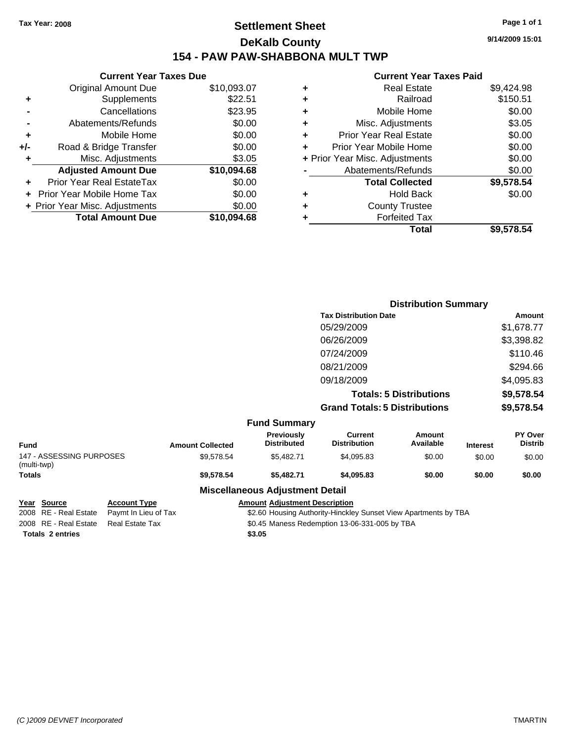**Tax Year: 2008**

# Settlement Sheet
## DeKalb County
## 154 - PAW PAW-SHABBONA MULT TWP

9/14/2009 15:01

### Current Year Taxes Due

| | | |
|---|---|---|
| | Original Amount Due | $10,093.07 |
| + | Supplements | $22.51 |
| - | Cancellations | $23.95 |
| - | Abatements/Refunds | $0.00 |
| + | Mobile Home | $0.00 |
| +/- | Road & Bridge Transfer | $0.00 |
| + | Misc. Adjustments | $3.05 |
| | **Adjusted Amount Due** | **$10,094.68** |
| + | Prior Year Real EstateTax | $0.00 |
| + | Prior Year Mobile Home Tax | $0.00 |
| + | Prior Year Misc. Adjustments | $0.00 |
| | **Total Amount Due** | **$10,094.68** |

### Current Year Taxes Paid

| | | |
|---|---|---|
| + | Real Estate | $9,424.98 |
| + | Railroad | $150.51 |
| + | Mobile Home | $0.00 |
| + | Misc. Adjustments | $3.05 |
| + | Prior Year Real Estate | $0.00 |
| + | Prior Year Mobile Home | $0.00 |
| + | Prior Year Misc. Adjustments | $0.00 |
| - | Abatements/Refunds | $0.00 |
| | **Total Collected** | **$9,578.54** |
| + | Hold Back | $0.00 |
| + | County Trustee | |
| + | Forfeited Tax | |
| | **Total** | **$9,578.54** |

### Distribution Summary

| Tax Distribution Date | Amount |
|---|---|
| 05/29/2009 | $1,678.77 |
| 06/26/2009 | $3,398.82 |
| 07/24/2009 | $110.46 |
| 08/21/2009 | $294.66 |
| 09/18/2009 | $4,095.83 |
| **Totals: 5 Distributions** | **$9,578.54** |
| **Grand Totals: 5 Distributions** | **$9,578.54** |

### Fund Summary

| Fund | Amount Collected | Previously Distributed | Current Distribution | Amount Available | Interest | PY Over Distrib |
|---|---|---|---|---|---|---|
| 147 - ASSESSING PURPOSES (multi-twp) | $9,578.54 | $5,482.71 | $4,095.83 | $0.00 | $0.00 | $0.00 |
| **Totals** | **$9,578.54** | **$5,482.71** | **$4,095.83** | **$0.00** | **$0.00** | **$0.00** |

### Miscellaneous Adjustment Detail

| Year | Source | Account Type | Amount | Adjustment Description |
|---|---|---|---|---|
| 2008 | RE - Real Estate | Paymt In Lieu of Tax | $2.60 | Housing Authority-Hinckley Sunset View Apartments by TBA |
| 2008 | RE - Real Estate | Real Estate Tax | $0.45 | Maness Redemption 13-06-331-005 by TBA |
| **Totals 2 entries** | | | **$3.05** | |

(C )2009 DEVNET Incorporated TMARTIN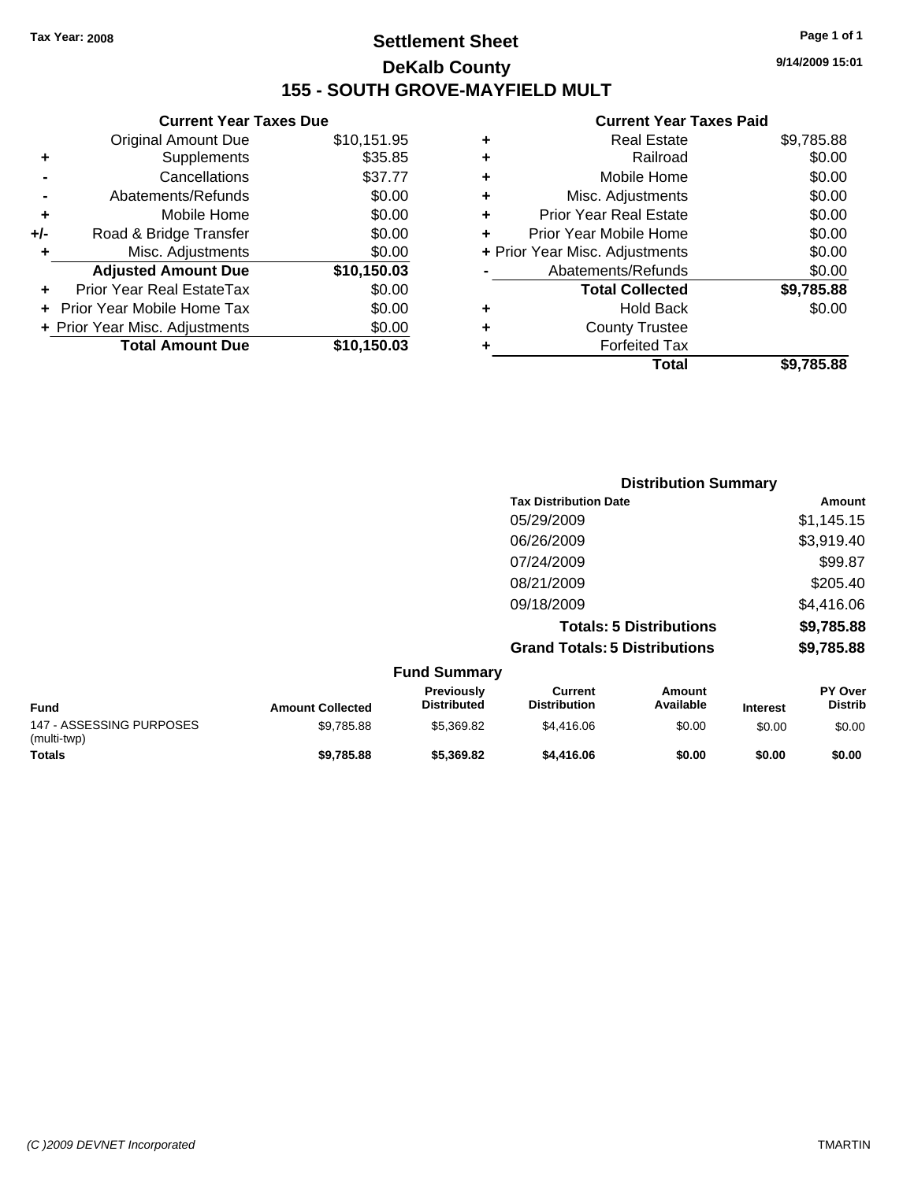Tax Year: 2008

# Settlement Sheet

## DeKalb County

## 155 - SOUTH GROVE-MAYFIELD MULT

9/14/2009 15:01

### Current Year Taxes Due

| | | |
|---|---|---|
| | Original Amount Due | $10,151.95 |
| + | Supplements | $35.85 |
| - | Cancellations | $37.77 |
| - | Abatements/Refunds | $0.00 |
| + | Mobile Home | $0.00 |
| +/- | Road & Bridge Transfer | $0.00 |
| + | Misc. Adjustments | $0.00 |
| | **Adjusted Amount Due** | **$10,150.03** |
| + | Prior Year Real EstateTax | $0.00 |
| + | Prior Year Mobile Home Tax | $0.00 |
| + | Prior Year Misc. Adjustments | $0.00 |
| | **Total Amount Due** | **$10,150.03** |

### Current Year Taxes Paid

| | | |
|---|---|---|
| + | Real Estate | $9,785.88 |
| + | Railroad | $0.00 |
| + | Mobile Home | $0.00 |
| + | Misc. Adjustments | $0.00 |
| + | Prior Year Real Estate | $0.00 |
| + | Prior Year Mobile Home | $0.00 |
| + | Prior Year Misc. Adjustments | $0.00 |
| - | Abatements/Refunds | $0.00 |
| | **Total Collected** | **$9,785.88** |
| + | Hold Back | $0.00 |
| + | County Trustee | |
| + | Forfeited Tax | |
| | **Total** | **$9,785.88** |

### Distribution Summary

| Tax Distribution Date | Amount |
|---|---|
| 05/29/2009 | $1,145.15 |
| 06/26/2009 | $3,919.40 |
| 07/24/2009 | $99.87 |
| 08/21/2009 | $205.40 |
| 09/18/2009 | $4,416.06 |
| **Totals: 5 Distributions** | **$9,785.88** |
| **Grand Totals: 5 Distributions** | **$9,785.88** |

### Fund Summary

| Fund | Amount Collected | Previously Distributed | Current Distribution | Amount Available | Interest | PY Over Distrib |
|---|---|---|---|---|---|---|
| 147 - ASSESSING PURPOSES (multi-twp) | $9,785.88 | $5,369.82 | $4,416.06 | $0.00 | $0.00 | $0.00 |
| **Totals** | **$9,785.88** | **$5,369.82** | **$4,416.06** | **$0.00** | **$0.00** | **$0.00** |

(C )2009 DEVNET Incorporated

TMARTIN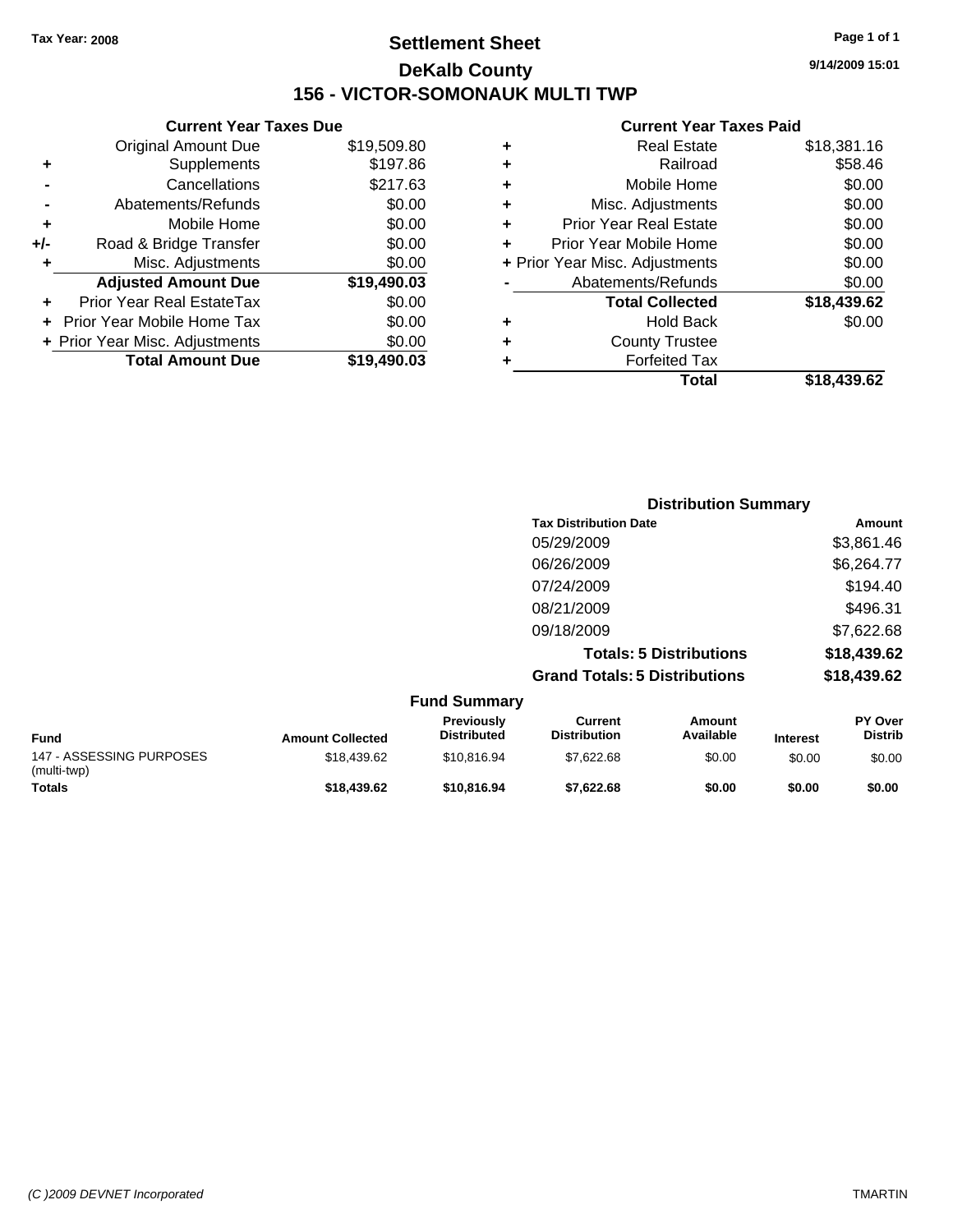Tax Year: 2008

# Settlement Sheet

## DeKalb County

## 156 - VICTOR-SOMONAUK MULTI TWP

9/14/2009 15:01

### Current Year Taxes Due

| | | |
|---|---|---|
| | Original Amount Due | $19,509.80 |
| + | Supplements | $197.86 |
| - | Cancellations | $217.63 |
| - | Abatements/Refunds | $0.00 |
| + | Mobile Home | $0.00 |
| +/- | Road & Bridge Transfer | $0.00 |
| + | Misc. Adjustments | $0.00 |
| | **Adjusted Amount Due** | **$19,490.03** |
| + | Prior Year Real EstateTax | $0.00 |
| + | Prior Year Mobile Home Tax | $0.00 |
| + | Prior Year Misc. Adjustments | $0.00 |
| | **Total Amount Due** | **$19,490.03** |

### Current Year Taxes Paid

| | | |
|---|---|---|
| + | Real Estate | $18,381.16 |
| + | Railroad | $58.46 |
| + | Mobile Home | $0.00 |
| + | Misc. Adjustments | $0.00 |
| + | Prior Year Real Estate | $0.00 |
| + | Prior Year Mobile Home | $0.00 |
| + | Prior Year Misc. Adjustments | $0.00 |
| - | Abatements/Refunds | $0.00 |
| | **Total Collected** | **$18,439.62** |
| + | Hold Back | $0.00 |
| + | County Trustee | |
| + | Forfeited Tax | |
| | **Total** | **$18,439.62** |

### Distribution Summary

| Tax Distribution Date | Amount |
|---|---|
| 05/29/2009 | $3,861.46 |
| 06/26/2009 | $6,264.77 |
| 07/24/2009 | $194.40 |
| 08/21/2009 | $496.31 |
| 09/18/2009 | $7,622.68 |
| **Totals: 5 Distributions** | **$18,439.62** |
| **Grand Totals: 5 Distributions** | **$18,439.62** |

### Fund Summary

| Fund | Amount Collected | Previously Distributed | Current Distribution | Amount Available | Interest | PY Over Distrib |
|---|---|---|---|---|---|---|
| 147 - ASSESSING PURPOSES (multi-twp) | $18,439.62 | $10,816.94 | $7,622.68 | $0.00 | $0.00 | $0.00 |
| **Totals** | **$18,439.62** | **$10,816.94** | **$7,622.68** | **$0.00** | **$0.00** | **$0.00** |

(C )2009 DEVNET Incorporated TMARTIN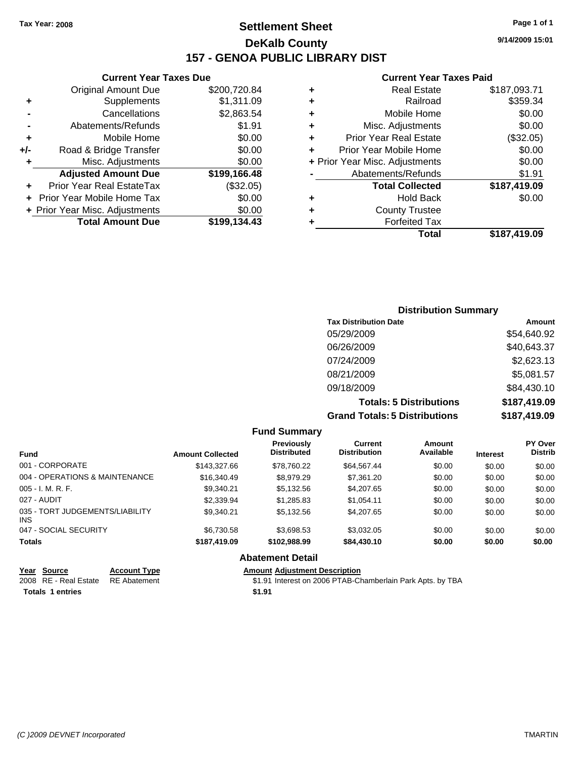Tax Year: 2008

# Settlement Sheet

## DeKalb County

## 157 - GENOA PUBLIC LIBRARY DIST

9/14/2009 15:01

### Current Year Taxes Due

| | | |
|---|---|---|
| | Original Amount Due | $200,720.84 |
| + | Supplements | $1,311.09 |
| - | Cancellations | $2,863.54 |
| - | Abatements/Refunds | $1.91 |
| + | Mobile Home | $0.00 |
| +/- | Road & Bridge Transfer | $0.00 |
| + | Misc. Adjustments | $0.00 |
| | **Adjusted Amount Due** | **$199,166.48** |
| + | Prior Year Real EstateTax | ($32.05) |
| + | Prior Year Mobile Home Tax | $0.00 |
| + | Prior Year Misc. Adjustments | $0.00 |
| | **Total Amount Due** | **$199,134.43** |

### Current Year Taxes Paid

| | | |
|---|---|---|
| + | Real Estate | $187,093.71 |
| + | Railroad | $359.34 |
| + | Mobile Home | $0.00 |
| + | Misc. Adjustments | $0.00 |
| + | Prior Year Real Estate | ($32.05) |
| + | Prior Year Mobile Home | $0.00 |
| + | Prior Year Misc. Adjustments | $0.00 |
| - | Abatements/Refunds | $1.91 |
| | **Total Collected** | **$187,419.09** |
| + | Hold Back | $0.00 |
| + | County Trustee | |
| + | Forfeited Tax | |
| | **Total** | **$187,419.09** |

### Distribution Summary

| Tax Distribution Date | Amount |
|---|---|
| 05/29/2009 | $54,640.92 |
| 06/26/2009 | $40,643.37 |
| 07/24/2009 | $2,623.13 |
| 08/21/2009 | $5,081.57 |
| 09/18/2009 | $84,430.10 |
| **Totals: 5 Distributions** | **$187,419.09** |
| **Grand Totals: 5 Distributions** | **$187,419.09** |

### Fund Summary

| Fund | Amount Collected | Previously Distributed | Current Distribution | Amount Available | Interest | PY Over Distrib |
|---|---|---|---|---|---|---|
| 001 - CORPORATE | $143,327.66 | $78,760.22 | $64,567.44 | $0.00 | $0.00 | $0.00 |
| 004 - OPERATIONS & MAINTENANCE | $16,340.49 | $8,979.29 | $7,361.20 | $0.00 | $0.00 | $0.00 |
| 005 - I. M. R. F. | $9,340.21 | $5,132.56 | $4,207.65 | $0.00 | $0.00 | $0.00 |
| 027 - AUDIT | $2,339.94 | $1,285.83 | $1,054.11 | $0.00 | $0.00 | $0.00 |
| 035 - TORT JUDGEMENTS/LIABILITY INS | $9,340.21 | $5,132.56 | $4,207.65 | $0.00 | $0.00 | $0.00 |
| 047 - SOCIAL SECURITY | $6,730.58 | $3,698.53 | $3,032.05 | $0.00 | $0.00 | $0.00 |
| **Totals** | **$187,419.09** | **$102,988.99** | **$84,430.10** | **$0.00** | **$0.00** | **$0.00** |

### Abatement Detail

| Year | Source | Account Type | Amount | Adjustment Description |
|---|---|---|---|---|
| 2008 | RE - Real Estate | RE Abatement | $1.91 | Interest on 2006 PTAB-Chamberlain Park Apts. by TBA |
| **Totals 1 entries** | | | **$1.91** | |

(C )2009 DEVNET Incorporated TMARTIN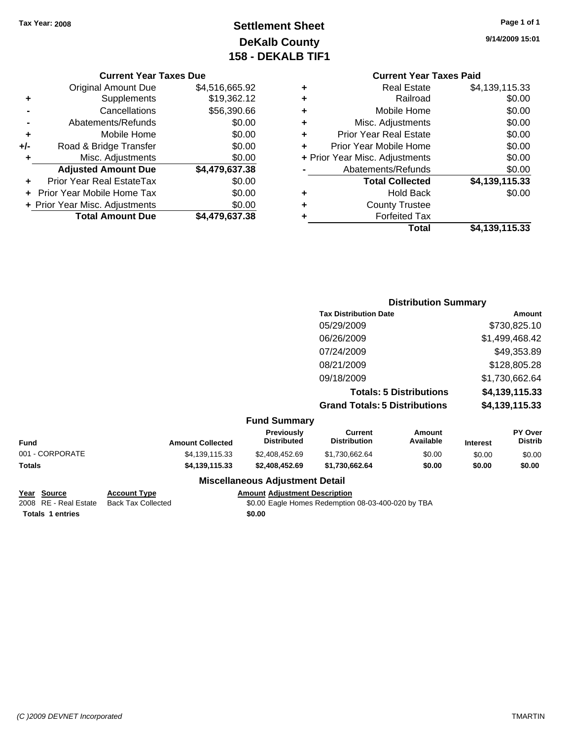Tax Year: 2008

# Settlement Sheet
## DeKalb County
## 158 - DEKALB TIF1

9/14/2009 15:01

### Current Year Taxes Due

| | | |
|---|---|---|
| | Original Amount Due | $4,516,665.92 |
| + | Supplements | $19,362.12 |
| - | Cancellations | $56,390.66 |
| - | Abatements/Refunds | $0.00 |
| + | Mobile Home | $0.00 |
| +/- | Road & Bridge Transfer | $0.00 |
| + | Misc. Adjustments | $0.00 |
| | **Adjusted Amount Due** | **$4,479,637.38** |
| + | Prior Year Real EstateTax | $0.00 |
| + | Prior Year Mobile Home Tax | $0.00 |
| + | Prior Year Misc. Adjustments | $0.00 |
| | **Total Amount Due** | **$4,479,637.38** |

### Current Year Taxes Paid

| | | |
|---|---|---|
| + | Real Estate | $4,139,115.33 |
| + | Railroad | $0.00 |
| + | Mobile Home | $0.00 |
| + | Misc. Adjustments | $0.00 |
| + | Prior Year Real Estate | $0.00 |
| + | Prior Year Mobile Home | $0.00 |
| + | Prior Year Misc. Adjustments | $0.00 |
| - | Abatements/Refunds | $0.00 |
| | **Total Collected** | **$4,139,115.33** |
| + | Hold Back | $0.00 |
| + | County Trustee | |
| + | Forfeited Tax | |
| | **Total** | **$4,139,115.33** |

### Distribution Summary

| Tax Distribution Date | Amount |
|---|---|
| 05/29/2009 | $730,825.10 |
| 06/26/2009 | $1,499,468.42 |
| 07/24/2009 | $49,353.89 |
| 08/21/2009 | $128,805.28 |
| 09/18/2009 | $1,730,662.64 |
| **Totals: 5 Distributions** | **$4,139,115.33** |
| **Grand Totals: 5 Distributions** | **$4,139,115.33** |

### Fund Summary

| Fund | Amount Collected | Previously Distributed | Current Distribution | Amount Available | Interest | PY Over Distrib |
|---|---|---|---|---|---|---|
| 001 - CORPORATE | $4,139,115.33 | $2,408,452.69 | $1,730,662.64 | $0.00 | $0.00 | $0.00 |
| **Totals** | **$4,139,115.33** | **$2,408,452.69** | **$1,730,662.64** | **$0.00** | **$0.00** | **$0.00** |

### Miscellaneous Adjustment Detail

| Year | Source | Account Type | Amount | Adjustment Description |
|---|---|---|---|---|
| 2008 | RE - Real Estate | Back Tax Collected | $0.00 | Eagle Homes Redemption 08-03-400-020 by TBA |
| **Totals** | **1 entries** | | **$0.00** | |

(C )2009 DEVNET Incorporated — TMARTIN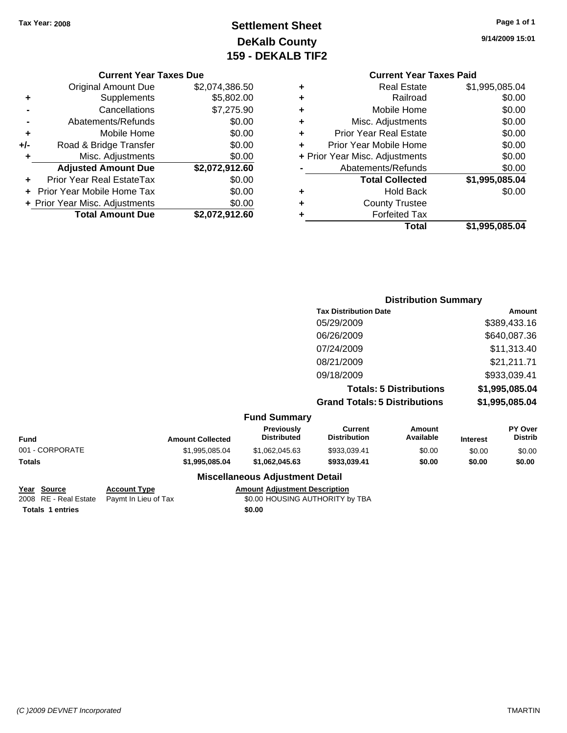Tax Year: 2008

# Settlement Sheet
## DeKalb County
## 159 - DEKALB TIF2

9/14/2009 15:01

### Current Year Taxes Due

| | | |
|---|---|---|
| | Original Amount Due | $2,074,386.50 |
| + | Supplements | $5,802.00 |
| - | Cancellations | $7,275.90 |
| - | Abatements/Refunds | $0.00 |
| + | Mobile Home | $0.00 |
| +/- | Road & Bridge Transfer | $0.00 |
| + | Misc. Adjustments | $0.00 |
| | **Adjusted Amount Due** | **$2,072,912.60** |
| + | Prior Year Real EstateTax | $0.00 |
| + | Prior Year Mobile Home Tax | $0.00 |
| + | Prior Year Misc. Adjustments | $0.00 |
| | **Total Amount Due** | **$2,072,912.60** |

### Current Year Taxes Paid

| | | |
|---|---|---|
| + | Real Estate | $1,995,085.04 |
| + | Railroad | $0.00 |
| + | Mobile Home | $0.00 |
| + | Misc. Adjustments | $0.00 |
| + | Prior Year Real Estate | $0.00 |
| + | Prior Year Mobile Home | $0.00 |
| + | Prior Year Misc. Adjustments | $0.00 |
| - | Abatements/Refunds | $0.00 |
| | **Total Collected** | **$1,995,085.04** |
| + | Hold Back | $0.00 |
| + | County Trustee | |
| + | Forfeited Tax | |
| | **Total** | **$1,995,085.04** |

### Distribution Summary

| Tax Distribution Date | Amount |
|---|---|
| 05/29/2009 | $389,433.16 |
| 06/26/2009 | $640,087.36 |
| 07/24/2009 | $11,313.40 |
| 08/21/2009 | $21,211.71 |
| 09/18/2009 | $933,039.41 |
| **Totals: 5 Distributions** | **$1,995,085.04** |
| **Grand Totals: 5 Distributions** | **$1,995,085.04** |

### Fund Summary

| Fund | Amount Collected | Previously Distributed | Current Distribution | Amount Available | Interest | PY Over Distrib |
|---|---|---|---|---|---|---|
| 001 - CORPORATE | $1,995,085.04 | $1,062,045.63 | $933,039.41 | $0.00 | $0.00 | $0.00 |
| **Totals** | **$1,995,085.04** | **$1,062,045.63** | **$933,039.41** | **$0.00** | **$0.00** | **$0.00** |

### Miscellaneous Adjustment Detail

| Year | Source | Account Type | Amount | Adjustment Description |
|---|---|---|---|---|
| 2008 | RE - Real Estate | Paymt In Lieu of Tax | $0.00 | HOUSING AUTHORITY by TBA |
| **Totals** | **1 entries** | | **$0.00** | |

(C )2009 DEVNET Incorporated TMARTIN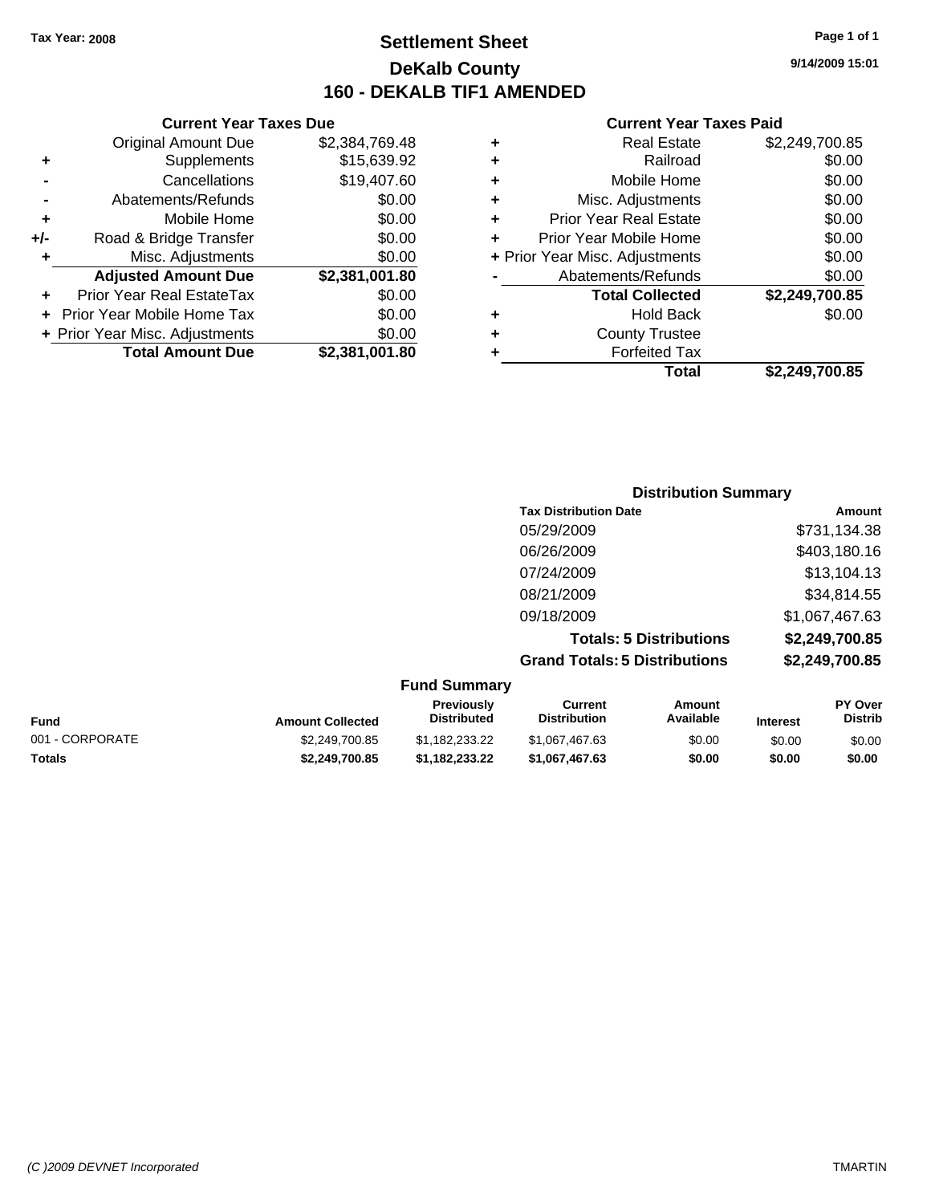Tax Year: 2008

# Settlement Sheet
## DeKalb County
## 160 - DEKALB TIF1 AMENDED

9/14/2009 15:01

### Current Year Taxes Due

| | | |
|---|---|---|
| | Original Amount Due | $2,384,769.48 |
| + | Supplements | $15,639.92 |
| - | Cancellations | $19,407.60 |
| - | Abatements/Refunds | $0.00 |
| + | Mobile Home | $0.00 |
| +/- | Road & Bridge Transfer | $0.00 |
| + | Misc. Adjustments | $0.00 |
| | **Adjusted Amount Due** | **$2,381,001.80** |
| + | Prior Year Real EstateTax | $0.00 |
| + | Prior Year Mobile Home Tax | $0.00 |
| + | Prior Year Misc. Adjustments | $0.00 |
| | **Total Amount Due** | **$2,381,001.80** |

### Current Year Taxes Paid

| | | |
|---|---|---|
| + | Real Estate | $2,249,700.85 |
| + | Railroad | $0.00 |
| + | Mobile Home | $0.00 |
| + | Misc. Adjustments | $0.00 |
| + | Prior Year Real Estate | $0.00 |
| + | Prior Year Mobile Home | $0.00 |
| + | Prior Year Misc. Adjustments | $0.00 |
| - | Abatements/Refunds | $0.00 |
| | **Total Collected** | **$2,249,700.85** |
| + | Hold Back | $0.00 |
| + | County Trustee | |
| + | Forfeited Tax | |
| | **Total** | **$2,249,700.85** |

### Distribution Summary

| Tax Distribution Date | Amount |
|---|---|
| 05/29/2009 | $731,134.38 |
| 06/26/2009 | $403,180.16 |
| 07/24/2009 | $13,104.13 |
| 08/21/2009 | $34,814.55 |
| 09/18/2009 | $1,067,467.63 |
| **Totals: 5 Distributions** | **$2,249,700.85** |
| **Grand Totals: 5 Distributions** | **$2,249,700.85** |

### Fund Summary

| Fund | Amount Collected | Previously Distributed | Current Distribution | Amount Available | Interest | PY Over Distrib |
|---|---|---|---|---|---|---|
| 001 - CORPORATE | $2,249,700.85 | $1,182,233.22 | $1,067,467.63 | $0.00 | $0.00 | $0.00 |
| **Totals** | **$2,249,700.85** | **$1,182,233.22** | **$1,067,467.63** | **$0.00** | **$0.00** | **$0.00** |

(C )2009 DEVNET Incorporated — TMARTIN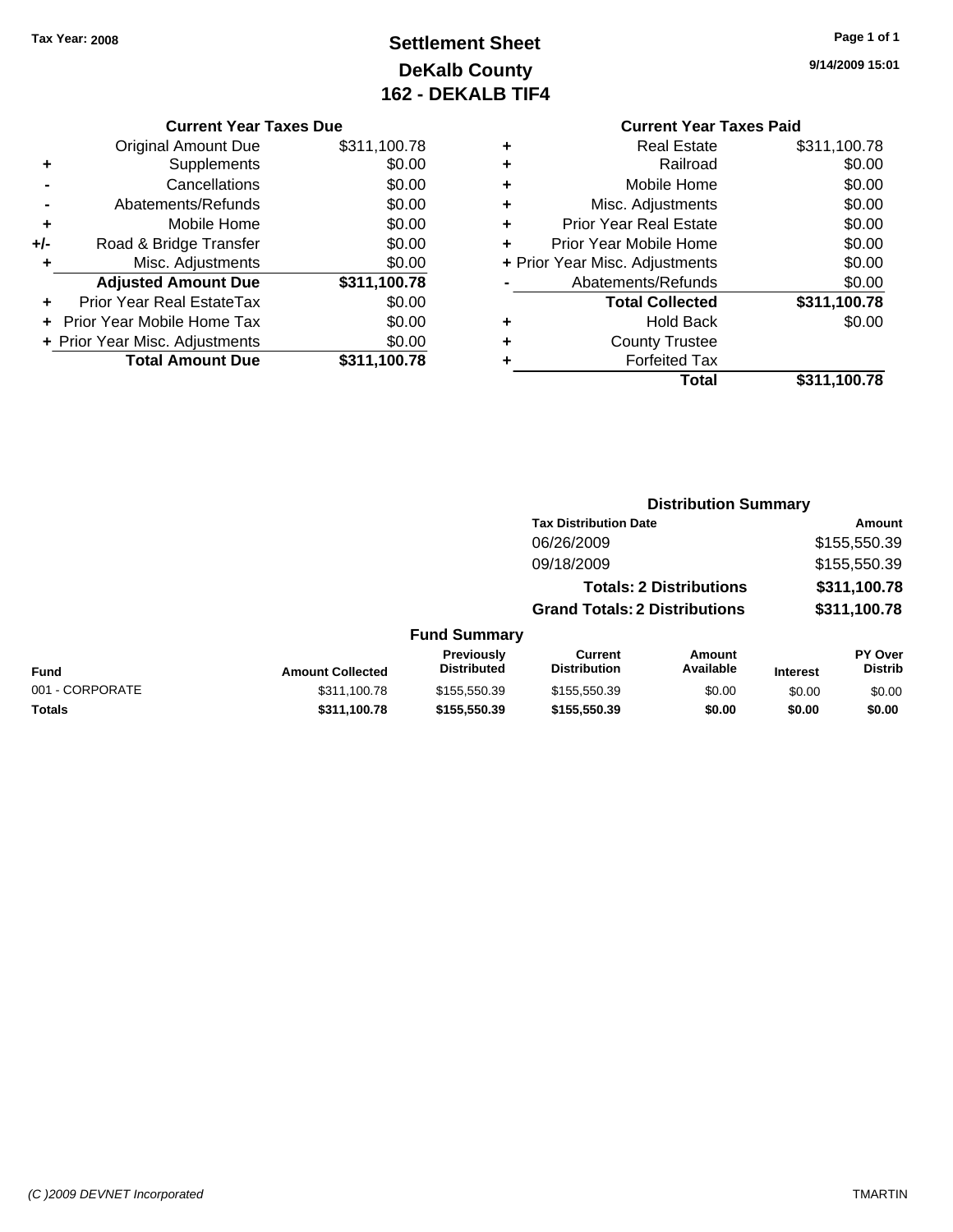Tax Year: 2008

# Settlement Sheet
## DeKalb County
## 162 - DEKALB TIF4

9/14/2009 15:01

### Current Year Taxes Due

| | | |
|---|---|---|
| | Original Amount Due | $311,100.78 |
| + | Supplements | $0.00 |
| - | Cancellations | $0.00 |
| - | Abatements/Refunds | $0.00 |
| + | Mobile Home | $0.00 |
| +/- | Road & Bridge Transfer | $0.00 |
| + | Misc. Adjustments | $0.00 |
| | **Adjusted Amount Due** | **$311,100.78** |
| + | Prior Year Real EstateTax | $0.00 |
| + | Prior Year Mobile Home Tax | $0.00 |
| + | Prior Year Misc. Adjustments | $0.00 |
| | **Total Amount Due** | **$311,100.78** |

### Current Year Taxes Paid

| | | |
|---|---|---|
| + | Real Estate | $311,100.78 |
| + | Railroad | $0.00 |
| + | Mobile Home | $0.00 |
| + | Misc. Adjustments | $0.00 |
| + | Prior Year Real Estate | $0.00 |
| + | Prior Year Mobile Home | $0.00 |
| + | Prior Year Misc. Adjustments | $0.00 |
| - | Abatements/Refunds | $0.00 |
| | **Total Collected** | **$311,100.78** |
| + | Hold Back | $0.00 |
| + | County Trustee | |
| + | Forfeited Tax | |
| | **Total** | **$311,100.78** |

### Distribution Summary

| Tax Distribution Date | Amount |
|---|---|
| 06/26/2009 | $155,550.39 |
| 09/18/2009 | $155,550.39 |
| **Totals: 2 Distributions** | **$311,100.78** |
| **Grand Totals: 2 Distributions** | **$311,100.78** |

### Fund Summary

| Fund | Amount Collected | Previously Distributed | Current Distribution | Amount Available | Interest | PY Over Distrib |
|---|---|---|---|---|---|---|
| 001 - CORPORATE | $311,100.78 | $155,550.39 | $155,550.39 | $0.00 | $0.00 | $0.00 |
| **Totals** | **$311,100.78** | **$155,550.39** | **$155,550.39** | **$0.00** | **$0.00** | **$0.00** |

(C )2009 DEVNET Incorporated TMARTIN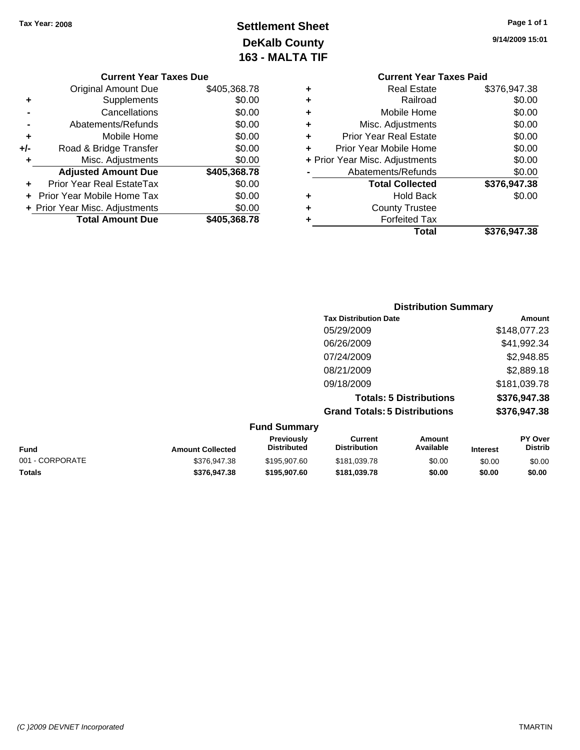Tax Year: 2008

# Settlement Sheet
# DeKalb County
# 163 - MALTA TIF

9/14/2009 15:01

### Current Year Taxes Due

| | | |
|---|---|---|
| | Original Amount Due | $405,368.78 |
| + | Supplements | $0.00 |
| - | Cancellations | $0.00 |
| - | Abatements/Refunds | $0.00 |
| + | Mobile Home | $0.00 |
| +/- | Road & Bridge Transfer | $0.00 |
| + | Misc. Adjustments | $0.00 |
| | **Adjusted Amount Due** | **$405,368.78** |
| + | Prior Year Real EstateTax | $0.00 |
| + | Prior Year Mobile Home Tax | $0.00 |
| + | Prior Year Misc. Adjustments | $0.00 |
| | **Total Amount Due** | **$405,368.78** |

### Current Year Taxes Paid

| | | |
|---|---|---|
| + | Real Estate | $376,947.38 |
| + | Railroad | $0.00 |
| + | Mobile Home | $0.00 |
| + | Misc. Adjustments | $0.00 |
| + | Prior Year Real Estate | $0.00 |
| + | Prior Year Mobile Home | $0.00 |
| + | Prior Year Misc. Adjustments | $0.00 |
| - | Abatements/Refunds | $0.00 |
| | **Total Collected** | **$376,947.38** |
| + | Hold Back | $0.00 |
| + | County Trustee | |
| + | Forfeited Tax | |
| | **Total** | **$376,947.38** |

### Distribution Summary

| Tax Distribution Date | Amount |
|---|---|
| 05/29/2009 | $148,077.23 |
| 06/26/2009 | $41,992.34 |
| 07/24/2009 | $2,948.85 |
| 08/21/2009 | $2,889.18 |
| 09/18/2009 | $181,039.78 |
| **Totals: 5 Distributions** | **$376,947.38** |
| **Grand Totals: 5 Distributions** | **$376,947.38** |

### Fund Summary

| Fund | Amount Collected | Previously Distributed | Current Distribution | Amount Available | Interest | PY Over Distrib |
|---|---|---|---|---|---|---|
| 001 - CORPORATE | $376,947.38 | $195,907.60 | $181,039.78 | $0.00 | $0.00 | $0.00 |
| **Totals** | **$376,947.38** | **$195,907.60** | **$181,039.78** | **$0.00** | **$0.00** | **$0.00** |

(C )2009 DEVNET Incorporated TMARTIN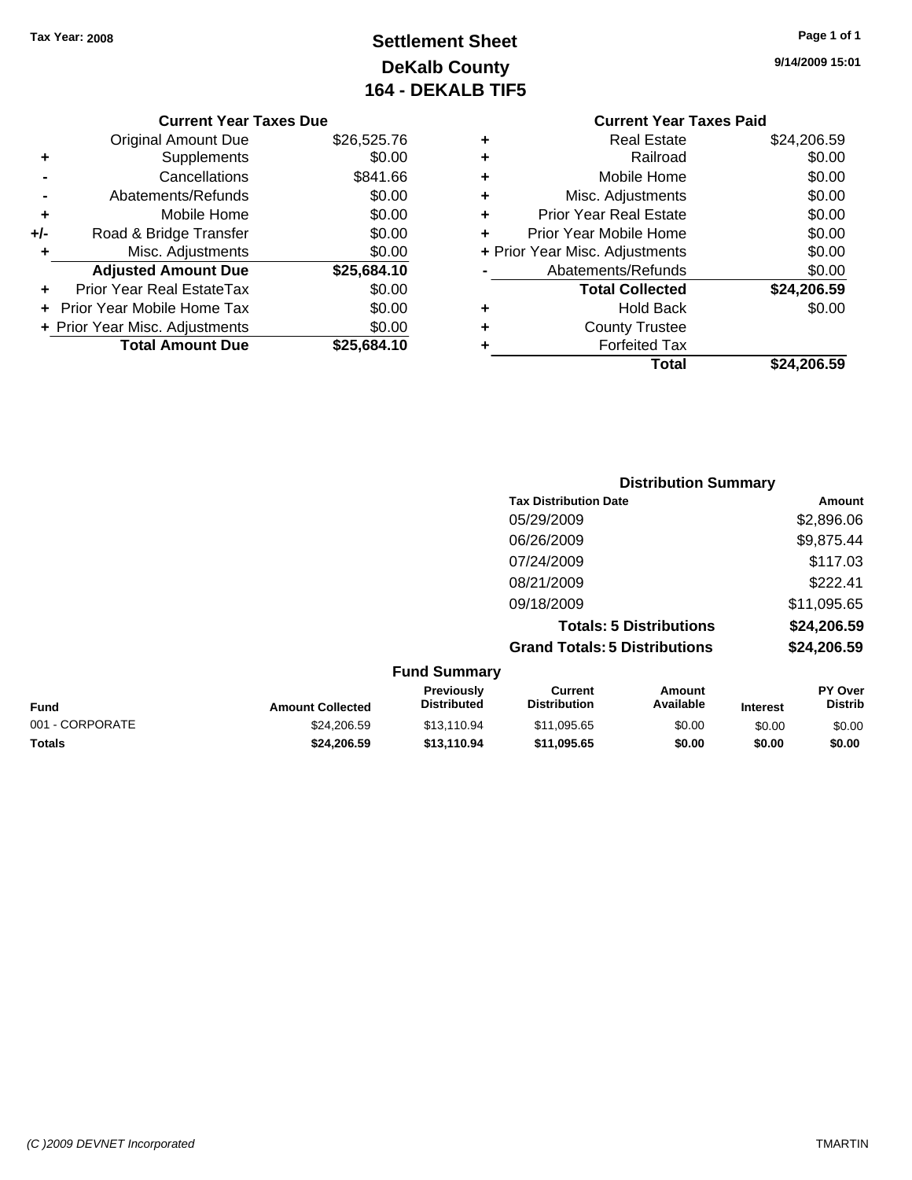Tax Year: 2008

# Settlement Sheet
## DeKalb County
## 164 - DEKALB TIF5

9/14/2009 15:01

### Current Year Taxes Due

| | | |
|---|---|---|
| | Original Amount Due | $26,525.76 |
| + | Supplements | $0.00 |
| - | Cancellations | $841.66 |
| - | Abatements/Refunds | $0.00 |
| + | Mobile Home | $0.00 |
| +/- | Road & Bridge Transfer | $0.00 |
| + | Misc. Adjustments | $0.00 |
| | **Adjusted Amount Due** | **$25,684.10** |
| + | Prior Year Real EstateTax | $0.00 |
| + | Prior Year Mobile Home Tax | $0.00 |
| + | Prior Year Misc. Adjustments | $0.00 |
| | **Total Amount Due** | **$25,684.10** |

### Current Year Taxes Paid

| | | |
|---|---|---|
| + | Real Estate | $24,206.59 |
| + | Railroad | $0.00 |
| + | Mobile Home | $0.00 |
| + | Misc. Adjustments | $0.00 |
| + | Prior Year Real Estate | $0.00 |
| + | Prior Year Mobile Home | $0.00 |
| + | Prior Year Misc. Adjustments | $0.00 |
| - | Abatements/Refunds | $0.00 |
| | **Total Collected** | **$24,206.59** |
| + | Hold Back | $0.00 |
| + | County Trustee | |
| + | Forfeited Tax | |
| | **Total** | **$24,206.59** |

### Distribution Summary

| Tax Distribution Date | Amount |
|---|---|
| 05/29/2009 | $2,896.06 |
| 06/26/2009 | $9,875.44 |
| 07/24/2009 | $117.03 |
| 08/21/2009 | $222.41 |
| 09/18/2009 | $11,095.65 |
| **Totals: 5 Distributions** | **$24,206.59** |
| **Grand Totals: 5 Distributions** | **$24,206.59** |

### Fund Summary

| Fund | Amount Collected | Previously Distributed | Current Distribution | Amount Available | Interest | PY Over Distrib |
|---|---|---|---|---|---|---|
| 001 - CORPORATE | $24,206.59 | $13,110.94 | $11,095.65 | $0.00 | $0.00 | $0.00 |
| **Totals** | **$24,206.59** | **$13,110.94** | **$11,095.65** | **$0.00** | **$0.00** | **$0.00** |

(C )2009 DEVNET Incorporated TMARTIN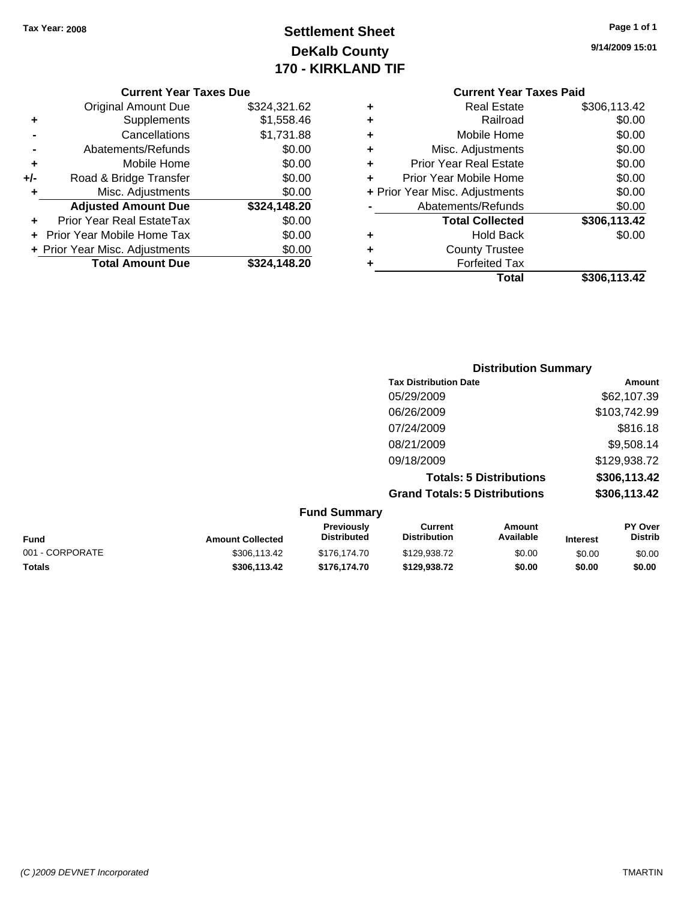Tax Year: 2008

# Settlement Sheet
## DeKalb County
## 170 - KIRKLAND TIF

9/14/2009 15:01

### Current Year Taxes Due

| | | |
|---|---|---|
| | Original Amount Due | $324,321.62 |
| + | Supplements | $1,558.46 |
| - | Cancellations | $1,731.88 |
| - | Abatements/Refunds | $0.00 |
| + | Mobile Home | $0.00 |
| +/- | Road & Bridge Transfer | $0.00 |
| + | Misc. Adjustments | $0.00 |
| | **Adjusted Amount Due** | **$324,148.20** |
| + | Prior Year Real EstateTax | $0.00 |
| + | Prior Year Mobile Home Tax | $0.00 |
| + | Prior Year Misc. Adjustments | $0.00 |
| | **Total Amount Due** | **$324,148.20** |

### Current Year Taxes Paid

| | | |
|---|---|---|
| + | Real Estate | $306,113.42 |
| + | Railroad | $0.00 |
| + | Mobile Home | $0.00 |
| + | Misc. Adjustments | $0.00 |
| + | Prior Year Real Estate | $0.00 |
| + | Prior Year Mobile Home | $0.00 |
| + | Prior Year Misc. Adjustments | $0.00 |
| - | Abatements/Refunds | $0.00 |
| | **Total Collected** | **$306,113.42** |
| + | Hold Back | $0.00 |
| + | County Trustee | |
| + | Forfeited Tax | |
| | **Total** | **$306,113.42** |

### Distribution Summary

| Tax Distribution Date | Amount |
|---|---|
| 05/29/2009 | $62,107.39 |
| 06/26/2009 | $103,742.99 |
| 07/24/2009 | $816.18 |
| 08/21/2009 | $9,508.14 |
| 09/18/2009 | $129,938.72 |
| **Totals: 5 Distributions** | **$306,113.42** |
| **Grand Totals: 5 Distributions** | **$306,113.42** |

### Fund Summary

| Fund | Amount Collected | Previously Distributed | Current Distribution | Amount Available | Interest | PY Over Distrib |
|---|---|---|---|---|---|---|
| 001 - CORPORATE | $306,113.42 | $176,174.70 | $129,938.72 | $0.00 | $0.00 | $0.00 |
| **Totals** | **$306,113.42** | **$176,174.70** | **$129,938.72** | **$0.00** | **$0.00** | **$0.00** |

(C )2009 DEVNET Incorporated TMARTIN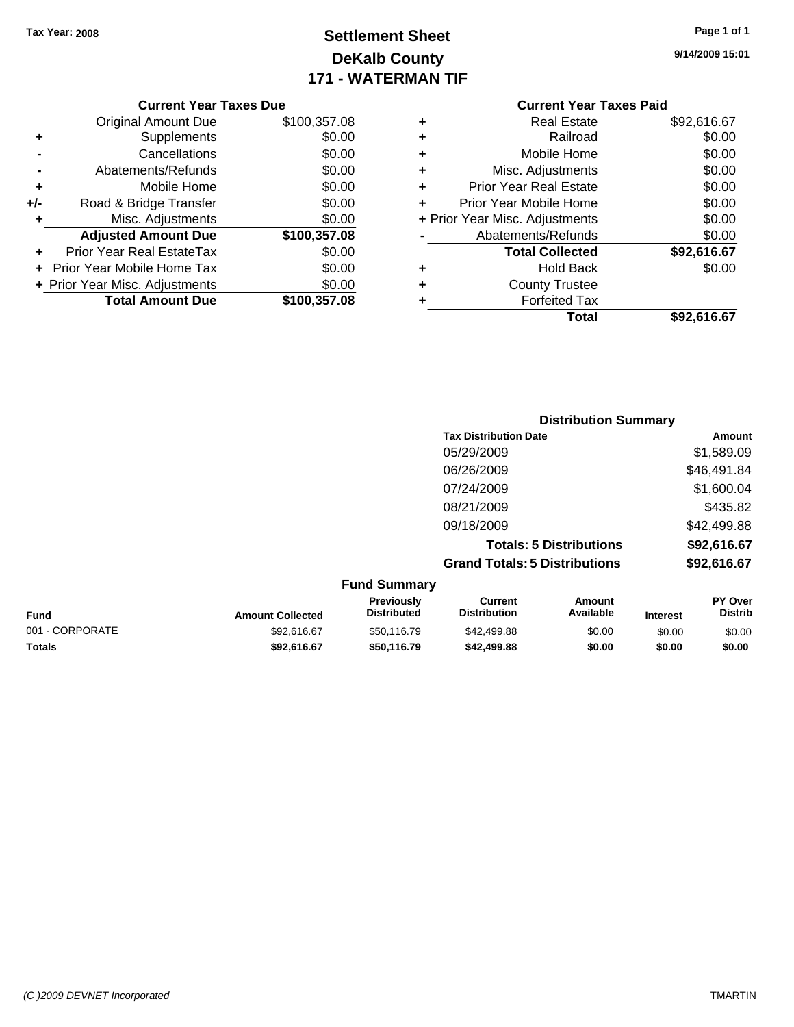Tax Year: 2008

# Settlement Sheet
## DeKalb County
## 171 - WATERMAN TIF

9/14/2009 15:01

### Current Year Taxes Due

| | | |
|---|---|---|
| | Original Amount Due | $100,357.08 |
| + | Supplements | $0.00 |
| - | Cancellations | $0.00 |
| - | Abatements/Refunds | $0.00 |
| + | Mobile Home | $0.00 |
| +/- | Road & Bridge Transfer | $0.00 |
| + | Misc. Adjustments | $0.00 |
| | **Adjusted Amount Due** | **$100,357.08** |
| + | Prior Year Real EstateTax | $0.00 |
| + | Prior Year Mobile Home Tax | $0.00 |
| + | Prior Year Misc. Adjustments | $0.00 |
| | **Total Amount Due** | **$100,357.08** |

### Current Year Taxes Paid

| | | |
|---|---|---|
| + | Real Estate | $92,616.67 |
| + | Railroad | $0.00 |
| + | Mobile Home | $0.00 |
| + | Misc. Adjustments | $0.00 |
| + | Prior Year Real Estate | $0.00 |
| + | Prior Year Mobile Home | $0.00 |
| + | Prior Year Misc. Adjustments | $0.00 |
| - | Abatements/Refunds | $0.00 |
| | **Total Collected** | **$92,616.67** |
| + | Hold Back | $0.00 |
| + | County Trustee | |
| + | Forfeited Tax | |
| | **Total** | **$92,616.67** |

### Distribution Summary

| Tax Distribution Date | Amount |
|---|---|
| 05/29/2009 | $1,589.09 |
| 06/26/2009 | $46,491.84 |
| 07/24/2009 | $1,600.04 |
| 08/21/2009 | $435.82 |
| 09/18/2009 | $42,499.88 |
| **Totals: 5 Distributions** | **$92,616.67** |
| **Grand Totals: 5 Distributions** | **$92,616.67** |

### Fund Summary

| Fund | Amount Collected | Previously Distributed | Current Distribution | Amount Available | Interest | PY Over Distrib |
|---|---|---|---|---|---|---|
| 001 - CORPORATE | $92,616.67 | $50,116.79 | $42,499.88 | $0.00 | $0.00 | $0.00 |
| **Totals** | **$92,616.67** | **$50,116.79** | **$42,499.88** | **$0.00** | **$0.00** | **$0.00** |

(C )2009 DEVNET Incorporated TMARTIN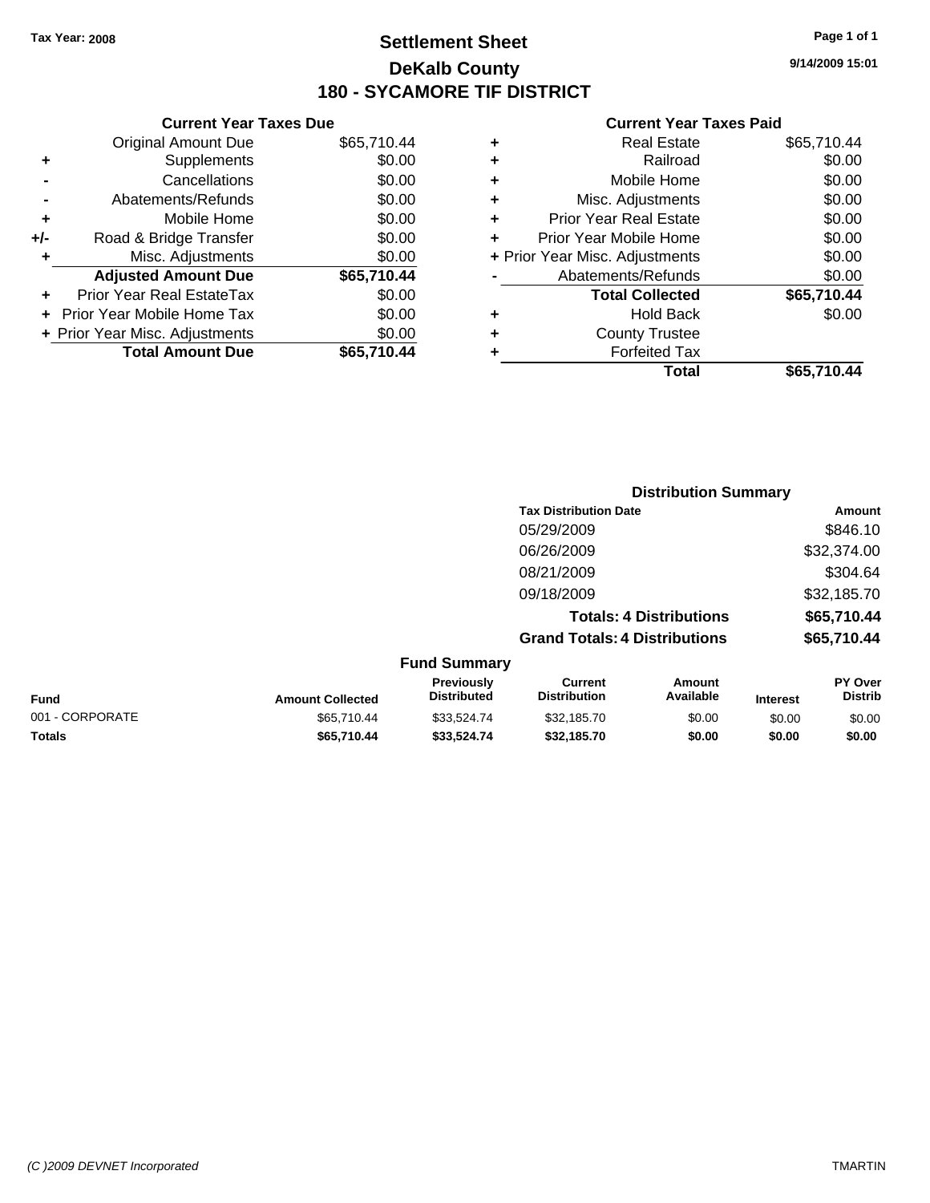Tax Year: 2008

# Settlement Sheet
## DeKalb County
## 180 - SYCAMORE TIF DISTRICT

9/14/2009 15:01

### Current Year Taxes Due

| | | |
|---|---|---|
| | Original Amount Due | $65,710.44 |
| + | Supplements | $0.00 |
| - | Cancellations | $0.00 |
| - | Abatements/Refunds | $0.00 |
| + | Mobile Home | $0.00 |
| +/- | Road & Bridge Transfer | $0.00 |
| + | Misc. Adjustments | $0.00 |
| | **Adjusted Amount Due** | **$65,710.44** |
| + | Prior Year Real EstateTax | $0.00 |
| + | Prior Year Mobile Home Tax | $0.00 |
| + | Prior Year Misc. Adjustments | $0.00 |
| | **Total Amount Due** | **$65,710.44** |

### Current Year Taxes Paid

| | | |
|---|---|---|
| + | Real Estate | $65,710.44 |
| + | Railroad | $0.00 |
| + | Mobile Home | $0.00 |
| + | Misc. Adjustments | $0.00 |
| + | Prior Year Real Estate | $0.00 |
| + | Prior Year Mobile Home | $0.00 |
| + | Prior Year Misc. Adjustments | $0.00 |
| - | Abatements/Refunds | $0.00 |
| | **Total Collected** | **$65,710.44** |
| + | Hold Back | $0.00 |
| + | County Trustee | |
| + | Forfeited Tax | |
| | **Total** | **$65,710.44** |

### Distribution Summary

| Tax Distribution Date | Amount |
|---|---|
| 05/29/2009 | $846.10 |
| 06/26/2009 | $32,374.00 |
| 08/21/2009 | $304.64 |
| 09/18/2009 | $32,185.70 |
| **Totals: 4 Distributions** | **$65,710.44** |
| **Grand Totals: 4 Distributions** | **$65,710.44** |

### Fund Summary

| Fund | Amount Collected | Previously Distributed | Current Distribution | Amount Available | Interest | PY Over Distrib |
|---|---|---|---|---|---|---|
| 001 - CORPORATE | $65,710.44 | $33,524.74 | $32,185.70 | $0.00 | $0.00 | $0.00 |
| **Totals** | **$65,710.44** | **$33,524.74** | **$32,185.70** | **$0.00** | **$0.00** | **$0.00** |

(C )2009 DEVNET Incorporated

TMARTIN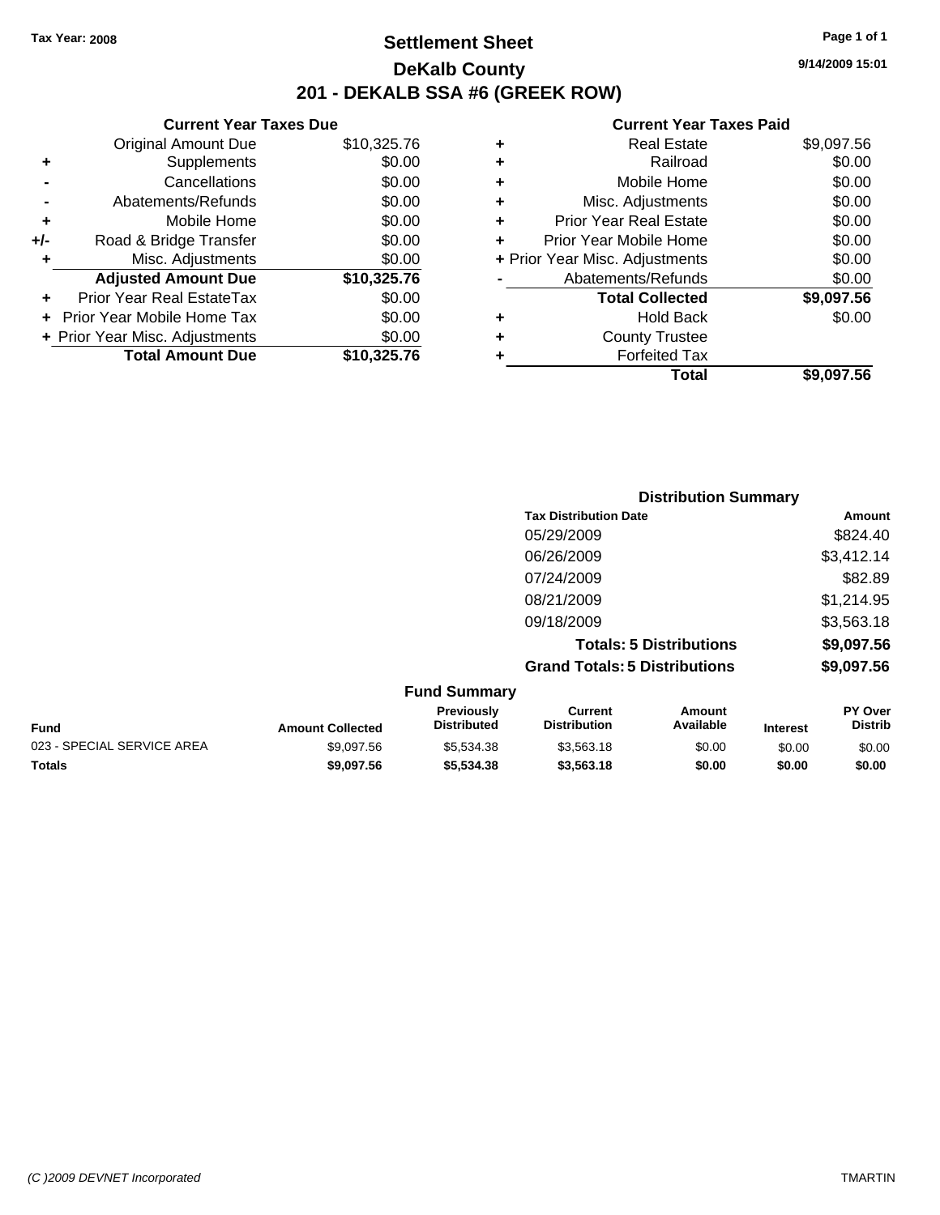**Tax Year: 2008**

# Settlement Sheet
## DeKalb County
## 201 - DEKALB SSA #6 (GREEK ROW)

9/14/2009 15:01

### Current Year Taxes Due

| | | |
|---|---|---|
| | Original Amount Due | $10,325.76 |
| + | Supplements | $0.00 |
| - | Cancellations | $0.00 |
| - | Abatements/Refunds | $0.00 |
| + | Mobile Home | $0.00 |
| +/- | Road & Bridge Transfer | $0.00 |
| + | Misc. Adjustments | $0.00 |
| | **Adjusted Amount Due** | **$10,325.76** |
| + | Prior Year Real EstateTax | $0.00 |
| + | Prior Year Mobile Home Tax | $0.00 |
| + | Prior Year Misc. Adjustments | $0.00 |
| | **Total Amount Due** | **$10,325.76** |

### Current Year Taxes Paid

| | | |
|---|---|---|
| + | Real Estate | $9,097.56 |
| + | Railroad | $0.00 |
| + | Mobile Home | $0.00 |
| + | Misc. Adjustments | $0.00 |
| + | Prior Year Real Estate | $0.00 |
| + | Prior Year Mobile Home | $0.00 |
| + | Prior Year Misc. Adjustments | $0.00 |
| - | Abatements/Refunds | $0.00 |
| | **Total Collected** | **$9,097.56** |
| + | Hold Back | $0.00 |
| + | County Trustee | |
| + | Forfeited Tax | |
| | **Total** | **$9,097.56** |

### Distribution Summary

| Tax Distribution Date | Amount |
|---|---|
| 05/29/2009 | $824.40 |
| 06/26/2009 | $3,412.14 |
| 07/24/2009 | $82.89 |
| 08/21/2009 | $1,214.95 |
| 09/18/2009 | $3,563.18 |
| **Totals: 5 Distributions** | **$9,097.56** |
| **Grand Totals: 5 Distributions** | **$9,097.56** |

### Fund Summary

| Fund | Amount Collected | Previously Distributed | Current Distribution | Amount Available | Interest | PY Over Distrib |
|---|---|---|---|---|---|---|
| 023 - SPECIAL SERVICE AREA | $9,097.56 | $5,534.38 | $3,563.18 | $0.00 | $0.00 | $0.00 |
| **Totals** | **$9,097.56** | **$5,534.38** | **$3,563.18** | **$0.00** | **$0.00** | **$0.00** |

(C )2009 DEVNET Incorporated TMARTIN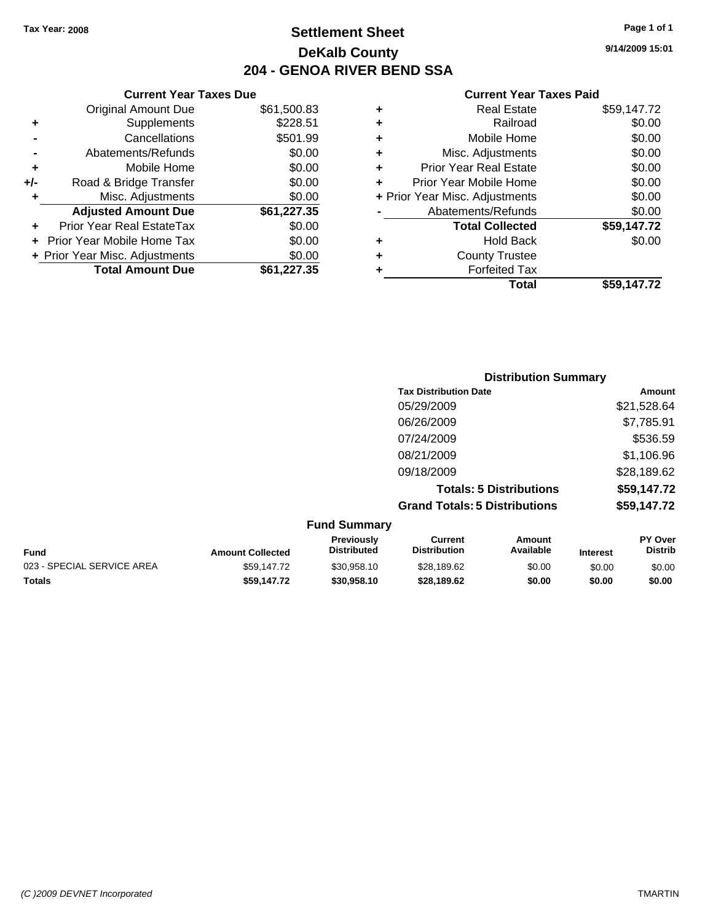Tax Year: 2008

# Settlement Sheet
## DeKalb County
## 204 - GENOA RIVER BEND SSA

9/14/2009 15:01

### Current Year Taxes Due

| | | |
|---|---|---|
| | Original Amount Due | $61,500.83 |
| + | Supplements | $228.51 |
| - | Cancellations | $501.99 |
| - | Abatements/Refunds | $0.00 |
| + | Mobile Home | $0.00 |
| +/- | Road & Bridge Transfer | $0.00 |
| + | Misc. Adjustments | $0.00 |
| | **Adjusted Amount Due** | **$61,227.35** |
| + | Prior Year Real EstateTax | $0.00 |
| + | Prior Year Mobile Home Tax | $0.00 |
| + | Prior Year Misc. Adjustments | $0.00 |
| | **Total Amount Due** | **$61,227.35** |

### Current Year Taxes Paid

| | | |
|---|---|---|
| + | Real Estate | $59,147.72 |
| + | Railroad | $0.00 |
| + | Mobile Home | $0.00 |
| + | Misc. Adjustments | $0.00 |
| + | Prior Year Real Estate | $0.00 |
| + | Prior Year Mobile Home | $0.00 |
| + | Prior Year Misc. Adjustments | $0.00 |
| - | Abatements/Refunds | $0.00 |
| | **Total Collected** | **$59,147.72** |
| + | Hold Back | $0.00 |
| + | County Trustee | |
| + | Forfeited Tax | |
| | **Total** | **$59,147.72** |

### Distribution Summary

| Tax Distribution Date | Amount |
|---|---|
| 05/29/2009 | $21,528.64 |
| 06/26/2009 | $7,785.91 |
| 07/24/2009 | $536.59 |
| 08/21/2009 | $1,106.96 |
| 09/18/2009 | $28,189.62 |
| **Totals: 5 Distributions** | **$59,147.72** |
| **Grand Totals: 5 Distributions** | **$59,147.72** |

### Fund Summary

| Fund | Amount Collected | Previously Distributed | Current Distribution | Amount Available | Interest | PY Over Distrib |
|---|---|---|---|---|---|---|
| 023 - SPECIAL SERVICE AREA | $59,147.72 | $30,958.10 | $28,189.62 | $0.00 | $0.00 | $0.00 |
| **Totals** | **$59,147.72** | **$30,958.10** | **$28,189.62** | **$0.00** | **$0.00** | **$0.00** |

(C )2009 DEVNET Incorporated — TMARTIN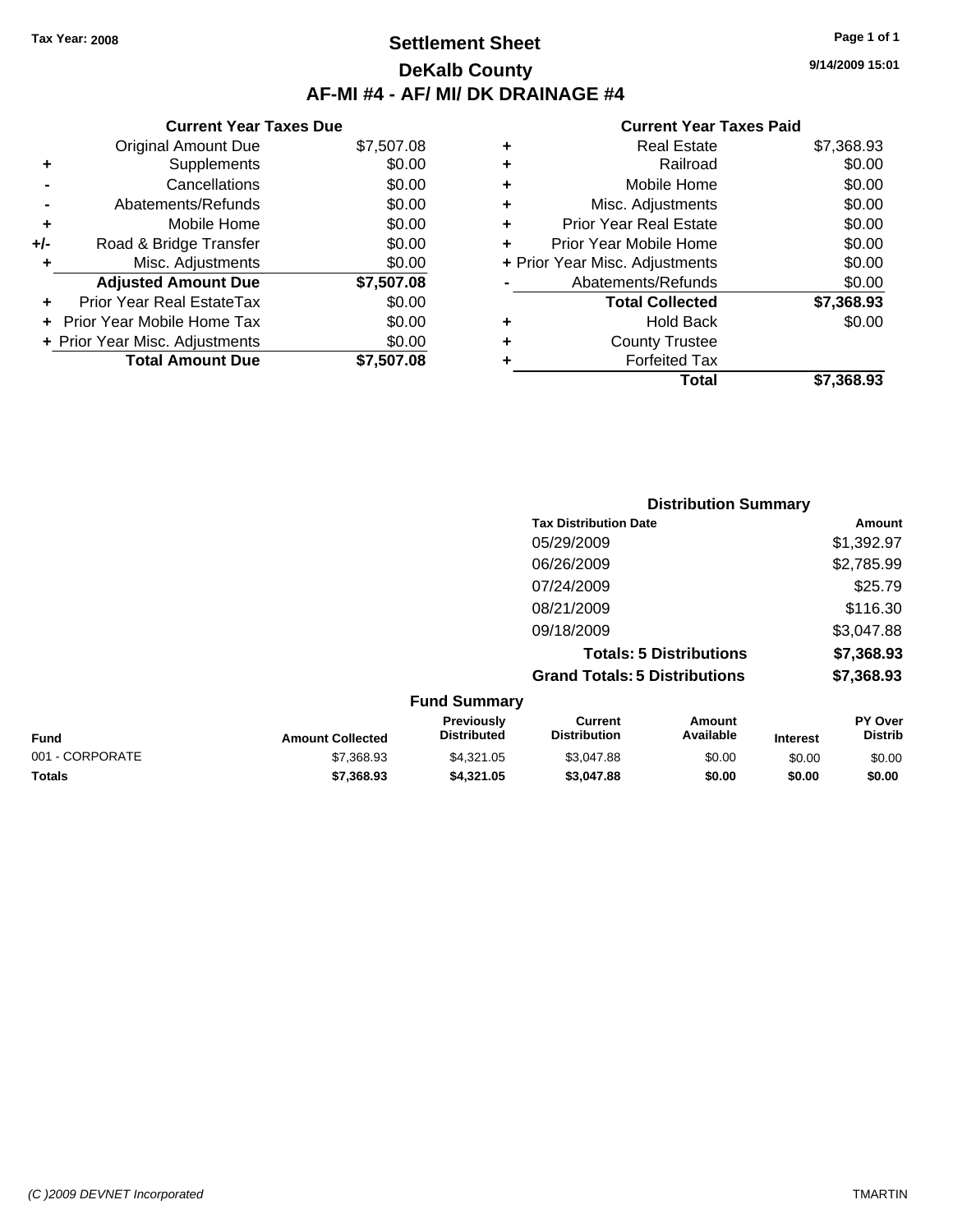Tax Year: 2008

# Settlement Sheet

## DeKalb County

## AF-MI #4 - AF/ MI/ DK DRAINAGE #4

9/14/2009 15:01

### Current Year Taxes Due

| | | |
|---|---|---|
| | Original Amount Due | $7,507.08 |
| + | Supplements | $0.00 |
| - | Cancellations | $0.00 |
| - | Abatements/Refunds | $0.00 |
| + | Mobile Home | $0.00 |
| +/- | Road & Bridge Transfer | $0.00 |
| + | Misc. Adjustments | $0.00 |
| | **Adjusted Amount Due** | **$7,507.08** |
| + | Prior Year Real EstateTax | $0.00 |
| + | Prior Year Mobile Home Tax | $0.00 |
| + | Prior Year Misc. Adjustments | $0.00 |
| | **Total Amount Due** | **$7,507.08** |

### Current Year Taxes Paid

| | | |
|---|---|---|
| + | Real Estate | $7,368.93 |
| + | Railroad | $0.00 |
| + | Mobile Home | $0.00 |
| + | Misc. Adjustments | $0.00 |
| + | Prior Year Real Estate | $0.00 |
| + | Prior Year Mobile Home | $0.00 |
| + | Prior Year Misc. Adjustments | $0.00 |
| - | Abatements/Refunds | $0.00 |
| | **Total Collected** | **$7,368.93** |
| + | Hold Back | $0.00 |
| + | County Trustee | |
| + | Forfeited Tax | |
| | **Total** | **$7,368.93** |

### Distribution Summary

| Tax Distribution Date | Amount |
|---|---|
| 05/29/2009 | $1,392.97 |
| 06/26/2009 | $2,785.99 |
| 07/24/2009 | $25.79 |
| 08/21/2009 | $116.30 |
| 09/18/2009 | $3,047.88 |
| **Totals: 5 Distributions** | **$7,368.93** |
| **Grand Totals: 5 Distributions** | **$7,368.93** |

### Fund Summary

| Fund | Amount Collected | Previously Distributed | Current Distribution | Amount Available | Interest | PY Over Distrib |
|---|---|---|---|---|---|---|
| 001 - CORPORATE | $7,368.93 | $4,321.05 | $3,047.88 | $0.00 | $0.00 | $0.00 |
| **Totals** | **$7,368.93** | **$4,321.05** | **$3,047.88** | **$0.00** | **$0.00** | **$0.00** |

(C )2009 DEVNET Incorporated TMARTIN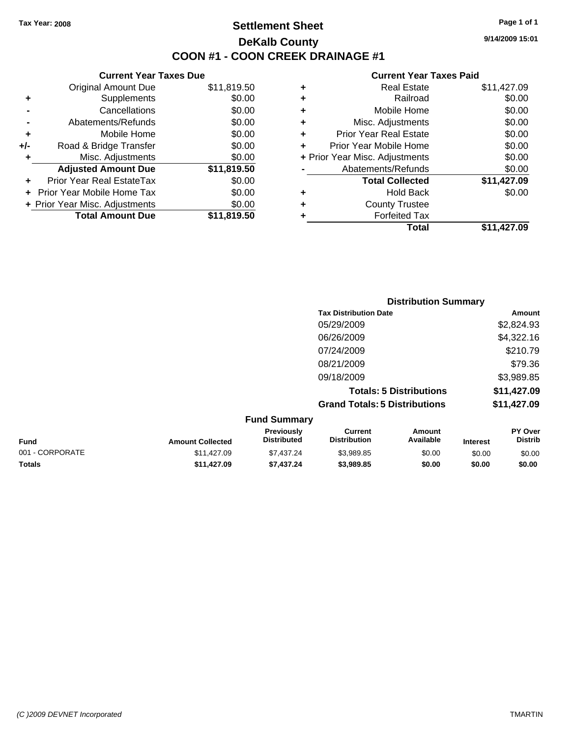Tax Year: 2008

# Settlement Sheet

## DeKalb County

## COON #1 - COON CREEK DRAINAGE #1

9/14/2009 15:01

### Current Year Taxes Due

| | | |
|---|---|---|
| | Original Amount Due | $11,819.50 |
| + | Supplements | $0.00 |
| - | Cancellations | $0.00 |
| - | Abatements/Refunds | $0.00 |
| + | Mobile Home | $0.00 |
| +/- | Road & Bridge Transfer | $0.00 |
| + | Misc. Adjustments | $0.00 |
| | **Adjusted Amount Due** | **$11,819.50** |
| + | Prior Year Real EstateTax | $0.00 |
| + | Prior Year Mobile Home Tax | $0.00 |
| + | Prior Year Misc. Adjustments | $0.00 |
| | **Total Amount Due** | **$11,819.50** |

### Current Year Taxes Paid

| | | |
|---|---|---|
| + | Real Estate | $11,427.09 |
| + | Railroad | $0.00 |
| + | Mobile Home | $0.00 |
| + | Misc. Adjustments | $0.00 |
| + | Prior Year Real Estate | $0.00 |
| + | Prior Year Mobile Home | $0.00 |
| + | Prior Year Misc. Adjustments | $0.00 |
| - | Abatements/Refunds | $0.00 |
| | **Total Collected** | **$11,427.09** |
| + | Hold Back | $0.00 |
| + | County Trustee | |
| + | Forfeited Tax | |
| | **Total** | **$11,427.09** |

### Distribution Summary

| Tax Distribution Date | Amount |
|---|---|
| 05/29/2009 | $2,824.93 |
| 06/26/2009 | $4,322.16 |
| 07/24/2009 | $210.79 |
| 08/21/2009 | $79.36 |
| 09/18/2009 | $3,989.85 |
| **Totals: 5 Distributions** | **$11,427.09** |
| **Grand Totals: 5 Distributions** | **$11,427.09** |

### Fund Summary

| Fund | Amount Collected | Previously Distributed | Current Distribution | Amount Available | Interest | PY Over Distrib |
|---|---|---|---|---|---|---|
| 001 - CORPORATE | $11,427.09 | $7,437.24 | $3,989.85 | $0.00 | $0.00 | $0.00 |
| **Totals** | **$11,427.09** | **$7,437.24** | **$3,989.85** | **$0.00** | **$0.00** | **$0.00** |

(C )2009 DEVNET Incorporated TMARTIN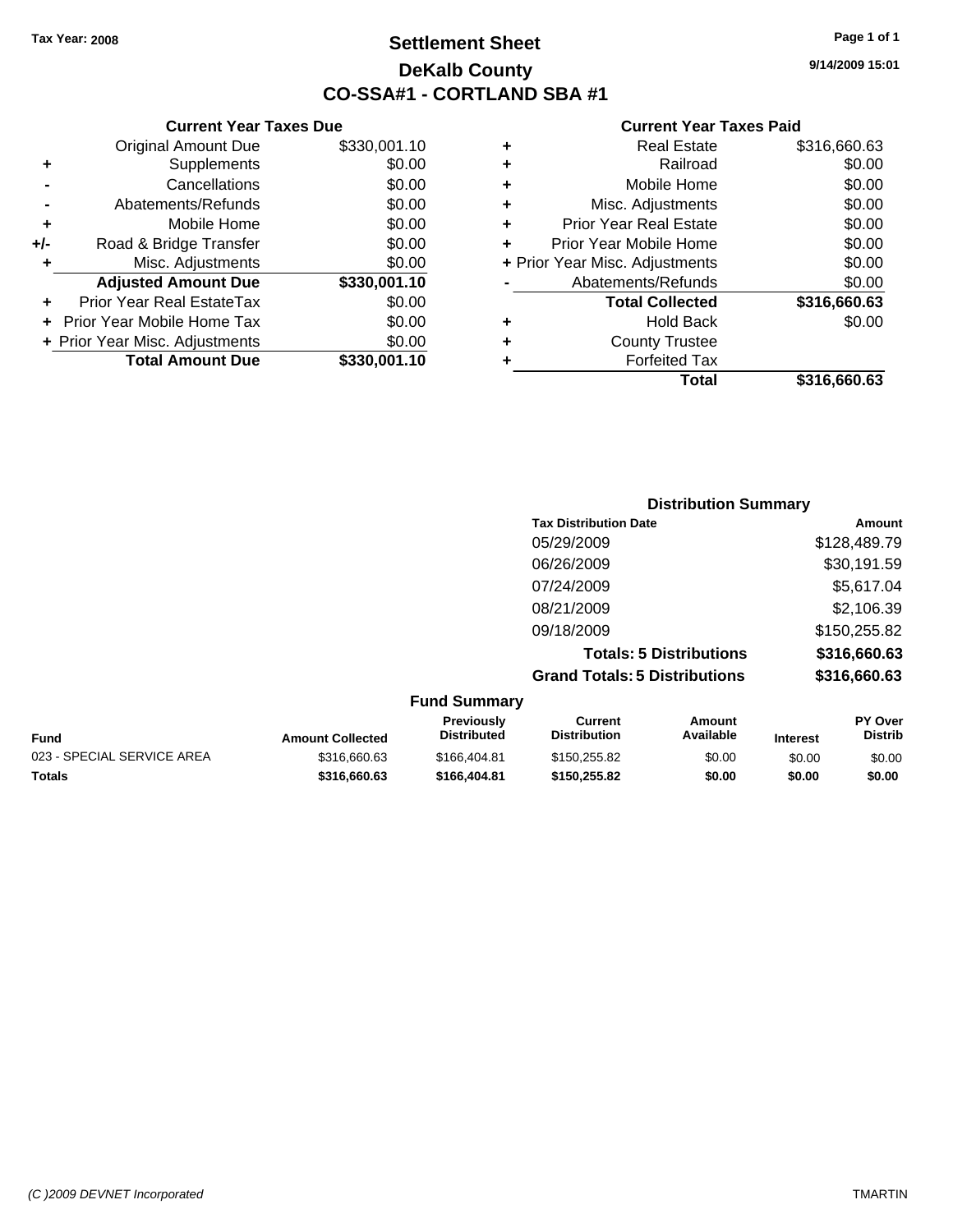**Tax Year: 2008**

# Settlement Sheet
## DeKalb County
## CO-SSA#1 - CORTLAND SBA #1

9/14/2009 15:01

### Current Year Taxes Due

| | | |
|---|---|---|
| | Original Amount Due | $330,001.10 |
| + | Supplements | $0.00 |
| - | Cancellations | $0.00 |
| - | Abatements/Refunds | $0.00 |
| + | Mobile Home | $0.00 |
| +/- | Road & Bridge Transfer | $0.00 |
| + | Misc. Adjustments | $0.00 |
| | **Adjusted Amount Due** | **$330,001.10** |
| + | Prior Year Real EstateTax | $0.00 |
| + | Prior Year Mobile Home Tax | $0.00 |
| + | Prior Year Misc. Adjustments | $0.00 |
| | **Total Amount Due** | **$330,001.10** |

### Current Year Taxes Paid

| | | |
|---|---|---|
| + | Real Estate | $316,660.63 |
| + | Railroad | $0.00 |
| + | Mobile Home | $0.00 |
| + | Misc. Adjustments | $0.00 |
| + | Prior Year Real Estate | $0.00 |
| + | Prior Year Mobile Home | $0.00 |
| + | Prior Year Misc. Adjustments | $0.00 |
| - | Abatements/Refunds | $0.00 |
| | **Total Collected** | **$316,660.63** |
| + | Hold Back | $0.00 |
| + | County Trustee | |
| + | Forfeited Tax | |
| | **Total** | **$316,660.63** |

### Distribution Summary

| Tax Distribution Date | Amount |
|---|---|
| 05/29/2009 | $128,489.79 |
| 06/26/2009 | $30,191.59 |
| 07/24/2009 | $5,617.04 |
| 08/21/2009 | $2,106.39 |
| 09/18/2009 | $150,255.82 |
| **Totals: 5 Distributions** | **$316,660.63** |
| **Grand Totals: 5 Distributions** | **$316,660.63** |

### Fund Summary

| Fund | Amount Collected | Previously Distributed | Current Distribution | Amount Available | Interest | PY Over Distrib |
|---|---|---|---|---|---|---|
| 023 - SPECIAL SERVICE AREA | $316,660.63 | $166,404.81 | $150,255.82 | $0.00 | $0.00 | $0.00 |
| **Totals** | **$316,660.63** | **$166,404.81** | **$150,255.82** | **$0.00** | **$0.00** | **$0.00** |

(C )2009 DEVNET Incorporated — TMARTIN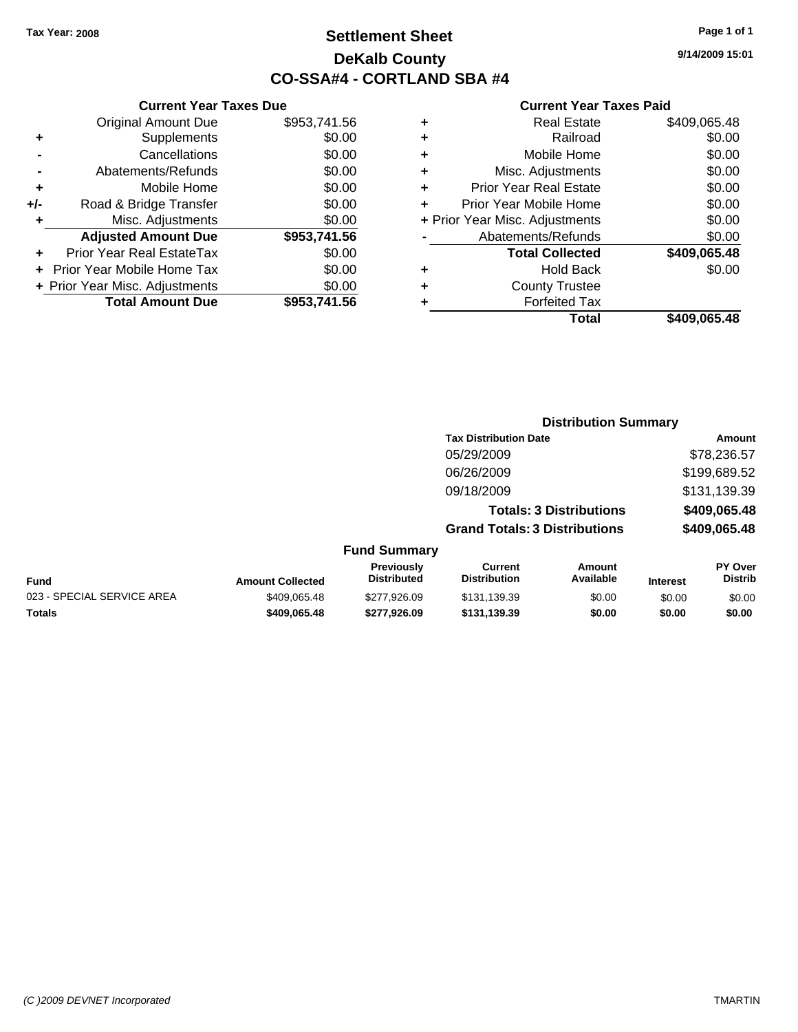Tax Year: 2008

# Settlement Sheet

## DeKalb County

## CO-SSA#4 - CORTLAND SBA #4

9/14/2009 15:01

| | Current Year Taxes Due | |
|---|---|---|
| | Original Amount Due | $953,741.56 |
| + | Supplements | $0.00 |
| - | Cancellations | $0.00 |
| - | Abatements/Refunds | $0.00 |
| + | Mobile Home | $0.00 |
| +/- | Road & Bridge Transfer | $0.00 |
| + | Misc. Adjustments | $0.00 |
| | **Adjusted Amount Due** | **$953,741.56** |
| + | Prior Year Real EstateTax | $0.00 |
| + | Prior Year Mobile Home Tax | $0.00 |
| + | Prior Year Misc. Adjustments | $0.00 |
| | **Total Amount Due** | **$953,741.56** |

| | Current Year Taxes Paid | |
|---|---|---|
| + | Real Estate | $409,065.48 |
| + | Railroad | $0.00 |
| + | Mobile Home | $0.00 |
| + | Misc. Adjustments | $0.00 |
| + | Prior Year Real Estate | $0.00 |
| + | Prior Year Mobile Home | $0.00 |
| + | Prior Year Misc. Adjustments | $0.00 |
| - | Abatements/Refunds | $0.00 |
| | **Total Collected** | **$409,065.48** |
| + | Hold Back | $0.00 |
| + | County Trustee | |
| + | Forfeited Tax | |
| | **Total** | **$409,065.48** |

### Distribution Summary

| Tax Distribution Date | Amount |
|---|---|
| 05/29/2009 | $78,236.57 |
| 06/26/2009 | $199,689.52 |
| 09/18/2009 | $131,139.39 |
| **Totals: 3 Distributions** | **$409,065.48** |
| **Grand Totals: 3 Distributions** | **$409,065.48** |

### Fund Summary

| Fund | Amount Collected | Previously Distributed | Current Distribution | Amount Available | Interest | PY Over Distrib |
|---|---|---|---|---|---|---|
| 023 - SPECIAL SERVICE AREA | $409,065.48 | $277,926.09 | $131,139.39 | $0.00 | $0.00 | $0.00 |
| **Totals** | **$409,065.48** | **$277,926.09** | **$131,139.39** | **$0.00** | **$0.00** | **$0.00** |

(C )2009 DEVNET Incorporated TMARTIN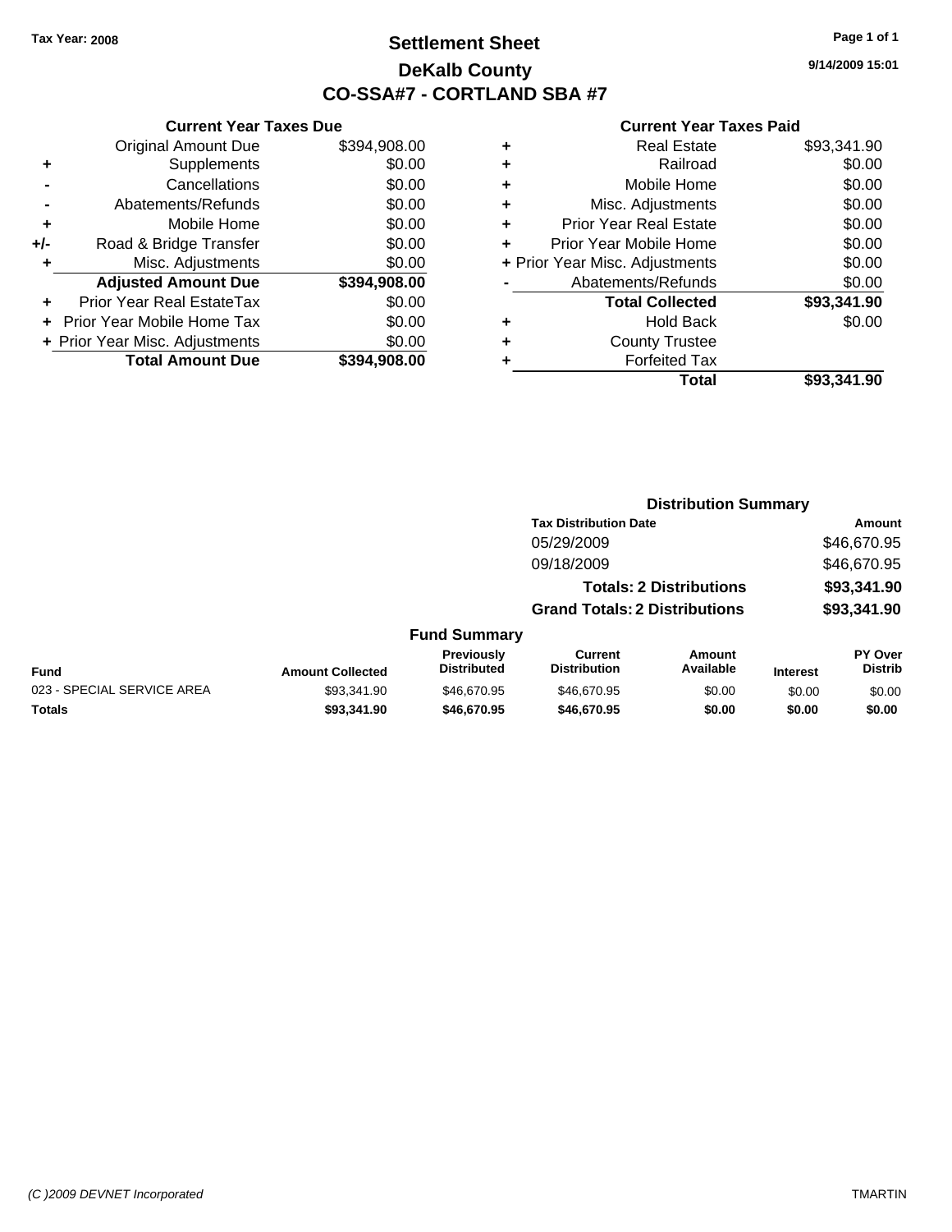**Tax Year: 2008**

# Settlement Sheet
## DeKalb County
## CO-SSA#7 - CORTLAND SBA #7

9/14/2009 15:01

### Current Year Taxes Due

| | | |
|---|---|---|
| | Original Amount Due | $394,908.00 |
| + | Supplements | $0.00 |
| - | Cancellations | $0.00 |
| - | Abatements/Refunds | $0.00 |
| + | Mobile Home | $0.00 |
| +/- | Road & Bridge Transfer | $0.00 |
| + | Misc. Adjustments | $0.00 |
| | **Adjusted Amount Due** | **$394,908.00** |
| + | Prior Year Real EstateTax | $0.00 |
| + | Prior Year Mobile Home Tax | $0.00 |
| + | Prior Year Misc. Adjustments | $0.00 |
| | **Total Amount Due** | **$394,908.00** |

### Current Year Taxes Paid

| | | |
|---|---|---|
| + | Real Estate | $93,341.90 |
| + | Railroad | $0.00 |
| + | Mobile Home | $0.00 |
| + | Misc. Adjustments | $0.00 |
| + | Prior Year Real Estate | $0.00 |
| + | Prior Year Mobile Home | $0.00 |
| + | Prior Year Misc. Adjustments | $0.00 |
| - | Abatements/Refunds | $0.00 |
| | **Total Collected** | **$93,341.90** |
| + | Hold Back | $0.00 |
| + | County Trustee | |
| + | Forfeited Tax | |
| | **Total** | **$93,341.90** |

### Distribution Summary

| Tax Distribution Date | Amount |
|---|---|
| 05/29/2009 | $46,670.95 |
| 09/18/2009 | $46,670.95 |
| **Totals: 2 Distributions** | **$93,341.90** |
| **Grand Totals: 2 Distributions** | **$93,341.90** |

### Fund Summary

| Fund | Amount Collected | Previously Distributed | Current Distribution | Amount Available | Interest | PY Over Distrib |
|---|---|---|---|---|---|---|
| 023 - SPECIAL SERVICE AREA | $93,341.90 | $46,670.95 | $46,670.95 | $0.00 | $0.00 | $0.00 |
| **Totals** | **$93,341.90** | **$46,670.95** | **$46,670.95** | **$0.00** | **$0.00** | **$0.00** |

(C )2009 DEVNET Incorporated TMARTIN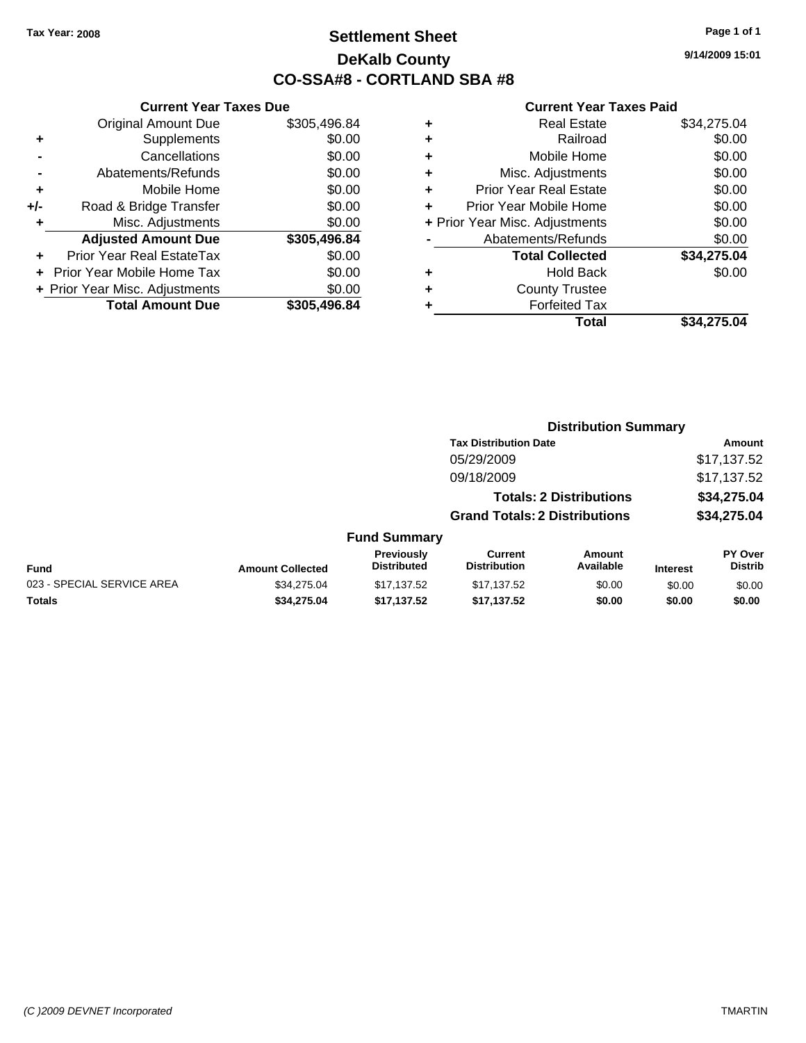**Tax Year: 2008**

# Settlement Sheet

## DeKalb County

## CO-SSA#8 - CORTLAND SBA #8

9/14/2009 15:01

### Current Year Taxes Due

| | | |
|---|---|---|
| | Original Amount Due | $305,496.84 |
| + | Supplements | $0.00 |
| - | Cancellations | $0.00 |
| - | Abatements/Refunds | $0.00 |
| + | Mobile Home | $0.00 |
| +/- | Road & Bridge Transfer | $0.00 |
| + | Misc. Adjustments | $0.00 |
| | **Adjusted Amount Due** | **$305,496.84** |
| + | Prior Year Real EstateTax | $0.00 |
| + | Prior Year Mobile Home Tax | $0.00 |
| + | Prior Year Misc. Adjustments | $0.00 |
| | **Total Amount Due** | **$305,496.84** |

### Current Year Taxes Paid

| | | |
|---|---|---|
| + | Real Estate | $34,275.04 |
| + | Railroad | $0.00 |
| + | Mobile Home | $0.00 |
| + | Misc. Adjustments | $0.00 |
| + | Prior Year Real Estate | $0.00 |
| + | Prior Year Mobile Home | $0.00 |
| + | Prior Year Misc. Adjustments | $0.00 |
| - | Abatements/Refunds | $0.00 |
| | **Total Collected** | **$34,275.04** |
| + | Hold Back | $0.00 |
| + | County Trustee | |
| + | Forfeited Tax | |
| | **Total** | **$34,275.04** |

### Distribution Summary

| Tax Distribution Date | Amount |
|---|---|
| 05/29/2009 | $17,137.52 |
| 09/18/2009 | $17,137.52 |
| **Totals: 2 Distributions** | **$34,275.04** |
| **Grand Totals: 2 Distributions** | **$34,275.04** |

### Fund Summary

| Fund | Amount Collected | Previously Distributed | Current Distribution | Amount Available | Interest | PY Over Distrib |
|---|---|---|---|---|---|---|
| 023 - SPECIAL SERVICE AREA | $34,275.04 | $17,137.52 | $17,137.52 | $0.00 | $0.00 | $0.00 |
| **Totals** | **$34,275.04** | **$17,137.52** | **$17,137.52** | **$0.00** | **$0.00** | **$0.00** |

*(C )2009 DEVNET Incorporated* TMARTIN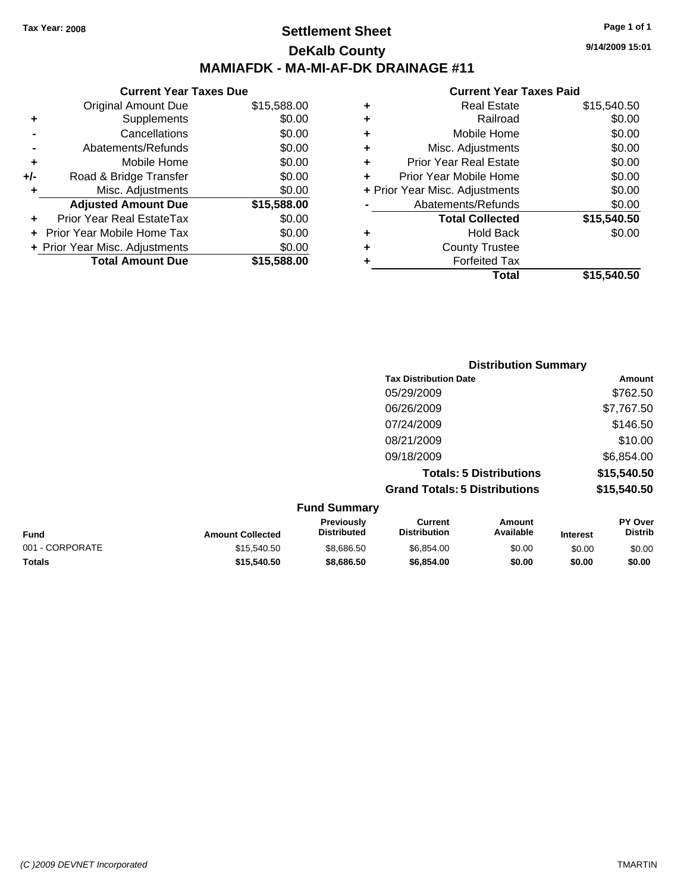Tax Year: 2008

# Settlement Sheet

## DeKalb County

## MAMIAFDK - MA-MI-AF-DK DRAINAGE #11

9/14/2009 15:01

### Current Year Taxes Due

| | | |
|---|---|---|
| | Original Amount Due | $15,588.00 |
| + | Supplements | $0.00 |
| - | Cancellations | $0.00 |
| - | Abatements/Refunds | $0.00 |
| + | Mobile Home | $0.00 |
| +/- | Road & Bridge Transfer | $0.00 |
| + | Misc. Adjustments | $0.00 |
| | **Adjusted Amount Due** | **$15,588.00** |
| + | Prior Year Real EstateTax | $0.00 |
| + | Prior Year Mobile Home Tax | $0.00 |
| + | Prior Year Misc. Adjustments | $0.00 |
| | **Total Amount Due** | **$15,588.00** |

### Current Year Taxes Paid

| | | |
|---|---|---|
| + | Real Estate | $15,540.50 |
| + | Railroad | $0.00 |
| + | Mobile Home | $0.00 |
| + | Misc. Adjustments | $0.00 |
| + | Prior Year Real Estate | $0.00 |
| + | Prior Year Mobile Home | $0.00 |
| + | Prior Year Misc. Adjustments | $0.00 |
| - | Abatements/Refunds | $0.00 |
| | **Total Collected** | **$15,540.50** |
| + | Hold Back | $0.00 |
| + | County Trustee | |
| + | Forfeited Tax | |
| | **Total** | **$15,540.50** |

### Distribution Summary

| Tax Distribution Date | Amount |
|---|---|
| 05/29/2009 | $762.50 |
| 06/26/2009 | $7,767.50 |
| 07/24/2009 | $146.50 |
| 08/21/2009 | $10.00 |
| 09/18/2009 | $6,854.00 |
| **Totals: 5 Distributions** | **$15,540.50** |
| **Grand Totals: 5 Distributions** | **$15,540.50** |

### Fund Summary

| Fund | Amount Collected | Previously Distributed | Current Distribution | Amount Available | Interest | PY Over Distrib |
|---|---|---|---|---|---|---|
| 001 - CORPORATE | $15,540.50 | $8,686.50 | $6,854.00 | $0.00 | $0.00 | $0.00 |
| **Totals** | **$15,540.50** | **$8,686.50** | **$6,854.00** | **$0.00** | **$0.00** | **$0.00** |

*(C )2009 DEVNET Incorporated* TMARTIN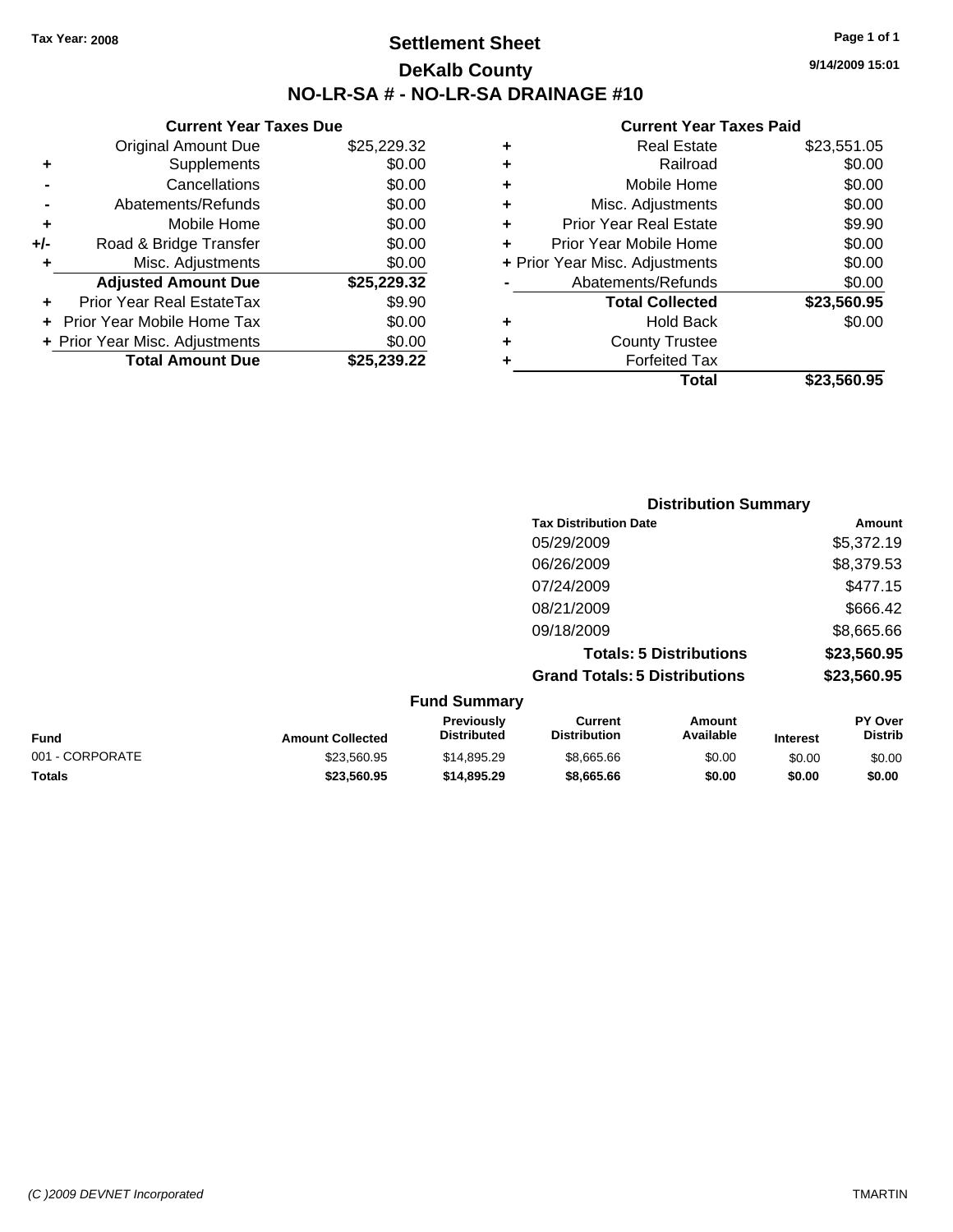Tax Year: 2008

# Settlement Sheet

## DeKalb County

## NO-LR-SA # - NO-LR-SA DRAINAGE #10

9/14/2009 15:01

### Current Year Taxes Due

| | | |
|---|---|---|
| | Original Amount Due | $25,229.32 |
| + | Supplements | $0.00 |
| - | Cancellations | $0.00 |
| - | Abatements/Refunds | $0.00 |
| + | Mobile Home | $0.00 |
| +/- | Road & Bridge Transfer | $0.00 |
| + | Misc. Adjustments | $0.00 |
| | **Adjusted Amount Due** | **$25,229.32** |
| + | Prior Year Real EstateTax | $9.90 |
| + | Prior Year Mobile Home Tax | $0.00 |
| + | Prior Year Misc. Adjustments | $0.00 |
| | **Total Amount Due** | **$25,239.22** |

### Current Year Taxes Paid

| | | |
|---|---|---|
| + | Real Estate | $23,551.05 |
| + | Railroad | $0.00 |
| + | Mobile Home | $0.00 |
| + | Misc. Adjustments | $0.00 |
| + | Prior Year Real Estate | $9.90 |
| + | Prior Year Mobile Home | $0.00 |
| + | Prior Year Misc. Adjustments | $0.00 |
| - | Abatements/Refunds | $0.00 |
| | **Total Collected** | **$23,560.95** |
| + | Hold Back | $0.00 |
| + | County Trustee | |
| + | Forfeited Tax | |
| | **Total** | **$23,560.95** |

### Distribution Summary

| Tax Distribution Date | Amount |
|---|---|
| 05/29/2009 | $5,372.19 |
| 06/26/2009 | $8,379.53 |
| 07/24/2009 | $477.15 |
| 08/21/2009 | $666.42 |
| 09/18/2009 | $8,665.66 |
| **Totals: 5 Distributions** | **$23,560.95** |
| **Grand Totals: 5 Distributions** | **$23,560.95** |

### Fund Summary

| Fund | Amount Collected | Previously Distributed | Current Distribution | Amount Available | Interest | PY Over Distrib |
|---|---|---|---|---|---|---|
| 001 - CORPORATE | $23,560.95 | $14,895.29 | $8,665.66 | $0.00 | $0.00 | $0.00 |
| **Totals** | **$23,560.95** | **$14,895.29** | **$8,665.66** | **$0.00** | **$0.00** | **$0.00** |

(C )2009 DEVNET Incorporated TMARTIN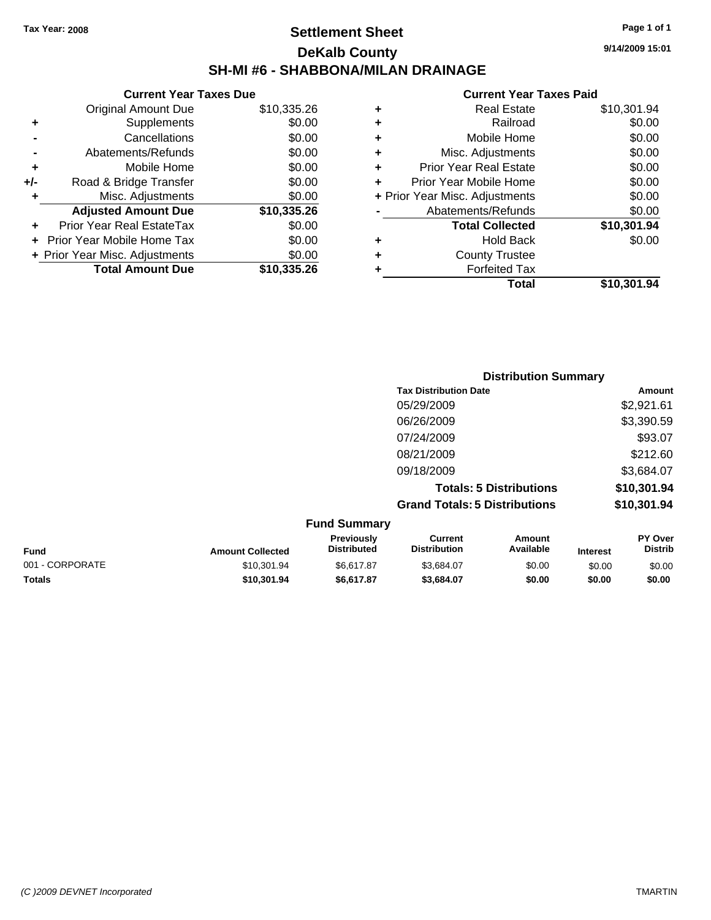Tax Year: 2008

# Settlement Sheet

## DeKalb County

## SH-MI #6 - SHABBONA/MILAN DRAINAGE

9/14/2009 15:01

### Current Year Taxes Due

| | | |
|---|---|---|
| | Original Amount Due | $10,335.26 |
| + | Supplements | $0.00 |
| - | Cancellations | $0.00 |
| - | Abatements/Refunds | $0.00 |
| + | Mobile Home | $0.00 |
| +/- | Road & Bridge Transfer | $0.00 |
| + | Misc. Adjustments | $0.00 |
| | **Adjusted Amount Due** | **$10,335.26** |
| + | Prior Year Real EstateTax | $0.00 |
| + | Prior Year Mobile Home Tax | $0.00 |
| + | Prior Year Misc. Adjustments | $0.00 |
| | **Total Amount Due** | **$10,335.26** |

### Current Year Taxes Paid

| | | |
|---|---|---|
| + | Real Estate | $10,301.94 |
| + | Railroad | $0.00 |
| + | Mobile Home | $0.00 |
| + | Misc. Adjustments | $0.00 |
| + | Prior Year Real Estate | $0.00 |
| + | Prior Year Mobile Home | $0.00 |
| + | Prior Year Misc. Adjustments | $0.00 |
| - | Abatements/Refunds | $0.00 |
| | **Total Collected** | **$10,301.94** |
| + | Hold Back | $0.00 |
| + | County Trustee | |
| + | Forfeited Tax | |
| | **Total** | **$10,301.94** |

### Distribution Summary

| Tax Distribution Date | Amount |
|---|---|
| 05/29/2009 | $2,921.61 |
| 06/26/2009 | $3,390.59 |
| 07/24/2009 | $93.07 |
| 08/21/2009 | $212.60 |
| 09/18/2009 | $3,684.07 |
| **Totals: 5 Distributions** | **$10,301.94** |
| **Grand Totals: 5 Distributions** | **$10,301.94** |

### Fund Summary

| Fund | Amount Collected | Previously Distributed | Current Distribution | Amount Available | Interest | PY Over Distrib |
|---|---|---|---|---|---|---|
| 001 - CORPORATE | $10,301.94 | $6,617.87 | $3,684.07 | $0.00 | $0.00 | $0.00 |
| **Totals** | **$10,301.94** | **$6,617.87** | **$3,684.07** | **$0.00** | **$0.00** | **$0.00** |

(C )2009 DEVNET Incorporated TMARTIN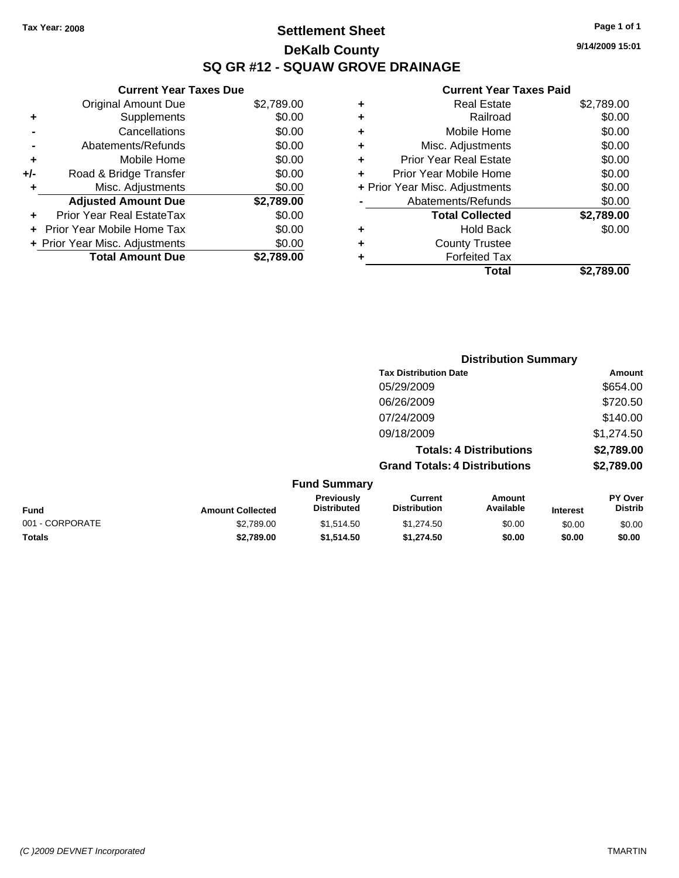Tax Year: 2008

# Settlement Sheet
## DeKalb County
## SQ GR #12 - SQUAW GROVE DRAINAGE

9/14/2009 15:01

### Current Year Taxes Due

| | | |
|---|---|---|
| | Original Amount Due | $2,789.00 |
| + | Supplements | $0.00 |
| - | Cancellations | $0.00 |
| - | Abatements/Refunds | $0.00 |
| + | Mobile Home | $0.00 |
| +/- | Road & Bridge Transfer | $0.00 |
| + | Misc. Adjustments | $0.00 |
| | **Adjusted Amount Due** | **$2,789.00** |
| + | Prior Year Real EstateTax | $0.00 |
| + | Prior Year Mobile Home Tax | $0.00 |
| + | Prior Year Misc. Adjustments | $0.00 |
| | **Total Amount Due** | **$2,789.00** |

### Current Year Taxes Paid

| | | |
|---|---|---|
| + | Real Estate | $2,789.00 |
| + | Railroad | $0.00 |
| + | Mobile Home | $0.00 |
| + | Misc. Adjustments | $0.00 |
| + | Prior Year Real Estate | $0.00 |
| + | Prior Year Mobile Home | $0.00 |
| + | Prior Year Misc. Adjustments | $0.00 |
| - | Abatements/Refunds | $0.00 |
| | **Total Collected** | **$2,789.00** |
| + | Hold Back | $0.00 |
| + | County Trustee | |
| + | Forfeited Tax | |
| | **Total** | **$2,789.00** |

### Distribution Summary

| Tax Distribution Date | Amount |
|---|---|
| 05/29/2009 | $654.00 |
| 06/26/2009 | $720.50 |
| 07/24/2009 | $140.00 |
| 09/18/2009 | $1,274.50 |
| **Totals: 4 Distributions** | **$2,789.00** |
| **Grand Totals: 4 Distributions** | **$2,789.00** |

### Fund Summary

| Fund | Amount Collected | Previously Distributed | Current Distribution | Amount Available | Interest | PY Over Distrib |
|---|---|---|---|---|---|---|
| 001 - CORPORATE | $2,789.00 | $1,514.50 | $1,274.50 | $0.00 | $0.00 | $0.00 |
| **Totals** | **$2,789.00** | **$1,514.50** | **$1,274.50** | **$0.00** | **$0.00** | **$0.00** |

(C )2009 DEVNET Incorporated TMARTIN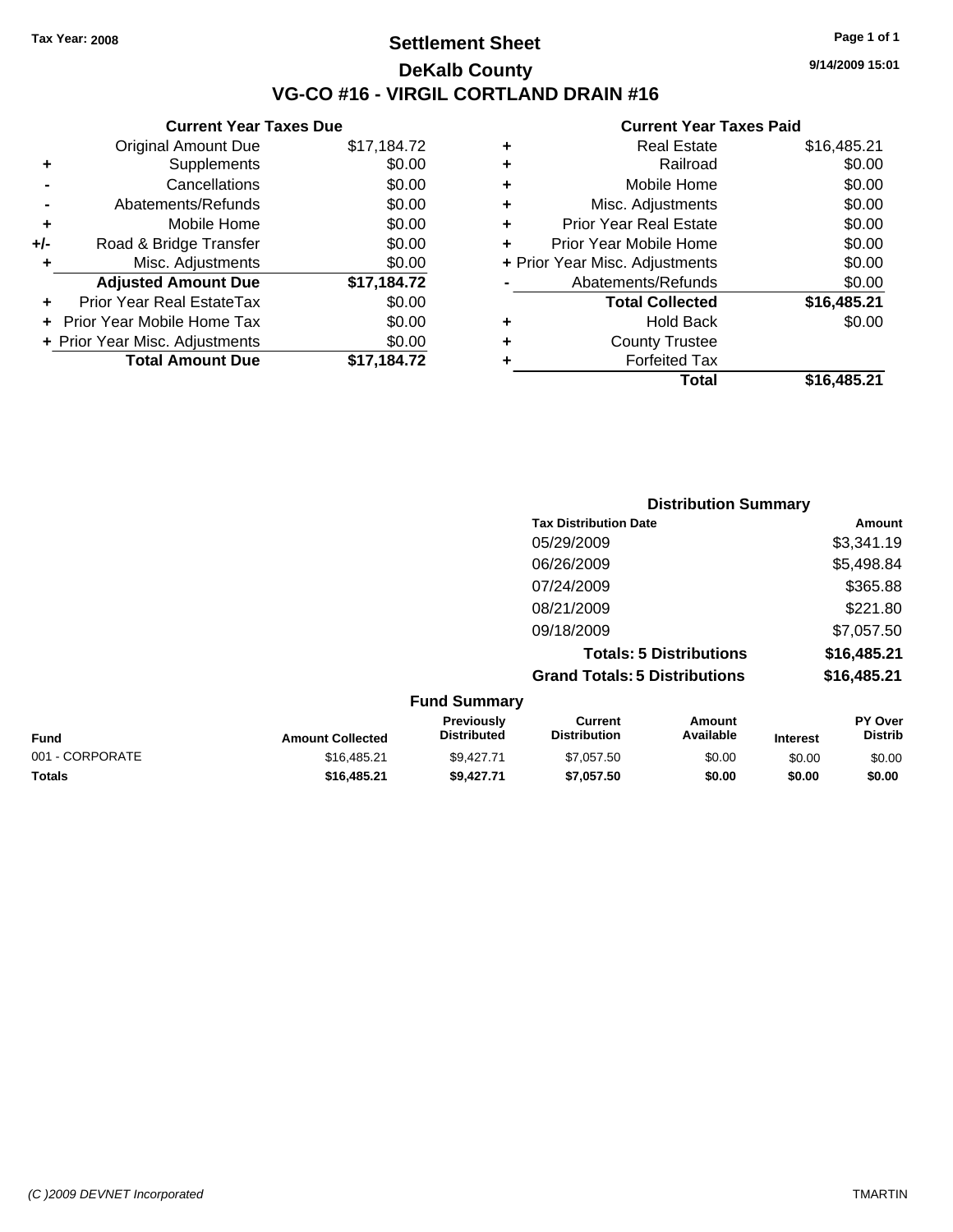Tax Year: 2008

# Settlement Sheet

## DeKalb County

## VG-CO #16 - VIRGIL CORTLAND DRAIN #16

9/14/2009 15:01

### Current Year Taxes Due

| | | |
|---|---|---|
| | Original Amount Due | $17,184.72 |
| + | Supplements | $0.00 |
| - | Cancellations | $0.00 |
| - | Abatements/Refunds | $0.00 |
| + | Mobile Home | $0.00 |
| +/- | Road & Bridge Transfer | $0.00 |
| + | Misc. Adjustments | $0.00 |
| | **Adjusted Amount Due** | **$17,184.72** |
| + | Prior Year Real EstateTax | $0.00 |
| + | Prior Year Mobile Home Tax | $0.00 |
| + | Prior Year Misc. Adjustments | $0.00 |
| | **Total Amount Due** | **$17,184.72** |

### Current Year Taxes Paid

| | | |
|---|---|---|
| + | Real Estate | $16,485.21 |
| + | Railroad | $0.00 |
| + | Mobile Home | $0.00 |
| + | Misc. Adjustments | $0.00 |
| + | Prior Year Real Estate | $0.00 |
| + | Prior Year Mobile Home | $0.00 |
| + | Prior Year Misc. Adjustments | $0.00 |
| - | Abatements/Refunds | $0.00 |
| | **Total Collected** | **$16,485.21** |
| + | Hold Back | $0.00 |
| + | County Trustee | |
| + | Forfeited Tax | |
| | **Total** | **$16,485.21** |

### Distribution Summary

| Tax Distribution Date | Amount |
|---|---|
| 05/29/2009 | $3,341.19 |
| 06/26/2009 | $5,498.84 |
| 07/24/2009 | $365.88 |
| 08/21/2009 | $221.80 |
| 09/18/2009 | $7,057.50 |
| **Totals: 5 Distributions** | **$16,485.21** |
| **Grand Totals: 5 Distributions** | **$16,485.21** |

### Fund Summary

| Fund | Amount Collected | Previously Distributed | Current Distribution | Amount Available | Interest | PY Over Distrib |
|---|---|---|---|---|---|---|
| 001 - CORPORATE | $16,485.21 | $9,427.71 | $7,057.50 | $0.00 | $0.00 | $0.00 |
| **Totals** | **$16,485.21** | **$9,427.71** | **$7,057.50** | **$0.00** | **$0.00** | **$0.00** |

(C )2009 DEVNET Incorporated TMARTIN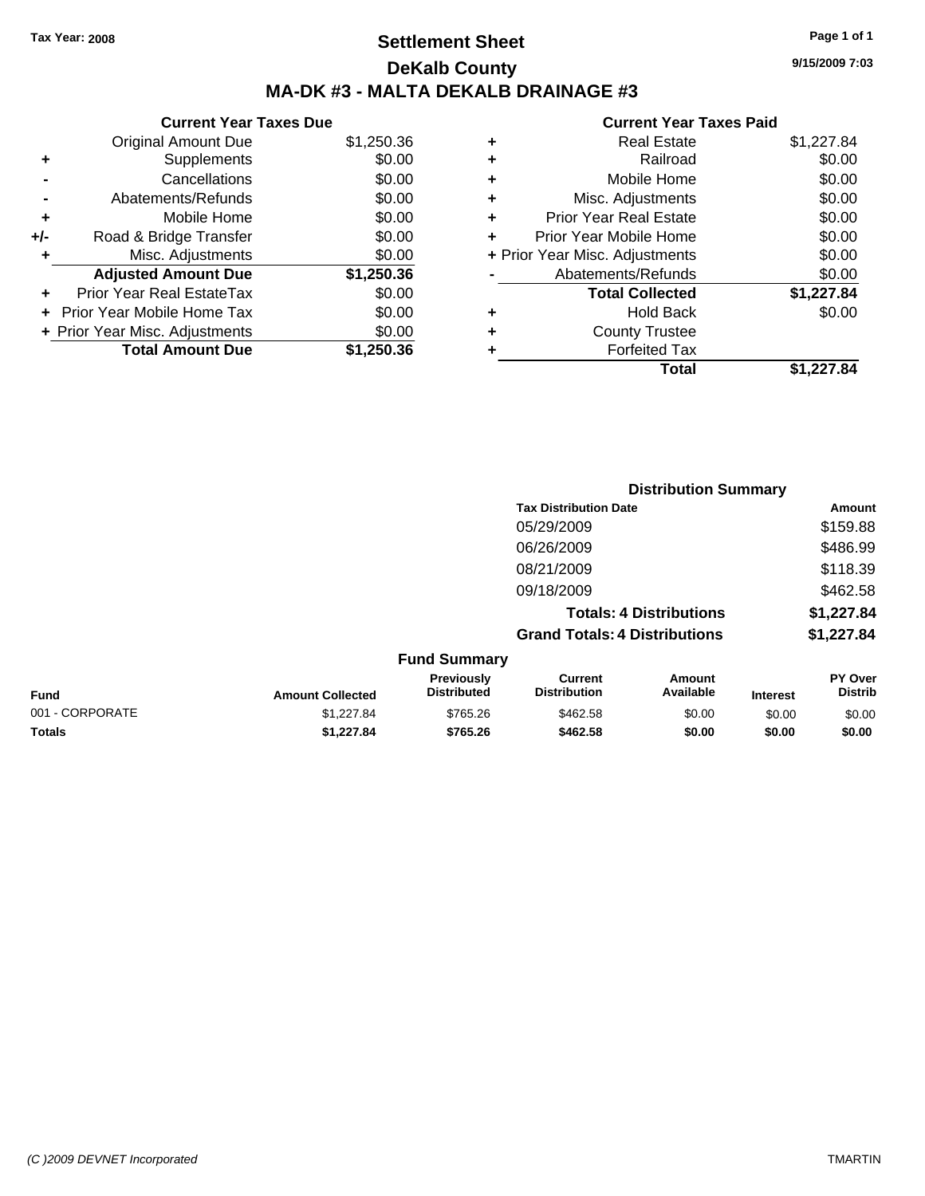Tax Year: 2008

# Settlement Sheet

## DeKalb County

## MA-DK #3 - MALTA DEKALB DRAINAGE #3

9/15/2009 7:03

### Current Year Taxes Due

| | | |
|---|---|---|
| | Original Amount Due | $1,250.36 |
| + | Supplements | $0.00 |
| - | Cancellations | $0.00 |
| - | Abatements/Refunds | $0.00 |
| + | Mobile Home | $0.00 |
| +/- | Road & Bridge Transfer | $0.00 |
| + | Misc. Adjustments | $0.00 |
| | **Adjusted Amount Due** | **$1,250.36** |
| + | Prior Year Real EstateTax | $0.00 |
| + | Prior Year Mobile Home Tax | $0.00 |
| + | Prior Year Misc. Adjustments | $0.00 |
| | **Total Amount Due** | **$1,250.36** |

### Current Year Taxes Paid

| | | |
|---|---|---|
| + | Real Estate | $1,227.84 |
| + | Railroad | $0.00 |
| + | Mobile Home | $0.00 |
| + | Misc. Adjustments | $0.00 |
| + | Prior Year Real Estate | $0.00 |
| + | Prior Year Mobile Home | $0.00 |
| + | Prior Year Misc. Adjustments | $0.00 |
| - | Abatements/Refunds | $0.00 |
| | **Total Collected** | **$1,227.84** |
| + | Hold Back | $0.00 |
| + | County Trustee | |
| + | Forfeited Tax | |
| | **Total** | **$1,227.84** |

### Distribution Summary

| Tax Distribution Date | Amount |
|---|---|
| 05/29/2009 | $159.88 |
| 06/26/2009 | $486.99 |
| 08/21/2009 | $118.39 |
| 09/18/2009 | $462.58 |
| **Totals: 4 Distributions** | **$1,227.84** |
| **Grand Totals: 4 Distributions** | **$1,227.84** |

### Fund Summary

| Fund | Amount Collected | Previously Distributed | Current Distribution | Amount Available | Interest | PY Over Distrib |
|---|---|---|---|---|---|---|
| 001 - CORPORATE | $1,227.84 | $765.26 | $462.58 | $0.00 | $0.00 | $0.00 |
| **Totals** | **$1,227.84** | **$765.26** | **$462.58** | **$0.00** | **$0.00** | **$0.00** |

(C )2009 DEVNET Incorporated TMARTIN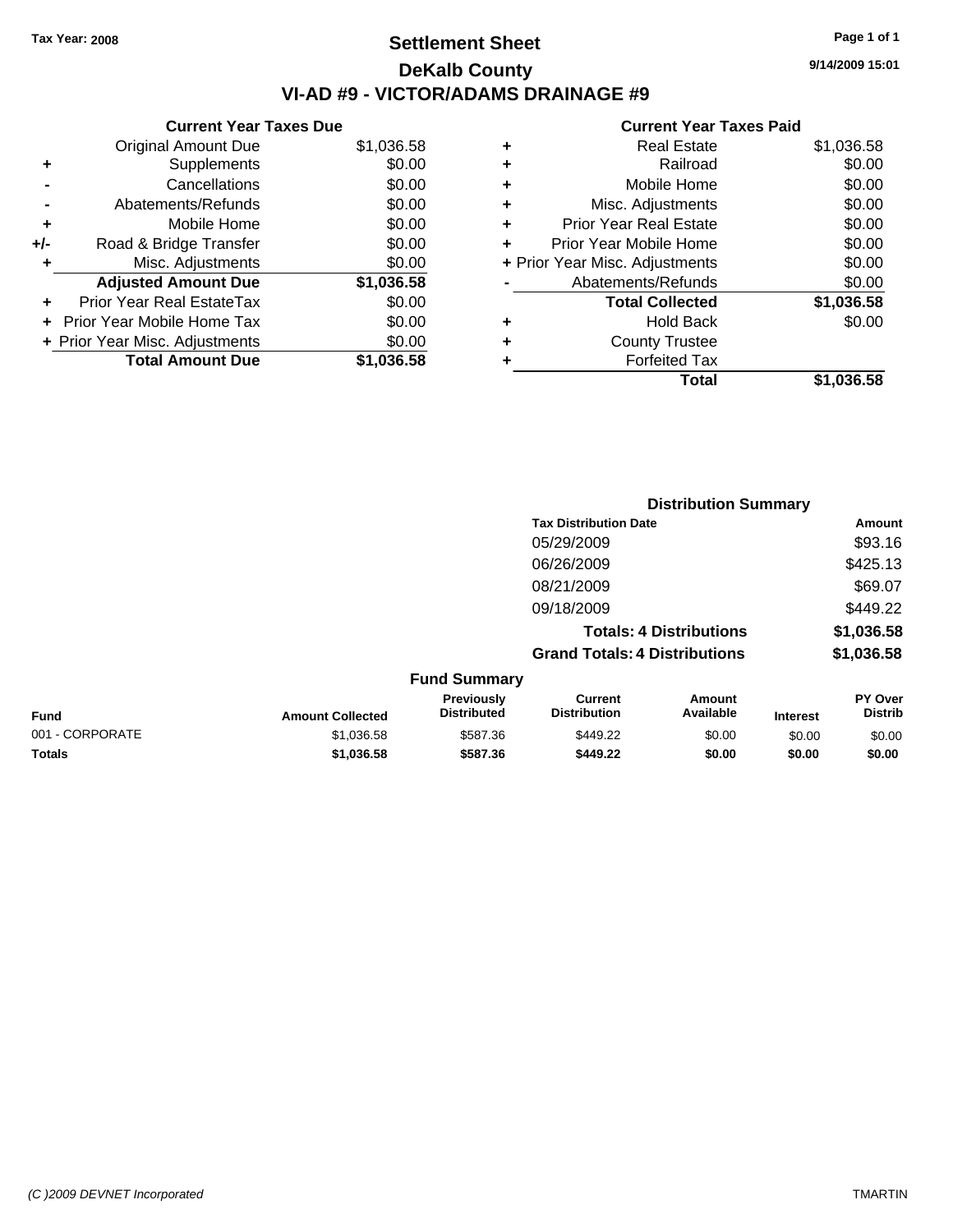Tax Year: 2008

# Settlement Sheet

## DeKalb County

## VI-AD #9 - VICTOR/ADAMS DRAINAGE #9

9/14/2009 15:01

### Current Year Taxes Due

| | | |
|---|---|---|
| | Original Amount Due | $1,036.58 |
| + | Supplements | $0.00 |
| - | Cancellations | $0.00 |
| - | Abatements/Refunds | $0.00 |
| + | Mobile Home | $0.00 |
| +/- | Road & Bridge Transfer | $0.00 |
| + | Misc. Adjustments | $0.00 |
| | **Adjusted Amount Due** | **$1,036.58** |
| + | Prior Year Real EstateTax | $0.00 |
| + | Prior Year Mobile Home Tax | $0.00 |
| + | Prior Year Misc. Adjustments | $0.00 |
| | **Total Amount Due** | **$1,036.58** |

### Current Year Taxes Paid

| | | |
|---|---|---|
| + | Real Estate | $1,036.58 |
| + | Railroad | $0.00 |
| + | Mobile Home | $0.00 |
| + | Misc. Adjustments | $0.00 |
| + | Prior Year Real Estate | $0.00 |
| + | Prior Year Mobile Home | $0.00 |
| + | Prior Year Misc. Adjustments | $0.00 |
| - | Abatements/Refunds | $0.00 |
| | **Total Collected** | **$1,036.58** |
| + | Hold Back | $0.00 |
| + | County Trustee | |
| + | Forfeited Tax | |
| | **Total** | **$1,036.58** |

### Distribution Summary

| Tax Distribution Date | Amount |
|---|---|
| 05/29/2009 | $93.16 |
| 06/26/2009 | $425.13 |
| 08/21/2009 | $69.07 |
| 09/18/2009 | $449.22 |
| **Totals: 4 Distributions** | **$1,036.58** |
| **Grand Totals: 4 Distributions** | **$1,036.58** |

### Fund Summary

| Fund | Amount Collected | Previously Distributed | Current Distribution | Amount Available | Interest | PY Over Distrib |
|---|---|---|---|---|---|---|
| 001 - CORPORATE | $1,036.58 | $587.36 | $449.22 | $0.00 | $0.00 | $0.00 |
| **Totals** | **$1,036.58** | **$587.36** | **$449.22** | **$0.00** | **$0.00** | **$0.00** |

(C )2009 DEVNET Incorporated TMARTIN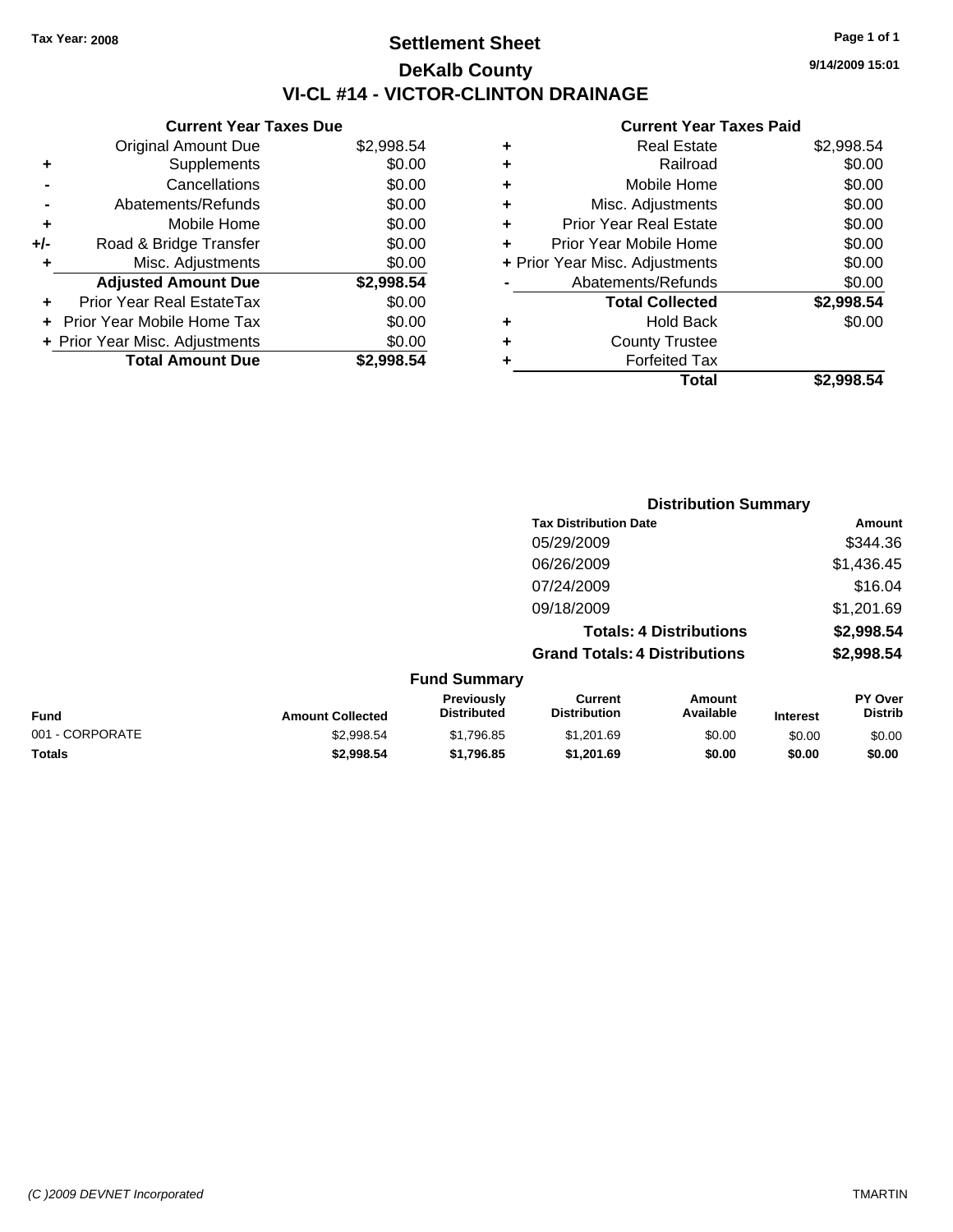Tax Year: 2008

# Settlement Sheet

## DeKalb County

## VI-CL #14 - VICTOR-CLINTON DRAINAGE

9/14/2009 15:01

### Current Year Taxes Due

| | | |
|---|---|---|
| | Original Amount Due | $2,998.54 |
| + | Supplements | $0.00 |
| - | Cancellations | $0.00 |
| - | Abatements/Refunds | $0.00 |
| + | Mobile Home | $0.00 |
| +/- | Road & Bridge Transfer | $0.00 |
| + | Misc. Adjustments | $0.00 |
| | **Adjusted Amount Due** | **$2,998.54** |
| + | Prior Year Real EstateTax | $0.00 |
| + | Prior Year Mobile Home Tax | $0.00 |
| + | Prior Year Misc. Adjustments | $0.00 |
| | **Total Amount Due** | **$2,998.54** |

### Current Year Taxes Paid

| | | |
|---|---|---|
| + | Real Estate | $2,998.54 |
| + | Railroad | $0.00 |
| + | Mobile Home | $0.00 |
| + | Misc. Adjustments | $0.00 |
| + | Prior Year Real Estate | $0.00 |
| + | Prior Year Mobile Home | $0.00 |
| + | Prior Year Misc. Adjustments | $0.00 |
| - | Abatements/Refunds | $0.00 |
| | **Total Collected** | **$2,998.54** |
| + | Hold Back | $0.00 |
| + | County Trustee | |
| + | Forfeited Tax | |
| | **Total** | **$2,998.54** |

### Distribution Summary

| Tax Distribution Date | Amount |
|---|---|
| 05/29/2009 | $344.36 |
| 06/26/2009 | $1,436.45 |
| 07/24/2009 | $16.04 |
| 09/18/2009 | $1,201.69 |
| **Totals: 4 Distributions** | **$2,998.54** |
| **Grand Totals: 4 Distributions** | **$2,998.54** |

### Fund Summary

| Fund | Amount Collected | Previously Distributed | Current Distribution | Amount Available | Interest | PY Over Distrib |
|---|---|---|---|---|---|---|
| 001 - CORPORATE | $2,998.54 | $1,796.85 | $1,201.69 | $0.00 | $0.00 | $0.00 |
| **Totals** | **$2,998.54** | **$1,796.85** | **$1,201.69** | **$0.00** | **$0.00** | **$0.00** |

(C )2009 DEVNET Incorporated TMARTIN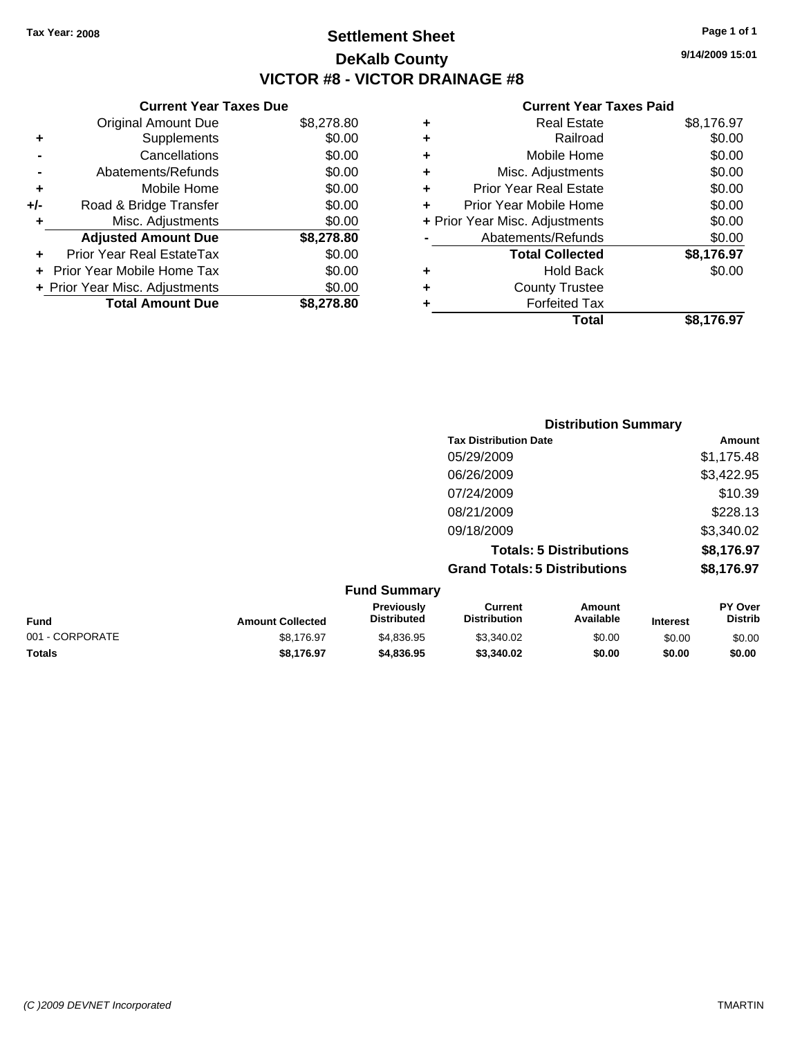Tax Year: 2008

# Settlement Sheet

## DeKalb County

## VICTOR #8 - VICTOR DRAINAGE #8

9/14/2009 15:01

### Current Year Taxes Due

| | | |
|---|---|---|
| | Original Amount Due | $8,278.80 |
| + | Supplements | $0.00 |
| - | Cancellations | $0.00 |
| - | Abatements/Refunds | $0.00 |
| + | Mobile Home | $0.00 |
| +/- | Road & Bridge Transfer | $0.00 |
| + | Misc. Adjustments | $0.00 |
| | **Adjusted Amount Due** | **$8,278.80** |
| + | Prior Year Real EstateTax | $0.00 |
| + | Prior Year Mobile Home Tax | $0.00 |
| + | Prior Year Misc. Adjustments | $0.00 |
| | **Total Amount Due** | **$8,278.80** |

### Current Year Taxes Paid

| | | |
|---|---|---|
| + | Real Estate | $8,176.97 |
| + | Railroad | $0.00 |
| + | Mobile Home | $0.00 |
| + | Misc. Adjustments | $0.00 |
| + | Prior Year Real Estate | $0.00 |
| + | Prior Year Mobile Home | $0.00 |
| + | Prior Year Misc. Adjustments | $0.00 |
| - | Abatements/Refunds | $0.00 |
| | **Total Collected** | **$8,176.97** |
| + | Hold Back | $0.00 |
| + | County Trustee | |
| + | Forfeited Tax | |
| | **Total** | **$8,176.97** |

### Distribution Summary

| Tax Distribution Date | Amount |
|---|---|
| 05/29/2009 | $1,175.48 |
| 06/26/2009 | $3,422.95 |
| 07/24/2009 | $10.39 |
| 08/21/2009 | $228.13 |
| 09/18/2009 | $3,340.02 |
| **Totals: 5 Distributions** | **$8,176.97** |
| **Grand Totals: 5 Distributions** | **$8,176.97** |

### Fund Summary

| Fund | Amount Collected | Previously Distributed | Current Distribution | Amount Available | Interest | PY Over Distrib |
|---|---|---|---|---|---|---|
| 001 - CORPORATE | $8,176.97 | $4,836.95 | $3,340.02 | $0.00 | $0.00 | $0.00 |
| **Totals** | **$8,176.97** | **$4,836.95** | **$3,340.02** | **$0.00** | **$0.00** | **$0.00** |

(C )2009 DEVNET Incorporated TMARTIN